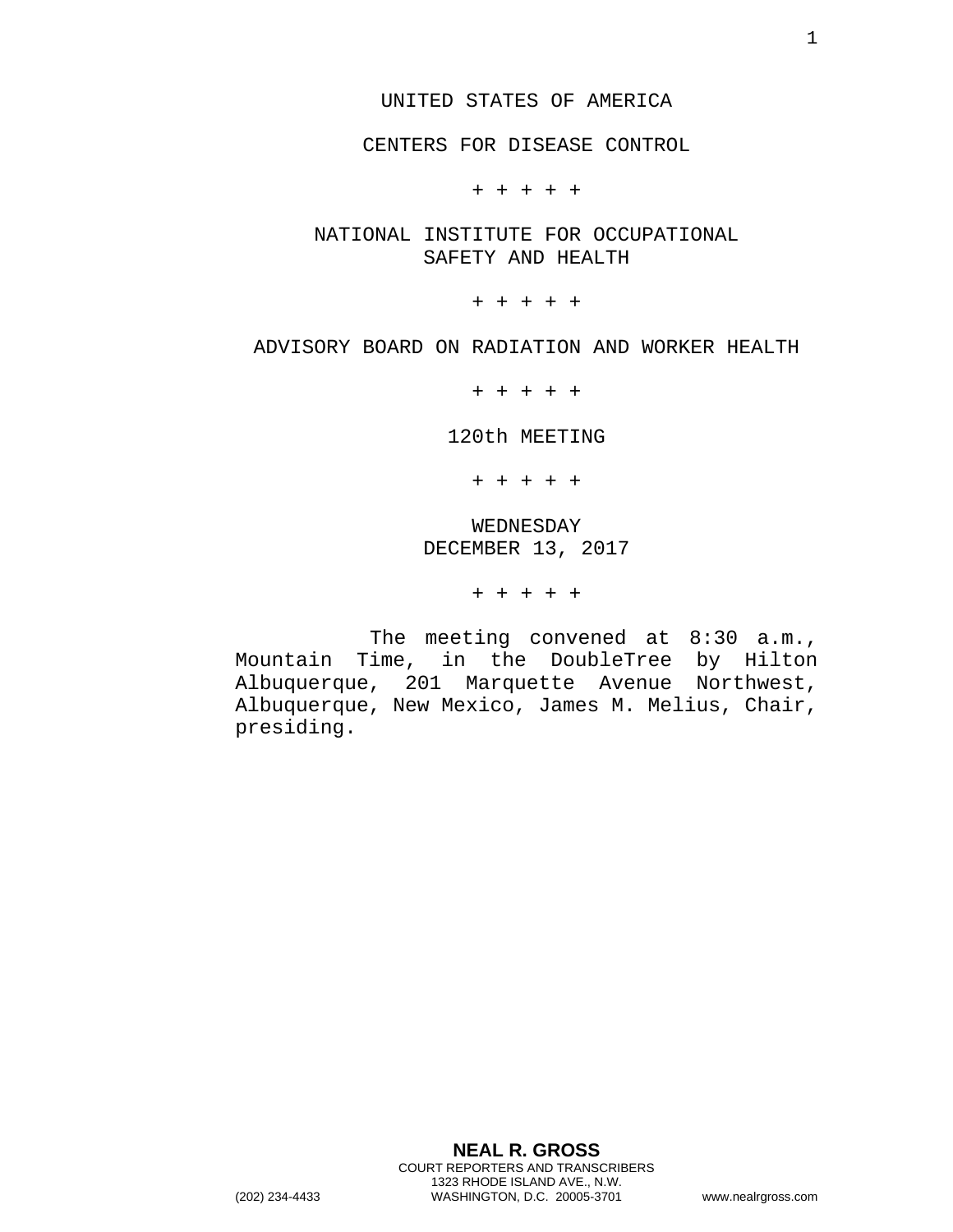UNITED STATES OF AMERICA

CENTERS FOR DISEASE CONTROL

+ + + + +

NATIONAL INSTITUTE FOR OCCUPATIONAL SAFETY AND HEALTH

+ + + + +

ADVISORY BOARD ON RADIATION AND WORKER HEALTH

+ + + + +

120th MEETING

+ + + + +

WEDNESDAY
DECEMBER 13, 2017

+ + + + +

The meeting convened at 8:30 a.m., Mountain Time, in the DoubleTree by Hilton Albuquerque, 201 Marquette Avenue Northwest, Albuquerque, New Mexico, James M. Melius, Chair, presiding.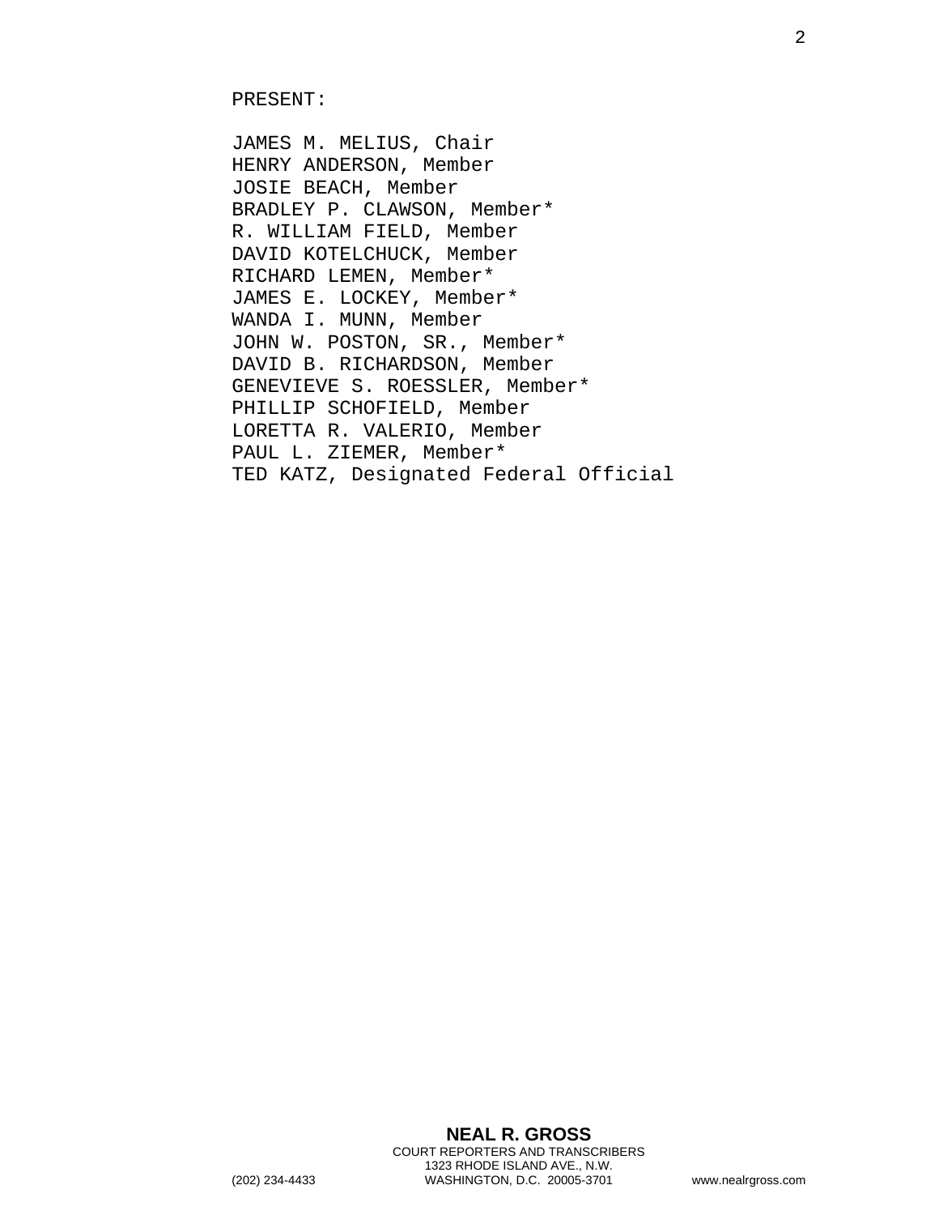PRESENT:

JAMES M. MELIUS, Chair
HENRY ANDERSON, Member
JOSIE BEACH, Member
BRADLEY P. CLAWSON, Member*
R. WILLIAM FIELD, Member
DAVID KOTELCHUCK, Member
RICHARD LEMEN, Member*
JAMES E. LOCKEY, Member*
WANDA I. MUNN, Member
JOHN W. POSTON, SR., Member*
DAVID B. RICHARDSON, Member
GENEVIEVE S. ROESSLER, Member*
PHILLIP SCHOFIELD, Member
LORETTA R. VALERIO, Member
PAUL L. ZIEMER, Member*
TED KATZ, Designated Federal Official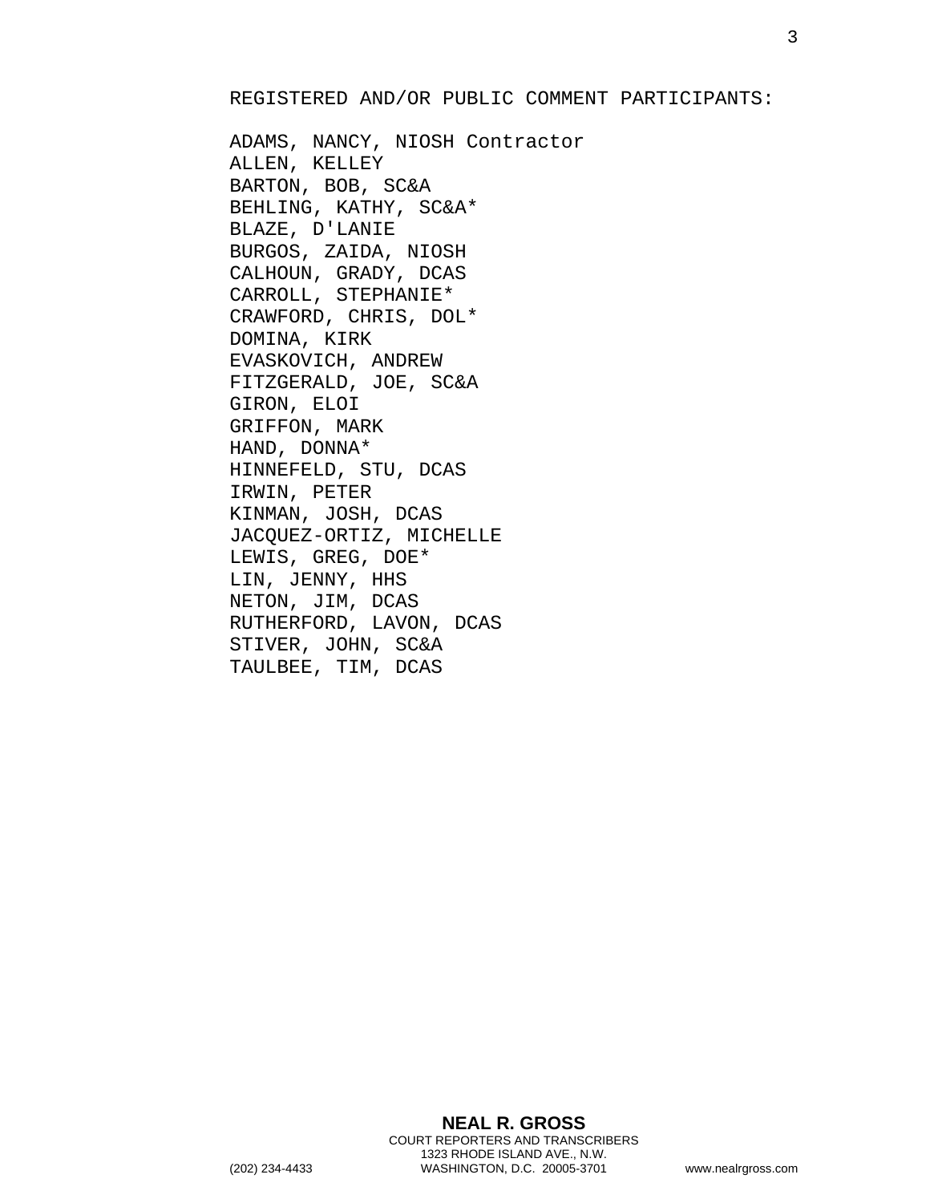REGISTERED AND/OR PUBLIC COMMENT PARTICIPANTS:

ADAMS, NANCY, NIOSH Contractor
ALLEN, KELLEY
BARTON, BOB, SC&A
BEHLING, KATHY, SC&A*
BLAZE, D'LANIE
BURGOS, ZAIDA, NIOSH
CALHOUN, GRADY, DCAS
CARROLL, STEPHANIE*
CRAWFORD, CHRIS, DOL*
DOMINA, KIRK
EVASKOVICH, ANDREW
FITZGERALD, JOE, SC&A
GIRON, ELOI
GRIFFON, MARK
HAND, DONNA*
HINNEFELD, STU, DCAS
IRWIN, PETER
KINMAN, JOSH, DCAS
JACQUEZ-ORTIZ, MICHELLE
LEWIS, GREG, DOE*
LIN, JENNY, HHS
NETON, JIM, DCAS
RUTHERFORD, LAVON, DCAS
STIVER, JOHN, SC&A
TAULBEE, TIM, DCAS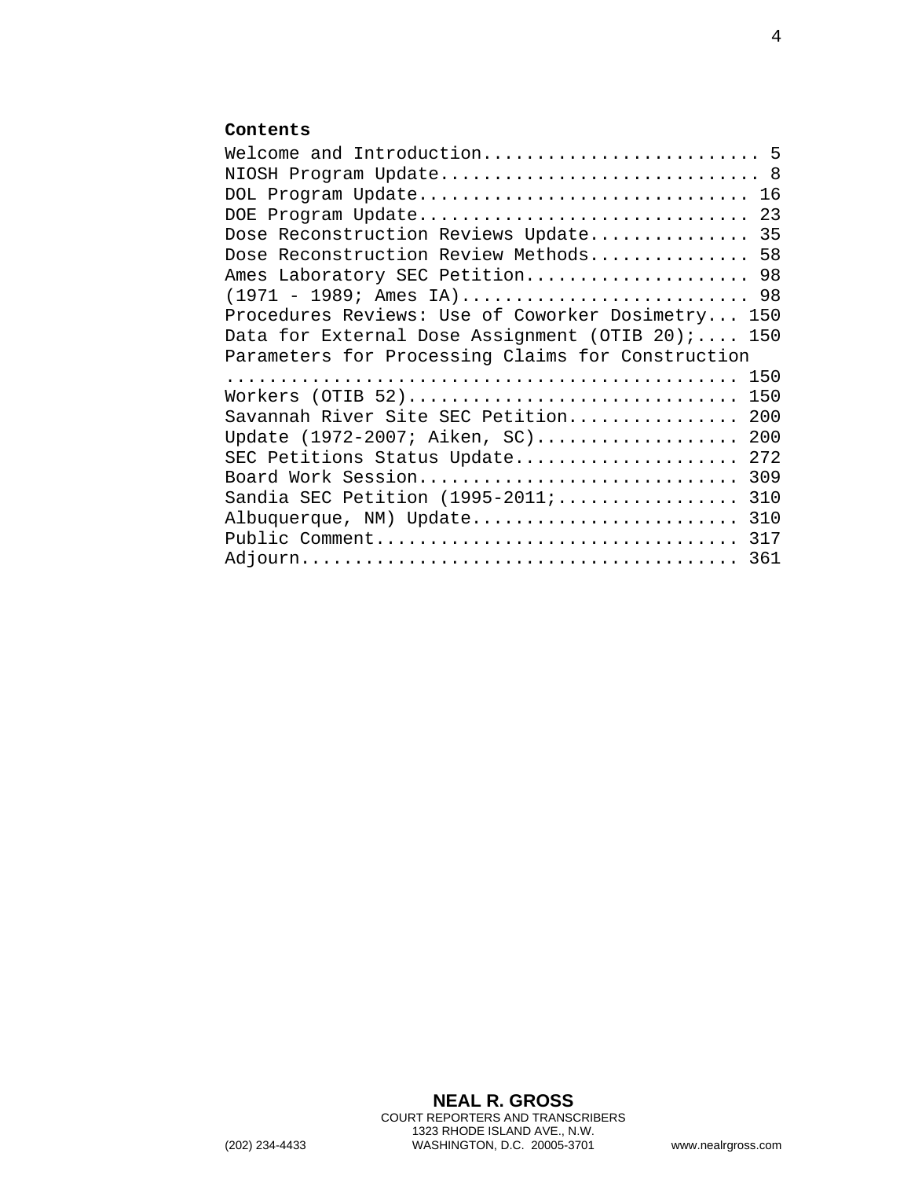**Contents**

Welcome and Introduction......................... 5
NIOSH Program Update............................ 8
DOL Program Update.............................. 16
DOE Program Update.............................. 23
Dose Reconstruction Reviews Update.............. 35
Dose Reconstruction Review Methods.............. 58
Ames Laboratory SEC Petition.................... 98
(1971 - 1989; Ames IA).......................... 98
Procedures Reviews: Use of Coworker Dosimetry... 150
Data for External Dose Assignment (OTIB 20);.... 150
Parameters for Processing Claims for Construction
................................................ 150
Workers (OTIB 52)............................... 150
Savannah River Site SEC Petition................ 200
Update (1972-2007; Aiken, SC)................... 200
SEC Petitions Status Update..................... 272
Board Work Session.............................. 309
Sandia SEC Petition (1995-2011;................. 310
Albuquerque, NM) Update......................... 310
Public Comment.................................. 317
Adjourn......................................... 361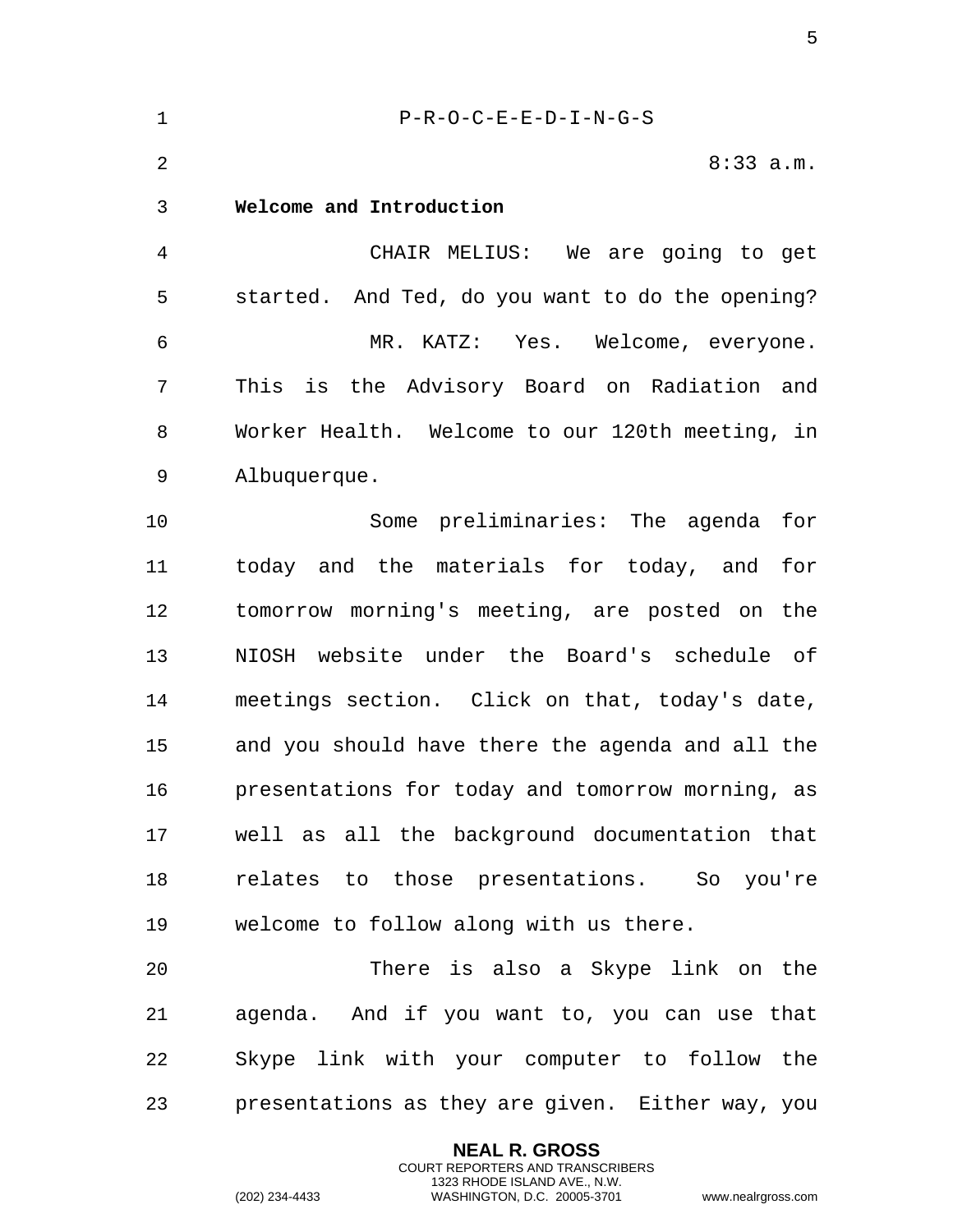P-R-O-C-E-E-D-I-N-G-S

8:33 a.m.

**Welcome and Introduction**

CHAIR MELIUS: We are going to get started. And Ted, do you want to do the opening?

MR. KATZ: Yes. Welcome, everyone. This is the Advisory Board on Radiation and Worker Health. Welcome to our 120th meeting, in Albuquerque.

Some preliminaries: The agenda for today and the materials for today, and for tomorrow morning's meeting, are posted on the NIOSH website under the Board's schedule of meetings section. Click on that, today's date, and you should have there the agenda and all the presentations for today and tomorrow morning, as well as all the background documentation that relates to those presentations. So you're welcome to follow along with us there.

There is also a Skype link on the agenda. And if you want to, you can use that Skype link with your computer to follow the presentations as they are given. Either way, you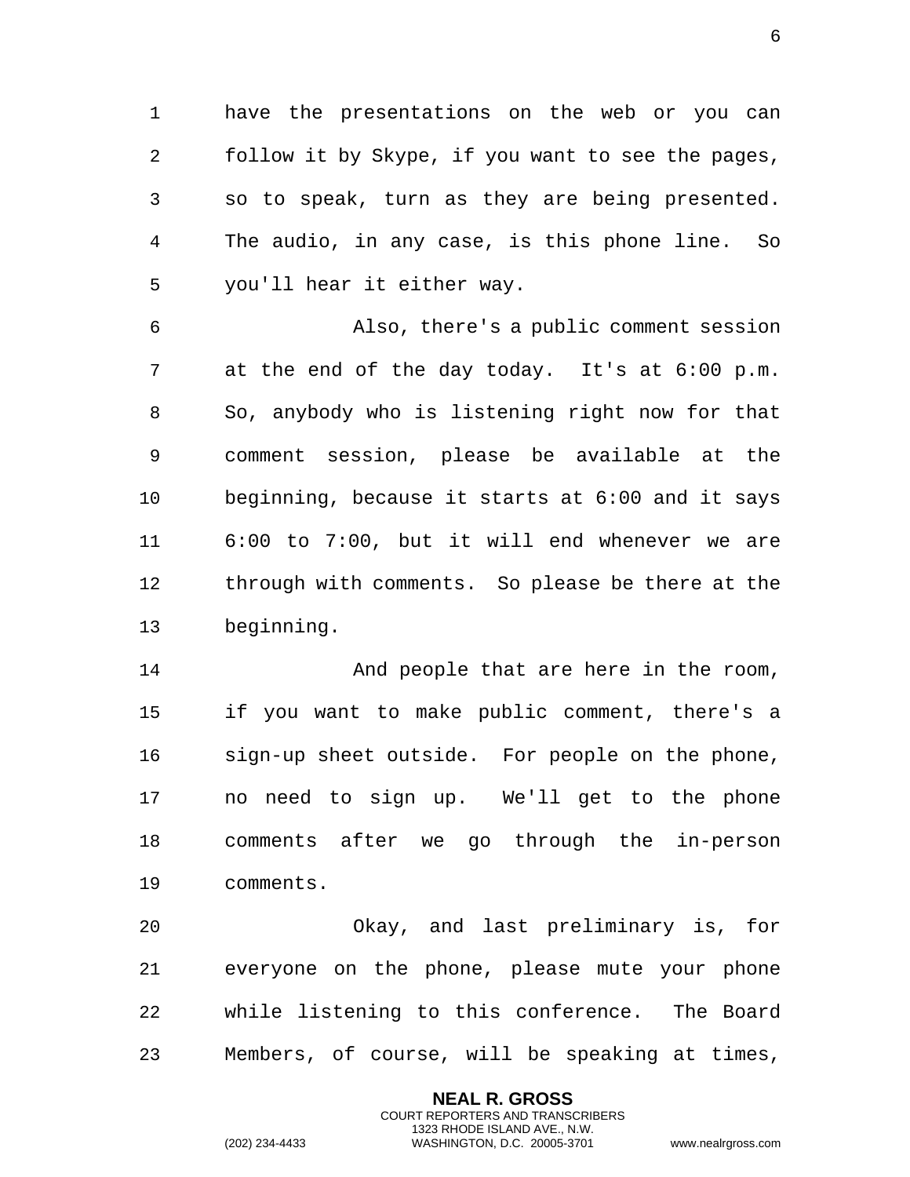have the presentations on the web or you can follow it by Skype, if you want to see the pages, so to speak, turn as they are being presented. The audio, in any case, is this phone line. So you'll hear it either way.

Also, there's a public comment session at the end of the day today. It's at 6:00 p.m. So, anybody who is listening right now for that comment session, please be available at the beginning, because it starts at 6:00 and it says 6:00 to 7:00, but it will end whenever we are through with comments. So please be there at the beginning.

And people that are here in the room, if you want to make public comment, there's a sign-up sheet outside. For people on the phone, no need to sign up. We'll get to the phone comments after we go through the in-person comments.

Okay, and last preliminary is, for everyone on the phone, please mute your phone while listening to this conference. The Board Members, of course, will be speaking at times,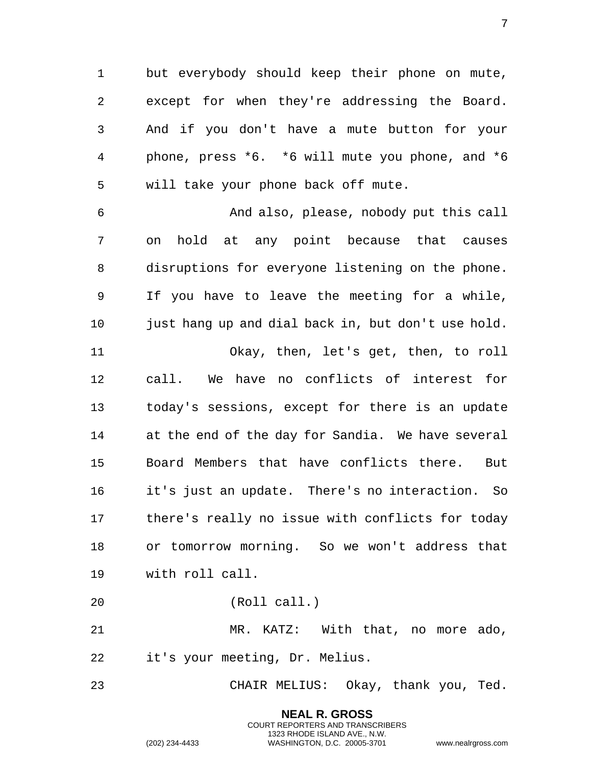but everybody should keep their phone on mute, except for when they're addressing the Board. And if you don't have a mute button for your phone, press *6. *6 will mute you phone, and *6 will take your phone back off mute.

And also, please, nobody put this call on hold at any point because that causes disruptions for everyone listening on the phone. If you have to leave the meeting for a while, just hang up and dial back in, but don't use hold.

Okay, then, let's get, then, to roll call. We have no conflicts of interest for today's sessions, except for there is an update at the end of the day for Sandia. We have several Board Members that have conflicts there. But it's just an update. There's no interaction. So there's really no issue with conflicts for today or tomorrow morning. So we won't address that with roll call.

(Roll call.)

MR. KATZ: With that, no more ado, it's your meeting, Dr. Melius.

CHAIR MELIUS: Okay, thank you, Ted.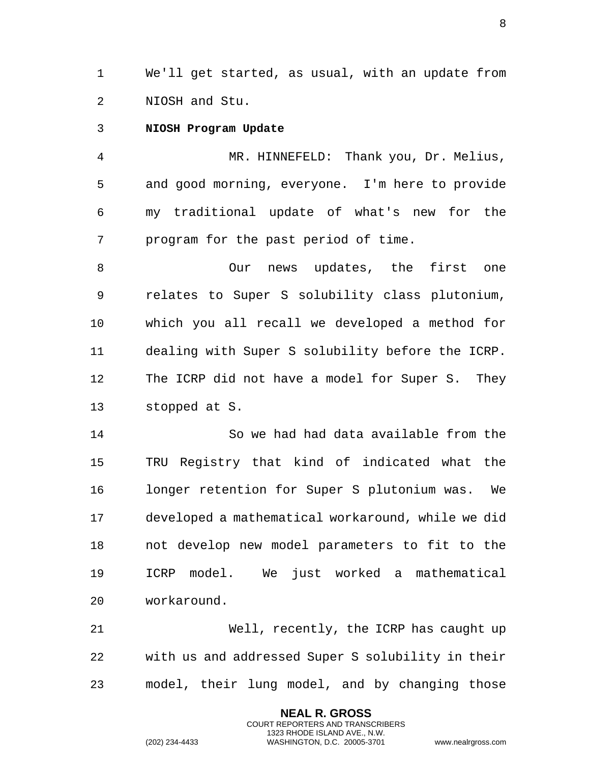We'll get started, as usual, with an update from NIOSH and Stu.

**NIOSH Program Update**

MR. HINNEFELD: Thank you, Dr. Melius, and good morning, everyone. I'm here to provide my traditional update of what's new for the program for the past period of time.

Our news updates, the first one relates to Super S solubility class plutonium, which you all recall we developed a method for dealing with Super S solubility before the ICRP. The ICRP did not have a model for Super S. They stopped at S.

So we had had data available from the TRU Registry that kind of indicated what the longer retention for Super S plutonium was. We developed a mathematical workaround, while we did not develop new model parameters to fit to the ICRP model. We just worked a mathematical workaround.

Well, recently, the ICRP has caught up with us and addressed Super S solubility in their model, their lung model, and by changing those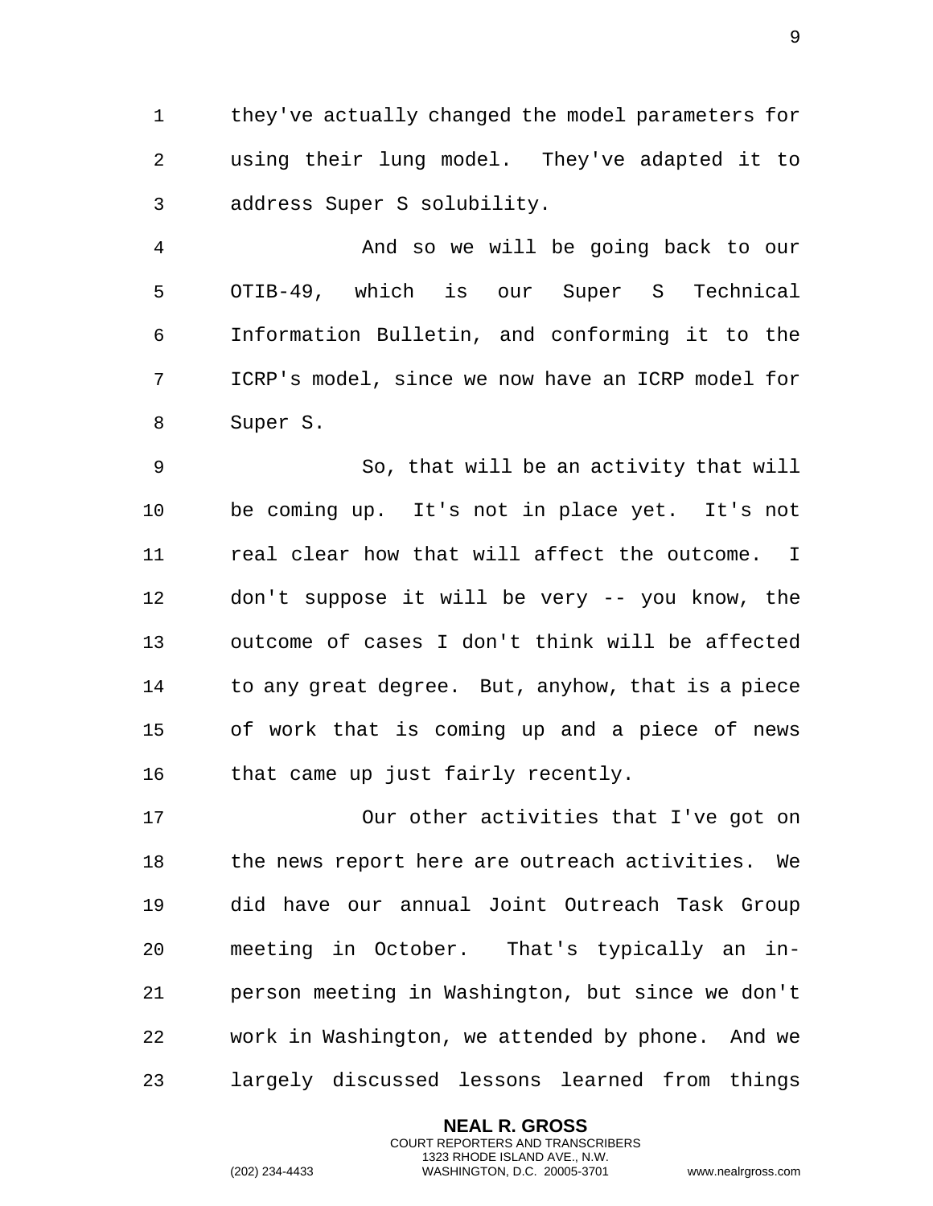they've actually changed the model parameters for using their lung model. They've adapted it to address Super S solubility.

And so we will be going back to our OTIB-49, which is our Super S Technical Information Bulletin, and conforming it to the ICRP's model, since we now have an ICRP model for Super S.

So, that will be an activity that will be coming up. It's not in place yet. It's not real clear how that will affect the outcome. I don't suppose it will be very -- you know, the outcome of cases I don't think will be affected to any great degree. But, anyhow, that is a piece of work that is coming up and a piece of news that came up just fairly recently.

Our other activities that I've got on the news report here are outreach activities. We did have our annual Joint Outreach Task Group meeting in October. That's typically an in-person meeting in Washington, but since we don't work in Washington, we attended by phone. And we largely discussed lessons learned from things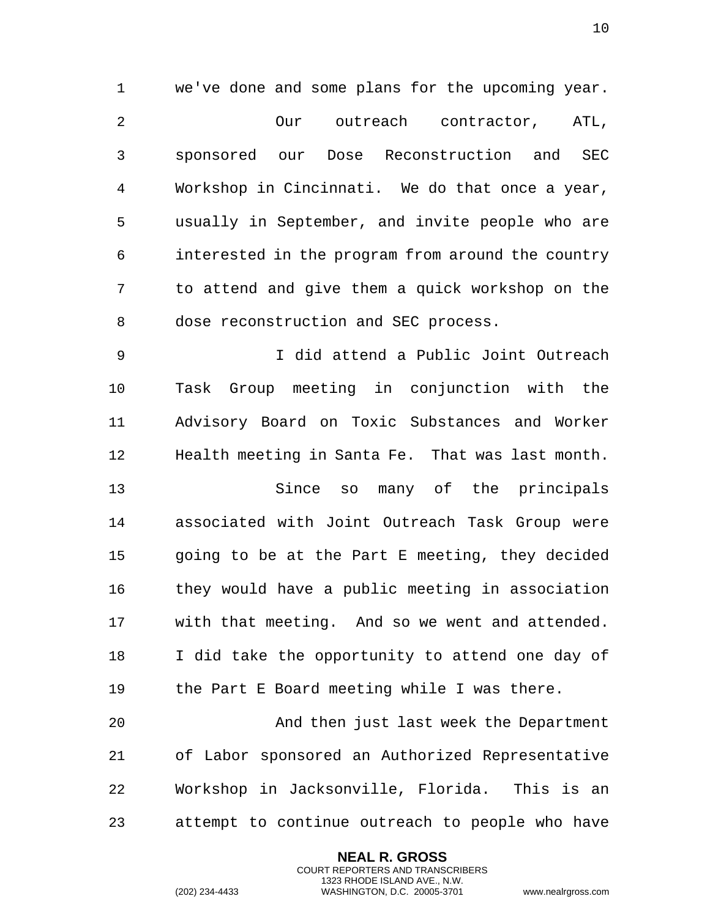we've done and some plans for the upcoming year.

Our outreach contractor, ATL, sponsored our Dose Reconstruction and SEC Workshop in Cincinnati. We do that once a year, usually in September, and invite people who are interested in the program from around the country to attend and give them a quick workshop on the dose reconstruction and SEC process.

I did attend a Public Joint Outreach Task Group meeting in conjunction with the Advisory Board on Toxic Substances and Worker Health meeting in Santa Fe. That was last month.

Since so many of the principals associated with Joint Outreach Task Group were going to be at the Part E meeting, they decided they would have a public meeting in association with that meeting. And so we went and attended. I did take the opportunity to attend one day of the Part E Board meeting while I was there.

And then just last week the Department of Labor sponsored an Authorized Representative Workshop in Jacksonville, Florida. This is an attempt to continue outreach to people who have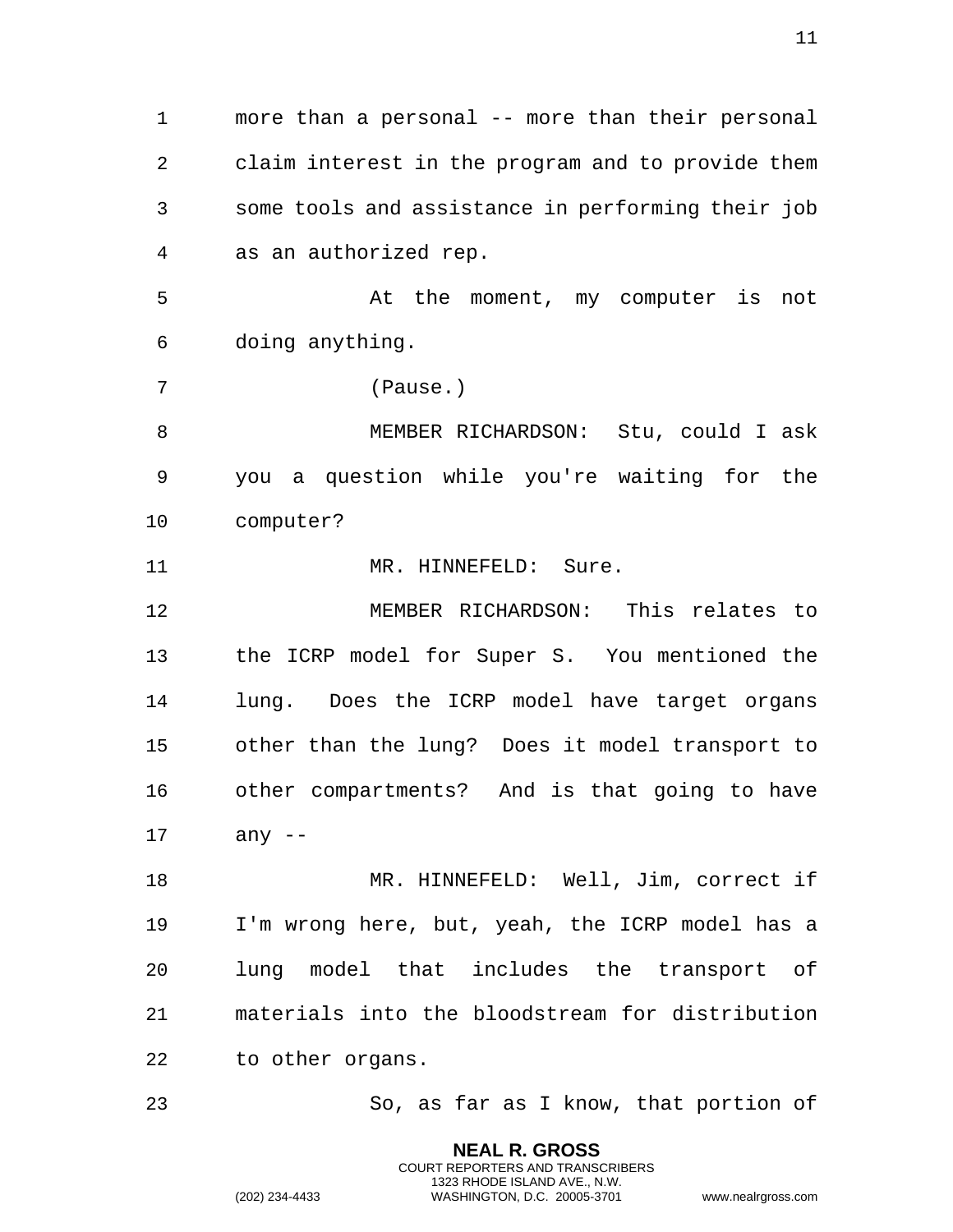more than a personal -- more than their personal claim interest in the program and to provide them some tools and assistance in performing their job as an authorized rep.

At the moment, my computer is not doing anything.

(Pause.)

MEMBER RICHARDSON: Stu, could I ask you a question while you're waiting for the computer?

MR. HINNEFELD: Sure.

MEMBER RICHARDSON: This relates to the ICRP model for Super S. You mentioned the lung. Does the ICRP model have target organs other than the lung? Does it model transport to other compartments? And is that going to have any --

MR. HINNEFELD: Well, Jim, correct if I'm wrong here, but, yeah, the ICRP model has a lung model that includes the transport of materials into the bloodstream for distribution to other organs.

So, as far as I know, that portion of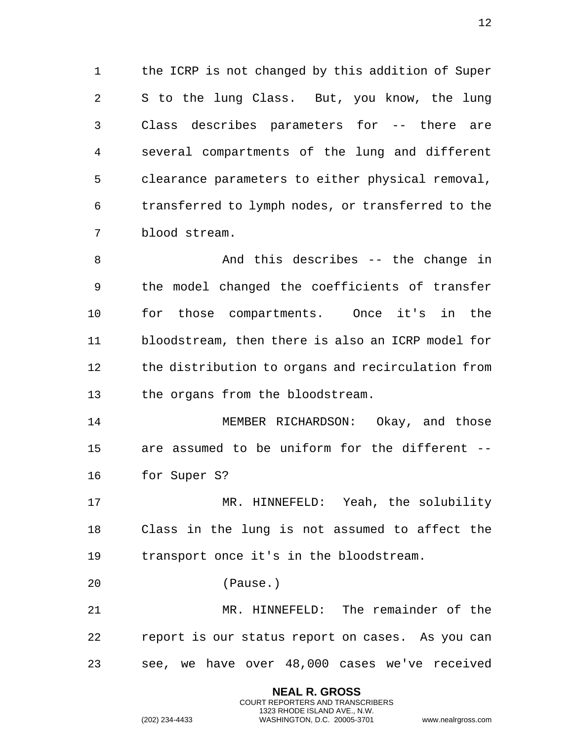the ICRP is not changed by this addition of Super S to the lung Class. But, you know, the lung Class describes parameters for -- there are several compartments of the lung and different clearance parameters to either physical removal, transferred to lymph nodes, or transferred to the blood stream.

And this describes -- the change in the model changed the coefficients of transfer for those compartments. Once it's in the bloodstream, then there is also an ICRP model for the distribution to organs and recirculation from the organs from the bloodstream.

MEMBER RICHARDSON: Okay, and those are assumed to be uniform for the different -- for Super S?

MR. HINNEFELD: Yeah, the solubility Class in the lung is not assumed to affect the transport once it's in the bloodstream.

(Pause.)

MR. HINNEFELD: The remainder of the report is our status report on cases. As you can see, we have over 48,000 cases we've received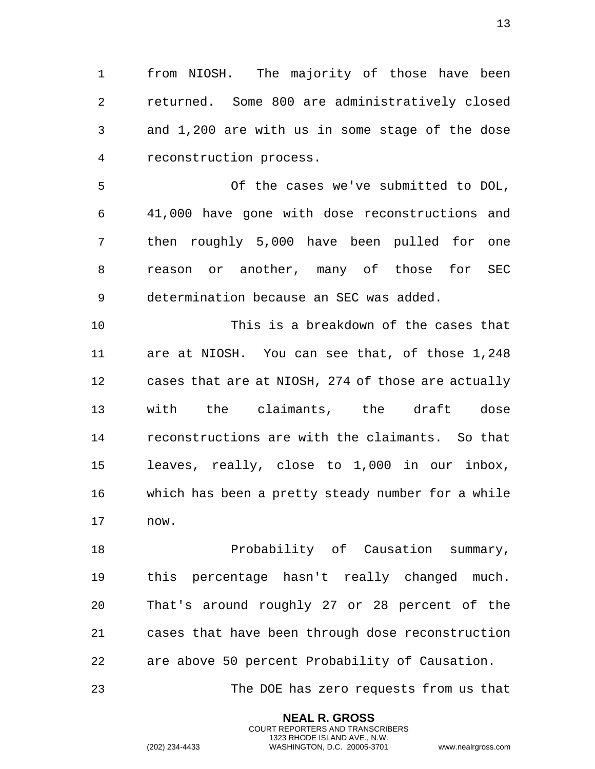from NIOSH. The majority of those have been returned. Some 800 are administratively closed and 1,200 are with us in some stage of the dose reconstruction process.

Of the cases we've submitted to DOL, 41,000 have gone with dose reconstructions and then roughly 5,000 have been pulled for one reason or another, many of those for SEC determination because an SEC was added.

This is a breakdown of the cases that are at NIOSH. You can see that, of those 1,248 cases that are at NIOSH, 274 of those are actually with the claimants, the draft dose reconstructions are with the claimants. So that leaves, really, close to 1,000 in our inbox, which has been a pretty steady number for a while now.

Probability of Causation summary, this percentage hasn't really changed much. That's around roughly 27 or 28 percent of the cases that have been through dose reconstruction are above 50 percent Probability of Causation.

The DOE has zero requests from us that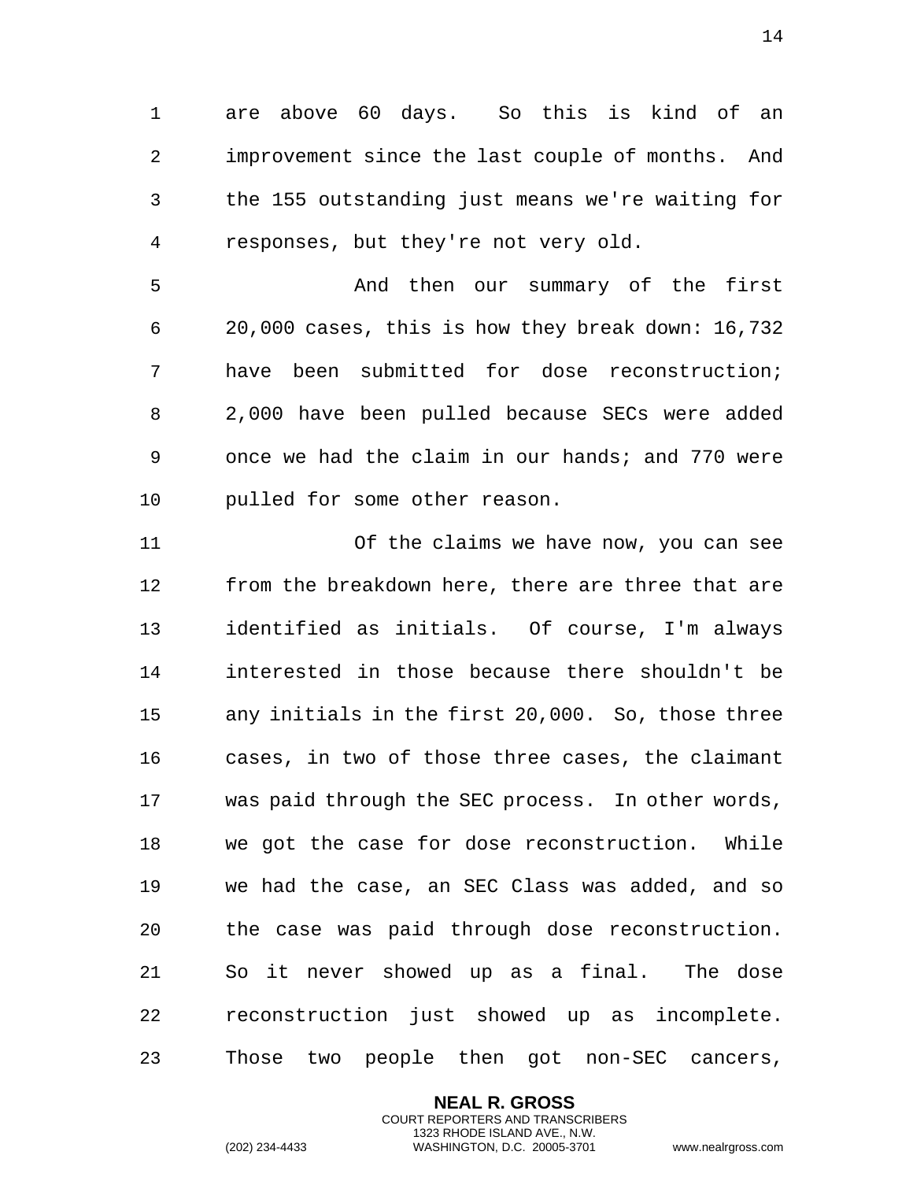are above 60 days. So this is kind of an improvement since the last couple of months. And the 155 outstanding just means we're waiting for responses, but they're not very old.

And then our summary of the first 20,000 cases, this is how they break down: 16,732 have been submitted for dose reconstruction; 2,000 have been pulled because SECs were added once we had the claim in our hands; and 770 were pulled for some other reason.

Of the claims we have now, you can see from the breakdown here, there are three that are identified as initials. Of course, I'm always interested in those because there shouldn't be any initials in the first 20,000. So, those three cases, in two of those three cases, the claimant was paid through the SEC process. In other words, we got the case for dose reconstruction. While we had the case, an SEC Class was added, and so the case was paid through dose reconstruction. So it never showed up as a final. The dose reconstruction just showed up as incomplete. Those two people then got non-SEC cancers,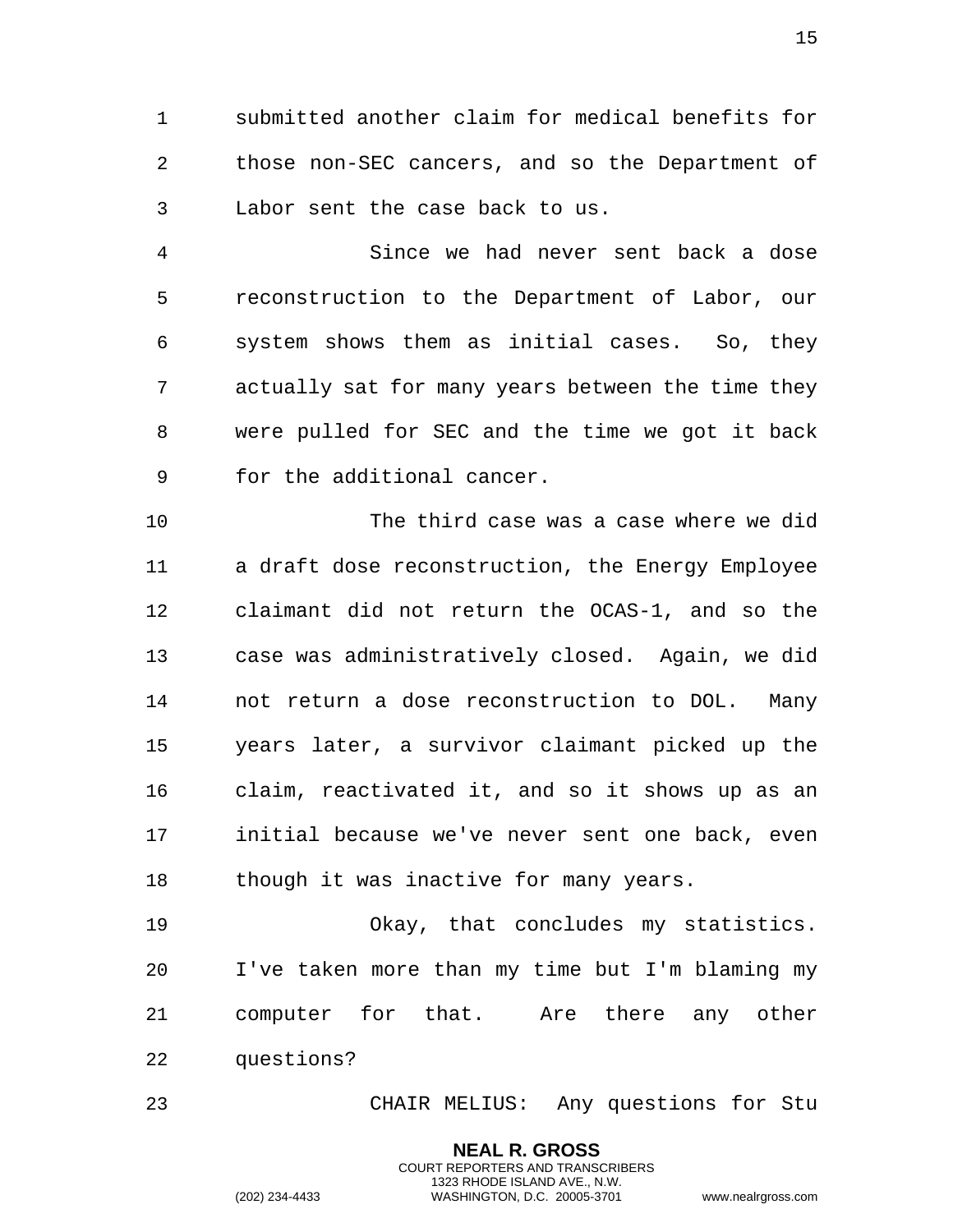submitted another claim for medical benefits for those non-SEC cancers, and so the Department of Labor sent the case back to us.

Since we had never sent back a dose reconstruction to the Department of Labor, our system shows them as initial cases. So, they actually sat for many years between the time they were pulled for SEC and the time we got it back for the additional cancer.

The third case was a case where we did a draft dose reconstruction, the Energy Employee claimant did not return the OCAS-1, and so the case was administratively closed. Again, we did not return a dose reconstruction to DOL. Many years later, a survivor claimant picked up the claim, reactivated it, and so it shows up as an initial because we've never sent one back, even though it was inactive for many years.

Okay, that concludes my statistics. I've taken more than my time but I'm blaming my computer for that. Are there any other questions?

CHAIR MELIUS: Any questions for Stu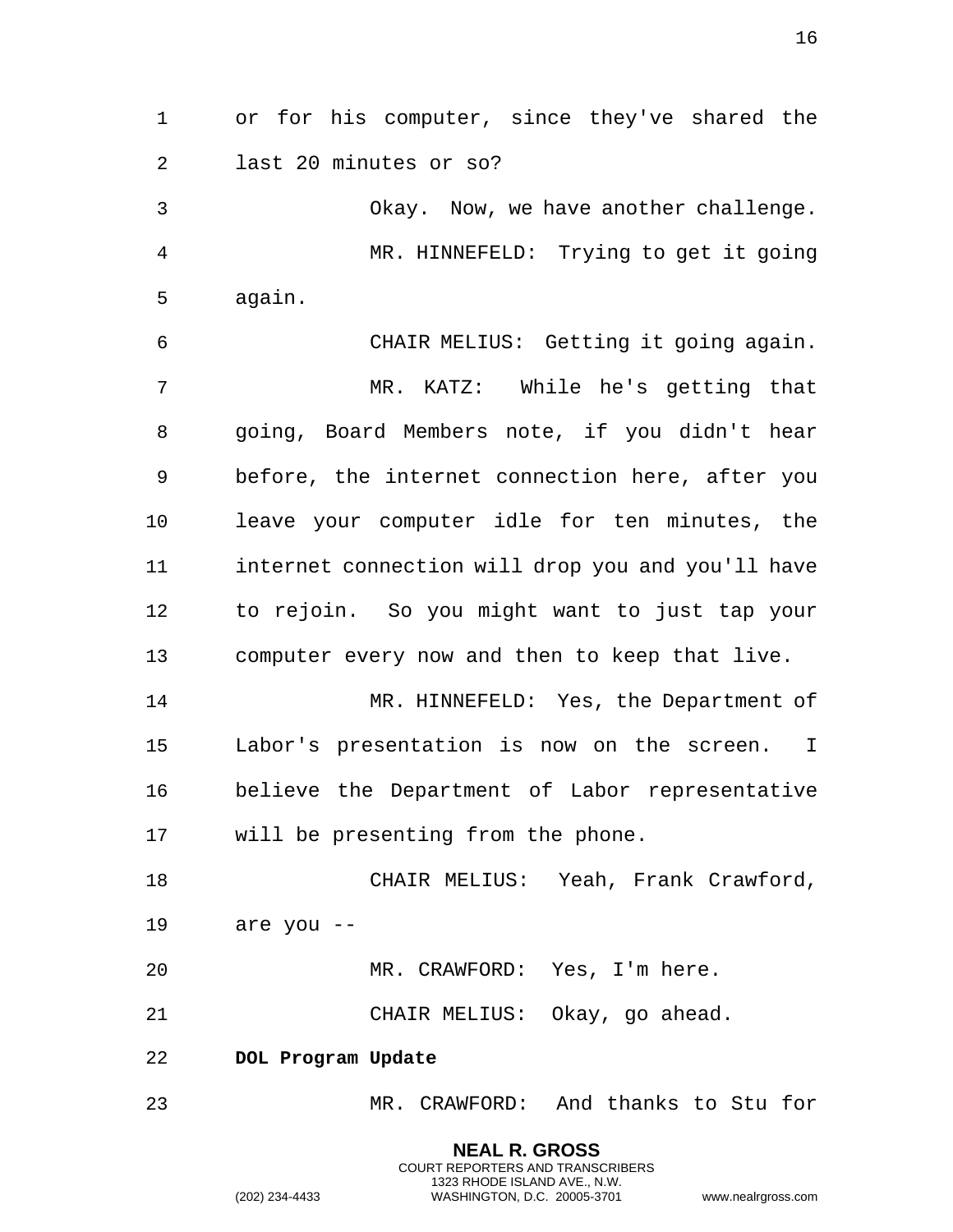or for his computer, since they've shared the last 20 minutes or so?

Okay. Now, we have another challenge.

MR. HINNEFELD: Trying to get it going again.

CHAIR MELIUS: Getting it going again.

MR. KATZ: While he's getting that going, Board Members note, if you didn't hear before, the internet connection here, after you leave your computer idle for ten minutes, the internet connection will drop you and you'll have to rejoin. So you might want to just tap your computer every now and then to keep that live.

MR. HINNEFELD: Yes, the Department of Labor's presentation is now on the screen. I believe the Department of Labor representative will be presenting from the phone.

CHAIR MELIUS: Yeah, Frank Crawford, are you --

MR. CRAWFORD: Yes, I'm here.

CHAIR MELIUS: Okay, go ahead.

**DOL Program Update**

MR. CRAWFORD: And thanks to Stu for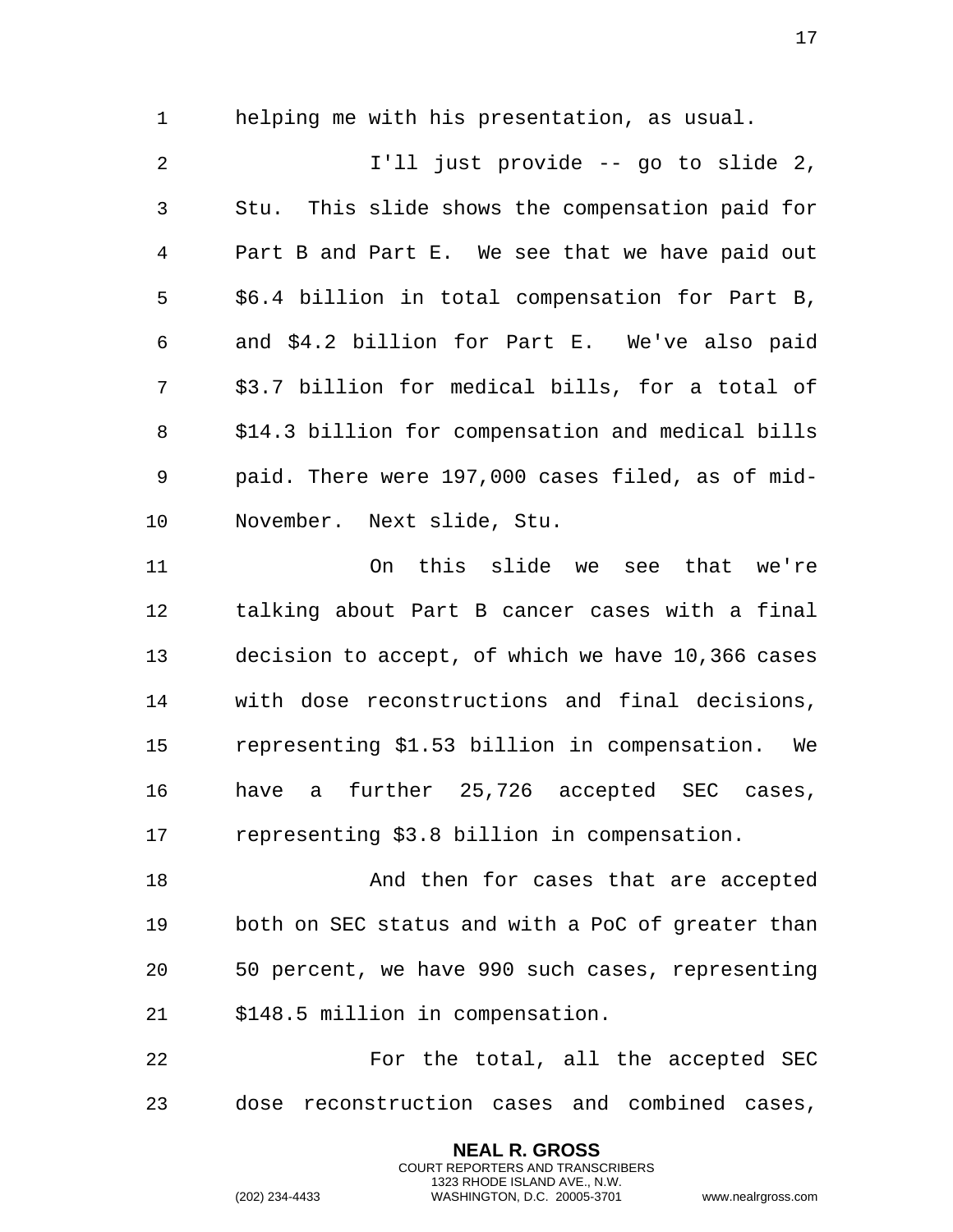helping me with his presentation, as usual.

I'll just provide -- go to slide 2, Stu. This slide shows the compensation paid for Part B and Part E. We see that we have paid out $6.4 billion in total compensation for Part B, and $4.2 billion for Part E. We've also paid $3.7 billion for medical bills, for a total of $14.3 billion for compensation and medical bills paid. There were 197,000 cases filed, as of mid-November. Next slide, Stu.

On this slide we see that we're talking about Part B cancer cases with a final decision to accept, of which we have 10,366 cases with dose reconstructions and final decisions, representing $1.53 billion in compensation. We have a further 25,726 accepted SEC cases, representing $3.8 billion in compensation.

And then for cases that are accepted both on SEC status and with a PoC of greater than 50 percent, we have 990 such cases, representing $148.5 million in compensation.

For the total, all the accepted SEC dose reconstruction cases and combined cases,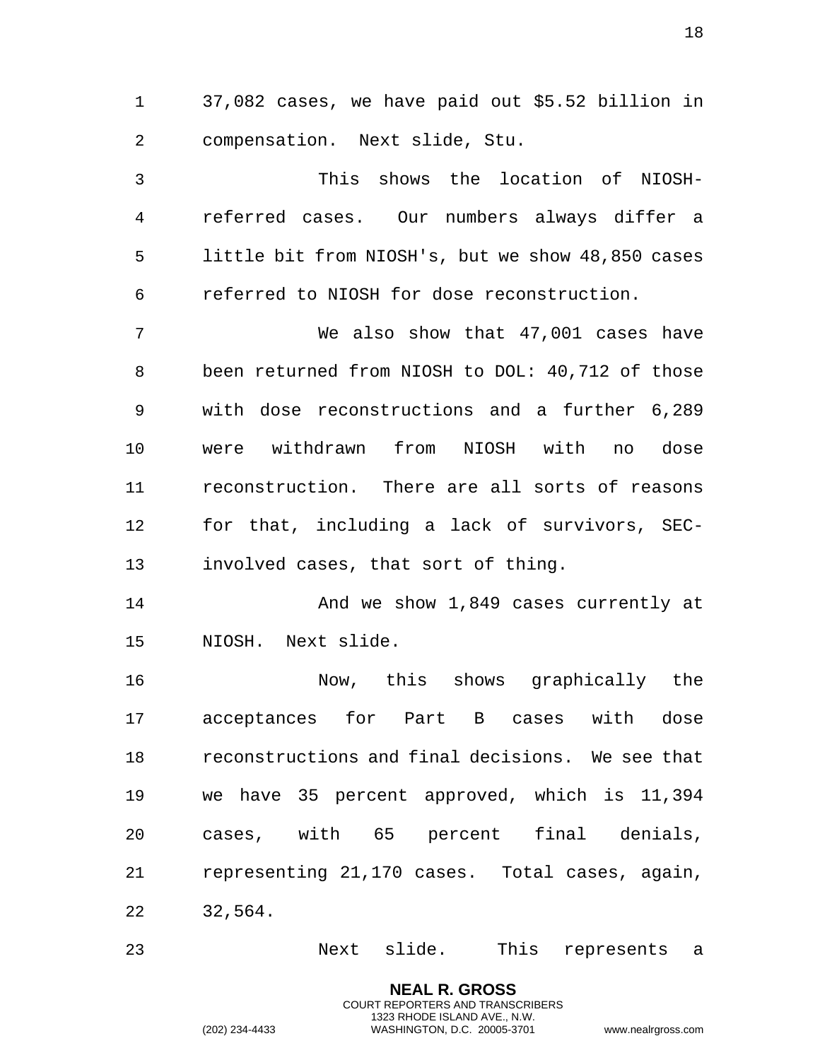37,082 cases, we have paid out $5.52 billion in compensation. Next slide, Stu.

This shows the location of NIOSH-referred cases. Our numbers always differ a little bit from NIOSH's, but we show 48,850 cases referred to NIOSH for dose reconstruction.

We also show that 47,001 cases have been returned from NIOSH to DOL: 40,712 of those with dose reconstructions and a further 6,289 were withdrawn from NIOSH with no dose reconstruction. There are all sorts of reasons for that, including a lack of survivors, SEC-involved cases, that sort of thing.

And we show 1,849 cases currently at NIOSH. Next slide.

Now, this shows graphically the acceptances for Part B cases with dose reconstructions and final decisions. We see that we have 35 percent approved, which is 11,394 cases, with 65 percent final denials, representing 21,170 cases. Total cases, again, 32,564.

Next slide. This represents a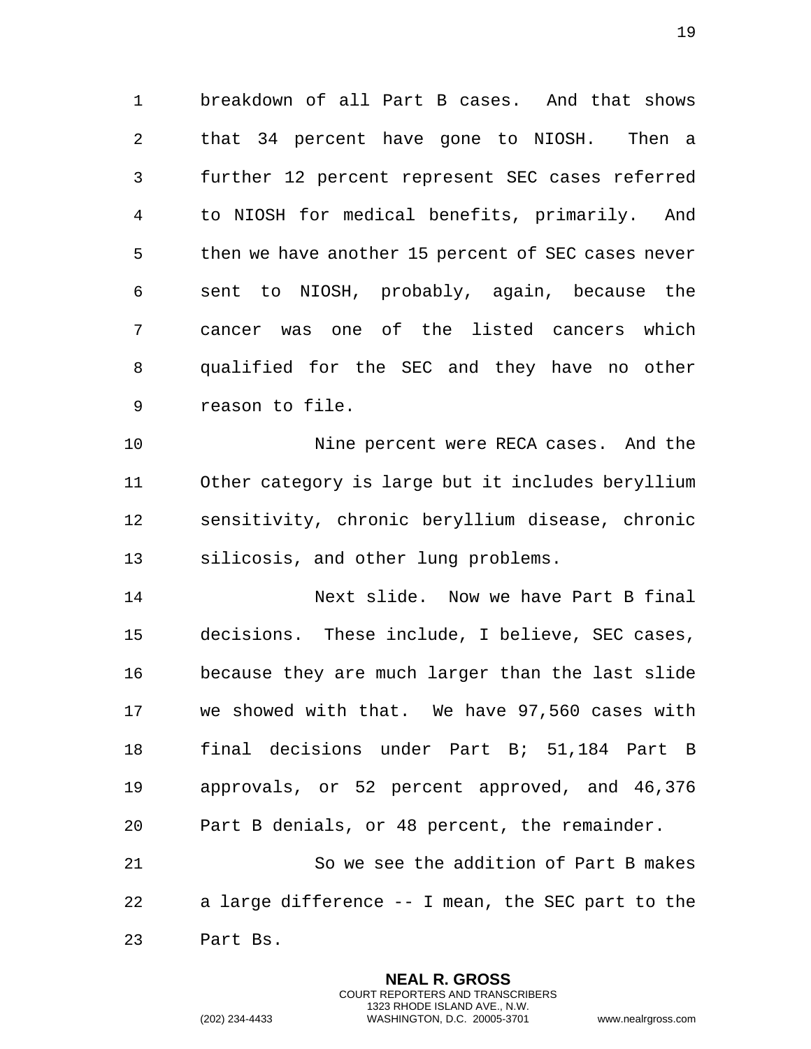breakdown of all Part B cases. And that shows that 34 percent have gone to NIOSH. Then a further 12 percent represent SEC cases referred to NIOSH for medical benefits, primarily. And then we have another 15 percent of SEC cases never sent to NIOSH, probably, again, because the cancer was one of the listed cancers which qualified for the SEC and they have no other reason to file.

Nine percent were RECA cases. And the Other category is large but it includes beryllium sensitivity, chronic beryllium disease, chronic silicosis, and other lung problems.

Next slide. Now we have Part B final decisions. These include, I believe, SEC cases, because they are much larger than the last slide we showed with that. We have 97,560 cases with final decisions under Part B; 51,184 Part B approvals, or 52 percent approved, and 46,376 Part B denials, or 48 percent, the remainder.

So we see the addition of Part B makes a large difference -- I mean, the SEC part to the Part Bs.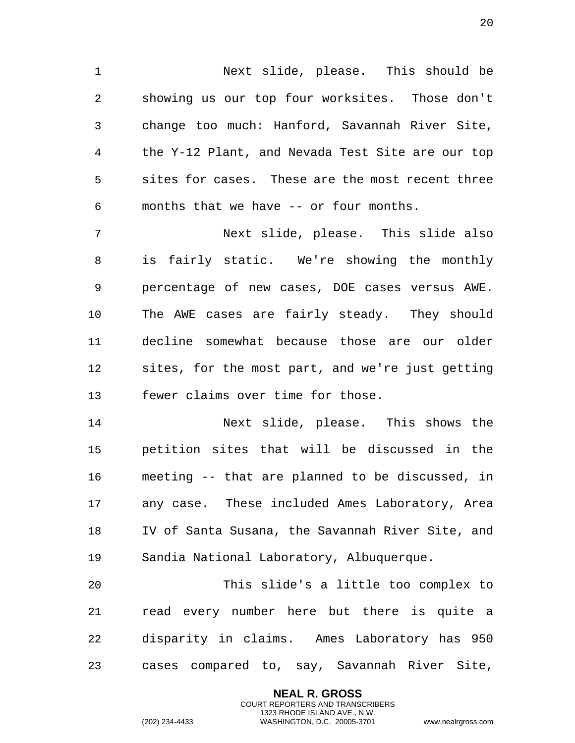Next slide, please. This should be showing us our top four worksites. Those don't change too much: Hanford, Savannah River Site, the Y-12 Plant, and Nevada Test Site are our top sites for cases. These are the most recent three months that we have -- or four months.

Next slide, please. This slide also is fairly static. We're showing the monthly percentage of new cases, DOE cases versus AWE. The AWE cases are fairly steady. They should decline somewhat because those are our older sites, for the most part, and we're just getting fewer claims over time for those.

Next slide, please. This shows the petition sites that will be discussed in the meeting -- that are planned to be discussed, in any case. These included Ames Laboratory, Area IV of Santa Susana, the Savannah River Site, and Sandia National Laboratory, Albuquerque.

This slide's a little too complex to read every number here but there is quite a disparity in claims. Ames Laboratory has 950 cases compared to, say, Savannah River Site,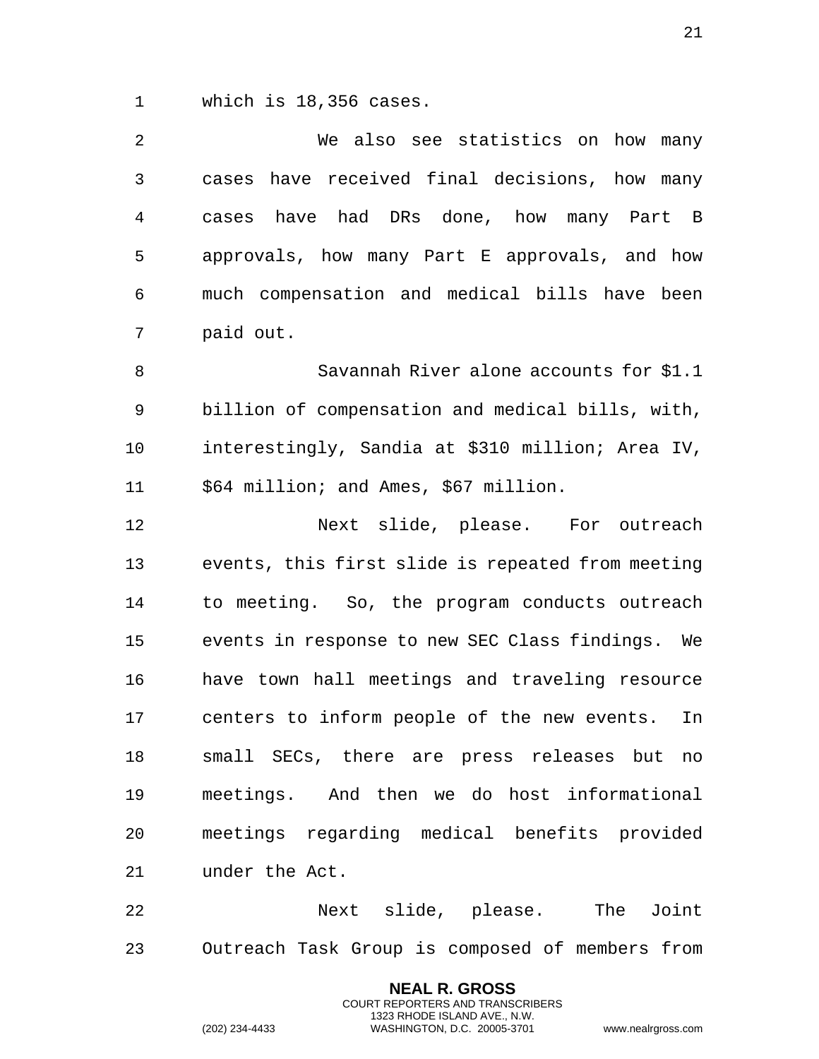which is 18,356 cases.

We also see statistics on how many cases have received final decisions, how many cases have had DRs done, how many Part B approvals, how many Part E approvals, and how much compensation and medical bills have been paid out.

Savannah River alone accounts for $1.1 billion of compensation and medical bills, with, interestingly, Sandia at $310 million; Area IV, $64 million; and Ames, $67 million.

Next slide, please. For outreach events, this first slide is repeated from meeting to meeting. So, the program conducts outreach events in response to new SEC Class findings. We have town hall meetings and traveling resource centers to inform people of the new events. In small SECs, there are press releases but no meetings. And then we do host informational meetings regarding medical benefits provided under the Act.

Next slide, please. The Joint Outreach Task Group is composed of members from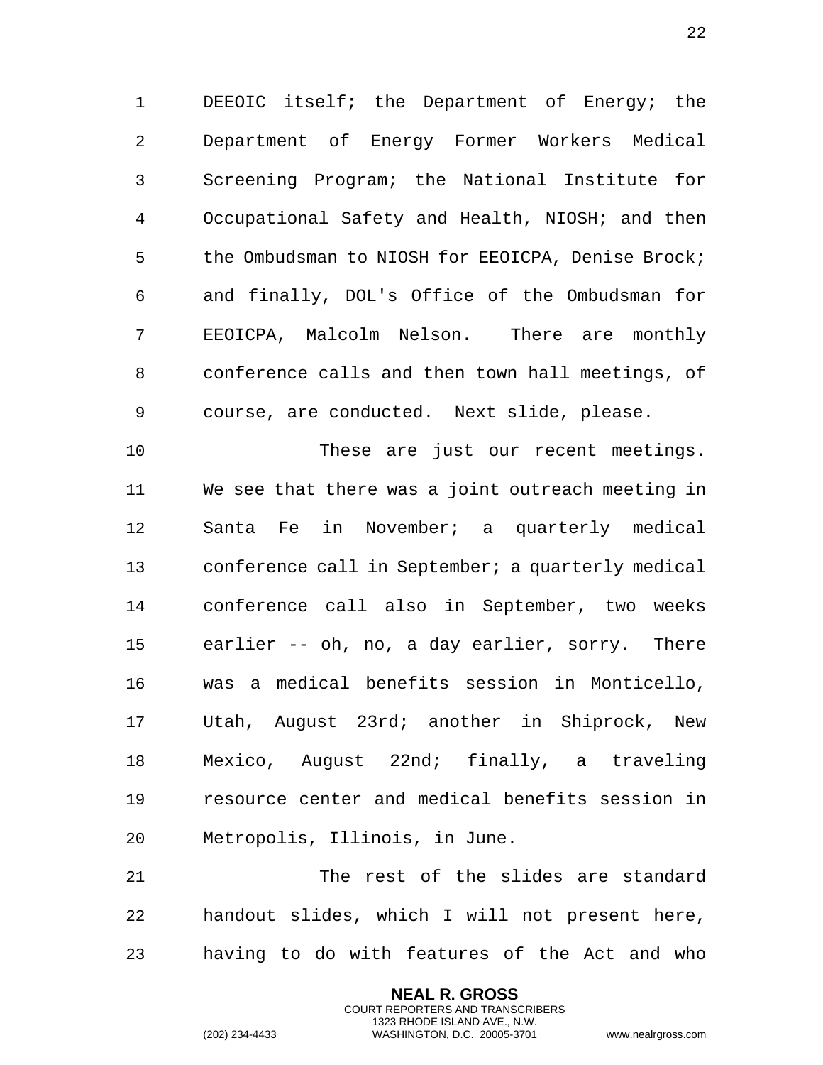DEEOIC itself; the Department of Energy; the Department of Energy Former Workers Medical Screening Program; the National Institute for Occupational Safety and Health, NIOSH; and then the Ombudsman to NIOSH for EEOICPA, Denise Brock; and finally, DOL's Office of the Ombudsman for EEOICPA, Malcolm Nelson. There are monthly conference calls and then town hall meetings, of course, are conducted. Next slide, please.

These are just our recent meetings. We see that there was a joint outreach meeting in Santa Fe in November; a quarterly medical conference call in September; a quarterly medical conference call also in September, two weeks earlier -- oh, no, a day earlier, sorry. There was a medical benefits session in Monticello, Utah, August 23rd; another in Shiprock, New Mexico, August 22nd; finally, a traveling resource center and medical benefits session in Metropolis, Illinois, in June.

The rest of the slides are standard handout slides, which I will not present here, having to do with features of the Act and who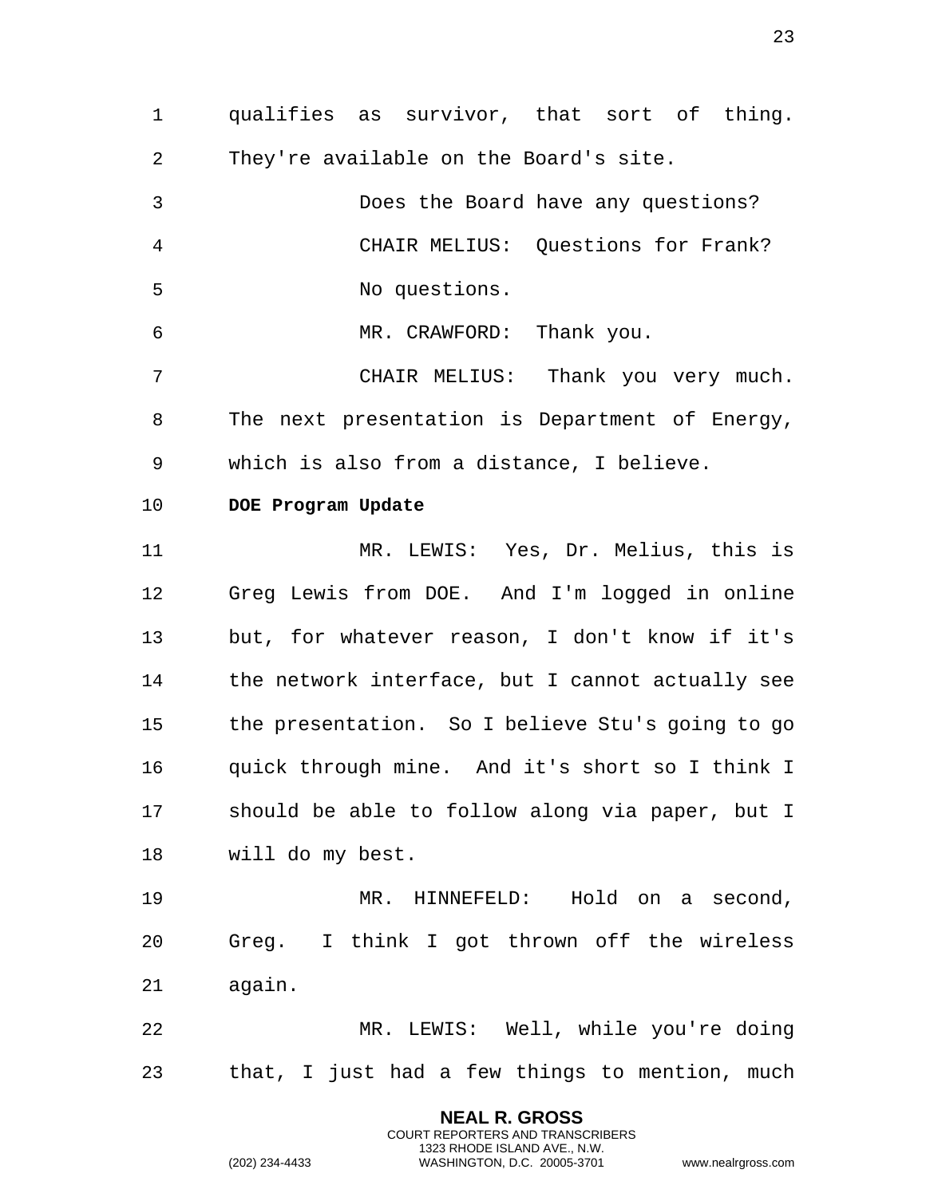qualifies as survivor, that sort of thing. They're available on the Board's site.

Does the Board have any questions?

CHAIR MELIUS: Questions for Frank?

No questions.

MR. CRAWFORD: Thank you.

CHAIR MELIUS: Thank you very much. The next presentation is Department of Energy, which is also from a distance, I believe.

**DOE Program Update**

MR. LEWIS: Yes, Dr. Melius, this is Greg Lewis from DOE. And I'm logged in online but, for whatever reason, I don't know if it's the network interface, but I cannot actually see the presentation. So I believe Stu's going to go quick through mine. And it's short so I think I should be able to follow along via paper, but I will do my best.

MR. HINNEFELD: Hold on a second, Greg. I think I got thrown off the wireless again.

MR. LEWIS: Well, while you're doing that, I just had a few things to mention, much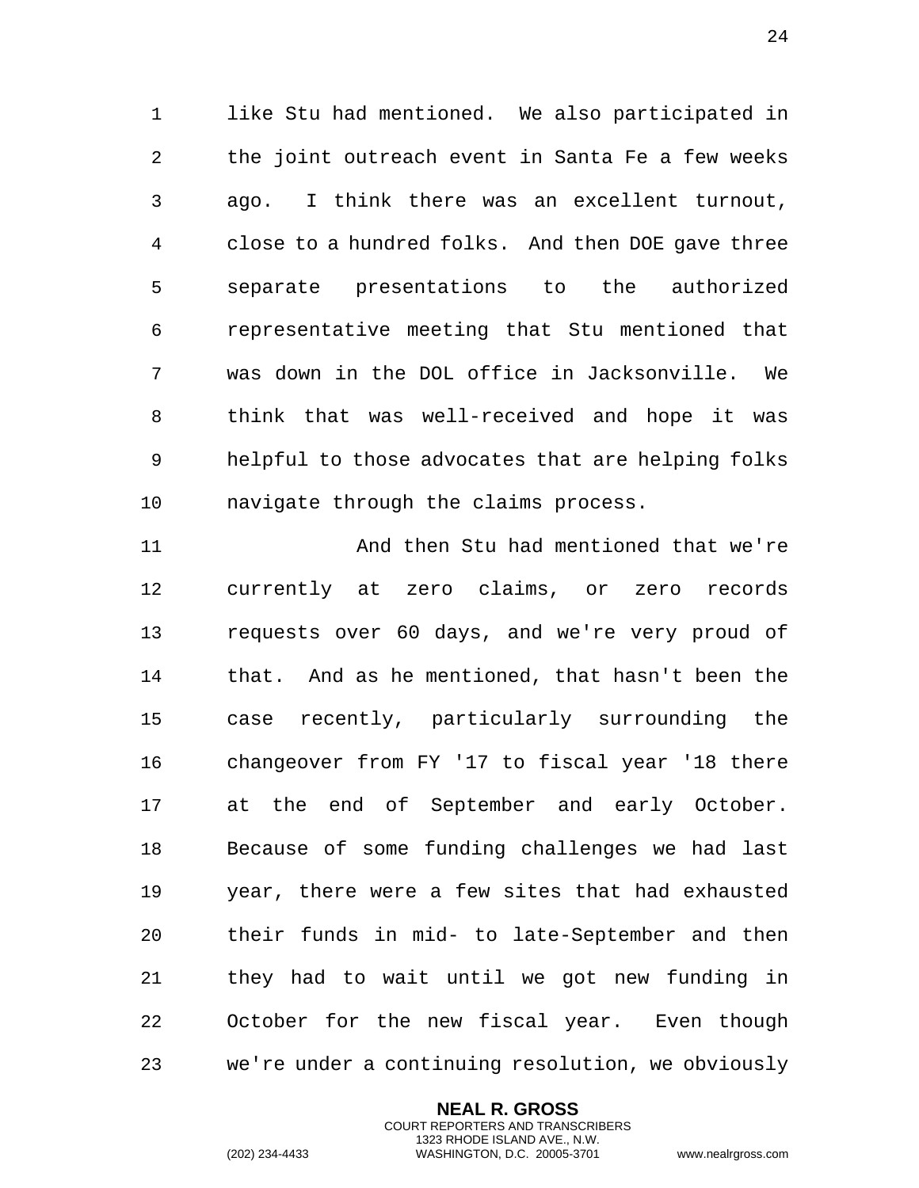like Stu had mentioned. We also participated in the joint outreach event in Santa Fe a few weeks ago. I think there was an excellent turnout, close to a hundred folks. And then DOE gave three separate presentations to the authorized representative meeting that Stu mentioned that was down in the DOL office in Jacksonville. We think that was well-received and hope it was helpful to those advocates that are helping folks navigate through the claims process.

And then Stu had mentioned that we're currently at zero claims, or zero records requests over 60 days, and we're very proud of that. And as he mentioned, that hasn't been the case recently, particularly surrounding the changeover from FY '17 to fiscal year '18 there at the end of September and early October. Because of some funding challenges we had last year, there were a few sites that had exhausted their funds in mid- to late-September and then they had to wait until we got new funding in October for the new fiscal year. Even though we're under a continuing resolution, we obviously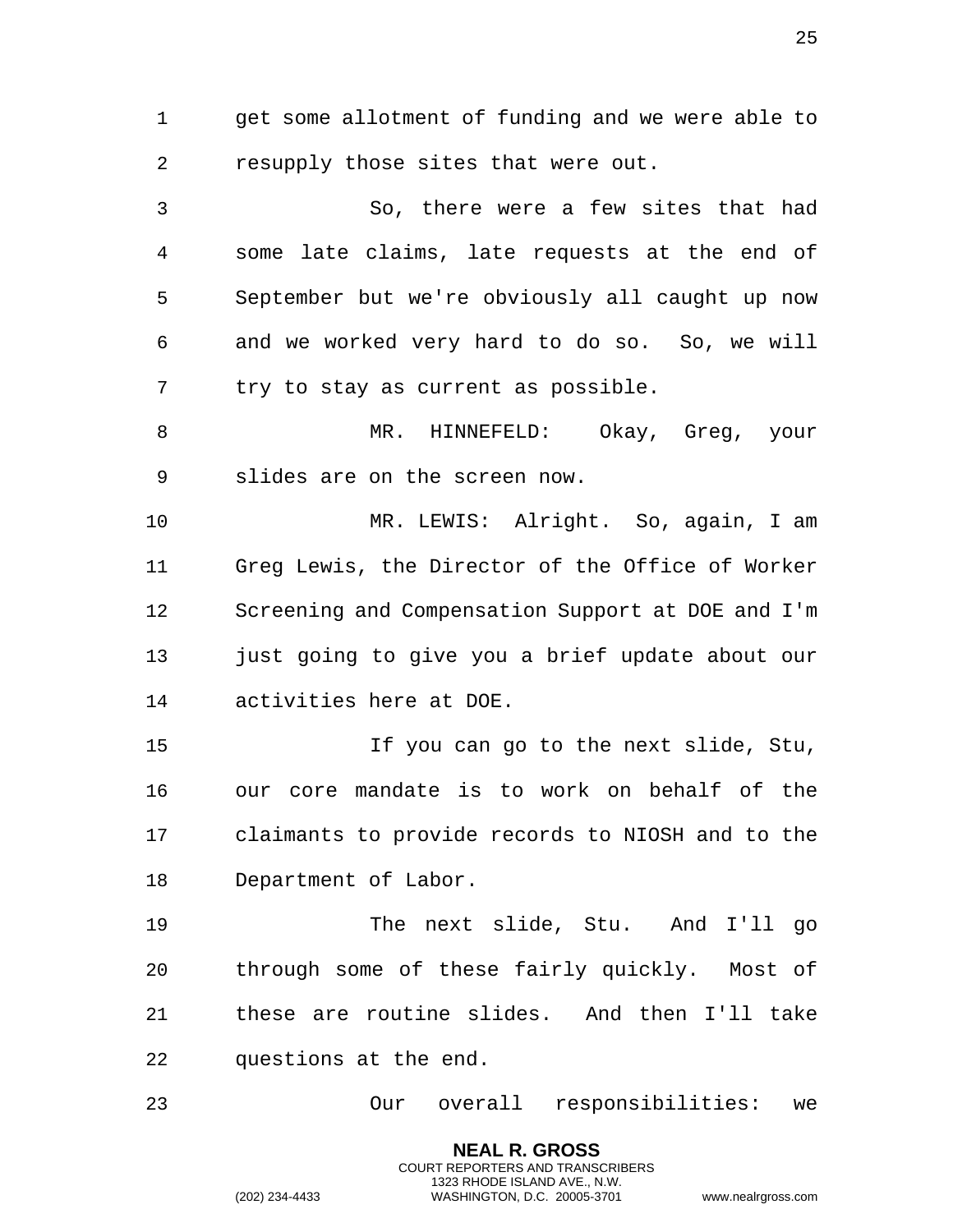get some allotment of funding and we were able to resupply those sites that were out.

So, there were a few sites that had some late claims, late requests at the end of September but we're obviously all caught up now and we worked very hard to do so. So, we will try to stay as current as possible.

MR. HINNEFELD: Okay, Greg, your slides are on the screen now.

MR. LEWIS: Alright. So, again, I am Greg Lewis, the Director of the Office of Worker Screening and Compensation Support at DOE and I'm just going to give you a brief update about our activities here at DOE.

If you can go to the next slide, Stu, our core mandate is to work on behalf of the claimants to provide records to NIOSH and to the Department of Labor.

The next slide, Stu. And I'll go through some of these fairly quickly. Most of these are routine slides. And then I'll take questions at the end.

Our overall responsibilities: we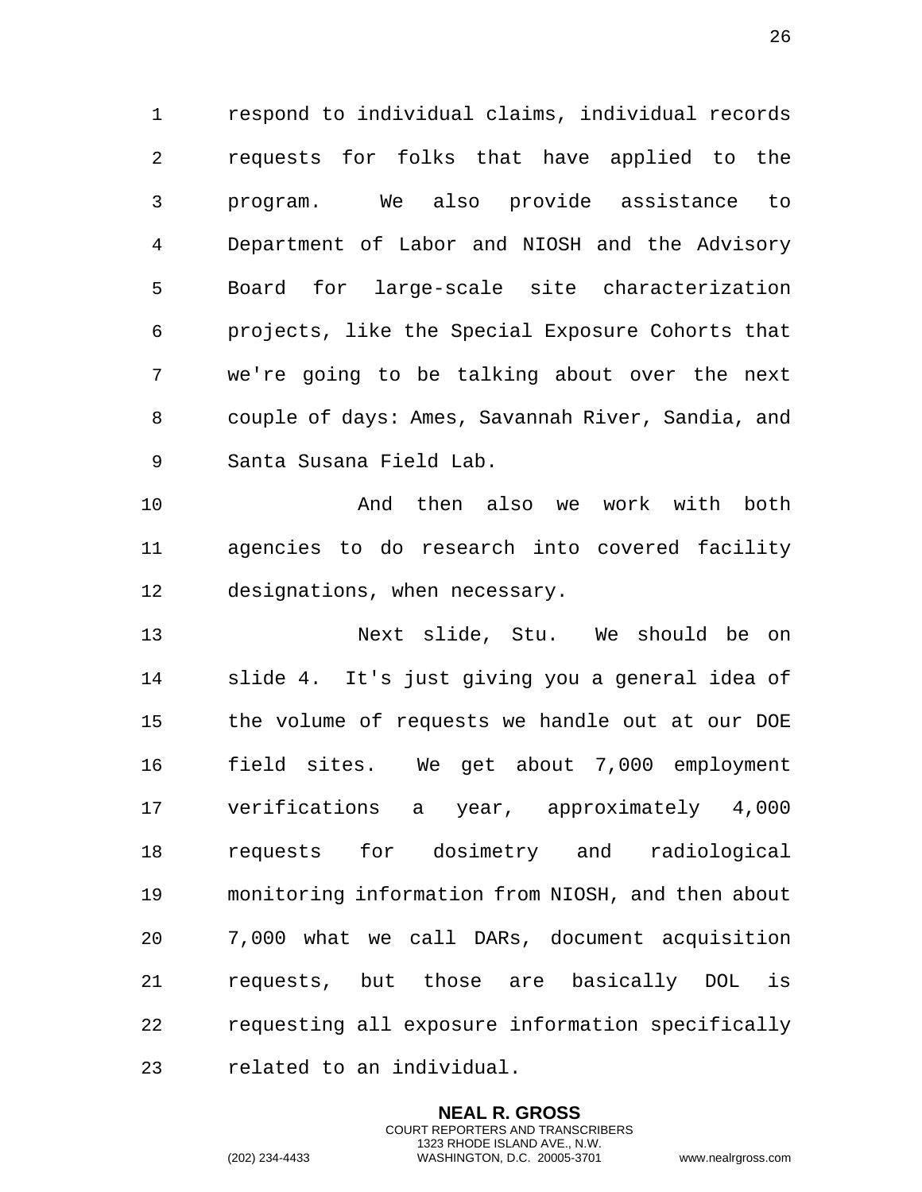respond to individual claims, individual records requests for folks that have applied to the program. We also provide assistance to Department of Labor and NIOSH and the Advisory Board for large-scale site characterization projects, like the Special Exposure Cohorts that we're going to be talking about over the next couple of days: Ames, Savannah River, Sandia, and Santa Susana Field Lab.

And then also we work with both agencies to do research into covered facility designations, when necessary.

Next slide, Stu. We should be on slide 4. It's just giving you a general idea of the volume of requests we handle out at our DOE field sites. We get about 7,000 employment verifications a year, approximately 4,000 requests for dosimetry and radiological monitoring information from NIOSH, and then about 7,000 what we call DARs, document acquisition requests, but those are basically DOL is requesting all exposure information specifically related to an individual.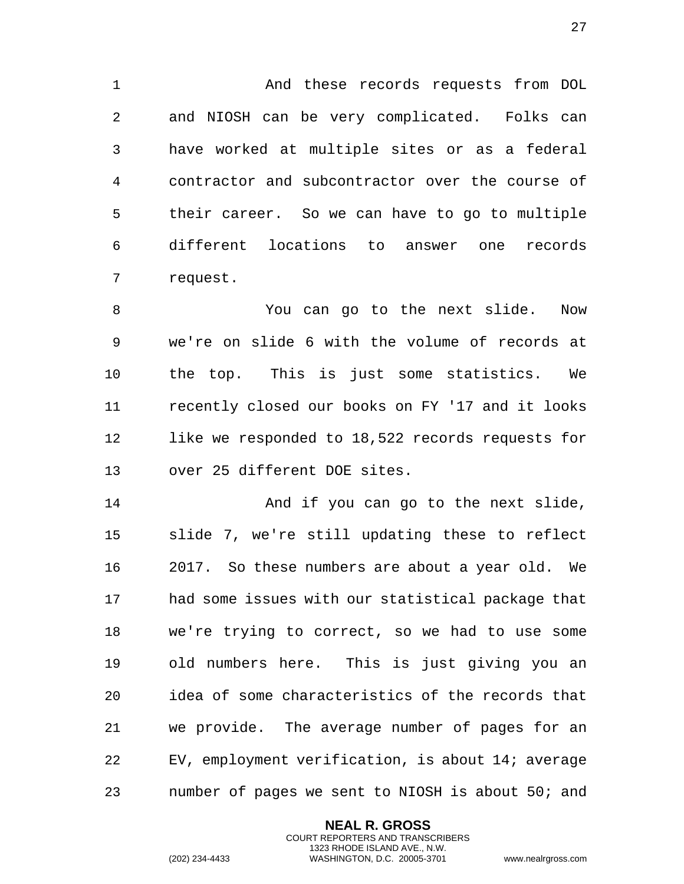And these records requests from DOL and NIOSH can be very complicated. Folks can have worked at multiple sites or as a federal contractor and subcontractor over the course of their career. So we can have to go to multiple different locations to answer one records request.

You can go to the next slide. Now we're on slide 6 with the volume of records at the top. This is just some statistics. We recently closed our books on FY '17 and it looks like we responded to 18,522 records requests for over 25 different DOE sites.

And if you can go to the next slide, slide 7, we're still updating these to reflect 2017. So these numbers are about a year old. We had some issues with our statistical package that we're trying to correct, so we had to use some old numbers here. This is just giving you an idea of some characteristics of the records that we provide. The average number of pages for an EV, employment verification, is about 14; average number of pages we sent to NIOSH is about 50; and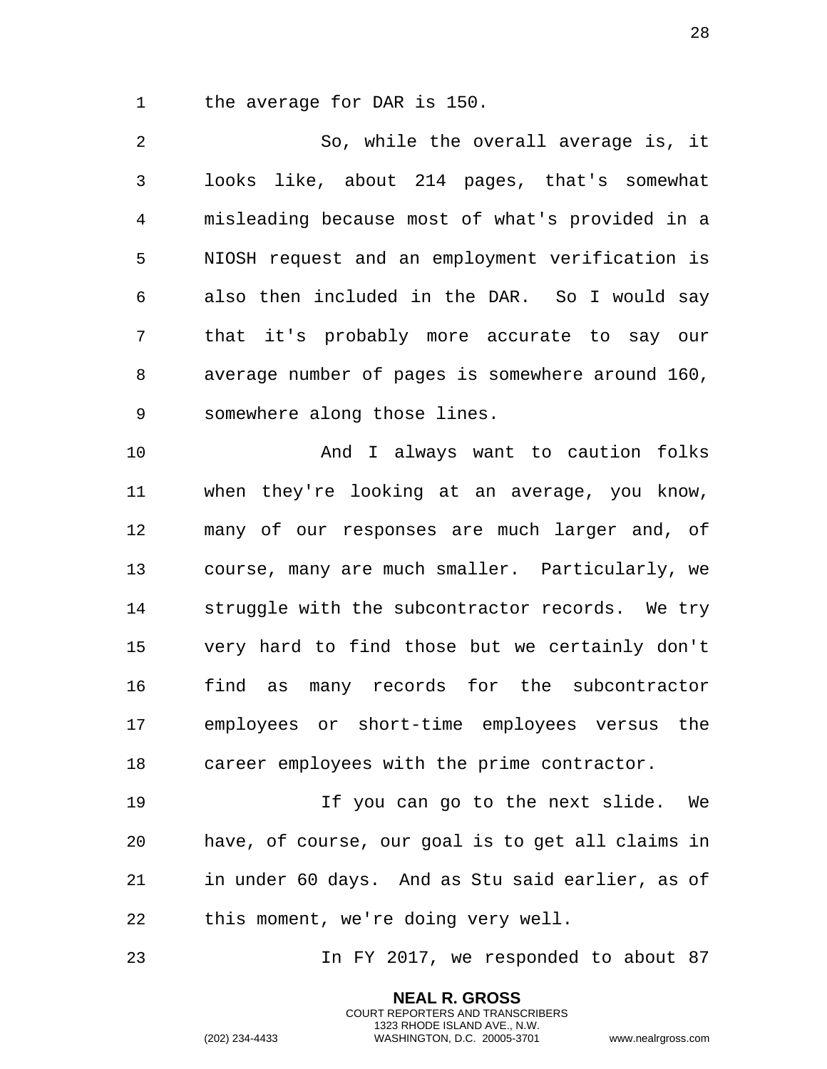the average for DAR is 150.

So, while the overall average is, it looks like, about 214 pages, that's somewhat misleading because most of what's provided in a NIOSH request and an employment verification is also then included in the DAR. So I would say that it's probably more accurate to say our average number of pages is somewhere around 160, somewhere along those lines.

And I always want to caution folks when they're looking at an average, you know, many of our responses are much larger and, of course, many are much smaller. Particularly, we struggle with the subcontractor records. We try very hard to find those but we certainly don't find as many records for the subcontractor employees or short-time employees versus the career employees with the prime contractor.

If you can go to the next slide. We have, of course, our goal is to get all claims in in under 60 days. And as Stu said earlier, as of this moment, we're doing very well.

In FY 2017, we responded to about 87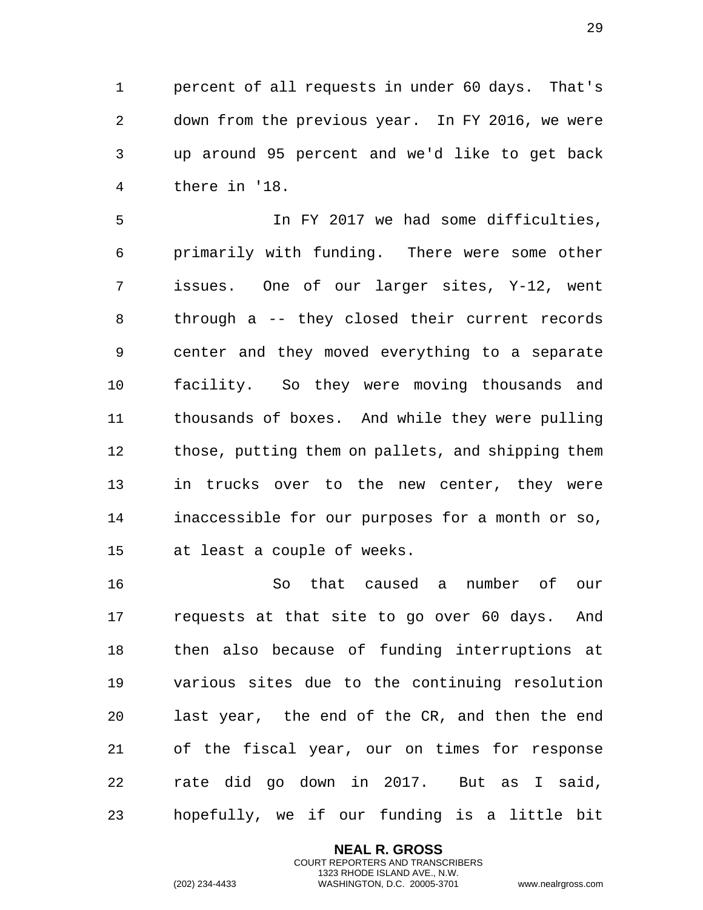percent of all requests in under 60 days. That's down from the previous year. In FY 2016, we were up around 95 percent and we'd like to get back there in '18.

In FY 2017 we had some difficulties, primarily with funding. There were some other issues. One of our larger sites, Y-12, went through a -- they closed their current records center and they moved everything to a separate facility. So they were moving thousands and thousands of boxes. And while they were pulling those, putting them on pallets, and shipping them in trucks over to the new center, they were inaccessible for our purposes for a month or so, at least a couple of weeks.

So that caused a number of our requests at that site to go over 60 days. And then also because of funding interruptions at various sites due to the continuing resolution last year, the end of the CR, and then the end of the fiscal year, our on times for response rate did go down in 2017. But as I said, hopefully, we if our funding is a little bit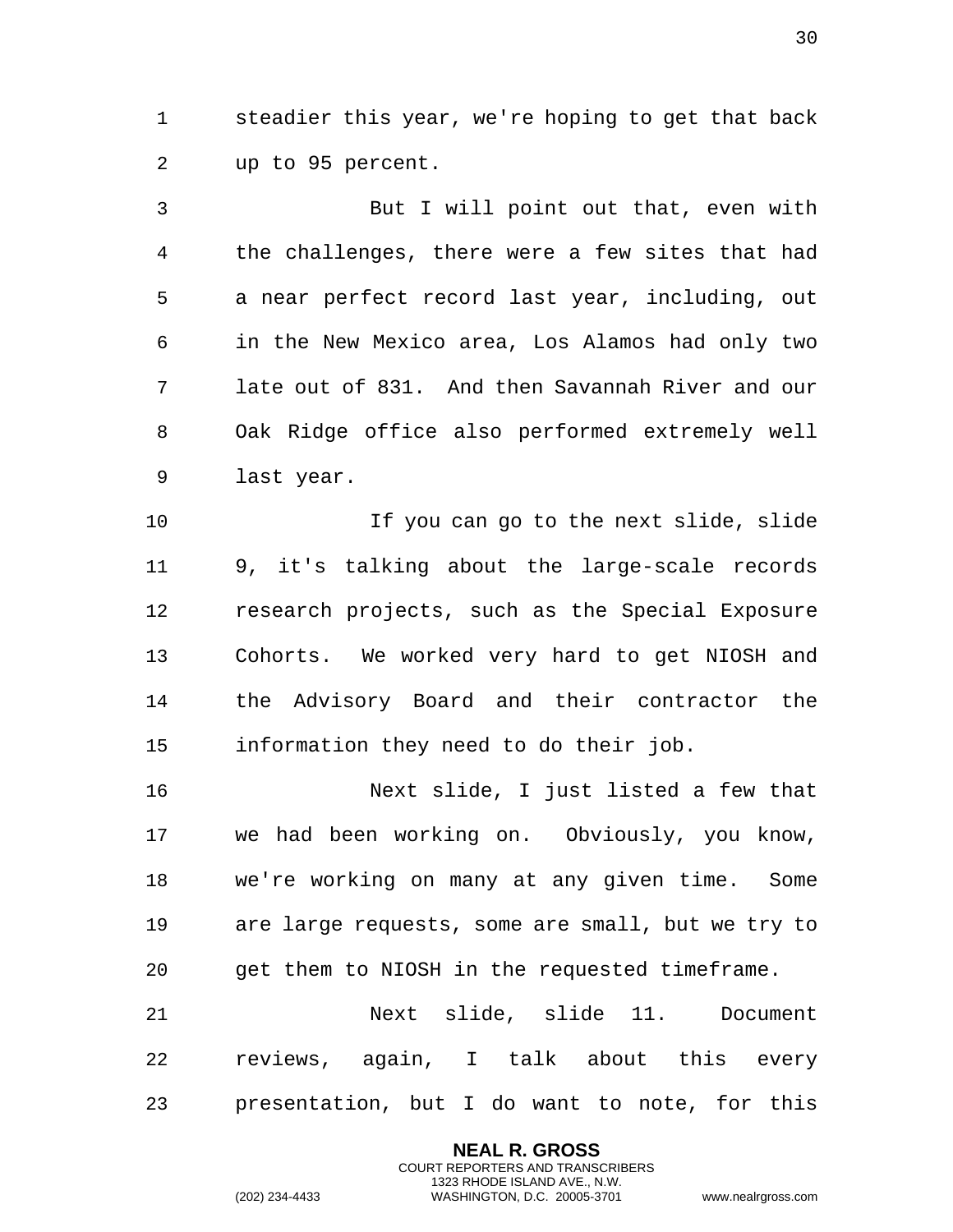steadier this year, we're hoping to get that back up to 95 percent.

But I will point out that, even with the challenges, there were a few sites that had a near perfect record last year, including, out in the New Mexico area, Los Alamos had only two late out of 831. And then Savannah River and our Oak Ridge office also performed extremely well last year.

If you can go to the next slide, slide 9, it's talking about the large-scale records research projects, such as the Special Exposure Cohorts. We worked very hard to get NIOSH and the Advisory Board and their contractor the information they need to do their job.

Next slide, I just listed a few that we had been working on. Obviously, you know, we're working on many at any given time. Some are large requests, some are small, but we try to get them to NIOSH in the requested timeframe.

Next slide, slide 11. Document reviews, again, I talk about this every presentation, but I do want to note, for this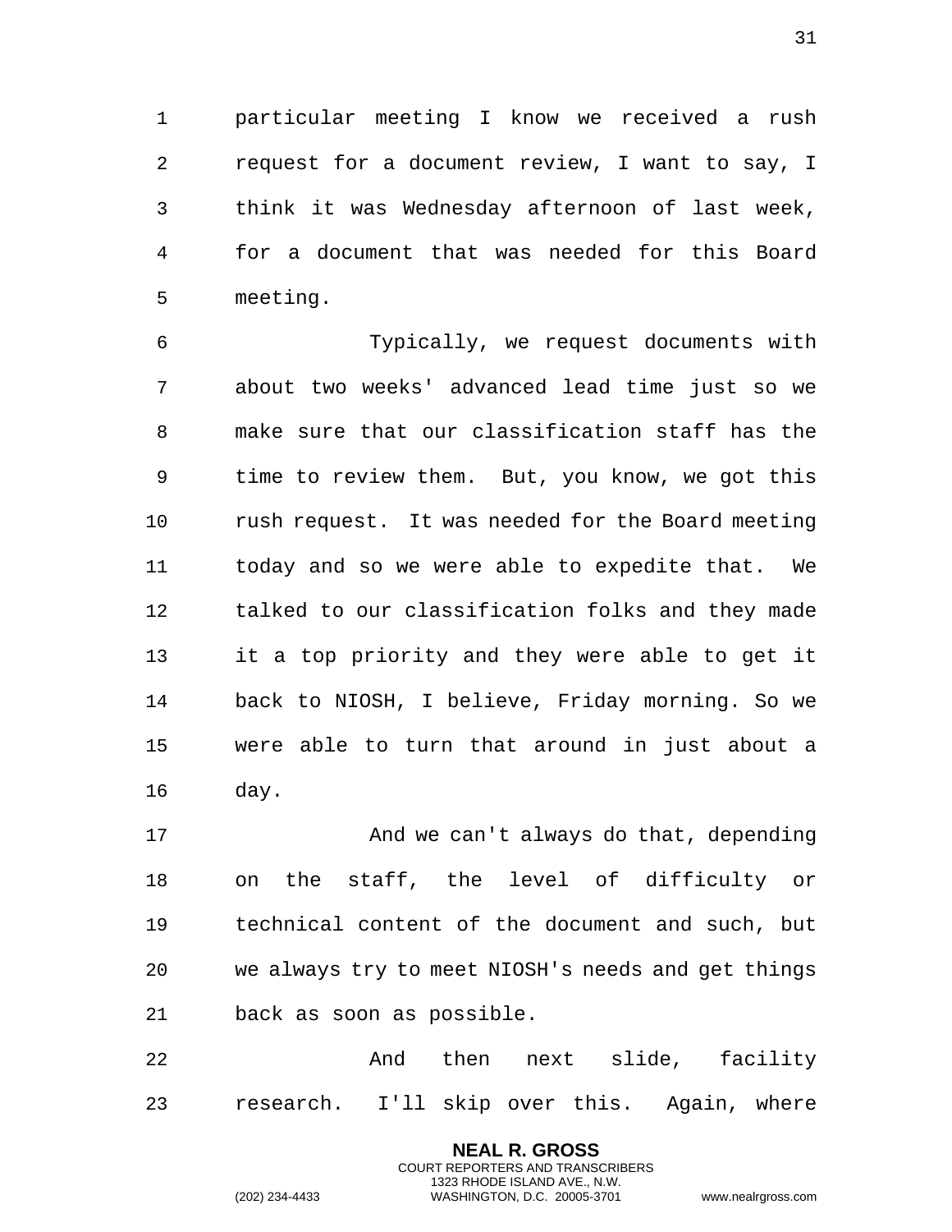particular meeting I know we received a rush request for a document review, I want to say, I think it was Wednesday afternoon of last week, for a document that was needed for this Board meeting.

Typically, we request documents with about two weeks' advanced lead time just so we make sure that our classification staff has the time to review them. But, you know, we got this rush request. It was needed for the Board meeting today and so we were able to expedite that. We talked to our classification folks and they made it a top priority and they were able to get it back to NIOSH, I believe, Friday morning. So we were able to turn that around in just about a day.

And we can't always do that, depending on the staff, the level of difficulty or technical content of the document and such, but we always try to meet NIOSH's needs and get things back as soon as possible.

And then next slide, facility research. I'll skip over this. Again, where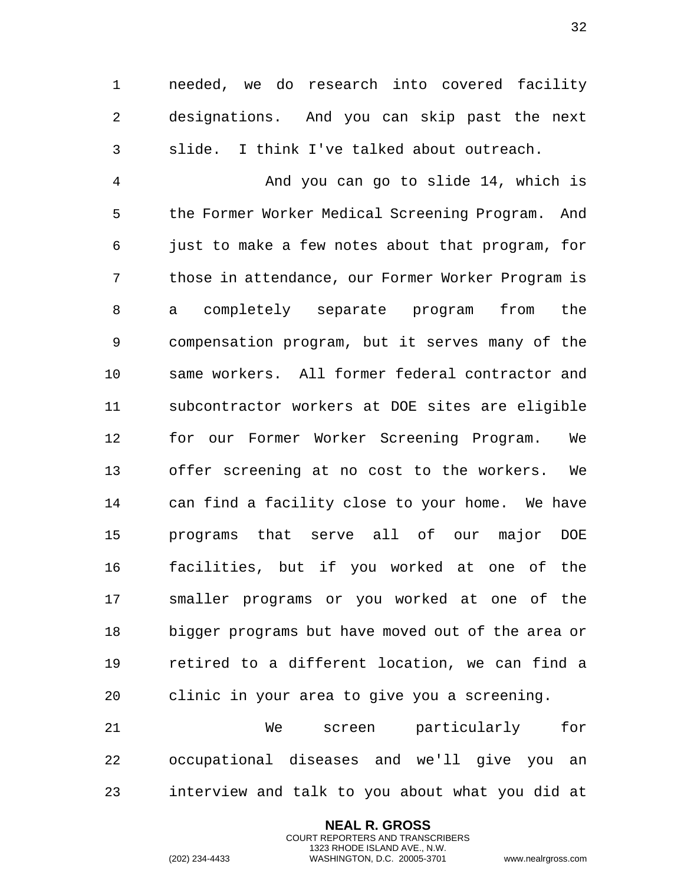needed, we do research into covered facility designations. And you can skip past the next slide. I think I've talked about outreach.

And you can go to slide 14, which is the Former Worker Medical Screening Program. And just to make a few notes about that program, for those in attendance, our Former Worker Program is a completely separate program from the compensation program, but it serves many of the same workers. All former federal contractor and subcontractor workers at DOE sites are eligible for our Former Worker Screening Program. We offer screening at no cost to the workers. We can find a facility close to your home. We have programs that serve all of our major DOE facilities, but if you worked at one of the smaller programs or you worked at one of the bigger programs but have moved out of the area or retired to a different location, we can find a clinic in your area to give you a screening.

We screen particularly for occupational diseases and we'll give you an interview and talk to you about what you did at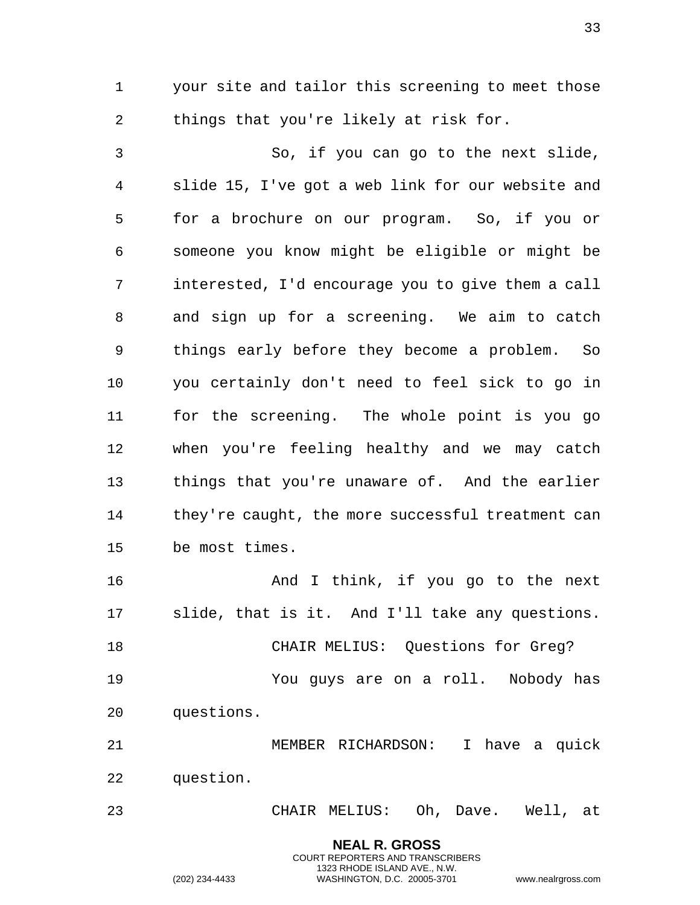your site and tailor this screening to meet those things that you're likely at risk for.

So, if you can go to the next slide, slide 15, I've got a web link for our website and for a brochure on our program. So, if you or someone you know might be eligible or might be interested, I'd encourage you to give them a call and sign up for a screening. We aim to catch things early before they become a problem. So you certainly don't need to feel sick to go in for the screening. The whole point is you go when you're feeling healthy and we may catch things that you're unaware of. And the earlier they're caught, the more successful treatment can be most times.

And I think, if you go to the next slide, that is it. And I'll take any questions.

CHAIR MELIUS: Questions for Greg?

You guys are on a roll. Nobody has questions.

MEMBER RICHARDSON: I have a quick question.

CHAIR MELIUS: Oh, Dave. Well, at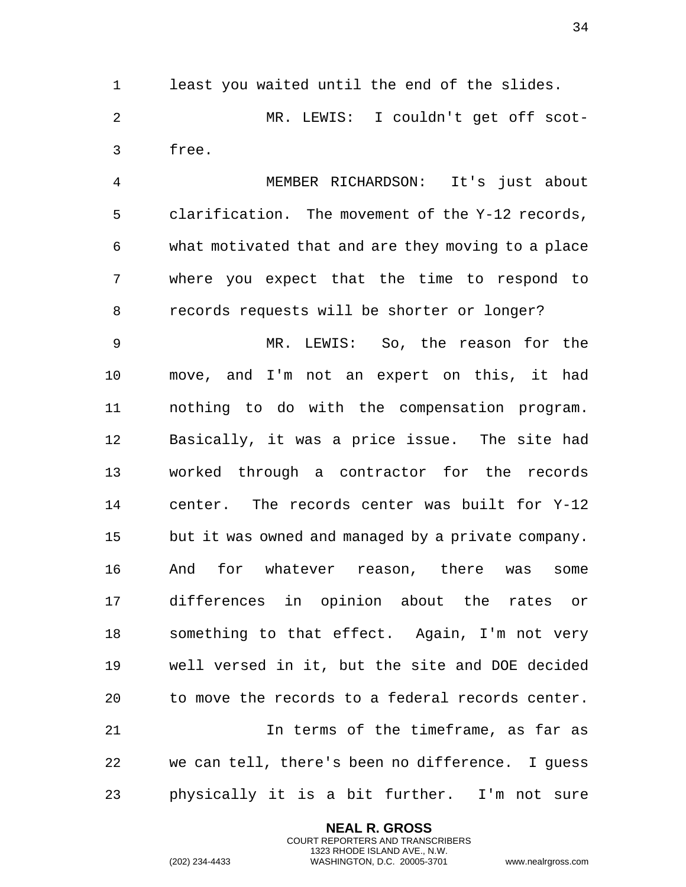least you waited until the end of the slides.

MR. LEWIS: I couldn't get off scot-free.

MEMBER RICHARDSON: It's just about clarification. The movement of the Y-12 records, what motivated that and are they moving to a place where you expect that the time to respond to records requests will be shorter or longer?

MR. LEWIS: So, the reason for the move, and I'm not an expert on this, it had nothing to do with the compensation program. Basically, it was a price issue. The site had worked through a contractor for the records center. The records center was built for Y-12 but it was owned and managed by a private company. And for whatever reason, there was some differences in opinion about the rates or something to that effect. Again, I'm not very well versed in it, but the site and DOE decided to move the records to a federal records center.

In terms of the timeframe, as far as we can tell, there's been no difference. I guess physically it is a bit further. I'm not sure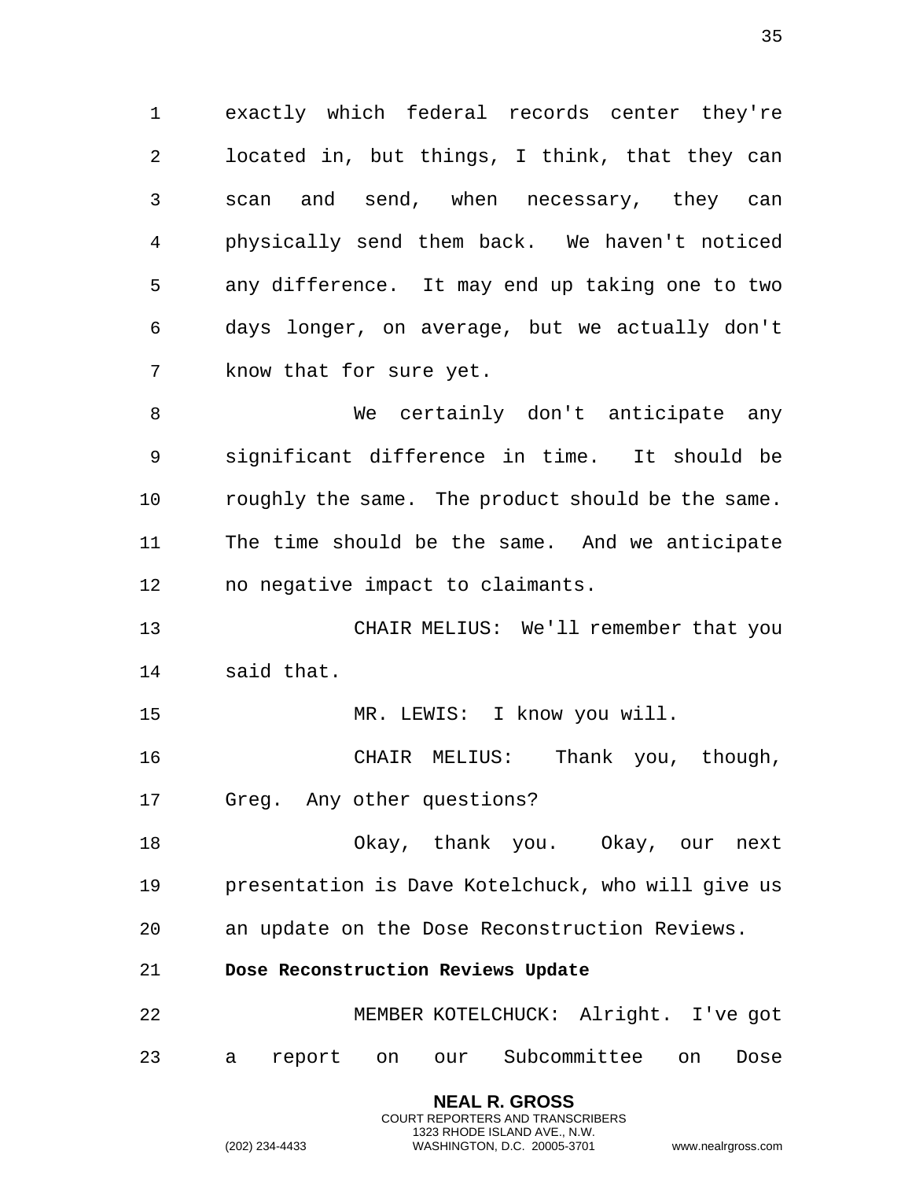exactly which federal records center they're located in, but things, I think, that they can scan and send, when necessary, they can physically send them back. We haven't noticed any difference. It may end up taking one to two days longer, on average, but we actually don't know that for sure yet.

We certainly don't anticipate any significant difference in time. It should be roughly the same. The product should be the same. The time should be the same. And we anticipate no negative impact to claimants.

CHAIR MELIUS: We'll remember that you said that.

MR. LEWIS: I know you will.

CHAIR MELIUS: Thank you, though, Greg. Any other questions?

Okay, thank you. Okay, our next presentation is Dave Kotelchuck, who will give us an update on the Dose Reconstruction Reviews.

**Dose Reconstruction Reviews Update**

MEMBER KOTELCHUCK: Alright. I've got a report on our Subcommittee on Dose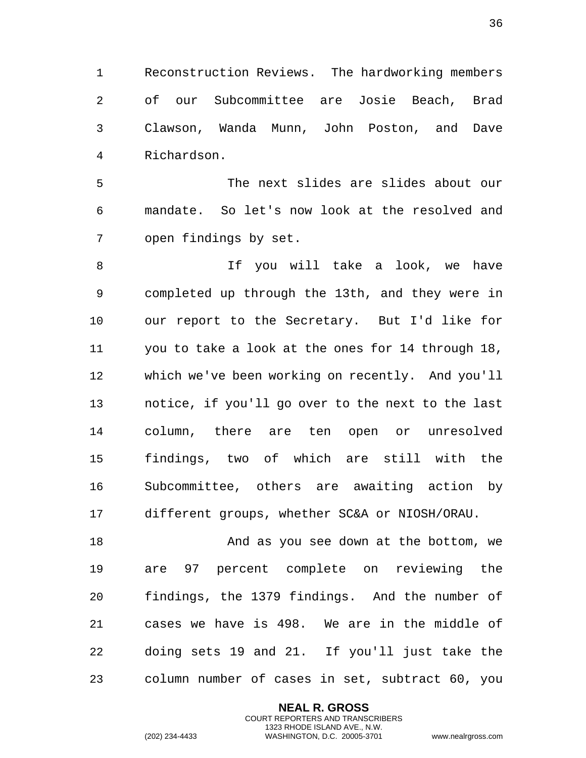Reconstruction Reviews. The hardworking members of our Subcommittee are Josie Beach, Brad Clawson, Wanda Munn, John Poston, and Dave Richardson.

The next slides are slides about our mandate. So let's now look at the resolved and open findings by set.

If you will take a look, we have completed up through the 13th, and they were in our report to the Secretary. But I'd like for you to take a look at the ones for 14 through 18, which we've been working on recently. And you'll notice, if you'll go over to the next to the last column, there are ten open or unresolved findings, two of which are still with the Subcommittee, others are awaiting action by different groups, whether SC&A or NIOSH/ORAU.

And as you see down at the bottom, we are 97 percent complete on reviewing the findings, the 1379 findings. And the number of cases we have is 498. We are in the middle of doing sets 19 and 21. If you'll just take the column number of cases in set, subtract 60, you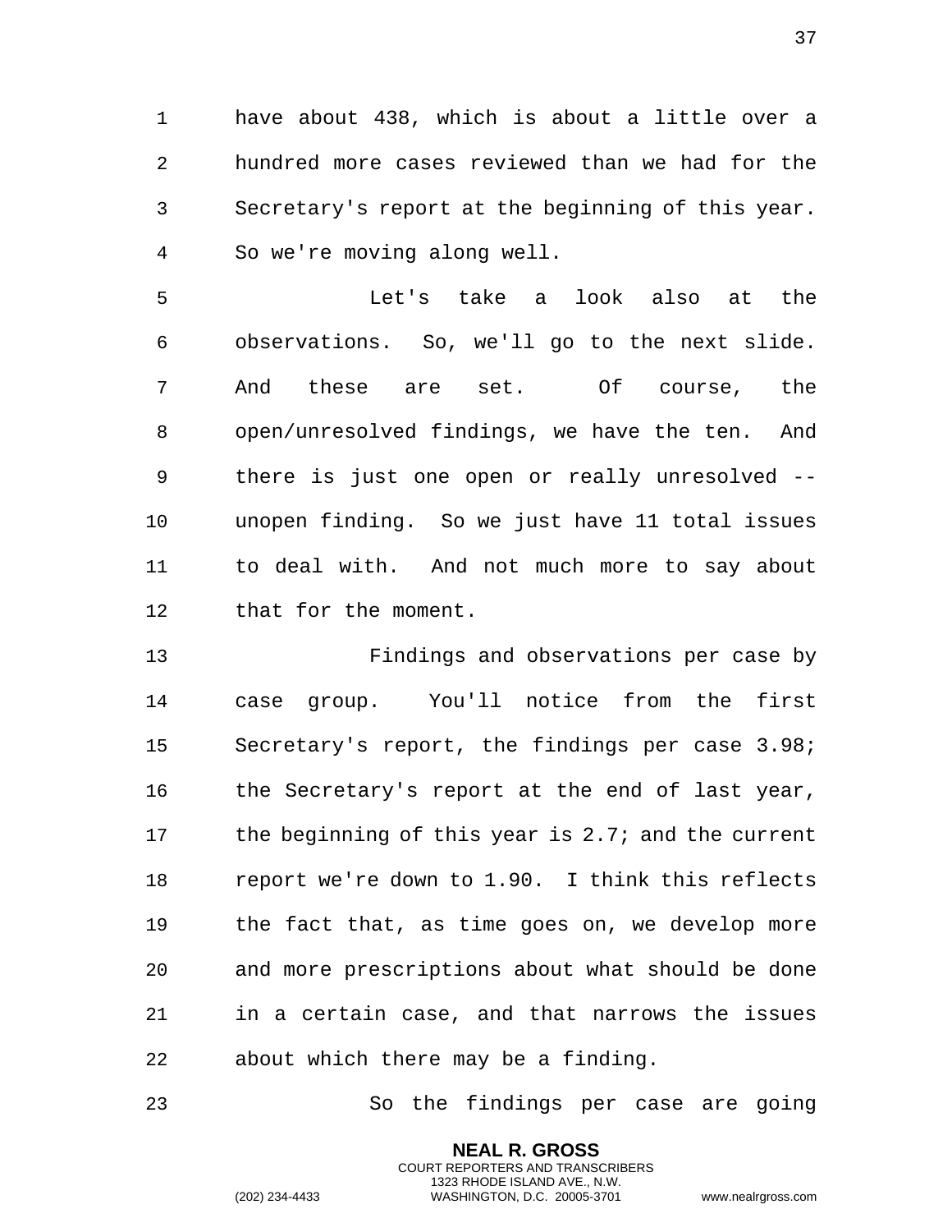have about 438, which is about a little over a hundred more cases reviewed than we had for the Secretary's report at the beginning of this year. So we're moving along well.

Let's take a look also at the observations. So, we'll go to the next slide. And these are set. Of course, the open/unresolved findings, we have the ten. And there is just one open or really unresolved -- unopen finding. So we just have 11 total issues to deal with. And not much more to say about that for the moment.

Findings and observations per case by case group. You'll notice from the first Secretary's report, the findings per case 3.98; the Secretary's report at the end of last year, the beginning of this year is 2.7; and the current report we're down to 1.90. I think this reflects the fact that, as time goes on, we develop more and more prescriptions about what should be done in a certain case, and that narrows the issues about which there may be a finding.

So the findings per case are going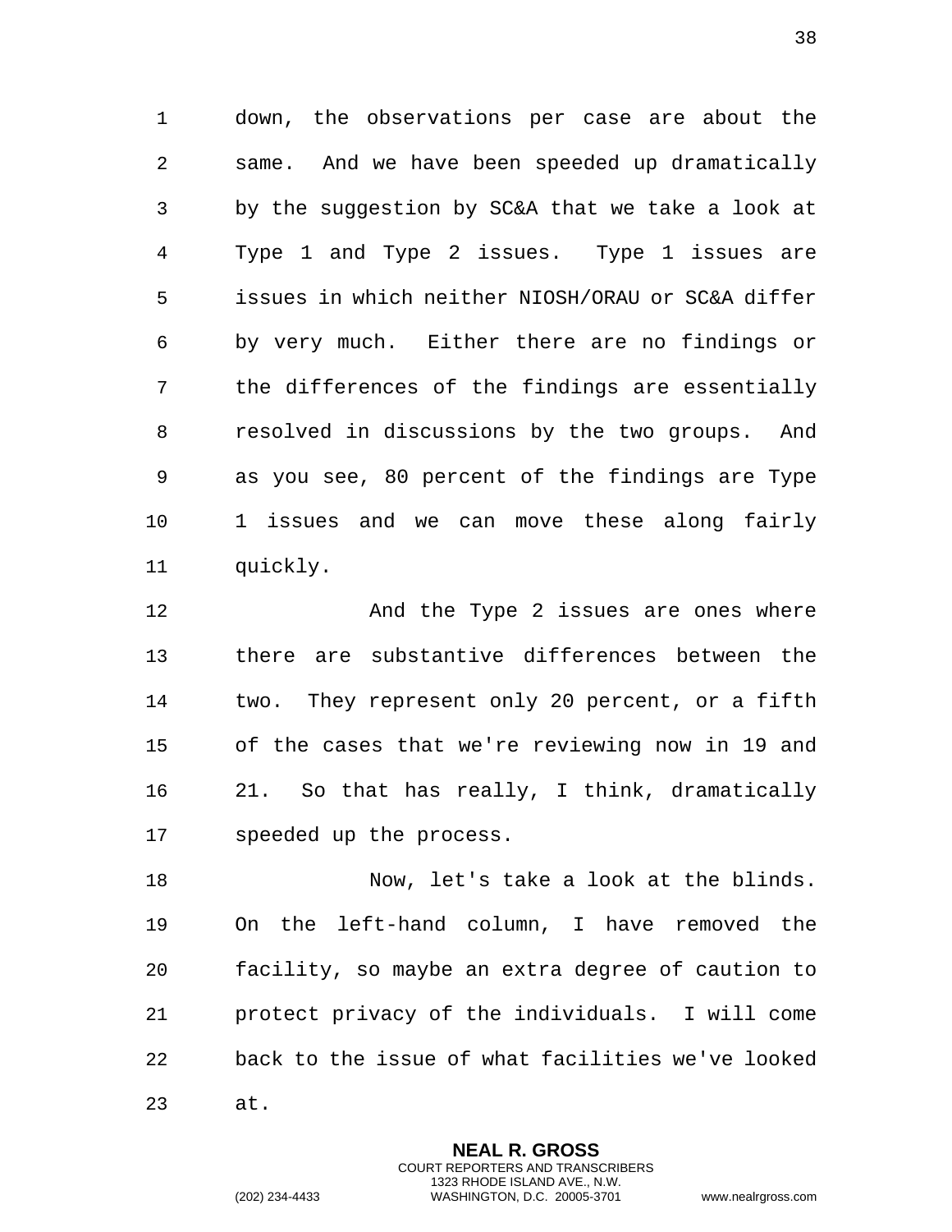down, the observations per case are about the same. And we have been speeded up dramatically by the suggestion by SC&A that we take a look at Type 1 and Type 2 issues. Type 1 issues are issues in which neither NIOSH/ORAU or SC&A differ by very much. Either there are no findings or the differences of the findings are essentially resolved in discussions by the two groups. And as you see, 80 percent of the findings are Type 1 issues and we can move these along fairly quickly.

And the Type 2 issues are ones where there are substantive differences between the two. They represent only 20 percent, or a fifth of the cases that we're reviewing now in 19 and 21. So that has really, I think, dramatically speeded up the process.

Now, let's take a look at the blinds. On the left-hand column, I have removed the facility, so maybe an extra degree of caution to protect privacy of the individuals. I will come back to the issue of what facilities we've looked at.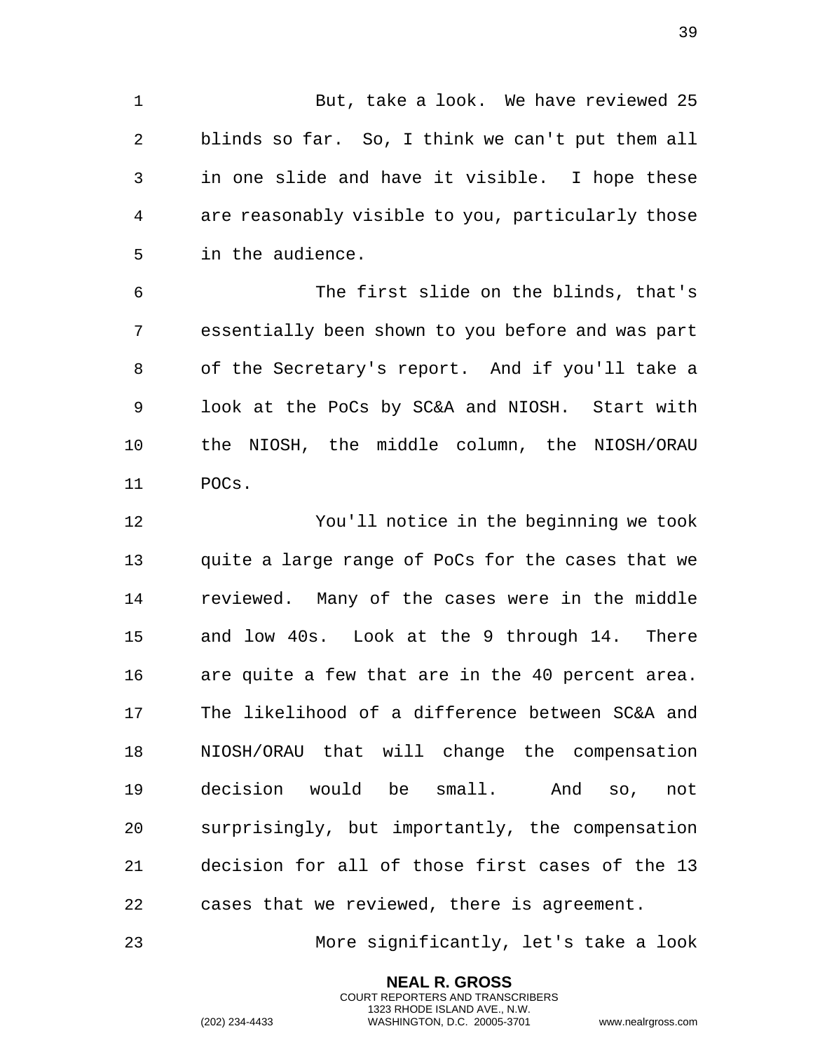But, take a look. We have reviewed 25 blinds so far. So, I think we can't put them all in one slide and have it visible. I hope these are reasonably visible to you, particularly those in the audience.

The first slide on the blinds, that's essentially been shown to you before and was part of the Secretary's report. And if you'll take a look at the PoCs by SC&A and NIOSH. Start with the NIOSH, the middle column, the NIOSH/ORAU POCs.

You'll notice in the beginning we took quite a large range of PoCs for the cases that we reviewed. Many of the cases were in the middle and low 40s. Look at the 9 through 14. There are quite a few that are in the 40 percent area. The likelihood of a difference between SC&A and NIOSH/ORAU that will change the compensation decision would be small. And so, not surprisingly, but importantly, the compensation decision for all of those first cases of the 13 cases that we reviewed, there is agreement.

More significantly, let's take a look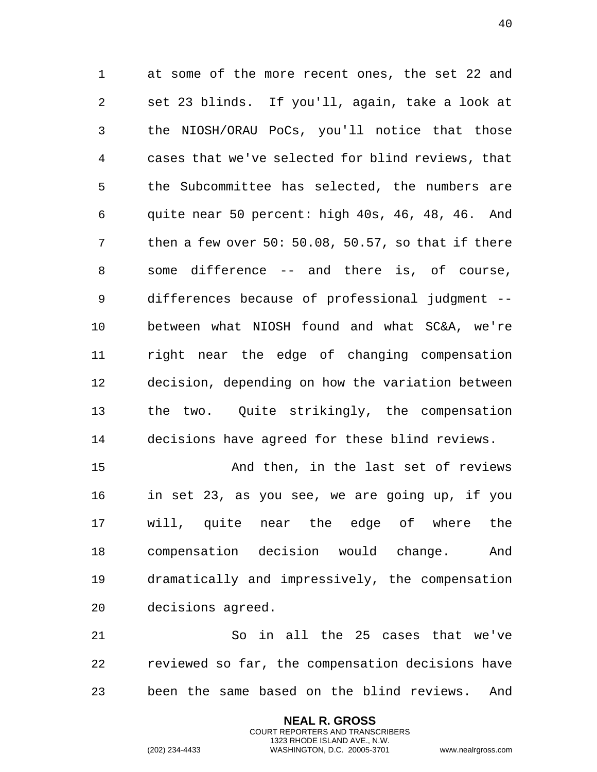at some of the more recent ones, the set 22 and set 23 blinds. If you'll, again, take a look at the NIOSH/ORAU PoCs, you'll notice that those cases that we've selected for blind reviews, that the Subcommittee has selected, the numbers are quite near 50 percent: high 40s, 46, 48, 46. And then a few over 50: 50.08, 50.57, so that if there some difference -- and there is, of course, differences because of professional judgment -- between what NIOSH found and what SC&A, we're right near the edge of changing compensation decision, depending on how the variation between the two. Quite strikingly, the compensation decisions have agreed for these blind reviews.

And then, in the last set of reviews in set 23, as you see, we are going up, if you will, quite near the edge of where the compensation decision would change. And dramatically and impressively, the compensation decisions agreed.

So in all the 25 cases that we've reviewed so far, the compensation decisions have been the same based on the blind reviews. And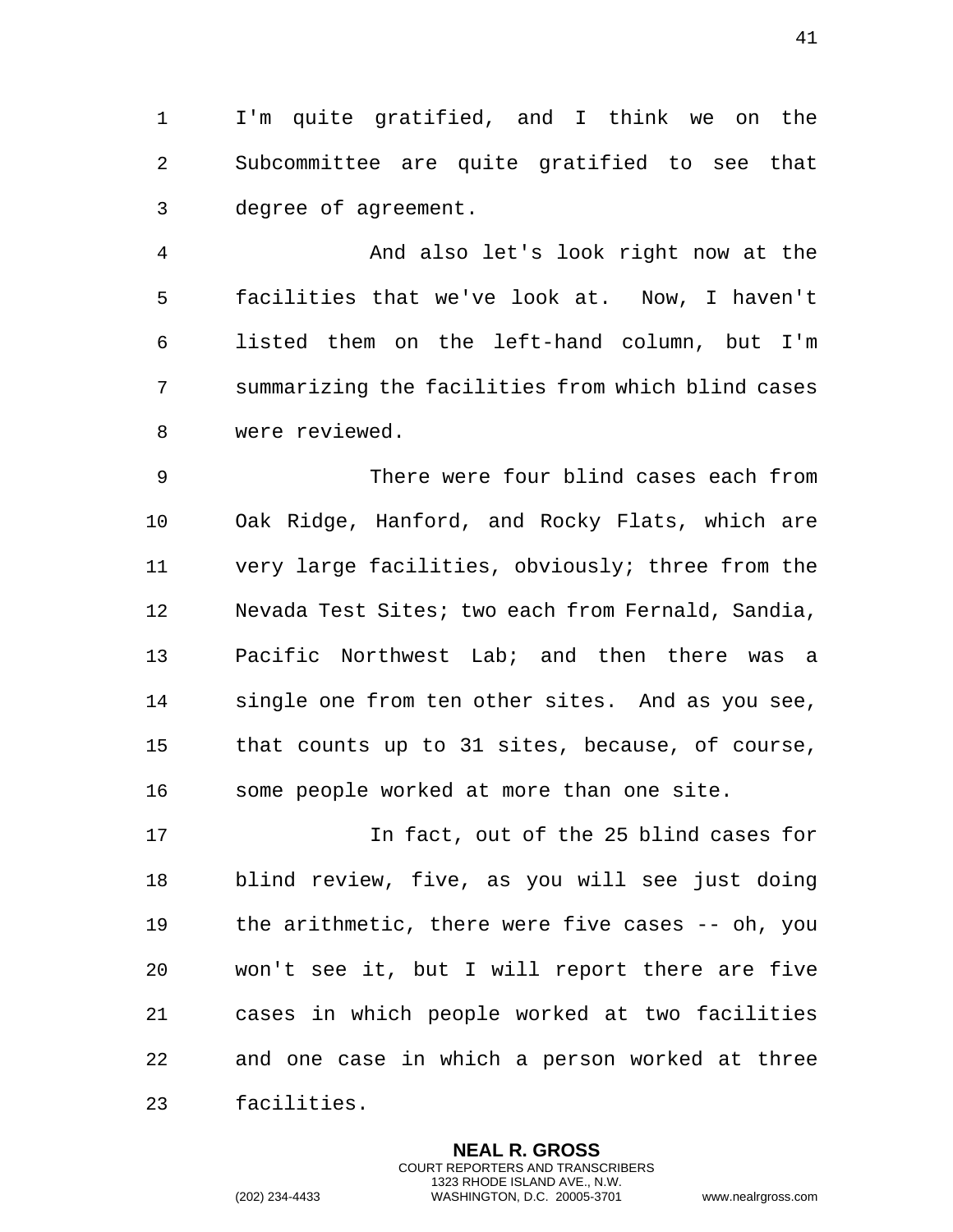I'm quite gratified, and I think we on the Subcommittee are quite gratified to see that degree of agreement.

And also let's look right now at the facilities that we've look at. Now, I haven't listed them on the left-hand column, but I'm summarizing the facilities from which blind cases were reviewed.

There were four blind cases each from Oak Ridge, Hanford, and Rocky Flats, which are very large facilities, obviously; three from the Nevada Test Sites; two each from Fernald, Sandia, Pacific Northwest Lab; and then there was a single one from ten other sites. And as you see, that counts up to 31 sites, because, of course, some people worked at more than one site.

In fact, out of the 25 blind cases for blind review, five, as you will see just doing the arithmetic, there were five cases -- oh, you won't see it, but I will report there are five cases in which people worked at two facilities and one case in which a person worked at three facilities.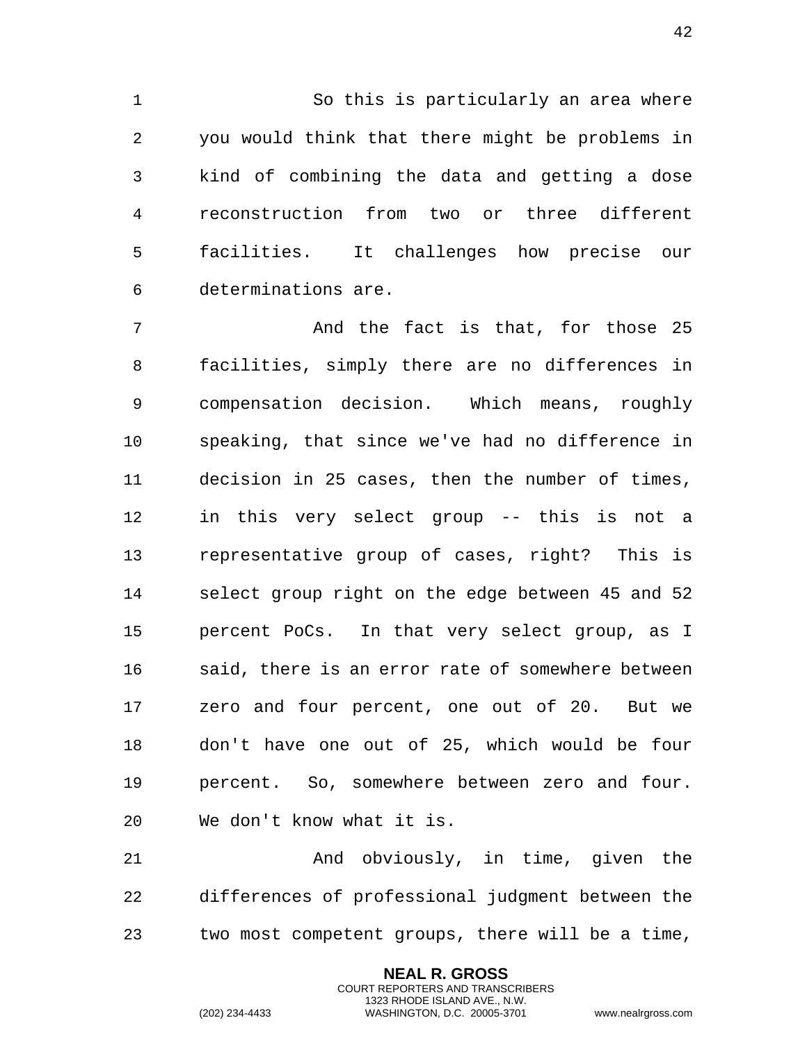So this is particularly an area where you would think that there might be problems in kind of combining the data and getting a dose reconstruction from two or three different facilities. It challenges how precise our determinations are.

And the fact is that, for those 25 facilities, simply there are no differences in compensation decision. Which means, roughly speaking, that since we've had no difference in decision in 25 cases, then the number of times, in this very select group -- this is not a representative group of cases, right? This is select group right on the edge between 45 and 52 percent PoCs. In that very select group, as I said, there is an error rate of somewhere between zero and four percent, one out of 20. But we don't have one out of 25, which would be four percent. So, somewhere between zero and four. We don't know what it is.

And obviously, in time, given the differences of professional judgment between the two most competent groups, there will be a time,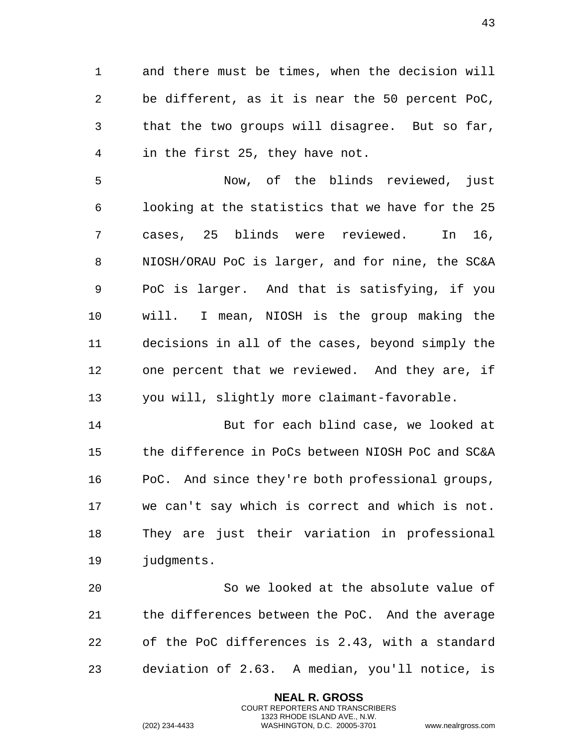and there must be times, when the decision will be different, as it is near the 50 percent PoC, that the two groups will disagree. But so far, in the first 25, they have not.

Now, of the blinds reviewed, just looking at the statistics that we have for the 25 cases, 25 blinds were reviewed. In 16, NIOSH/ORAU PoC is larger, and for nine, the SC&A PoC is larger. And that is satisfying, if you will. I mean, NIOSH is the group making the decisions in all of the cases, beyond simply the one percent that we reviewed. And they are, if you will, slightly more claimant-favorable.

But for each blind case, we looked at the difference in PoCs between NIOSH PoC and SC&A PoC. And since they're both professional groups, we can't say which is correct and which is not. They are just their variation in professional judgments.

So we looked at the absolute value of the differences between the PoC. And the average of the PoC differences is 2.43, with a standard deviation of 2.63. A median, you'll notice, is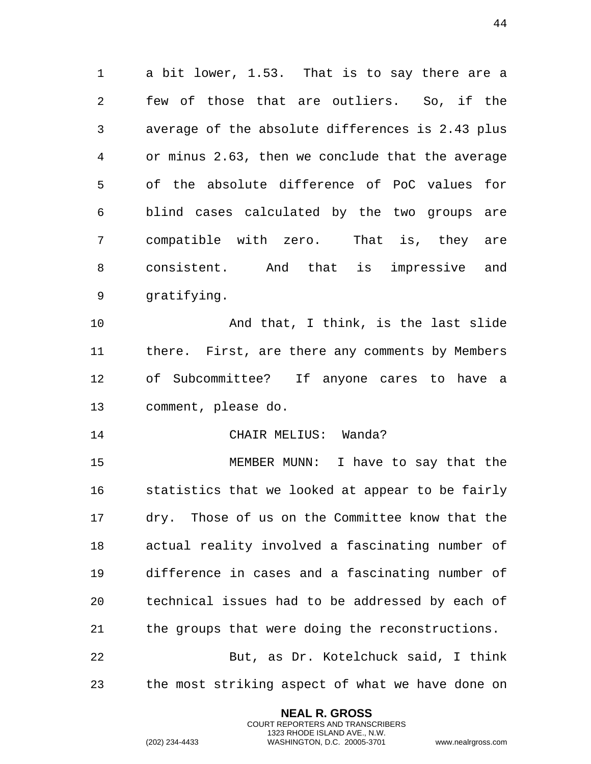a bit lower, 1.53. That is to say there are a few of those that are outliers. So, if the average of the absolute differences is 2.43 plus or minus 2.63, then we conclude that the average of the absolute difference of PoC values for blind cases calculated by the two groups are compatible with zero. That is, they are consistent. And that is impressive and gratifying.

And that, I think, is the last slide there. First, are there any comments by Members of Subcommittee? If anyone cares to have a comment, please do.

CHAIR MELIUS: Wanda?

MEMBER MUNN: I have to say that the statistics that we looked at appear to be fairly dry. Those of us on the Committee know that the actual reality involved a fascinating number of difference in cases and a fascinating number of technical issues had to be addressed by each of the groups that were doing the reconstructions.

But, as Dr. Kotelchuck said, I think the most striking aspect of what we have done on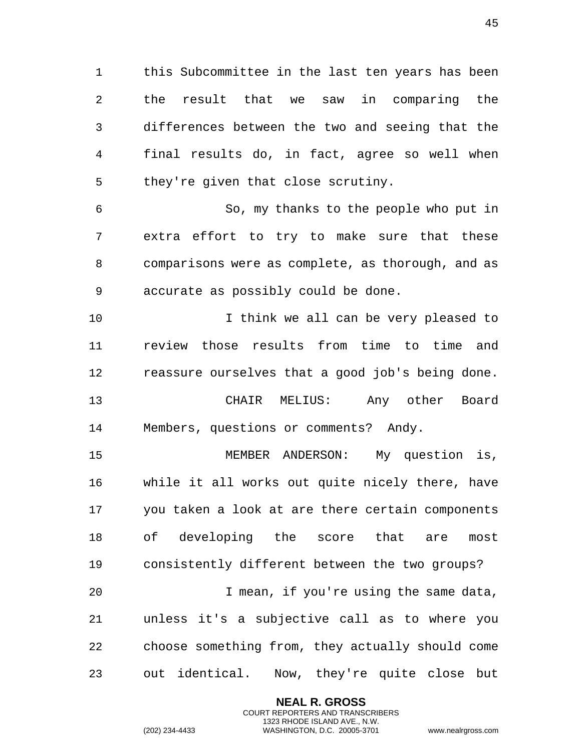this Subcommittee in the last ten years has been the result that we saw in comparing the differences between the two and seeing that the final results do, in fact, agree so well when they're given that close scrutiny.

So, my thanks to the people who put in extra effort to try to make sure that these comparisons were as complete, as thorough, and as accurate as possibly could be done.

I think we all can be very pleased to review those results from time to time and reassure ourselves that a good job's being done.

CHAIR MELIUS: Any other Board Members, questions or comments? Andy.

MEMBER ANDERSON: My question is, while it all works out quite nicely there, have you taken a look at are there certain components of developing the score that are most consistently different between the two groups?

I mean, if you're using the same data, unless it's a subjective call as to where you choose something from, they actually should come out identical. Now, they're quite close but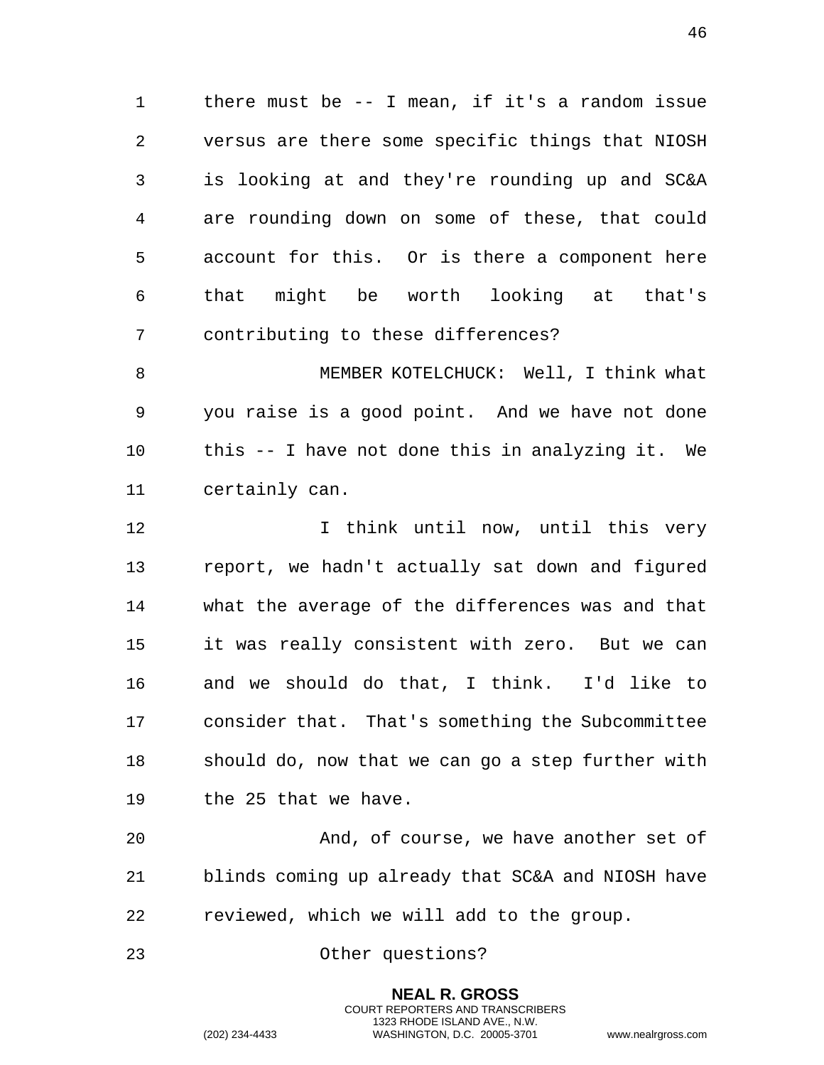there must be -- I mean, if it's a random issue versus are there some specific things that NIOSH is looking at and they're rounding up and SC&A are rounding down on some of these, that could account for this. Or is there a component here that might be worth looking at that's contributing to these differences?

MEMBER KOTELCHUCK: Well, I think what you raise is a good point. And we have not done this -- I have not done this in analyzing it. We certainly can.

I think until now, until this very report, we hadn't actually sat down and figured what the average of the differences was and that it was really consistent with zero. But we can and we should do that, I think. I'd like to consider that. That's something the Subcommittee should do, now that we can go a step further with the 25 that we have.

And, of course, we have another set of blinds coming up already that SC&A and NIOSH have reviewed, which we will add to the group.

Other questions?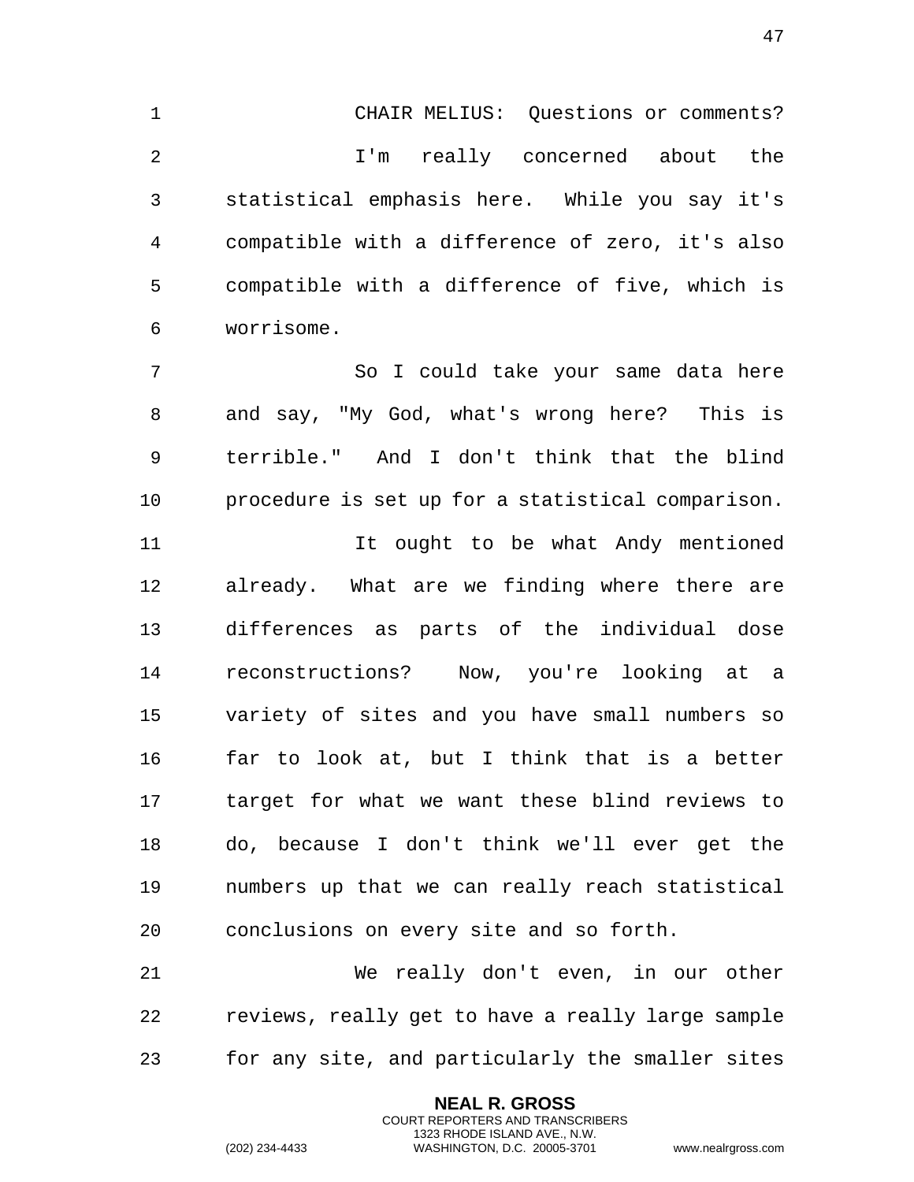CHAIR MELIUS: Questions or comments?

I'm really concerned about the statistical emphasis here. While you say it's compatible with a difference of zero, it's also compatible with a difference of five, which is worrisome.

So I could take your same data here and say, "My God, what's wrong here? This is terrible." And I don't think that the blind procedure is set up for a statistical comparison.

It ought to be what Andy mentioned already. What are we finding where there are differences as parts of the individual dose reconstructions? Now, you're looking at a variety of sites and you have small numbers so far to look at, but I think that is a better target for what we want these blind reviews to do, because I don't think we'll ever get the numbers up that we can really reach statistical conclusions on every site and so forth.

We really don't even, in our other reviews, really get to have a really large sample for any site, and particularly the smaller sites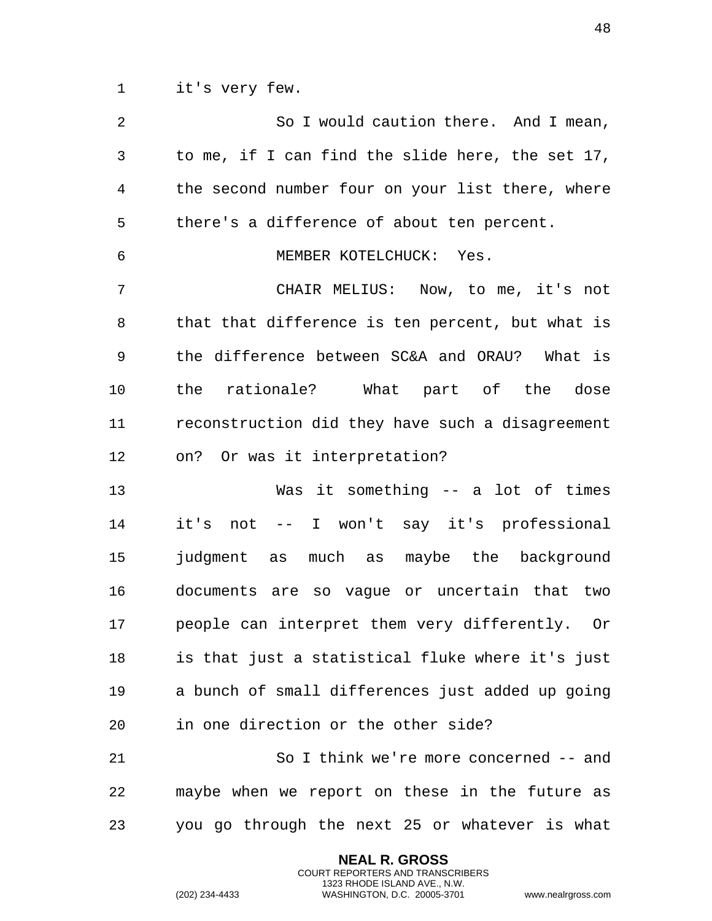it's very few.

So I would caution there. And I mean, to me, if I can find the slide here, the set 17, the second number four on your list there, where there's a difference of about ten percent.

MEMBER KOTELCHUCK: Yes.

CHAIR MELIUS: Now, to me, it's not that that difference is ten percent, but what is the difference between SC&A and ORAU? What is the rationale? What part of the dose reconstruction did they have such a disagreement on? Or was it interpretation?

Was it something -- a lot of times it's not -- I won't say it's professional judgment as much as maybe the background documents are so vague or uncertain that two people can interpret them very differently. Or is that just a statistical fluke where it's just a bunch of small differences just added up going in one direction or the other side?

So I think we're more concerned -- and maybe when we report on these in the future as you go through the next 25 or whatever is what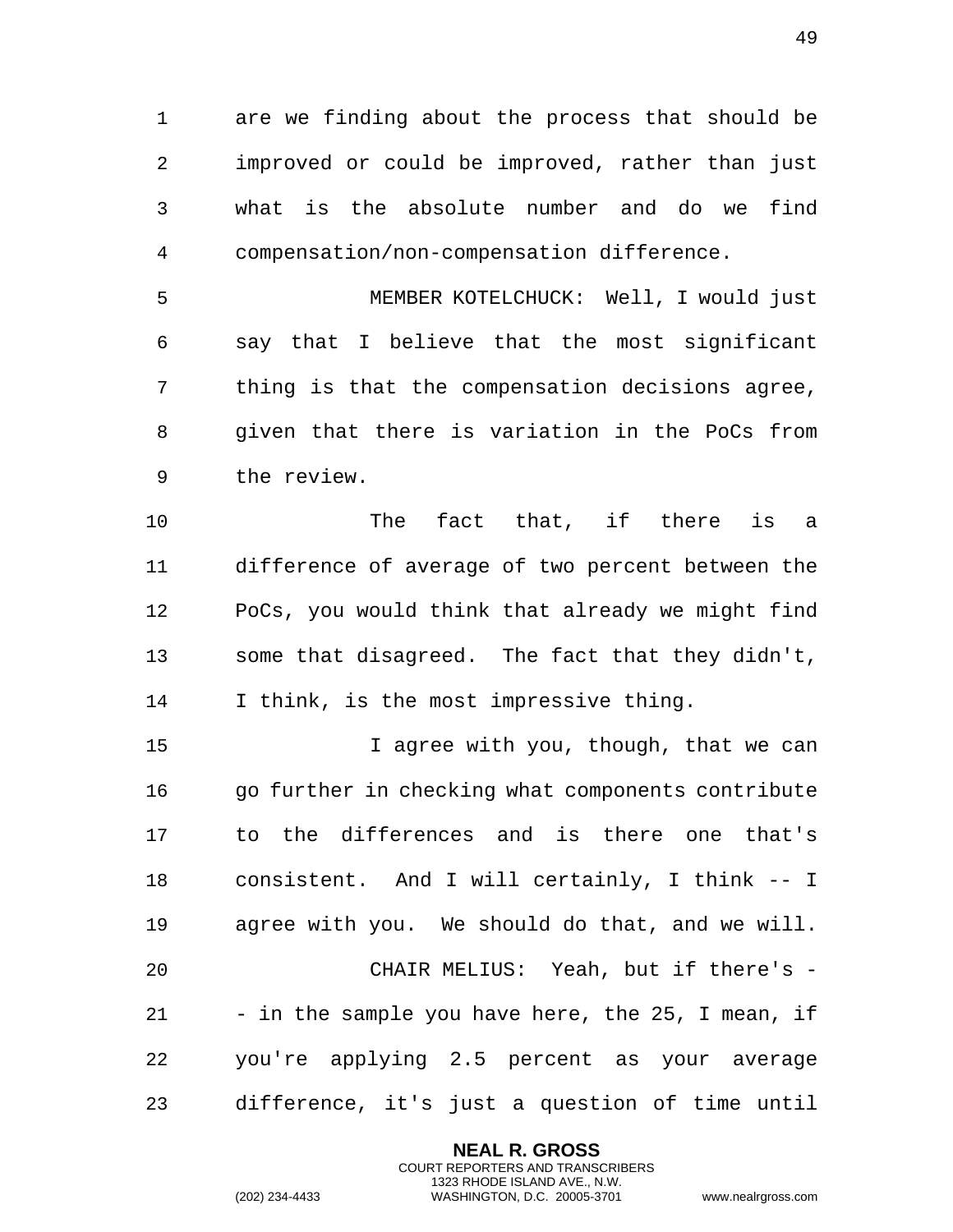are we finding about the process that should be improved or could be improved, rather than just what is the absolute number and do we find compensation/non-compensation difference.

MEMBER KOTELCHUCK: Well, I would just say that I believe that the most significant thing is that the compensation decisions agree, given that there is variation in the PoCs from the review.

The fact that, if there is a difference of average of two percent between the PoCs, you would think that already we might find some that disagreed. The fact that they didn't, I think, is the most impressive thing.

I agree with you, though, that we can go further in checking what components contribute to the differences and is there one that's consistent. And I will certainly, I think -- I agree with you. We should do that, and we will.

CHAIR MELIUS: Yeah, but if there's -- in the sample you have here, the 25, I mean, if you're applying 2.5 percent as your average difference, it's just a question of time until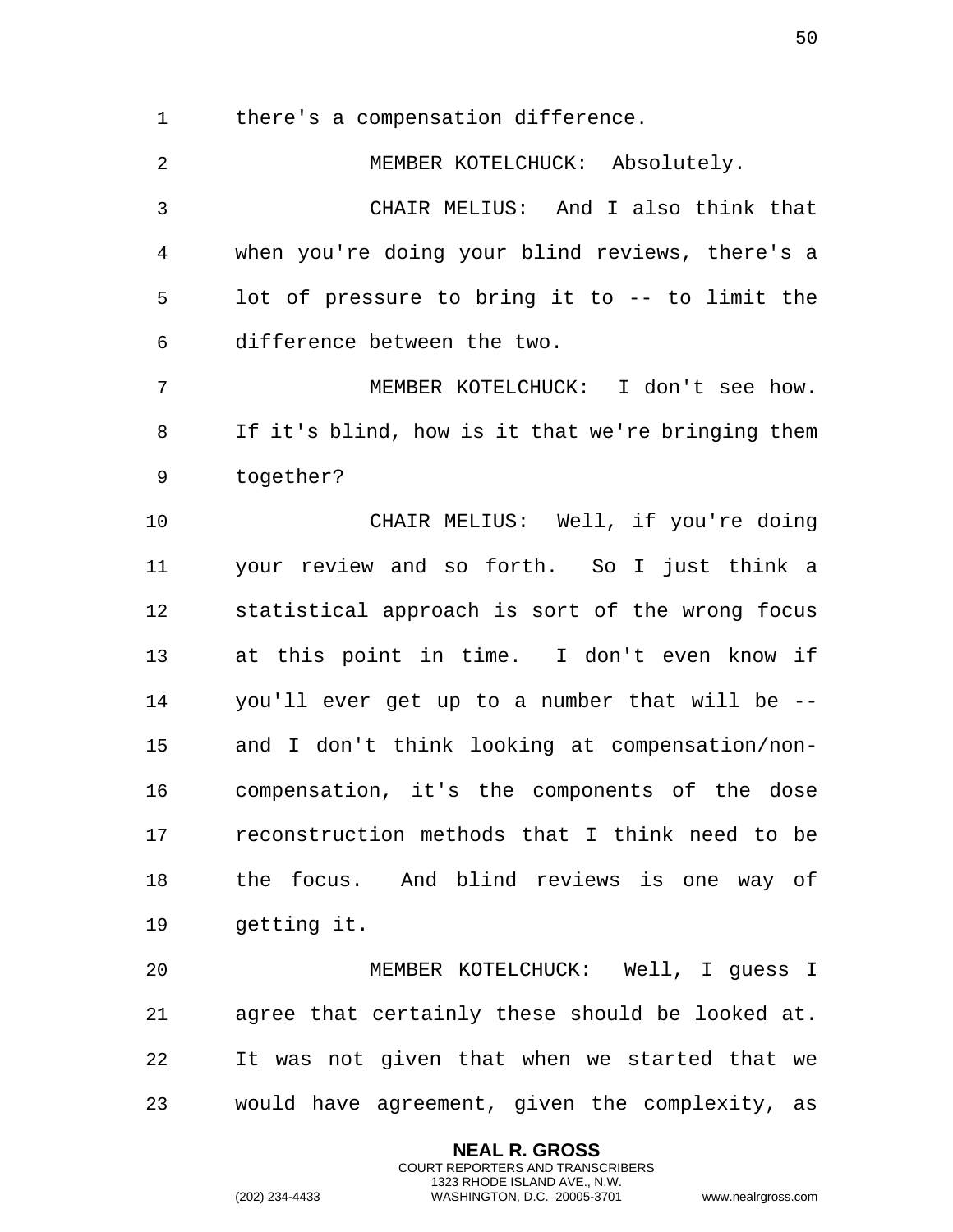there's a compensation difference.

MEMBER KOTELCHUCK: Absolutely.

CHAIR MELIUS: And I also think that when you're doing your blind reviews, there's a lot of pressure to bring it to -- to limit the difference between the two.

MEMBER KOTELCHUCK: I don't see how. If it's blind, how is it that we're bringing them together?

CHAIR MELIUS: Well, if you're doing your review and so forth. So I just think a statistical approach is sort of the wrong focus at this point in time. I don't even know if you'll ever get up to a number that will be -- and I don't think looking at compensation/non-compensation, it's the components of the dose reconstruction methods that I think need to be the focus. And blind reviews is one way of getting it.

MEMBER KOTELCHUCK: Well, I guess I agree that certainly these should be looked at. It was not given that when we started that we would have agreement, given the complexity, as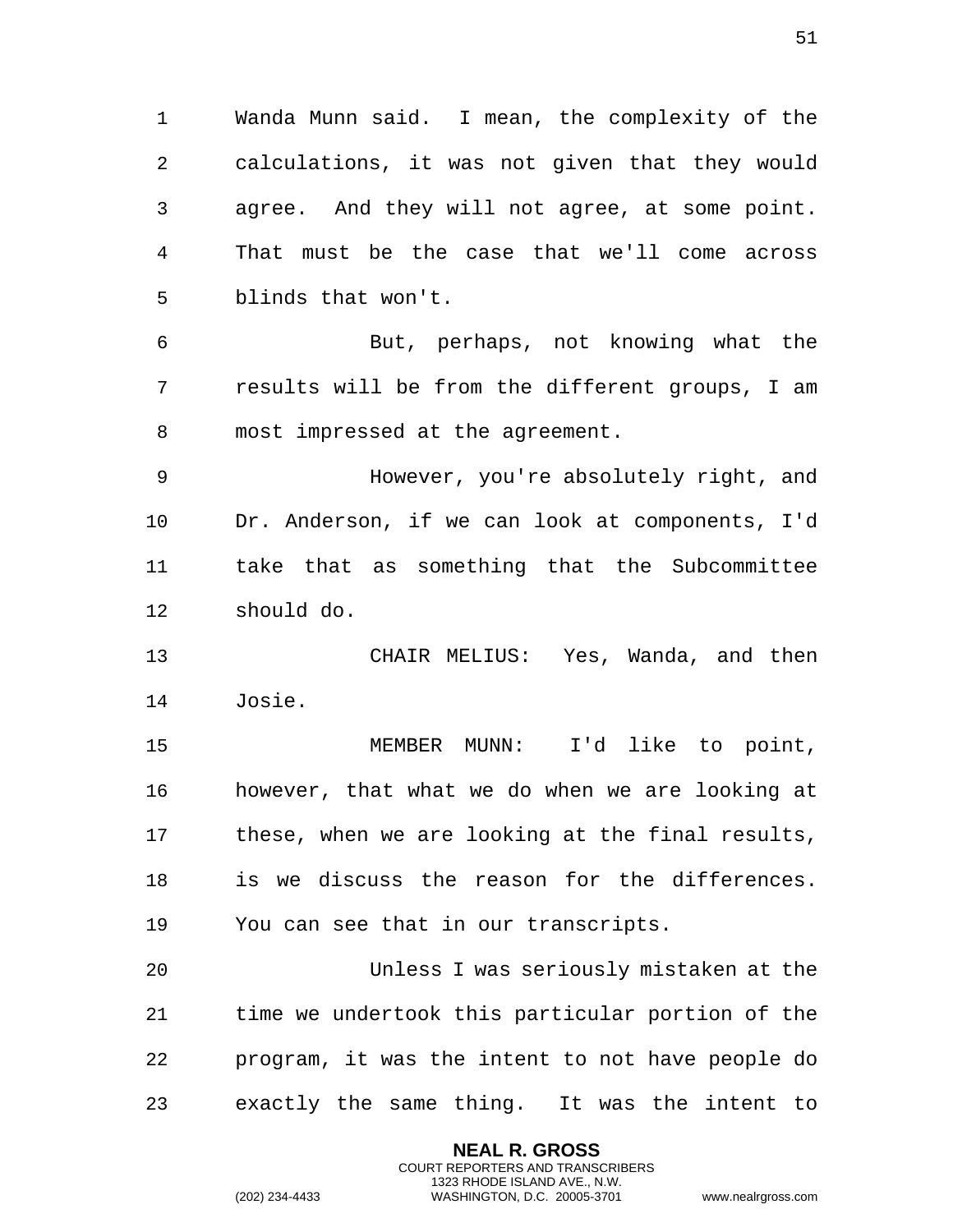Wanda Munn said. I mean, the complexity of the calculations, it was not given that they would agree. And they will not agree, at some point. That must be the case that we'll come across blinds that won't.

But, perhaps, not knowing what the results will be from the different groups, I am most impressed at the agreement.

However, you're absolutely right, and Dr. Anderson, if we can look at components, I'd take that as something that the Subcommittee should do.

CHAIR MELIUS: Yes, Wanda, and then Josie.

MEMBER MUNN: I'd like to point, however, that what we do when we are looking at these, when we are looking at the final results, is we discuss the reason for the differences. You can see that in our transcripts.

Unless I was seriously mistaken at the time we undertook this particular portion of the program, it was the intent to not have people do exactly the same thing. It was the intent to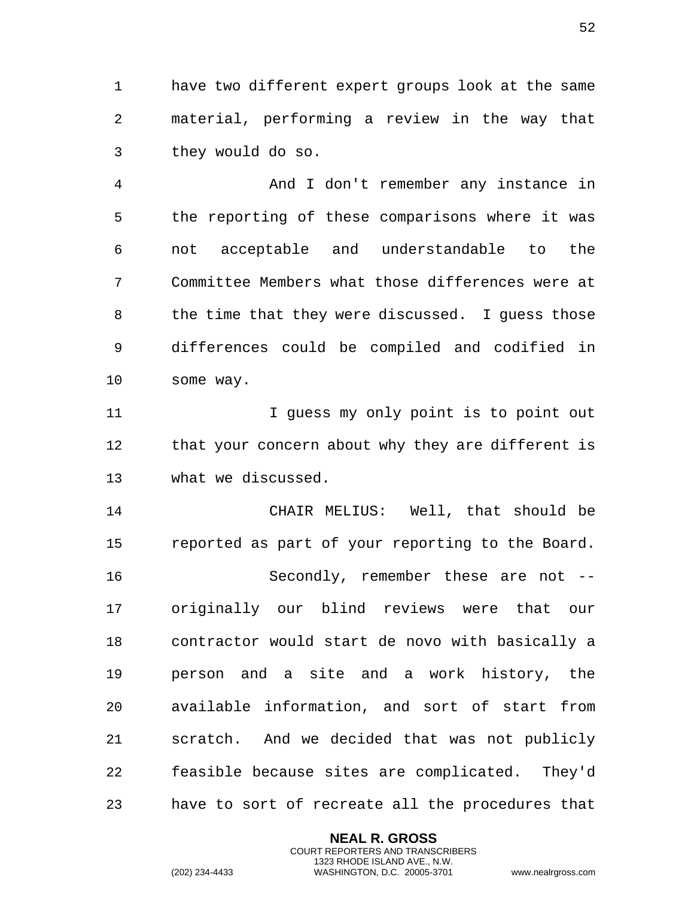have two different expert groups look at the same material, performing a review in the way that they would do so.

And I don't remember any instance in the reporting of these comparisons where it was not acceptable and understandable to the Committee Members what those differences were at the time that they were discussed. I guess those differences could be compiled and codified in some way.

I guess my only point is to point out that your concern about why they are different is what we discussed.

CHAIR MELIUS: Well, that should be reported as part of your reporting to the Board.

Secondly, remember these are not -- originally our blind reviews were that our contractor would start de novo with basically a person and a site and a work history, the available information, and sort of start from scratch. And we decided that was not publicly feasible because sites are complicated. They'd have to sort of recreate all the procedures that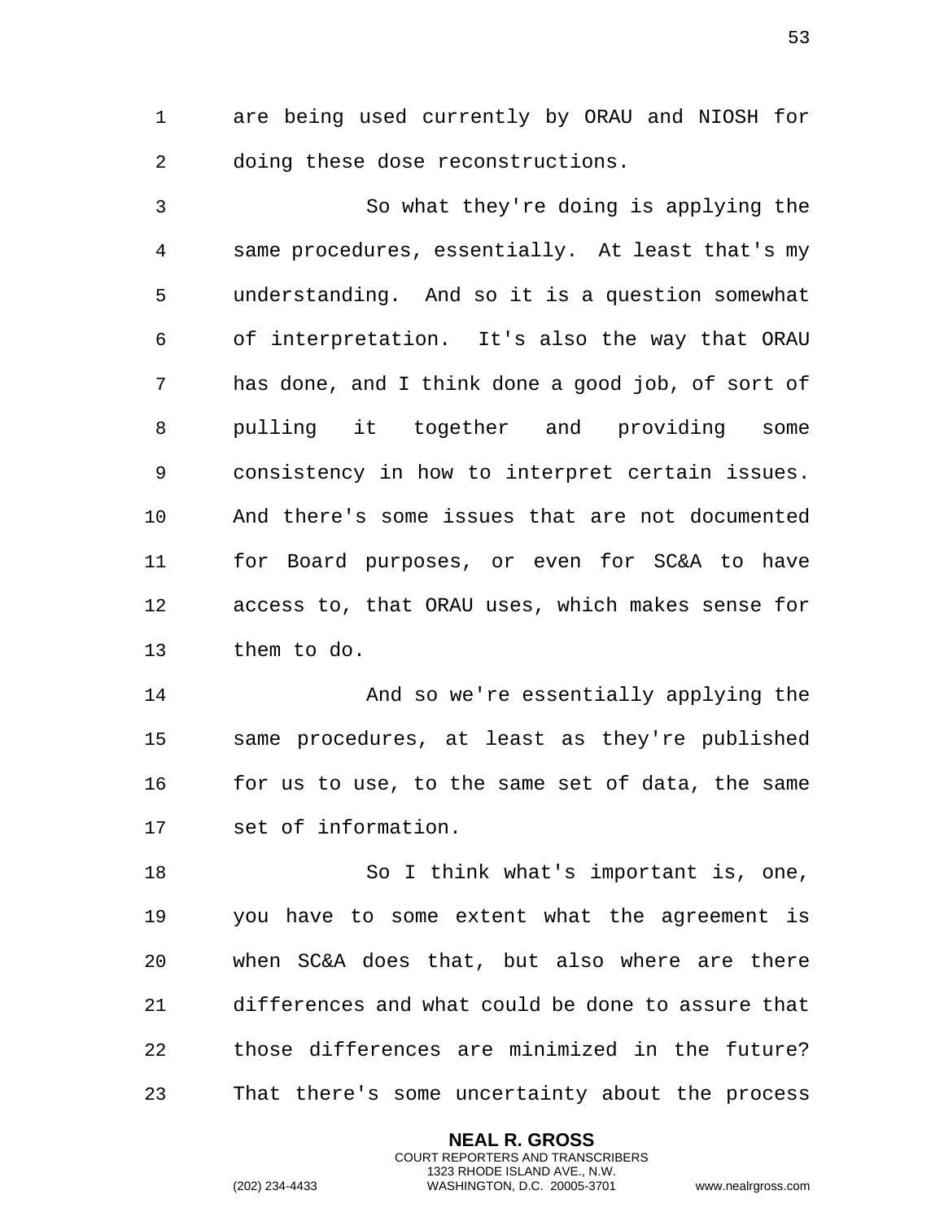are being used currently by ORAU and NIOSH for doing these dose reconstructions.

So what they're doing is applying the same procedures, essentially. At least that's my understanding. And so it is a question somewhat of interpretation. It's also the way that ORAU has done, and I think done a good job, of sort of pulling it together and providing some consistency in how to interpret certain issues. And there's some issues that are not documented for Board purposes, or even for SC&A to have access to, that ORAU uses, which makes sense for them to do.

And so we're essentially applying the same procedures, at least as they're published for us to use, to the same set of data, the same set of information.

So I think what's important is, one, you have to some extent what the agreement is when SC&A does that, but also where are there differences and what could be done to assure that those differences are minimized in the future? That there's some uncertainty about the process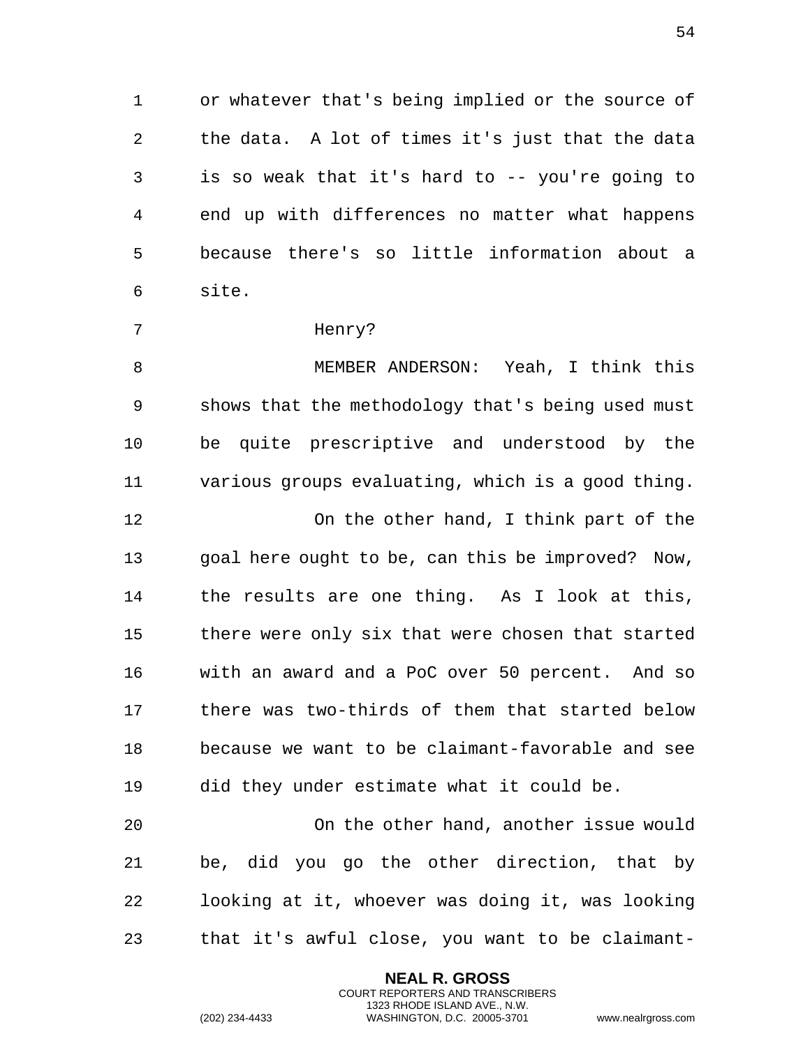or whatever that's being implied or the source of the data. A lot of times it's just that the data is so weak that it's hard to -- you're going to end up with differences no matter what happens because there's so little information about a site.

Henry?

MEMBER ANDERSON: Yeah, I think this shows that the methodology that's being used must be quite prescriptive and understood by the various groups evaluating, which is a good thing.

On the other hand, I think part of the goal here ought to be, can this be improved? Now, the results are one thing. As I look at this, there were only six that were chosen that started with an award and a PoC over 50 percent. And so there was two-thirds of them that started below because we want to be claimant-favorable and see did they under estimate what it could be.

On the other hand, another issue would be, did you go the other direction, that by looking at it, whoever was doing it, was looking that it's awful close, you want to be claimant-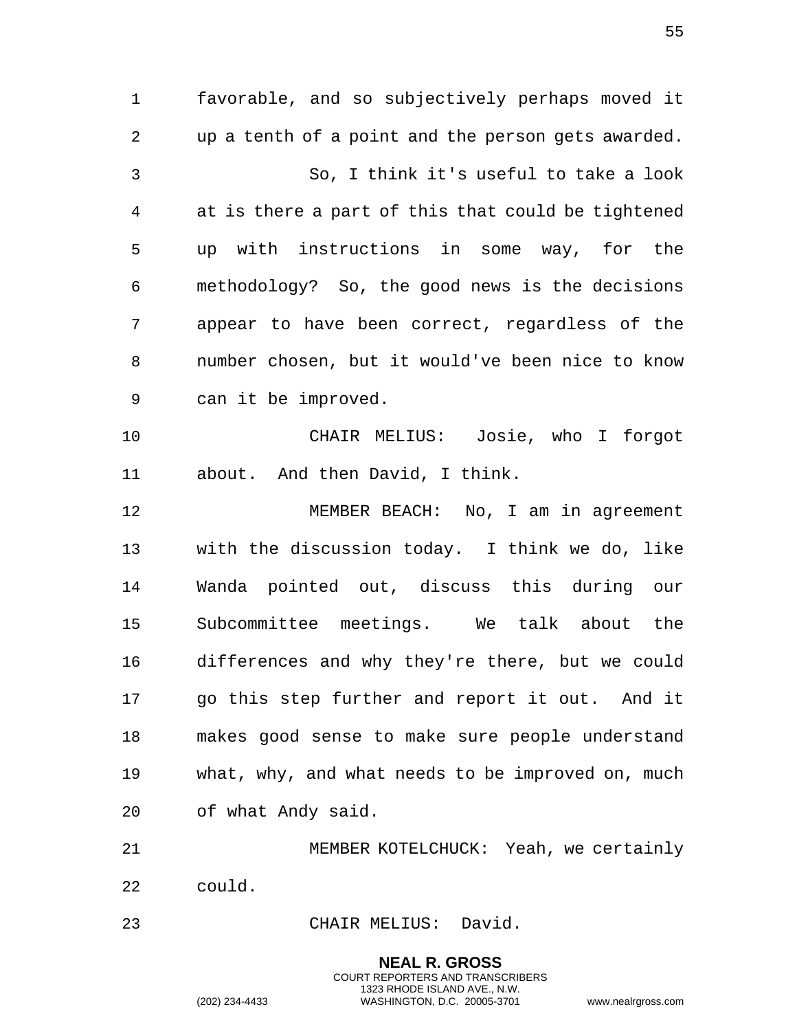favorable, and so subjectively perhaps moved it up a tenth of a point and the person gets awarded.

So, I think it's useful to take a look at is there a part of this that could be tightened up with instructions in some way, for the methodology? So, the good news is the decisions appear to have been correct, regardless of the number chosen, but it would've been nice to know can it be improved.

CHAIR MELIUS: Josie, who I forgot about. And then David, I think.

MEMBER BEACH: No, I am in agreement with the discussion today. I think we do, like Wanda pointed out, discuss this during our Subcommittee meetings. We talk about the differences and why they're there, but we could go this step further and report it out. And it makes good sense to make sure people understand what, why, and what needs to be improved on, much of what Andy said.

MEMBER KOTELCHUCK: Yeah, we certainly could.

CHAIR MELIUS: David.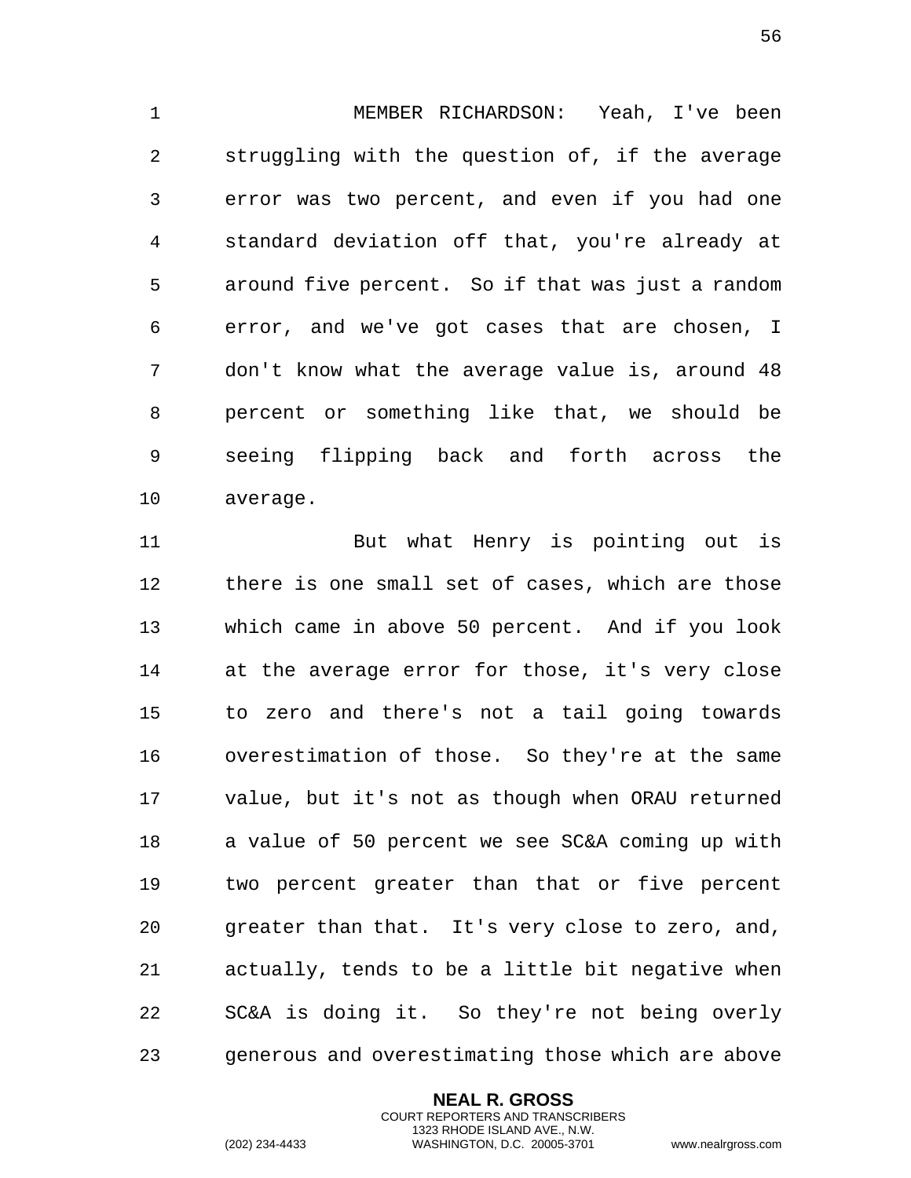MEMBER RICHARDSON: Yeah, I've been struggling with the question of, if the average error was two percent, and even if you had one standard deviation off that, you're already at around five percent. So if that was just a random error, and we've got cases that are chosen, I don't know what the average value is, around 48 percent or something like that, we should be seeing flipping back and forth across the average.

But what Henry is pointing out is there is one small set of cases, which are those which came in above 50 percent. And if you look at the average error for those, it's very close to zero and there's not a tail going towards overestimation of those. So they're at the same value, but it's not as though when ORAU returned a value of 50 percent we see SC&A coming up with two percent greater than that or five percent greater than that. It's very close to zero, and, actually, tends to be a little bit negative when SC&A is doing it. So they're not being overly generous and overestimating those which are above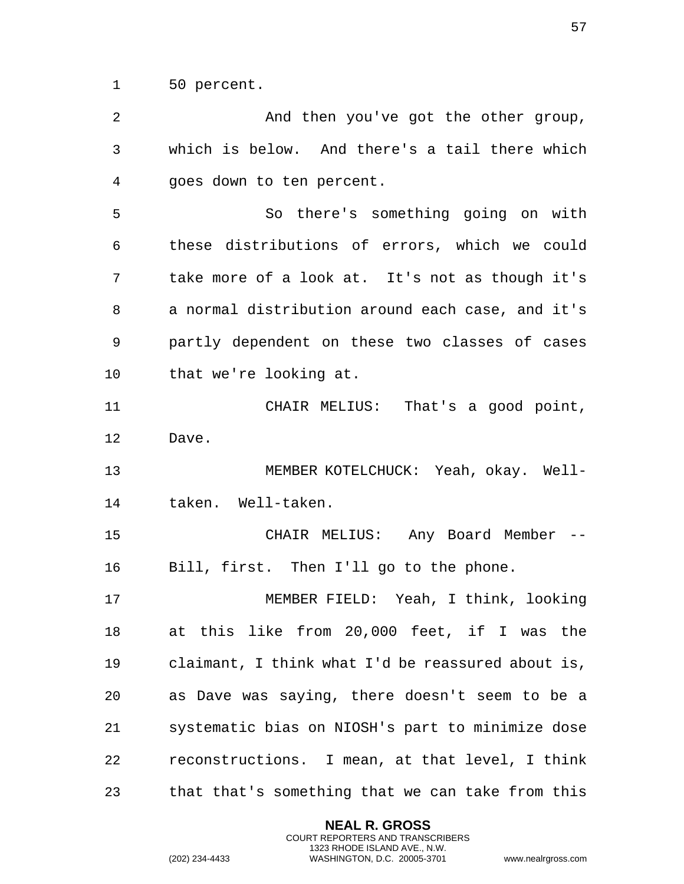50 percent.

And then you've got the other group, which is below. And there's a tail there which goes down to ten percent.

So there's something going on with these distributions of errors, which we could take more of a look at. It's not as though it's a normal distribution around each case, and it's partly dependent on these two classes of cases that we're looking at.

CHAIR MELIUS: That's a good point, Dave.

MEMBER KOTELCHUCK: Yeah, okay. Well-taken. Well-taken.

CHAIR MELIUS: Any Board Member -- Bill, first. Then I'll go to the phone.

MEMBER FIELD: Yeah, I think, looking at this like from 20,000 feet, if I was the claimant, I think what I'd be reassured about is, as Dave was saying, there doesn't seem to be a systematic bias on NIOSH's part to minimize dose reconstructions. I mean, at that level, I think that that's something that we can take from this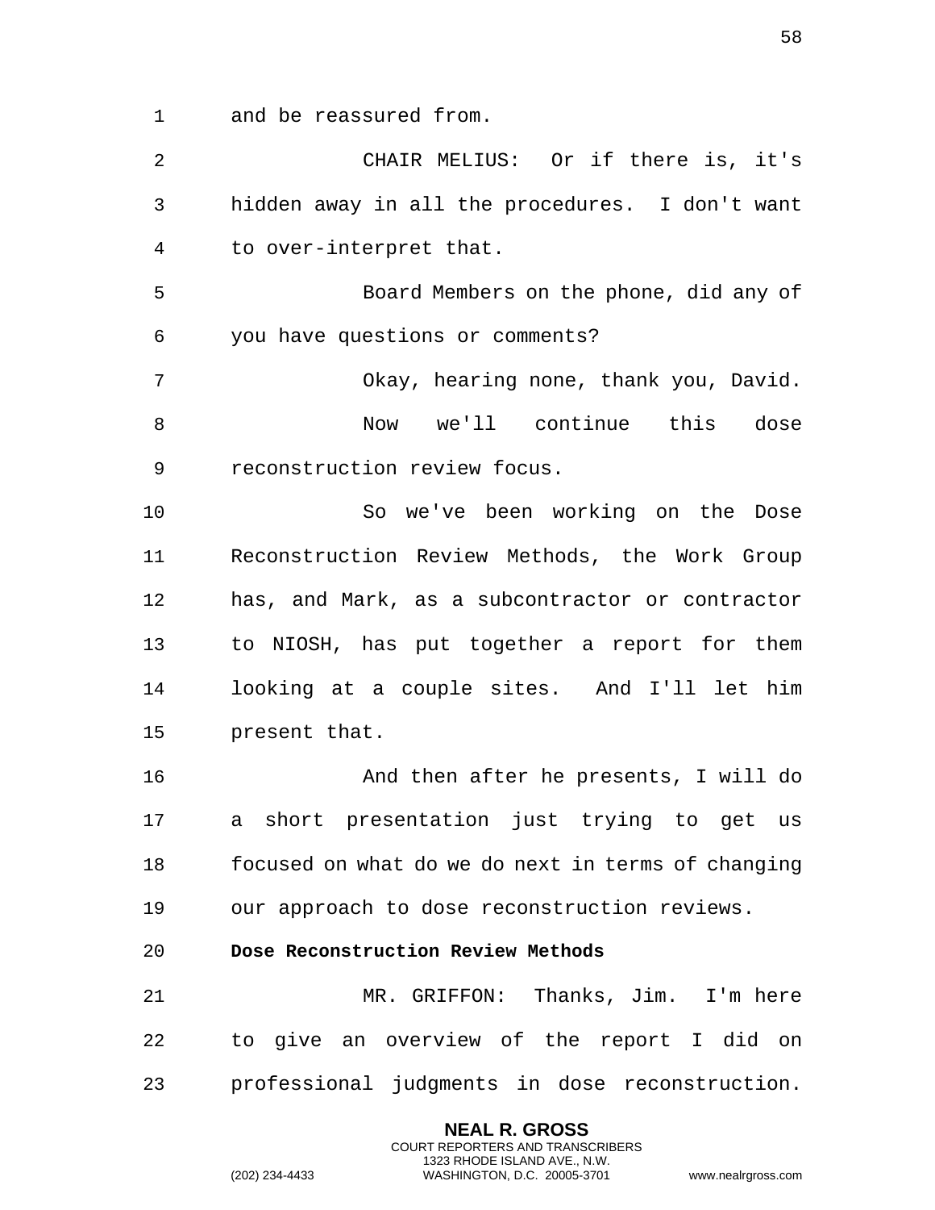and be reassured from.

CHAIR MELIUS: Or if there is, it's hidden away in all the procedures. I don't want to over-interpret that.

Board Members on the phone, did any of you have questions or comments?

Okay, hearing none, thank you, David.

Now we'll continue this dose reconstruction review focus.

So we've been working on the Dose Reconstruction Review Methods, the Work Group has, and Mark, as a subcontractor or contractor to NIOSH, has put together a report for them looking at a couple sites. And I'll let him present that.

And then after he presents, I will do a short presentation just trying to get us focused on what do we do next in terms of changing our approach to dose reconstruction reviews.

**Dose Reconstruction Review Methods**

MR. GRIFFON: Thanks, Jim. I'm here to give an overview of the report I did on professional judgments in dose reconstruction.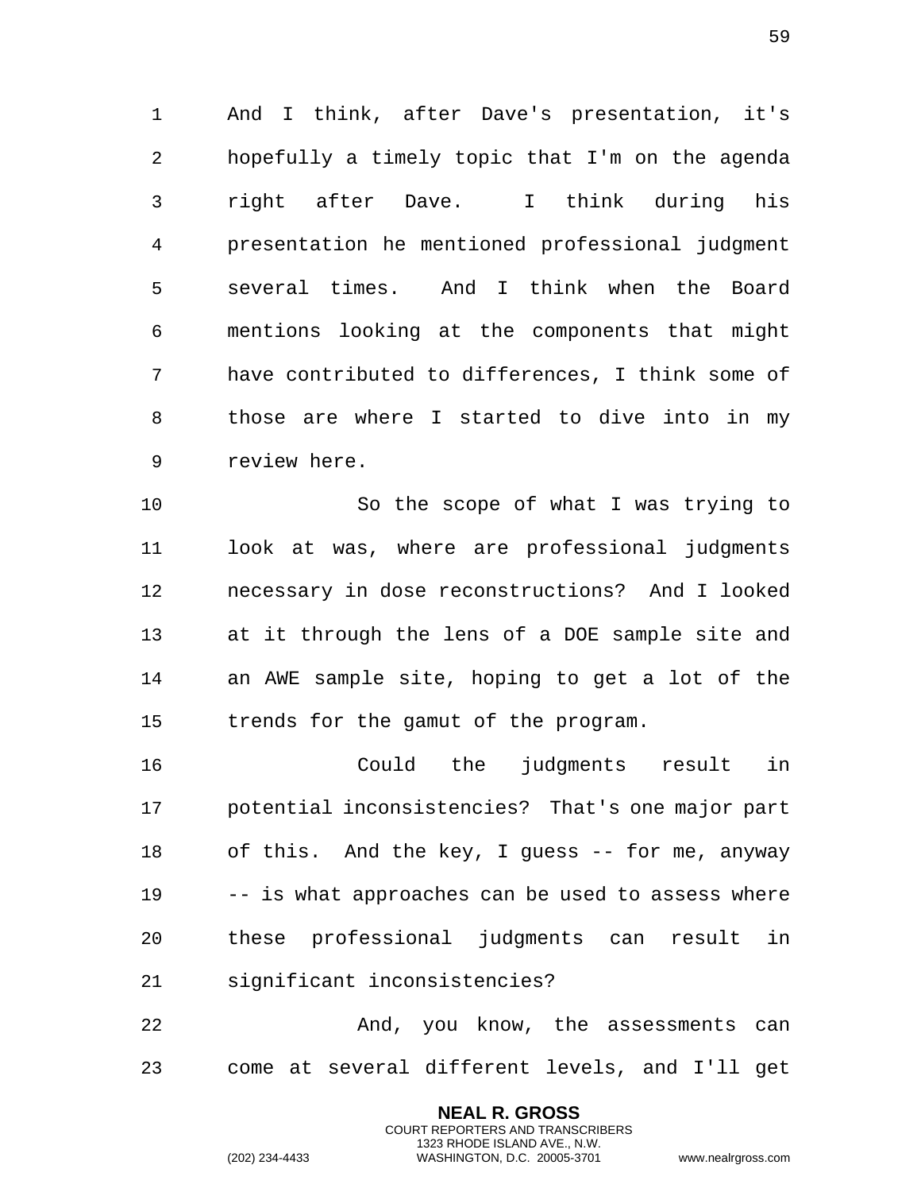And I think, after Dave's presentation, it's hopefully a timely topic that I'm on the agenda right after Dave. I think during his presentation he mentioned professional judgment several times. And I think when the Board mentions looking at the components that might have contributed to differences, I think some of those are where I started to dive into in my review here.

So the scope of what I was trying to look at was, where are professional judgments necessary in dose reconstructions? And I looked at it through the lens of a DOE sample site and an AWE sample site, hoping to get a lot of the trends for the gamut of the program.

Could the judgments result in potential inconsistencies? That's one major part of this. And the key, I guess -- for me, anyway -- is what approaches can be used to assess where these professional judgments can result in significant inconsistencies?

And, you know, the assessments can come at several different levels, and I'll get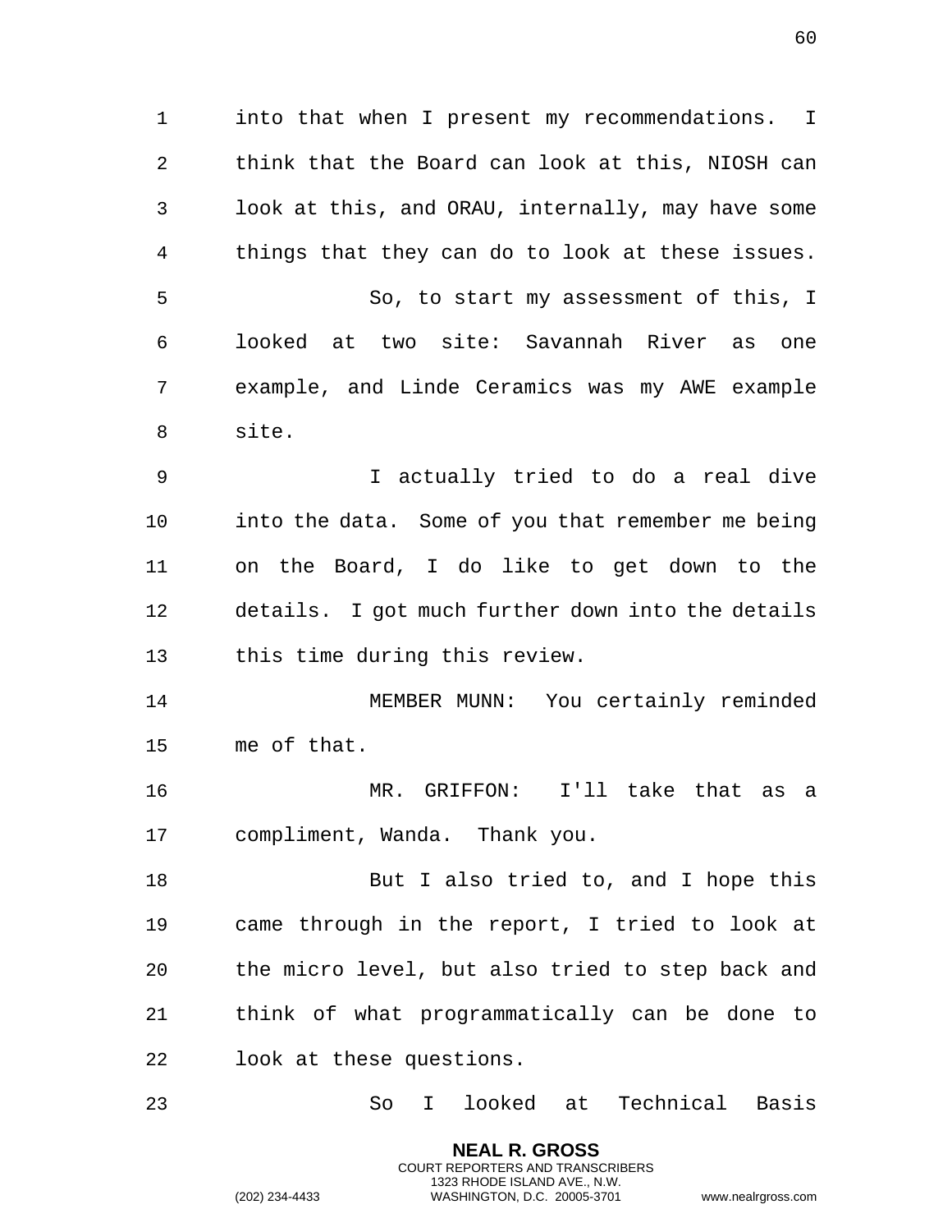into that when I present my recommendations. I think that the Board can look at this, NIOSH can look at this, and ORAU, internally, may have some things that they can do to look at these issues.

So, to start my assessment of this, I looked at two site: Savannah River as one example, and Linde Ceramics was my AWE example site.

I actually tried to do a real dive into the data. Some of you that remember me being on the Board, I do like to get down to the details. I got much further down into the details this time during this review.

MEMBER MUNN: You certainly reminded me of that.

MR. GRIFFON: I'll take that as a compliment, Wanda. Thank you.

But I also tried to, and I hope this came through in the report, I tried to look at the micro level, but also tried to step back and think of what programmatically can be done to look at these questions.

So I looked at Technical Basis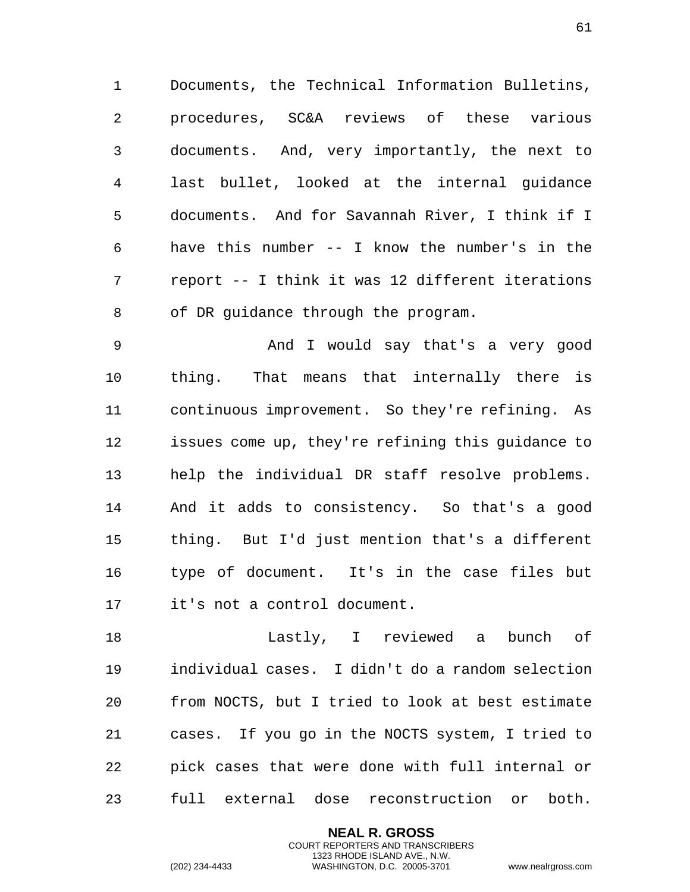Documents, the Technical Information Bulletins, procedures, SC&A reviews of these various documents. And, very importantly, the next to last bullet, looked at the internal guidance documents. And for Savannah River, I think if I have this number -- I know the number's in the report -- I think it was 12 different iterations of DR guidance through the program.

And I would say that's a very good thing. That means that internally there is continuous improvement. So they're refining. As issues come up, they're refining this guidance to help the individual DR staff resolve problems. And it adds to consistency. So that's a good thing. But I'd just mention that's a different type of document. It's in the case files but it's not a control document.

Lastly, I reviewed a bunch of individual cases. I didn't do a random selection from NOCTS, but I tried to look at best estimate cases. If you go in the NOCTS system, I tried to pick cases that were done with full internal or full external dose reconstruction or both.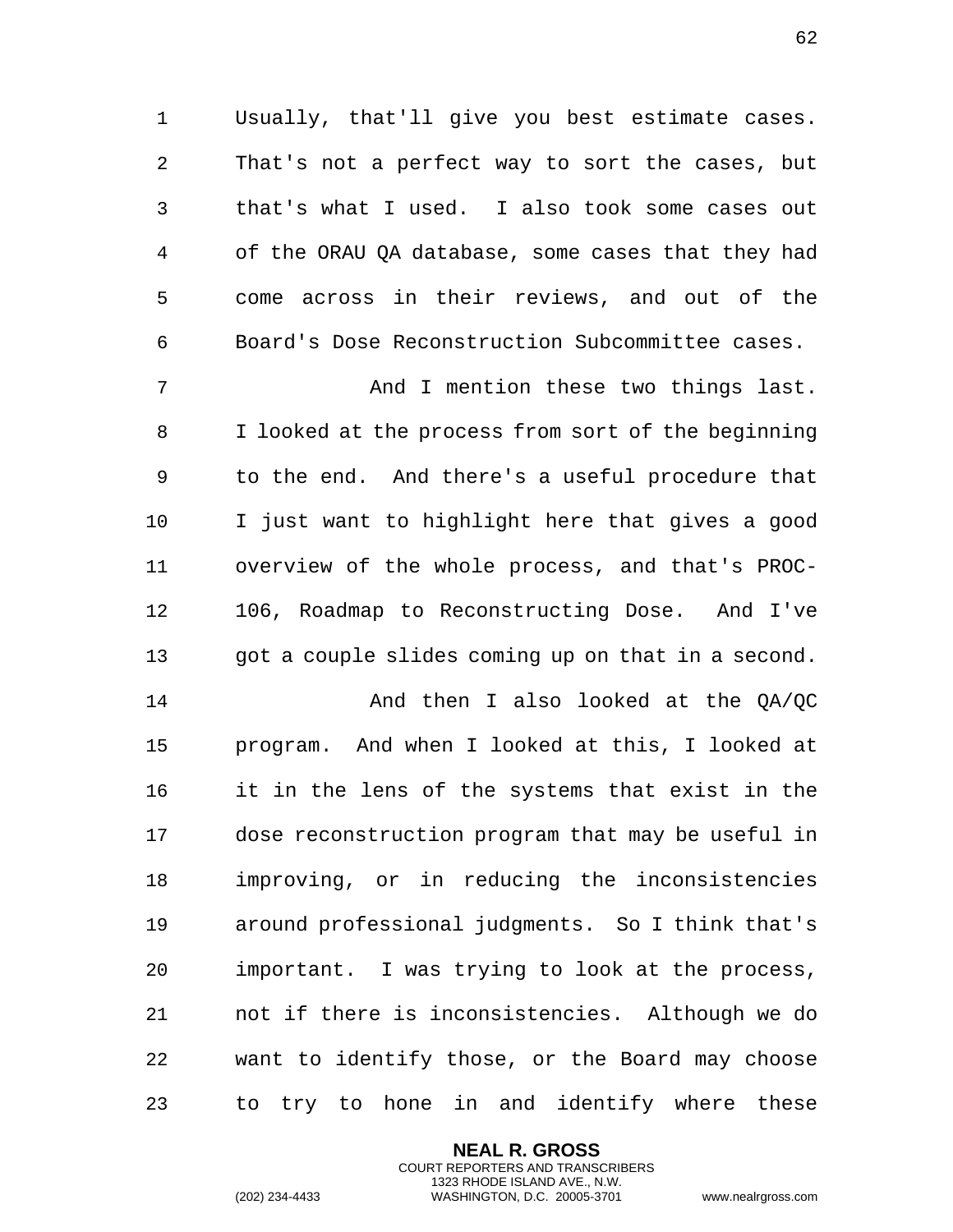Usually, that'll give you best estimate cases. That's not a perfect way to sort the cases, but that's what I used. I also took some cases out of the ORAU QA database, some cases that they had come across in their reviews, and out of the Board's Dose Reconstruction Subcommittee cases.

And I mention these two things last. I looked at the process from sort of the beginning to the end. And there's a useful procedure that I just want to highlight here that gives a good overview of the whole process, and that's PROC-106, Roadmap to Reconstructing Dose. And I've got a couple slides coming up on that in a second.

And then I also looked at the QA/QC program. And when I looked at this, I looked at it in the lens of the systems that exist in the dose reconstruction program that may be useful in improving, or in reducing the inconsistencies around professional judgments. So I think that's important. I was trying to look at the process, not if there is inconsistencies. Although we do want to identify those, or the Board may choose to try to hone in and identify where these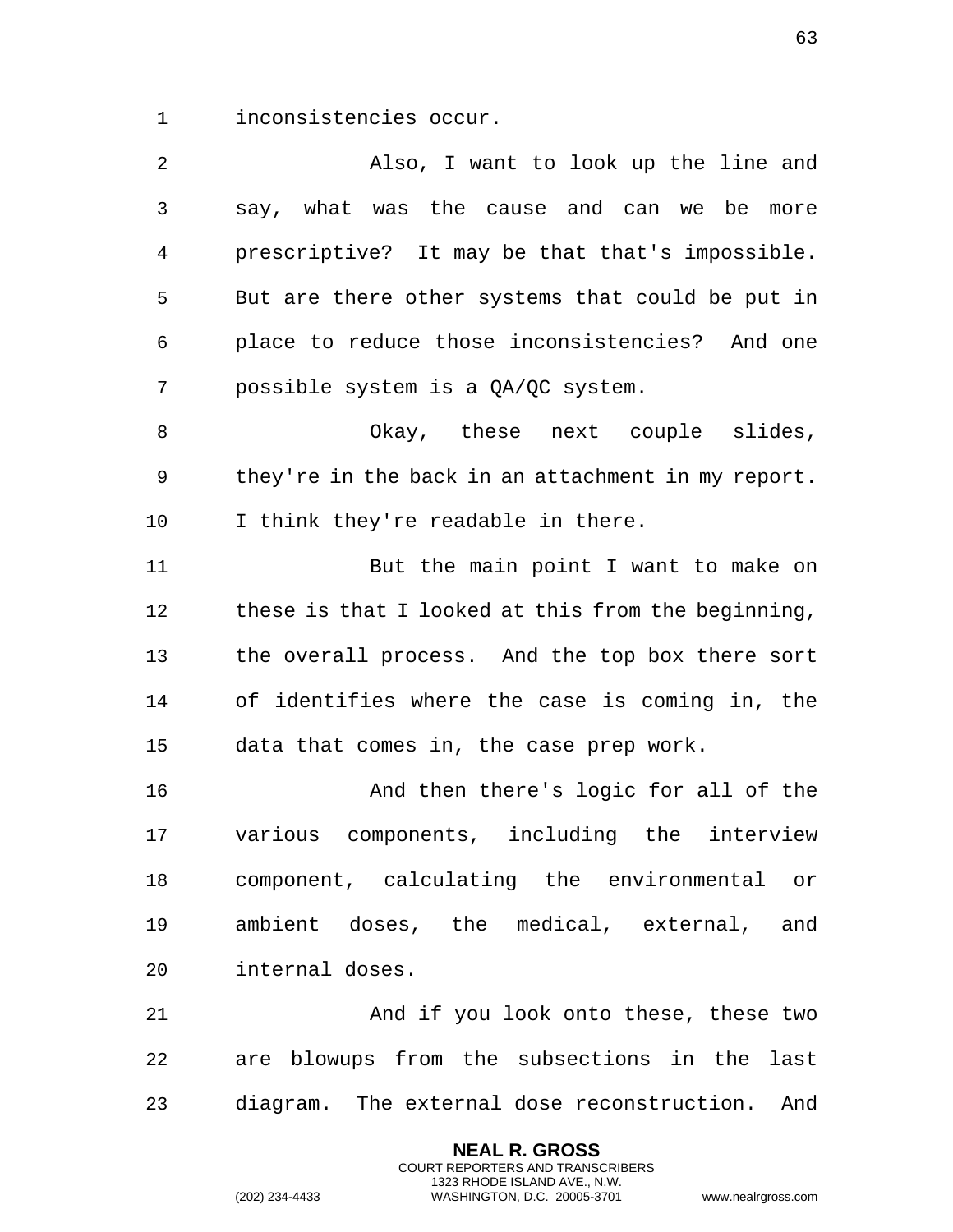inconsistencies occur.

Also, I want to look up the line and say, what was the cause and can we be more prescriptive? It may be that that's impossible. But are there other systems that could be put in place to reduce those inconsistencies? And one possible system is a QA/QC system.

Okay, these next couple slides, they're in the back in an attachment in my report. I think they're readable in there.

But the main point I want to make on these is that I looked at this from the beginning, the overall process. And the top box there sort of identifies where the case is coming in, the data that comes in, the case prep work.

And then there's logic for all of the various components, including the interview component, calculating the environmental or ambient doses, the medical, external, and internal doses.

And if you look onto these, these two are blowups from the subsections in the last diagram. The external dose reconstruction. And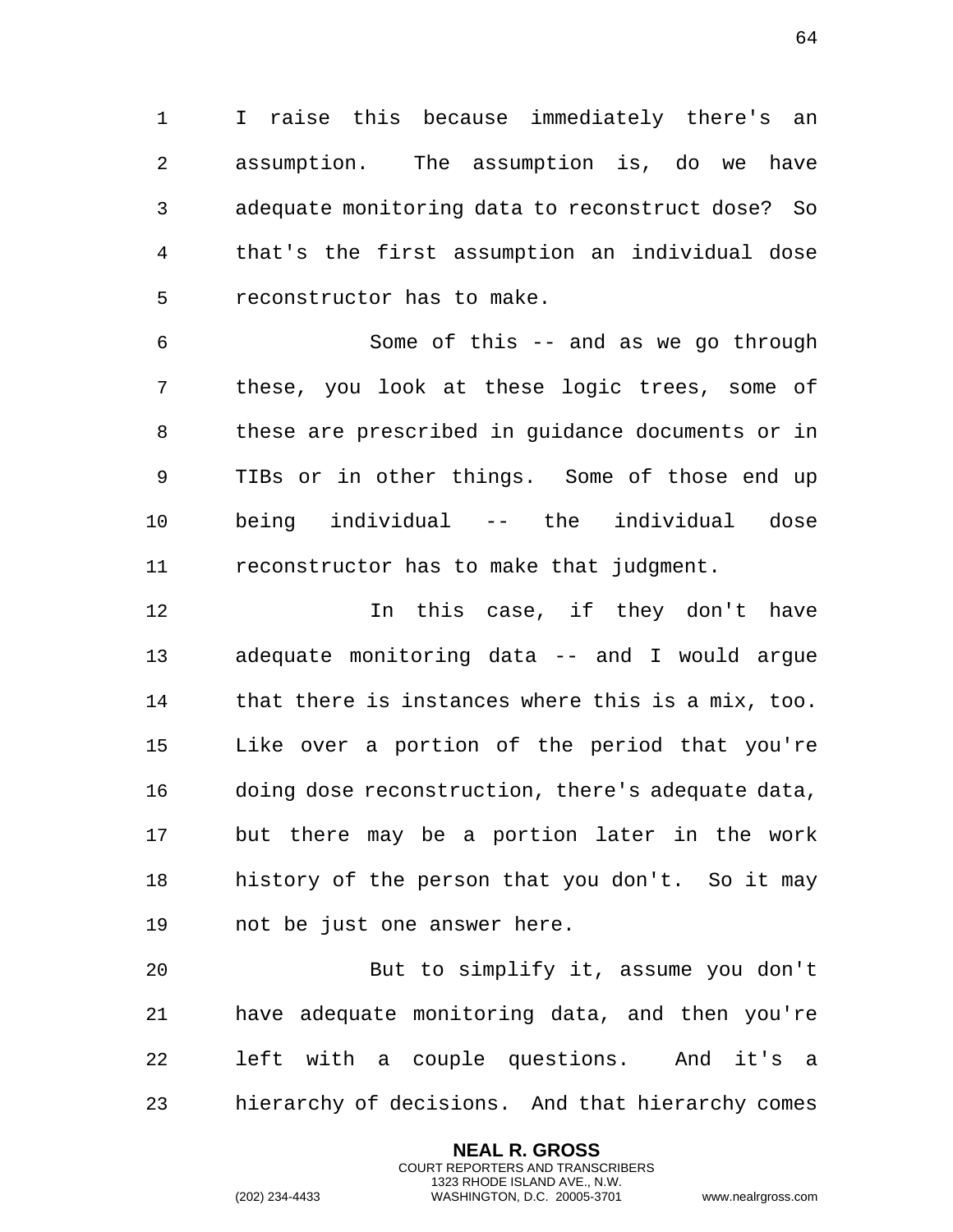I raise this because immediately there's an assumption. The assumption is, do we have adequate monitoring data to reconstruct dose? So that's the first assumption an individual dose reconstructor has to make.

Some of this -- and as we go through these, you look at these logic trees, some of these are prescribed in guidance documents or in TIBs or in other things. Some of those end up being individual -- the individual dose reconstructor has to make that judgment.

In this case, if they don't have adequate monitoring data -- and I would argue that there is instances where this is a mix, too. Like over a portion of the period that you're doing dose reconstruction, there's adequate data, but there may be a portion later in the work history of the person that you don't. So it may not be just one answer here.

But to simplify it, assume you don't have adequate monitoring data, and then you're left with a couple questions. And it's a hierarchy of decisions. And that hierarchy comes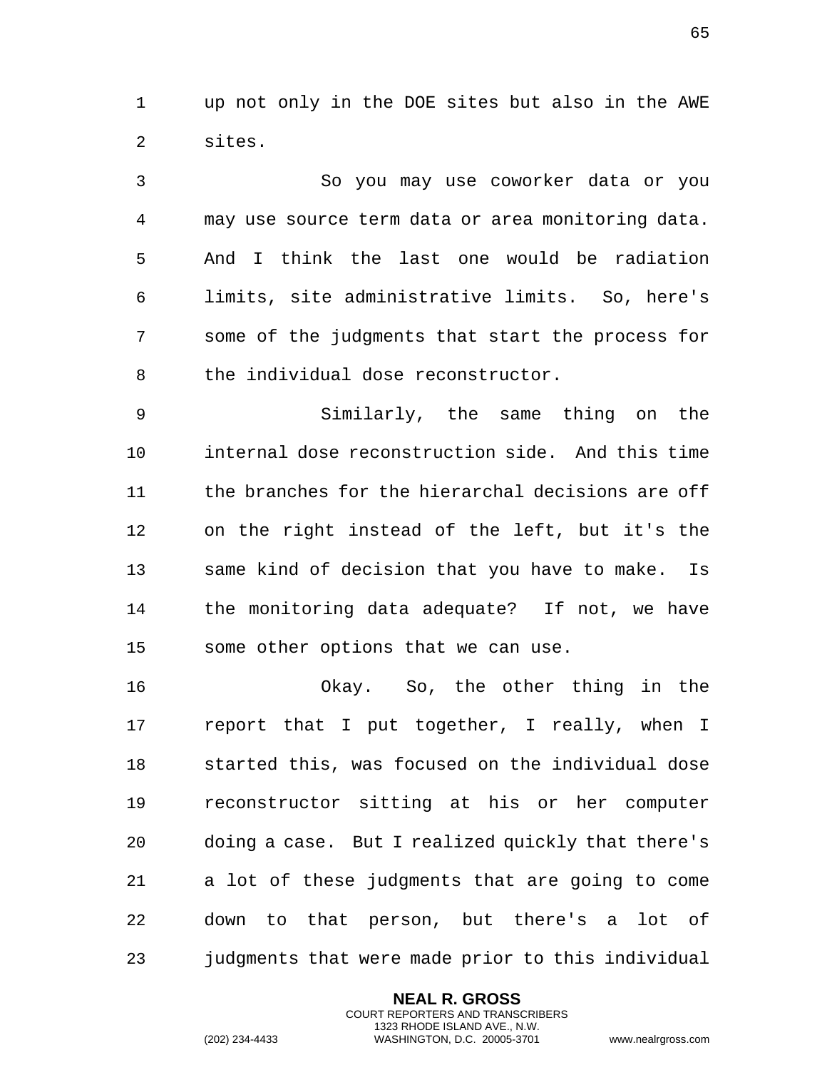up not only in the DOE sites but also in the AWE sites.

So you may use coworker data or you may use source term data or area monitoring data. And I think the last one would be radiation limits, site administrative limits. So, here's some of the judgments that start the process for the individual dose reconstructor.

Similarly, the same thing on the internal dose reconstruction side. And this time the branches for the hierarchal decisions are off on the right instead of the left, but it's the same kind of decision that you have to make. Is the monitoring data adequate? If not, we have some other options that we can use.

Okay. So, the other thing in the report that I put together, I really, when I started this, was focused on the individual dose reconstructor sitting at his or her computer doing a case. But I realized quickly that there's a lot of these judgments that are going to come down to that person, but there's a lot of judgments that were made prior to this individual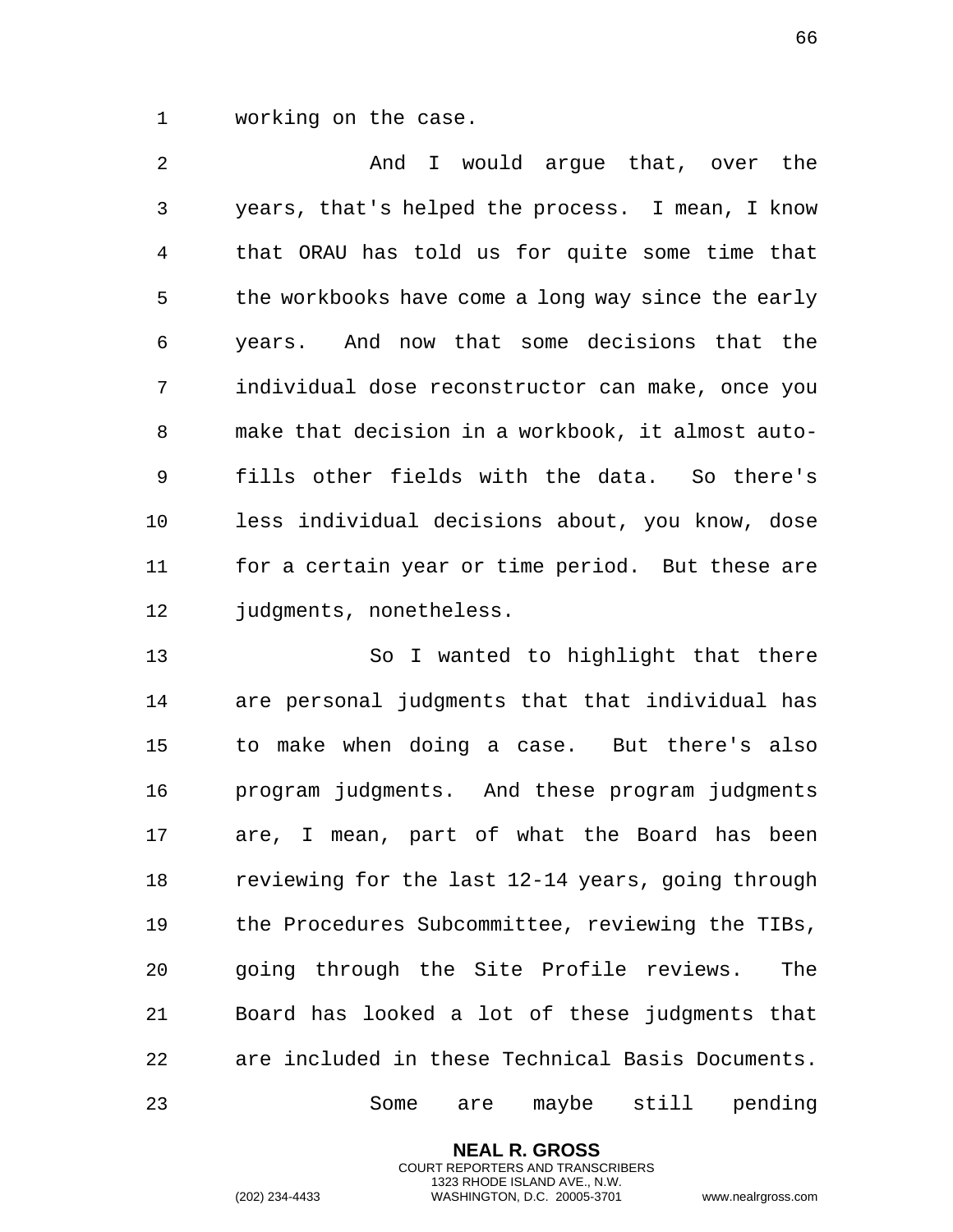working on the case.

And I would argue that, over the years, that's helped the process. I mean, I know that ORAU has told us for quite some time that the workbooks have come a long way since the early years. And now that some decisions that the individual dose reconstructor can make, once you make that decision in a workbook, it almost auto-fills other fields with the data. So there's less individual decisions about, you know, dose for a certain year or time period. But these are judgments, nonetheless.

So I wanted to highlight that there are personal judgments that that individual has to make when doing a case. But there's also program judgments. And these program judgments are, I mean, part of what the Board has been reviewing for the last 12-14 years, going through the Procedures Subcommittee, reviewing the TIBs, going through the Site Profile reviews. The Board has looked a lot of these judgments that are included in these Technical Basis Documents.

Some are maybe still pending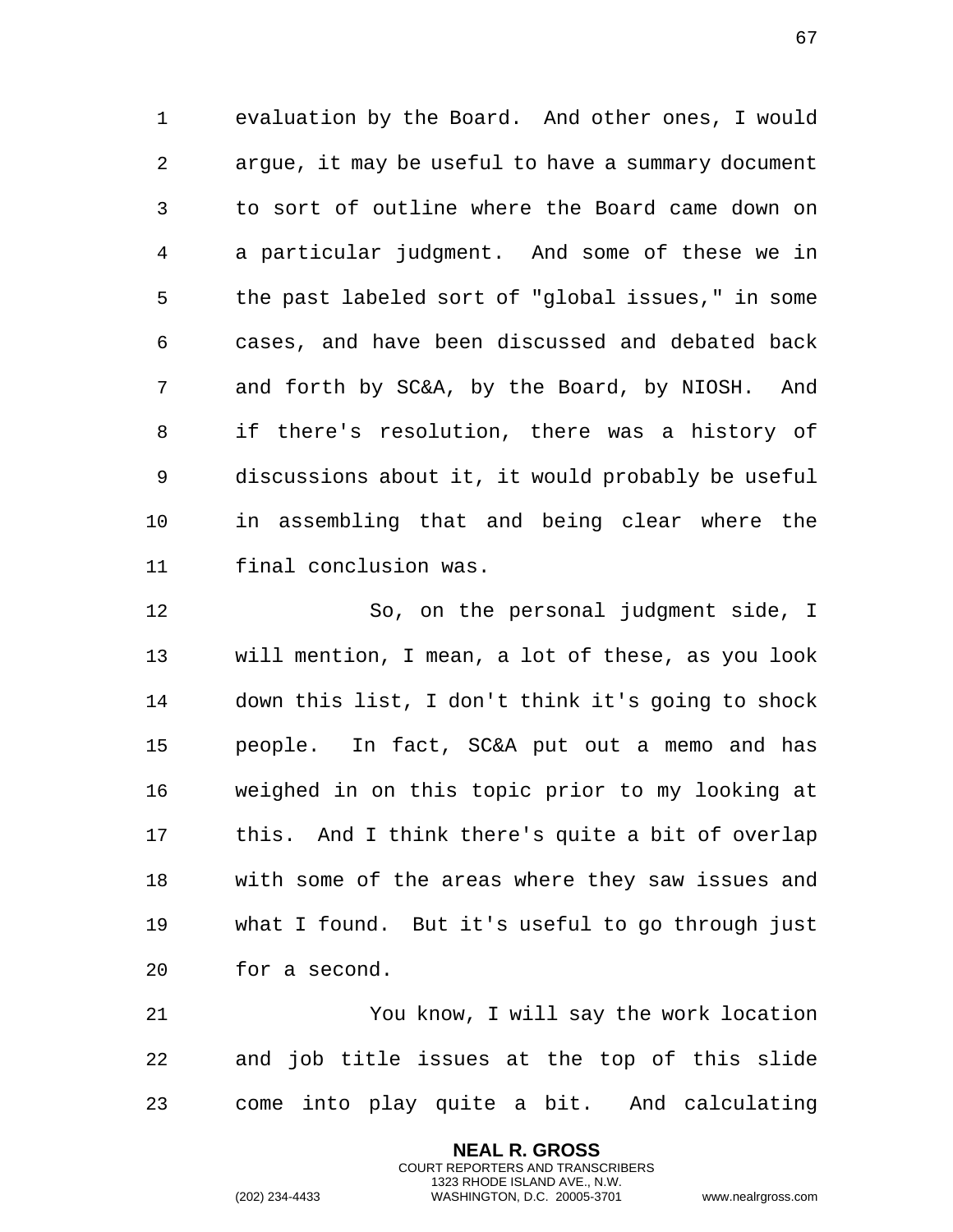evaluation by the Board. And other ones, I would argue, it may be useful to have a summary document to sort of outline where the Board came down on a particular judgment. And some of these we in the past labeled sort of "global issues," in some cases, and have been discussed and debated back and forth by SC&A, by the Board, by NIOSH. And if there's resolution, there was a history of discussions about it, it would probably be useful in assembling that and being clear where the final conclusion was.

So, on the personal judgment side, I will mention, I mean, a lot of these, as you look down this list, I don't think it's going to shock people. In fact, SC&A put out a memo and has weighed in on this topic prior to my looking at this. And I think there's quite a bit of overlap with some of the areas where they saw issues and what I found. But it's useful to go through just for a second.

You know, I will say the work location and job title issues at the top of this slide come into play quite a bit. And calculating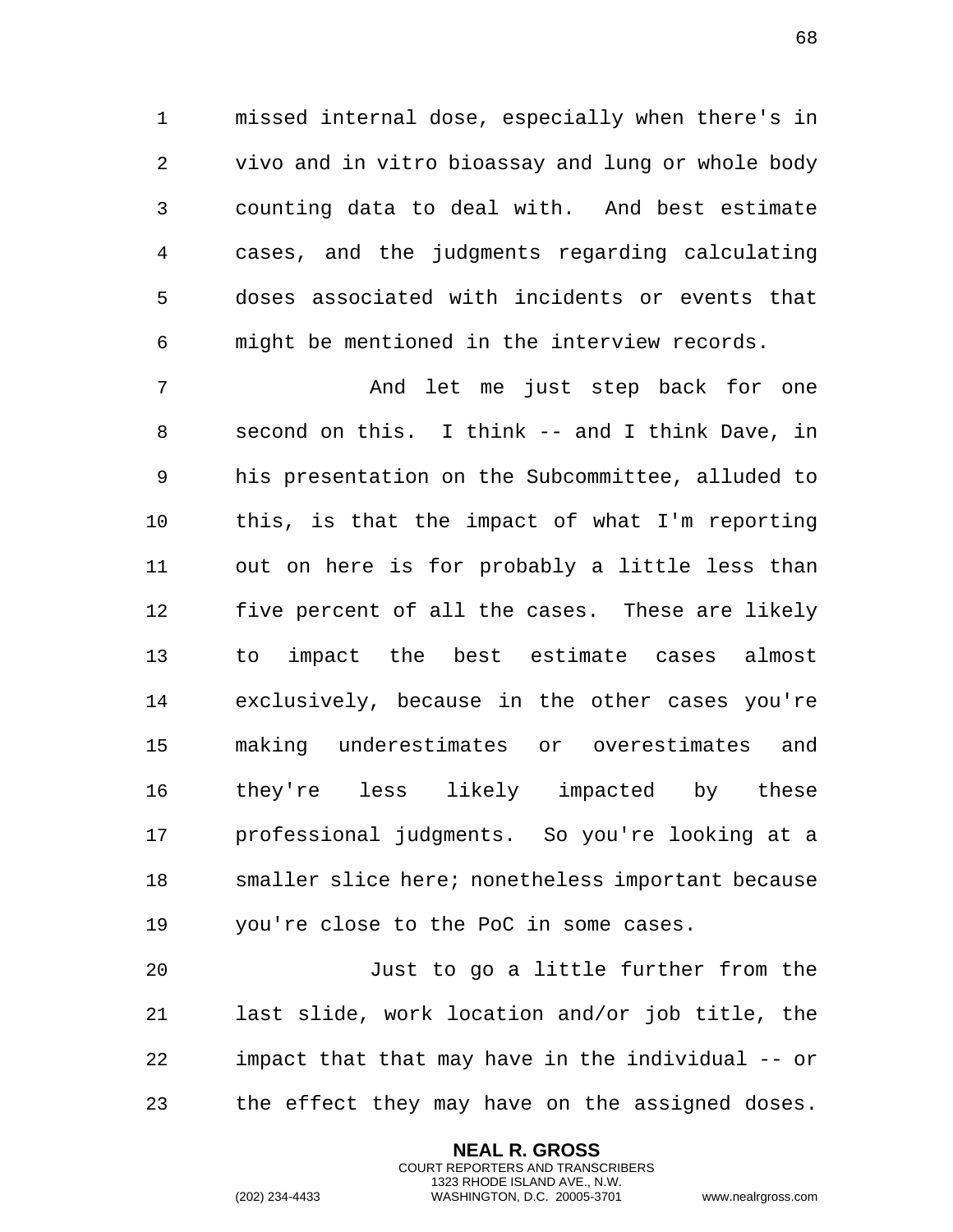missed internal dose, especially when there's in vivo and in vitro bioassay and lung or whole body counting data to deal with. And best estimate cases, and the judgments regarding calculating doses associated with incidents or events that might be mentioned in the interview records.

And let me just step back for one second on this. I think -- and I think Dave, in his presentation on the Subcommittee, alluded to this, is that the impact of what I'm reporting out on here is for probably a little less than five percent of all the cases. These are likely to impact the best estimate cases almost exclusively, because in the other cases you're making underestimates or overestimates and they're less likely impacted by these professional judgments. So you're looking at a smaller slice here; nonetheless important because you're close to the PoC in some cases.

Just to go a little further from the last slide, work location and/or job title, the impact that that may have in the individual -- or the effect they may have on the assigned doses.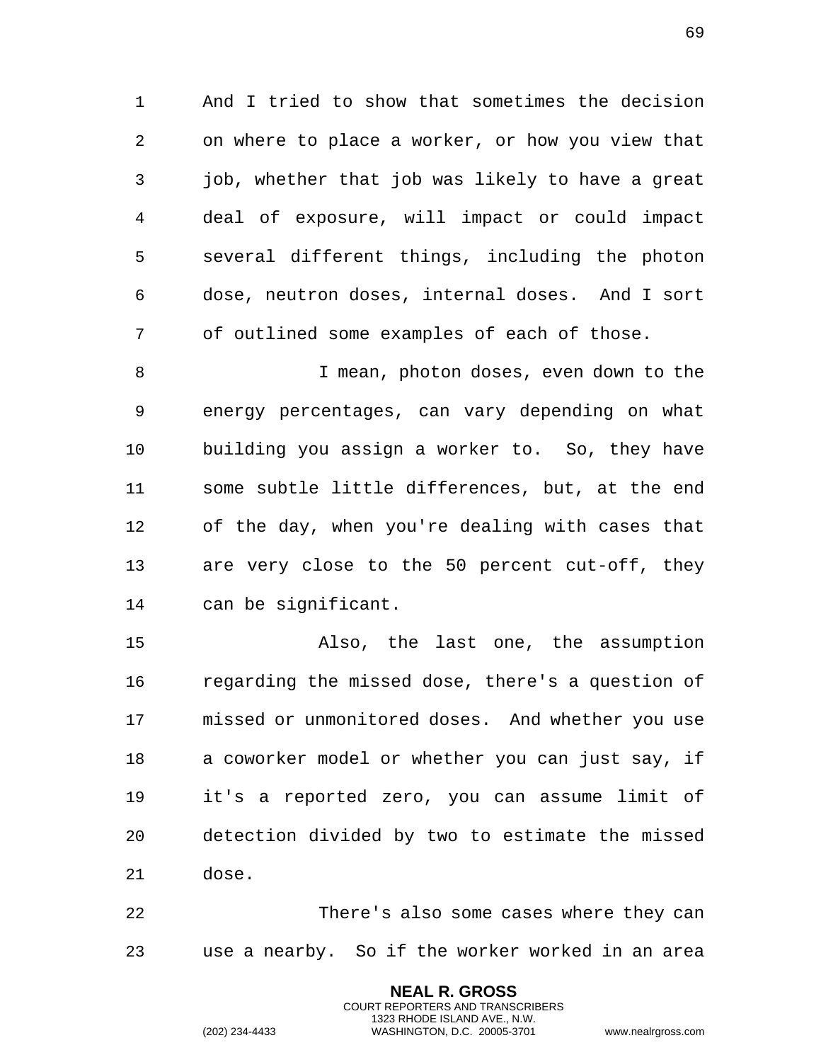And I tried to show that sometimes the decision on where to place a worker, or how you view that job, whether that job was likely to have a great deal of exposure, will impact or could impact several different things, including the photon dose, neutron doses, internal doses. And I sort of outlined some examples of each of those.

I mean, photon doses, even down to the energy percentages, can vary depending on what building you assign a worker to. So, they have some subtle little differences, but, at the end of the day, when you're dealing with cases that are very close to the 50 percent cut-off, they can be significant.

Also, the last one, the assumption regarding the missed dose, there's a question of missed or unmonitored doses. And whether you use a coworker model or whether you can just say, if it's a reported zero, you can assume limit of detection divided by two to estimate the missed dose.

There's also some cases where they can use a nearby. So if the worker worked in an area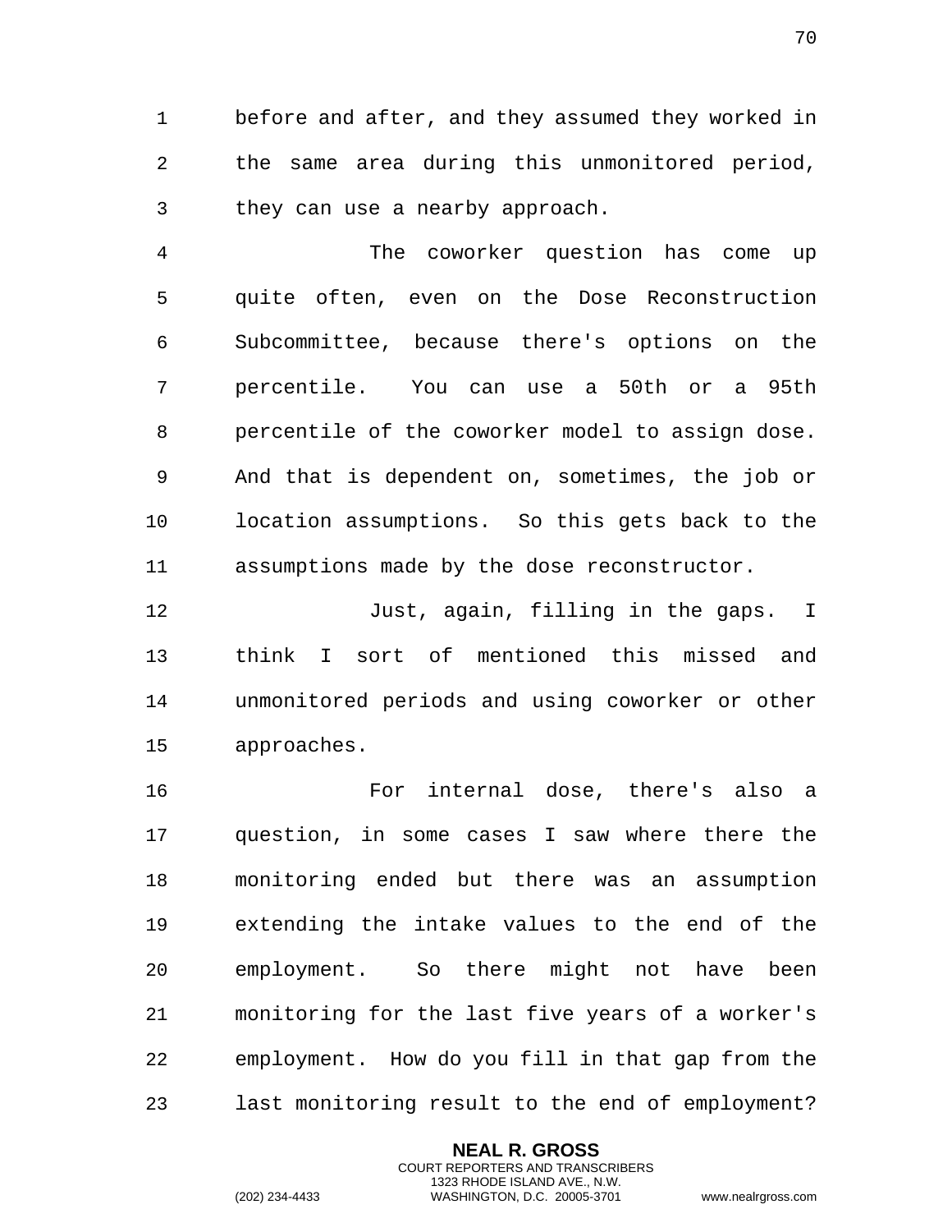before and after, and they assumed they worked in the same area during this unmonitored period, they can use a nearby approach.

The coworker question has come up quite often, even on the Dose Reconstruction Subcommittee, because there's options on the percentile. You can use a 50th or a 95th percentile of the coworker model to assign dose. And that is dependent on, sometimes, the job or location assumptions. So this gets back to the assumptions made by the dose reconstructor.

Just, again, filling in the gaps. I think I sort of mentioned this missed and unmonitored periods and using coworker or other approaches.

For internal dose, there's also a question, in some cases I saw where there the monitoring ended but there was an assumption extending the intake values to the end of the employment. So there might not have been monitoring for the last five years of a worker's employment. How do you fill in that gap from the last monitoring result to the end of employment?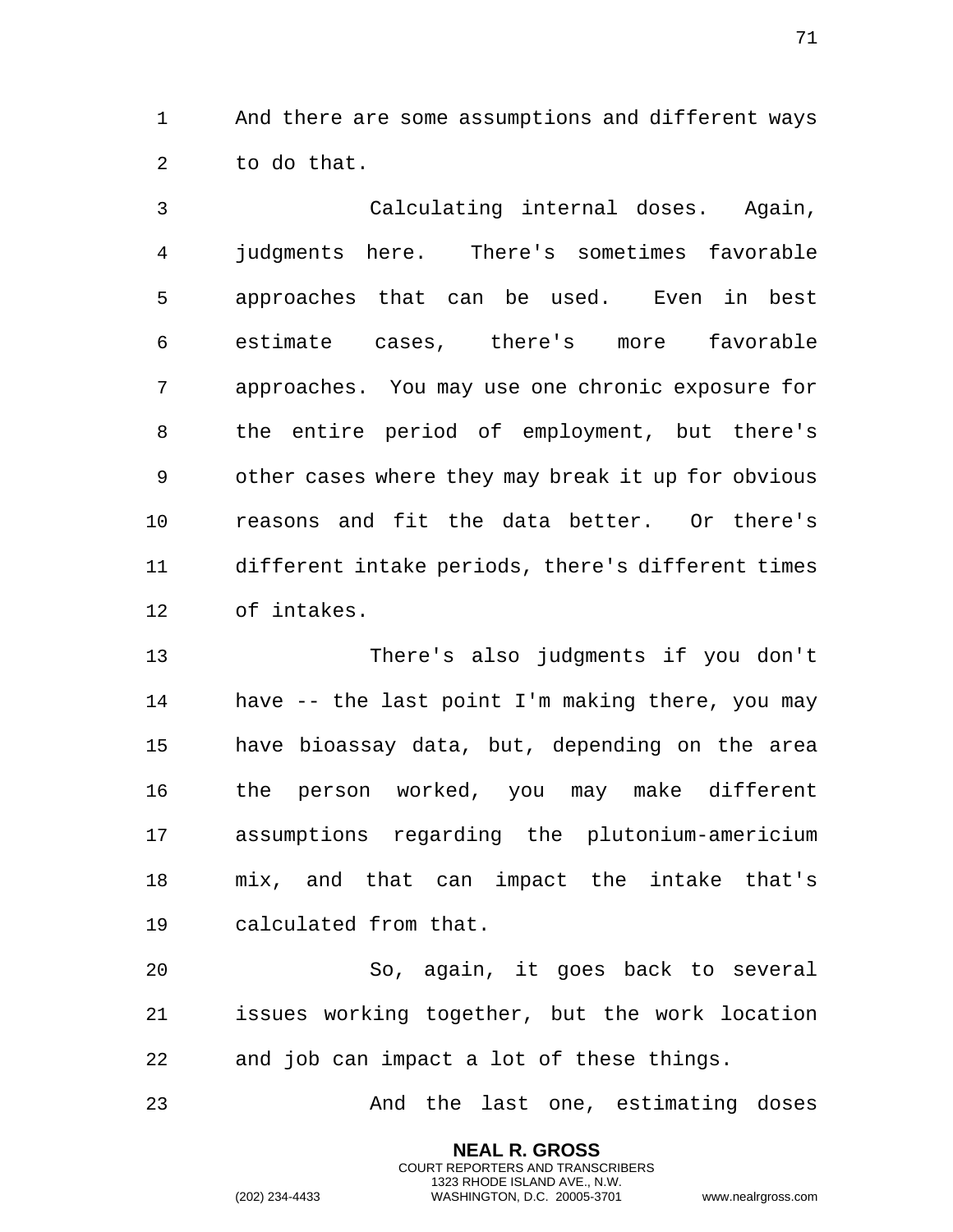And there are some assumptions and different ways to do that.

Calculating internal doses. Again, judgments here. There's sometimes favorable approaches that can be used. Even in best estimate cases, there's more favorable approaches. You may use one chronic exposure for the entire period of employment, but there's other cases where they may break it up for obvious reasons and fit the data better. Or there's different intake periods, there's different times of intakes.

There's also judgments if you don't have -- the last point I'm making there, you may have bioassay data, but, depending on the area the person worked, you may make different assumptions regarding the plutonium-americium mix, and that can impact the intake that's calculated from that.

So, again, it goes back to several issues working together, but the work location and job can impact a lot of these things.

And the last one, estimating doses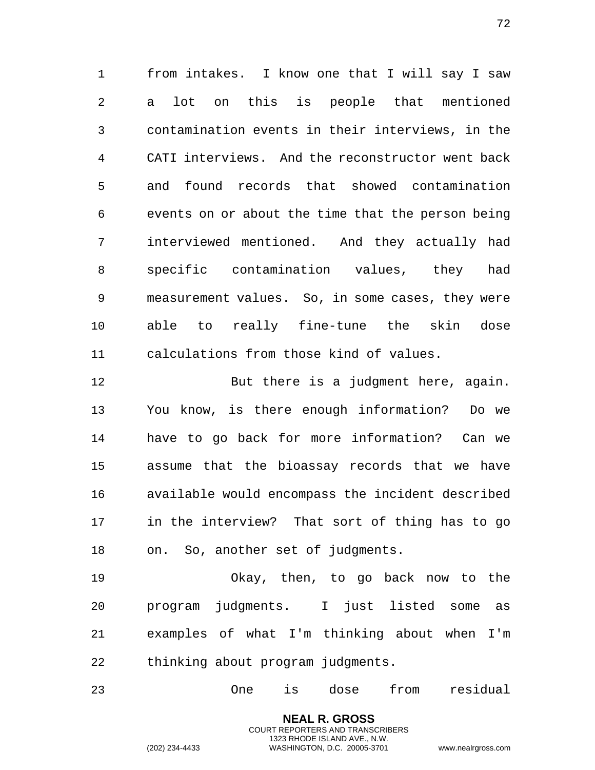from intakes. I know one that I will say I saw a lot on this is people that mentioned contamination events in their interviews, in the CATI interviews. And the reconstructor went back and found records that showed contamination events on or about the time that the person being interviewed mentioned. And they actually had specific contamination values, they had measurement values. So, in some cases, they were able to really fine-tune the skin dose calculations from those kind of values.

But there is a judgment here, again. You know, is there enough information? Do we have to go back for more information? Can we assume that the bioassay records that we have available would encompass the incident described in the interview? That sort of thing has to go on. So, another set of judgments.

Okay, then, to go back now to the program judgments. I just listed some as examples of what I'm thinking about when I'm thinking about program judgments.

One is dose from residual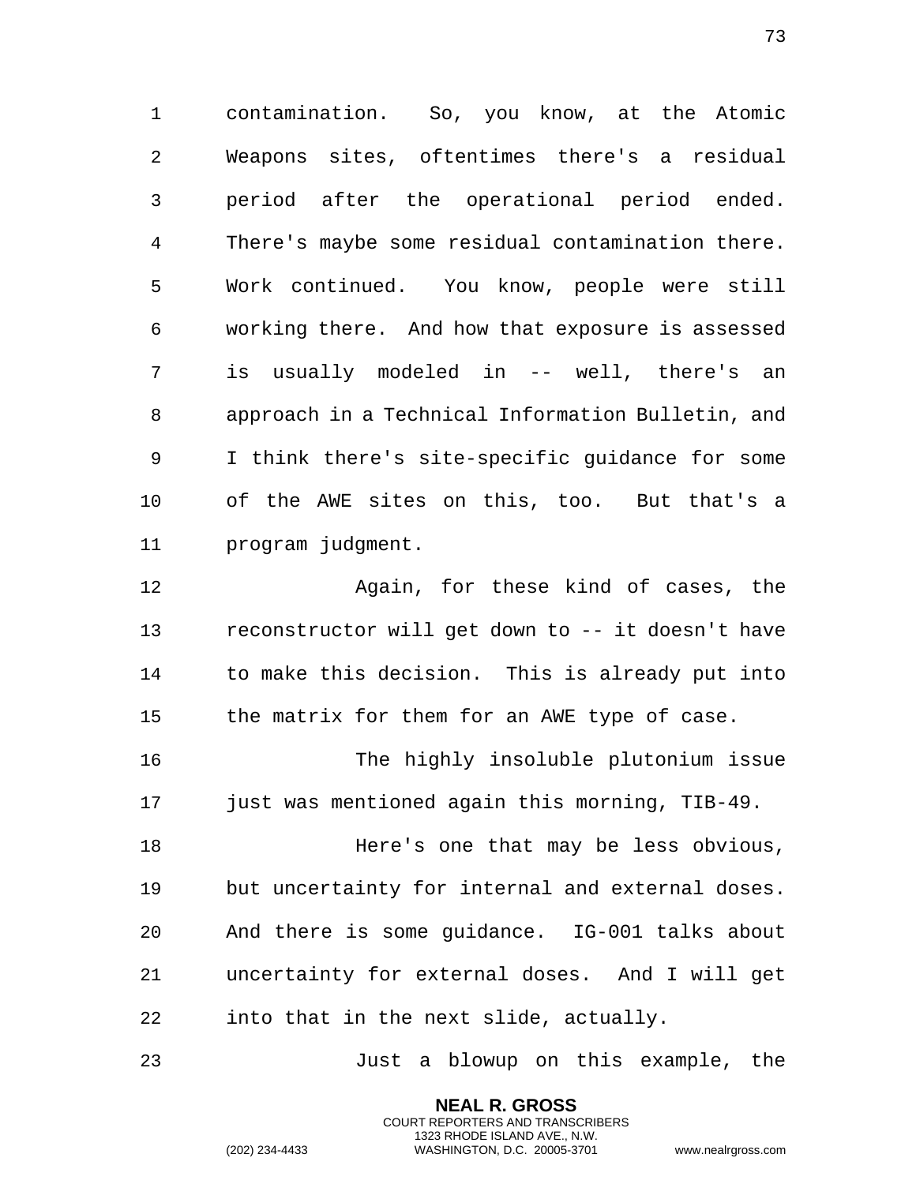contamination. So, you know, at the Atomic Weapons sites, oftentimes there's a residual period after the operational period ended. There's maybe some residual contamination there. Work continued. You know, people were still working there. And how that exposure is assessed is usually modeled in -- well, there's an approach in a Technical Information Bulletin, and I think there's site-specific guidance for some of the AWE sites on this, too. But that's a program judgment.

Again, for these kind of cases, the reconstructor will get down to -- it doesn't have to make this decision. This is already put into the matrix for them for an AWE type of case.

The highly insoluble plutonium issue just was mentioned again this morning, TIB-49.

Here's one that may be less obvious, but uncertainty for internal and external doses. And there is some guidance. IG-001 talks about uncertainty for external doses. And I will get into that in the next slide, actually.

Just a blowup on this example, the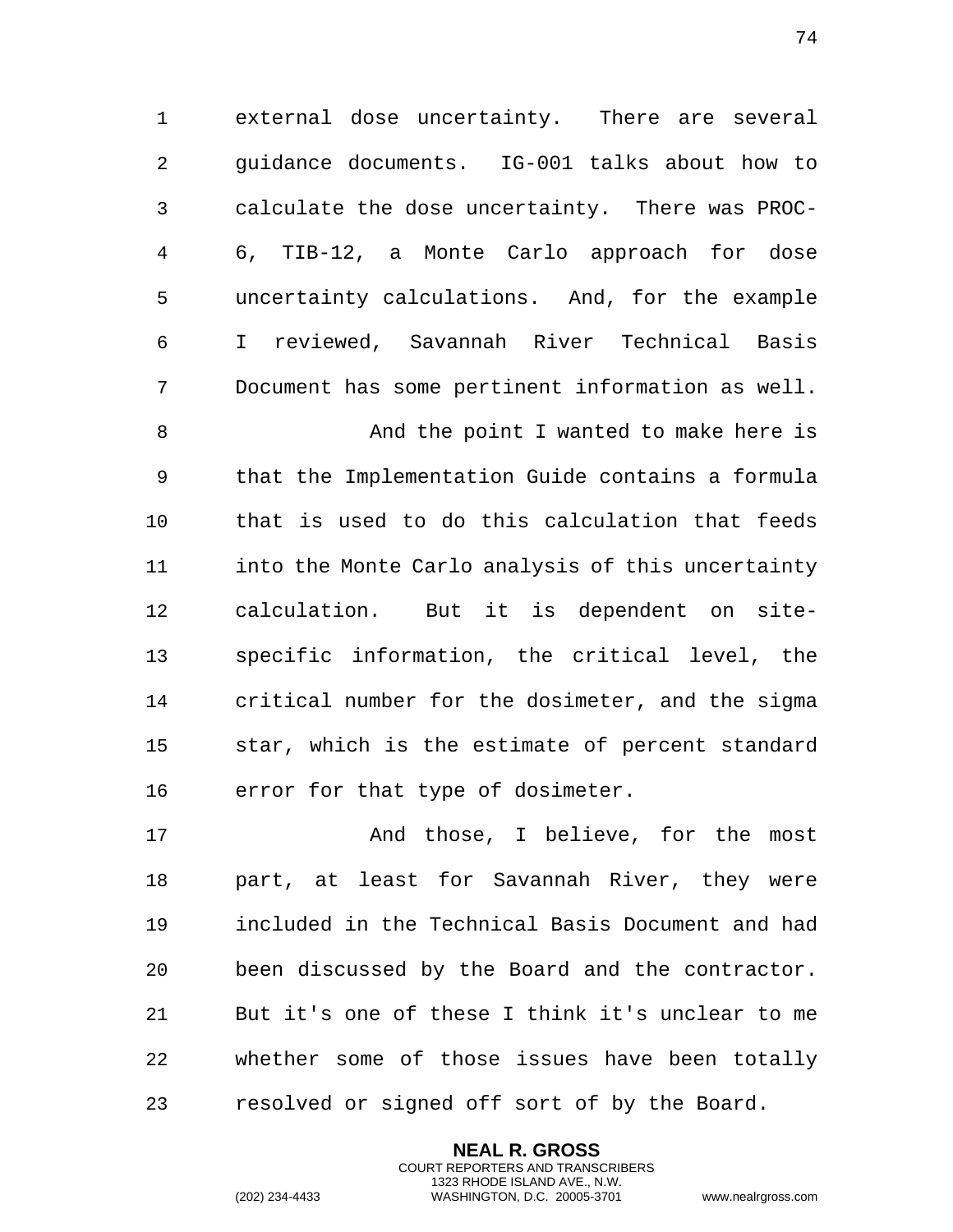external dose uncertainty. There are several guidance documents. IG-001 talks about how to calculate the dose uncertainty. There was PROC-6, TIB-12, a Monte Carlo approach for dose uncertainty calculations. And, for the example I reviewed, Savannah River Technical Basis Document has some pertinent information as well.

And the point I wanted to make here is that the Implementation Guide contains a formula that is used to do this calculation that feeds into the Monte Carlo analysis of this uncertainty calculation. But it is dependent on site-specific information, the critical level, the critical number for the dosimeter, and the sigma star, which is the estimate of percent standard error for that type of dosimeter.

And those, I believe, for the most part, at least for Savannah River, they were included in the Technical Basis Document and had been discussed by the Board and the contractor. But it's one of these I think it's unclear to me whether some of those issues have been totally resolved or signed off sort of by the Board.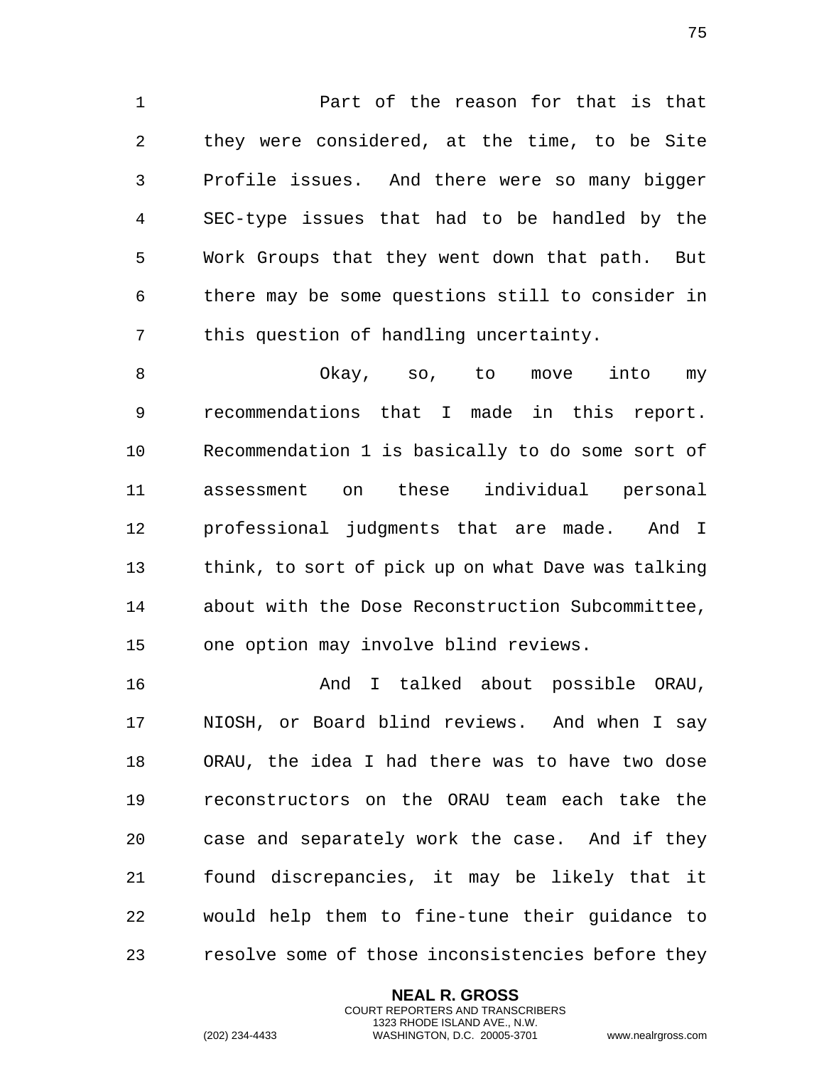Part of the reason for that is that they were considered, at the time, to be Site Profile issues. And there were so many bigger SEC-type issues that had to be handled by the Work Groups that they went down that path. But there may be some questions still to consider in this question of handling uncertainty.

Okay, so, to move into my recommendations that I made in this report. Recommendation 1 is basically to do some sort of assessment on these individual personal professional judgments that are made. And I think, to sort of pick up on what Dave was talking about with the Dose Reconstruction Subcommittee, one option may involve blind reviews.

And I talked about possible ORAU, NIOSH, or Board blind reviews. And when I say ORAU, the idea I had there was to have two dose reconstructors on the ORAU team each take the case and separately work the case. And if they found discrepancies, it may be likely that it would help them to fine-tune their guidance to resolve some of those inconsistencies before they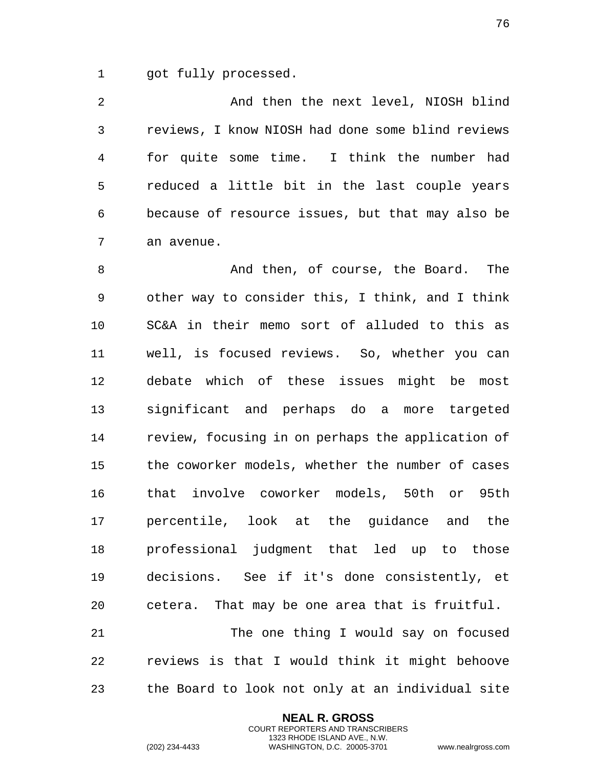got fully processed.

And then the next level, NIOSH blind reviews, I know NIOSH had done some blind reviews for quite some time. I think the number had reduced a little bit in the last couple years because of resource issues, but that may also be an avenue.

And then, of course, the Board. The other way to consider this, I think, and I think SC&A in their memo sort of alluded to this as well, is focused reviews. So, whether you can debate which of these issues might be most significant and perhaps do a more targeted review, focusing in on perhaps the application of the coworker models, whether the number of cases that involve coworker models, 50th or 95th percentile, look at the guidance and the professional judgment that led up to those decisions. See if it's done consistently, et cetera. That may be one area that is fruitful.

The one thing I would say on focused reviews is that I would think it might behoove the Board to look not only at an individual site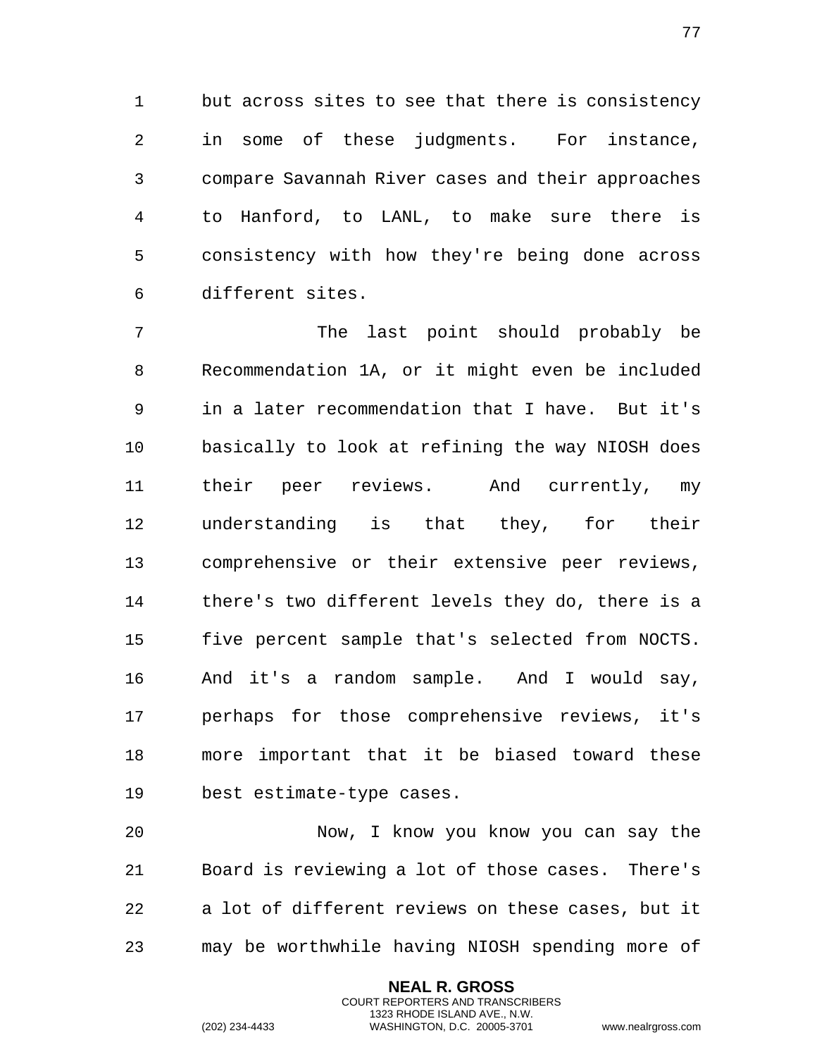but across sites to see that there is consistency in some of these judgments. For instance, compare Savannah River cases and their approaches to Hanford, to LANL, to make sure there is consistency with how they're being done across different sites.

The last point should probably be Recommendation 1A, or it might even be included in a later recommendation that I have. But it's basically to look at refining the way NIOSH does their peer reviews. And currently, my understanding is that they, for their comprehensive or their extensive peer reviews, there's two different levels they do, there is a five percent sample that's selected from NOCTS. And it's a random sample. And I would say, perhaps for those comprehensive reviews, it's more important that it be biased toward these best estimate-type cases.

Now, I know you know you can say the Board is reviewing a lot of those cases. There's a lot of different reviews on these cases, but it may be worthwhile having NIOSH spending more of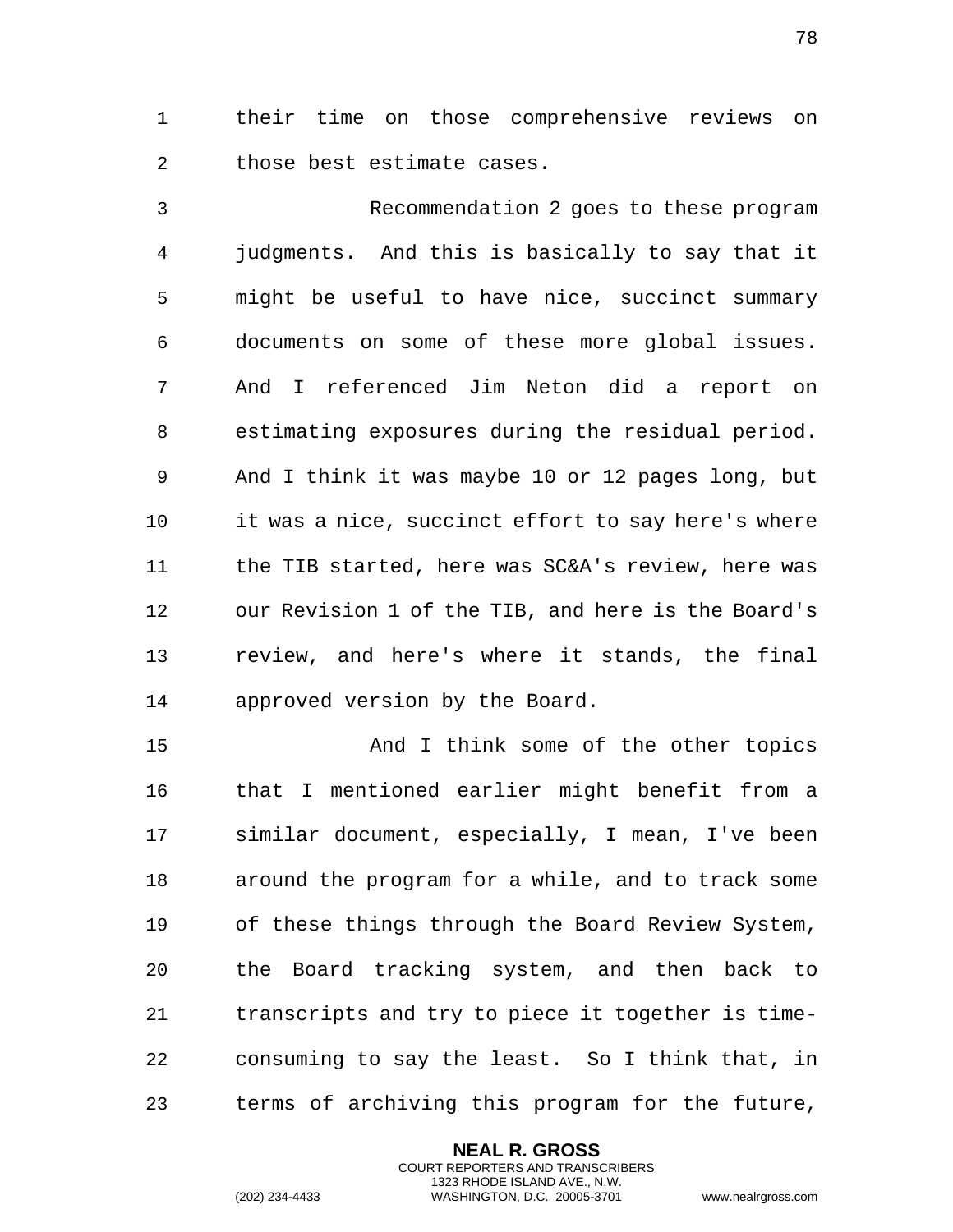their time on those comprehensive reviews on those best estimate cases.

Recommendation 2 goes to these program judgments. And this is basically to say that it might be useful to have nice, succinct summary documents on some of these more global issues. And I referenced Jim Neton did a report on estimating exposures during the residual period. And I think it was maybe 10 or 12 pages long, but it was a nice, succinct effort to say here's where the TIB started, here was SC&A's review, here was our Revision 1 of the TIB, and here is the Board's review, and here's where it stands, the final approved version by the Board.

And I think some of the other topics that I mentioned earlier might benefit from a similar document, especially, I mean, I've been around the program for a while, and to track some of these things through the Board Review System, the Board tracking system, and then back to transcripts and try to piece it together is time-consuming to say the least. So I think that, in terms of archiving this program for the future,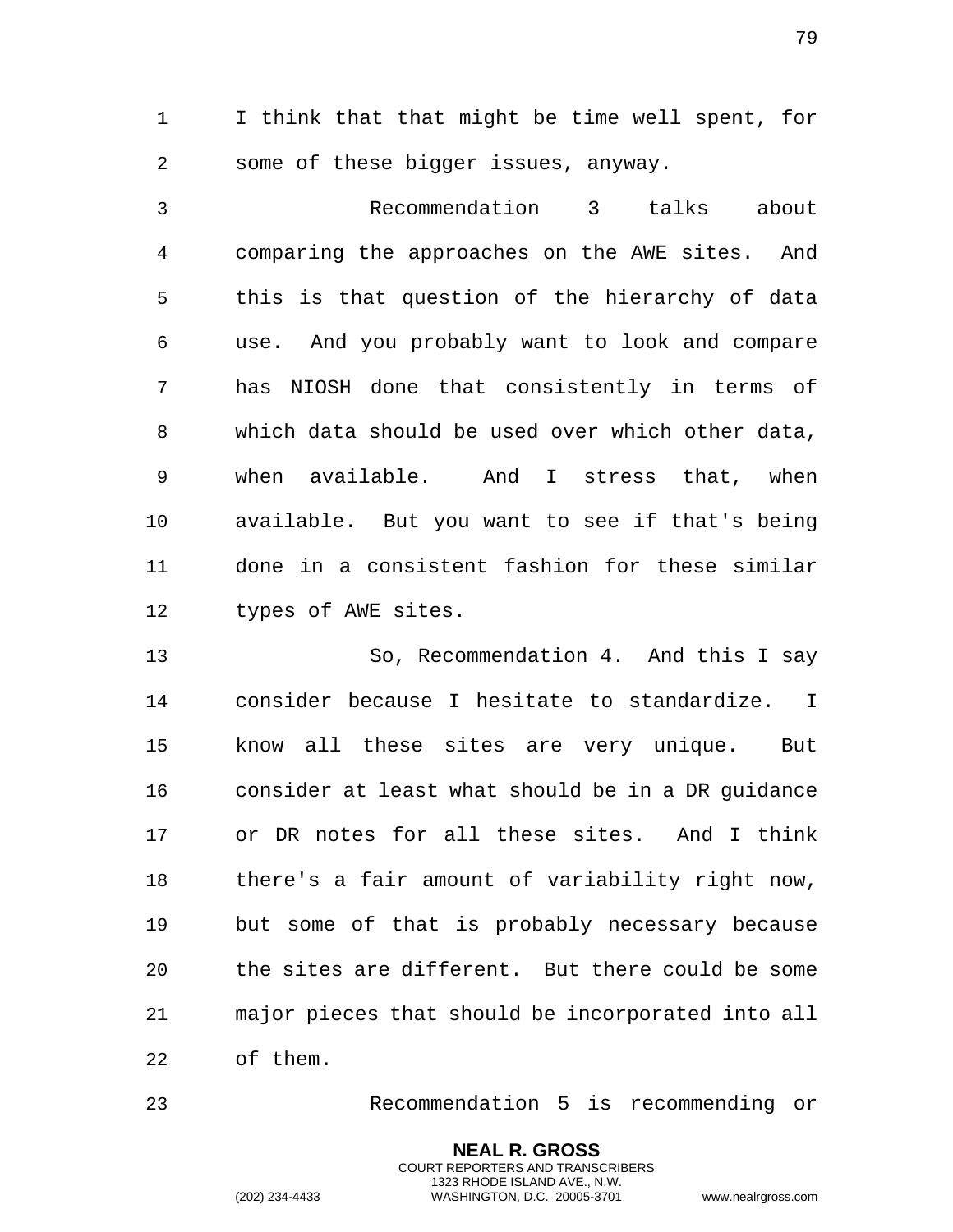I think that that might be time well spent, for some of these bigger issues, anyway.

Recommendation 3 talks about comparing the approaches on the AWE sites. And this is that question of the hierarchy of data use. And you probably want to look and compare has NIOSH done that consistently in terms of which data should be used over which other data, when available. And I stress that, when available. But you want to see if that's being done in a consistent fashion for these similar types of AWE sites.

So, Recommendation 4. And this I say consider because I hesitate to standardize. I know all these sites are very unique. But consider at least what should be in a DR guidance or DR notes for all these sites. And I think there's a fair amount of variability right now, but some of that is probably necessary because the sites are different. But there could be some major pieces that should be incorporated into all of them.

Recommendation 5 is recommending or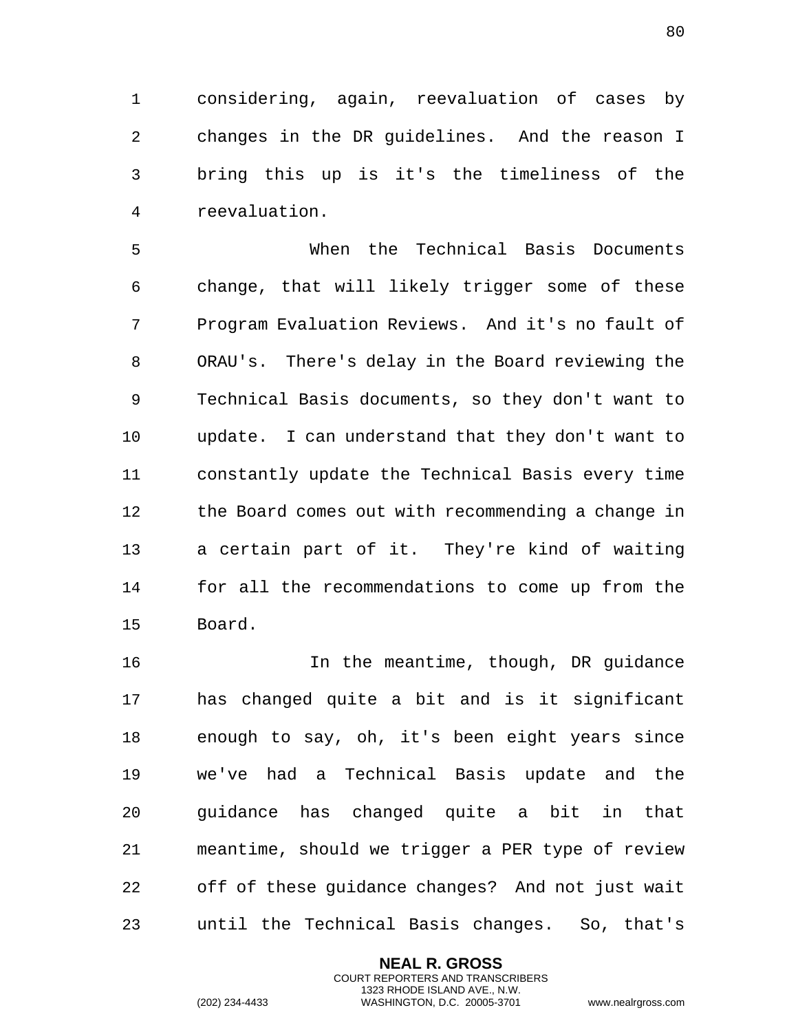considering, again, reevaluation of cases by changes in the DR guidelines. And the reason I bring this up is it's the timeliness of the reevaluation.

When the Technical Basis Documents change, that will likely trigger some of these Program Evaluation Reviews. And it's no fault of ORAU's. There's delay in the Board reviewing the Technical Basis documents, so they don't want to update. I can understand that they don't want to constantly update the Technical Basis every time the Board comes out with recommending a change in a certain part of it. They're kind of waiting for all the recommendations to come up from the Board.

In the meantime, though, DR guidance has changed quite a bit and is it significant enough to say, oh, it's been eight years since we've had a Technical Basis update and the guidance has changed quite a bit in that meantime, should we trigger a PER type of review off of these guidance changes? And not just wait until the Technical Basis changes. So, that's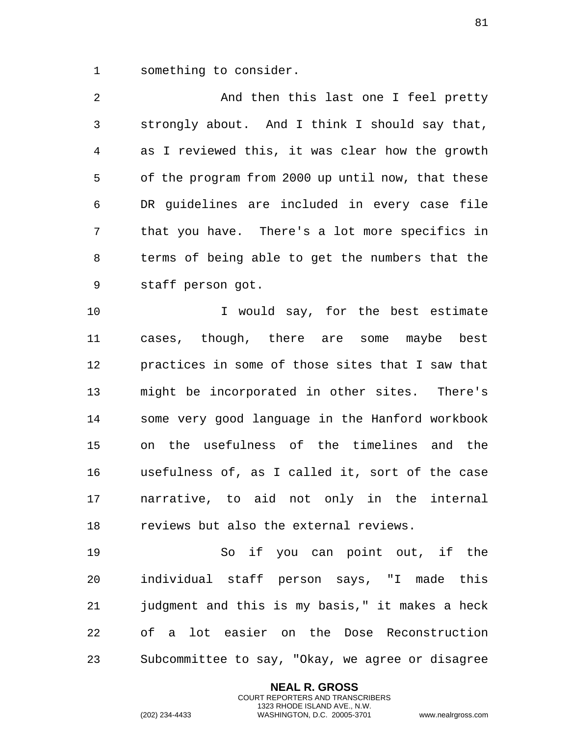something to consider.

And then this last one I feel pretty strongly about. And I think I should say that, as I reviewed this, it was clear how the growth of the program from 2000 up until now, that these DR guidelines are included in every case file that you have. There's a lot more specifics in terms of being able to get the numbers that the staff person got.

I would say, for the best estimate cases, though, there are some maybe best practices in some of those sites that I saw that might be incorporated in other sites. There's some very good language in the Hanford workbook on the usefulness of the timelines and the usefulness of, as I called it, sort of the case narrative, to aid not only in the internal reviews but also the external reviews.

So if you can point out, if the individual staff person says, "I made this judgment and this is my basis," it makes a heck of a lot easier on the Dose Reconstruction Subcommittee to say, "Okay, we agree or disagree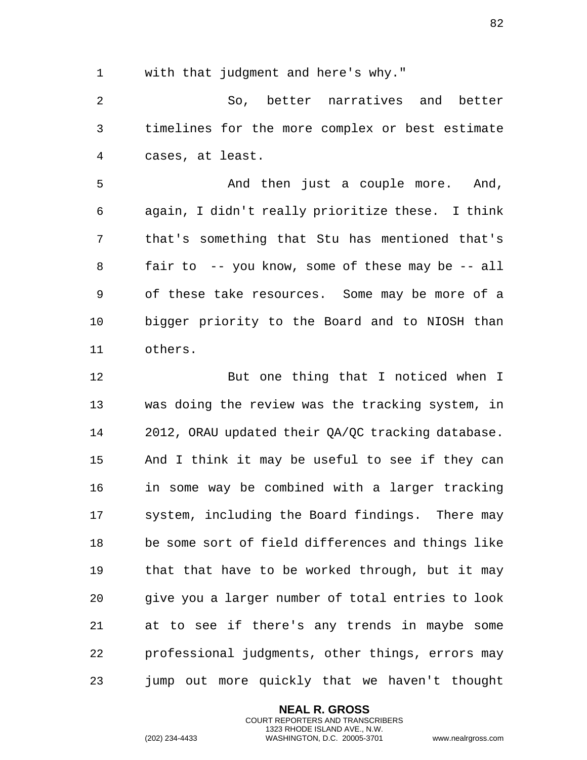with that judgment and here's why."

So, better narratives and better timelines for the more complex or best estimate cases, at least.

And then just a couple more. And, again, I didn't really prioritize these. I think that's something that Stu has mentioned that's fair to -- you know, some of these may be -- all of these take resources. Some may be more of a bigger priority to the Board and to NIOSH than others.

But one thing that I noticed when I was doing the review was the tracking system, in 2012, ORAU updated their QA/QC tracking database. And I think it may be useful to see if they can in some way be combined with a larger tracking system, including the Board findings. There may be some sort of field differences and things like that that have to be worked through, but it may give you a larger number of total entries to look at to see if there's any trends in maybe some professional judgments, other things, errors may jump out more quickly that we haven't thought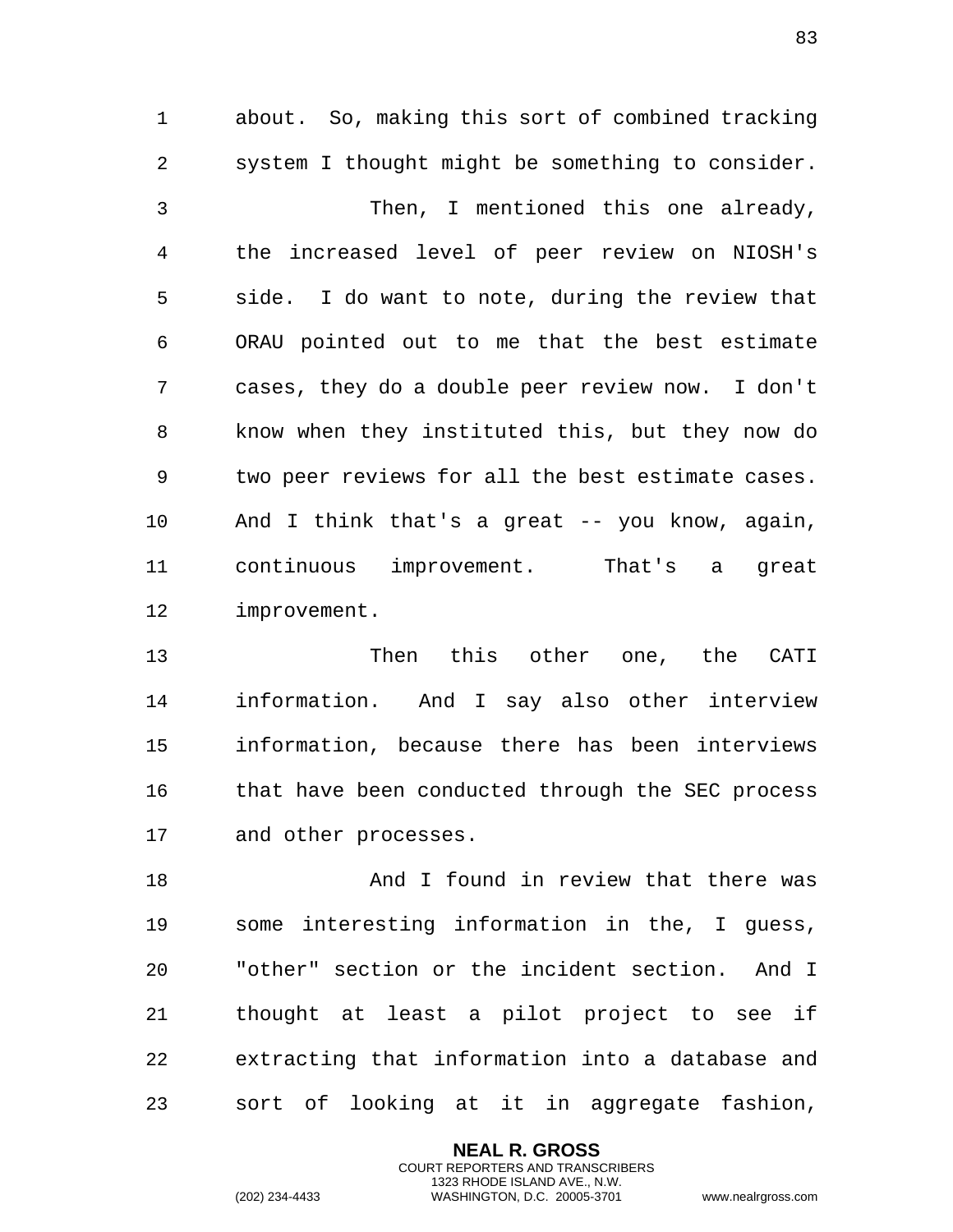about. So, making this sort of combined tracking system I thought might be something to consider.

Then, I mentioned this one already, the increased level of peer review on NIOSH's side. I do want to note, during the review that ORAU pointed out to me that the best estimate cases, they do a double peer review now. I don't know when they instituted this, but they now do two peer reviews for all the best estimate cases. And I think that's a great -- you know, again, continuous improvement. That's a great improvement.

Then this other one, the CATI information. And I say also other interview information, because there has been interviews that have been conducted through the SEC process and other processes.

And I found in review that there was some interesting information in the, I guess, "other" section or the incident section. And I thought at least a pilot project to see if extracting that information into a database and sort of looking at it in aggregate fashion,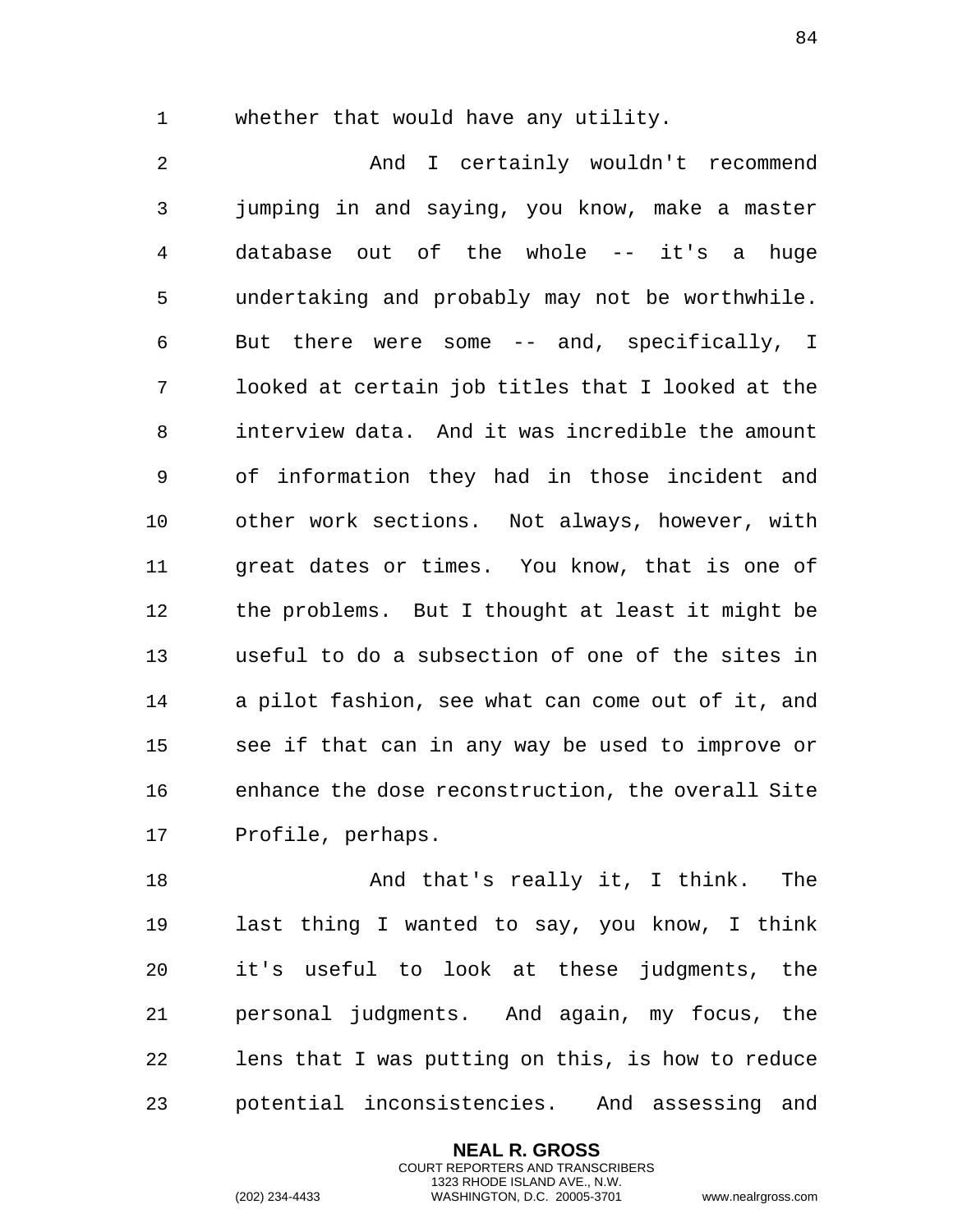whether that would have any utility.

And I certainly wouldn't recommend jumping in and saying, you know, make a master database out of the whole -- it's a huge undertaking and probably may not be worthwhile. But there were some -- and, specifically, I looked at certain job titles that I looked at the interview data. And it was incredible the amount of information they had in those incident and other work sections. Not always, however, with great dates or times. You know, that is one of the problems. But I thought at least it might be useful to do a subsection of one of the sites in a pilot fashion, see what can come out of it, and see if that can in any way be used to improve or enhance the dose reconstruction, the overall Site Profile, perhaps.

And that's really it, I think. The last thing I wanted to say, you know, I think it's useful to look at these judgments, the personal judgments. And again, my focus, the lens that I was putting on this, is how to reduce potential inconsistencies. And assessing and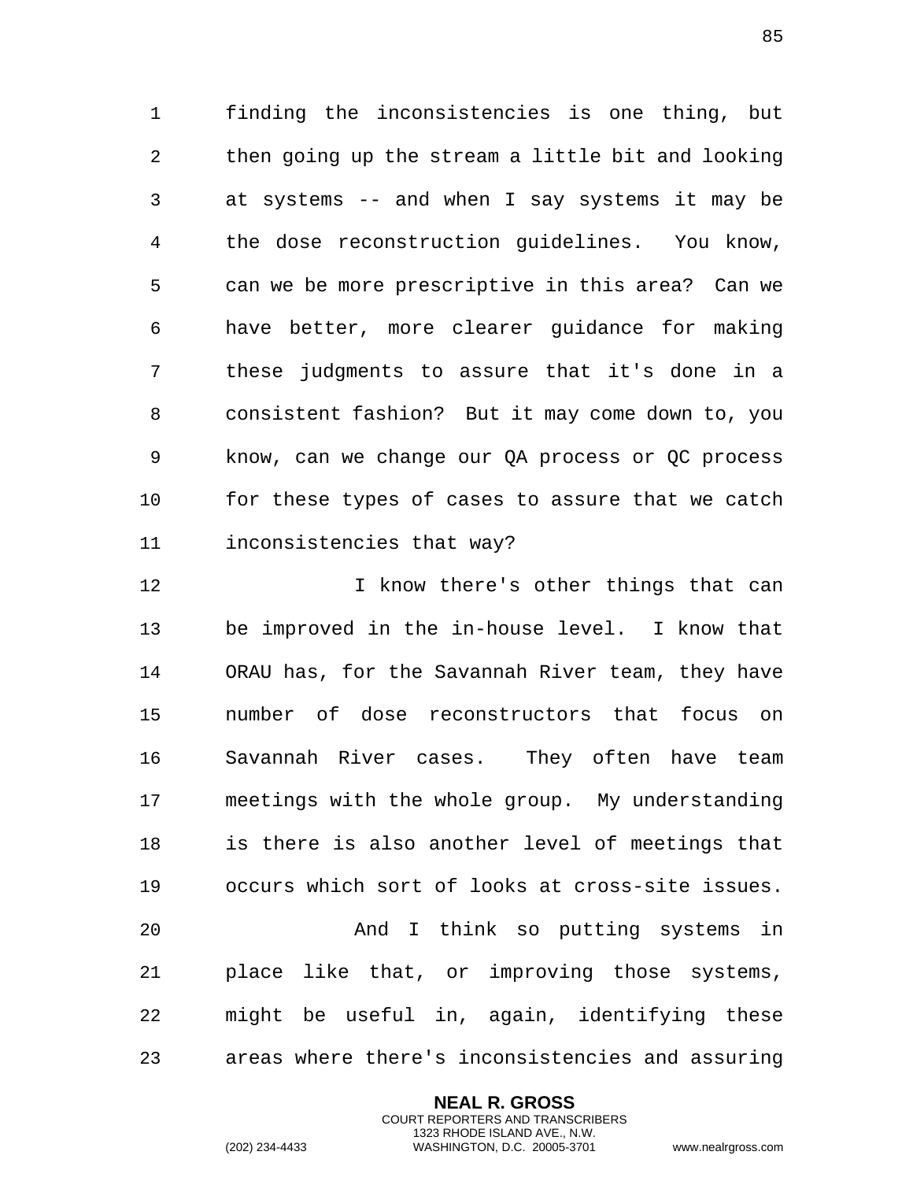finding the inconsistencies is one thing, but then going up the stream a little bit and looking at systems -- and when I say systems it may be the dose reconstruction guidelines. You know, can we be more prescriptive in this area? Can we have better, more clearer guidance for making these judgments to assure that it's done in a consistent fashion? But it may come down to, you know, can we change our QA process or QC process for these types of cases to assure that we catch inconsistencies that way?

I know there's other things that can be improved in the in-house level. I know that ORAU has, for the Savannah River team, they have number of dose reconstructors that focus on Savannah River cases. They often have team meetings with the whole group. My understanding is there is also another level of meetings that occurs which sort of looks at cross-site issues.

And I think so putting systems in place like that, or improving those systems, might be useful in, again, identifying these areas where there's inconsistencies and assuring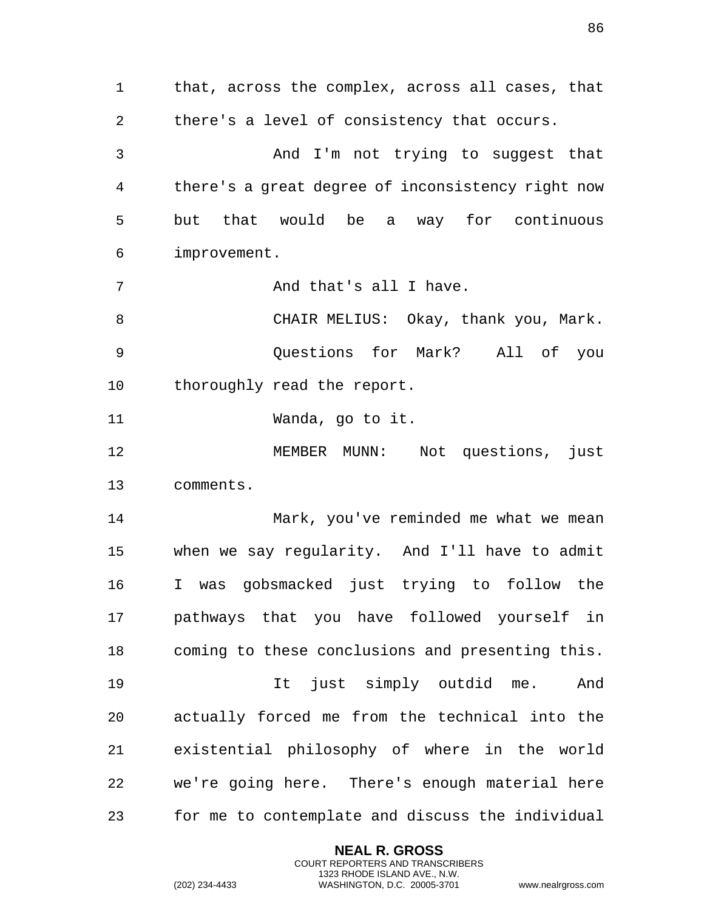that, across the complex, across all cases, that there's a level of consistency that occurs.

And I'm not trying to suggest that there's a great degree of inconsistency right now but that would be a way for continuous improvement.

And that's all I have.

CHAIR MELIUS: Okay, thank you, Mark.

Questions for Mark? All of you thoroughly read the report.

Wanda, go to it.

MEMBER MUNN: Not questions, just comments.

Mark, you've reminded me what we mean when we say regularity. And I'll have to admit I was gobsmacked just trying to follow the pathways that you have followed yourself in coming to these conclusions and presenting this.

It just simply outdid me. And actually forced me from the technical into the existential philosophy of where in the world we're going here. There's enough material here for me to contemplate and discuss the individual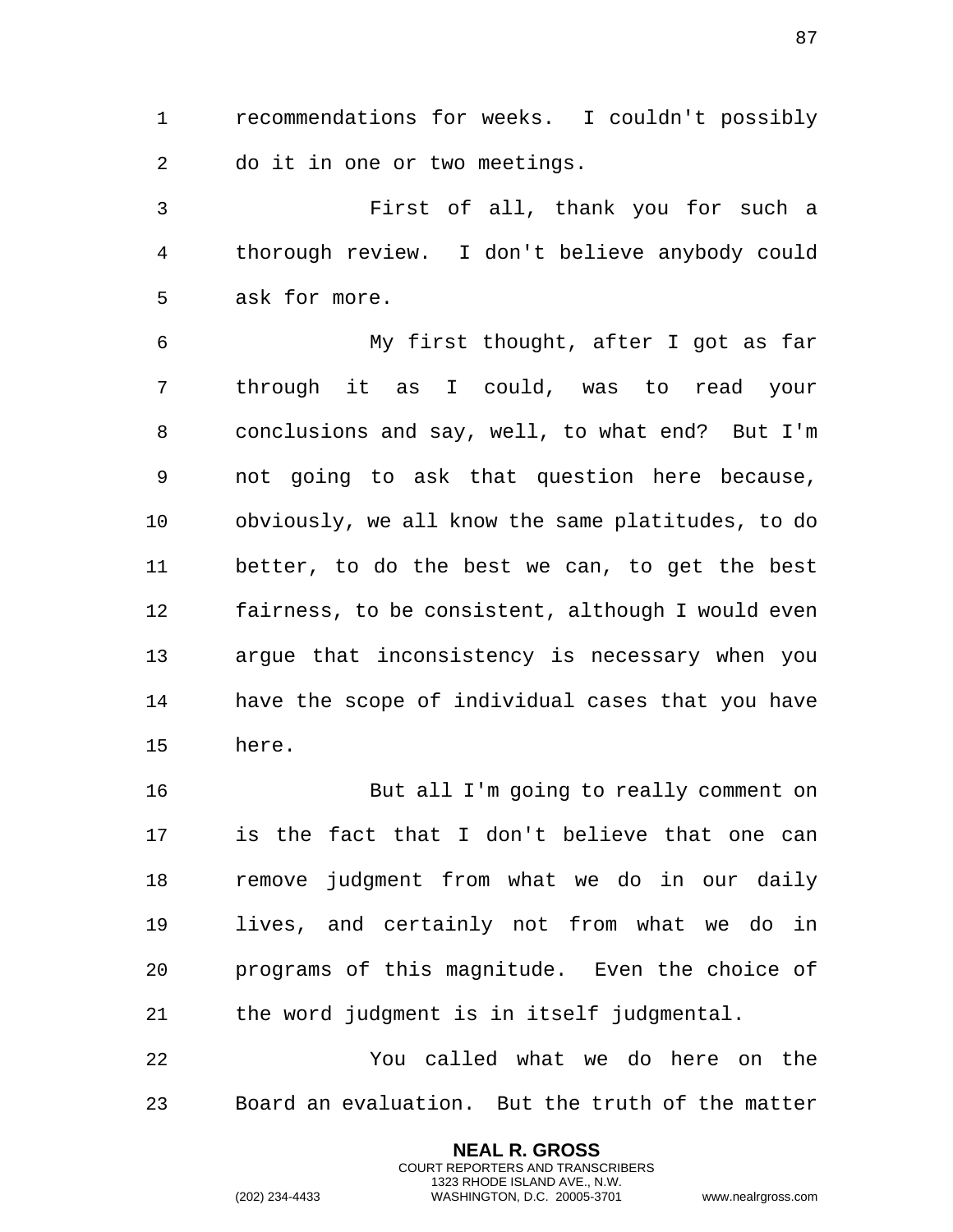recommendations for weeks. I couldn't possibly do it in one or two meetings.

First of all, thank you for such a thorough review. I don't believe anybody could ask for more.

My first thought, after I got as far through it as I could, was to read your conclusions and say, well, to what end? But I'm not going to ask that question here because, obviously, we all know the same platitudes, to do better, to do the best we can, to get the best fairness, to be consistent, although I would even argue that inconsistency is necessary when you have the scope of individual cases that you have here.

But all I'm going to really comment on is the fact that I don't believe that one can remove judgment from what we do in our daily lives, and certainly not from what we do in programs of this magnitude. Even the choice of the word judgment is in itself judgmental.

You called what we do here on the Board an evaluation. But the truth of the matter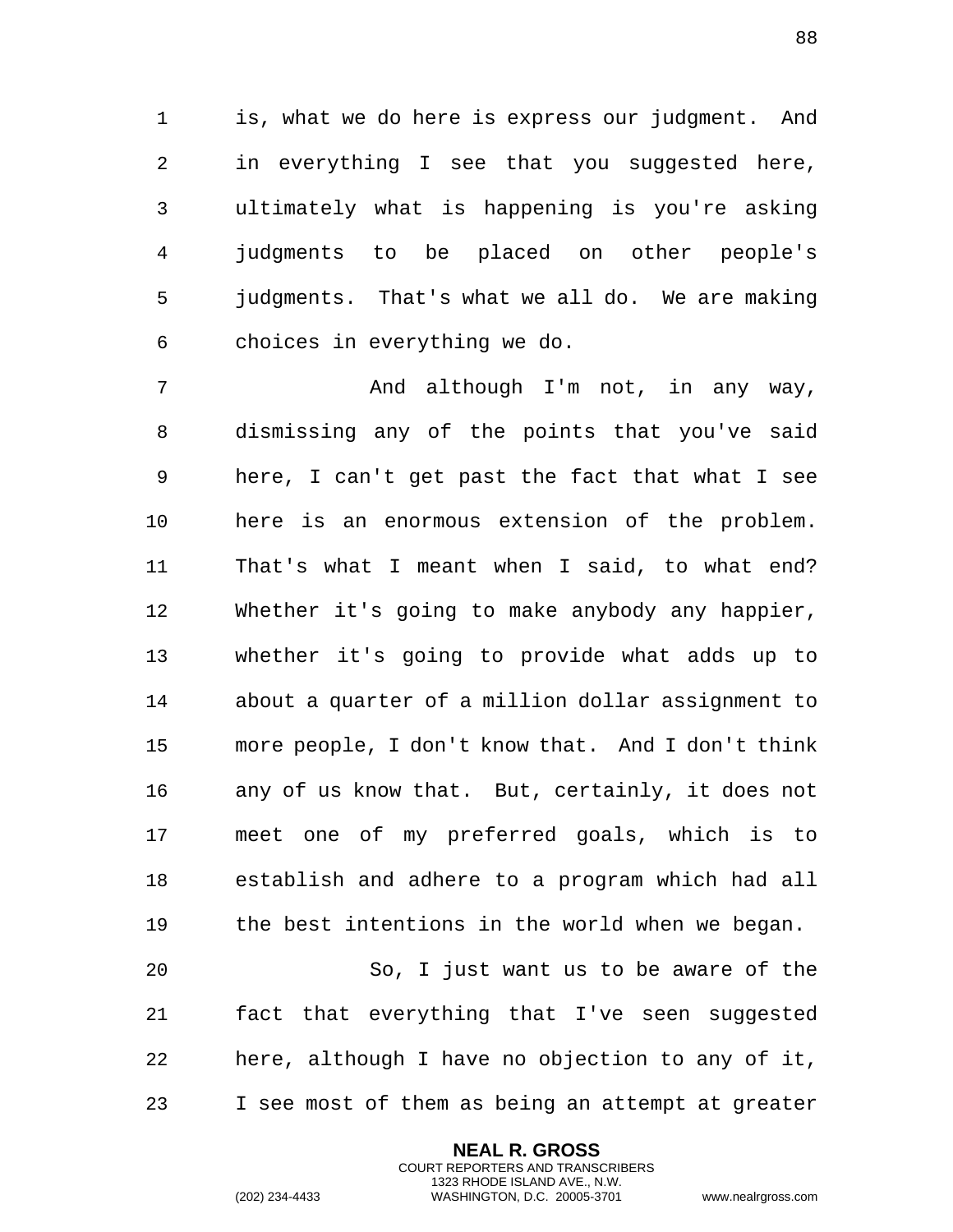is, what we do here is express our judgment. And in everything I see that you suggested here, ultimately what is happening is you're asking judgments to be placed on other people's judgments. That's what we all do. We are making choices in everything we do.

And although I'm not, in any way, dismissing any of the points that you've said here, I can't get past the fact that what I see here is an enormous extension of the problem. That's what I meant when I said, to what end? Whether it's going to make anybody any happier, whether it's going to provide what adds up to about a quarter of a million dollar assignment to more people, I don't know that. And I don't think any of us know that. But, certainly, it does not meet one of my preferred goals, which is to establish and adhere to a program which had all the best intentions in the world when we began.

So, I just want us to be aware of the fact that everything that I've seen suggested here, although I have no objection to any of it, I see most of them as being an attempt at greater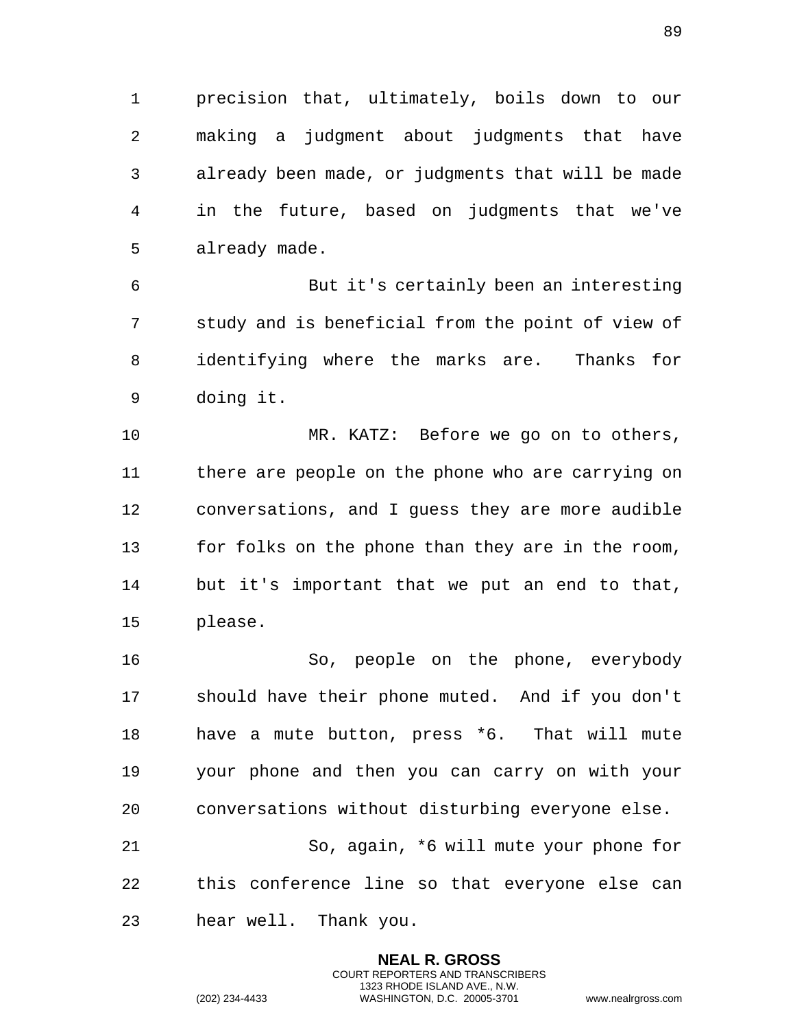precision that, ultimately, boils down to our making a judgment about judgments that have already been made, or judgments that will be made in the future, based on judgments that we've already made.

But it's certainly been an interesting study and is beneficial from the point of view of identifying where the marks are. Thanks for doing it.

MR. KATZ: Before we go on to others, there are people on the phone who are carrying on conversations, and I guess they are more audible for folks on the phone than they are in the room, but it's important that we put an end to that, please.

So, people on the phone, everybody should have their phone muted. And if you don't have a mute button, press *6. That will mute your phone and then you can carry on with your conversations without disturbing everyone else.

So, again, *6 will mute your phone for this conference line so that everyone else can hear well. Thank you.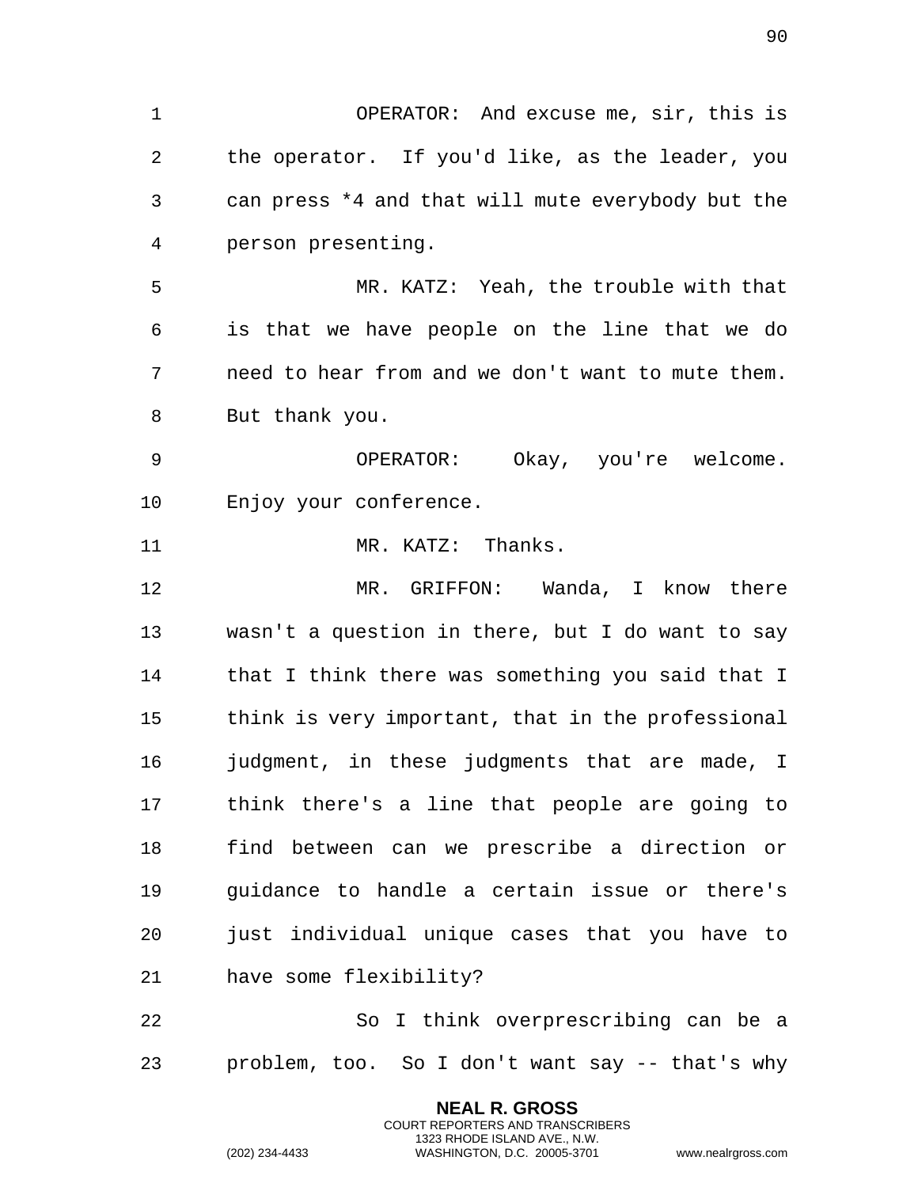OPERATOR: And excuse me, sir, this is the operator. If you'd like, as the leader, you can press *4 and that will mute everybody but the person presenting.

MR. KATZ: Yeah, the trouble with that is that we have people on the line that we do need to hear from and we don't want to mute them. But thank you.

OPERATOR: Okay, you're welcome. Enjoy your conference.

MR. KATZ: Thanks.

MR. GRIFFON: Wanda, I know there wasn't a question in there, but I do want to say that I think there was something you said that I think is very important, that in the professional judgment, in these judgments that are made, I think there's a line that people are going to find between can we prescribe a direction or guidance to handle a certain issue or there's just individual unique cases that you have to have some flexibility?

So I think overprescribing can be a problem, too. So I don't want say -- that's why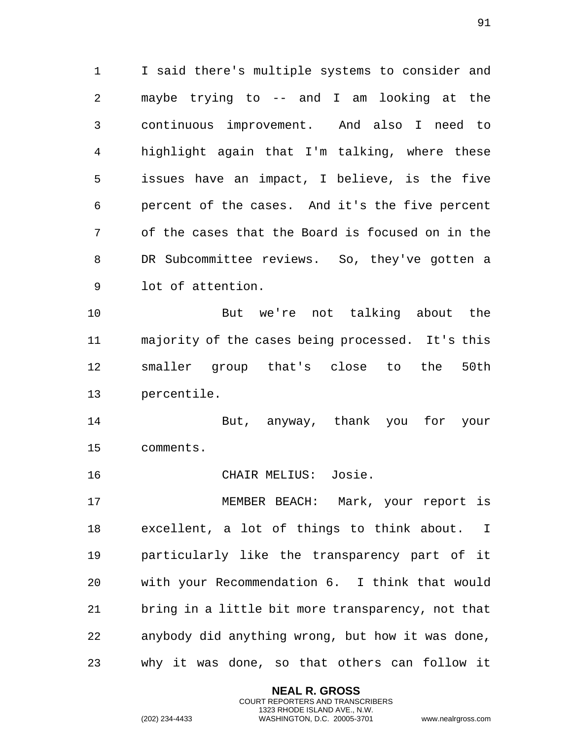I said there's multiple systems to consider and maybe trying to -- and I am looking at the continuous improvement. And also I need to highlight again that I'm talking, where these issues have an impact, I believe, is the five percent of the cases. And it's the five percent of the cases that the Board is focused on in the DR Subcommittee reviews. So, they've gotten a lot of attention.

But we're not talking about the majority of the cases being processed. It's this smaller group that's close to the 50th percentile.

But, anyway, thank you for your comments.

CHAIR MELIUS: Josie.

MEMBER BEACH: Mark, your report is excellent, a lot of things to think about. I particularly like the transparency part of it with your Recommendation 6. I think that would bring in a little bit more transparency, not that anybody did anything wrong, but how it was done, why it was done, so that others can follow it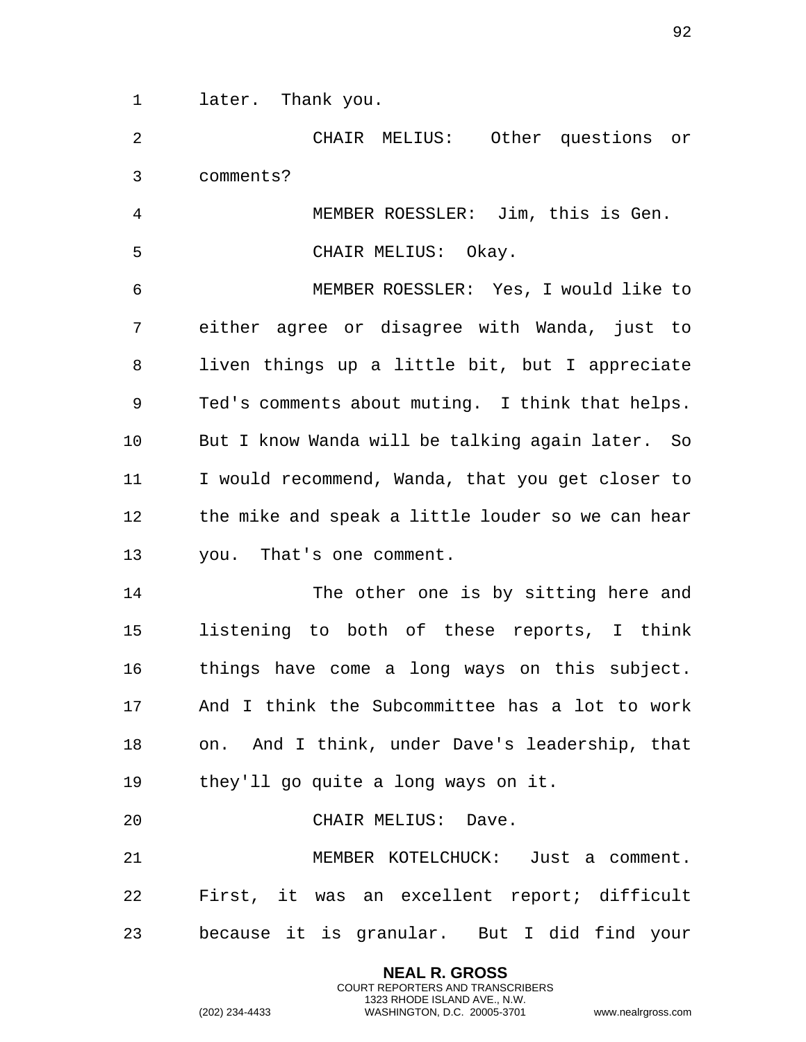later. Thank you.

CHAIR MELIUS: Other questions or comments?

MEMBER ROESSLER: Jim, this is Gen.

CHAIR MELIUS: Okay.

MEMBER ROESSLER: Yes, I would like to either agree or disagree with Wanda, just to liven things up a little bit, but I appreciate Ted's comments about muting. I think that helps. But I know Wanda will be talking again later. So I would recommend, Wanda, that you get closer to the mike and speak a little louder so we can hear you. That's one comment.

The other one is by sitting here and listening to both of these reports, I think things have come a long ways on this subject. And I think the Subcommittee has a lot to work on. And I think, under Dave's leadership, that they'll go quite a long ways on it.

CHAIR MELIUS: Dave.

MEMBER KOTELCHUCK: Just a comment. First, it was an excellent report; difficult because it is granular. But I did find your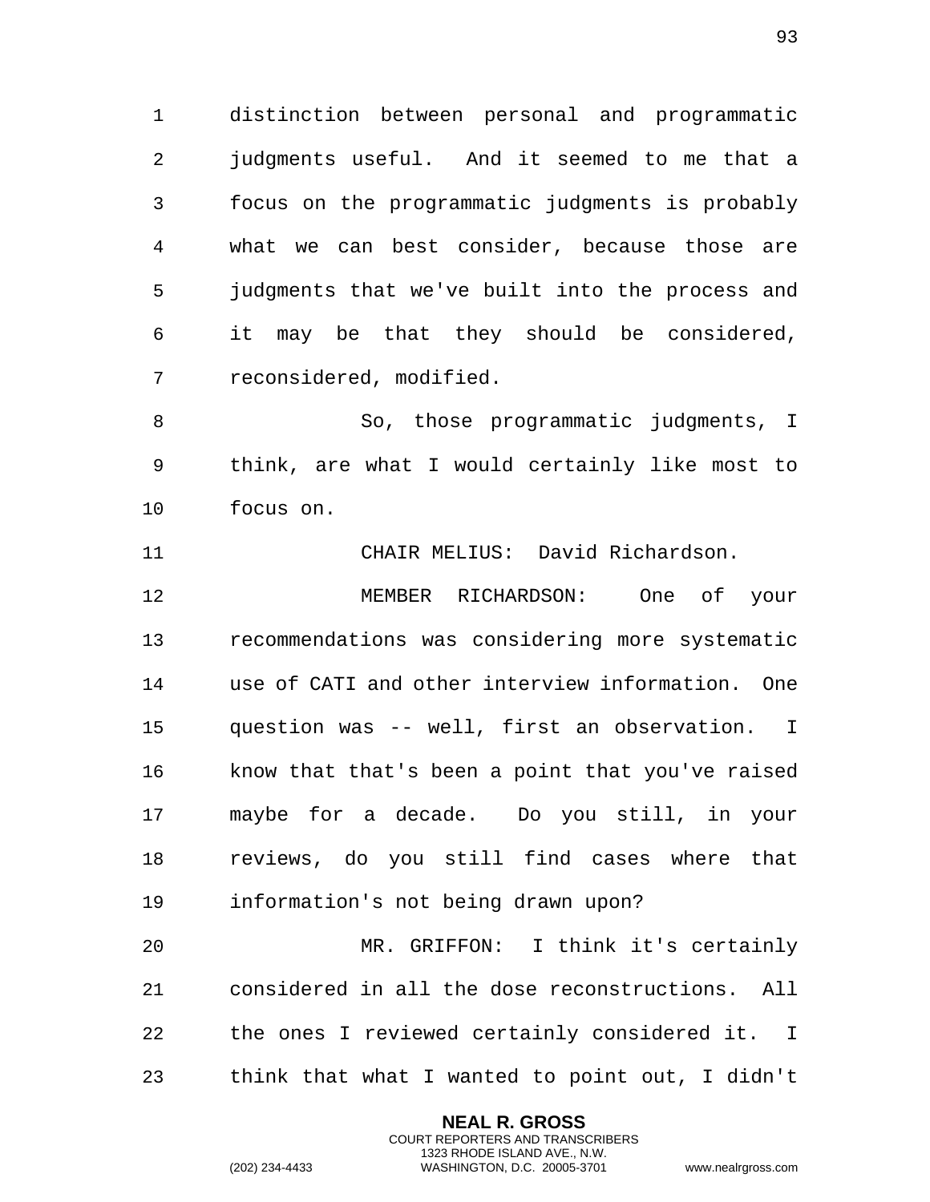distinction between personal and programmatic judgments useful. And it seemed to me that a focus on the programmatic judgments is probably what we can best consider, because those are judgments that we've built into the process and it may be that they should be considered, reconsidered, modified.

So, those programmatic judgments, I think, are what I would certainly like most to focus on.

CHAIR MELIUS: David Richardson.

MEMBER RICHARDSON: One of your recommendations was considering more systematic use of CATI and other interview information. One question was -- well, first an observation. I know that that's been a point that you've raised maybe for a decade. Do you still, in your reviews, do you still find cases where that information's not being drawn upon?

MR. GRIFFON: I think it's certainly considered in all the dose reconstructions. All the ones I reviewed certainly considered it. I think that what I wanted to point out, I didn't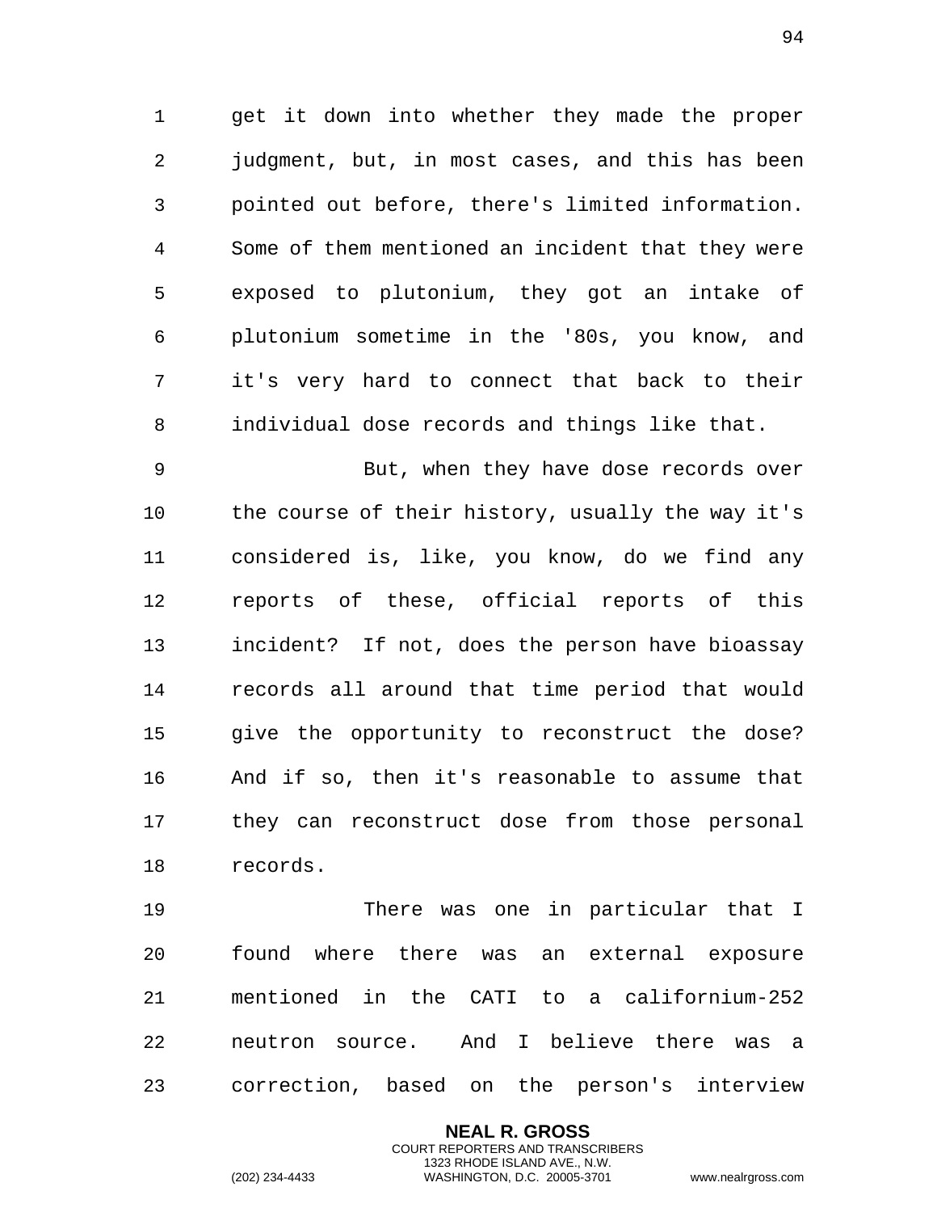get it down into whether they made the proper judgment, but, in most cases, and this has been pointed out before, there's limited information. Some of them mentioned an incident that they were exposed to plutonium, they got an intake of plutonium sometime in the '80s, you know, and it's very hard to connect that back to their individual dose records and things like that.

But, when they have dose records over the course of their history, usually the way it's considered is, like, you know, do we find any reports of these, official reports of this incident? If not, does the person have bioassay records all around that time period that would give the opportunity to reconstruct the dose? And if so, then it's reasonable to assume that they can reconstruct dose from those personal records.

There was one in particular that I found where there was an external exposure mentioned in the CATI to a californium-252 neutron source. And I believe there was a correction, based on the person's interview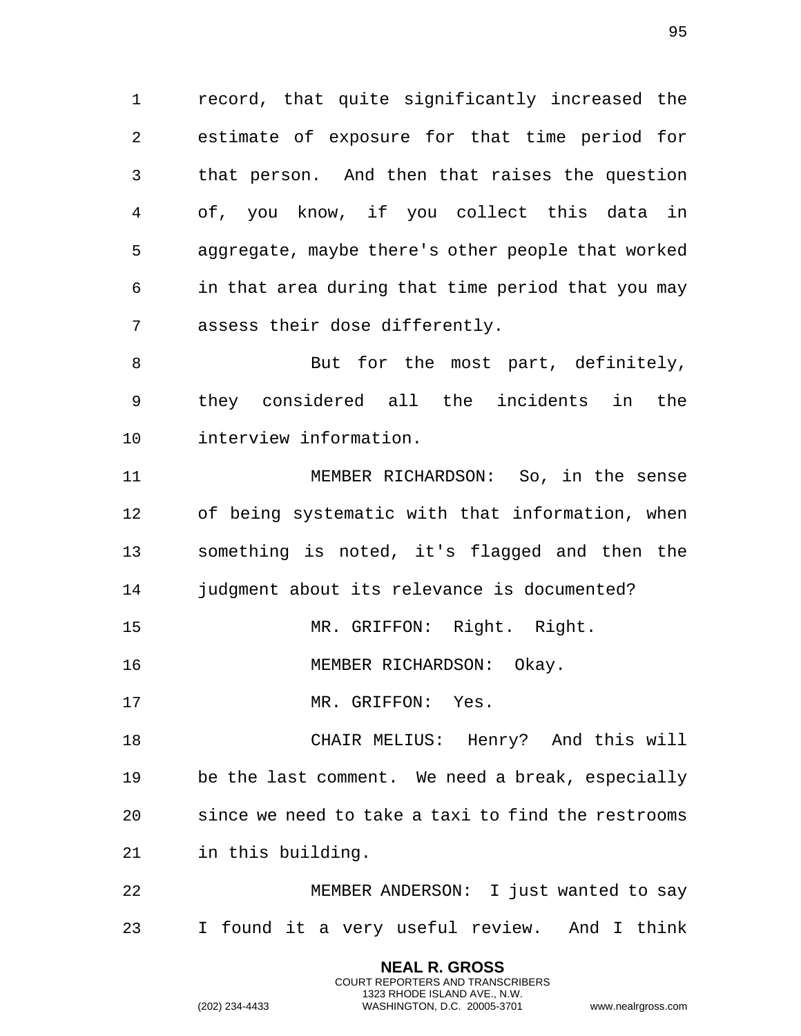record, that quite significantly increased the estimate of exposure for that time period for that person. And then that raises the question of, you know, if you collect this data in aggregate, maybe there's other people that worked in that area during that time period that you may assess their dose differently.

But for the most part, definitely, they considered all the incidents in the interview information.

MEMBER RICHARDSON: So, in the sense of being systematic with that information, when something is noted, it's flagged and then the judgment about its relevance is documented?

MR. GRIFFON: Right. Right.

MEMBER RICHARDSON: Okay.

MR. GRIFFON: Yes.

CHAIR MELIUS: Henry? And this will be the last comment. We need a break, especially since we need to take a taxi to find the restrooms in this building.

MEMBER ANDERSON: I just wanted to say I found it a very useful review. And I think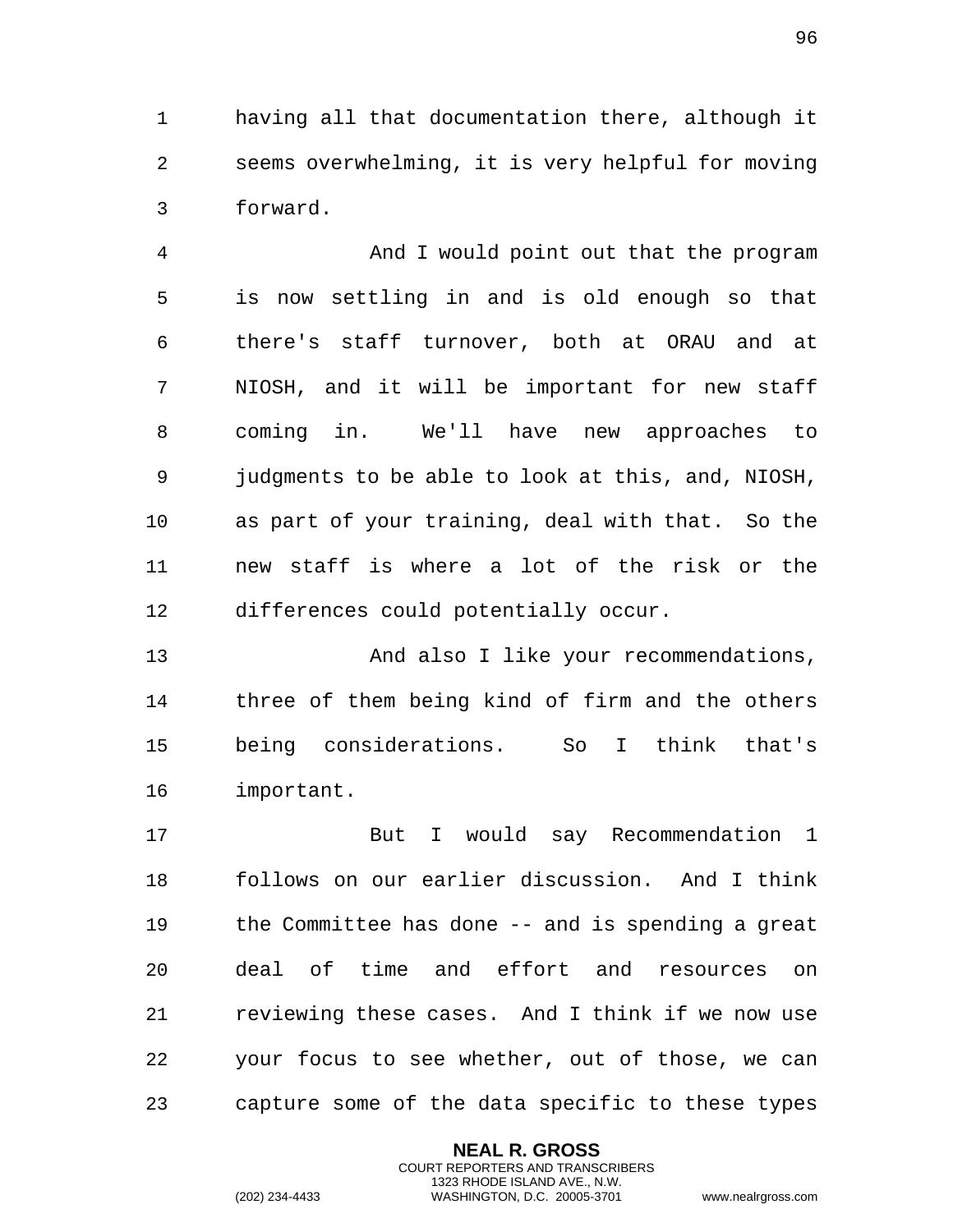having all that documentation there, although it seems overwhelming, it is very helpful for moving forward.

And I would point out that the program is now settling in and is old enough so that there's staff turnover, both at ORAU and at NIOSH, and it will be important for new staff coming in. We'll have new approaches to judgments to be able to look at this, and, NIOSH, as part of your training, deal with that. So the new staff is where a lot of the risk or the differences could potentially occur.

And also I like your recommendations, three of them being kind of firm and the others being considerations. So I think that's important.

But I would say Recommendation 1 follows on our earlier discussion. And I think the Committee has done -- and is spending a great deal of time and effort and resources on reviewing these cases. And I think if we now use your focus to see whether, out of those, we can capture some of the data specific to these types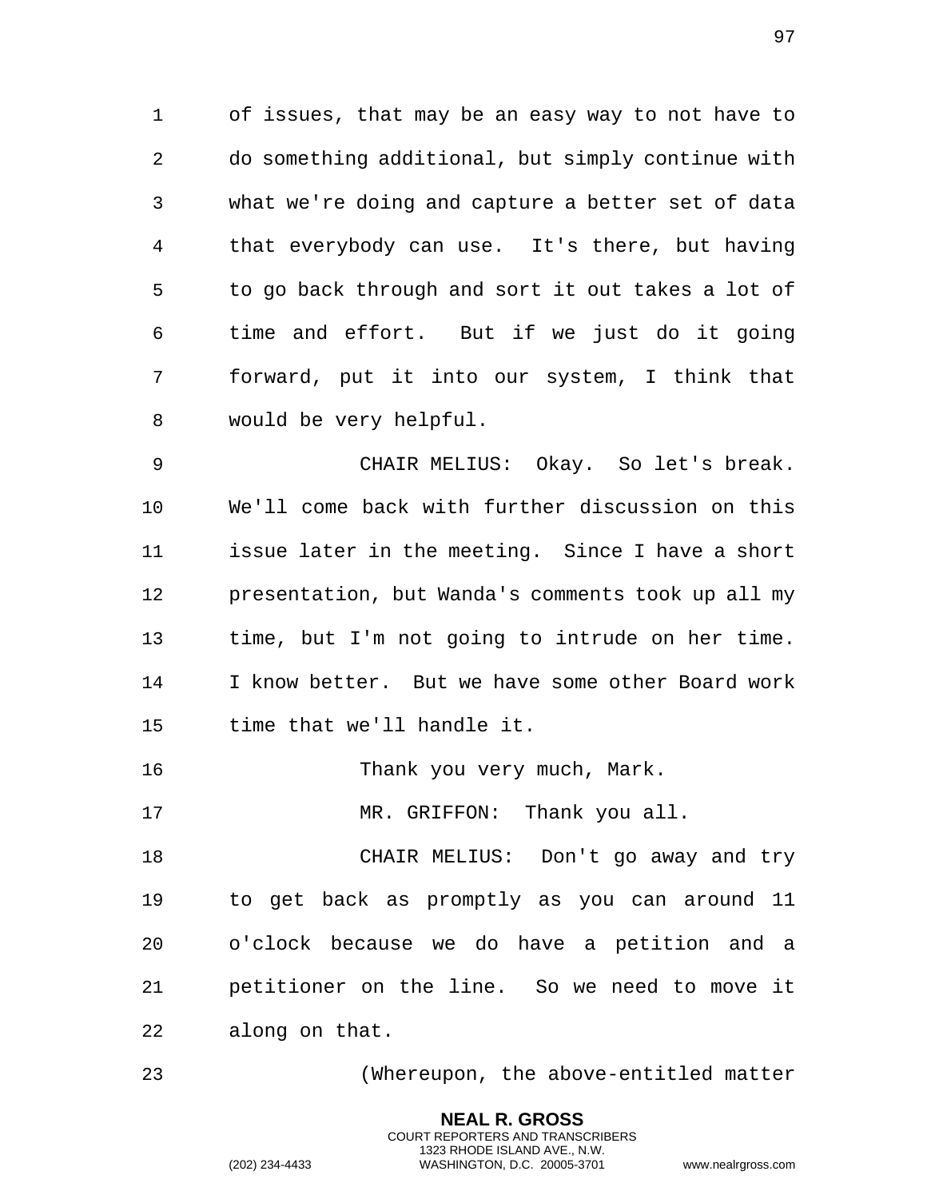of issues, that may be an easy way to not have to do something additional, but simply continue with what we're doing and capture a better set of data that everybody can use. It's there, but having to go back through and sort it out takes a lot of time and effort. But if we just do it going forward, put it into our system, I think that would be very helpful.

CHAIR MELIUS: Okay. So let's break. We'll come back with further discussion on this issue later in the meeting. Since I have a short presentation, but Wanda's comments took up all my time, but I'm not going to intrude on her time. I know better. But we have some other Board work time that we'll handle it.

Thank you very much, Mark.

MR. GRIFFON: Thank you all.

CHAIR MELIUS: Don't go away and try to get back as promptly as you can around 11 o'clock because we do have a petition and a petitioner on the line. So we need to move it along on that.

(Whereupon, the above-entitled matter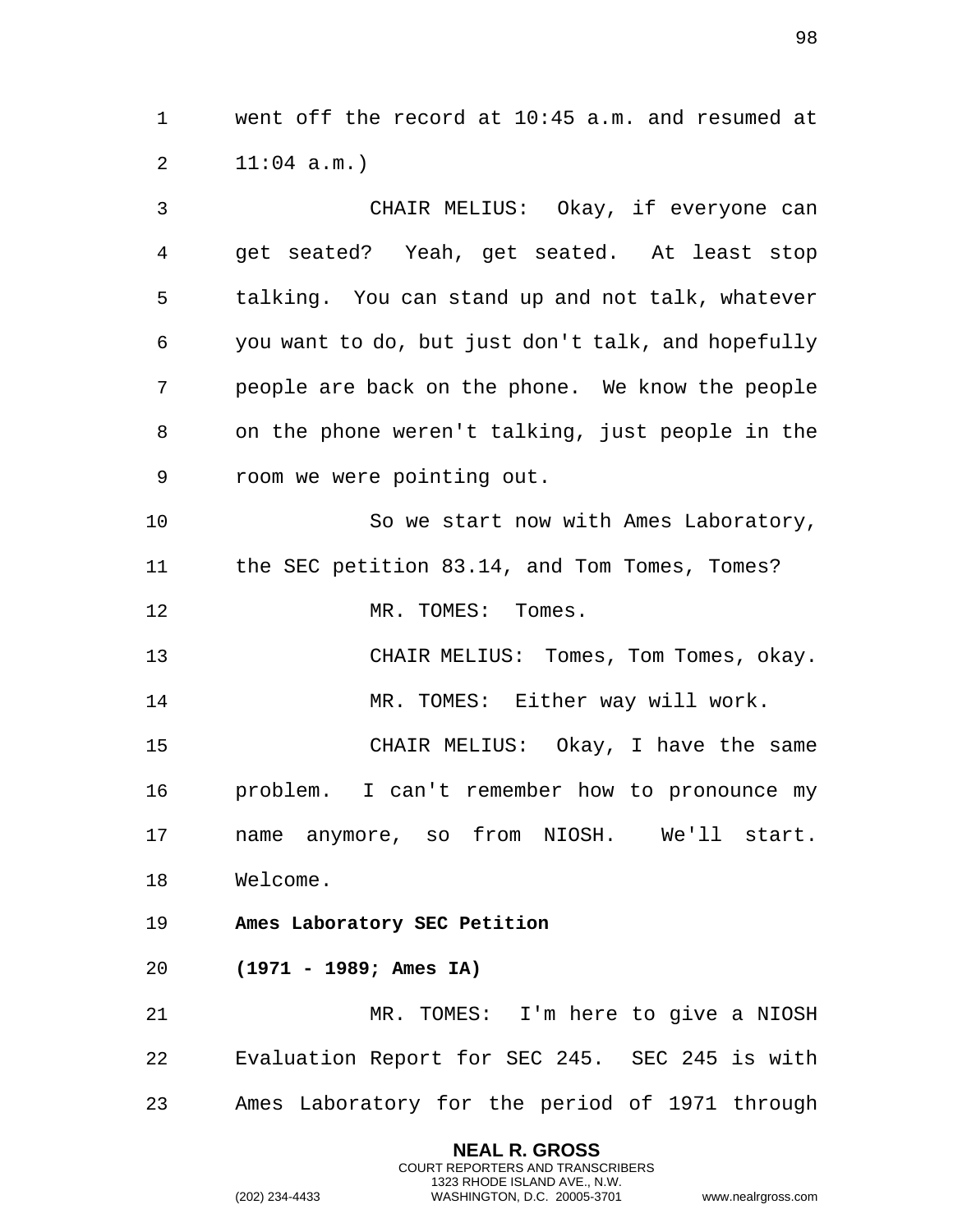went off the record at 10:45 a.m. and resumed at 11:04 a.m.)

CHAIR MELIUS: Okay, if everyone can get seated? Yeah, get seated. At least stop talking. You can stand up and not talk, whatever you want to do, but just don't talk, and hopefully people are back on the phone. We know the people on the phone weren't talking, just people in the room we were pointing out.

So we start now with Ames Laboratory, the SEC petition 83.14, and Tom Tomes, Tomes?

MR. TOMES: Tomes.

CHAIR MELIUS: Tomes, Tom Tomes, okay.

MR. TOMES: Either way will work.

CHAIR MELIUS: Okay, I have the same problem. I can't remember how to pronounce my name anymore, so from NIOSH. We'll start. Welcome.

**Ames Laboratory SEC Petition**

**(1971 - 1989; Ames IA)**

MR. TOMES: I'm here to give a NIOSH Evaluation Report for SEC 245. SEC 245 is with Ames Laboratory for the period of 1971 through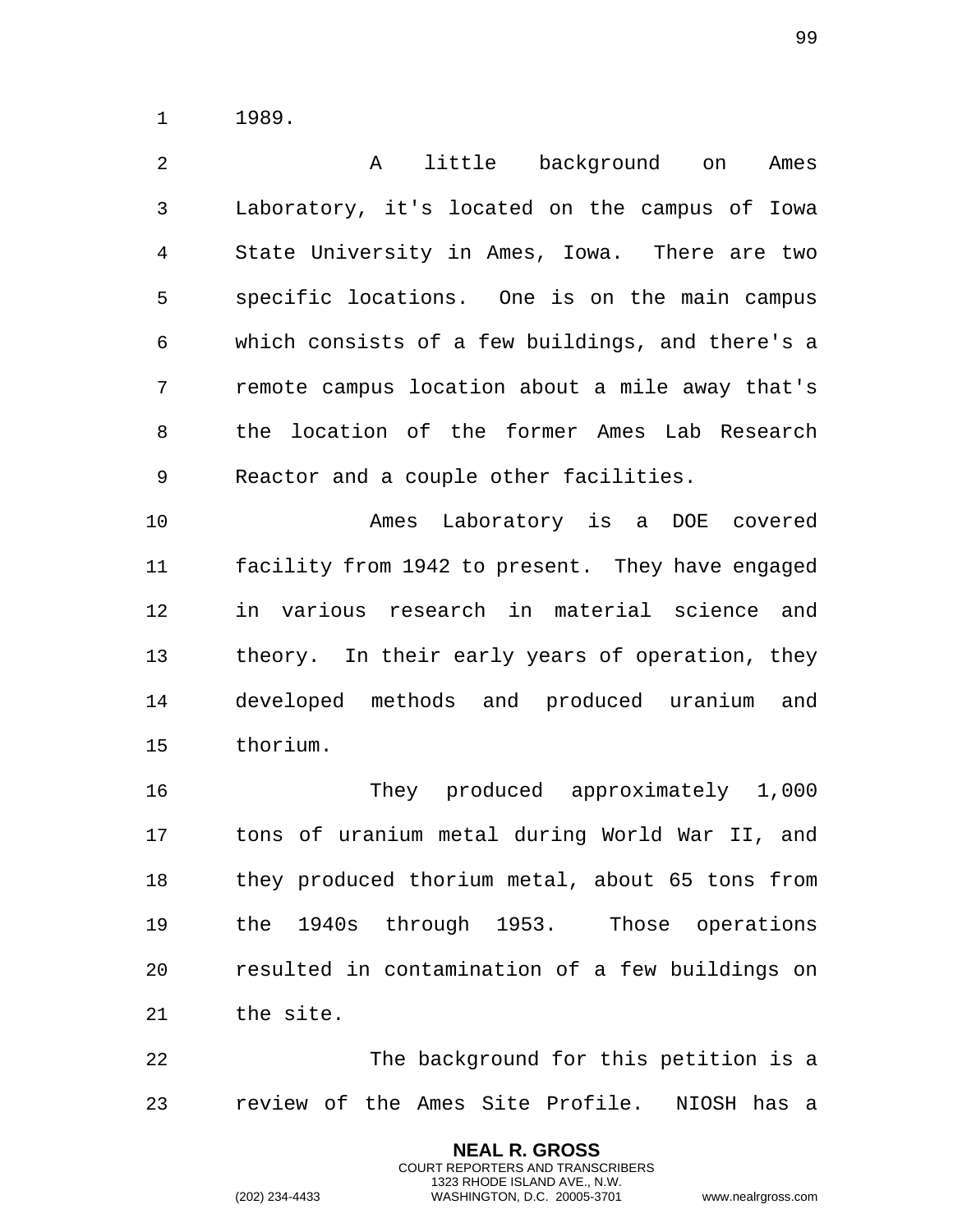1989.

A little background on Ames Laboratory, it's located on the campus of Iowa State University in Ames, Iowa. There are two specific locations. One is on the main campus which consists of a few buildings, and there's a remote campus location about a mile away that's the location of the former Ames Lab Research Reactor and a couple other facilities.

Ames Laboratory is a DOE covered facility from 1942 to present. They have engaged in various research in material science and theory. In their early years of operation, they developed methods and produced uranium and thorium.

They produced approximately 1,000 tons of uranium metal during World War II, and they produced thorium metal, about 65 tons from the 1940s through 1953. Those operations resulted in contamination of a few buildings on the site.

The background for this petition is a review of the Ames Site Profile. NIOSH has a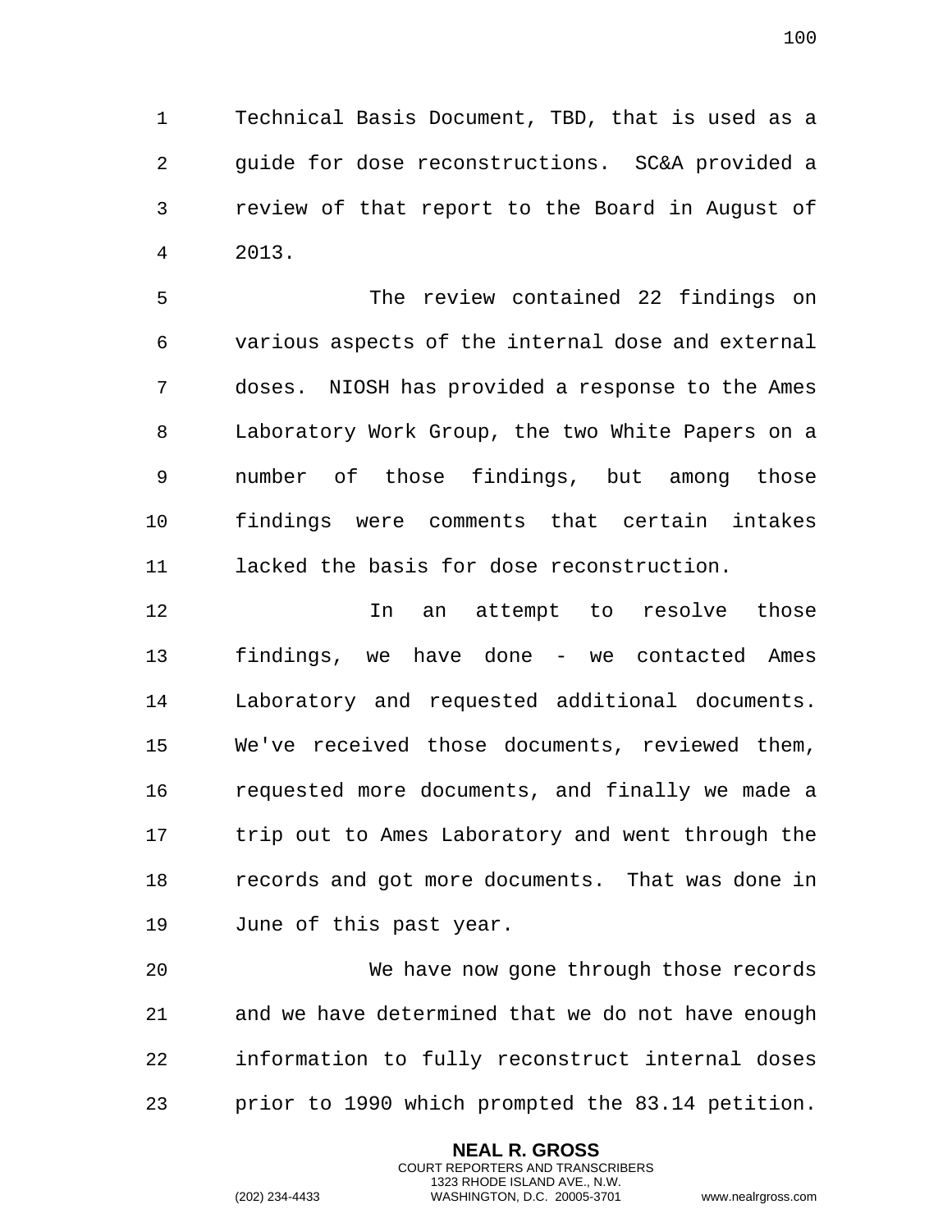Technical Basis Document, TBD, that is used as a guide for dose reconstructions. SC&A provided a review of that report to the Board in August of 2013.

The review contained 22 findings on various aspects of the internal dose and external doses. NIOSH has provided a response to the Ames Laboratory Work Group, the two White Papers on a number of those findings, but among those findings were comments that certain intakes lacked the basis for dose reconstruction.

In an attempt to resolve those findings, we have done - we contacted Ames Laboratory and requested additional documents. We've received those documents, reviewed them, requested more documents, and finally we made a trip out to Ames Laboratory and went through the records and got more documents. That was done in June of this past year.

We have now gone through those records and we have determined that we do not have enough information to fully reconstruct internal doses prior to 1990 which prompted the 83.14 petition.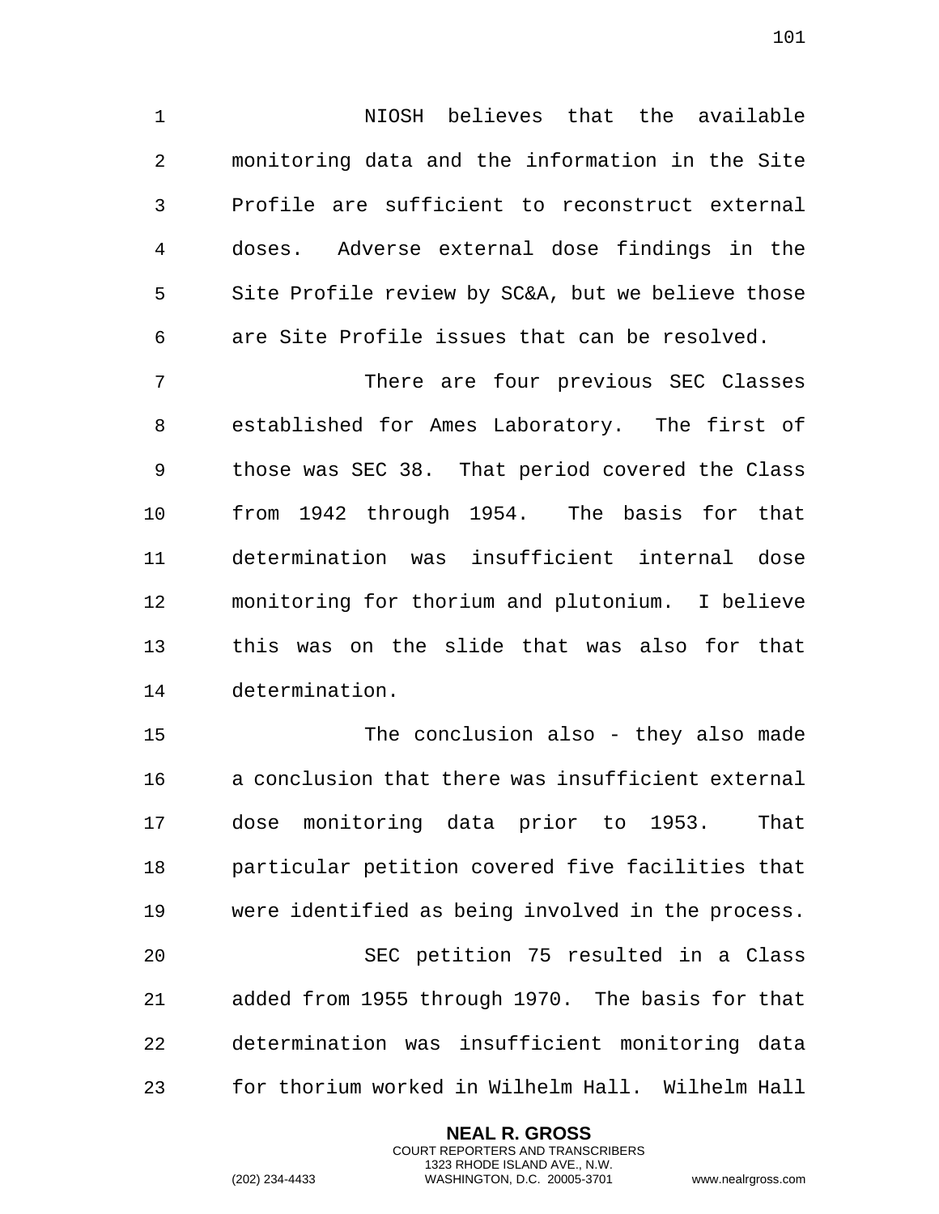NIOSH believes that the available monitoring data and the information in the Site Profile are sufficient to reconstruct external doses. Adverse external dose findings in the Site Profile review by SC&A, but we believe those are Site Profile issues that can be resolved.

There are four previous SEC Classes established for Ames Laboratory. The first of those was SEC 38. That period covered the Class from 1942 through 1954. The basis for that determination was insufficient internal dose monitoring for thorium and plutonium. I believe this was on the slide that was also for that determination.

The conclusion also - they also made a conclusion that there was insufficient external dose monitoring data prior to 1953. That particular petition covered five facilities that were identified as being involved in the process.

SEC petition 75 resulted in a Class added from 1955 through 1970. The basis for that determination was insufficient monitoring data for thorium worked in Wilhelm Hall. Wilhelm Hall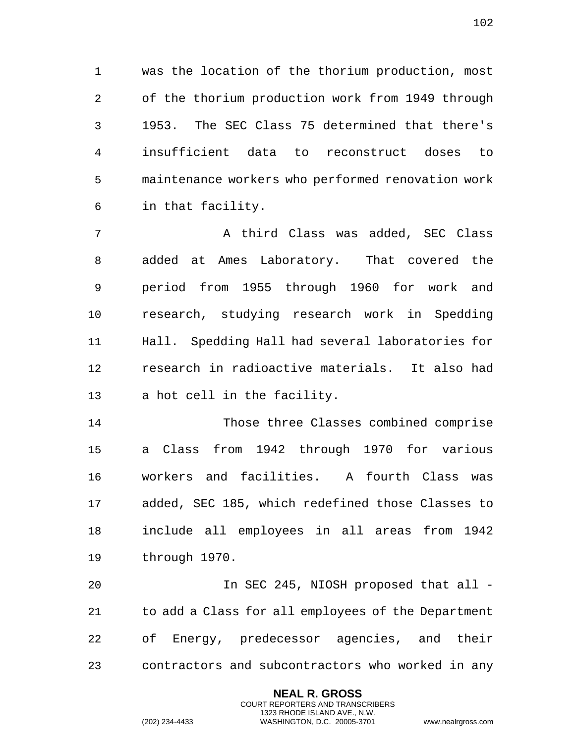was the location of the thorium production, most of the thorium production work from 1949 through 1953. The SEC Class 75 determined that there's insufficient data to reconstruct doses to maintenance workers who performed renovation work in that facility.

A third Class was added, SEC Class added at Ames Laboratory. That covered the period from 1955 through 1960 for work and research, studying research work in Spedding Hall. Spedding Hall had several laboratories for research in radioactive materials. It also had a hot cell in the facility.

Those three Classes combined comprise a Class from 1942 through 1970 for various workers and facilities. A fourth Class was added, SEC 185, which redefined those Classes to include all employees in all areas from 1942 through 1970.

In SEC 245, NIOSH proposed that all - to add a Class for all employees of the Department of Energy, predecessor agencies, and their contractors and subcontractors who worked in any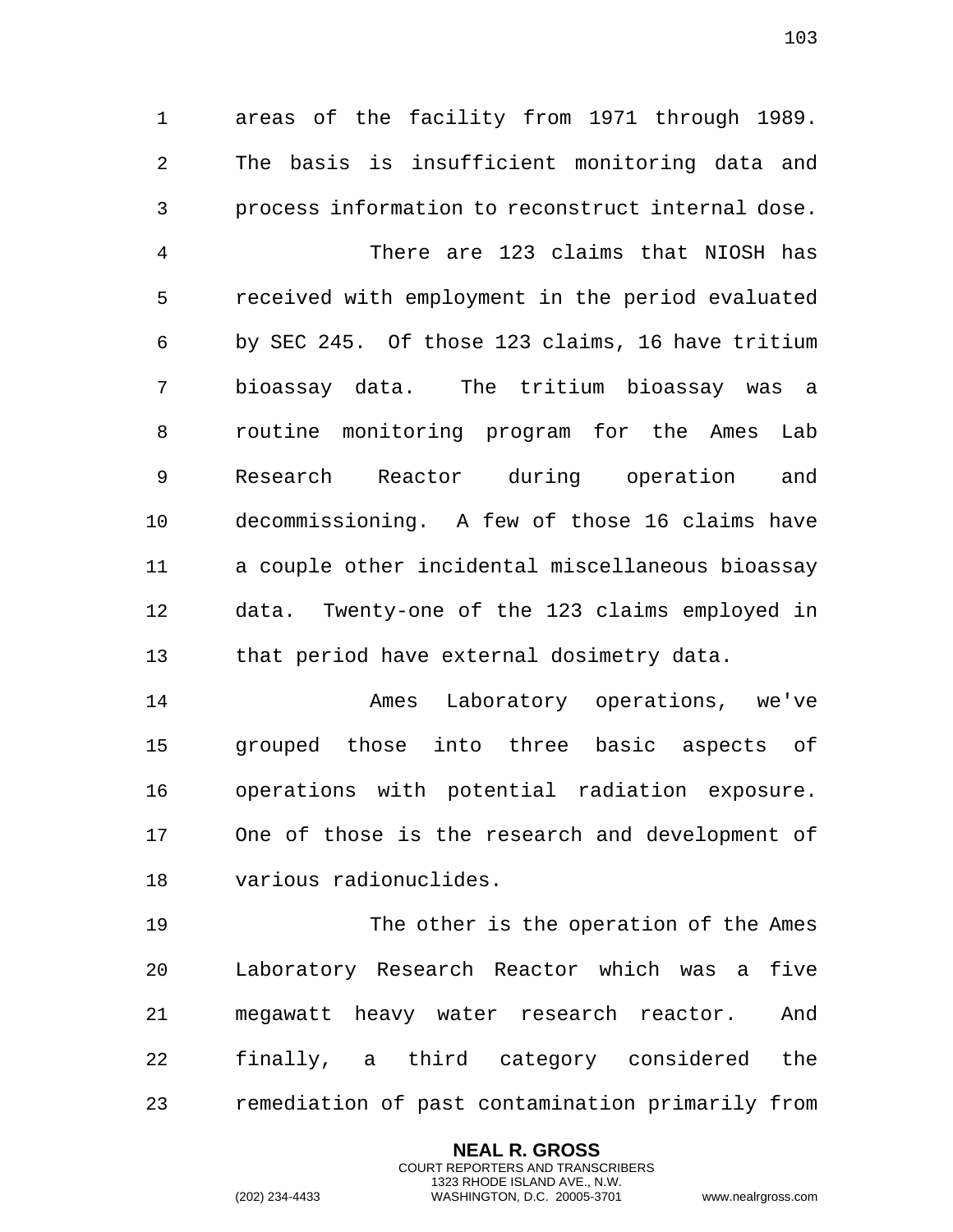areas of the facility from 1971 through 1989. The basis is insufficient monitoring data and process information to reconstruct internal dose.

There are 123 claims that NIOSH has received with employment in the period evaluated by SEC 245. Of those 123 claims, 16 have tritium bioassay data. The tritium bioassay was a routine monitoring program for the Ames Lab Research Reactor during operation and decommissioning. A few of those 16 claims have a couple other incidental miscellaneous bioassay data. Twenty-one of the 123 claims employed in that period have external dosimetry data.

Ames Laboratory operations, we've grouped those into three basic aspects of operations with potential radiation exposure. One of those is the research and development of various radionuclides.

The other is the operation of the Ames Laboratory Research Reactor which was a five megawatt heavy water research reactor. And finally, a third category considered the remediation of past contamination primarily from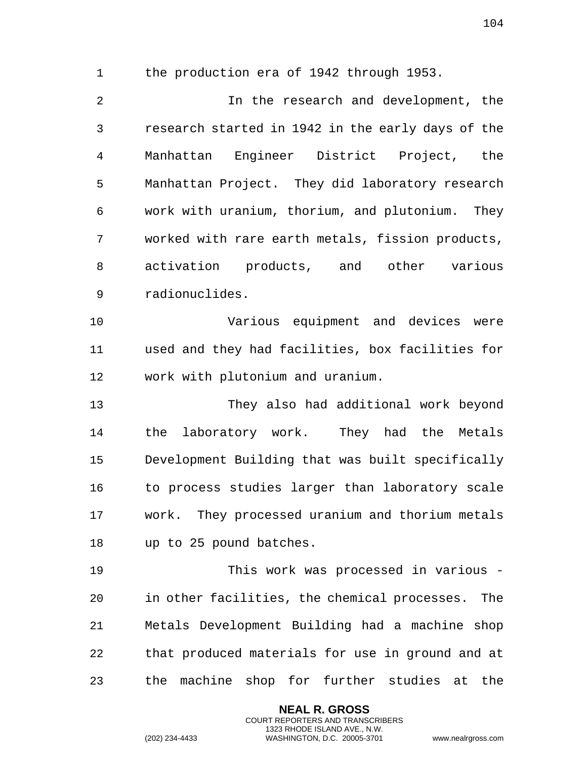the production era of 1942 through 1953.

In the research and development, the research started in 1942 in the early days of the Manhattan Engineer District Project, the Manhattan Project. They did laboratory research work with uranium, thorium, and plutonium. They worked with rare earth metals, fission products, activation products, and other various radionuclides.

Various equipment and devices were used and they had facilities, box facilities for work with plutonium and uranium.

They also had additional work beyond the laboratory work. They had the Metals Development Building that was built specifically to process studies larger than laboratory scale work. They processed uranium and thorium metals up to 25 pound batches.

This work was processed in various - in other facilities, the chemical processes. The Metals Development Building had a machine shop that produced materials for use in ground and at the machine shop for further studies at the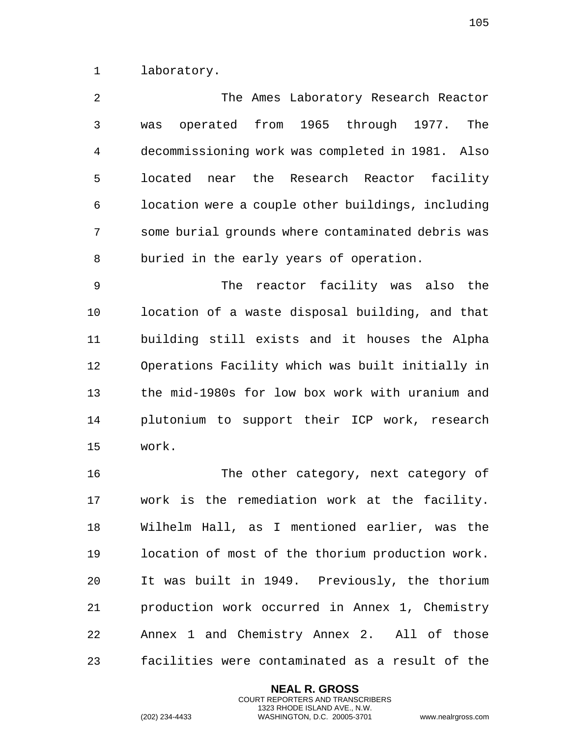laboratory.

The Ames Laboratory Research Reactor was operated from 1965 through 1977. The decommissioning work was completed in 1981. Also located near the Research Reactor facility location were a couple other buildings, including some burial grounds where contaminated debris was buried in the early years of operation.

The reactor facility was also the location of a waste disposal building, and that building still exists and it houses the Alpha Operations Facility which was built initially in the mid-1980s for low box work with uranium and plutonium to support their ICP work, research work.

The other category, next category of work is the remediation work at the facility. Wilhelm Hall, as I mentioned earlier, was the location of most of the thorium production work. It was built in 1949. Previously, the thorium production work occurred in Annex 1, Chemistry Annex 1 and Chemistry Annex 2. All of those facilities were contaminated as a result of the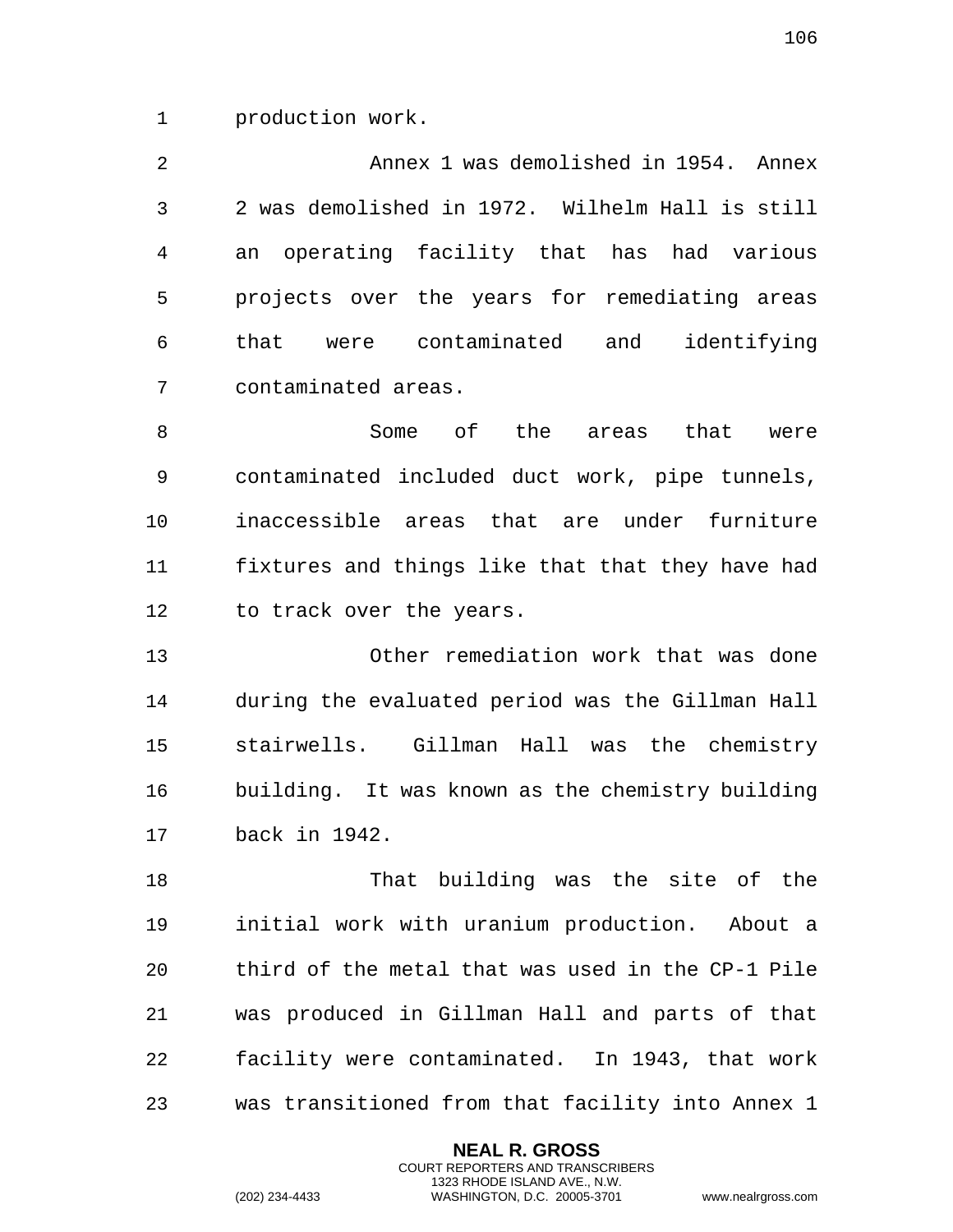production work.

Annex 1 was demolished in 1954. Annex 2 was demolished in 1972. Wilhelm Hall is still an operating facility that has had various projects over the years for remediating areas that were contaminated and identifying contaminated areas.

Some of the areas that were contaminated included duct work, pipe tunnels, inaccessible areas that are under furniture fixtures and things like that that they have had to track over the years.

Other remediation work that was done during the evaluated period was the Gillman Hall stairwells. Gillman Hall was the chemistry building. It was known as the chemistry building back in 1942.

That building was the site of the initial work with uranium production. About a third of the metal that was used in the CP-1 Pile was produced in Gillman Hall and parts of that facility were contaminated. In 1943, that work was transitioned from that facility into Annex 1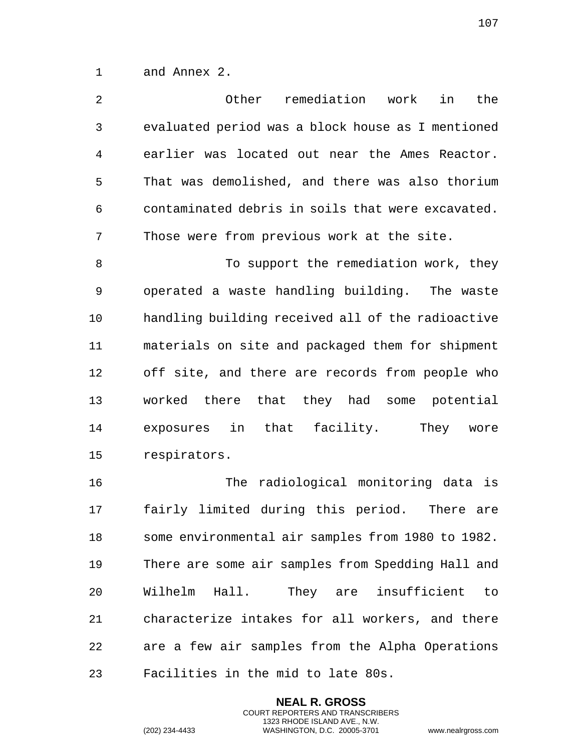and Annex 2.

Other remediation work in the evaluated period was a block house as I mentioned earlier was located out near the Ames Reactor. That was demolished, and there was also thorium contaminated debris in soils that were excavated. Those were from previous work at the site.

To support the remediation work, they operated a waste handling building. The waste handling building received all of the radioactive materials on site and packaged them for shipment off site, and there are records from people who worked there that they had some potential exposures in that facility. They wore respirators.

The radiological monitoring data is fairly limited during this period. There are some environmental air samples from 1980 to 1982. There are some air samples from Spedding Hall and Wilhelm Hall. They are insufficient to characterize intakes for all workers, and there are a few air samples from the Alpha Operations Facilities in the mid to late 80s.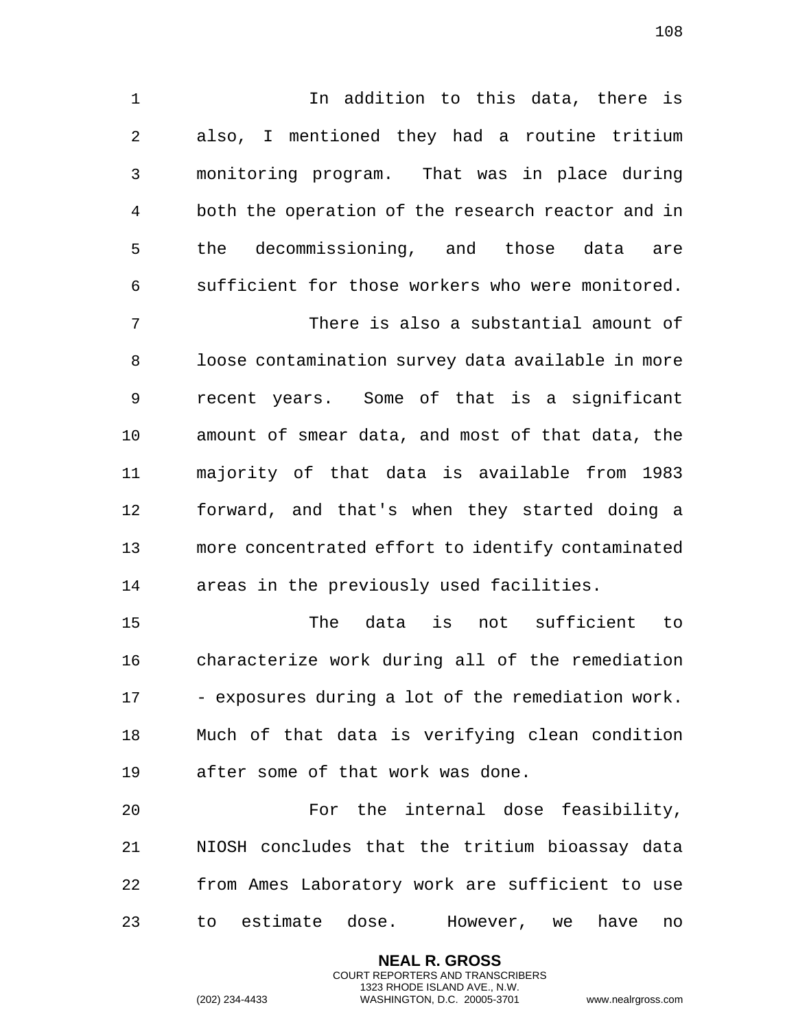In addition to this data, there is also, I mentioned they had a routine tritium monitoring program. That was in place during both the operation of the research reactor and in the decommissioning, and those data are sufficient for those workers who were monitored.

There is also a substantial amount of loose contamination survey data available in more recent years. Some of that is a significant amount of smear data, and most of that data, the majority of that data is available from 1983 forward, and that's when they started doing a more concentrated effort to identify contaminated areas in the previously used facilities.

The data is not sufficient to characterize work during all of the remediation - exposures during a lot of the remediation work. Much of that data is verifying clean condition after some of that work was done.

For the internal dose feasibility, NIOSH concludes that the tritium bioassay data from Ames Laboratory work are sufficient to use to estimate dose. However, we have no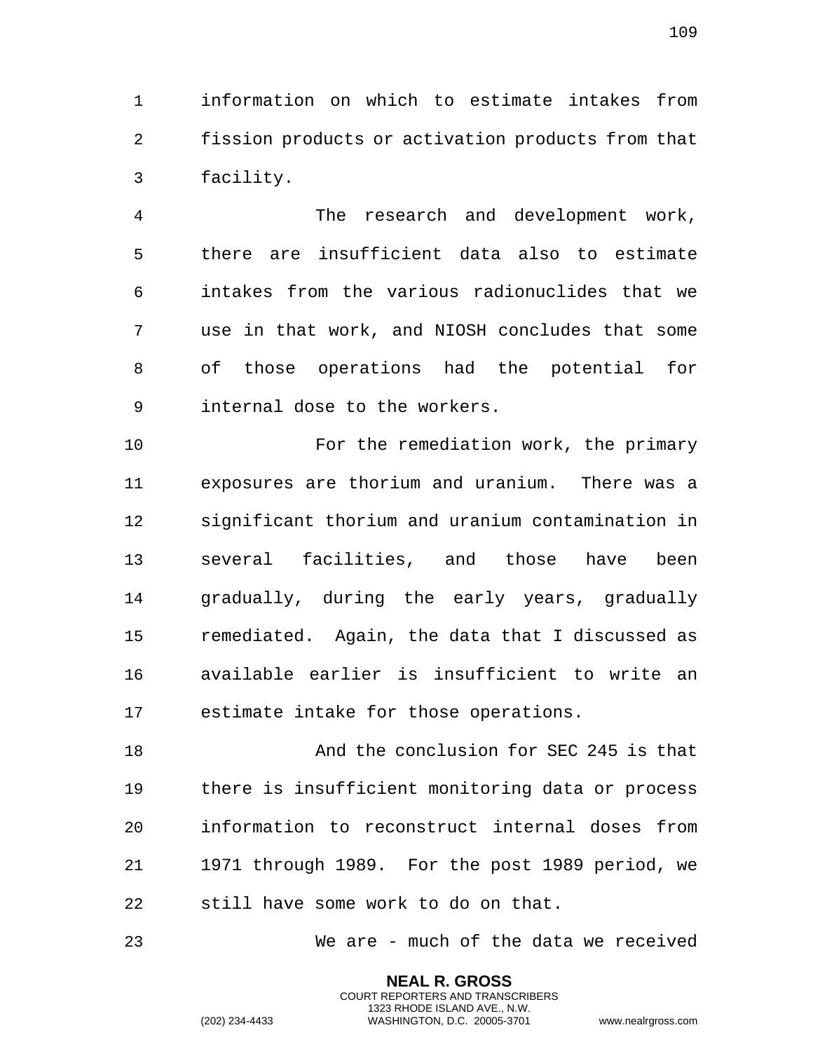information on which to estimate intakes from fission products or activation products from that facility.

The research and development work, there are insufficient data also to estimate intakes from the various radionuclides that we use in that work, and NIOSH concludes that some of those operations had the potential for internal dose to the workers.

For the remediation work, the primary exposures are thorium and uranium. There was a significant thorium and uranium contamination in several facilities, and those have been gradually, during the early years, gradually remediated. Again, the data that I discussed as available earlier is insufficient to write an estimate intake for those operations.

And the conclusion for SEC 245 is that there is insufficient monitoring data or process information to reconstruct internal doses from 1971 through 1989. For the post 1989 period, we still have some work to do on that.

We are - much of the data we received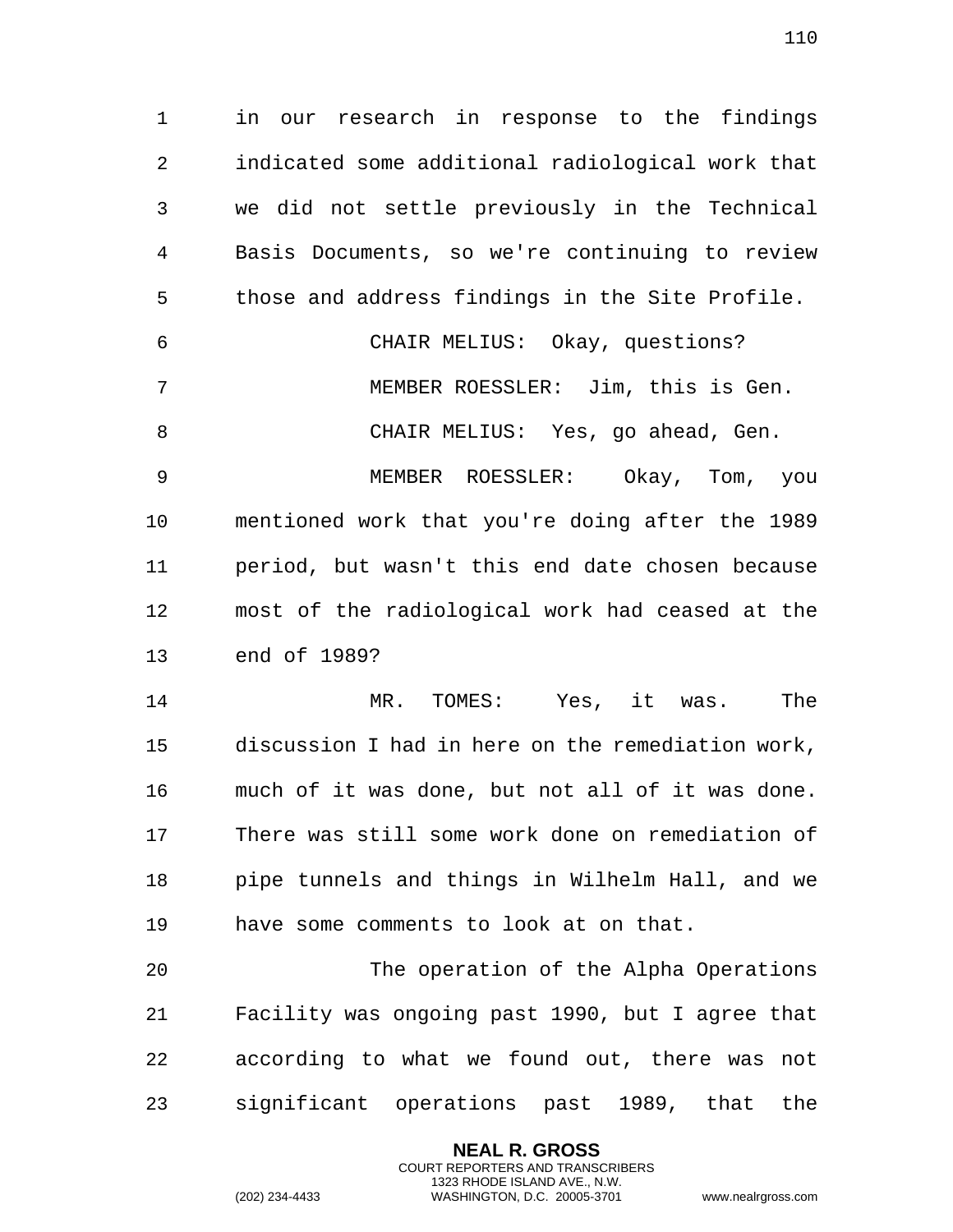in our research in response to the findings indicated some additional radiological work that we did not settle previously in the Technical Basis Documents, so we're continuing to review those and address findings in the Site Profile.

CHAIR MELIUS: Okay, questions?

MEMBER ROESSLER: Jim, this is Gen.

CHAIR MELIUS: Yes, go ahead, Gen.

MEMBER ROESSLER: Okay, Tom, you mentioned work that you're doing after the 1989 period, but wasn't this end date chosen because most of the radiological work had ceased at the end of 1989?

MR. TOMES: Yes, it was. The discussion I had in here on the remediation work, much of it was done, but not all of it was done. There was still some work done on remediation of pipe tunnels and things in Wilhelm Hall, and we have some comments to look at on that.

The operation of the Alpha Operations Facility was ongoing past 1990, but I agree that according to what we found out, there was not significant operations past 1989, that the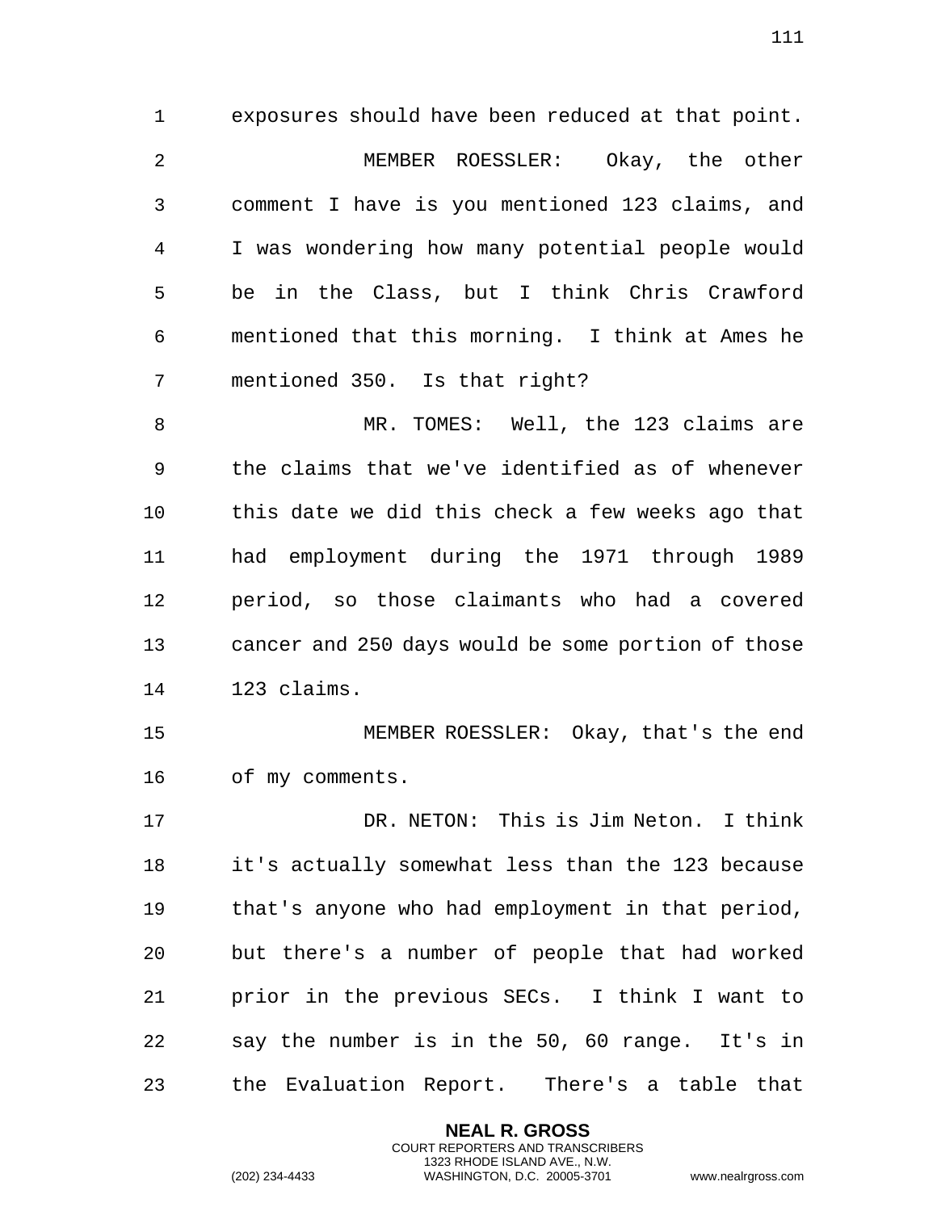exposures should have been reduced at that point.

MEMBER ROESSLER: Okay, the other comment I have is you mentioned 123 claims, and I was wondering how many potential people would be in the Class, but I think Chris Crawford mentioned that this morning. I think at Ames he mentioned 350. Is that right?

MR. TOMES: Well, the 123 claims are the claims that we've identified as of whenever this date we did this check a few weeks ago that had employment during the 1971 through 1989 period, so those claimants who had a covered cancer and 250 days would be some portion of those 123 claims.

MEMBER ROESSLER: Okay, that's the end of my comments.

DR. NETON: This is Jim Neton. I think it's actually somewhat less than the 123 because that's anyone who had employment in that period, but there's a number of people that had worked prior in the previous SECs. I think I want to say the number is in the 50, 60 range. It's in the Evaluation Report. There's a table that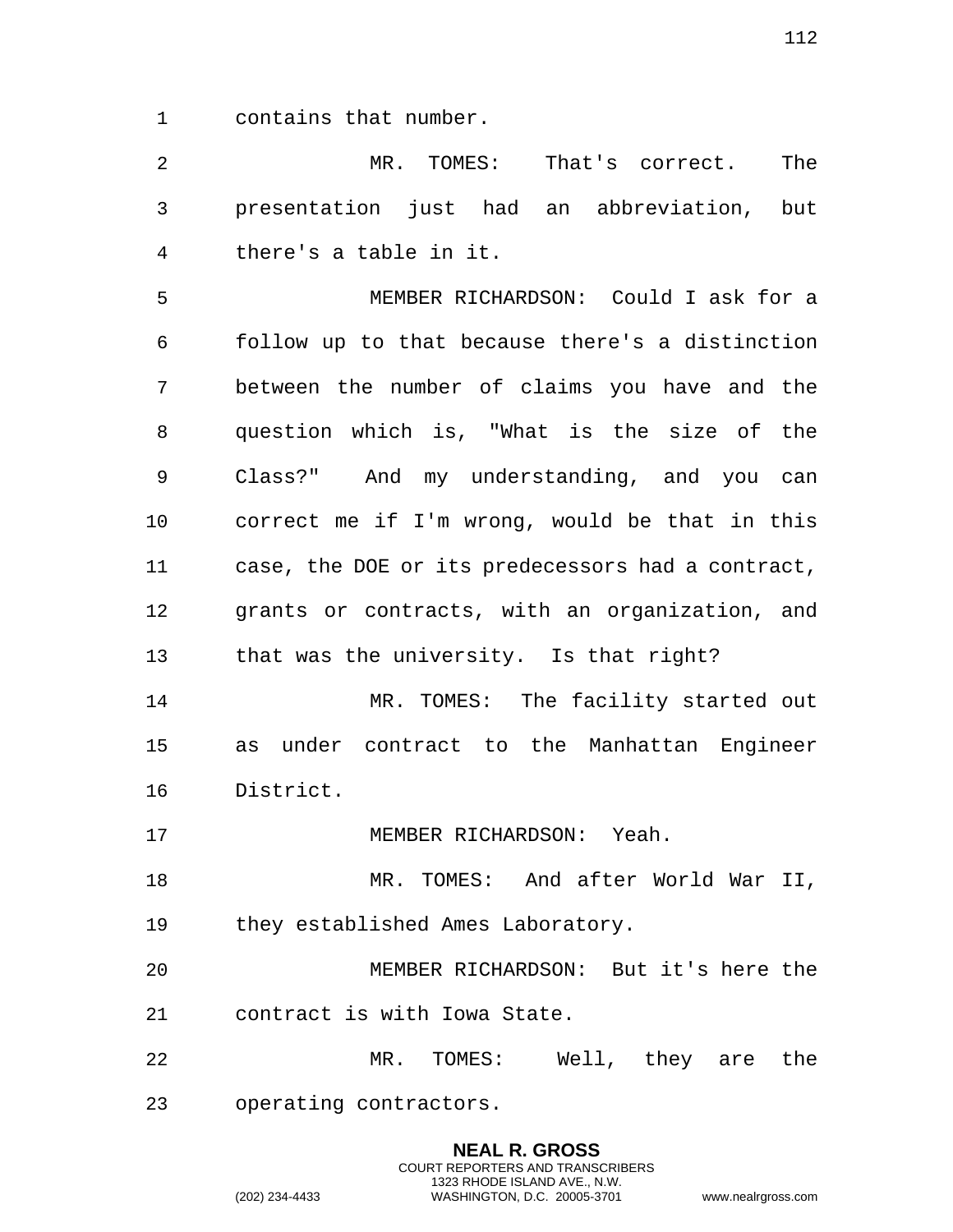contains that number.

MR. TOMES: That's correct. The presentation just had an abbreviation, but there's a table in it.

MEMBER RICHARDSON: Could I ask for a follow up to that because there's a distinction between the number of claims you have and the question which is, "What is the size of the Class?" And my understanding, and you can correct me if I'm wrong, would be that in this case, the DOE or its predecessors had a contract, grants or contracts, with an organization, and that was the university. Is that right?

MR. TOMES: The facility started out as under contract to the Manhattan Engineer District.

MEMBER RICHARDSON: Yeah.

MR. TOMES: And after World War II, they established Ames Laboratory.

MEMBER RICHARDSON: But it's here the contract is with Iowa State.

MR. TOMES: Well, they are the operating contractors.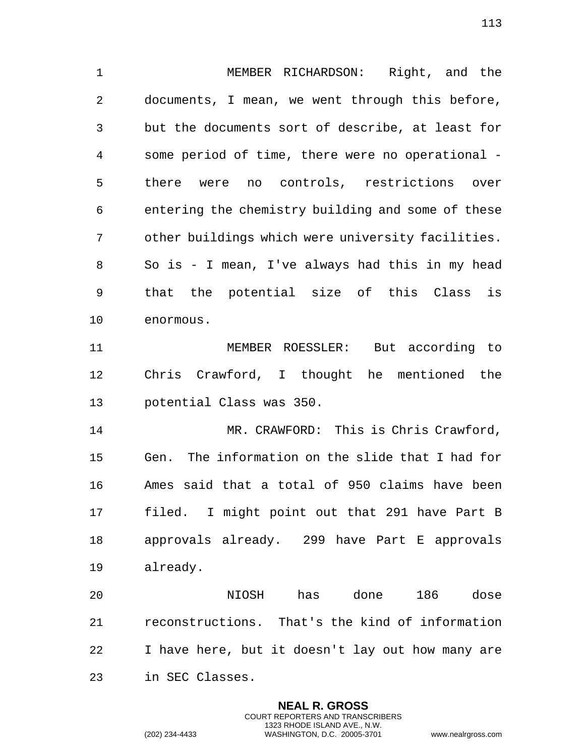MEMBER RICHARDSON: Right, and the documents, I mean, we went through this before, but the documents sort of describe, at least for some period of time, there were no operational - there were no controls, restrictions over entering the chemistry building and some of these other buildings which were university facilities. So is - I mean, I've always had this in my head that the potential size of this Class is enormous.

MEMBER ROESSLER: But according to Chris Crawford, I thought he mentioned the potential Class was 350.

MR. CRAWFORD: This is Chris Crawford, Gen. The information on the slide that I had for Ames said that a total of 950 claims have been filed. I might point out that 291 have Part B approvals already. 299 have Part E approvals already.

NIOSH has done 186 dose reconstructions. That's the kind of information I have here, but it doesn't lay out how many are in SEC Classes.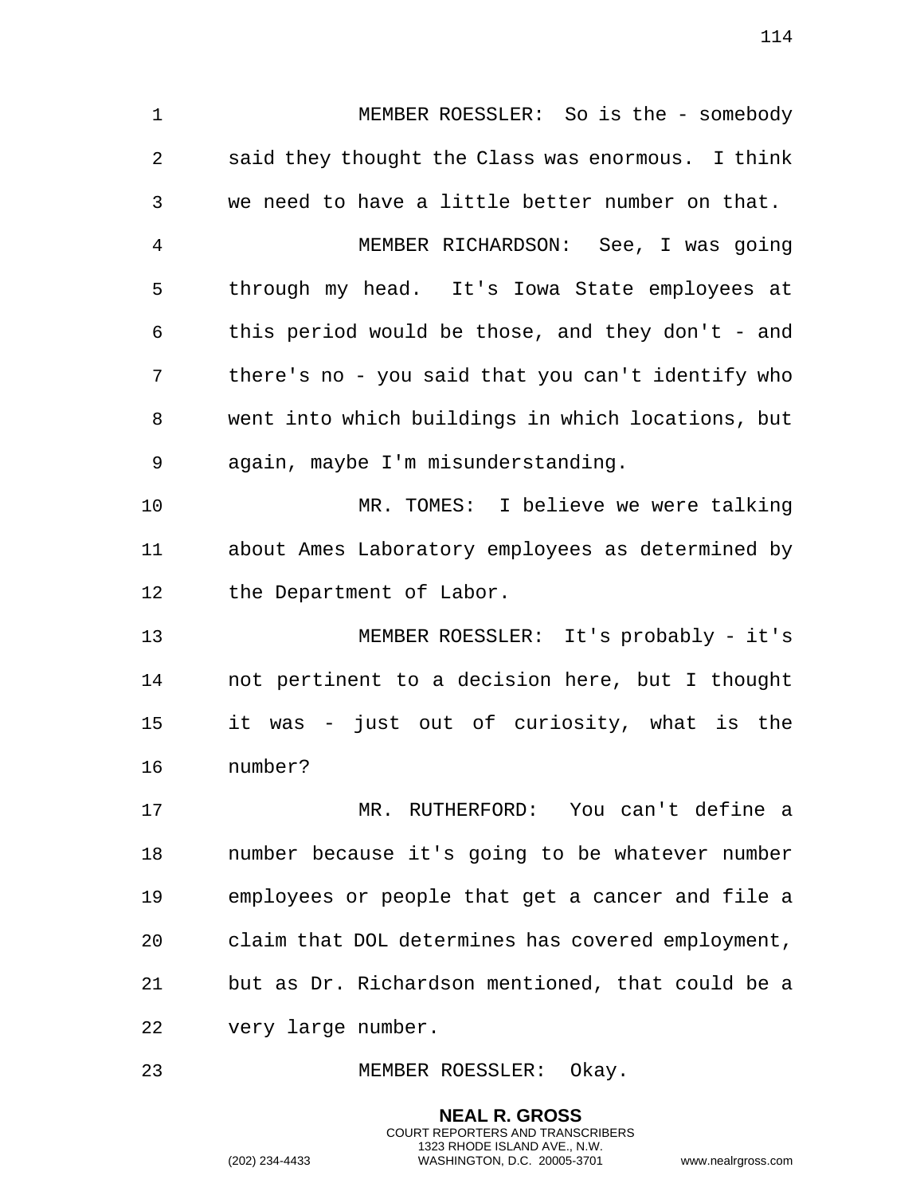MEMBER ROESSLER: So is the - somebody said they thought the Class was enormous. I think we need to have a little better number on that.

MEMBER RICHARDSON: See, I was going through my head. It's Iowa State employees at this period would be those, and they don't - and there's no - you said that you can't identify who went into which buildings in which locations, but again, maybe I'm misunderstanding.

MR. TOMES: I believe we were talking about Ames Laboratory employees as determined by the Department of Labor.

MEMBER ROESSLER: It's probably - it's not pertinent to a decision here, but I thought it was - just out of curiosity, what is the number?

MR. RUTHERFORD: You can't define a number because it's going to be whatever number employees or people that get a cancer and file a claim that DOL determines has covered employment, but as Dr. Richardson mentioned, that could be a very large number.

MEMBER ROESSLER: Okay.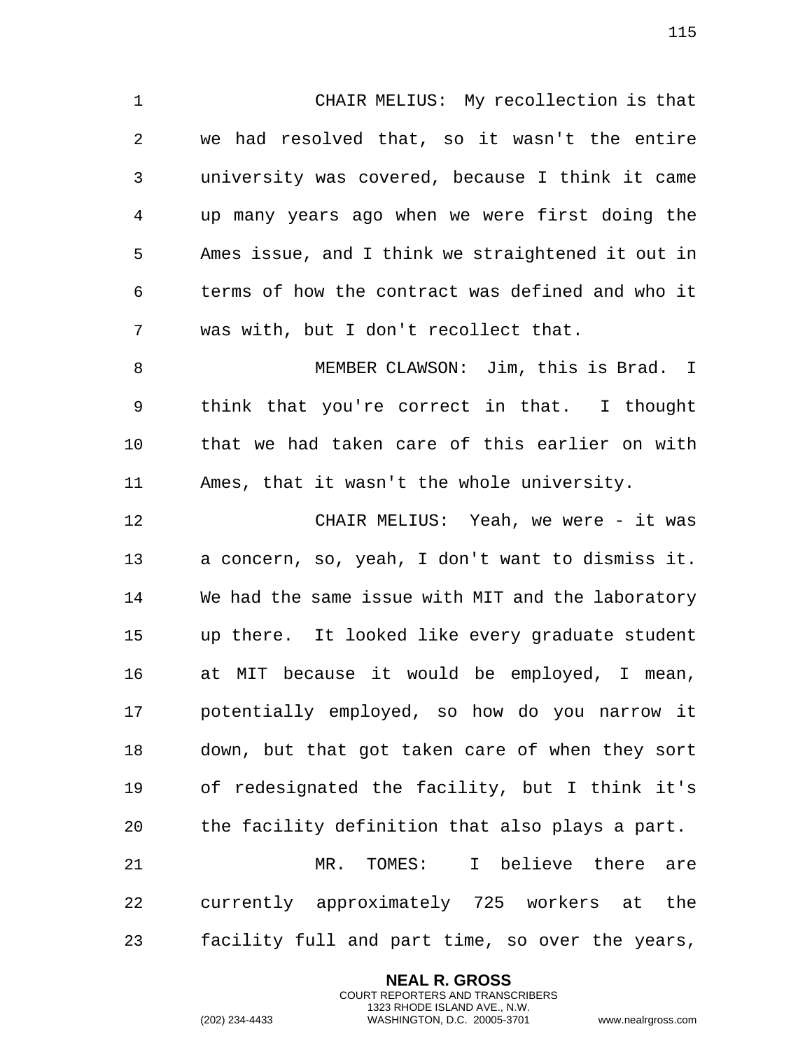CHAIR MELIUS: My recollection is that we had resolved that, so it wasn't the entire university was covered, because I think it came up many years ago when we were first doing the Ames issue, and I think we straightened it out in terms of how the contract was defined and who it was with, but I don't recollect that.

MEMBER CLAWSON: Jim, this is Brad. I think that you're correct in that. I thought that we had taken care of this earlier on with Ames, that it wasn't the whole university.

CHAIR MELIUS: Yeah, we were - it was a concern, so, yeah, I don't want to dismiss it. We had the same issue with MIT and the laboratory up there. It looked like every graduate student at MIT because it would be employed, I mean, potentially employed, so how do you narrow it down, but that got taken care of when they sort of redesignated the facility, but I think it's the facility definition that also plays a part.

MR. TOMES: I believe there are currently approximately 725 workers at the facility full and part time, so over the years,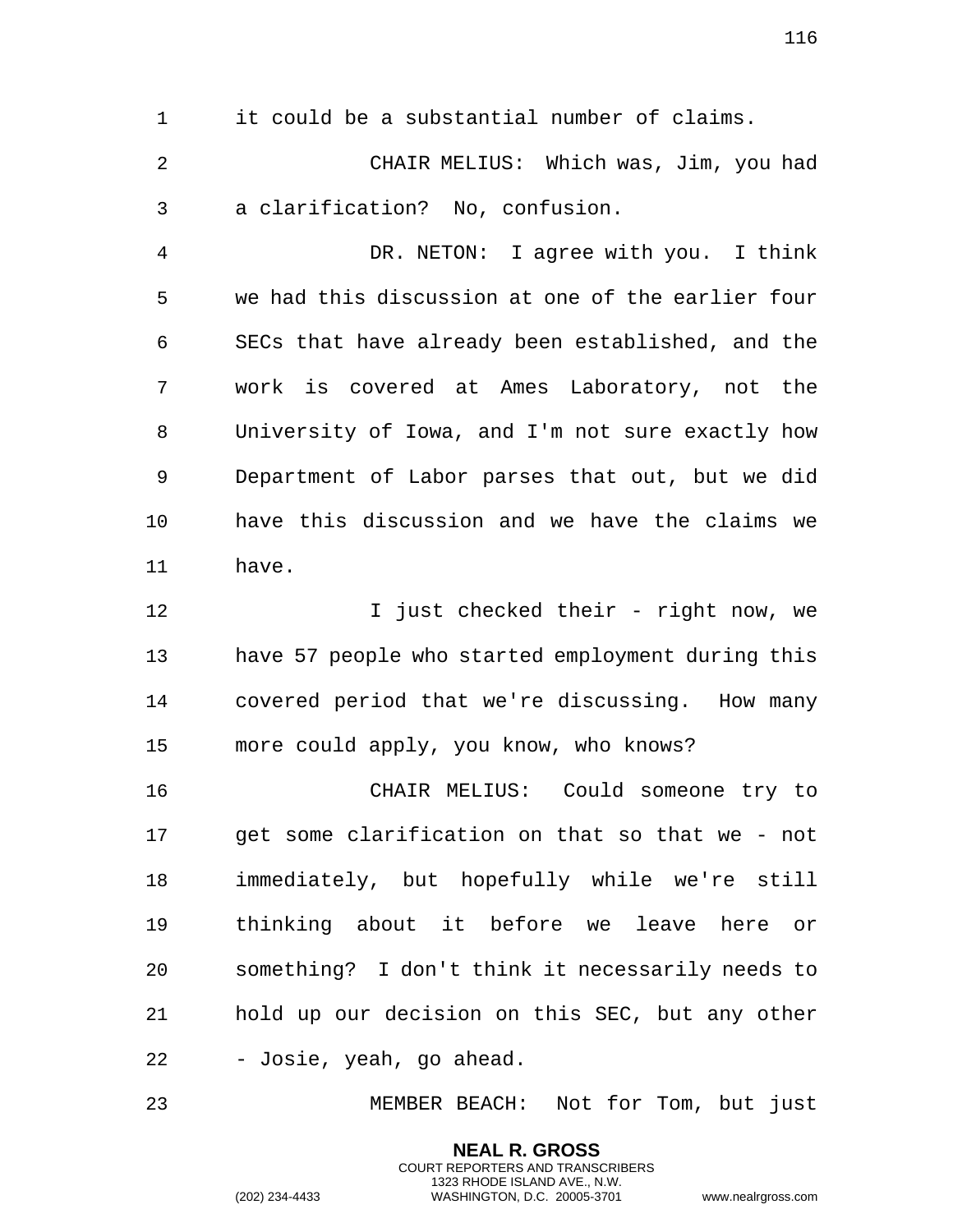it could be a substantial number of claims.

CHAIR MELIUS: Which was, Jim, you had a clarification? No, confusion.

DR. NETON: I agree with you. I think we had this discussion at one of the earlier four SECs that have already been established, and the work is covered at Ames Laboratory, not the University of Iowa, and I'm not sure exactly how Department of Labor parses that out, but we did have this discussion and we have the claims we have.

I just checked their - right now, we have 57 people who started employment during this covered period that we're discussing. How many more could apply, you know, who knows?

CHAIR MELIUS: Could someone try to get some clarification on that so that we - not immediately, but hopefully while we're still thinking about it before we leave here or something? I don't think it necessarily needs to hold up our decision on this SEC, but any other - Josie, yeah, go ahead.

MEMBER BEACH: Not for Tom, but just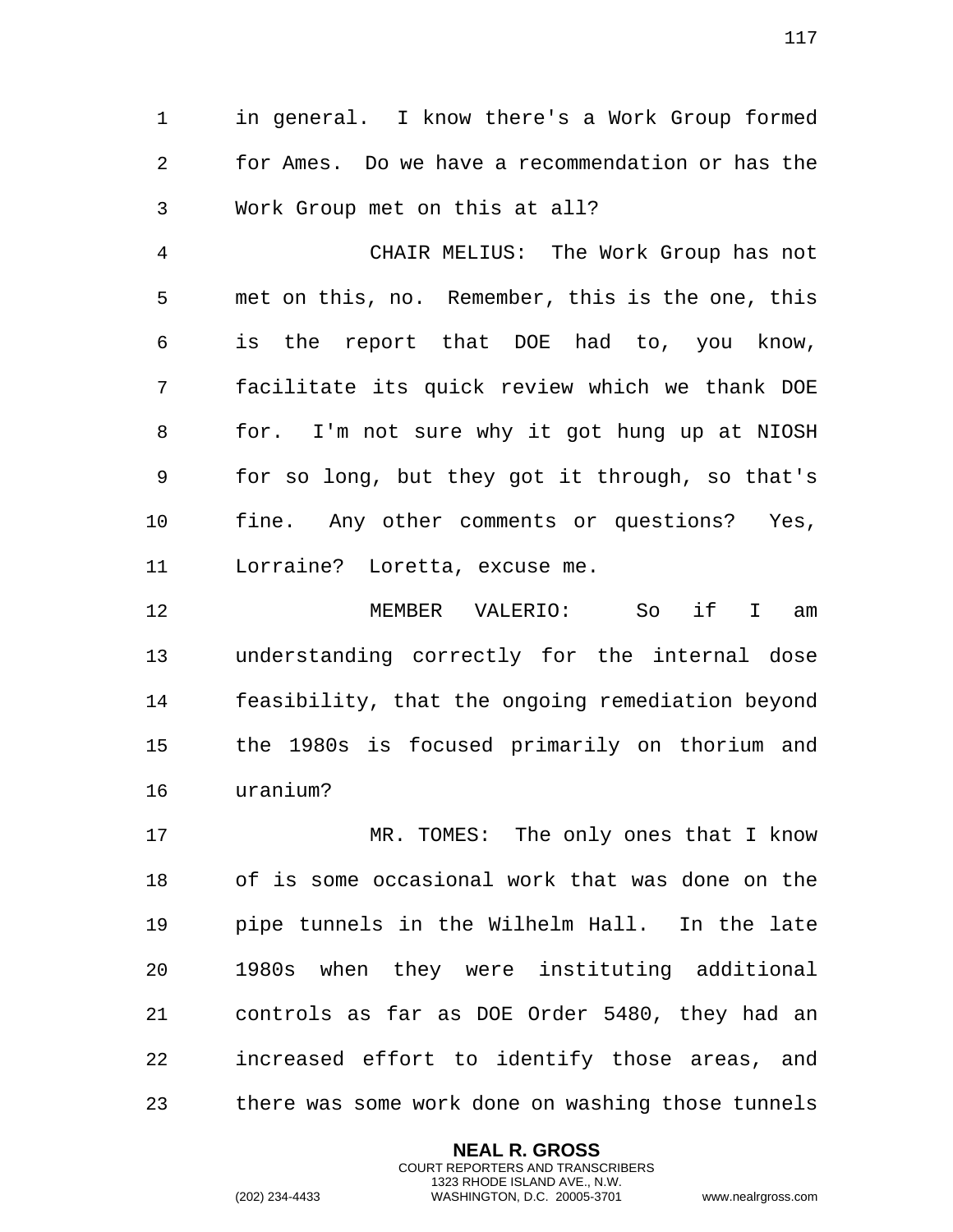in general. I know there's a Work Group formed for Ames. Do we have a recommendation or has the Work Group met on this at all?

CHAIR MELIUS: The Work Group has not met on this, no. Remember, this is the one, this is the report that DOE had to, you know, facilitate its quick review which we thank DOE for. I'm not sure why it got hung up at NIOSH for so long, but they got it through, so that's fine. Any other comments or questions? Yes, Lorraine? Loretta, excuse me.

MEMBER VALERIO: So if I am understanding correctly for the internal dose feasibility, that the ongoing remediation beyond the 1980s is focused primarily on thorium and uranium?

MR. TOMES: The only ones that I know of is some occasional work that was done on the pipe tunnels in the Wilhelm Hall. In the late 1980s when they were instituting additional controls as far as DOE Order 5480, they had an increased effort to identify those areas, and there was some work done on washing those tunnels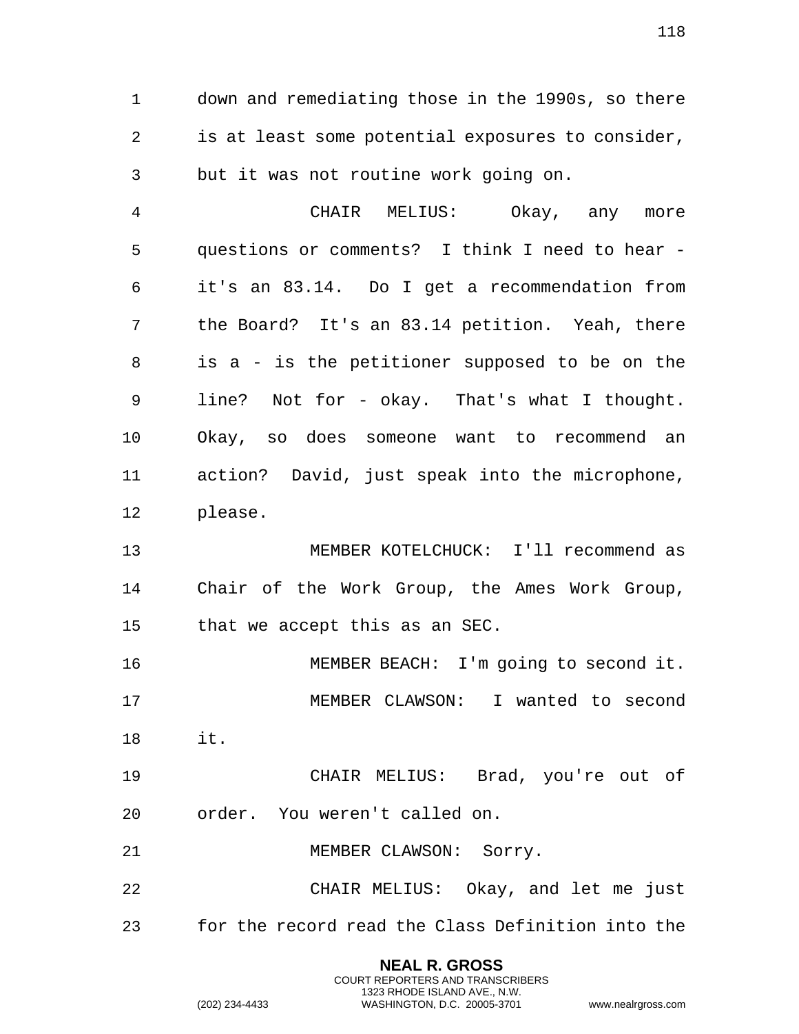down and remediating those in the 1990s, so there is at least some potential exposures to consider, but it was not routine work going on.

CHAIR MELIUS: Okay, any more questions or comments? I think I need to hear - it's an 83.14. Do I get a recommendation from the Board? It's an 83.14 petition. Yeah, there is a - is the petitioner supposed to be on the line? Not for - okay. That's what I thought. Okay, so does someone want to recommend an action? David, just speak into the microphone, please.

MEMBER KOTELCHUCK: I'll recommend as Chair of the Work Group, the Ames Work Group, that we accept this as an SEC.

MEMBER BEACH: I'm going to second it.

MEMBER CLAWSON: I wanted to second it.

CHAIR MELIUS: Brad, you're out of order. You weren't called on.

MEMBER CLAWSON: Sorry.

CHAIR MELIUS: Okay, and let me just for the record read the Class Definition into the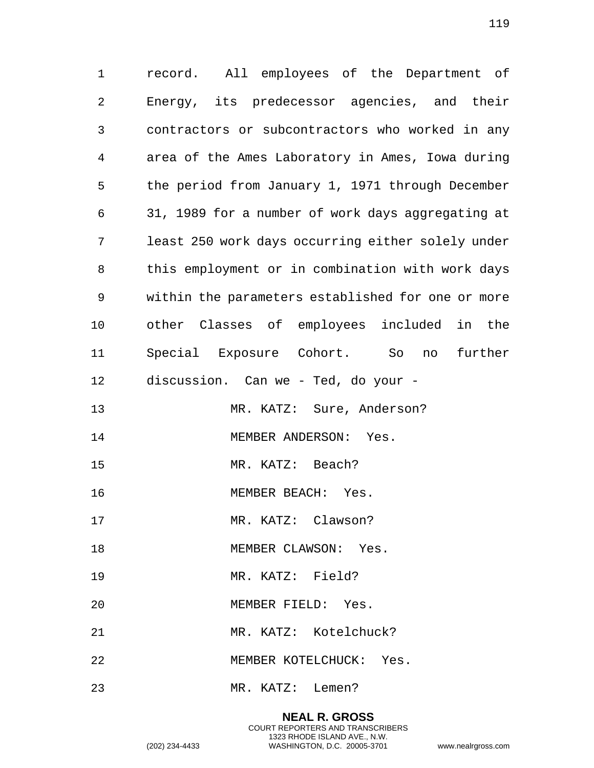record. All employees of the Department of Energy, its predecessor agencies, and their contractors or subcontractors who worked in any area of the Ames Laboratory in Ames, Iowa during the period from January 1, 1971 through December 31, 1989 for a number of work days aggregating at least 250 work days occurring either solely under this employment or in combination with work days within the parameters established for one or more other Classes of employees included in the Special Exposure Cohort. So no further discussion. Can we - Ted, do your -

MR. KATZ: Sure, Anderson?

MEMBER ANDERSON: Yes.

MR. KATZ: Beach?

MEMBER BEACH: Yes.

MR. KATZ: Clawson?

MEMBER CLAWSON: Yes.

MR. KATZ: Field?

MEMBER FIELD: Yes.

MR. KATZ: Kotelchuck?

MEMBER KOTELCHUCK: Yes.

MR. KATZ: Lemen?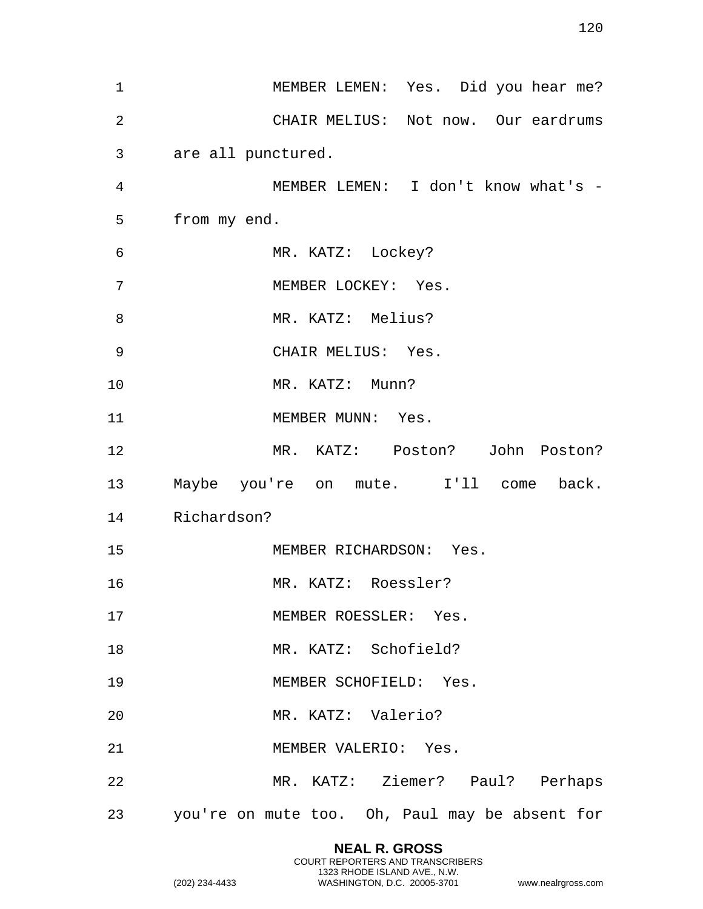MEMBER LEMEN: Yes. Did you hear me?

CHAIR MELIUS: Not now. Our eardrums are all punctured.

MEMBER LEMEN: I don't know what's - from my end.

MR. KATZ: Lockey?

MEMBER LOCKEY: Yes.

MR. KATZ: Melius?

CHAIR MELIUS: Yes.

MR. KATZ: Munn?

MEMBER MUNN: Yes.

MR. KATZ: Poston? John Poston? Maybe you're on mute. I'll come back. Richardson?

MEMBER RICHARDSON: Yes.

MR. KATZ: Roessler?

MEMBER ROESSLER: Yes.

MR. KATZ: Schofield?

MEMBER SCHOFIELD: Yes.

MR. KATZ: Valerio?

MEMBER VALERIO: Yes.

MR. KATZ: Ziemer? Paul? Perhaps you're on mute too. Oh, Paul may be absent for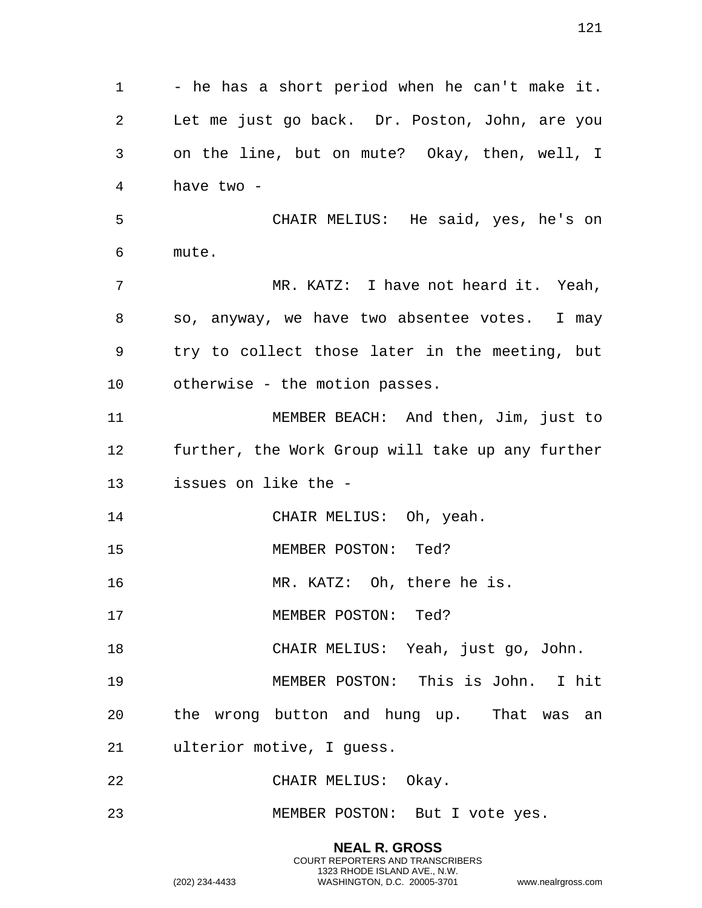- he has a short period when he can't make it. Let me just go back. Dr. Poston, John, are you on the line, but on mute? Okay, then, well, I have two -

CHAIR MELIUS: He said, yes, he's on mute.

MR. KATZ: I have not heard it. Yeah, so, anyway, we have two absentee votes. I may try to collect those later in the meeting, but otherwise - the motion passes.

MEMBER BEACH: And then, Jim, just to further, the Work Group will take up any further issues on like the -

CHAIR MELIUS: Oh, yeah.

MEMBER POSTON: Ted?

MR. KATZ: Oh, there he is.

MEMBER POSTON: Ted?

CHAIR MELIUS: Yeah, just go, John.

MEMBER POSTON: This is John. I hit the wrong button and hung up. That was an ulterior motive, I guess.

CHAIR MELIUS: Okay.

MEMBER POSTON: But I vote yes.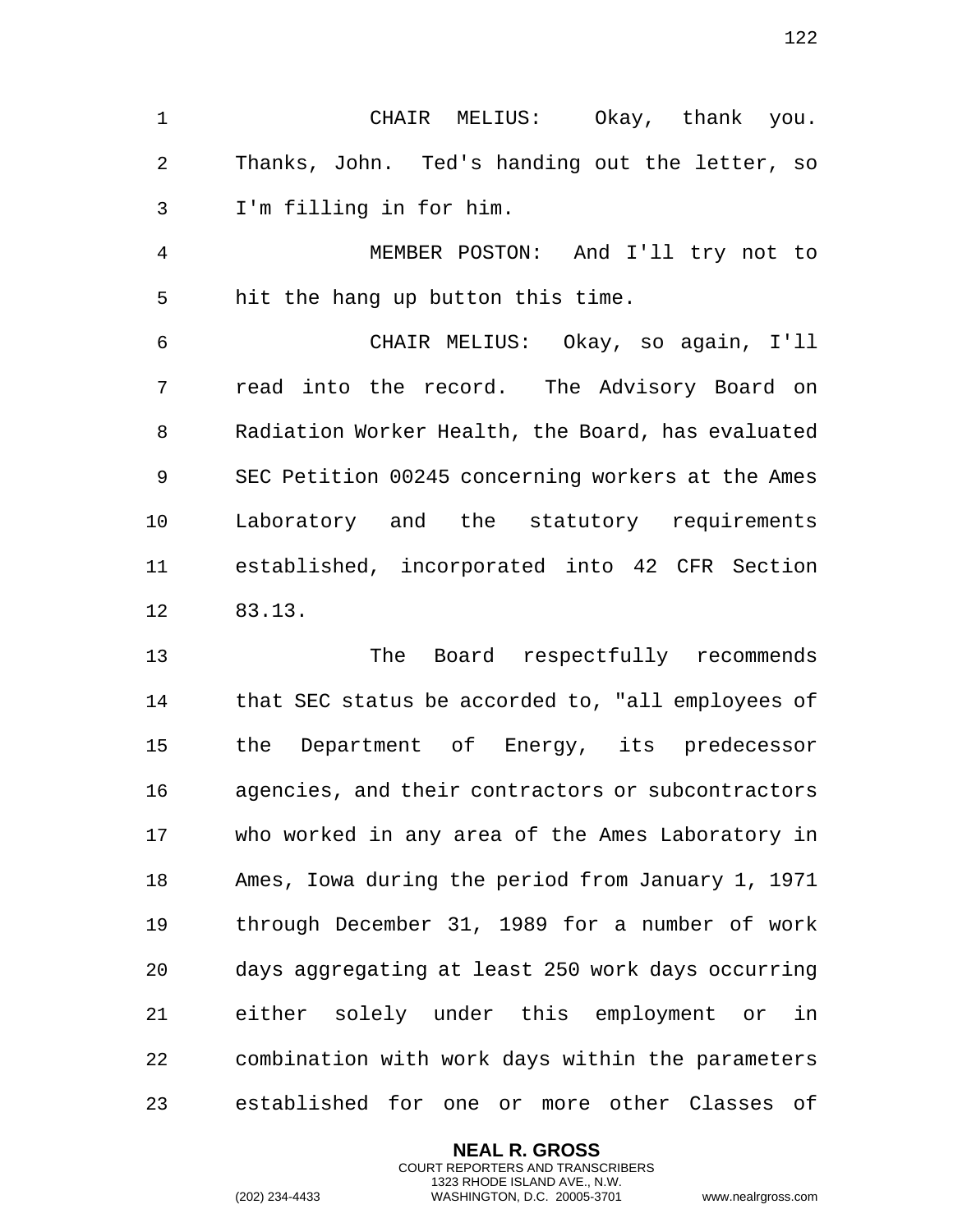CHAIR MELIUS: Okay, thank you. Thanks, John. Ted's handing out the letter, so I'm filling in for him.

MEMBER POSTON: And I'll try not to hit the hang up button this time.

CHAIR MELIUS: Okay, so again, I'll read into the record. The Advisory Board on Radiation Worker Health, the Board, has evaluated SEC Petition 00245 concerning workers at the Ames Laboratory and the statutory requirements established, incorporated into 42 CFR Section 83.13.

The Board respectfully recommends that SEC status be accorded to, "all employees of the Department of Energy, its predecessor agencies, and their contractors or subcontractors who worked in any area of the Ames Laboratory in Ames, Iowa during the period from January 1, 1971 through December 31, 1989 for a number of work days aggregating at least 250 work days occurring either solely under this employment or in combination with work days within the parameters established for one or more other Classes of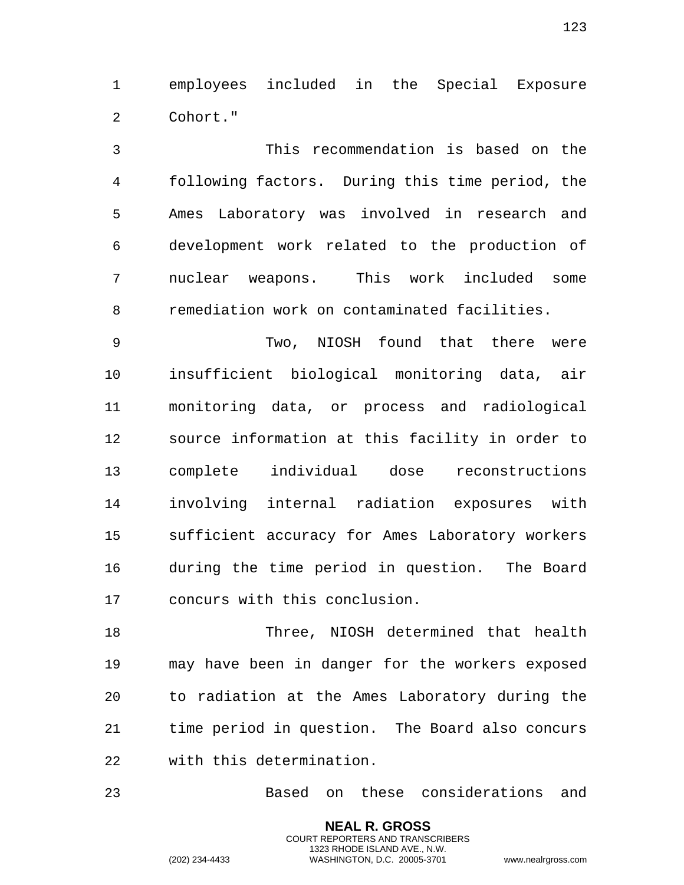employees included in the Special Exposure Cohort."

This recommendation is based on the following factors. During this time period, the Ames Laboratory was involved in research and development work related to the production of nuclear weapons. This work included some remediation work on contaminated facilities.

Two, NIOSH found that there were insufficient biological monitoring data, air monitoring data, or process and radiological source information at this facility in order to complete individual dose reconstructions involving internal radiation exposures with sufficient accuracy for Ames Laboratory workers during the time period in question. The Board concurs with this conclusion.

Three, NIOSH determined that health may have been in danger for the workers exposed to radiation at the Ames Laboratory during the time period in question. The Board also concurs with this determination.

Based on these considerations and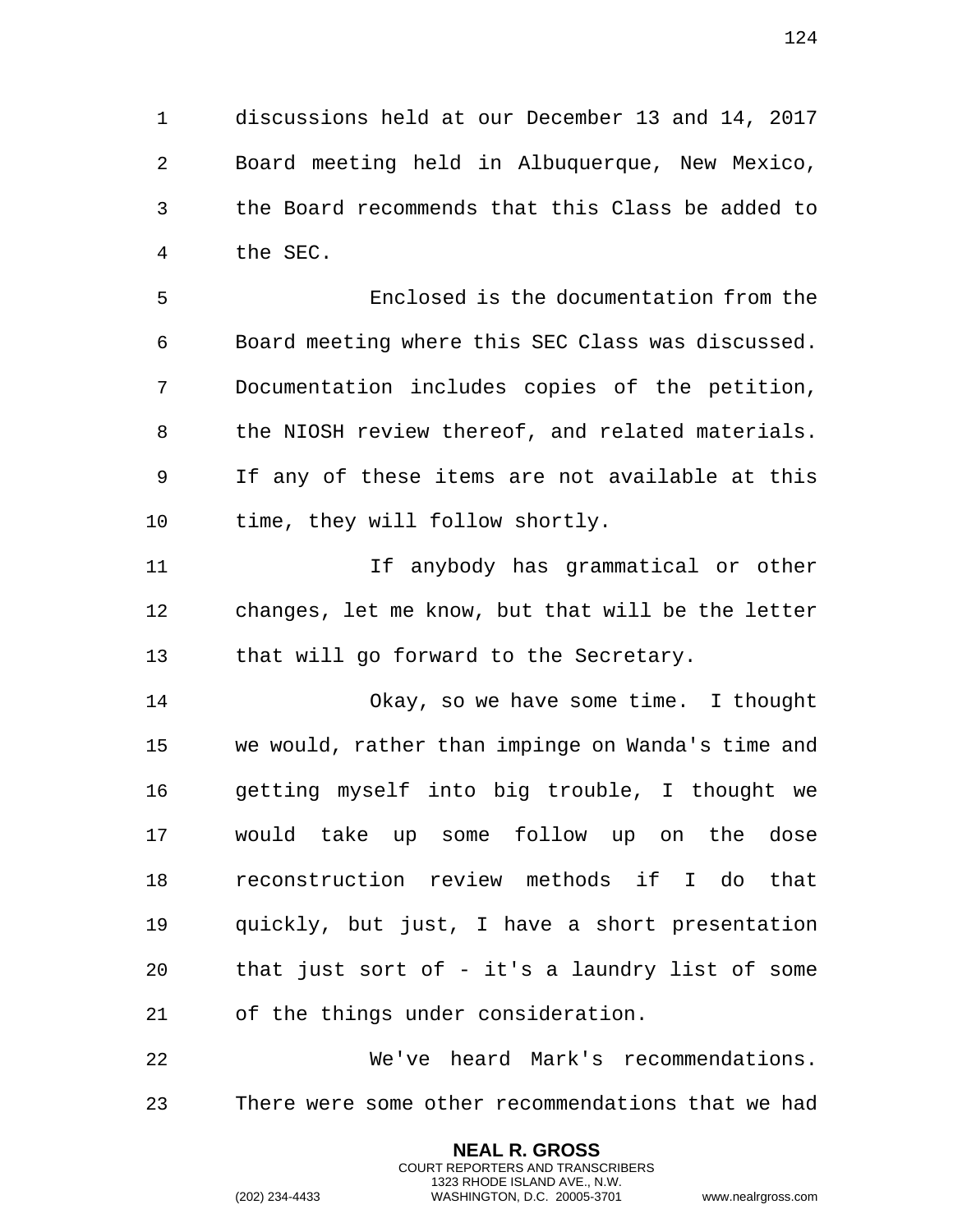discussions held at our December 13 and 14, 2017 Board meeting held in Albuquerque, New Mexico, the Board recommends that this Class be added to the SEC.

Enclosed is the documentation from the Board meeting where this SEC Class was discussed. Documentation includes copies of the petition, the NIOSH review thereof, and related materials. If any of these items are not available at this time, they will follow shortly.

If anybody has grammatical or other changes, let me know, but that will be the letter that will go forward to the Secretary.

Okay, so we have some time. I thought we would, rather than impinge on Wanda's time and getting myself into big trouble, I thought we would take up some follow up on the dose reconstruction review methods if I do that quickly, but just, I have a short presentation that just sort of - it's a laundry list of some of the things under consideration.

We've heard Mark's recommendations. There were some other recommendations that we had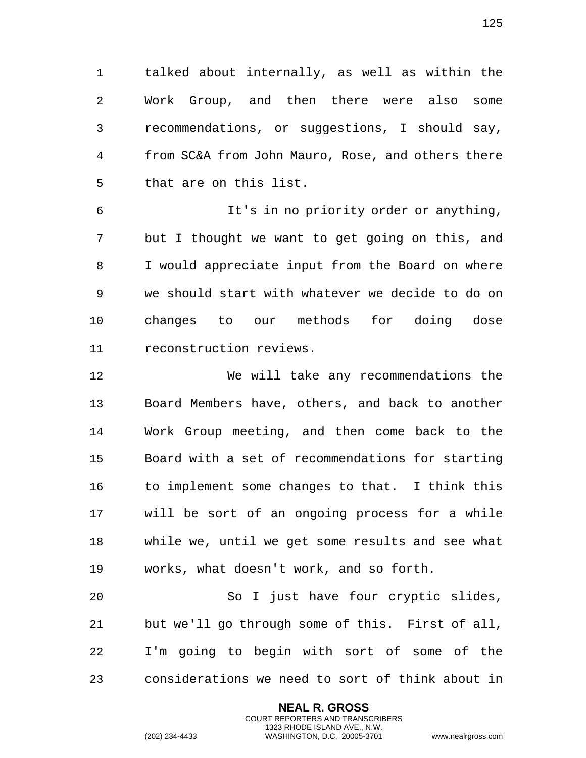talked about internally, as well as within the Work Group, and then there were also some recommendations, or suggestions, I should say, from SC&A from John Mauro, Rose, and others there that are on this list.

It's in no priority order or anything, but I thought we want to get going on this, and I would appreciate input from the Board on where we should start with whatever we decide to do on changes to our methods for doing dose reconstruction reviews.

We will take any recommendations the Board Members have, others, and back to another Work Group meeting, and then come back to the Board with a set of recommendations for starting to implement some changes to that. I think this will be sort of an ongoing process for a while while we, until we get some results and see what works, what doesn't work, and so forth.

So I just have four cryptic slides, but we'll go through some of this. First of all, I'm going to begin with sort of some of the considerations we need to sort of think about in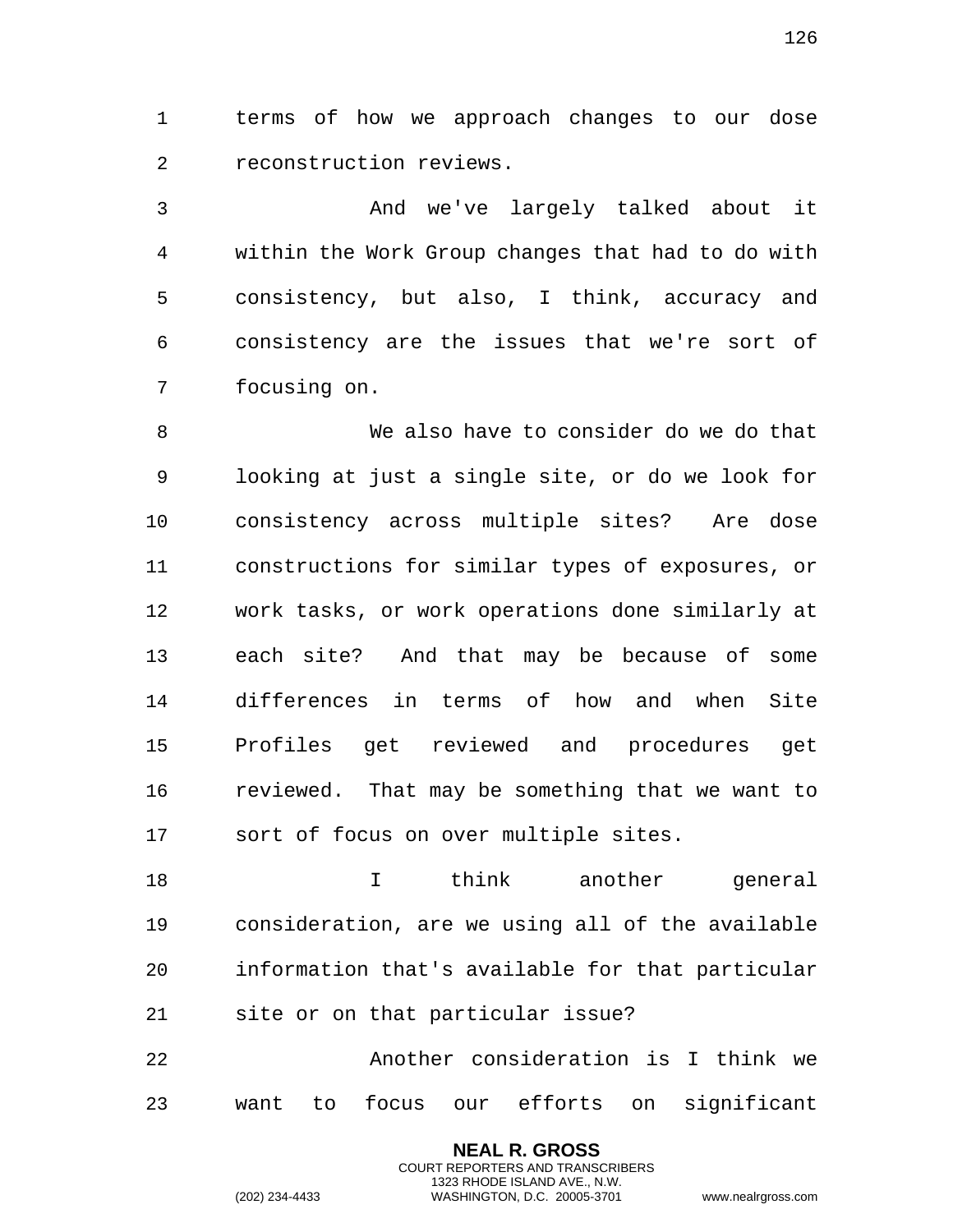terms of how we approach changes to our dose reconstruction reviews.

And we've largely talked about it within the Work Group changes that had to do with consistency, but also, I think, accuracy and consistency are the issues that we're sort of focusing on.

We also have to consider do we do that looking at just a single site, or do we look for consistency across multiple sites? Are dose constructions for similar types of exposures, or work tasks, or work operations done similarly at each site? And that may be because of some differences in terms of how and when Site Profiles get reviewed and procedures get reviewed. That may be something that we want to sort of focus on over multiple sites.

I think another general consideration, are we using all of the available information that's available for that particular site or on that particular issue?

Another consideration is I think we want to focus our efforts on significant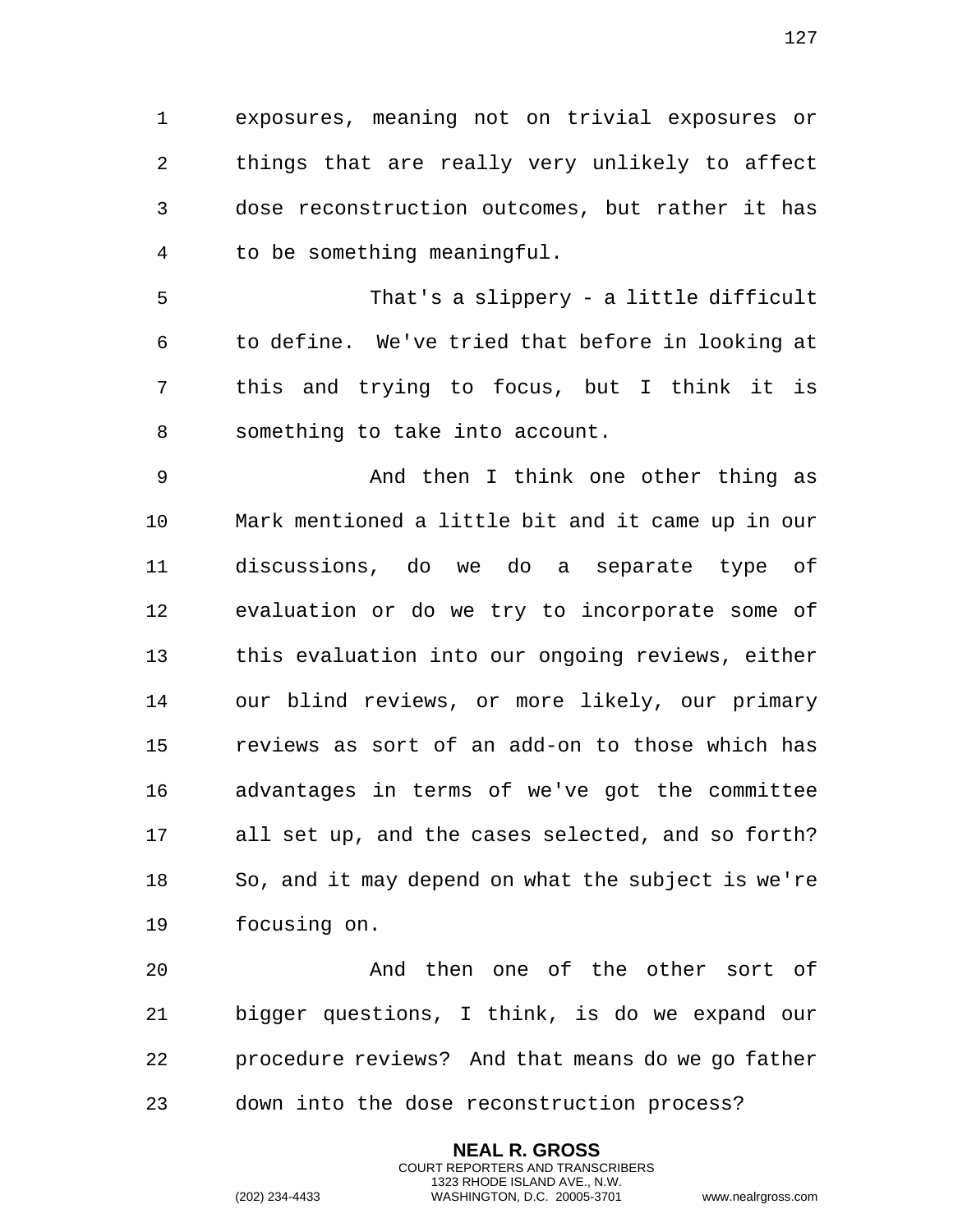exposures, meaning not on trivial exposures or things that are really very unlikely to affect dose reconstruction outcomes, but rather it has to be something meaningful.

That's a slippery - a little difficult to define. We've tried that before in looking at this and trying to focus, but I think it is something to take into account.

And then I think one other thing as Mark mentioned a little bit and it came up in our discussions, do we do a separate type of evaluation or do we try to incorporate some of this evaluation into our ongoing reviews, either our blind reviews, or more likely, our primary reviews as sort of an add-on to those which has advantages in terms of we've got the committee all set up, and the cases selected, and so forth? So, and it may depend on what the subject is we're focusing on.

And then one of the other sort of bigger questions, I think, is do we expand our procedure reviews? And that means do we go father down into the dose reconstruction process?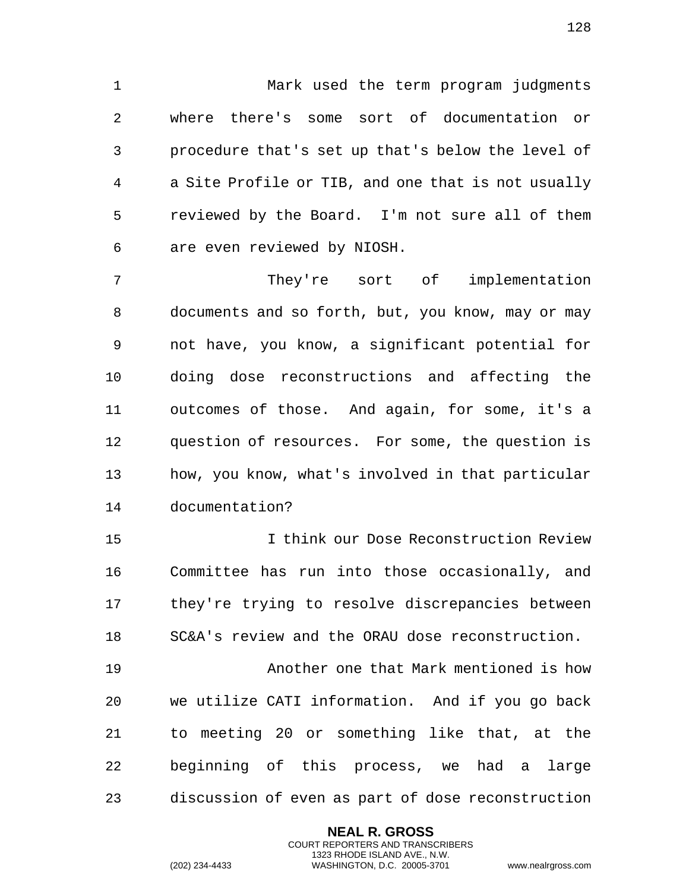Mark used the term program judgments where there's some sort of documentation or procedure that's set up that's below the level of a Site Profile or TIB, and one that is not usually reviewed by the Board. I'm not sure all of them are even reviewed by NIOSH.

They're sort of implementation documents and so forth, but, you know, may or may not have, you know, a significant potential for doing dose reconstructions and affecting the outcomes of those. And again, for some, it's a question of resources. For some, the question is how, you know, what's involved in that particular documentation?

I think our Dose Reconstruction Review Committee has run into those occasionally, and they're trying to resolve discrepancies between SC&A's review and the ORAU dose reconstruction.

Another one that Mark mentioned is how we utilize CATI information. And if you go back to meeting 20 or something like that, at the beginning of this process, we had a large discussion of even as part of dose reconstruction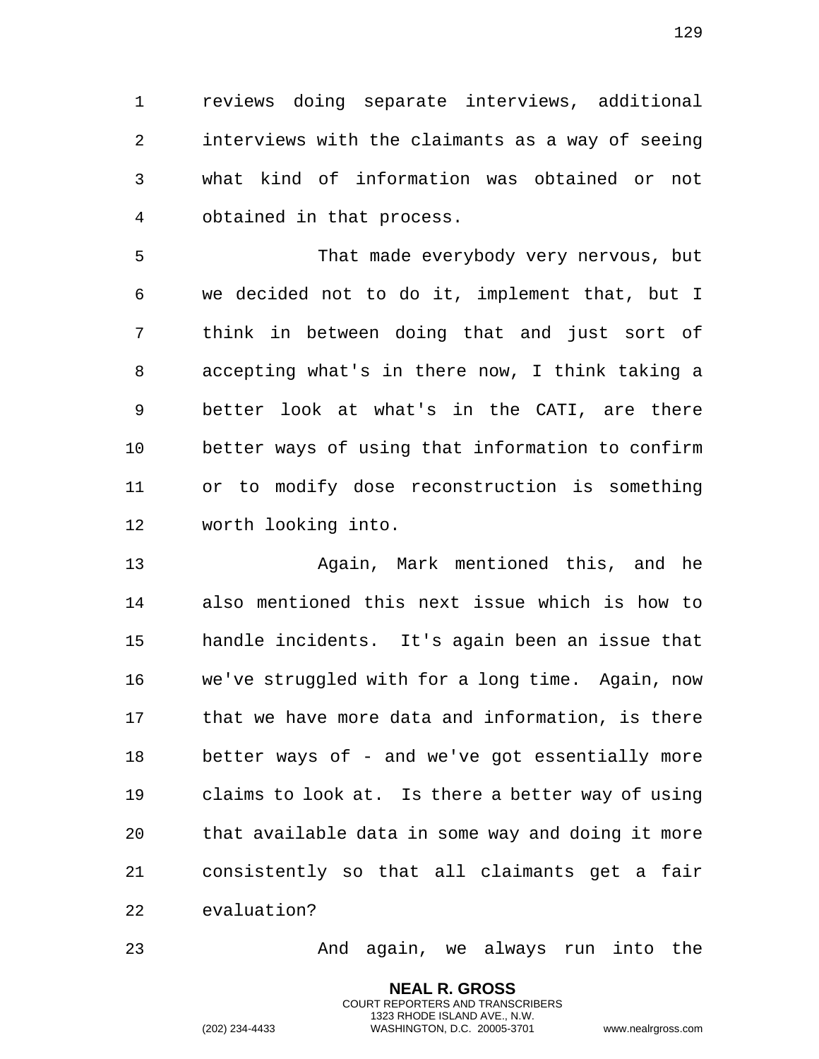reviews doing separate interviews, additional interviews with the claimants as a way of seeing what kind of information was obtained or not obtained in that process.

That made everybody very nervous, but we decided not to do it, implement that, but I think in between doing that and just sort of accepting what's in there now, I think taking a better look at what's in the CATI, are there better ways of using that information to confirm or to modify dose reconstruction is something worth looking into.

Again, Mark mentioned this, and he also mentioned this next issue which is how to handle incidents. It's again been an issue that we've struggled with for a long time. Again, now that we have more data and information, is there better ways of - and we've got essentially more claims to look at. Is there a better way of using that available data in some way and doing it more consistently so that all claimants get a fair evaluation?

And again, we always run into the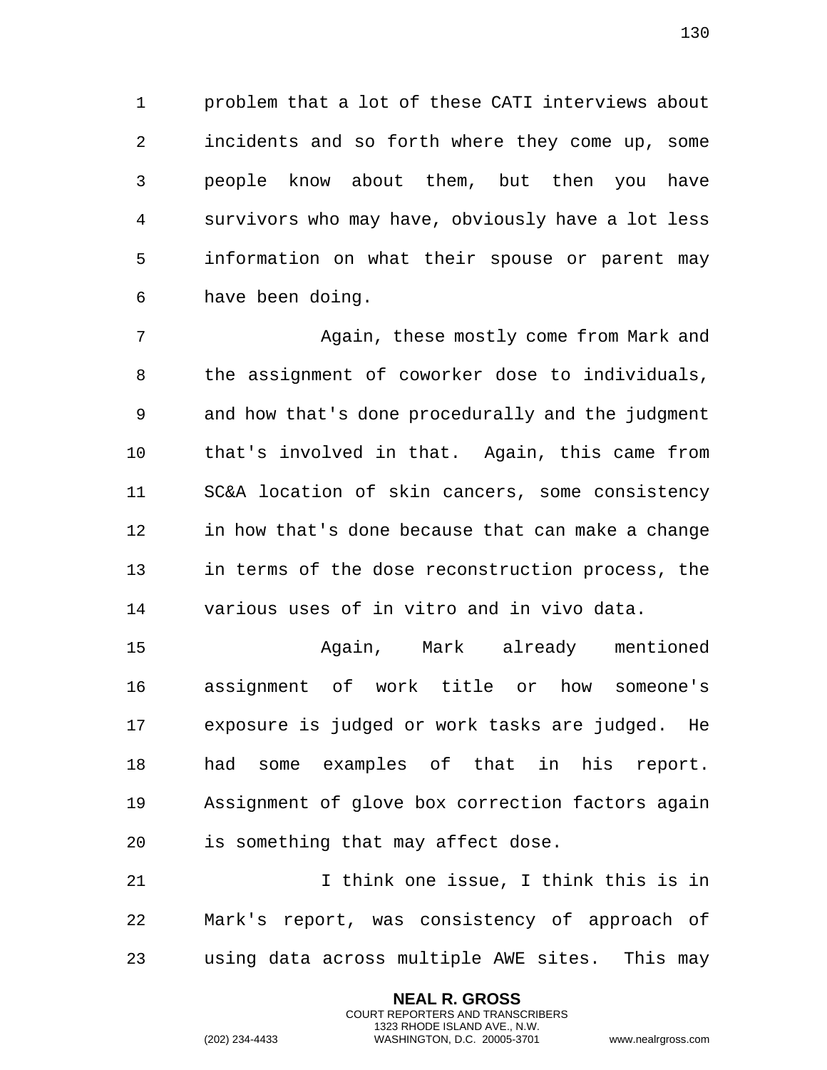problem that a lot of these CATI interviews about incidents and so forth where they come up, some people know about them, but then you have survivors who may have, obviously have a lot less information on what their spouse or parent may have been doing.

Again, these mostly come from Mark and the assignment of coworker dose to individuals, and how that's done procedurally and the judgment that's involved in that. Again, this came from SC&A location of skin cancers, some consistency in how that's done because that can make a change in terms of the dose reconstruction process, the various uses of in vitro and in vivo data.

Again, Mark already mentioned assignment of work title or how someone's exposure is judged or work tasks are judged. He had some examples of that in his report. Assignment of glove box correction factors again is something that may affect dose.

I think one issue, I think this is in Mark's report, was consistency of approach of using data across multiple AWE sites. This may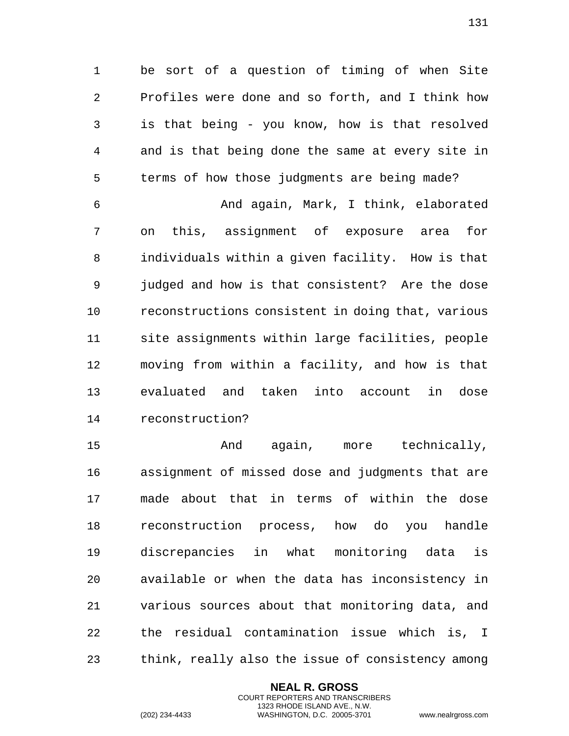be sort of a question of timing of when Site Profiles were done and so forth, and I think how is that being - you know, how is that resolved and is that being done the same at every site in terms of how those judgments are being made?

And again, Mark, I think, elaborated on this, assignment of exposure area for individuals within a given facility. How is that judged and how is that consistent? Are the dose reconstructions consistent in doing that, various site assignments within large facilities, people moving from within a facility, and how is that evaluated and taken into account in dose reconstruction?

And again, more technically, assignment of missed dose and judgments that are made about that in terms of within the dose reconstruction process, how do you handle discrepancies in what monitoring data is available or when the data has inconsistency in various sources about that monitoring data, and the residual contamination issue which is, I think, really also the issue of consistency among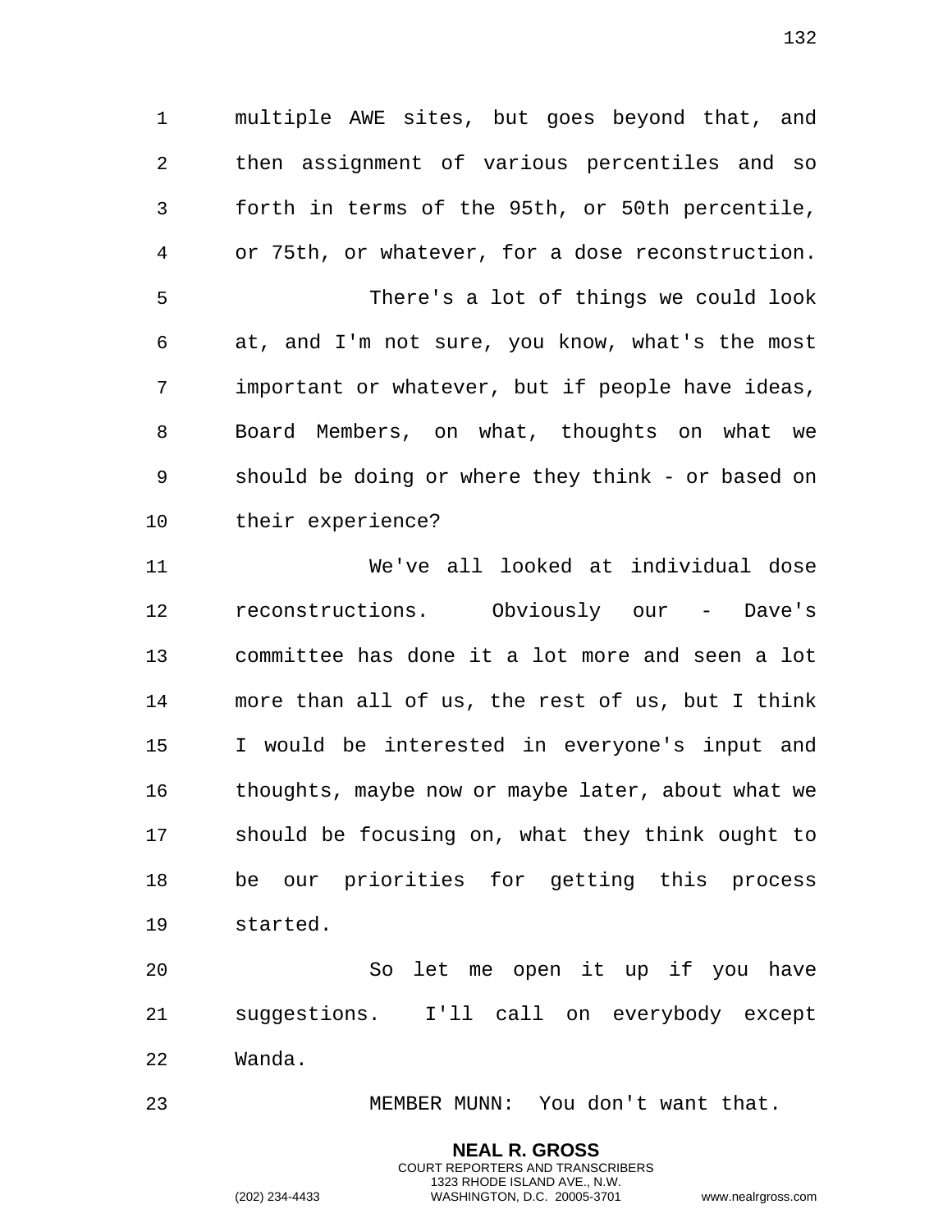multiple AWE sites, but goes beyond that, and then assignment of various percentiles and so forth in terms of the 95th, or 50th percentile, or 75th, or whatever, for a dose reconstruction.

There's a lot of things we could look at, and I'm not sure, you know, what's the most important or whatever, but if people have ideas, Board Members, on what, thoughts on what we should be doing or where they think - or based on their experience?

We've all looked at individual dose reconstructions. Obviously our - Dave's committee has done it a lot more and seen a lot more than all of us, the rest of us, but I think I would be interested in everyone's input and thoughts, maybe now or maybe later, about what we should be focusing on, what they think ought to be our priorities for getting this process started.

So let me open it up if you have suggestions. I'll call on everybody except Wanda.

MEMBER MUNN: You don't want that.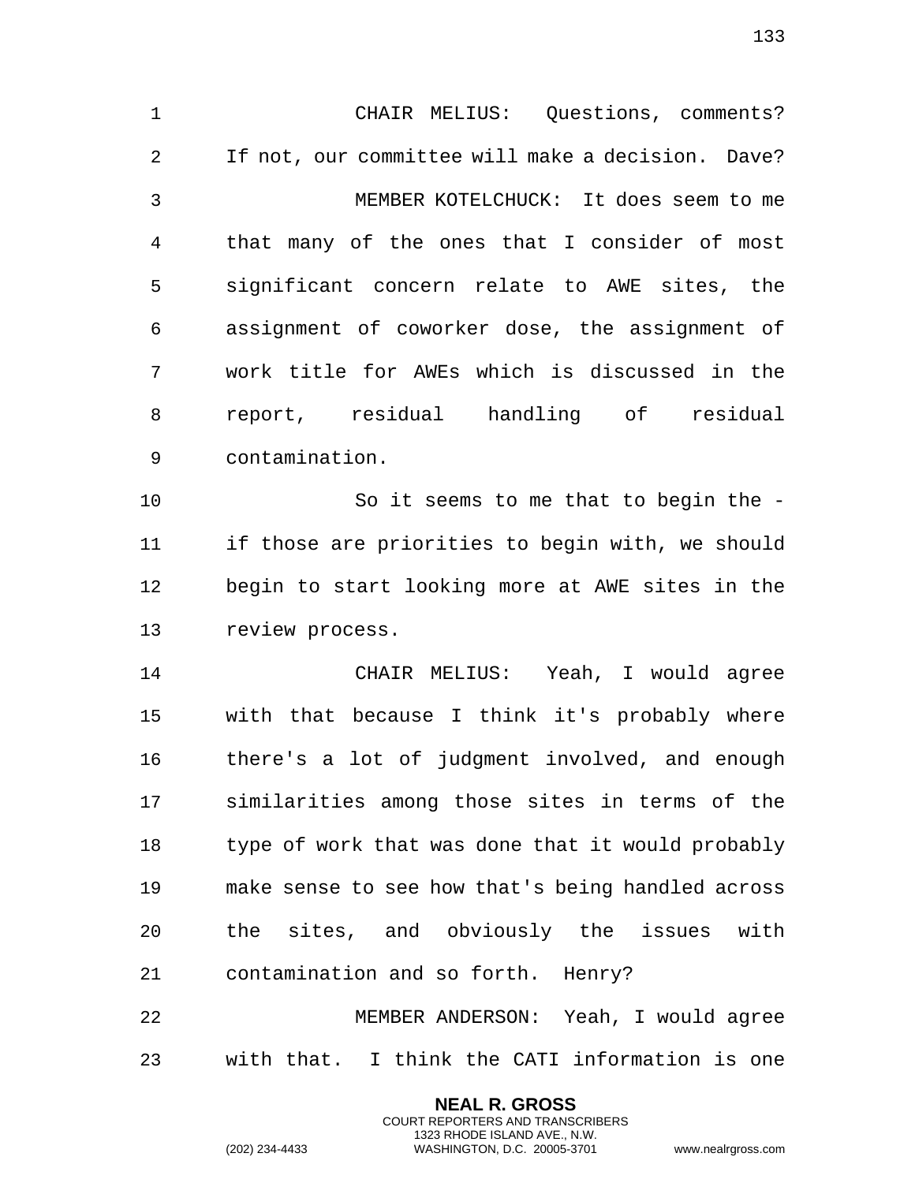CHAIR MELIUS: Questions, comments? If not, our committee will make a decision. Dave?

MEMBER KOTELCHUCK: It does seem to me that many of the ones that I consider of most significant concern relate to AWE sites, the assignment of coworker dose, the assignment of work title for AWEs which is discussed in the report, residual handling of residual contamination.

So it seems to me that to begin the - if those are priorities to begin with, we should begin to start looking more at AWE sites in the review process.

CHAIR MELIUS: Yeah, I would agree with that because I think it's probably where there's a lot of judgment involved, and enough similarities among those sites in terms of the type of work that was done that it would probably make sense to see how that's being handled across the sites, and obviously the issues with contamination and so forth. Henry?

MEMBER ANDERSON: Yeah, I would agree with that. I think the CATI information is one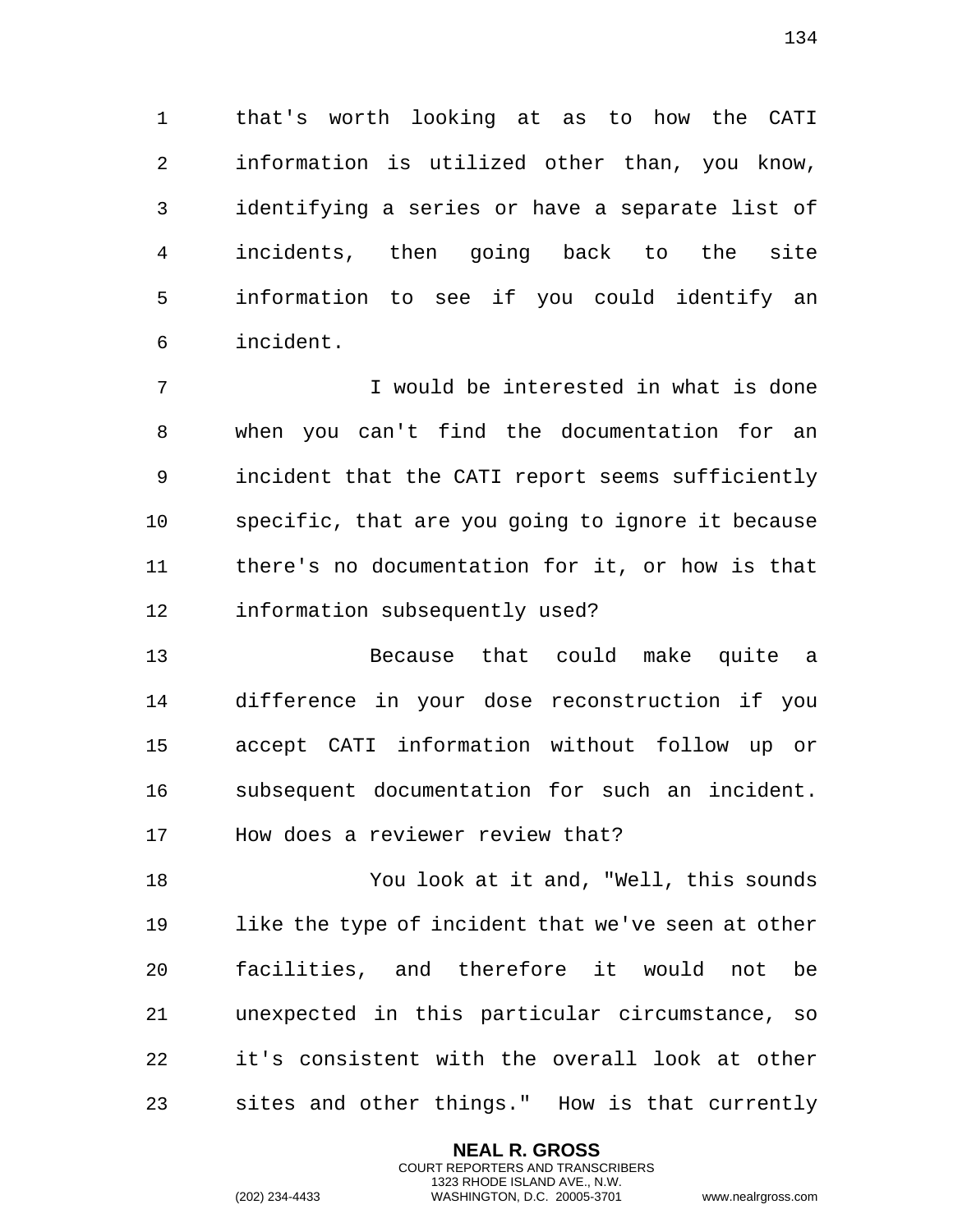that's worth looking at as to how the CATI information is utilized other than, you know, identifying a series or have a separate list of incidents, then going back to the site information to see if you could identify an incident.

I would be interested in what is done when you can't find the documentation for an incident that the CATI report seems sufficiently specific, that are you going to ignore it because there's no documentation for it, or how is that information subsequently used?

Because that could make quite a difference in your dose reconstruction if you accept CATI information without follow up or subsequent documentation for such an incident. How does a reviewer review that?

You look at it and, "Well, this sounds like the type of incident that we've seen at other facilities, and therefore it would not be unexpected in this particular circumstance, so it's consistent with the overall look at other sites and other things." How is that currently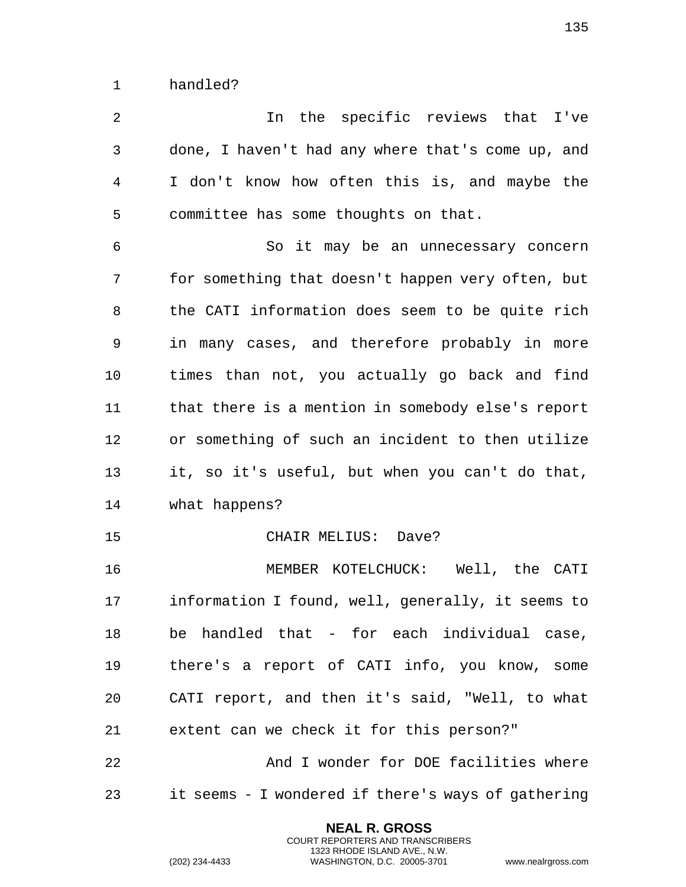handled?

In the specific reviews that I've done, I haven't had any where that's come up, and I don't know how often this is, and maybe the committee has some thoughts on that.

So it may be an unnecessary concern for something that doesn't happen very often, but the CATI information does seem to be quite rich in many cases, and therefore probably in more times than not, you actually go back and find that there is a mention in somebody else's report or something of such an incident to then utilize it, so it's useful, but when you can't do that, what happens?

CHAIR MELIUS: Dave?

MEMBER KOTELCHUCK: Well, the CATI information I found, well, generally, it seems to be handled that - for each individual case, there's a report of CATI info, you know, some CATI report, and then it's said, "Well, to what extent can we check it for this person?"

And I wonder for DOE facilities where it seems - I wondered if there's ways of gathering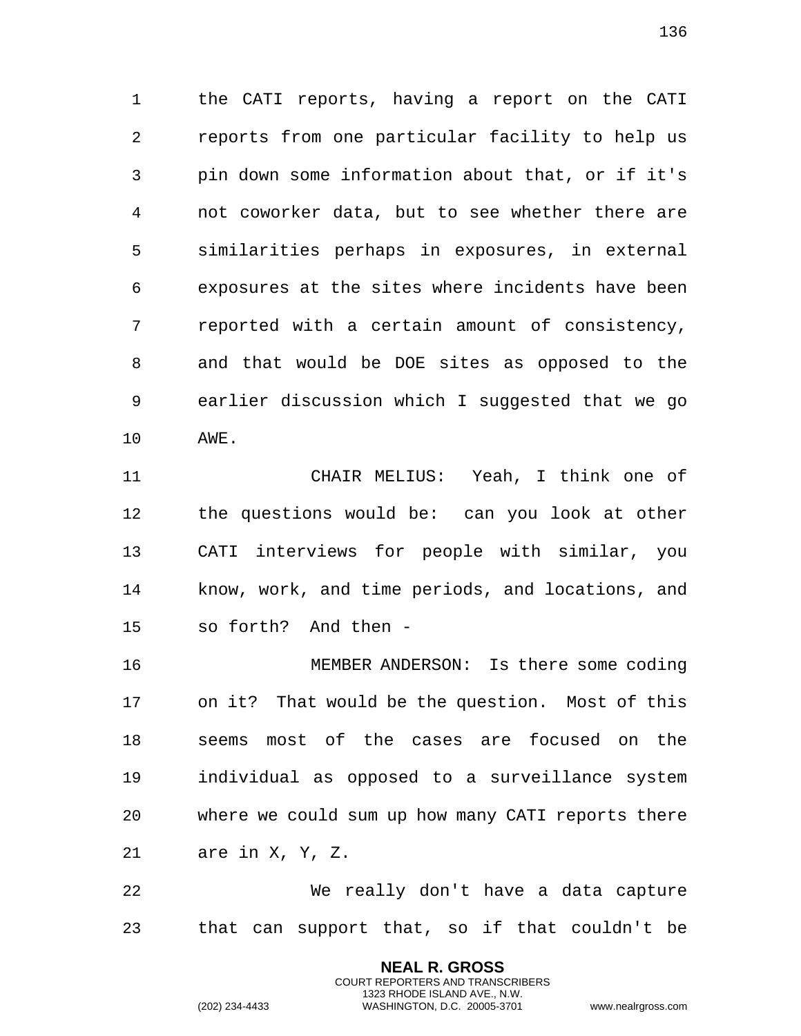the CATI reports, having a report on the CATI reports from one particular facility to help us pin down some information about that, or if it's not coworker data, but to see whether there are similarities perhaps in exposures, in external exposures at the sites where incidents have been reported with a certain amount of consistency, and that would be DOE sites as opposed to the earlier discussion which I suggested that we go AWE.

CHAIR MELIUS: Yeah, I think one of the questions would be: can you look at other CATI interviews for people with similar, you know, work, and time periods, and locations, and so forth? And then -

MEMBER ANDERSON: Is there some coding on it? That would be the question. Most of this seems most of the cases are focused on the individual as opposed to a surveillance system where we could sum up how many CATI reports there are in X, Y, Z.

We really don't have a data capture that can support that, so if that couldn't be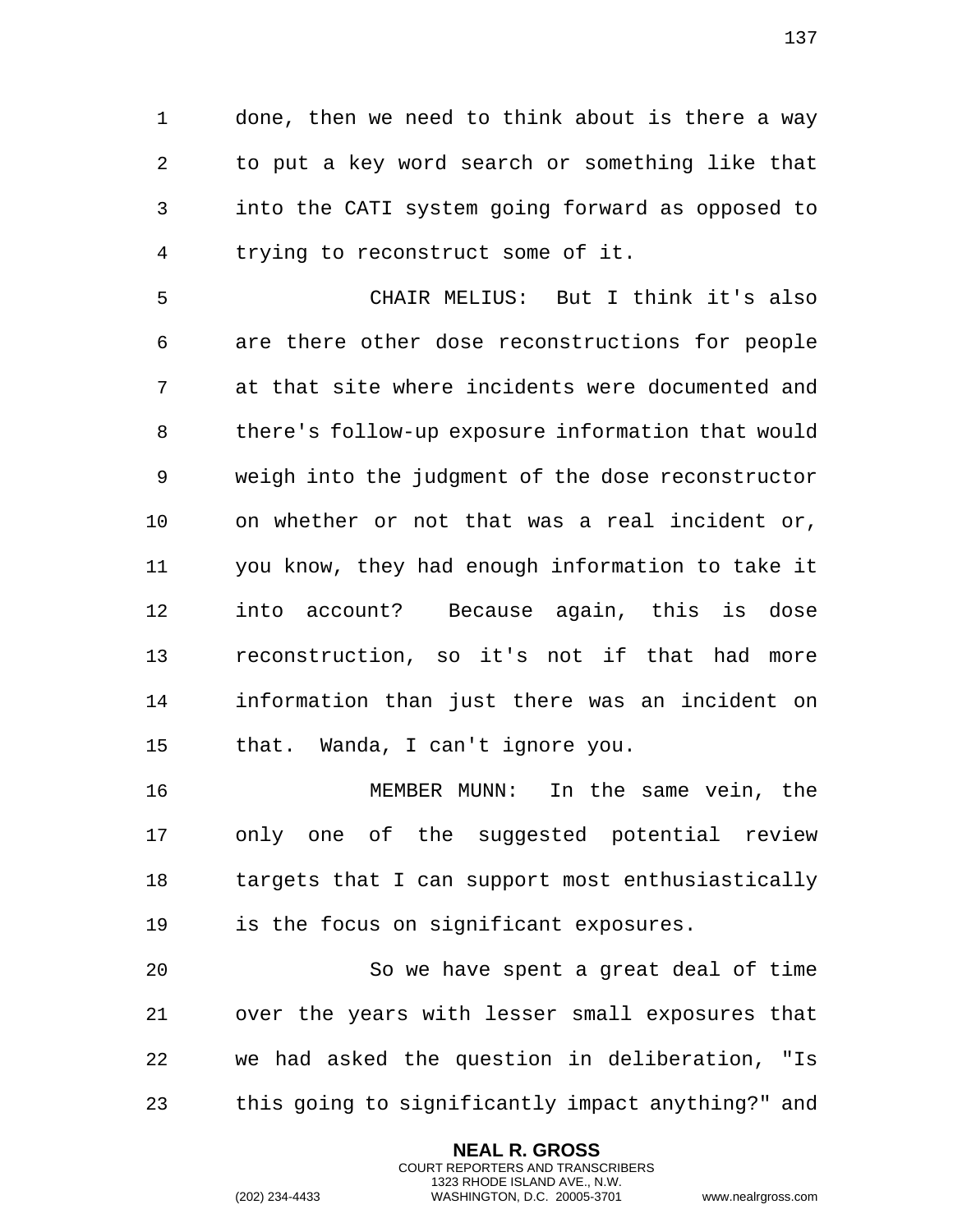done, then we need to think about is there a way to put a key word search or something like that into the CATI system going forward as opposed to trying to reconstruct some of it.

CHAIR MELIUS: But I think it's also are there other dose reconstructions for people at that site where incidents were documented and there's follow-up exposure information that would weigh into the judgment of the dose reconstructor on whether or not that was a real incident or, you know, they had enough information to take it into account? Because again, this is dose reconstruction, so it's not if that had more information than just there was an incident on that. Wanda, I can't ignore you.

MEMBER MUNN: In the same vein, the only one of the suggested potential review targets that I can support most enthusiastically is the focus on significant exposures.

So we have spent a great deal of time over the years with lesser small exposures that we had asked the question in deliberation, "Is this going to significantly impact anything?" and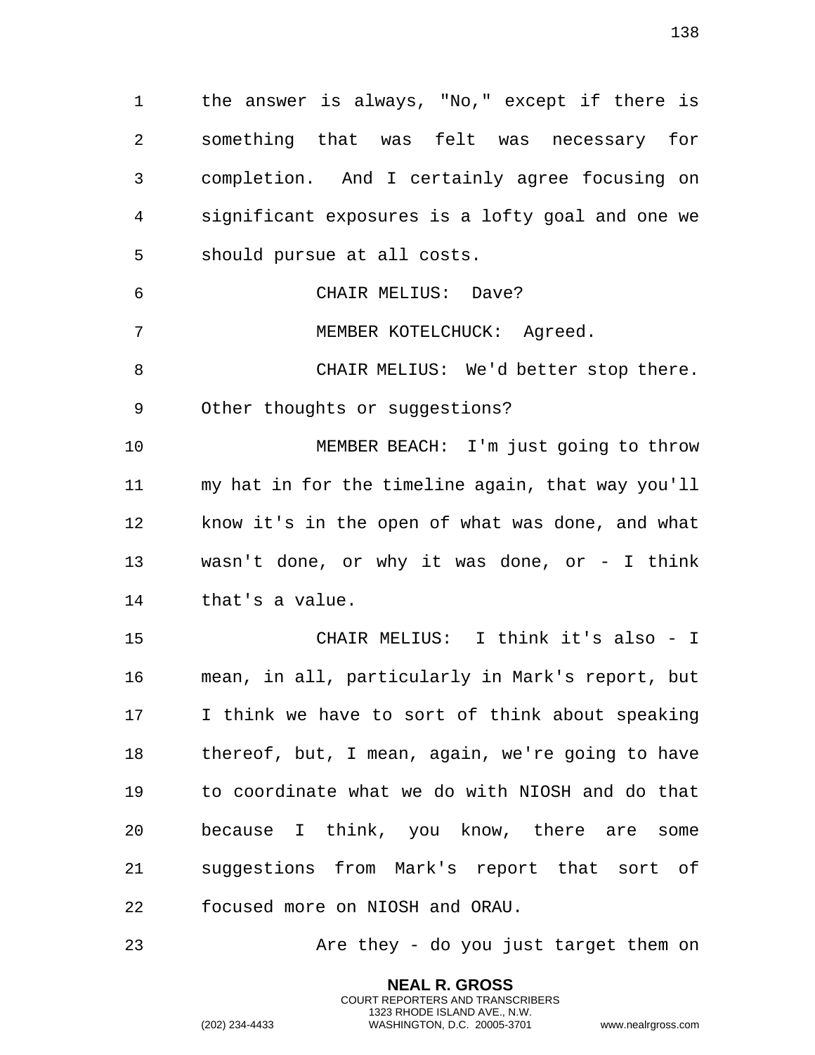the answer is always, "No," except if there is something that was felt was necessary for completion. And I certainly agree focusing on significant exposures is a lofty goal and one we should pursue at all costs.

CHAIR MELIUS: Dave?

MEMBER KOTELCHUCK: Agreed.

CHAIR MELIUS: We'd better stop there. Other thoughts or suggestions?

MEMBER BEACH: I'm just going to throw my hat in for the timeline again, that way you'll know it's in the open of what was done, and what wasn't done, or why it was done, or - I think that's a value.

CHAIR MELIUS: I think it's also - I mean, in all, particularly in Mark's report, but I think we have to sort of think about speaking thereof, but, I mean, again, we're going to have to coordinate what we do with NIOSH and do that because I think, you know, there are some suggestions from Mark's report that sort of focused more on NIOSH and ORAU.

Are they - do you just target them on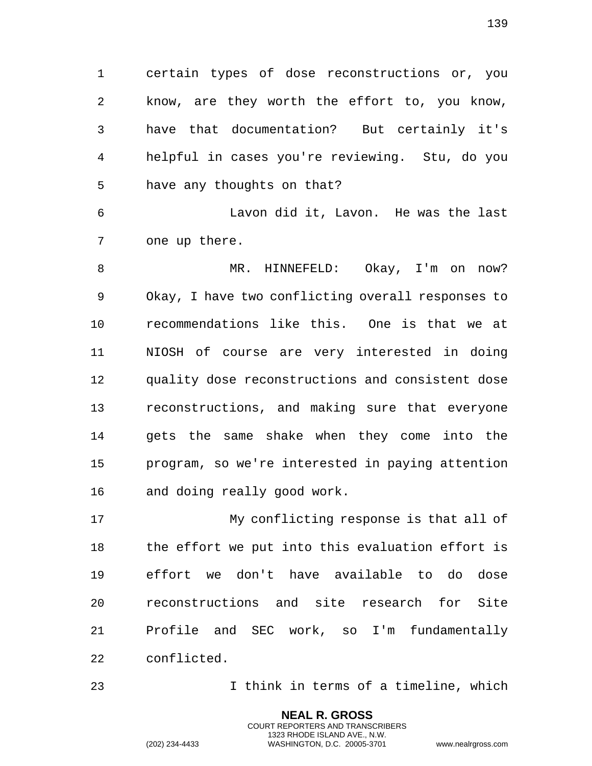certain types of dose reconstructions or, you know, are they worth the effort to, you know, have that documentation? But certainly it's helpful in cases you're reviewing. Stu, do you have any thoughts on that?

Lavon did it, Lavon. He was the last one up there.

MR. HINNEFELD: Okay, I'm on now? Okay, I have two conflicting overall responses to recommendations like this. One is that we at NIOSH of course are very interested in doing quality dose reconstructions and consistent dose reconstructions, and making sure that everyone gets the same shake when they come into the program, so we're interested in paying attention and doing really good work.

My conflicting response is that all of the effort we put into this evaluation effort is effort we don't have available to do dose reconstructions and site research for Site Profile and SEC work, so I'm fundamentally conflicted.

I think in terms of a timeline, which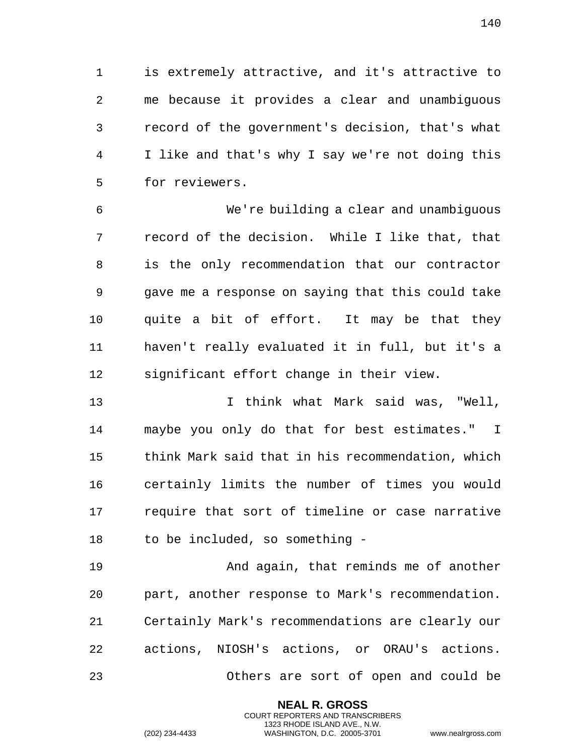is extremely attractive, and it's attractive to me because it provides a clear and unambiguous record of the government's decision, that's what I like and that's why I say we're not doing this for reviewers.

We're building a clear and unambiguous record of the decision. While I like that, that is the only recommendation that our contractor gave me a response on saying that this could take quite a bit of effort. It may be that they haven't really evaluated it in full, but it's a significant effort change in their view.

I think what Mark said was, "Well, maybe you only do that for best estimates." I think Mark said that in his recommendation, which certainly limits the number of times you would require that sort of timeline or case narrative to be included, so something -

And again, that reminds me of another part, another response to Mark's recommendation. Certainly Mark's recommendations are clearly our actions, NIOSH's actions, or ORAU's actions.

Others are sort of open and could be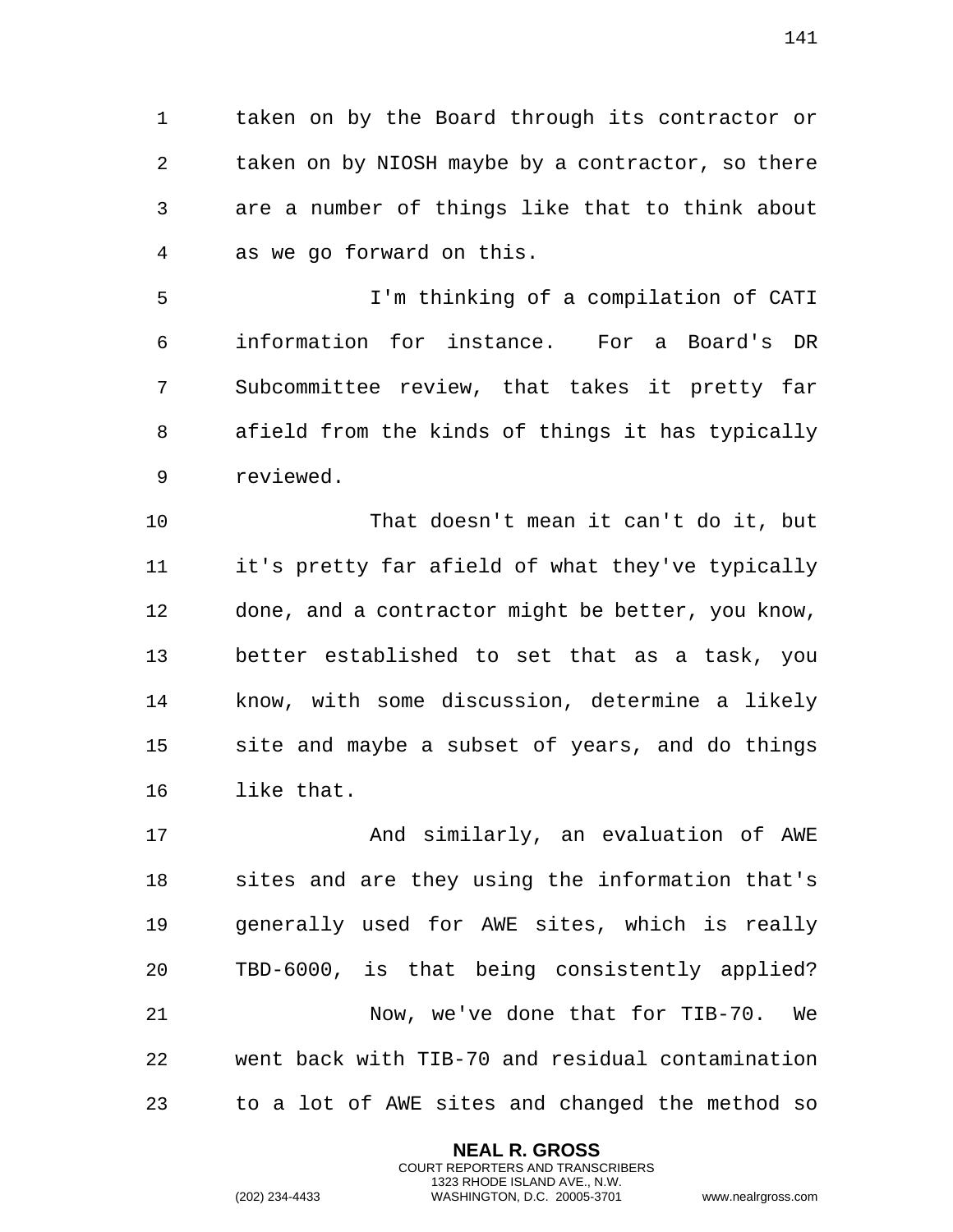taken on by the Board through its contractor or taken on by NIOSH maybe by a contractor, so there are a number of things like that to think about as we go forward on this.

I'm thinking of a compilation of CATI information for instance. For a Board's DR Subcommittee review, that takes it pretty far afield from the kinds of things it has typically reviewed.

That doesn't mean it can't do it, but it's pretty far afield of what they've typically done, and a contractor might be better, you know, better established to set that as a task, you know, with some discussion, determine a likely site and maybe a subset of years, and do things like that.

And similarly, an evaluation of AWE sites and are they using the information that's generally used for AWE sites, which is really TBD-6000, is that being consistently applied?

Now, we've done that for TIB-70. We went back with TIB-70 and residual contamination to a lot of AWE sites and changed the method so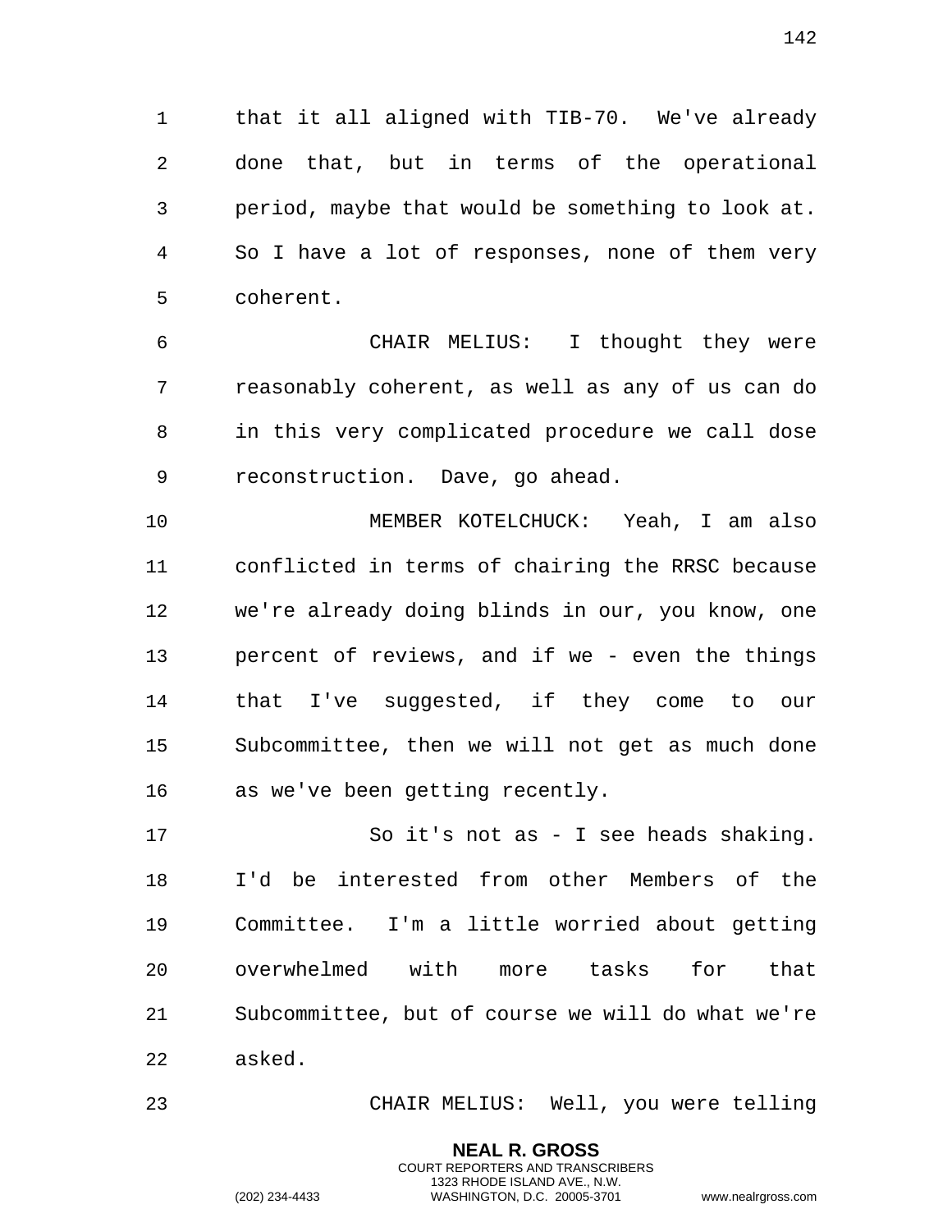that it all aligned with TIB-70. We've already done that, but in terms of the operational period, maybe that would be something to look at. So I have a lot of responses, none of them very coherent.

CHAIR MELIUS: I thought they were reasonably coherent, as well as any of us can do in this very complicated procedure we call dose reconstruction. Dave, go ahead.

MEMBER KOTELCHUCK: Yeah, I am also conflicted in terms of chairing the RRSC because we're already doing blinds in our, you know, one percent of reviews, and if we - even the things that I've suggested, if they come to our Subcommittee, then we will not get as much done as we've been getting recently.

So it's not as - I see heads shaking. I'd be interested from other Members of the Committee. I'm a little worried about getting overwhelmed with more tasks for that Subcommittee, but of course we will do what we're asked.

CHAIR MELIUS: Well, you were telling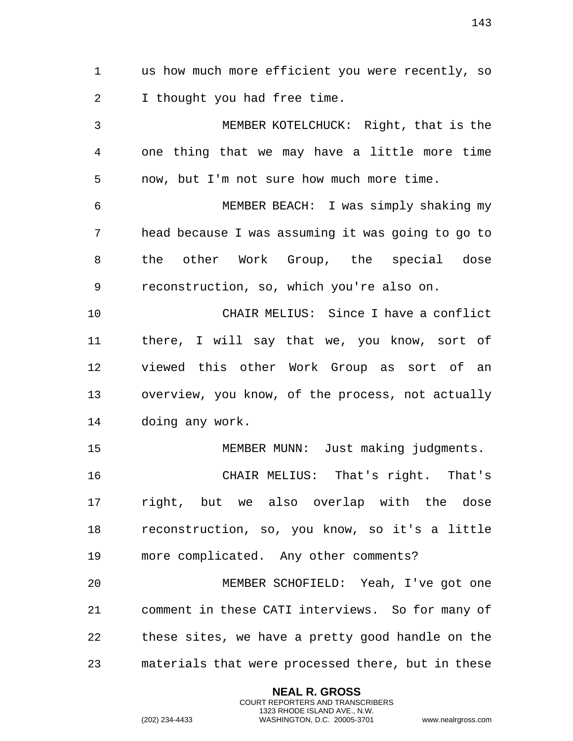us how much more efficient you were recently, so I thought you had free time.

MEMBER KOTELCHUCK: Right, that is the one thing that we may have a little more time now, but I'm not sure how much more time.

MEMBER BEACH: I was simply shaking my head because I was assuming it was going to go to the other Work Group, the special dose reconstruction, so, which you're also on.

CHAIR MELIUS: Since I have a conflict there, I will say that we, you know, sort of viewed this other Work Group as sort of an overview, you know, of the process, not actually doing any work.

MEMBER MUNN: Just making judgments.

CHAIR MELIUS: That's right. That's right, but we also overlap with the dose reconstruction, so, you know, so it's a little more complicated. Any other comments?

MEMBER SCHOFIELD: Yeah, I've got one comment in these CATI interviews. So for many of these sites, we have a pretty good handle on the materials that were processed there, but in these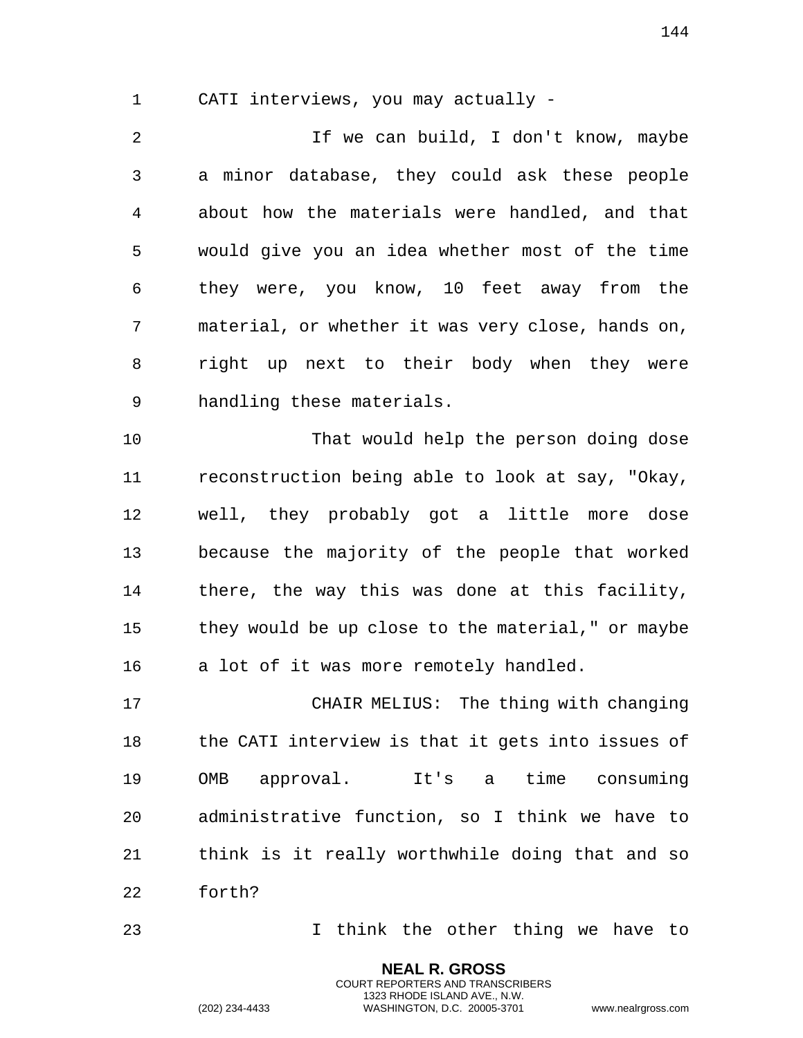CATI interviews, you may actually -

If we can build, I don't know, maybe a minor database, they could ask these people about how the materials were handled, and that would give you an idea whether most of the time they were, you know, 10 feet away from the material, or whether it was very close, hands on, right up next to their body when they were handling these materials.

That would help the person doing dose reconstruction being able to look at say, "Okay, well, they probably got a little more dose because the majority of the people that worked there, the way this was done at this facility, they would be up close to the material," or maybe a lot of it was more remotely handled.

CHAIR MELIUS: The thing with changing the CATI interview is that it gets into issues of OMB approval. It's a time consuming administrative function, so I think we have to think is it really worthwhile doing that and so forth?

I think the other thing we have to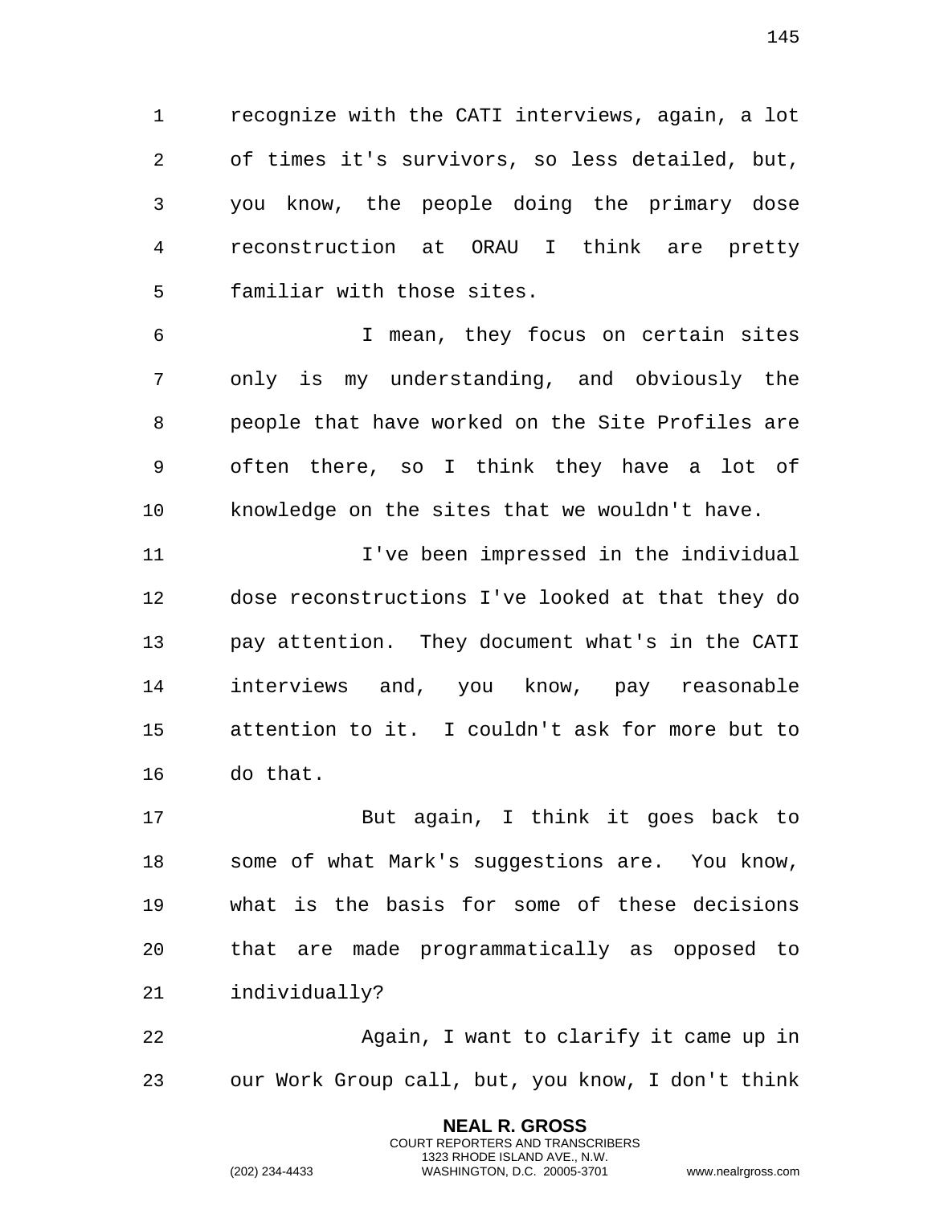recognize with the CATI interviews, again, a lot of times it's survivors, so less detailed, but, you know, the people doing the primary dose reconstruction at ORAU I think are pretty familiar with those sites.

I mean, they focus on certain sites only is my understanding, and obviously the people that have worked on the Site Profiles are often there, so I think they have a lot of knowledge on the sites that we wouldn't have.

I've been impressed in the individual dose reconstructions I've looked at that they do pay attention. They document what's in the CATI interviews and, you know, pay reasonable attention to it. I couldn't ask for more but to do that.

But again, I think it goes back to some of what Mark's suggestions are. You know, what is the basis for some of these decisions that are made programmatically as opposed to individually?

Again, I want to clarify it came up in our Work Group call, but, you know, I don't think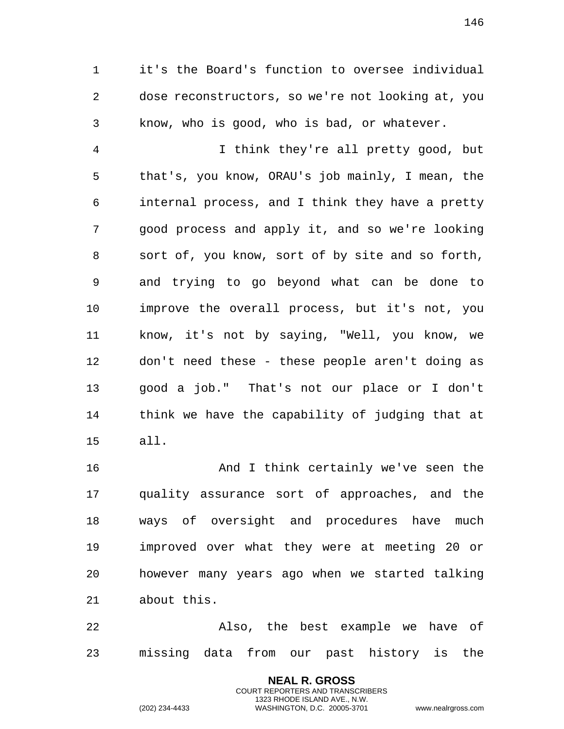it's the Board's function to oversee individual dose reconstructors, so we're not looking at, you know, who is good, who is bad, or whatever.

I think they're all pretty good, but that's, you know, ORAU's job mainly, I mean, the internal process, and I think they have a pretty good process and apply it, and so we're looking sort of, you know, sort of by site and so forth, and trying to go beyond what can be done to improve the overall process, but it's not, you know, it's not by saying, "Well, you know, we don't need these - these people aren't doing as good a job." That's not our place or I don't think we have the capability of judging that at all.

And I think certainly we've seen the quality assurance sort of approaches, and the ways of oversight and procedures have much improved over what they were at meeting 20 or however many years ago when we started talking about this.

Also, the best example we have of missing data from our past history is the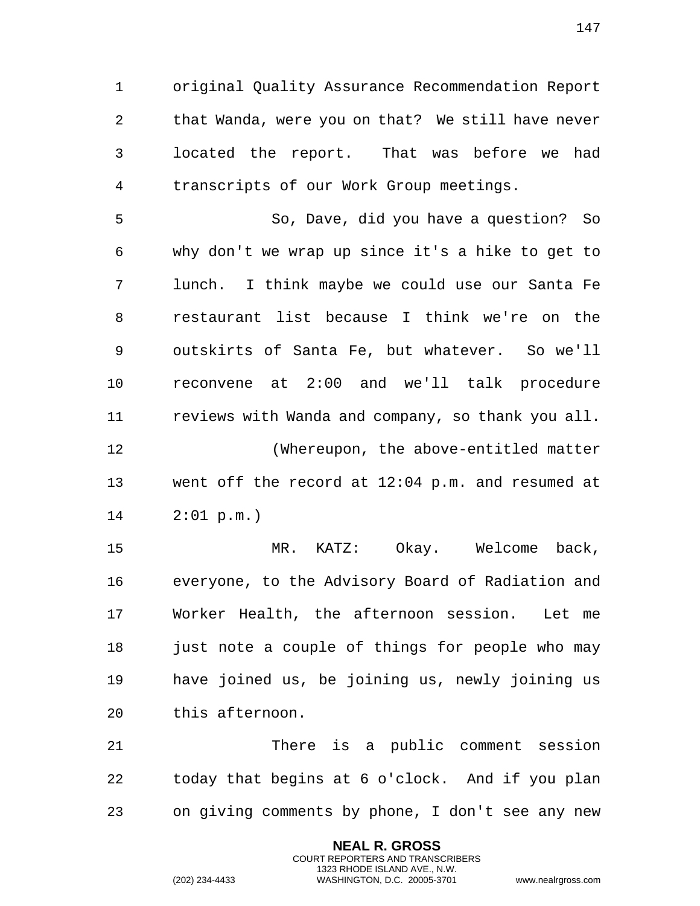original Quality Assurance Recommendation Report that Wanda, were you on that? We still have never located the report. That was before we had transcripts of our Work Group meetings.

So, Dave, did you have a question? So why don't we wrap up since it's a hike to get to lunch. I think maybe we could use our Santa Fe restaurant list because I think we're on the outskirts of Santa Fe, but whatever. So we'll reconvene at 2:00 and we'll talk procedure reviews with Wanda and company, so thank you all.

(Whereupon, the above-entitled matter went off the record at 12:04 p.m. and resumed at 2:01 p.m.)

MR. KATZ: Okay. Welcome back, everyone, to the Advisory Board of Radiation and Worker Health, the afternoon session. Let me just note a couple of things for people who may have joined us, be joining us, newly joining us this afternoon.

There is a public comment session today that begins at 6 o'clock. And if you plan on giving comments by phone, I don't see any new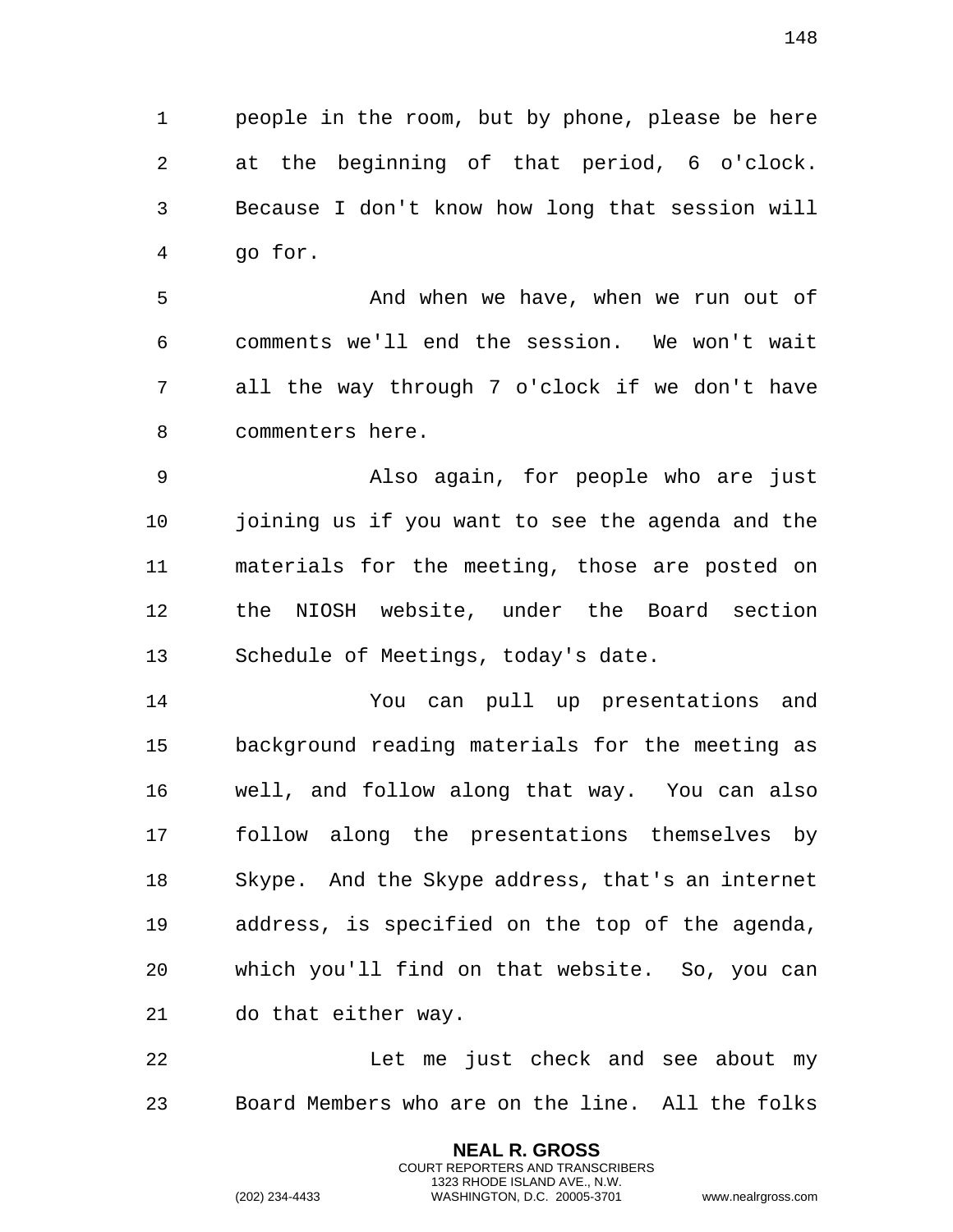people in the room, but by phone, please be here at the beginning of that period, 6 o'clock. Because I don't know how long that session will go for.

And when we have, when we run out of comments we'll end the session. We won't wait all the way through 7 o'clock if we don't have commenters here.

Also again, for people who are just joining us if you want to see the agenda and the materials for the meeting, those are posted on the NIOSH website, under the Board section Schedule of Meetings, today's date.

You can pull up presentations and background reading materials for the meeting as well, and follow along that way. You can also follow along the presentations themselves by Skype. And the Skype address, that's an internet address, is specified on the top of the agenda, which you'll find on that website. So, you can do that either way.

Let me just check and see about my Board Members who are on the line. All the folks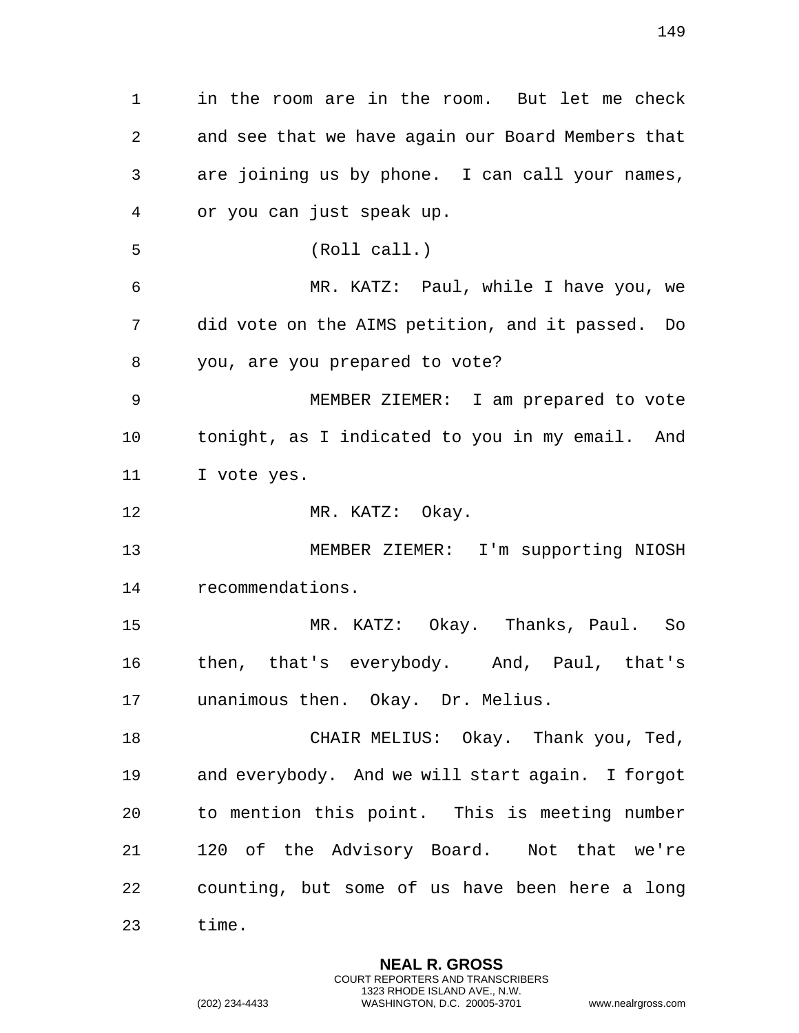in the room are in the room. But let me check and see that we have again our Board Members that are joining us by phone. I can call your names, or you can just speak up.

(Roll call.)

MR. KATZ: Paul, while I have you, we did vote on the AIMS petition, and it passed. Do you, are you prepared to vote?

MEMBER ZIEMER: I am prepared to vote tonight, as I indicated to you in my email. And I vote yes.

MR. KATZ: Okay.

MEMBER ZIEMER: I'm supporting NIOSH recommendations.

MR. KATZ: Okay. Thanks, Paul. So then, that's everybody. And, Paul, that's unanimous then. Okay. Dr. Melius.

CHAIR MELIUS: Okay. Thank you, Ted, and everybody. And we will start again. I forgot to mention this point. This is meeting number 120 of the Advisory Board. Not that we're counting, but some of us have been here a long time.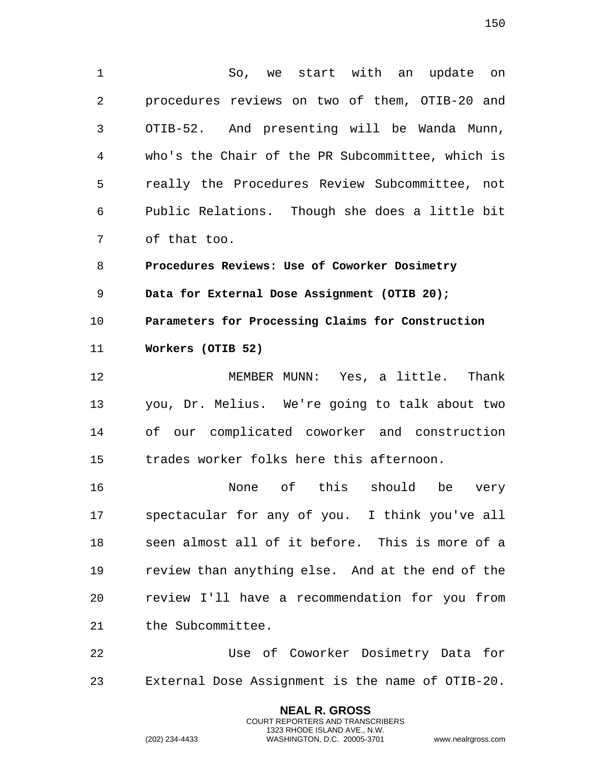So, we start with an update on procedures reviews on two of them, OTIB-20 and OTIB-52. And presenting will be Wanda Munn, who's the Chair of the PR Subcommittee, which is really the Procedures Review Subcommittee, not Public Relations. Though she does a little bit of that too.

**Procedures Reviews: Use of Coworker Dosimetry Data for External Dose Assignment (OTIB 20); Parameters for Processing Claims for Construction Workers (OTIB 52)**

MEMBER MUNN: Yes, a little. Thank you, Dr. Melius. We're going to talk about two of our complicated coworker and construction trades worker folks here this afternoon.

None of this should be very spectacular for any of you. I think you've all seen almost all of it before. This is more of a review than anything else. And at the end of the review I'll have a recommendation for you from the Subcommittee.

Use of Coworker Dosimetry Data for External Dose Assignment is the name of OTIB-20.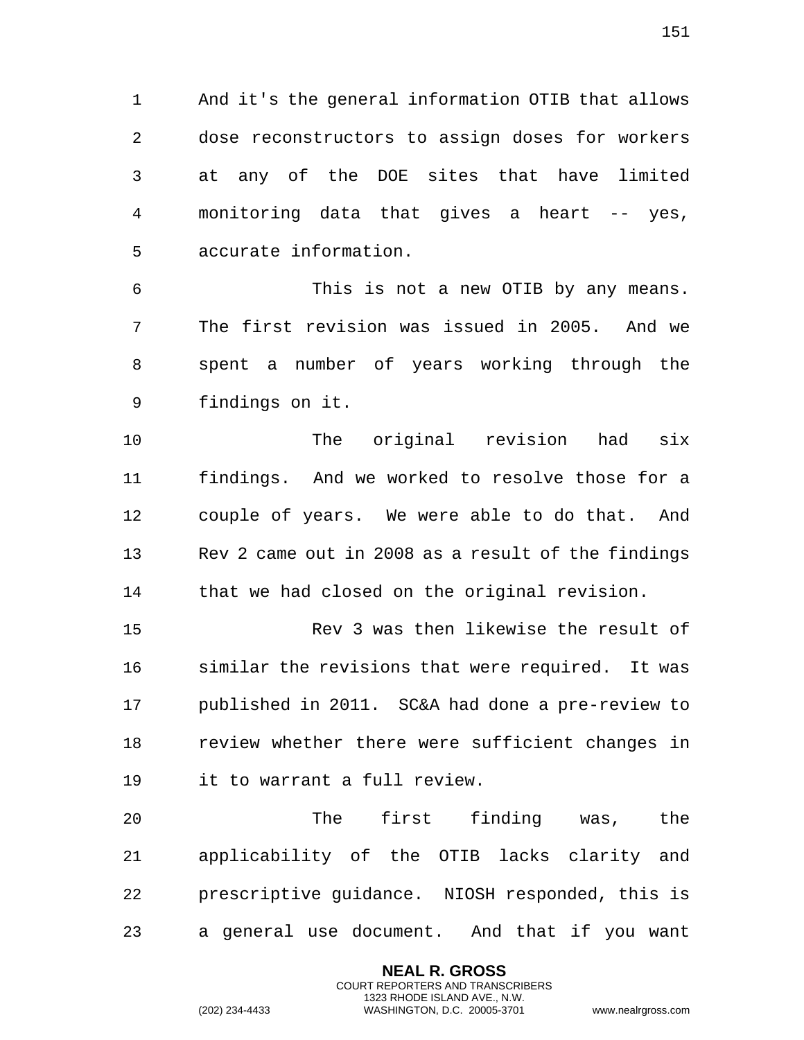And it's the general information OTIB that allows dose reconstructors to assign doses for workers at any of the DOE sites that have limited monitoring data that gives a heart -- yes, accurate information.

This is not a new OTIB by any means. The first revision was issued in 2005. And we spent a number of years working through the findings on it.

The original revision had six findings. And we worked to resolve those for a couple of years. We were able to do that. And Rev 2 came out in 2008 as a result of the findings that we had closed on the original revision.

Rev 3 was then likewise the result of similar the revisions that were required. It was published in 2011. SC&A had done a pre-review to review whether there were sufficient changes in it to warrant a full review.

The first finding was, the applicability of the OTIB lacks clarity and prescriptive guidance. NIOSH responded, this is a general use document. And that if you want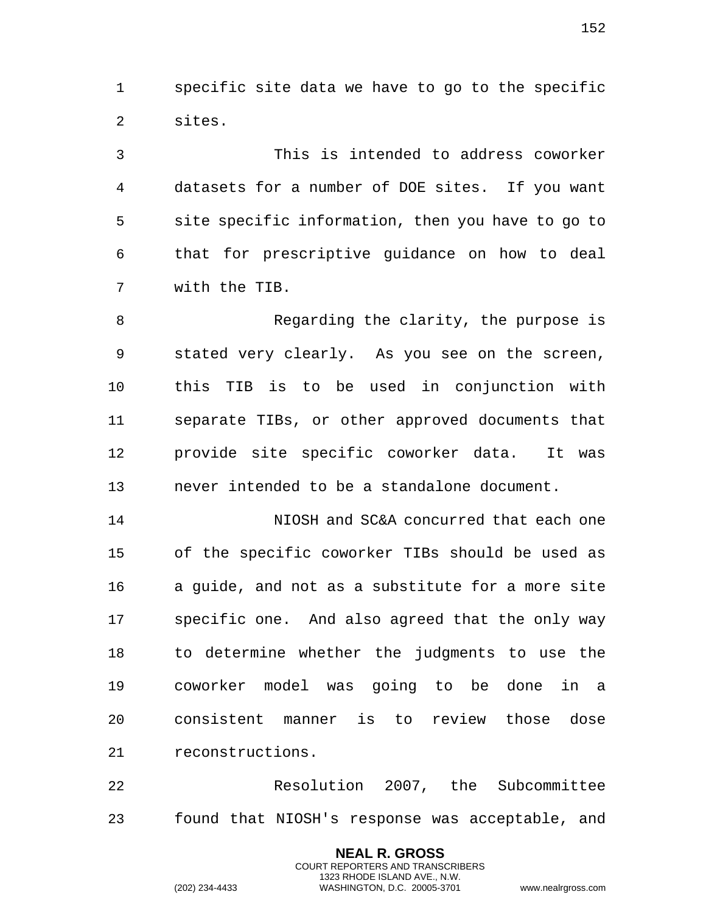specific site data we have to go to the specific sites.

This is intended to address coworker datasets for a number of DOE sites. If you want site specific information, then you have to go to that for prescriptive guidance on how to deal with the TIB.

Regarding the clarity, the purpose is stated very clearly. As you see on the screen, this TIB is to be used in conjunction with separate TIBs, or other approved documents that provide site specific coworker data. It was never intended to be a standalone document.

NIOSH and SC&A concurred that each one of the specific coworker TIBs should be used as a guide, and not as a substitute for a more site specific one. And also agreed that the only way to determine whether the judgments to use the coworker model was going to be done in a consistent manner is to review those dose reconstructions.

Resolution 2007, the Subcommittee found that NIOSH's response was acceptable, and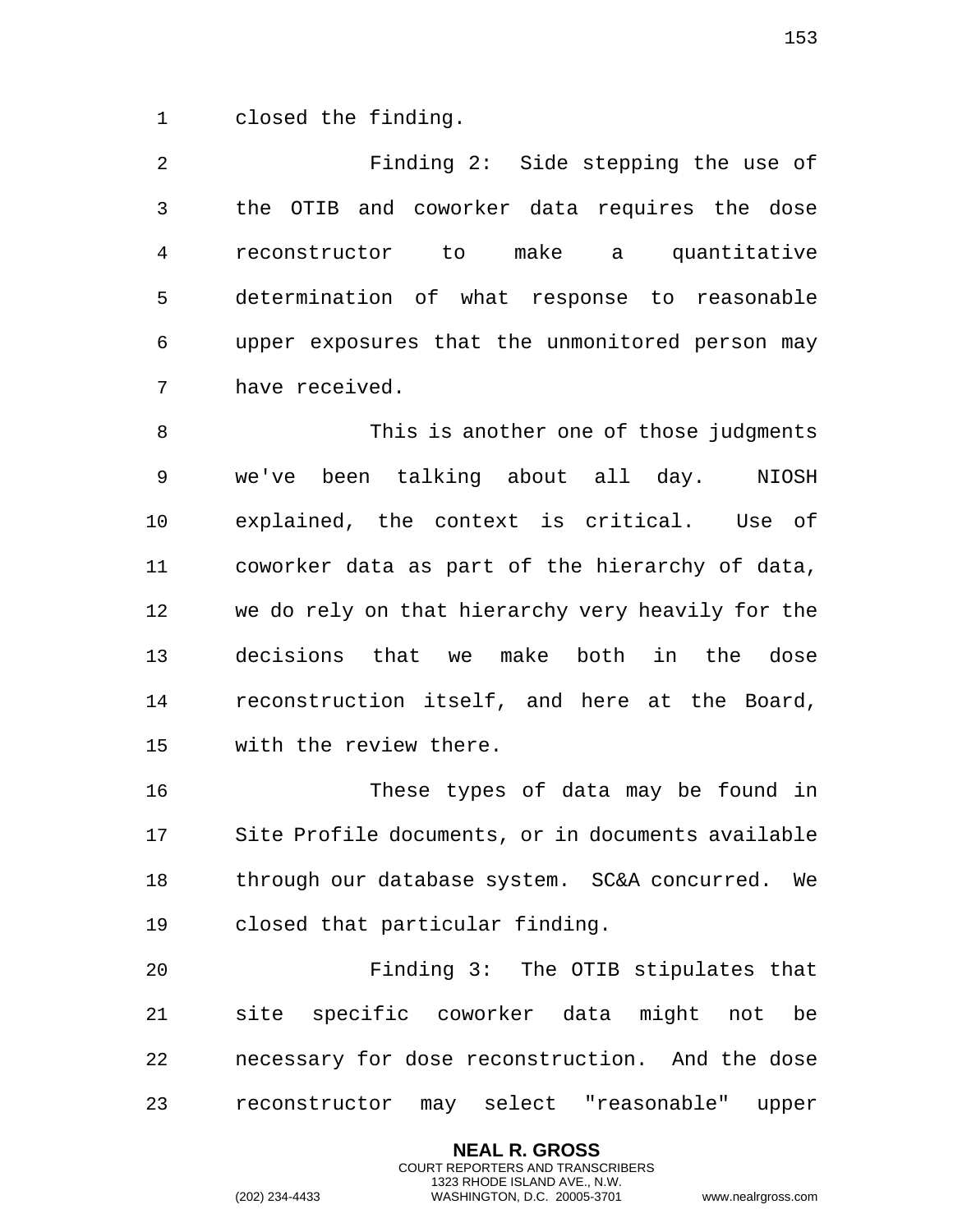closed the finding.

Finding 2: Side stepping the use of the OTIB and coworker data requires the dose reconstructor to make a quantitative determination of what response to reasonable upper exposures that the unmonitored person may have received.

This is another one of those judgments we've been talking about all day. NIOSH explained, the context is critical. Use of coworker data as part of the hierarchy of data, we do rely on that hierarchy very heavily for the decisions that we make both in the dose reconstruction itself, and here at the Board, with the review there.

These types of data may be found in Site Profile documents, or in documents available through our database system. SC&A concurred. We closed that particular finding.

Finding 3: The OTIB stipulates that site specific coworker data might not be necessary for dose reconstruction. And the dose reconstructor may select "reasonable" upper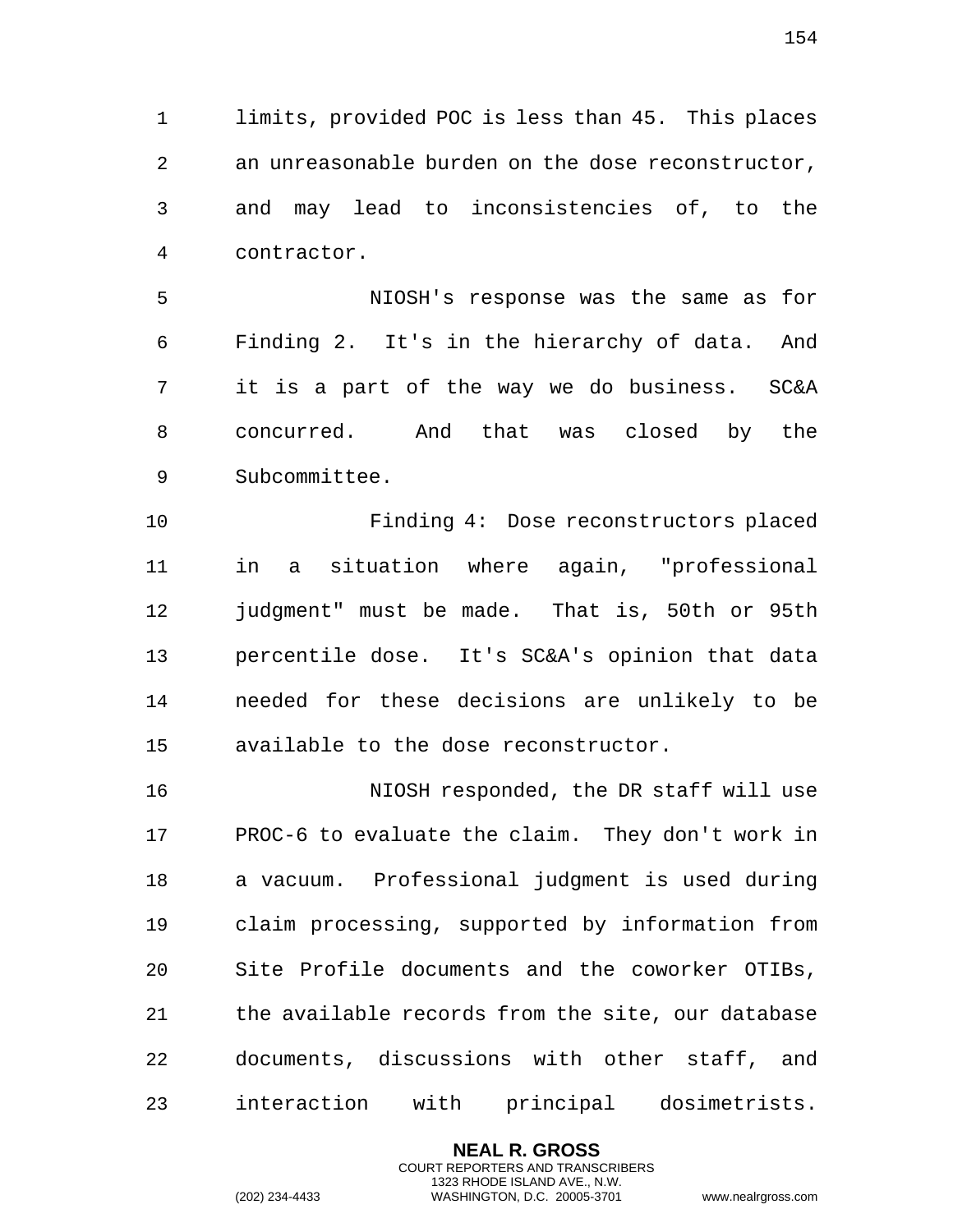limits, provided POC is less than 45. This places an unreasonable burden on the dose reconstructor, and may lead to inconsistencies of, to the contractor.

NIOSH's response was the same as for Finding 2. It's in the hierarchy of data. And it is a part of the way we do business. SC&A concurred. And that was closed by the Subcommittee.

Finding 4: Dose reconstructors placed in a situation where again, "professional judgment" must be made. That is, 50th or 95th percentile dose. It's SC&A's opinion that data needed for these decisions are unlikely to be available to the dose reconstructor.

NIOSH responded, the DR staff will use PROC-6 to evaluate the claim. They don't work in a vacuum. Professional judgment is used during claim processing, supported by information from Site Profile documents and the coworker OTIBs, the available records from the site, our database documents, discussions with other staff, and interaction with principal dosimetrists.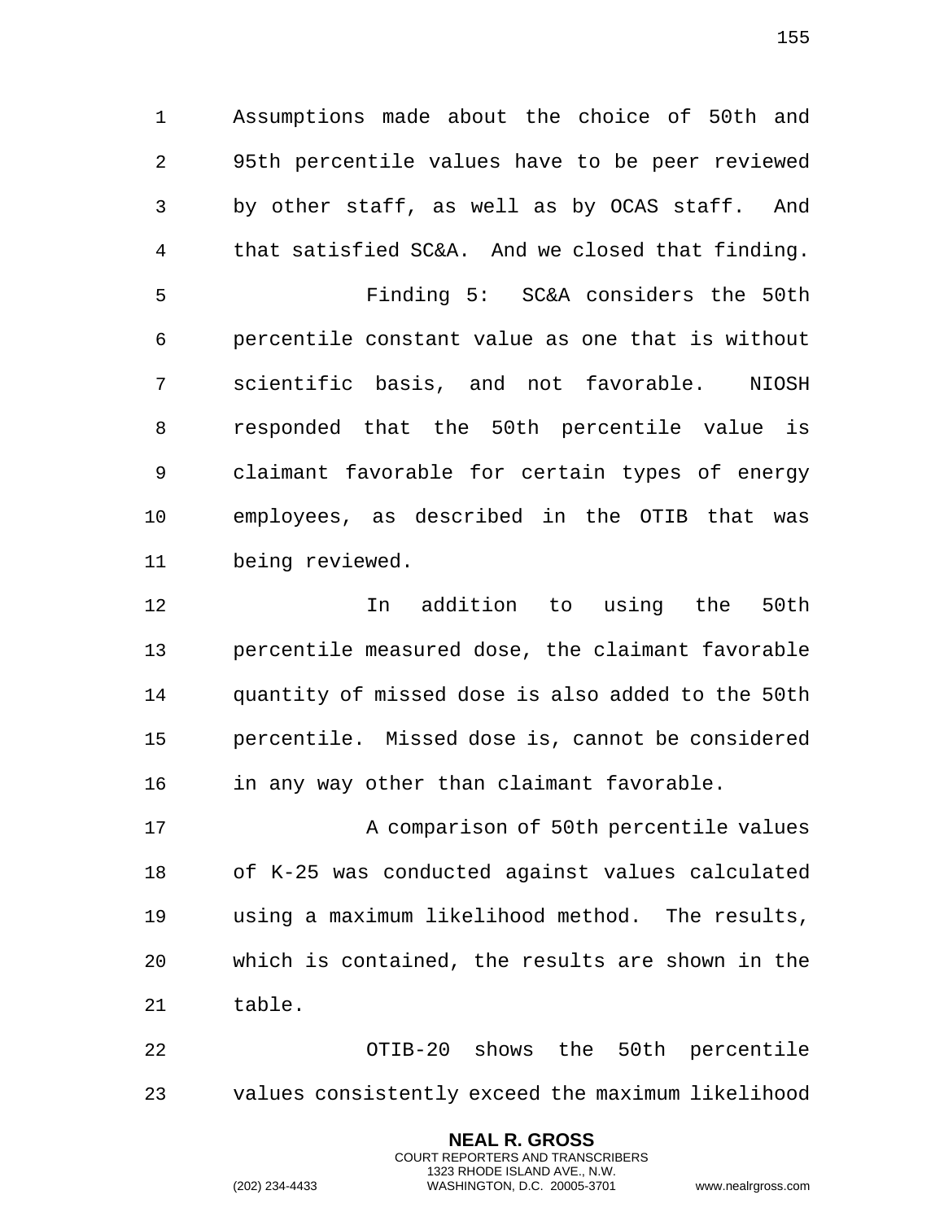Assumptions made about the choice of 50th and 95th percentile values have to be peer reviewed by other staff, as well as by OCAS staff. And that satisfied SC&A. And we closed that finding.

Finding 5: SC&A considers the 50th percentile constant value as one that is without scientific basis, and not favorable. NIOSH responded that the 50th percentile value is claimant favorable for certain types of energy employees, as described in the OTIB that was being reviewed.

In addition to using the 50th percentile measured dose, the claimant favorable quantity of missed dose is also added to the 50th percentile. Missed dose is, cannot be considered in any way other than claimant favorable.

A comparison of 50th percentile values of K-25 was conducted against values calculated using a maximum likelihood method. The results, which is contained, the results are shown in the table.

OTIB-20 shows the 50th percentile values consistently exceed the maximum likelihood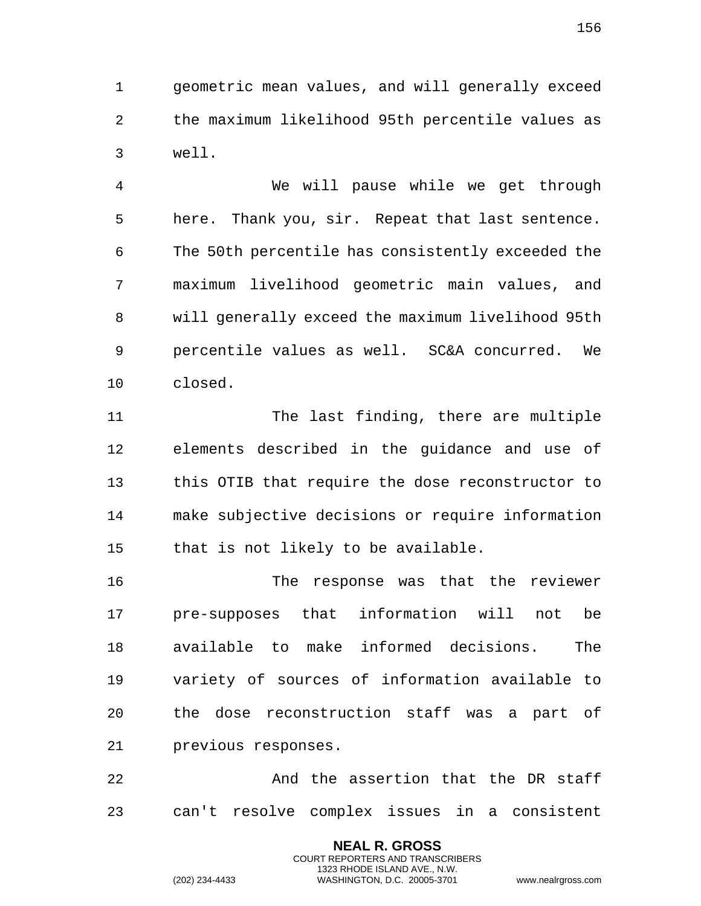geometric mean values, and will generally exceed the maximum likelihood 95th percentile values as well.

We will pause while we get through here. Thank you, sir. Repeat that last sentence. The 50th percentile has consistently exceeded the maximum livelihood geometric main values, and will generally exceed the maximum livelihood 95th percentile values as well. SC&A concurred. We closed.

The last finding, there are multiple elements described in the guidance and use of this OTIB that require the dose reconstructor to make subjective decisions or require information that is not likely to be available.

The response was that the reviewer pre-supposes that information will not be available to make informed decisions. The variety of sources of information available to the dose reconstruction staff was a part of previous responses.

And the assertion that the DR staff can't resolve complex issues in a consistent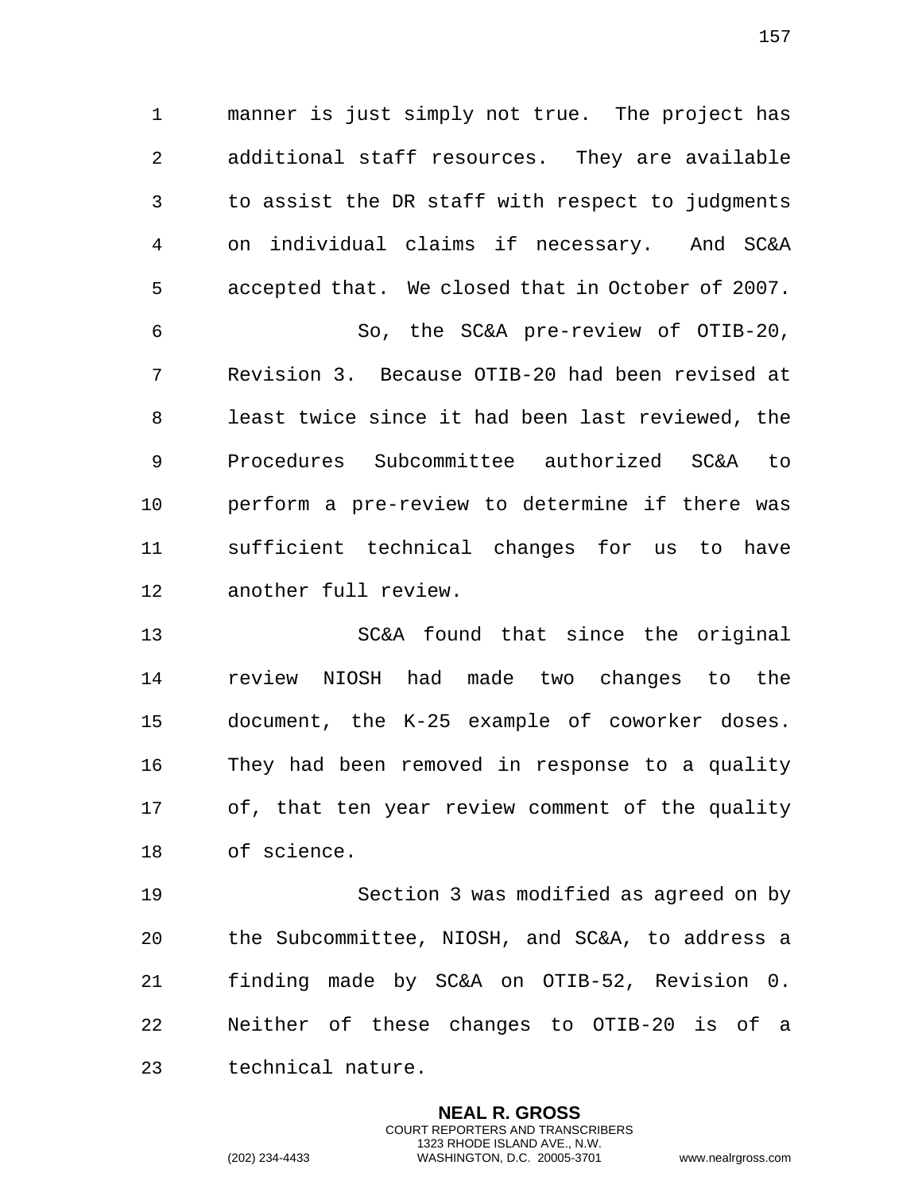manner is just simply not true. The project has additional staff resources. They are available to assist the DR staff with respect to judgments on individual claims if necessary. And SC&A accepted that. We closed that in October of 2007.

So, the SC&A pre-review of OTIB-20, Revision 3. Because OTIB-20 had been revised at least twice since it had been last reviewed, the Procedures Subcommittee authorized SC&A to perform a pre-review to determine if there was sufficient technical changes for us to have another full review.

SC&A found that since the original review NIOSH had made two changes to the document, the K-25 example of coworker doses. They had been removed in response to a quality of, that ten year review comment of the quality of science.

Section 3 was modified as agreed on by the Subcommittee, NIOSH, and SC&A, to address a finding made by SC&A on OTIB-52, Revision 0. Neither of these changes to OTIB-20 is of a technical nature.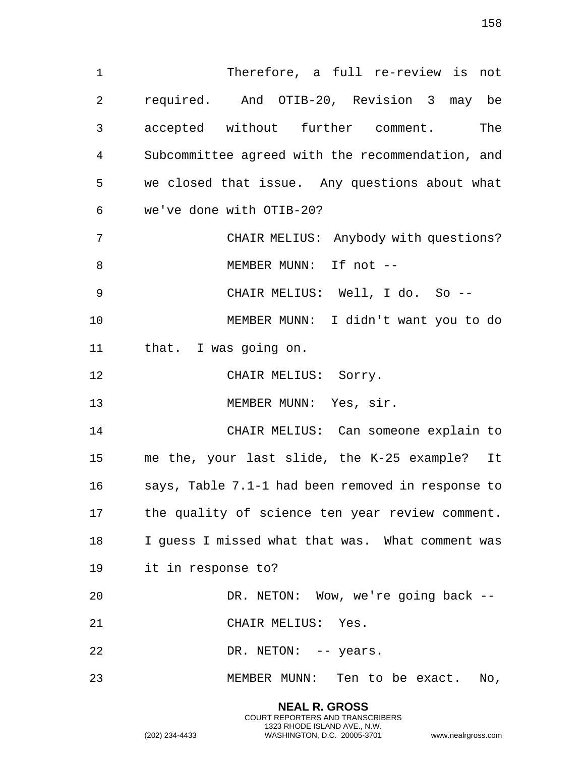Therefore, a full re-review is not required. And OTIB-20, Revision 3 may be accepted without further comment. The Subcommittee agreed with the recommendation, and we closed that issue. Any questions about what we've done with OTIB-20?

CHAIR MELIUS: Anybody with questions?

MEMBER MUNN: If not --

CHAIR MELIUS: Well, I do. So --

MEMBER MUNN: I didn't want you to do that. I was going on.

CHAIR MELIUS: Sorry.

MEMBER MUNN: Yes, sir.

CHAIR MELIUS: Can someone explain to me the, your last slide, the K-25 example? It says, Table 7.1-1 had been removed in response to the quality of science ten year review comment. I guess I missed what that was. What comment was it in response to?

DR. NETON: Wow, we're going back --

CHAIR MELIUS: Yes.

DR. NETON: -- years.

MEMBER MUNN: Ten to be exact. No,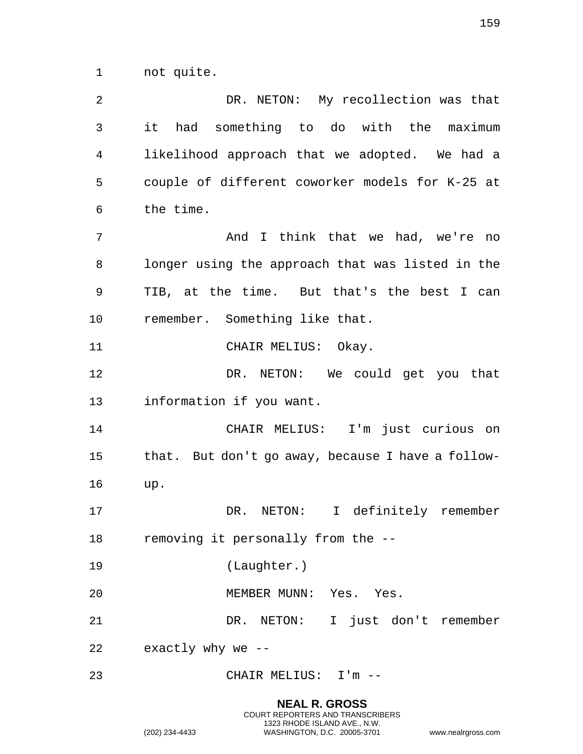not quite.

DR. NETON: My recollection was that it had something to do with the maximum likelihood approach that we adopted. We had a couple of different coworker models for K-25 at the time.

And I think that we had, we're no longer using the approach that was listed in the TIB, at the time. But that's the best I can remember. Something like that.

CHAIR MELIUS: Okay.

DR. NETON: We could get you that information if you want.

CHAIR MELIUS: I'm just curious on that. But don't go away, because I have a follow-up.

DR. NETON: I definitely remember removing it personally from the --

(Laughter.)

MEMBER MUNN: Yes. Yes.

DR. NETON: I just don't remember exactly why we --

CHAIR MELIUS: I'm --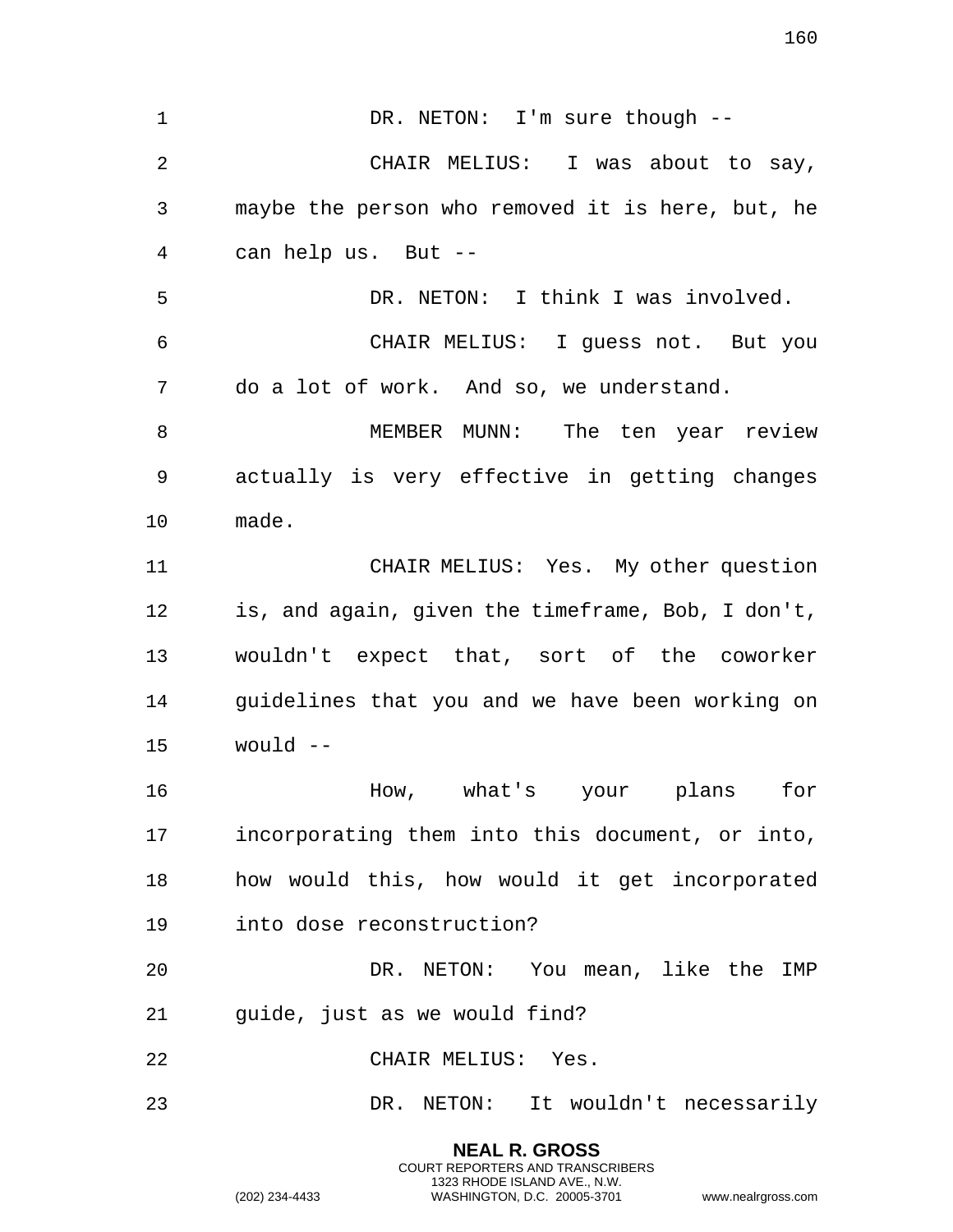DR. NETON: I'm sure though --

CHAIR MELIUS: I was about to say, maybe the person who removed it is here, but, he can help us. But --

DR. NETON: I think I was involved.

CHAIR MELIUS: I guess not. But you do a lot of work. And so, we understand.

MEMBER MUNN: The ten year review actually is very effective in getting changes made.

CHAIR MELIUS: Yes. My other question is, and again, given the timeframe, Bob, I don't, wouldn't expect that, sort of the coworker guidelines that you and we have been working on would --

How, what's your plans for incorporating them into this document, or into, how would this, how would it get incorporated into dose reconstruction?

DR. NETON: You mean, like the IMP guide, just as we would find?

CHAIR MELIUS: Yes.

DR. NETON: It wouldn't necessarily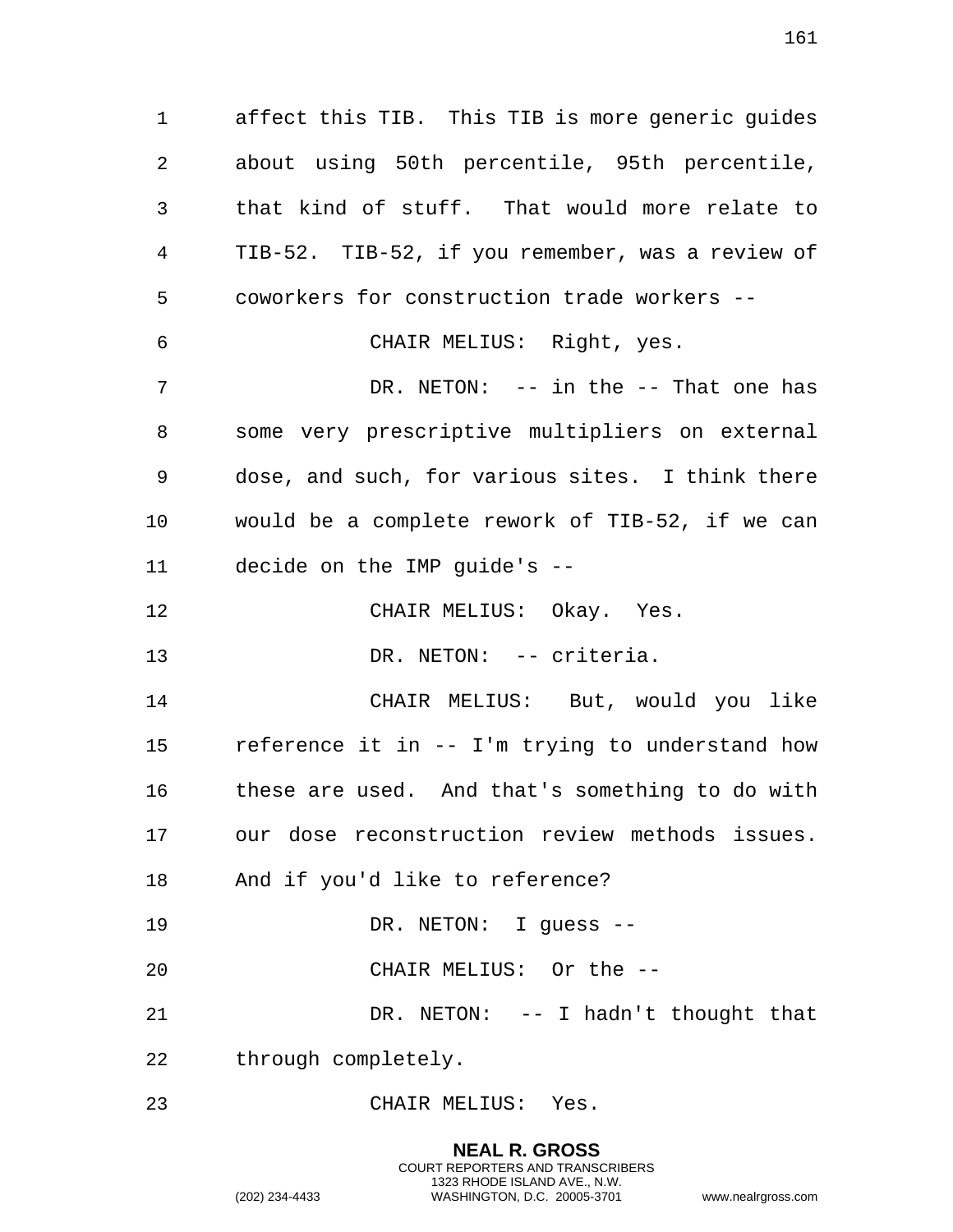affect this TIB. This TIB is more generic guides about using 50th percentile, 95th percentile, that kind of stuff. That would more relate to TIB-52. TIB-52, if you remember, was a review of coworkers for construction trade workers --

CHAIR MELIUS: Right, yes.

DR. NETON: -- in the -- That one has some very prescriptive multipliers on external dose, and such, for various sites. I think there would be a complete rework of TIB-52, if we can decide on the IMP guide's --

CHAIR MELIUS: Okay. Yes.

DR. NETON: -- criteria.

CHAIR MELIUS: But, would you like reference it in -- I'm trying to understand how these are used. And that's something to do with our dose reconstruction review methods issues. And if you'd like to reference?

DR. NETON: I guess --

CHAIR MELIUS: Or the --

DR. NETON: -- I hadn't thought that through completely.

CHAIR MELIUS: Yes.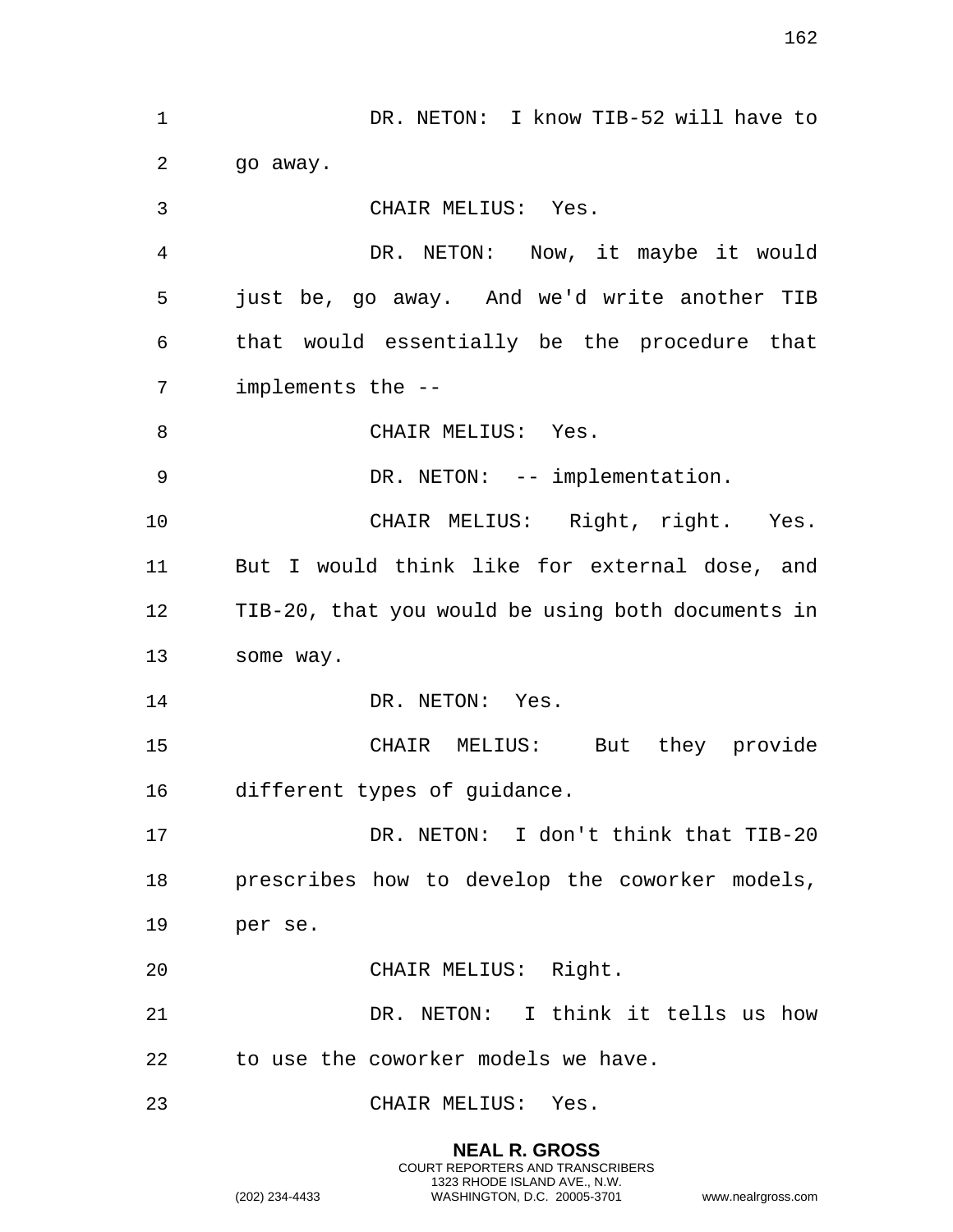DR. NETON: I know TIB-52 will have to go away.

CHAIR MELIUS: Yes.

DR. NETON: Now, it maybe it would just be, go away. And we'd write another TIB that would essentially be the procedure that implements the --

CHAIR MELIUS: Yes.

DR. NETON: -- implementation.

CHAIR MELIUS: Right, right. Yes. But I would think like for external dose, and TIB-20, that you would be using both documents in some way.

DR. NETON: Yes.

CHAIR MELIUS: But they provide different types of guidance.

DR. NETON: I don't think that TIB-20 prescribes how to develop the coworker models, per se.

CHAIR MELIUS: Right.

DR. NETON: I think it tells us how to use the coworker models we have.

CHAIR MELIUS: Yes.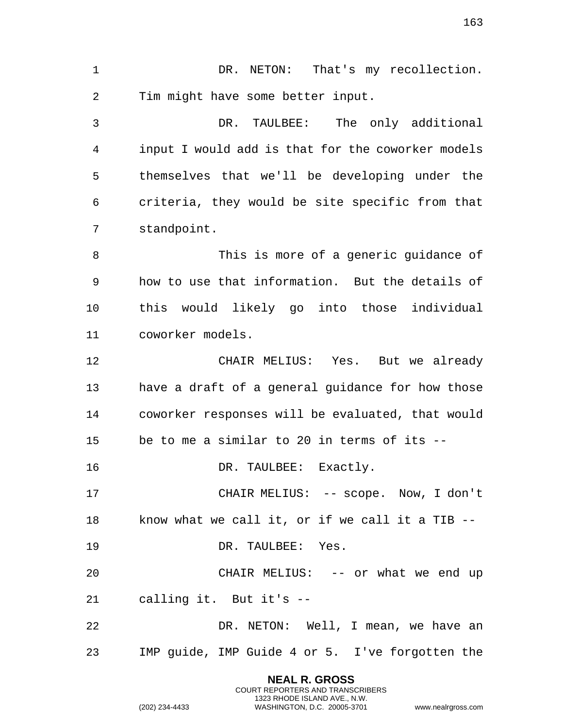DR. NETON: That's my recollection. Tim might have some better input.

DR. TAULBEE: The only additional input I would add is that for the coworker models themselves that we'll be developing under the criteria, they would be site specific from that standpoint.

This is more of a generic guidance of how to use that information. But the details of this would likely go into those individual coworker models.

CHAIR MELIUS: Yes. But we already have a draft of a general guidance for how those coworker responses will be evaluated, that would be to me a similar to 20 in terms of its --

DR. TAULBEE: Exactly.

CHAIR MELIUS: -- scope. Now, I don't know what we call it, or if we call it a TIB --

DR. TAULBEE: Yes.

CHAIR MELIUS: -- or what we end up calling it. But it's --

DR. NETON: Well, I mean, we have an IMP guide, IMP Guide 4 or 5. I've forgotten the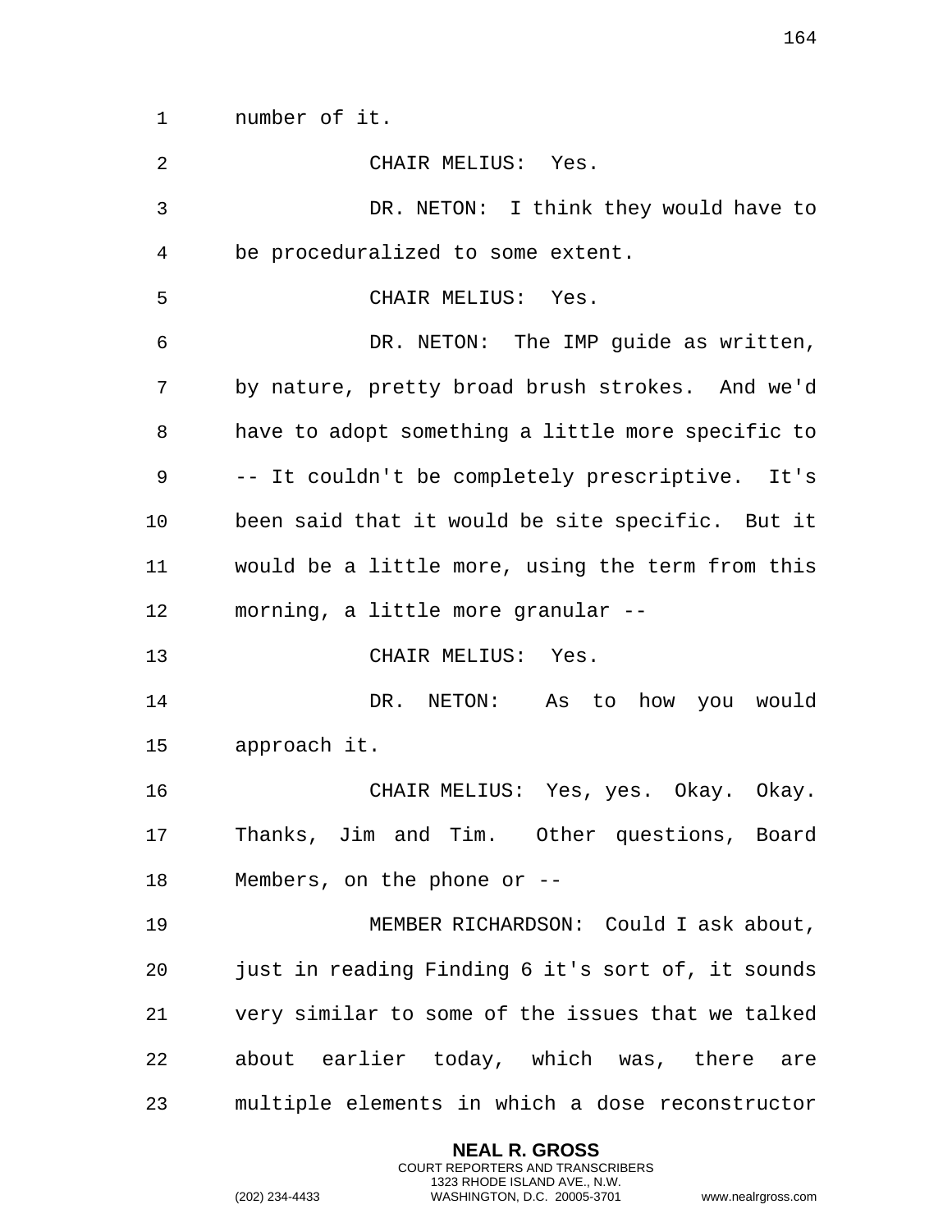number of it.

CHAIR MELIUS: Yes.

DR. NETON: I think they would have to be proceduralized to some extent.

CHAIR MELIUS: Yes.

DR. NETON: The IMP guide as written, by nature, pretty broad brush strokes. And we'd have to adopt something a little more specific to -- It couldn't be completely prescriptive. It's been said that it would be site specific. But it would be a little more, using the term from this morning, a little more granular --

CHAIR MELIUS: Yes.

DR. NETON: As to how you would approach it.

CHAIR MELIUS: Yes, yes. Okay. Okay. Thanks, Jim and Tim. Other questions, Board Members, on the phone or --

MEMBER RICHARDSON: Could I ask about, just in reading Finding 6 it's sort of, it sounds very similar to some of the issues that we talked about earlier today, which was, there are multiple elements in which a dose reconstructor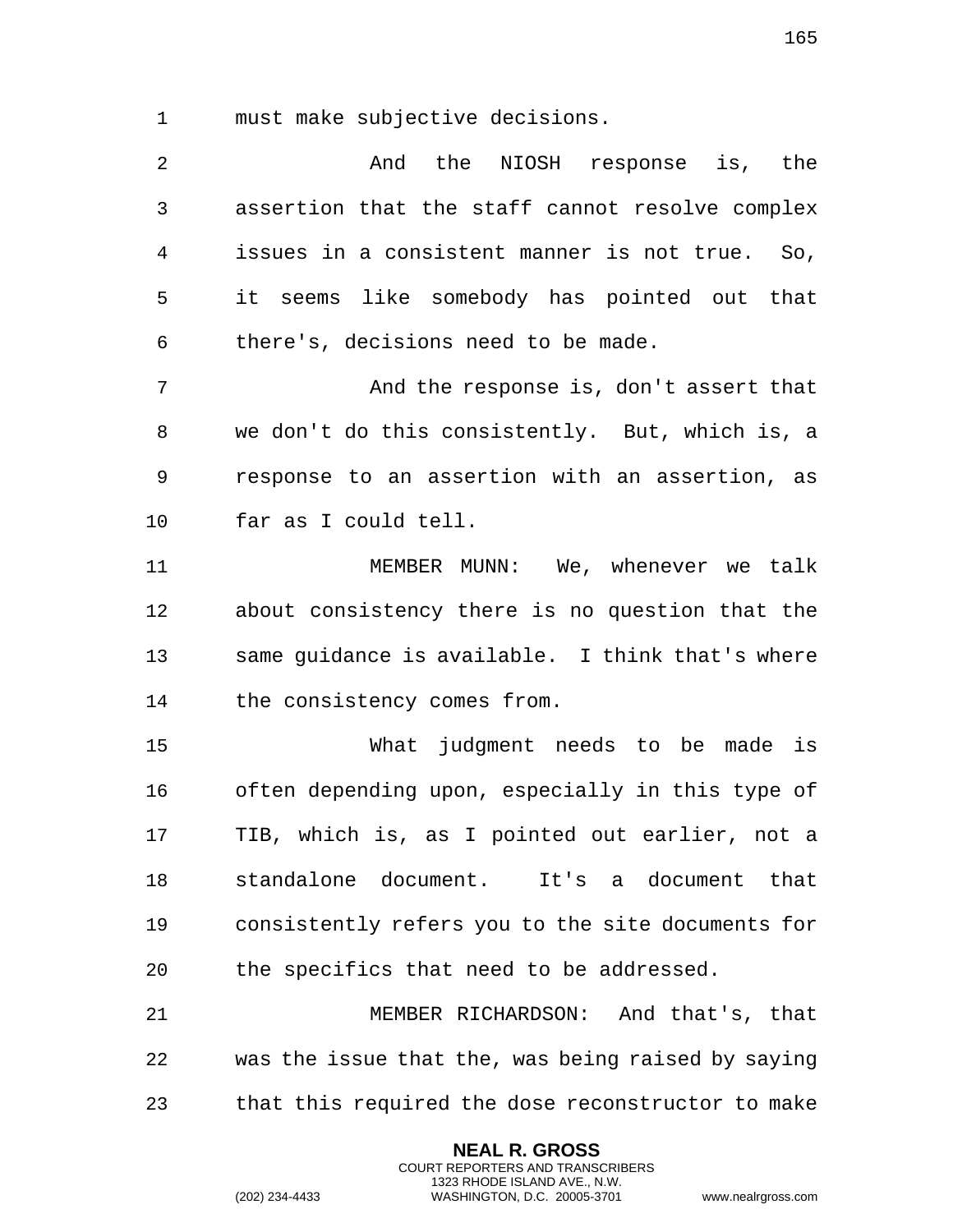must make subjective decisions.

And the NIOSH response is, the assertion that the staff cannot resolve complex issues in a consistent manner is not true. So, it seems like somebody has pointed out that there's, decisions need to be made.

And the response is, don't assert that we don't do this consistently. But, which is, a response to an assertion with an assertion, as far as I could tell.

MEMBER MUNN: We, whenever we talk about consistency there is no question that the same guidance is available. I think that's where the consistency comes from.

What judgment needs to be made is often depending upon, especially in this type of TIB, which is, as I pointed out earlier, not a standalone document. It's a document that consistently refers you to the site documents for the specifics that need to be addressed.

MEMBER RICHARDSON: And that's, that was the issue that the, was being raised by saying that this required the dose reconstructor to make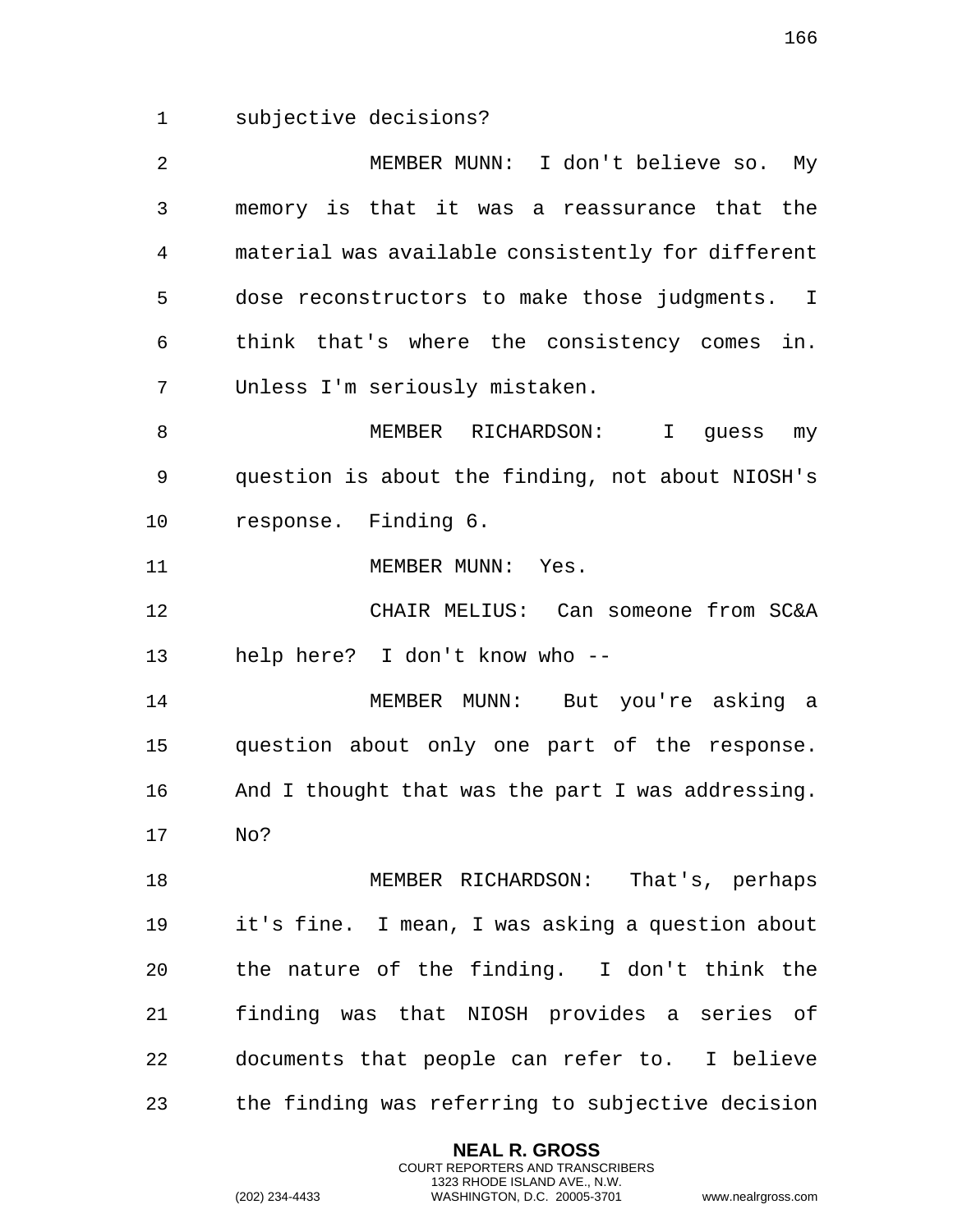subjective decisions?

MEMBER MUNN: I don't believe so. My memory is that it was a reassurance that the material was available consistently for different dose reconstructors to make those judgments. I think that's where the consistency comes in. Unless I'm seriously mistaken.

MEMBER RICHARDSON: I guess my question is about the finding, not about NIOSH's response. Finding 6.

MEMBER MUNN: Yes.

CHAIR MELIUS: Can someone from SC&A help here? I don't know who --

MEMBER MUNN: But you're asking a question about only one part of the response. And I thought that was the part I was addressing. No?

MEMBER RICHARDSON: That's, perhaps it's fine. I mean, I was asking a question about the nature of the finding. I don't think the finding was that NIOSH provides a series of documents that people can refer to. I believe the finding was referring to subjective decision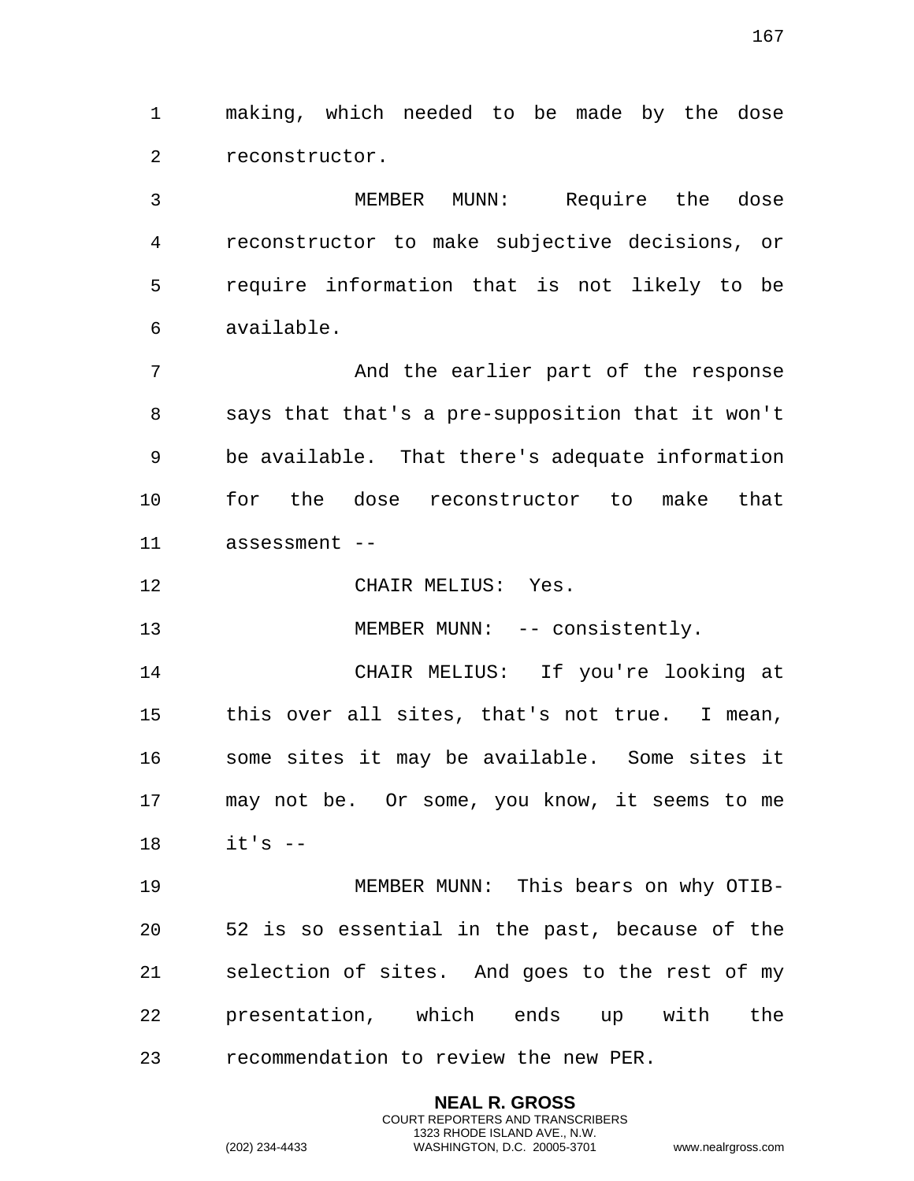making, which needed to be made by the dose reconstructor.

MEMBER MUNN: Require the dose reconstructor to make subjective decisions, or require information that is not likely to be available.

And the earlier part of the response says that that's a pre-supposition that it won't be available. That there's adequate information for the dose reconstructor to make that assessment --

CHAIR MELIUS: Yes.

MEMBER MUNN: -- consistently.

CHAIR MELIUS: If you're looking at this over all sites, that's not true. I mean, some sites it may be available. Some sites it may not be. Or some, you know, it seems to me it's --

MEMBER MUNN: This bears on why OTIB-52 is so essential in the past, because of the selection of sites. And goes to the rest of my presentation, which ends up with the recommendation to review the new PER.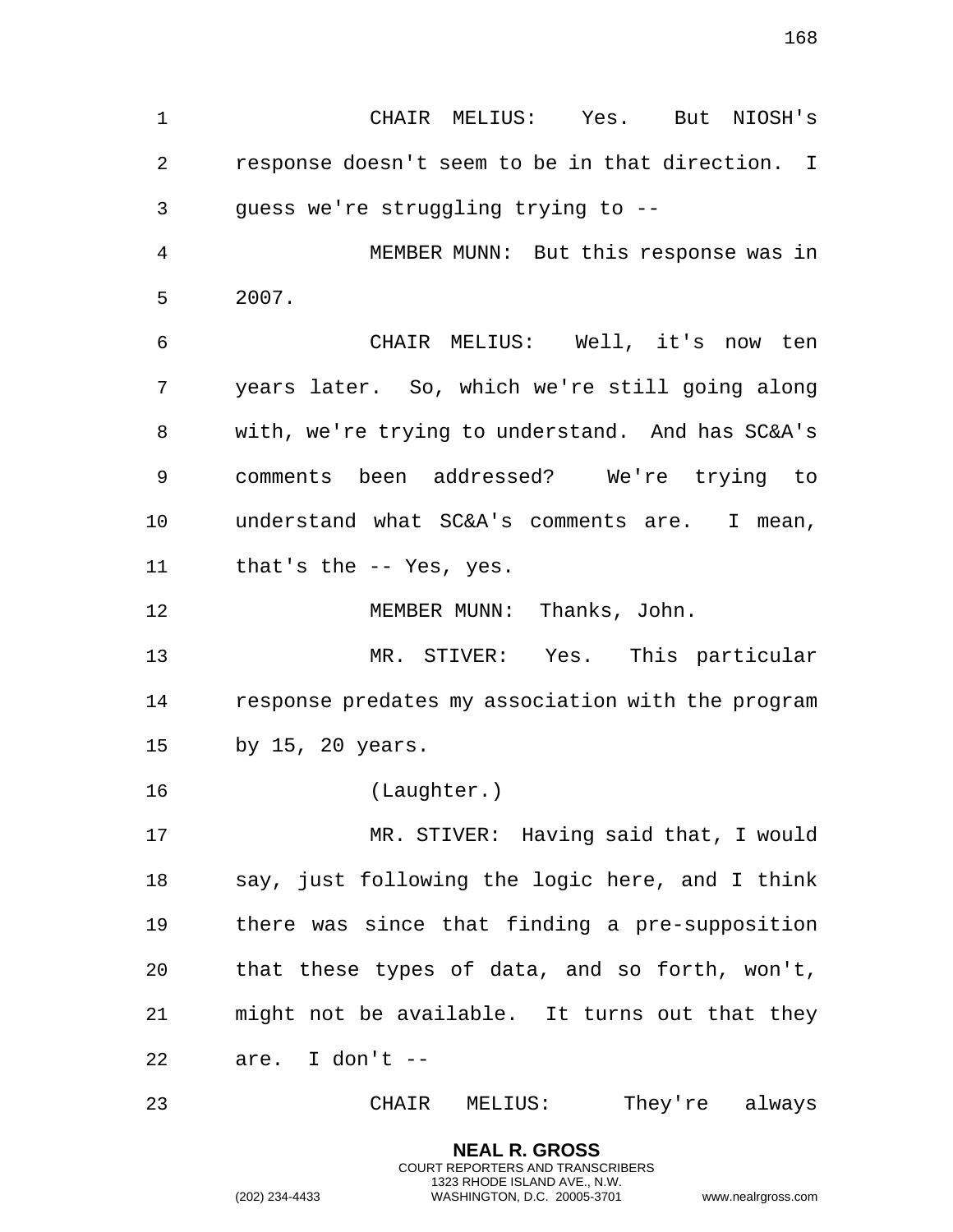CHAIR MELIUS: Yes. But NIOSH's response doesn't seem to be in that direction. I guess we're struggling trying to --

MEMBER MUNN: But this response was in 2007.

CHAIR MELIUS: Well, it's now ten years later. So, which we're still going along with, we're trying to understand. And has SC&A's comments been addressed? We're trying to understand what SC&A's comments are. I mean, that's the -- Yes, yes.

MEMBER MUNN: Thanks, John.

MR. STIVER: Yes. This particular response predates my association with the program by 15, 20 years.

(Laughter.)

MR. STIVER: Having said that, I would say, just following the logic here, and I think there was since that finding a pre-supposition that these types of data, and so forth, won't, might not be available. It turns out that they are. I don't --

CHAIR MELIUS: They're always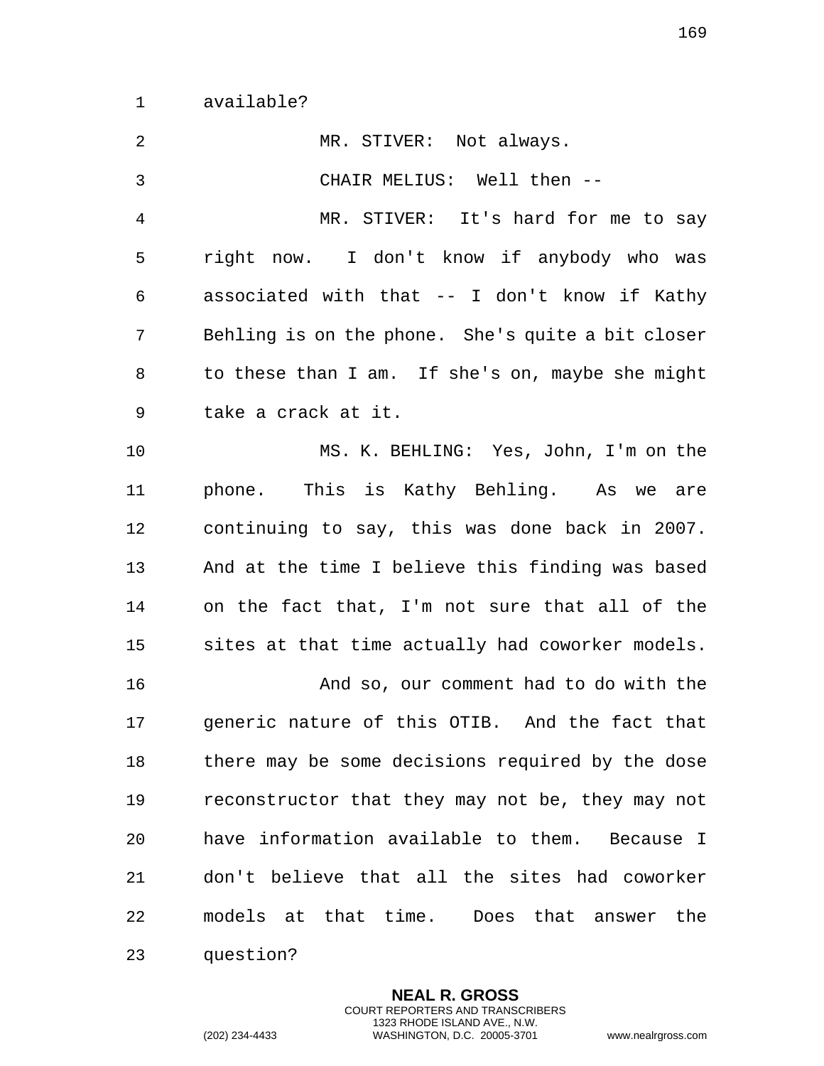available?

MR. STIVER: Not always.

CHAIR MELIUS: Well then --

MR. STIVER: It's hard for me to say right now. I don't know if anybody who was associated with that -- I don't know if Kathy Behling is on the phone. She's quite a bit closer to these than I am. If she's on, maybe she might take a crack at it.

MS. K. BEHLING: Yes, John, I'm on the phone. This is Kathy Behling. As we are continuing to say, this was done back in 2007. And at the time I believe this finding was based on the fact that, I'm not sure that all of the sites at that time actually had coworker models.

And so, our comment had to do with the generic nature of this OTIB. And the fact that there may be some decisions required by the dose reconstructor that they may not be, they may not have information available to them. Because I don't believe that all the sites had coworker models at that time. Does that answer the question?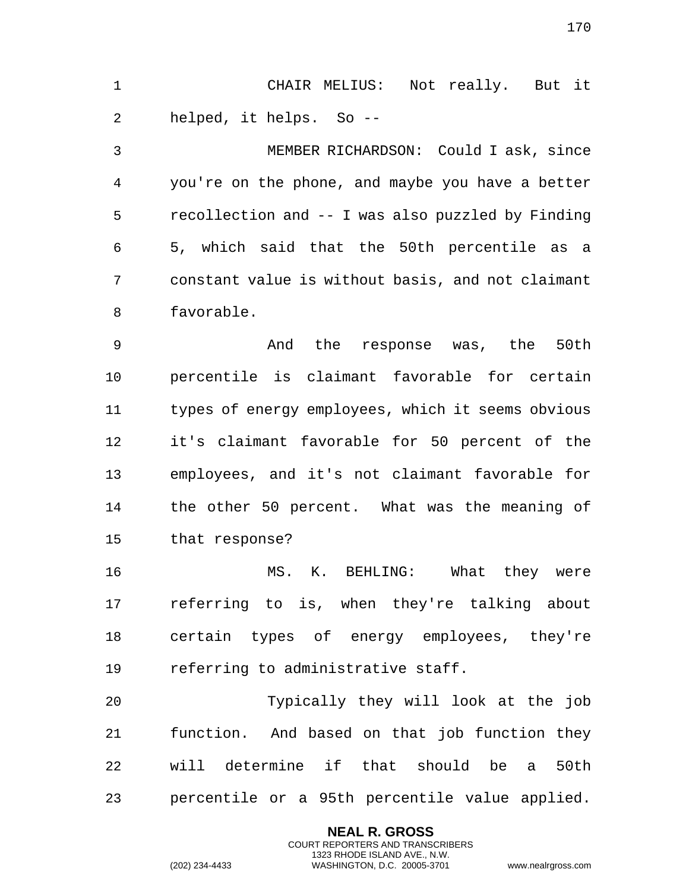CHAIR MELIUS: Not really. But it helped, it helps. So --

MEMBER RICHARDSON: Could I ask, since you're on the phone, and maybe you have a better recollection and -- I was also puzzled by Finding 5, which said that the 50th percentile as a constant value is without basis, and not claimant favorable.

And the response was, the 50th percentile is claimant favorable for certain types of energy employees, which it seems obvious it's claimant favorable for 50 percent of the employees, and it's not claimant favorable for the other 50 percent. What was the meaning of that response?

MS. K. BEHLING: What they were referring to is, when they're talking about certain types of energy employees, they're referring to administrative staff.

Typically they will look at the job function. And based on that job function they will determine if that should be a 50th percentile or a 95th percentile value applied.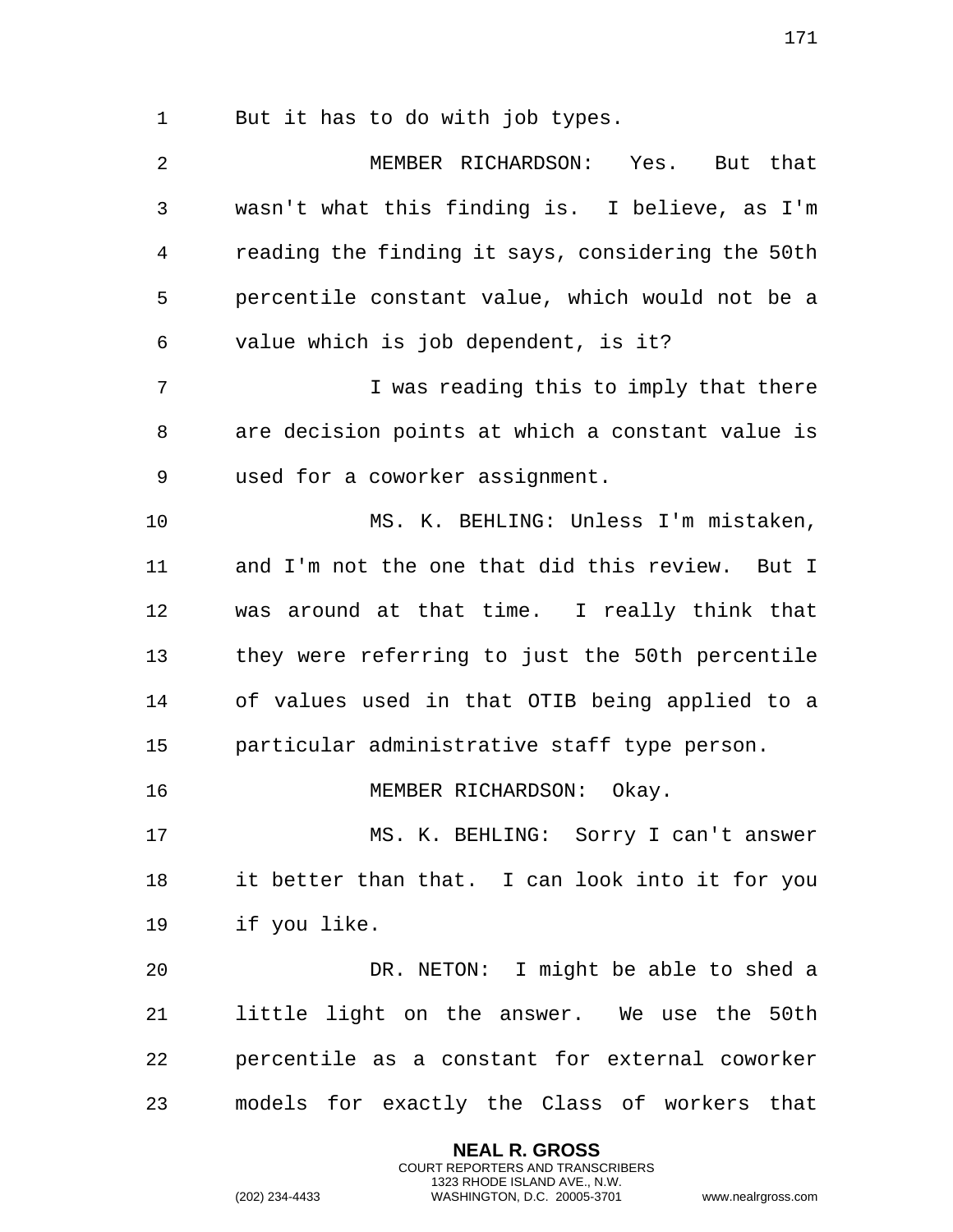But it has to do with job types.

MEMBER RICHARDSON: Yes. But that wasn't what this finding is. I believe, as I'm reading the finding it says, considering the 50th percentile constant value, which would not be a value which is job dependent, is it?

I was reading this to imply that there are decision points at which a constant value is used for a coworker assignment.

MS. K. BEHLING: Unless I'm mistaken, and I'm not the one that did this review. But I was around at that time. I really think that they were referring to just the 50th percentile of values used in that OTIB being applied to a particular administrative staff type person.

MEMBER RICHARDSON: Okay.

MS. K. BEHLING: Sorry I can't answer it better than that. I can look into it for you if you like.

DR. NETON: I might be able to shed a little light on the answer. We use the 50th percentile as a constant for external coworker models for exactly the Class of workers that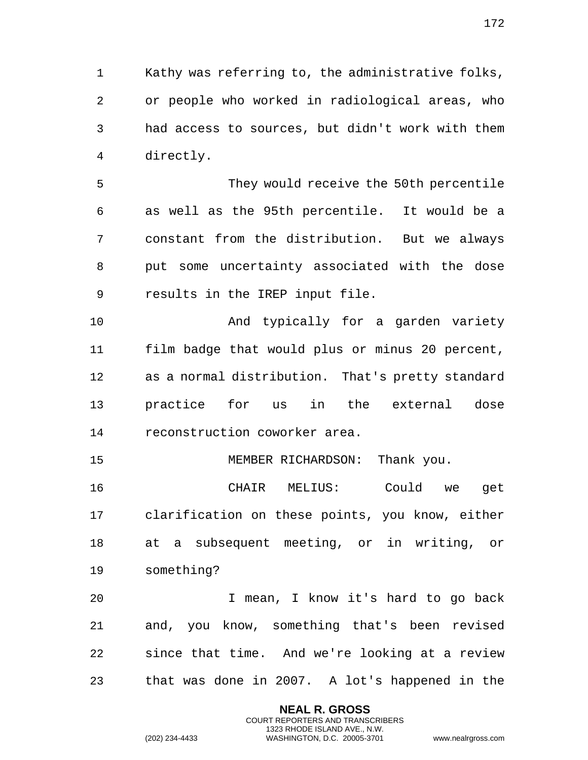Kathy was referring to, the administrative folks, or people who worked in radiological areas, who had access to sources, but didn't work with them directly.

They would receive the 50th percentile as well as the 95th percentile. It would be a constant from the distribution. But we always put some uncertainty associated with the dose results in the IREP input file.

And typically for a garden variety film badge that would plus or minus 20 percent, as a normal distribution. That's pretty standard practice for us in the external dose reconstruction coworker area.

MEMBER RICHARDSON: Thank you.

CHAIR MELIUS: Could we get clarification on these points, you know, either at a subsequent meeting, or in writing, or something?

I mean, I know it's hard to go back and, you know, something that's been revised since that time. And we're looking at a review that was done in 2007. A lot's happened in the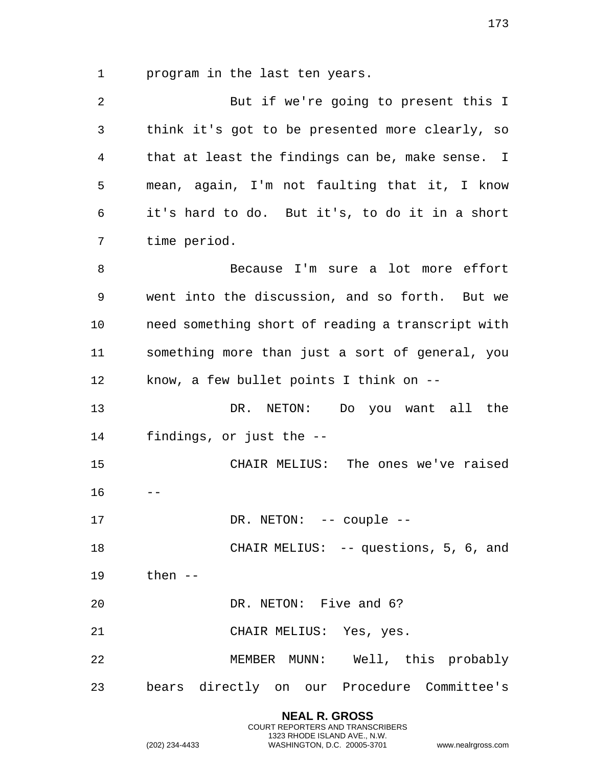program in the last ten years.

But if we're going to present this I think it's got to be presented more clearly, so that at least the findings can be, make sense. I mean, again, I'm not faulting that it, I know it's hard to do. But it's, to do it in a short time period.

Because I'm sure a lot more effort went into the discussion, and so forth. But we need something short of reading a transcript with something more than just a sort of general, you know, a few bullet points I think on --

DR. NETON: Do you want all the findings, or just the --

CHAIR MELIUS: The ones we've raised --

DR. NETON: -- couple --

CHAIR MELIUS: -- questions, 5, 6, and then --

DR. NETON: Five and 6?

CHAIR MELIUS: Yes, yes.

MEMBER MUNN: Well, this probably bears directly on our Procedure Committee's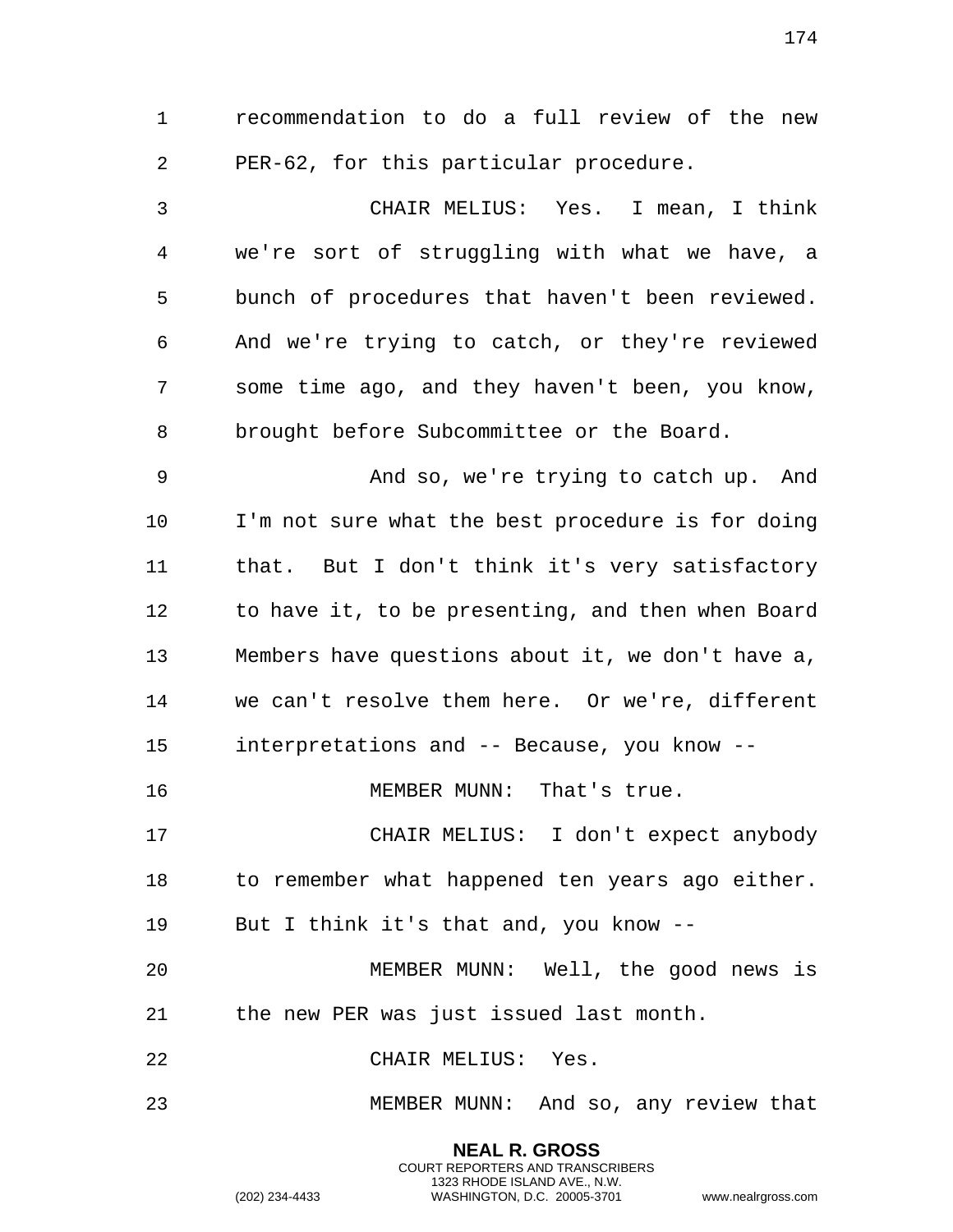recommendation to do a full review of the new PER-62, for this particular procedure.

CHAIR MELIUS: Yes. I mean, I think we're sort of struggling with what we have, a bunch of procedures that haven't been reviewed. And we're trying to catch, or they're reviewed some time ago, and they haven't been, you know, brought before Subcommittee or the Board.

And so, we're trying to catch up. And I'm not sure what the best procedure is for doing that. But I don't think it's very satisfactory to have it, to be presenting, and then when Board Members have questions about it, we don't have a, we can't resolve them here. Or we're, different interpretations and -- Because, you know --

MEMBER MUNN: That's true.

CHAIR MELIUS: I don't expect anybody to remember what happened ten years ago either. But I think it's that and, you know --

MEMBER MUNN: Well, the good news is the new PER was just issued last month.

CHAIR MELIUS: Yes.

MEMBER MUNN: And so, any review that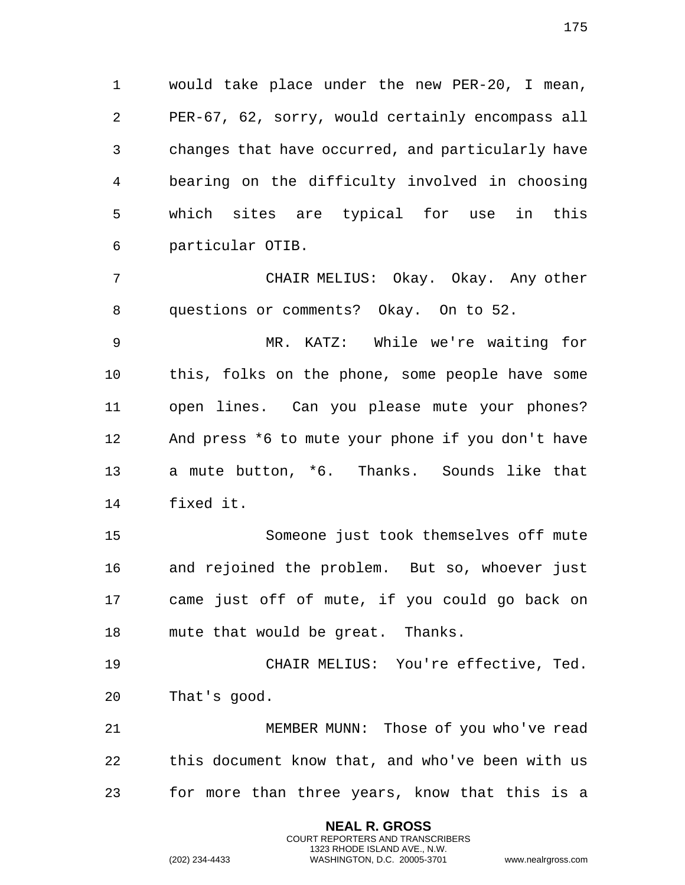would take place under the new PER-20, I mean, PER-67, 62, sorry, would certainly encompass all changes that have occurred, and particularly have bearing on the difficulty involved in choosing which sites are typical for use in this particular OTIB.

CHAIR MELIUS: Okay. Okay. Any other questions or comments? Okay. On to 52.

MR. KATZ: While we're waiting for this, folks on the phone, some people have some open lines. Can you please mute your phones? And press *6 to mute your phone if you don't have a mute button, *6. Thanks. Sounds like that fixed it.

Someone just took themselves off mute and rejoined the problem. But so, whoever just came just off of mute, if you could go back on mute that would be great. Thanks.

CHAIR MELIUS: You're effective, Ted. That's good.

MEMBER MUNN: Those of you who've read this document know that, and who've been with us for more than three years, know that this is a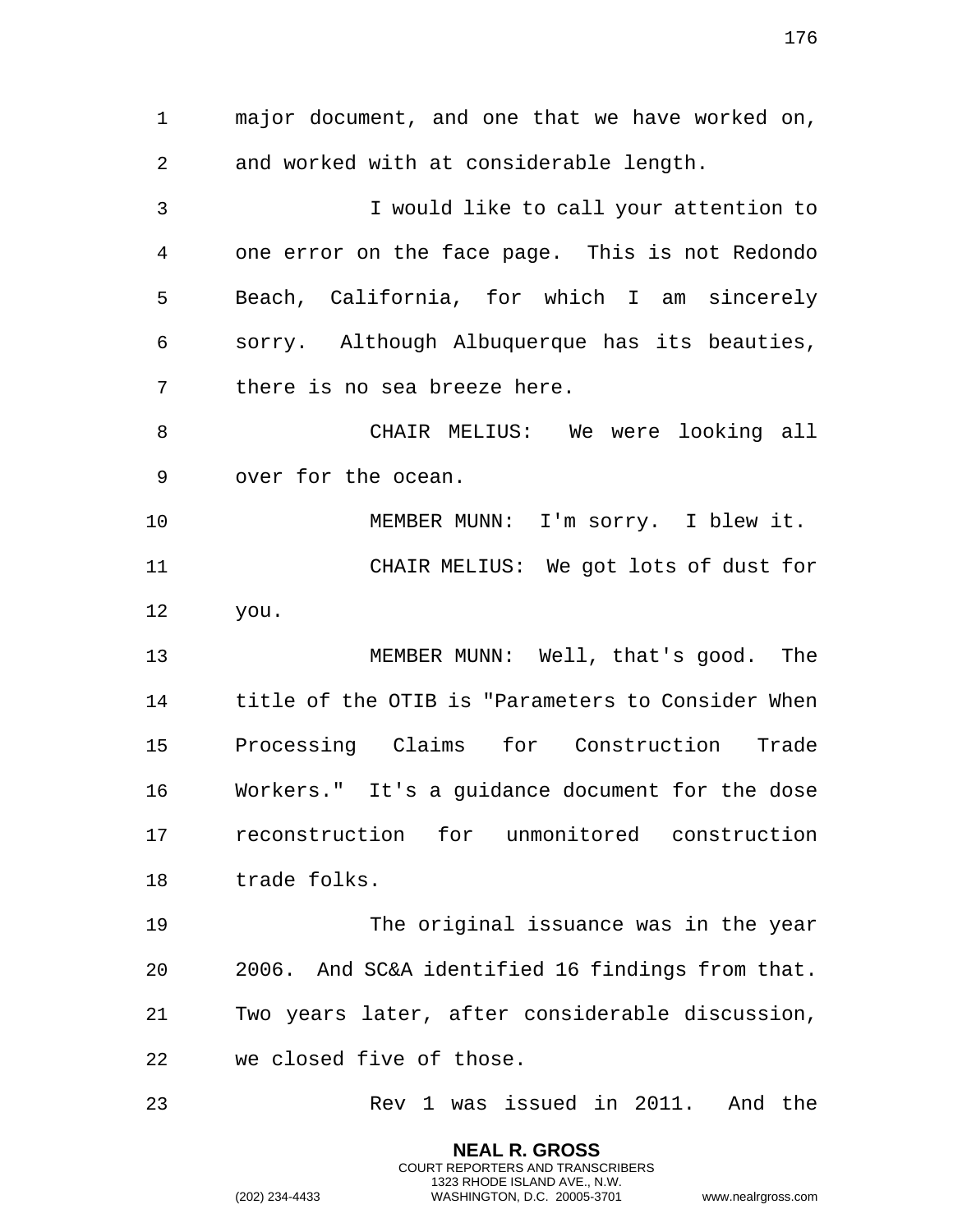major document, and one that we have worked on, and worked with at considerable length.

I would like to call your attention to one error on the face page. This is not Redondo Beach, California, for which I am sincerely sorry. Although Albuquerque has its beauties, there is no sea breeze here.

CHAIR MELIUS: We were looking all over for the ocean.

MEMBER MUNN: I'm sorry. I blew it.

CHAIR MELIUS: We got lots of dust for you.

MEMBER MUNN: Well, that's good. The title of the OTIB is "Parameters to Consider When Processing Claims for Construction Trade Workers." It's a guidance document for the dose reconstruction for unmonitored construction trade folks.

The original issuance was in the year 2006. And SC&A identified 16 findings from that. Two years later, after considerable discussion, we closed five of those.

Rev 1 was issued in 2011. And the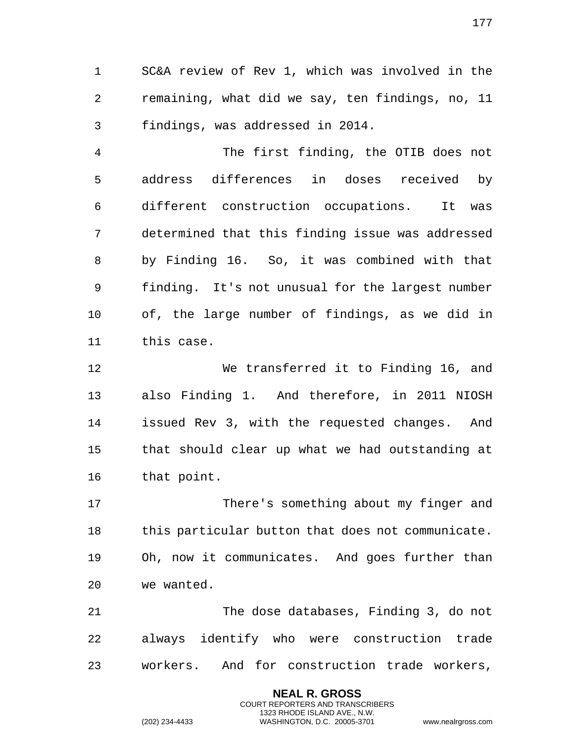SC&A review of Rev 1, which was involved in the remaining, what did we say, ten findings, no, 11 findings, was addressed in 2014.

The first finding, the OTIB does not address differences in doses received by different construction occupations. It was determined that this finding issue was addressed by Finding 16. So, it was combined with that finding. It's not unusual for the largest number of, the large number of findings, as we did in this case.

We transferred it to Finding 16, and also Finding 1. And therefore, in 2011 NIOSH issued Rev 3, with the requested changes. And that should clear up what we had outstanding at that point.

There's something about my finger and this particular button that does not communicate. Oh, now it communicates. And goes further than we wanted.

The dose databases, Finding 3, do not always identify who were construction trade workers. And for construction trade workers,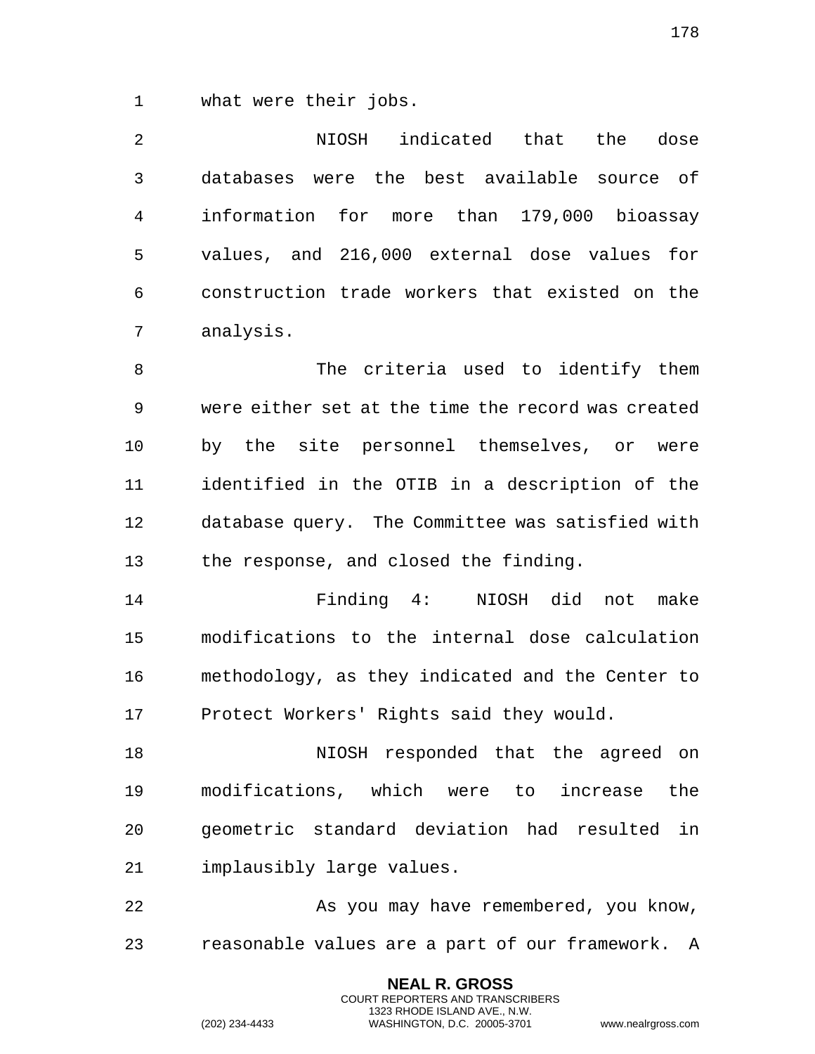what were their jobs.

NIOSH indicated that the dose databases were the best available source of information for more than 179,000 bioassay values, and 216,000 external dose values for construction trade workers that existed on the analysis.

The criteria used to identify them were either set at the time the record was created by the site personnel themselves, or were identified in the OTIB in a description of the database query. The Committee was satisfied with the response, and closed the finding.

Finding 4: NIOSH did not make modifications to the internal dose calculation methodology, as they indicated and the Center to Protect Workers' Rights said they would.

NIOSH responded that the agreed on modifications, which were to increase the geometric standard deviation had resulted in implausibly large values.

As you may have remembered, you know, reasonable values are a part of our framework. A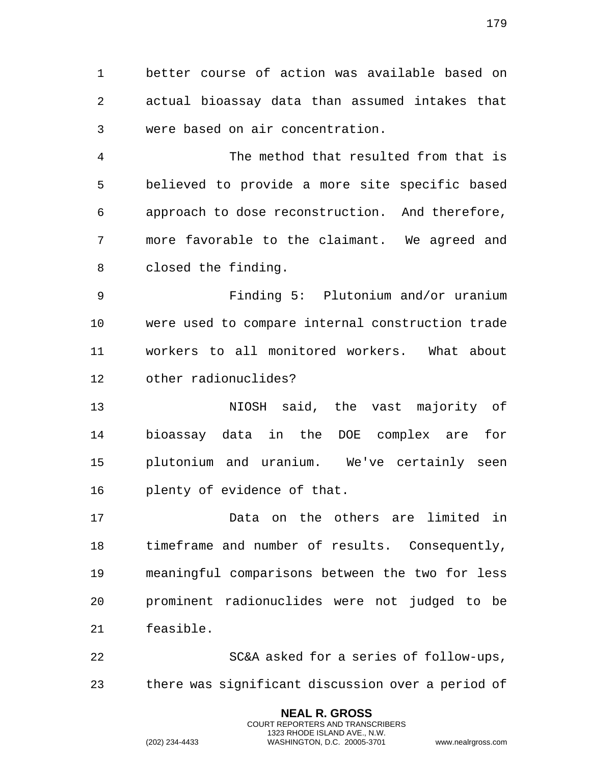better course of action was available based on actual bioassay data than assumed intakes that were based on air concentration.

The method that resulted from that is believed to provide a more site specific based approach to dose reconstruction. And therefore, more favorable to the claimant. We agreed and closed the finding.

Finding 5: Plutonium and/or uranium were used to compare internal construction trade workers to all monitored workers. What about other radionuclides?

NIOSH said, the vast majority of bioassay data in the DOE complex are for plutonium and uranium. We've certainly seen plenty of evidence of that.

Data on the others are limited in timeframe and number of results. Consequently, meaningful comparisons between the two for less prominent radionuclides were not judged to be feasible.

SC&A asked for a series of follow-ups, there was significant discussion over a period of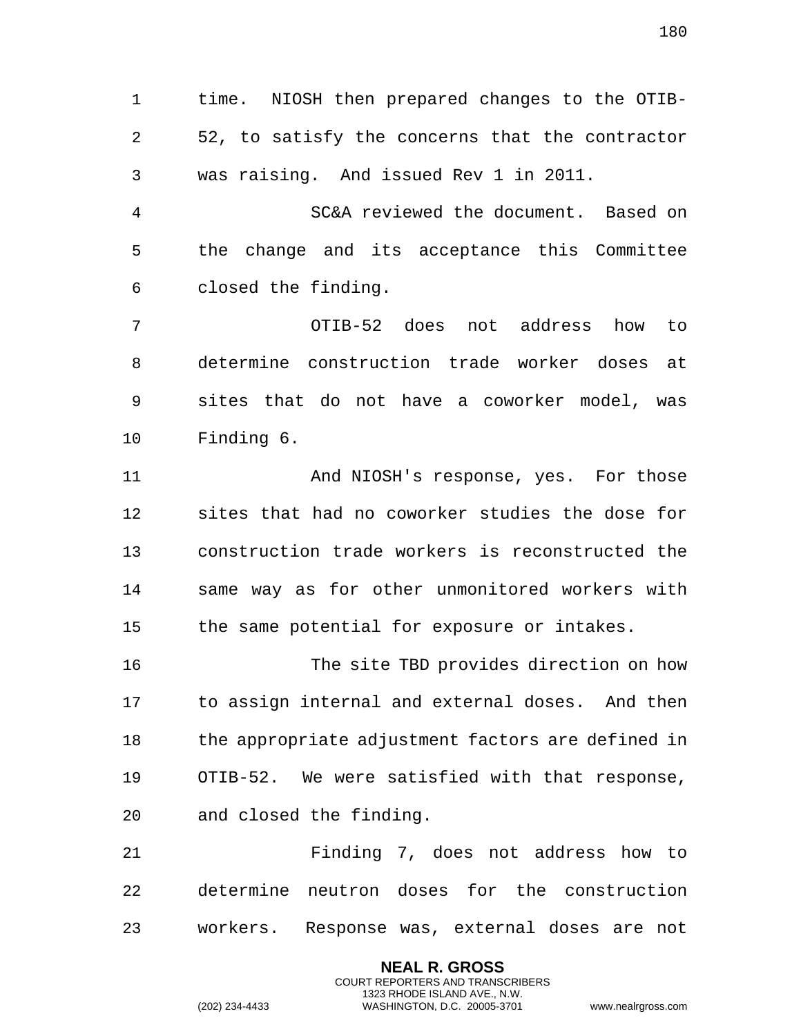time. NIOSH then prepared changes to the OTIB-52, to satisfy the concerns that the contractor was raising. And issued Rev 1 in 2011.

SC&A reviewed the document. Based on the change and its acceptance this Committee closed the finding.

OTIB-52 does not address how to determine construction trade worker doses at sites that do not have a coworker model, was Finding 6.

And NIOSH's response, yes. For those sites that had no coworker studies the dose for construction trade workers is reconstructed the same way as for other unmonitored workers with the same potential for exposure or intakes.

The site TBD provides direction on how to assign internal and external doses. And then the appropriate adjustment factors are defined in OTIB-52. We were satisfied with that response, and closed the finding.

Finding 7, does not address how to determine neutron doses for the construction workers. Response was, external doses are not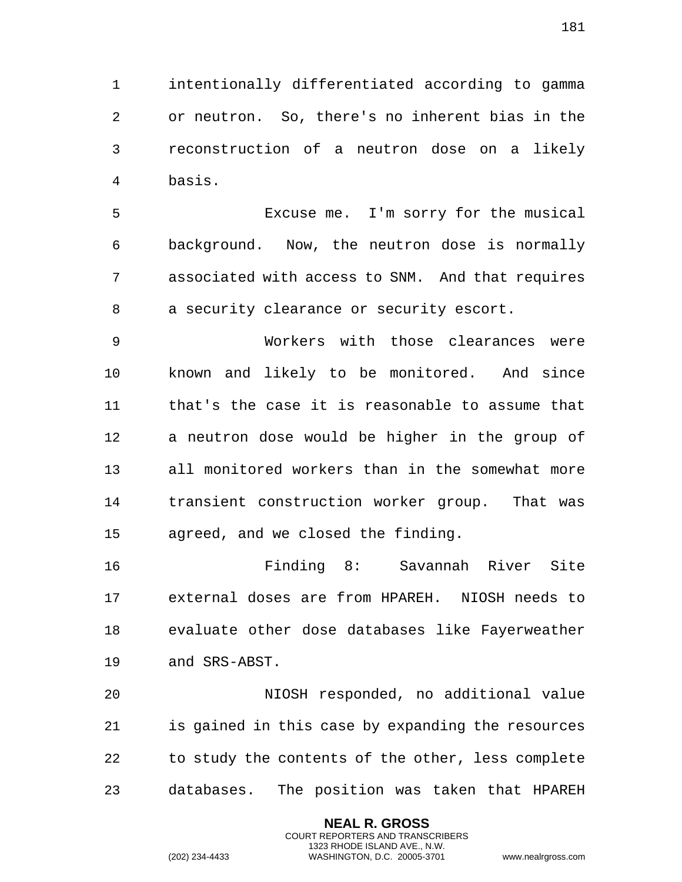intentionally differentiated according to gamma or neutron. So, there's no inherent bias in the reconstruction of a neutron dose on a likely basis.

Excuse me. I'm sorry for the musical background. Now, the neutron dose is normally associated with access to SNM. And that requires a security clearance or security escort.

Workers with those clearances were known and likely to be monitored. And since that's the case it is reasonable to assume that a neutron dose would be higher in the group of all monitored workers than in the somewhat more transient construction worker group. That was agreed, and we closed the finding.

Finding 8: Savannah River Site external doses are from HPAREH. NIOSH needs to evaluate other dose databases like Fayerweather and SRS-ABST.

NIOSH responded, no additional value is gained in this case by expanding the resources to study the contents of the other, less complete databases. The position was taken that HPAREH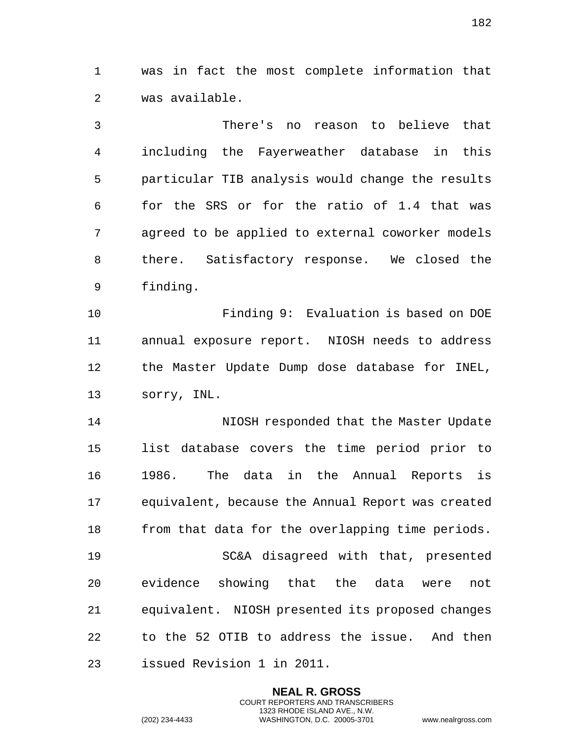was in fact the most complete information that was available.

There's no reason to believe that including the Fayerweather database in this particular TIB analysis would change the results for the SRS or for the ratio of 1.4 that was agreed to be applied to external coworker models there. Satisfactory response. We closed the finding.

Finding 9: Evaluation is based on DOE annual exposure report. NIOSH needs to address the Master Update Dump dose database for INEL, sorry, INL.

NIOSH responded that the Master Update list database covers the time period prior to 1986. The data in the Annual Reports is equivalent, because the Annual Report was created from that data for the overlapping time periods.

SC&A disagreed with that, presented evidence showing that the data were not equivalent. NIOSH presented its proposed changes to the 52 OTIB to address the issue. And then issued Revision 1 in 2011.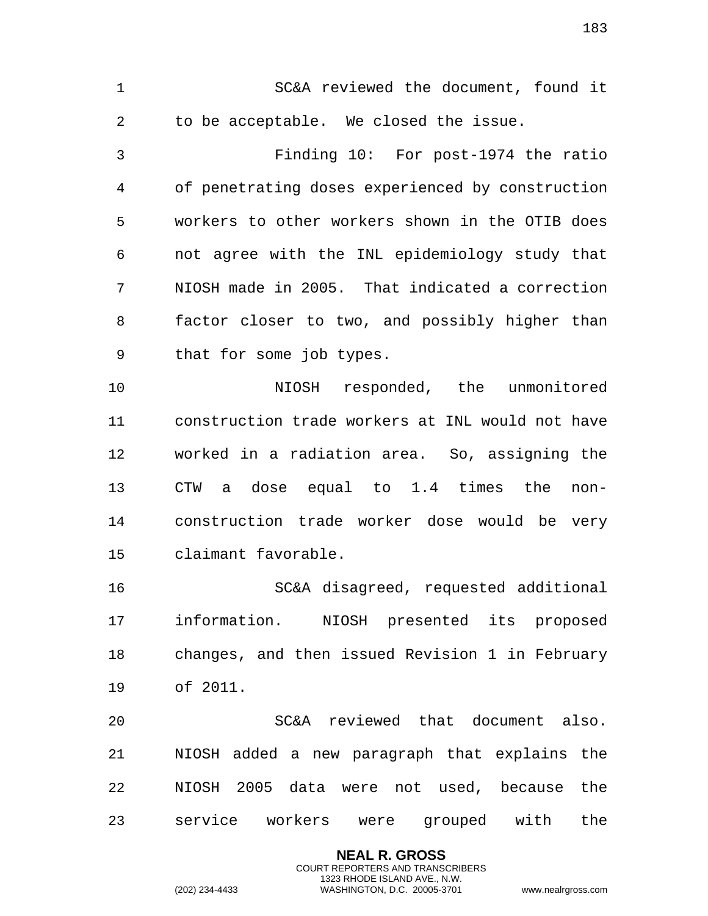SC&A reviewed the document, found it to be acceptable. We closed the issue.

Finding 10: For post-1974 the ratio of penetrating doses experienced by construction workers to other workers shown in the OTIB does not agree with the INL epidemiology study that NIOSH made in 2005. That indicated a correction factor closer to two, and possibly higher than that for some job types.

NIOSH responded, the unmonitored construction trade workers at INL would not have worked in a radiation area. So, assigning the CTW a dose equal to 1.4 times the non-construction trade worker dose would be very claimant favorable.

SC&A disagreed, requested additional information. NIOSH presented its proposed changes, and then issued Revision 1 in February of 2011.

SC&A reviewed that document also. NIOSH added a new paragraph that explains the NIOSH 2005 data were not used, because the service workers were grouped with the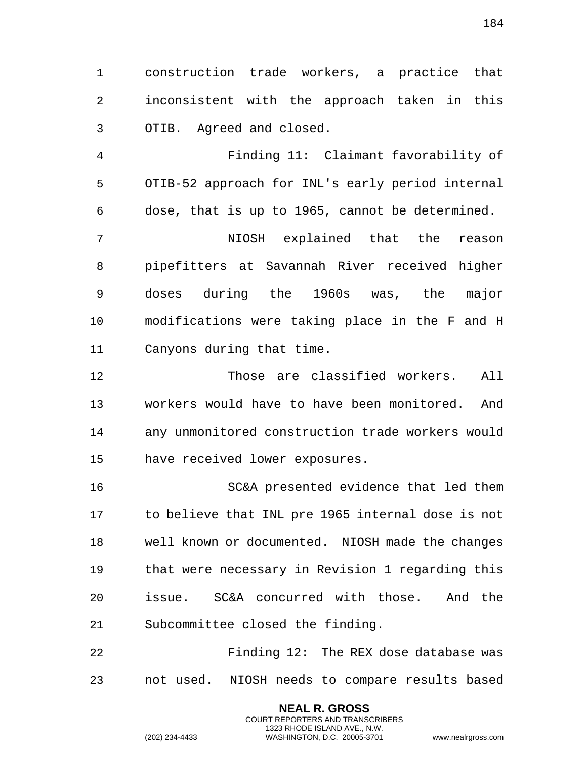construction trade workers, a practice that inconsistent with the approach taken in this OTIB. Agreed and closed.

Finding 11: Claimant favorability of OTIB-52 approach for INL's early period internal dose, that is up to 1965, cannot be determined.

NIOSH explained that the reason pipefitters at Savannah River received higher doses during the 1960s was, the major modifications were taking place in the F and H Canyons during that time.

Those are classified workers. All workers would have to have been monitored. And any unmonitored construction trade workers would have received lower exposures.

SC&A presented evidence that led them to believe that INL pre 1965 internal dose is not well known or documented. NIOSH made the changes that were necessary in Revision 1 regarding this issue. SC&A concurred with those. And the Subcommittee closed the finding.

Finding 12: The REX dose database was not used. NIOSH needs to compare results based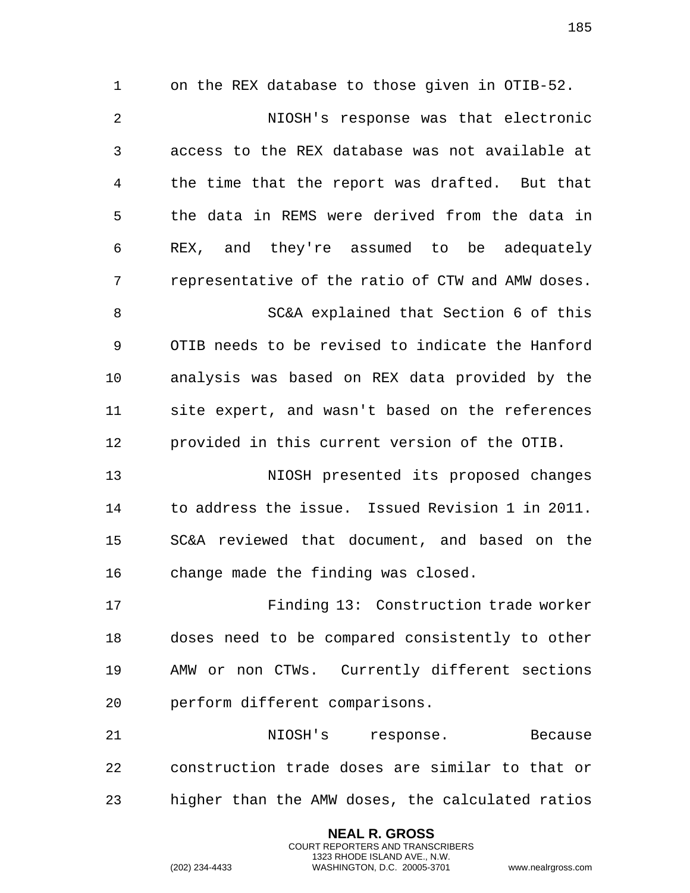on the REX database to those given in OTIB-52.

NIOSH's response was that electronic access to the REX database was not available at the time that the report was drafted. But that the data in REMS were derived from the data in REX, and they're assumed to be adequately representative of the ratio of CTW and AMW doses.

SC&A explained that Section 6 of this OTIB needs to be revised to indicate the Hanford analysis was based on REX data provided by the site expert, and wasn't based on the references provided in this current version of the OTIB.

NIOSH presented its proposed changes to address the issue. Issued Revision 1 in 2011. SC&A reviewed that document, and based on the change made the finding was closed.

Finding 13: Construction trade worker doses need to be compared consistently to other AMW or non CTWs. Currently different sections perform different comparisons.

NIOSH's response. Because construction trade doses are similar to that or higher than the AMW doses, the calculated ratios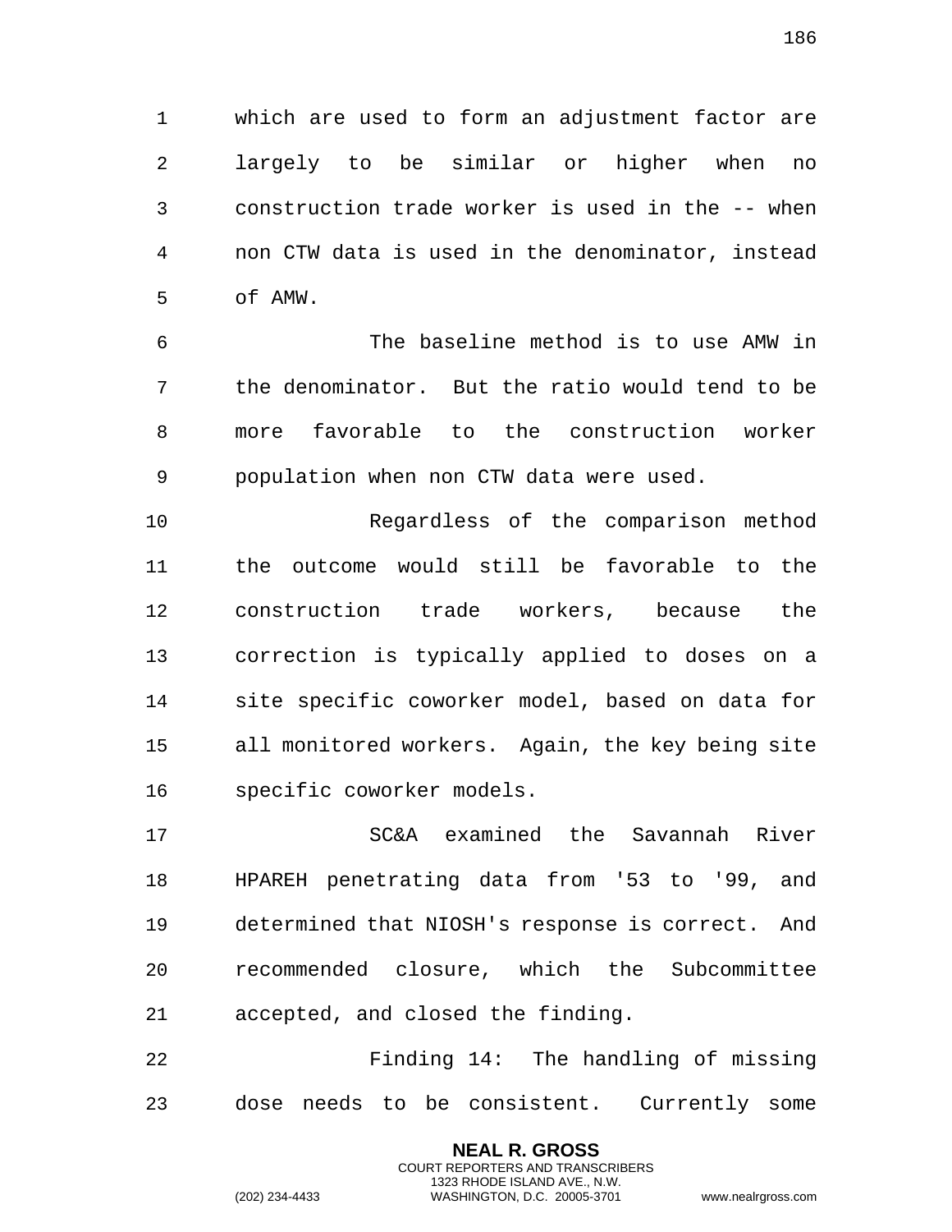which are used to form an adjustment factor are largely to be similar or higher when no construction trade worker is used in the -- when non CTW data is used in the denominator, instead of AMW.

The baseline method is to use AMW in the denominator. But the ratio would tend to be more favorable to the construction worker population when non CTW data were used.

Regardless of the comparison method the outcome would still be favorable to the construction trade workers, because the correction is typically applied to doses on a site specific coworker model, based on data for all monitored workers. Again, the key being site specific coworker models.

SC&A examined the Savannah River HPAREH penetrating data from '53 to '99, and determined that NIOSH's response is correct. And recommended closure, which the Subcommittee accepted, and closed the finding.

Finding 14: The handling of missing dose needs to be consistent. Currently some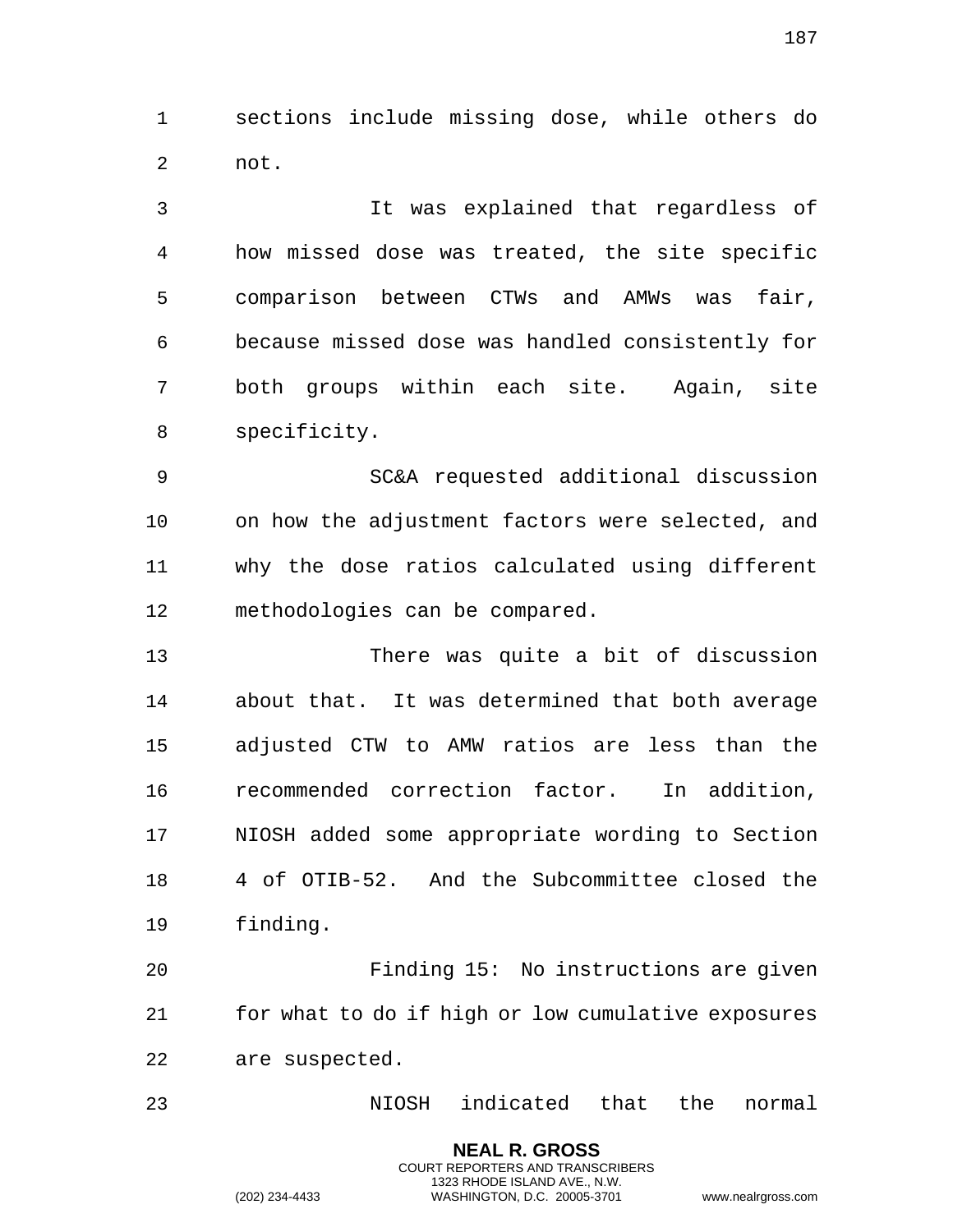sections include missing dose, while others do not.

It was explained that regardless of how missed dose was treated, the site specific comparison between CTWs and AMWs was fair, because missed dose was handled consistently for both groups within each site. Again, site specificity.

SC&A requested additional discussion on how the adjustment factors were selected, and why the dose ratios calculated using different methodologies can be compared.

There was quite a bit of discussion about that. It was determined that both average adjusted CTW to AMW ratios are less than the recommended correction factor. In addition, NIOSH added some appropriate wording to Section 4 of OTIB-52. And the Subcommittee closed the finding.

Finding 15: No instructions are given for what to do if high or low cumulative exposures are suspected.

NIOSH indicated that the normal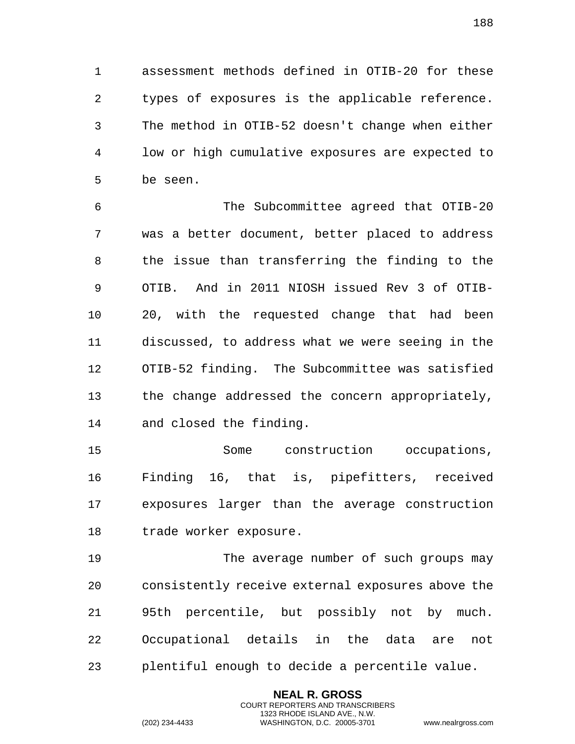assessment methods defined in OTIB-20 for these types of exposures is the applicable reference. The method in OTIB-52 doesn't change when either low or high cumulative exposures are expected to be seen.

The Subcommittee agreed that OTIB-20 was a better document, better placed to address the issue than transferring the finding to the OTIB. And in 2011 NIOSH issued Rev 3 of OTIB-20, with the requested change that had been discussed, to address what we were seeing in the OTIB-52 finding. The Subcommittee was satisfied the change addressed the concern appropriately, and closed the finding.

Some construction occupations, Finding 16, that is, pipefitters, received exposures larger than the average construction trade worker exposure.

The average number of such groups may consistently receive external exposures above the 95th percentile, but possibly not by much. Occupational details in the data are not plentiful enough to decide a percentile value.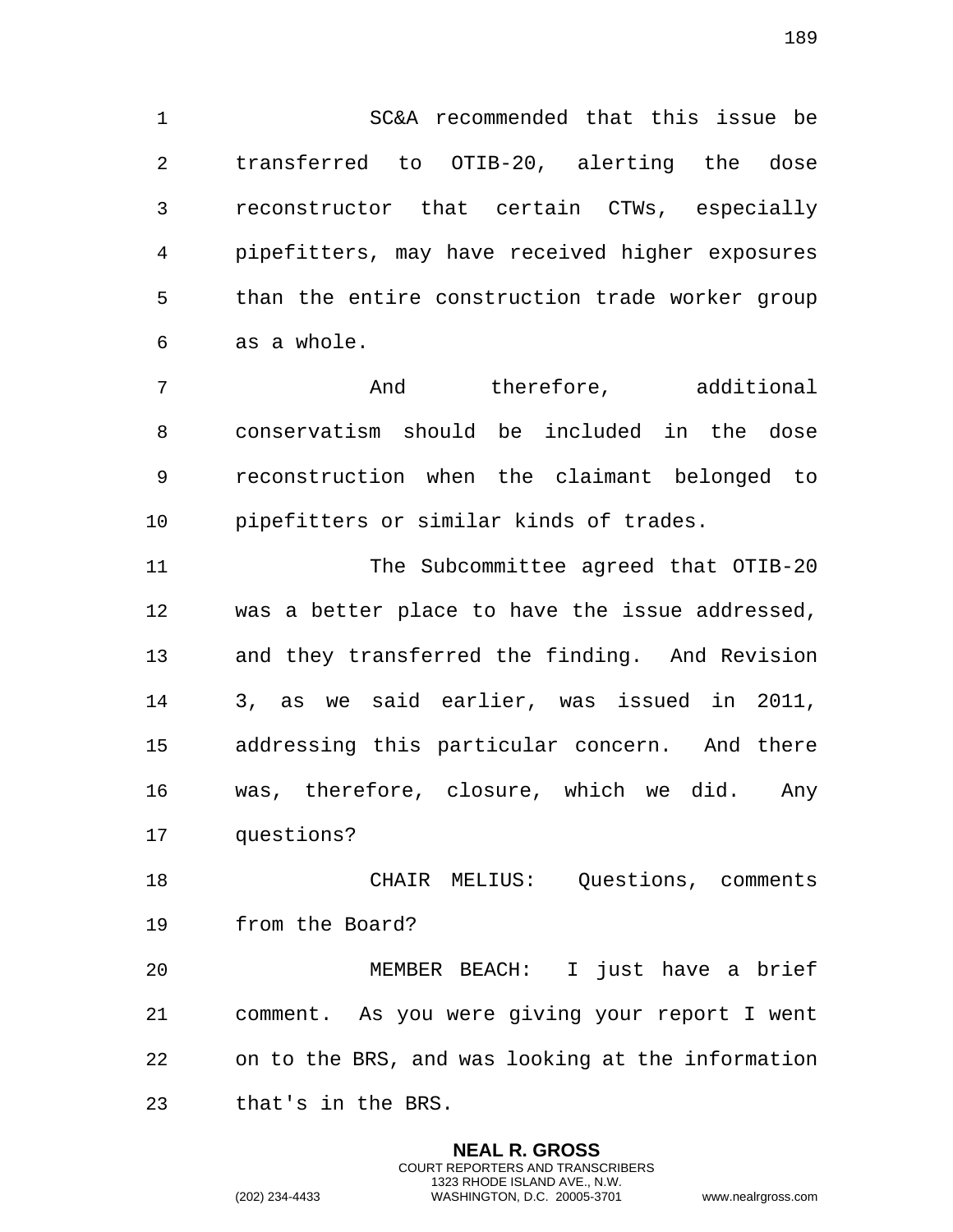SC&A recommended that this issue be transferred to OTIB-20, alerting the dose reconstructor that certain CTWs, especially pipefitters, may have received higher exposures than the entire construction trade worker group as a whole.

And therefore, additional conservatism should be included in the dose reconstruction when the claimant belonged to pipefitters or similar kinds of trades.

The Subcommittee agreed that OTIB-20 was a better place to have the issue addressed, and they transferred the finding. And Revision 3, as we said earlier, was issued in 2011, addressing this particular concern. And there was, therefore, closure, which we did. Any questions?

CHAIR MELIUS: Questions, comments from the Board?

MEMBER BEACH: I just have a brief comment. As you were giving your report I went on to the BRS, and was looking at the information that's in the BRS.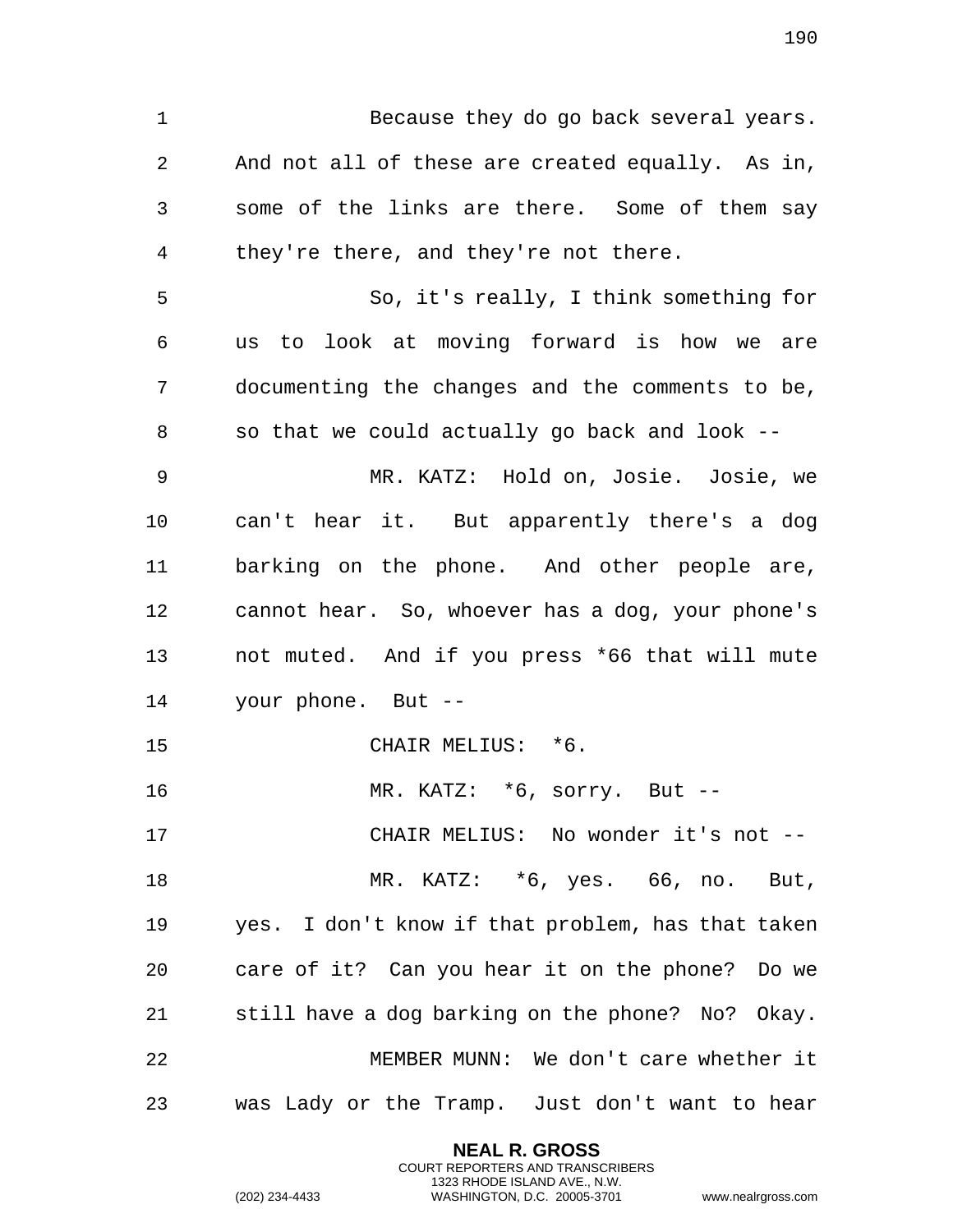Because they do go back several years. And not all of these are created equally. As in, some of the links are there. Some of them say they're there, and they're not there.

So, it's really, I think something for us to look at moving forward is how we are documenting the changes and the comments to be, so that we could actually go back and look --

MR. KATZ: Hold on, Josie. Josie, we can't hear it. But apparently there's a dog barking on the phone. And other people are, cannot hear. So, whoever has a dog, your phone's not muted. And if you press *66 that will mute your phone. But --

CHAIR MELIUS: *6.

MR. KATZ: *6, sorry. But --

CHAIR MELIUS: No wonder it's not --

MR. KATZ: *6, yes. 66, no. But, yes. I don't know if that problem, has that taken care of it? Can you hear it on the phone? Do we still have a dog barking on the phone? No? Okay.

MEMBER MUNN: We don't care whether it was Lady or the Tramp. Just don't want to hear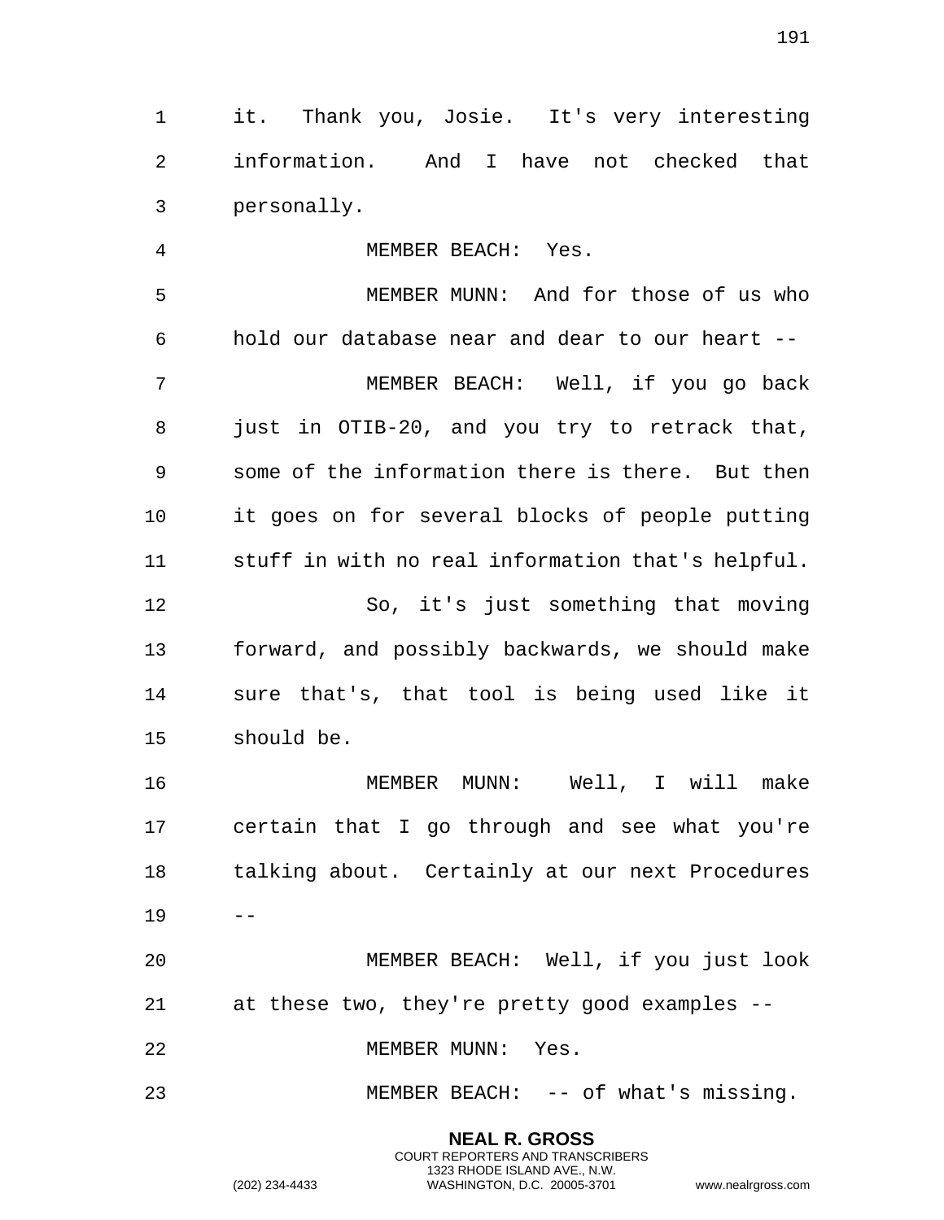it. Thank you, Josie. It's very interesting information. And I have not checked that personally.

MEMBER BEACH: Yes.

MEMBER MUNN: And for those of us who hold our database near and dear to our heart --

MEMBER BEACH: Well, if you go back just in OTIB-20, and you try to retrack that, some of the information there is there. But then it goes on for several blocks of people putting stuff in with no real information that's helpful.

So, it's just something that moving forward, and possibly backwards, we should make sure that's, that tool is being used like it should be.

MEMBER MUNN: Well, I will make certain that I go through and see what you're talking about. Certainly at our next Procedures --

MEMBER BEACH: Well, if you just look at these two, they're pretty good examples --

MEMBER MUNN: Yes.

MEMBER BEACH: -- of what's missing.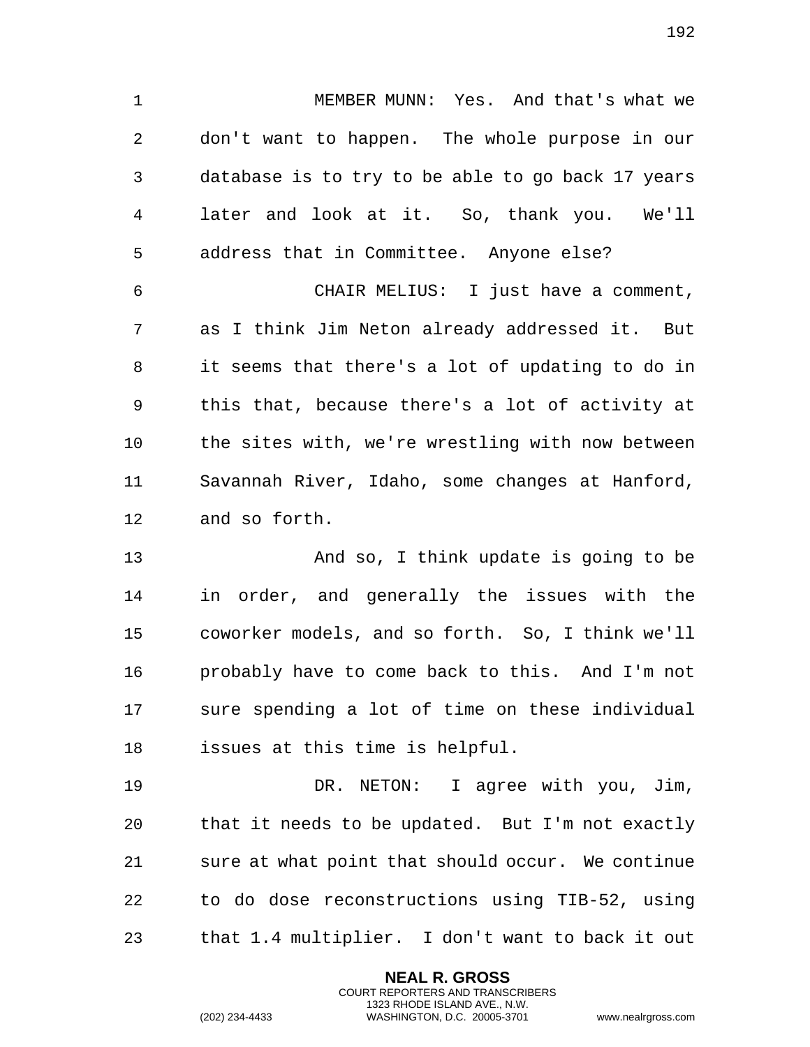MEMBER MUNN: Yes. And that's what we don't want to happen. The whole purpose in our database is to try to be able to go back 17 years later and look at it. So, thank you. We'll address that in Committee. Anyone else?

CHAIR MELIUS: I just have a comment, as I think Jim Neton already addressed it. But it seems that there's a lot of updating to do in this that, because there's a lot of activity at the sites with, we're wrestling with now between Savannah River, Idaho, some changes at Hanford, and so forth.

And so, I think update is going to be in order, and generally the issues with the coworker models, and so forth. So, I think we'll probably have to come back to this. And I'm not sure spending a lot of time on these individual issues at this time is helpful.

DR. NETON: I agree with you, Jim, that it needs to be updated. But I'm not exactly sure at what point that should occur. We continue to do dose reconstructions using TIB-52, using that 1.4 multiplier. I don't want to back it out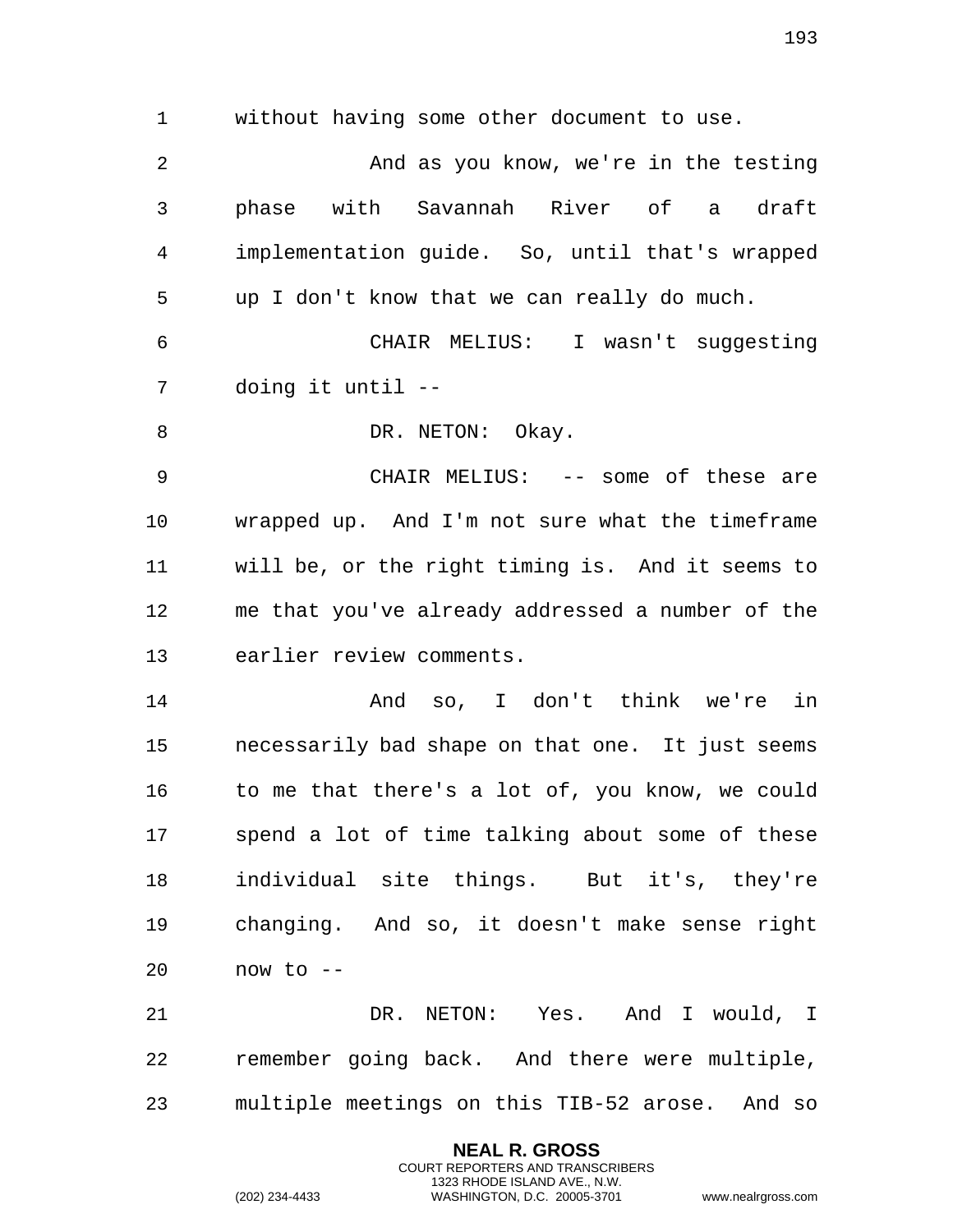without having some other document to use.

And as you know, we're in the testing phase with Savannah River of a draft implementation guide. So, until that's wrapped up I don't know that we can really do much.

CHAIR MELIUS: I wasn't suggesting doing it until --

DR. NETON: Okay.

CHAIR MELIUS: -- some of these are wrapped up. And I'm not sure what the timeframe will be, or the right timing is. And it seems to me that you've already addressed a number of the earlier review comments.

And so, I don't think we're in necessarily bad shape on that one. It just seems to me that there's a lot of, you know, we could spend a lot of time talking about some of these individual site things. But it's, they're changing. And so, it doesn't make sense right now to --

DR. NETON: Yes. And I would, I remember going back. And there were multiple, multiple meetings on this TIB-52 arose. And so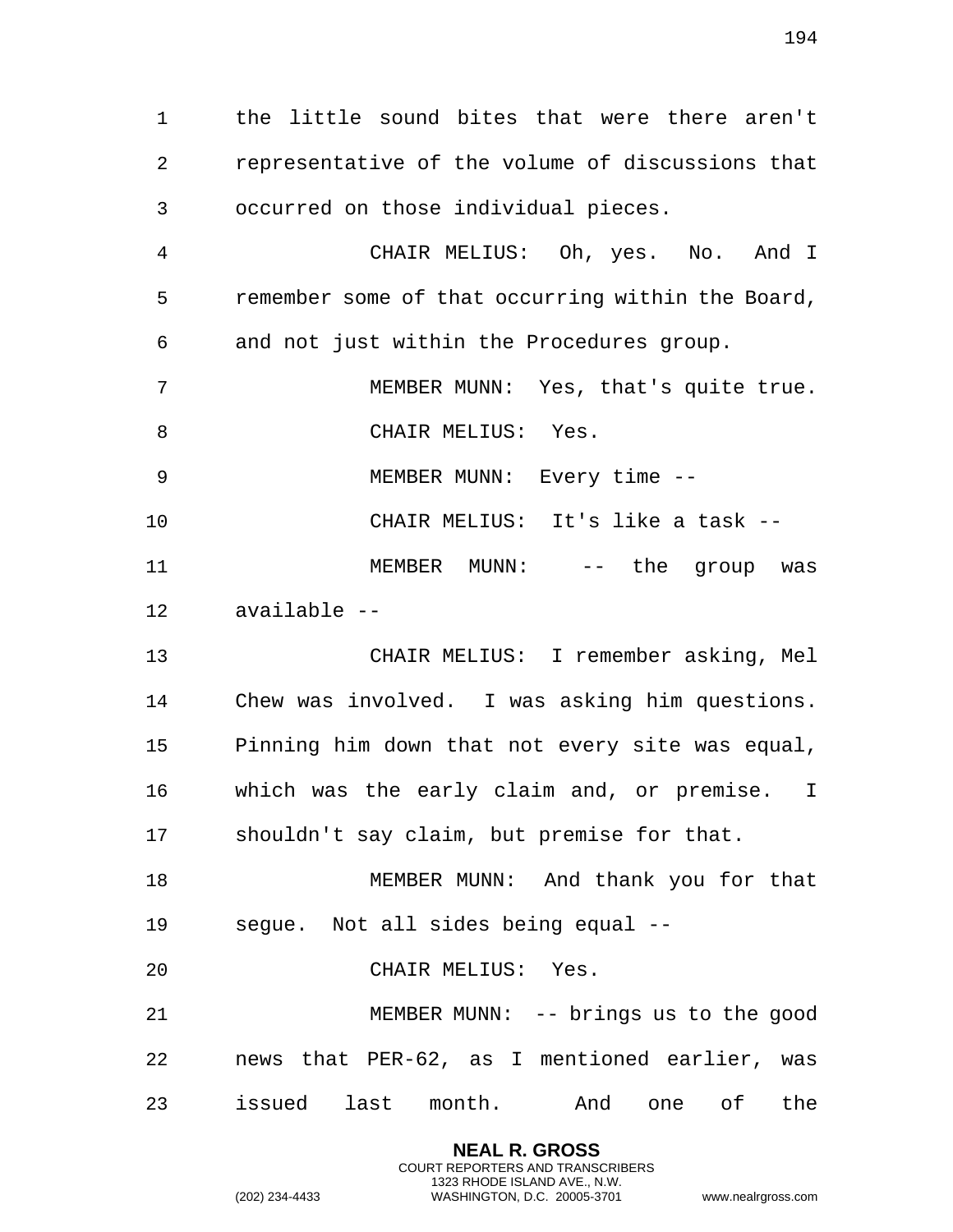the little sound bites that were there aren't representative of the volume of discussions that occurred on those individual pieces.

CHAIR MELIUS: Oh, yes. No. And I remember some of that occurring within the Board, and not just within the Procedures group.

MEMBER MUNN: Yes, that's quite true.

CHAIR MELIUS: Yes.

MEMBER MUNN: Every time --

CHAIR MELIUS: It's like a task --

MEMBER MUNN: -- the group was available --

CHAIR MELIUS: I remember asking, Mel Chew was involved. I was asking him questions. Pinning him down that not every site was equal, which was the early claim and, or premise. I shouldn't say claim, but premise for that.

MEMBER MUNN: And thank you for that segue. Not all sides being equal --

CHAIR MELIUS: Yes.

MEMBER MUNN: -- brings us to the good news that PER-62, as I mentioned earlier, was issued last month. And one of the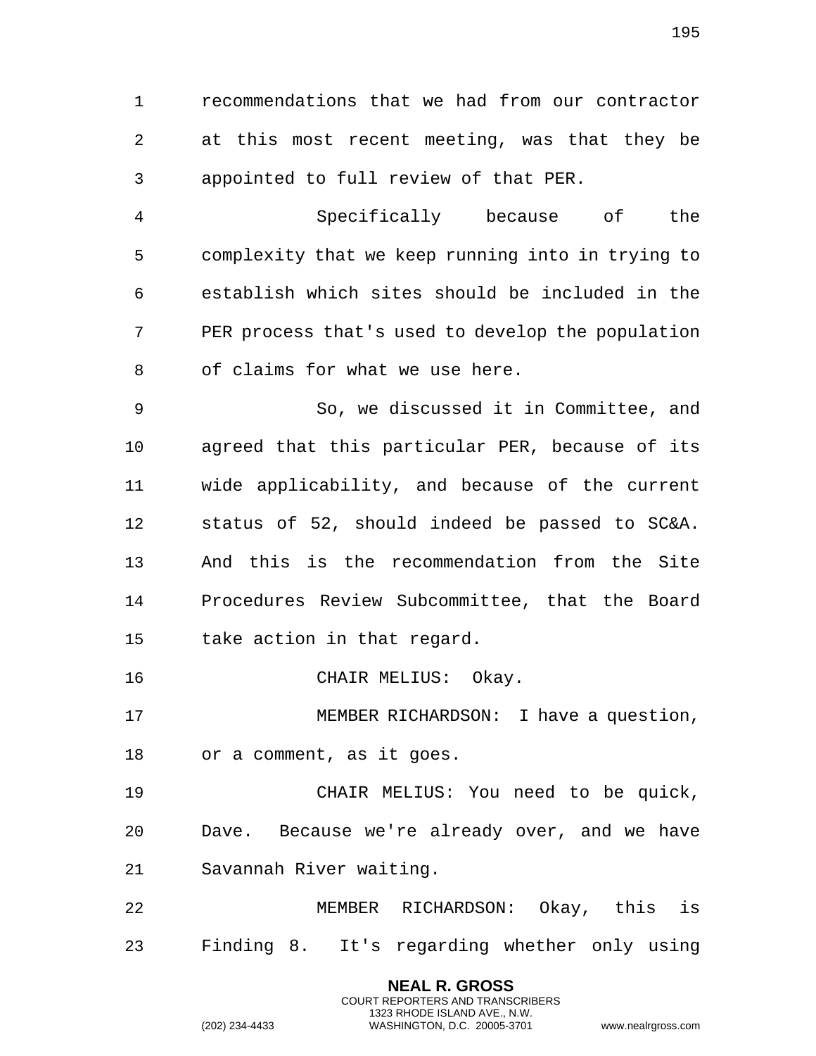recommendations that we had from our contractor at this most recent meeting, was that they be appointed to full review of that PER.

Specifically because of the complexity that we keep running into in trying to establish which sites should be included in the PER process that's used to develop the population of claims for what we use here.

So, we discussed it in Committee, and agreed that this particular PER, because of its wide applicability, and because of the current status of 52, should indeed be passed to SC&A. And this is the recommendation from the Site Procedures Review Subcommittee, that the Board take action in that regard.

CHAIR MELIUS: Okay.

MEMBER RICHARDSON: I have a question, or a comment, as it goes.

CHAIR MELIUS: You need to be quick, Dave. Because we're already over, and we have Savannah River waiting.

MEMBER RICHARDSON: Okay, this is Finding 8. It's regarding whether only using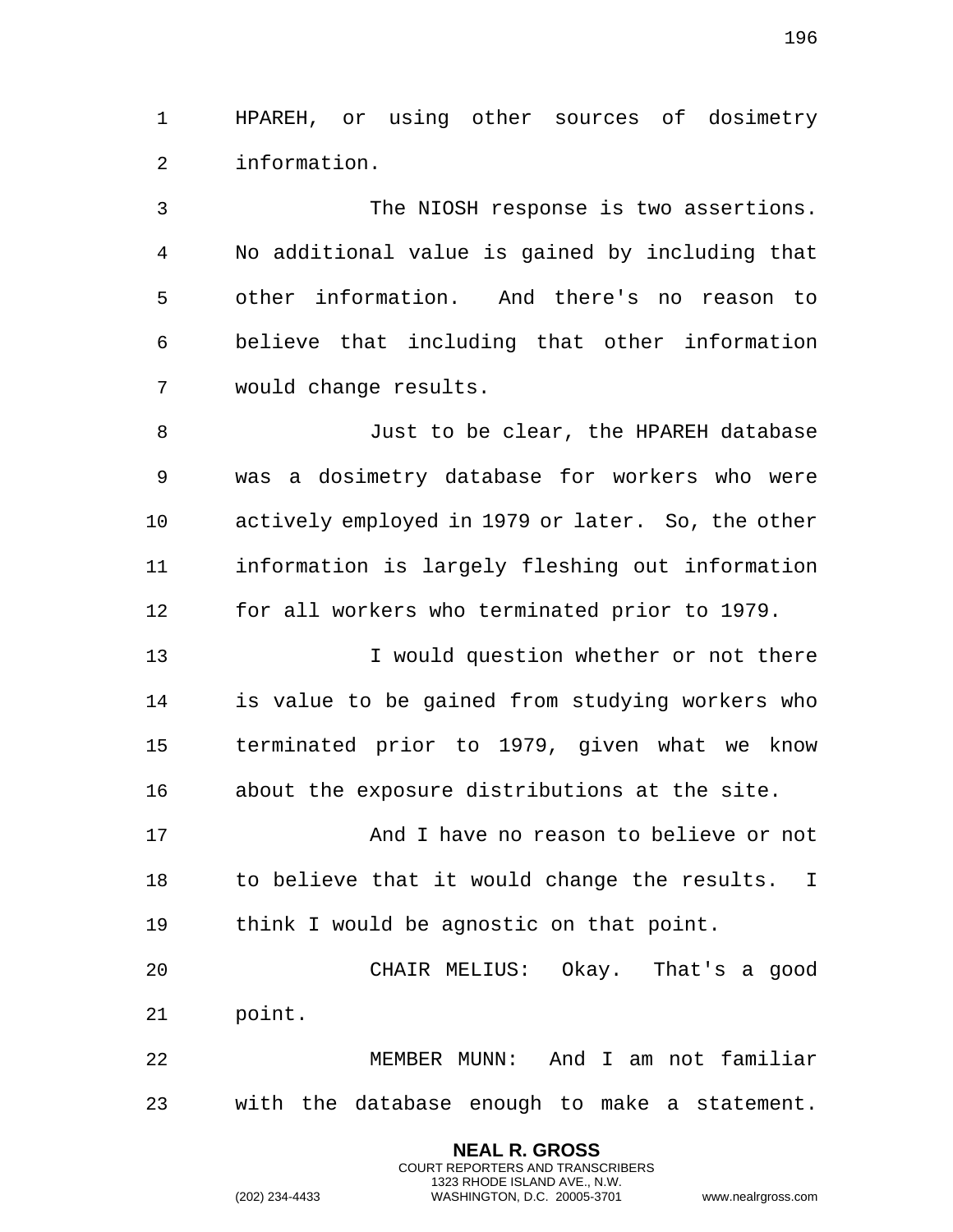HPAREH, or using other sources of dosimetry information.

The NIOSH response is two assertions. No additional value is gained by including that other information. And there's no reason to believe that including that other information would change results.

Just to be clear, the HPAREH database was a dosimetry database for workers who were actively employed in 1979 or later. So, the other information is largely fleshing out information for all workers who terminated prior to 1979.

I would question whether or not there is value to be gained from studying workers who terminated prior to 1979, given what we know about the exposure distributions at the site.

And I have no reason to believe or not to believe that it would change the results. I think I would be agnostic on that point.

CHAIR MELIUS: Okay. That's a good point.

MEMBER MUNN: And I am not familiar with the database enough to make a statement.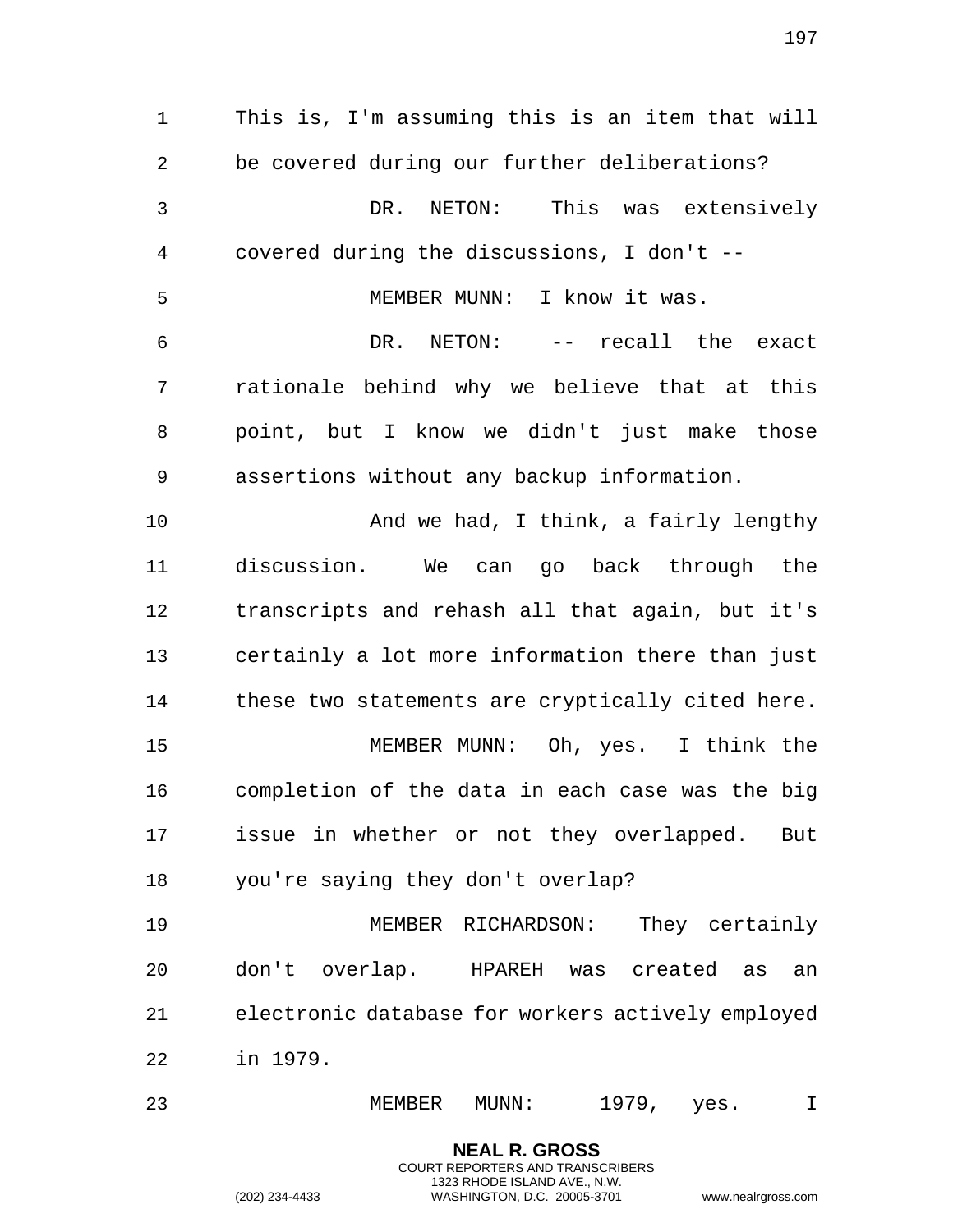This is, I'm assuming this is an item that will be covered during our further deliberations?

DR. NETON: This was extensively covered during the discussions, I don't --

MEMBER MUNN: I know it was.

DR. NETON: -- recall the exact rationale behind why we believe that at this point, but I know we didn't just make those assertions without any backup information.

And we had, I think, a fairly lengthy discussion. We can go back through the transcripts and rehash all that again, but it's certainly a lot more information there than just these two statements are cryptically cited here.

MEMBER MUNN: Oh, yes. I think the completion of the data in each case was the big issue in whether or not they overlapped. But you're saying they don't overlap?

MEMBER RICHARDSON: They certainly don't overlap. HPAREH was created as an electronic database for workers actively employed in 1979.

MEMBER MUNN: 1979, yes. I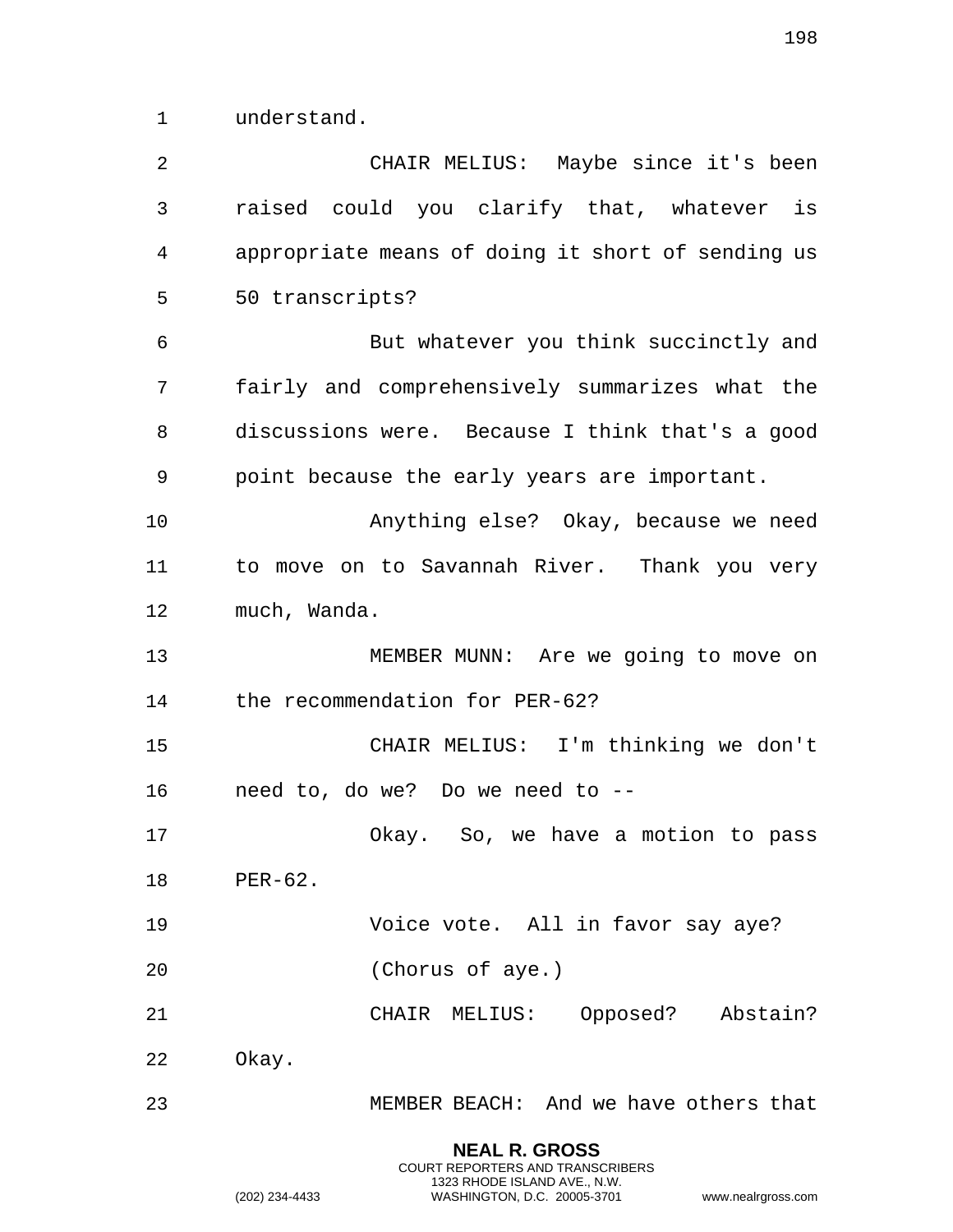understand.

CHAIR MELIUS: Maybe since it's been raised could you clarify that, whatever is appropriate means of doing it short of sending us 50 transcripts?

But whatever you think succinctly and fairly and comprehensively summarizes what the discussions were. Because I think that's a good point because the early years are important.

Anything else? Okay, because we need to move on to Savannah River. Thank you very much, Wanda.

MEMBER MUNN: Are we going to move on the recommendation for PER-62?

CHAIR MELIUS: I'm thinking we don't need to, do we? Do we need to --

Okay. So, we have a motion to pass PER-62.

Voice vote. All in favor say aye?

(Chorus of aye.)

CHAIR MELIUS: Opposed? Abstain? Okay.

MEMBER BEACH: And we have others that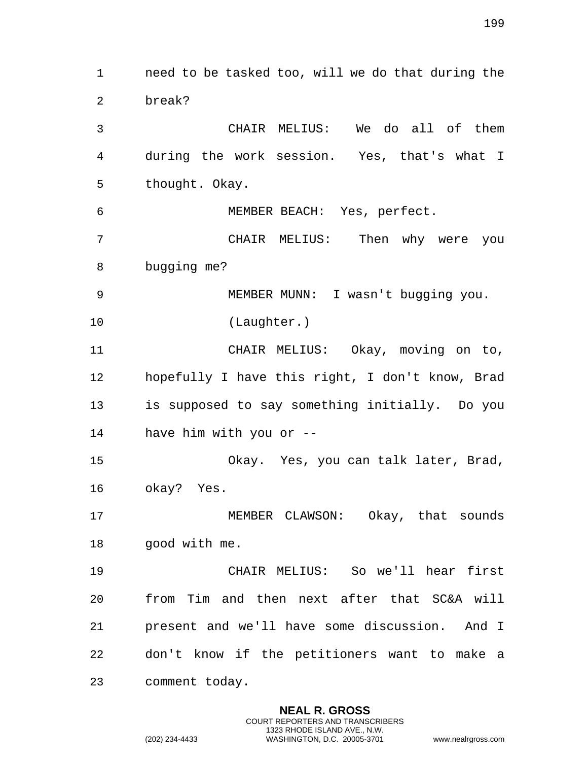need to be tasked too, will we do that during the break?

CHAIR MELIUS: We do all of them during the work session. Yes, that's what I thought. Okay.

MEMBER BEACH: Yes, perfect.

CHAIR MELIUS: Then why were you bugging me?

MEMBER MUNN: I wasn't bugging you.

(Laughter.)

CHAIR MELIUS: Okay, moving on to, hopefully I have this right, I don't know, Brad is supposed to say something initially. Do you have him with you or --

Okay. Yes, you can talk later, Brad, okay? Yes.

MEMBER CLAWSON: Okay, that sounds good with me.

CHAIR MELIUS: So we'll hear first from Tim and then next after that SC&A will present and we'll have some discussion. And I don't know if the petitioners want to make a comment today.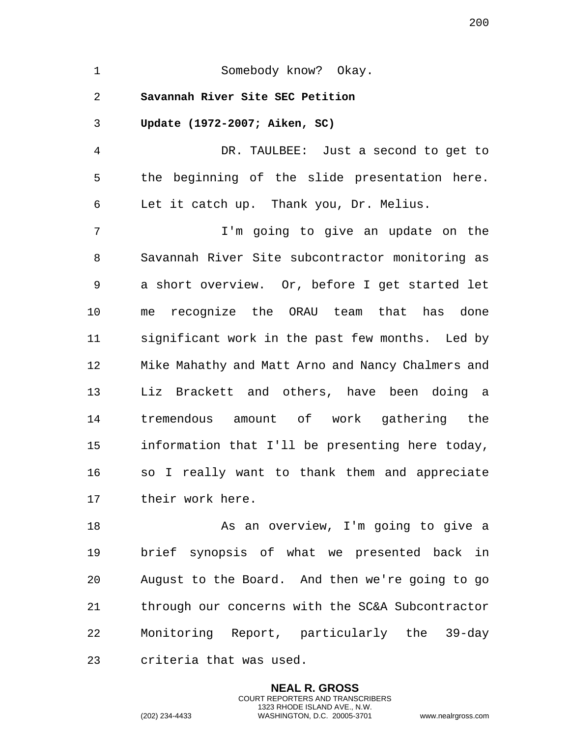Somebody know? Okay.

**Savannah River Site SEC Petition Update (1972-2007; Aiken, SC)**

DR. TAULBEE: Just a second to get to the beginning of the slide presentation here. Let it catch up. Thank you, Dr. Melius.

I'm going to give an update on the Savannah River Site subcontractor monitoring as a short overview. Or, before I get started let me recognize the ORAU team that has done significant work in the past few months. Led by Mike Mahathy and Matt Arno and Nancy Chalmers and Liz Brackett and others, have been doing a tremendous amount of work gathering the information that I'll be presenting here today, so I really want to thank them and appreciate their work here.

As an overview, I'm going to give a brief synopsis of what we presented back in August to the Board. And then we're going to go through our concerns with the SC&A Subcontractor Monitoring Report, particularly the 39-day criteria that was used.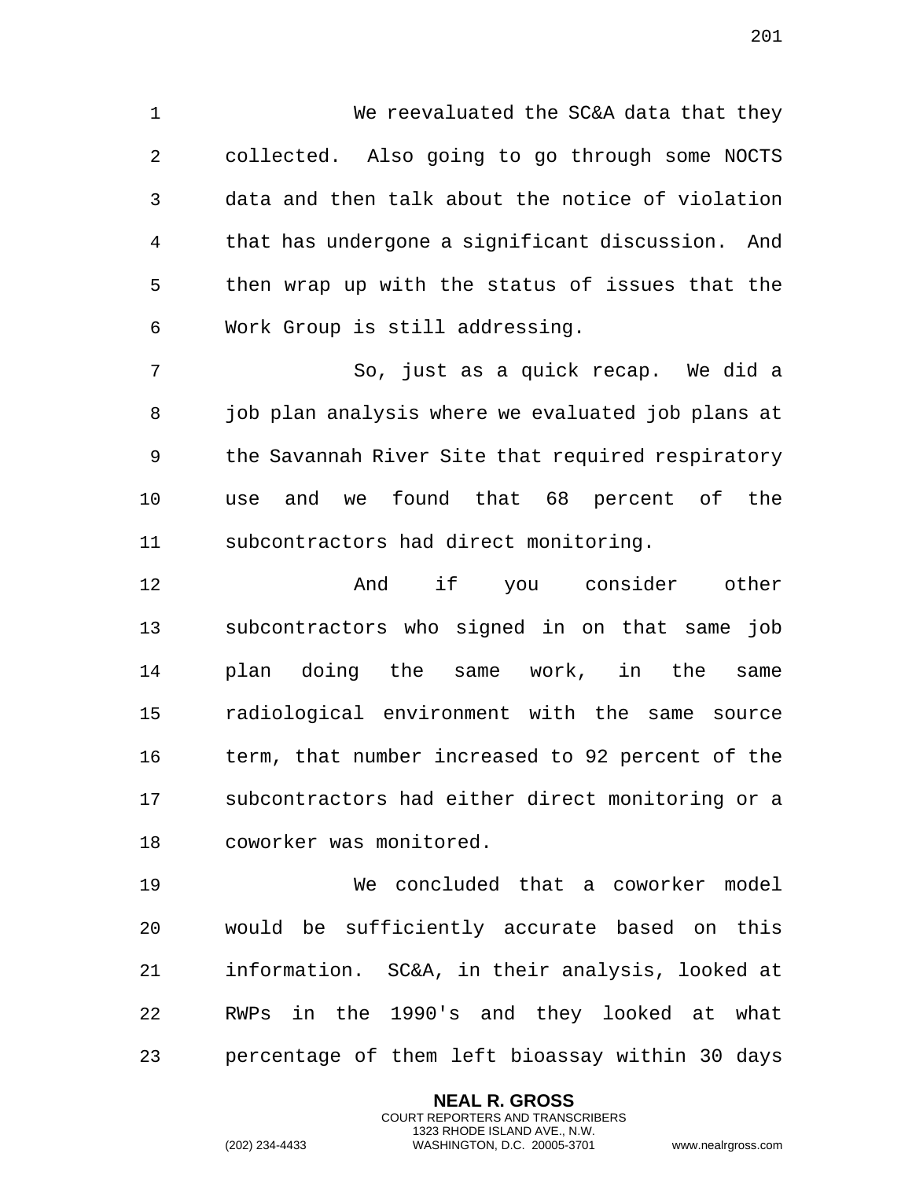We reevaluated the SC&A data that they collected. Also going to go through some NOCTS data and then talk about the notice of violation that has undergone a significant discussion. And then wrap up with the status of issues that the Work Group is still addressing.

So, just as a quick recap. We did a job plan analysis where we evaluated job plans at the Savannah River Site that required respiratory use and we found that 68 percent of the subcontractors had direct monitoring.

And if you consider other subcontractors who signed in on that same job plan doing the same work, in the same radiological environment with the same source term, that number increased to 92 percent of the subcontractors had either direct monitoring or a coworker was monitored.

We concluded that a coworker model would be sufficiently accurate based on this information. SC&A, in their analysis, looked at RWPs in the 1990's and they looked at what percentage of them left bioassay within 30 days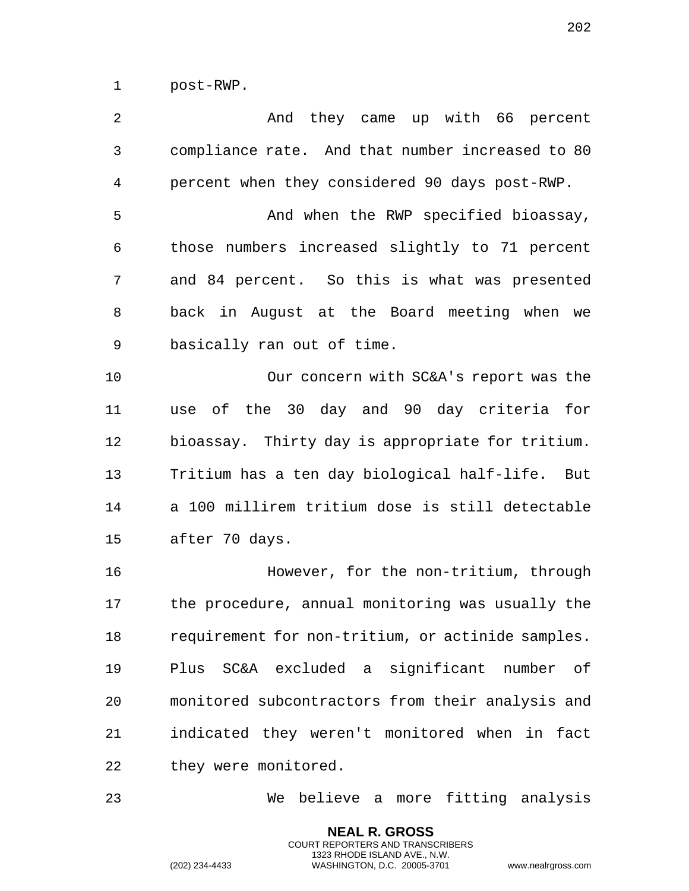post-RWP.

And they came up with 66 percent compliance rate. And that number increased to 80 percent when they considered 90 days post-RWP.

And when the RWP specified bioassay, those numbers increased slightly to 71 percent and 84 percent. So this is what was presented back in August at the Board meeting when we basically ran out of time.

Our concern with SC&A's report was the use of the 30 day and 90 day criteria for bioassay. Thirty day is appropriate for tritium. Tritium has a ten day biological half-life. But a 100 millirem tritium dose is still detectable after 70 days.

However, for the non-tritium, through the procedure, annual monitoring was usually the requirement for non-tritium, or actinide samples. Plus SC&A excluded a significant number of monitored subcontractors from their analysis and indicated they weren't monitored when in fact they were monitored.

We believe a more fitting analysis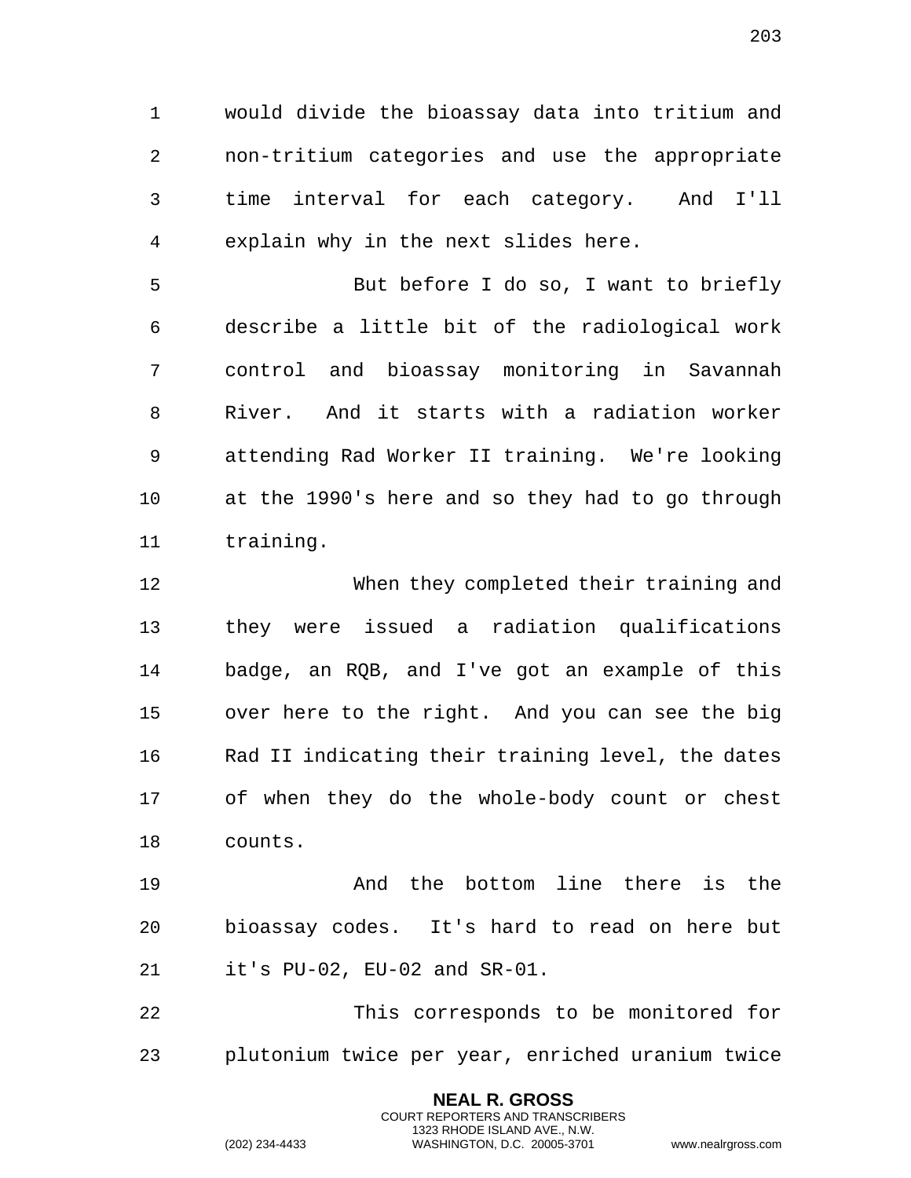would divide the bioassay data into tritium and non-tritium categories and use the appropriate time interval for each category. And I'll explain why in the next slides here.

But before I do so, I want to briefly describe a little bit of the radiological work control and bioassay monitoring in Savannah River. And it starts with a radiation worker attending Rad Worker II training. We're looking at the 1990's here and so they had to go through training.

When they completed their training and they were issued a radiation qualifications badge, an RQB, and I've got an example of this over here to the right. And you can see the big Rad II indicating their training level, the dates of when they do the whole-body count or chest counts.

And the bottom line there is the bioassay codes. It's hard to read on here but it's PU-02, EU-02 and SR-01.

This corresponds to be monitored for plutonium twice per year, enriched uranium twice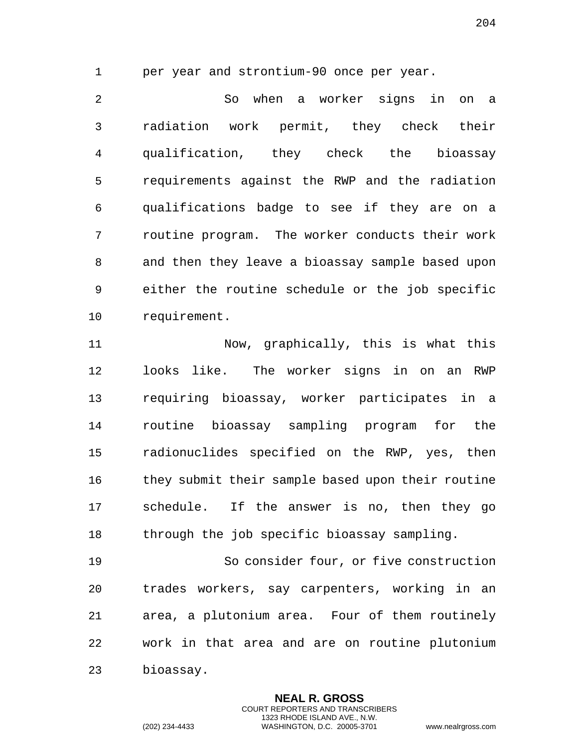per year and strontium-90 once per year.

So when a worker signs in on a radiation work permit, they check their qualification, they check the bioassay requirements against the RWP and the radiation qualifications badge to see if they are on a routine program. The worker conducts their work and then they leave a bioassay sample based upon either the routine schedule or the job specific requirement.

Now, graphically, this is what this looks like. The worker signs in on an RWP requiring bioassay, worker participates in a routine bioassay sampling program for the radionuclides specified on the RWP, yes, then they submit their sample based upon their routine schedule. If the answer is no, then they go through the job specific bioassay sampling.

So consider four, or five construction trades workers, say carpenters, working in an area, a plutonium area. Four of them routinely work in that area and are on routine plutonium bioassay.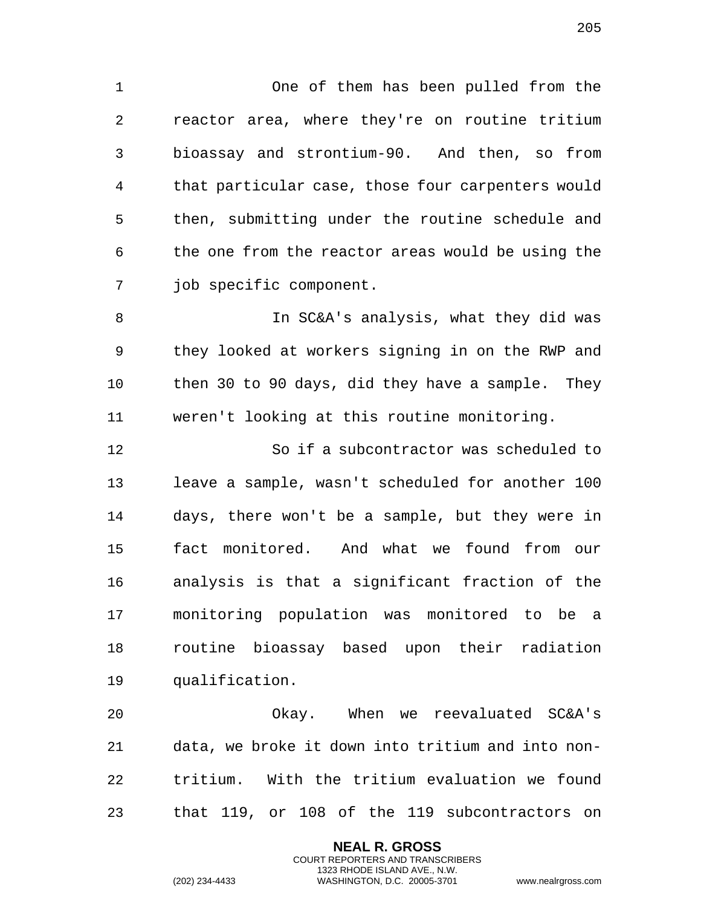One of them has been pulled from the reactor area, where they're on routine tritium bioassay and strontium-90. And then, so from that particular case, those four carpenters would then, submitting under the routine schedule and the one from the reactor areas would be using the job specific component.

In SC&A's analysis, what they did was they looked at workers signing in on the RWP and then 30 to 90 days, did they have a sample. They weren't looking at this routine monitoring.

So if a subcontractor was scheduled to leave a sample, wasn't scheduled for another 100 days, there won't be a sample, but they were in fact monitored. And what we found from our analysis is that a significant fraction of the monitoring population was monitored to be a routine bioassay based upon their radiation qualification.

Okay. When we reevaluated SC&A's data, we broke it down into tritium and into non-tritium. With the tritium evaluation we found that 119, or 108 of the 119 subcontractors on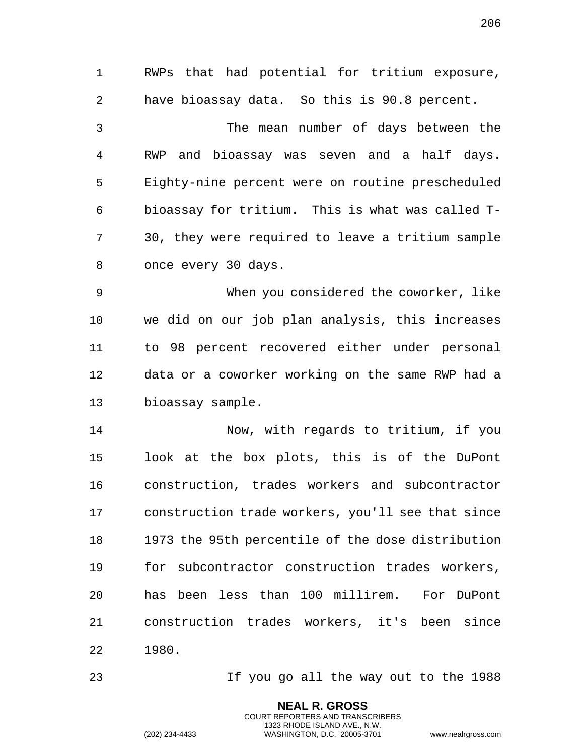RWPs that had potential for tritium exposure, have bioassay data. So this is 90.8 percent.

The mean number of days between the RWP and bioassay was seven and a half days. Eighty-nine percent were on routine prescheduled bioassay for tritium. This is what was called T-30, they were required to leave a tritium sample once every 30 days.

When you considered the coworker, like we did on our job plan analysis, this increases to 98 percent recovered either under personal data or a coworker working on the same RWP had a bioassay sample.

Now, with regards to tritium, if you look at the box plots, this is of the DuPont construction, trades workers and subcontractor construction trade workers, you'll see that since 1973 the 95th percentile of the dose distribution for subcontractor construction trades workers, has been less than 100 millirem. For DuPont construction trades workers, it's been since 1980.

If you go all the way out to the 1988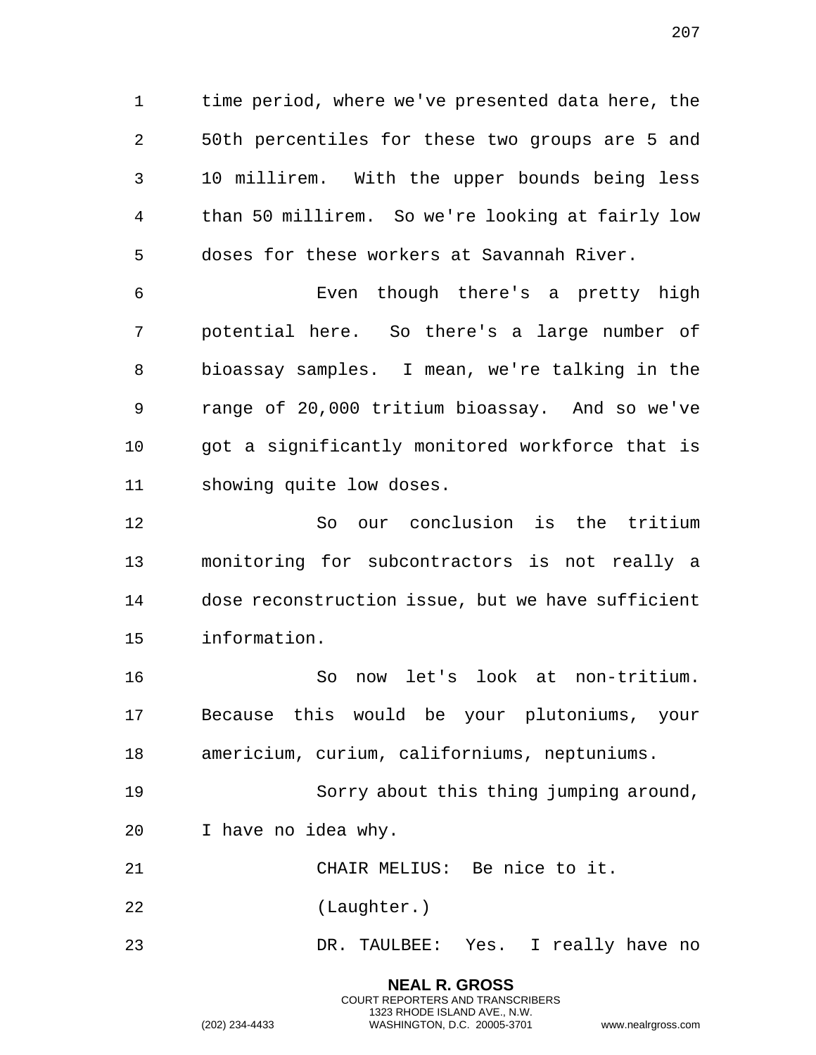time period, where we've presented data here, the 50th percentiles for these two groups are 5 and 10 millirem. With the upper bounds being less than 50 millirem. So we're looking at fairly low doses for these workers at Savannah River.

Even though there's a pretty high potential here. So there's a large number of bioassay samples. I mean, we're talking in the range of 20,000 tritium bioassay. And so we've got a significantly monitored workforce that is showing quite low doses.

So our conclusion is the tritium monitoring for subcontractors is not really a dose reconstruction issue, but we have sufficient information.

So now let's look at non-tritium. Because this would be your plutoniums, your americium, curium, californiums, neptuniums.

Sorry about this thing jumping around, I have no idea why.

CHAIR MELIUS: Be nice to it.

(Laughter.)

DR. TAULBEE: Yes. I really have no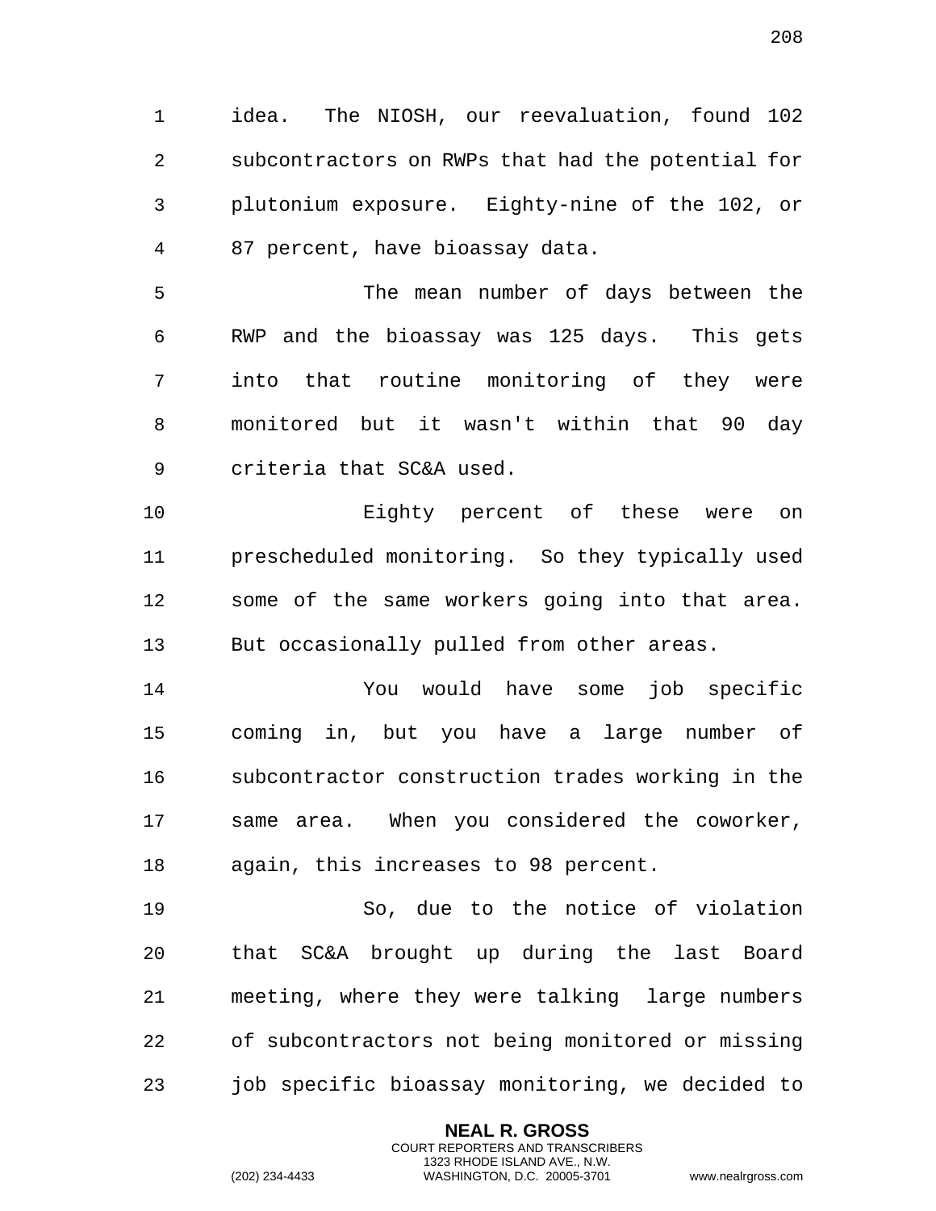idea. The NIOSH, our reevaluation, found 102 subcontractors on RWPs that had the potential for plutonium exposure. Eighty-nine of the 102, or 87 percent, have bioassay data.

The mean number of days between the RWP and the bioassay was 125 days. This gets into that routine monitoring of they were monitored but it wasn't within that 90 day criteria that SC&A used.

Eighty percent of these were on prescheduled monitoring. So they typically used some of the same workers going into that area. But occasionally pulled from other areas.

You would have some job specific coming in, but you have a large number of subcontractor construction trades working in the same area. When you considered the coworker, again, this increases to 98 percent.

So, due to the notice of violation that SC&A brought up during the last Board meeting, where they were talking large numbers of subcontractors not being monitored or missing job specific bioassay monitoring, we decided to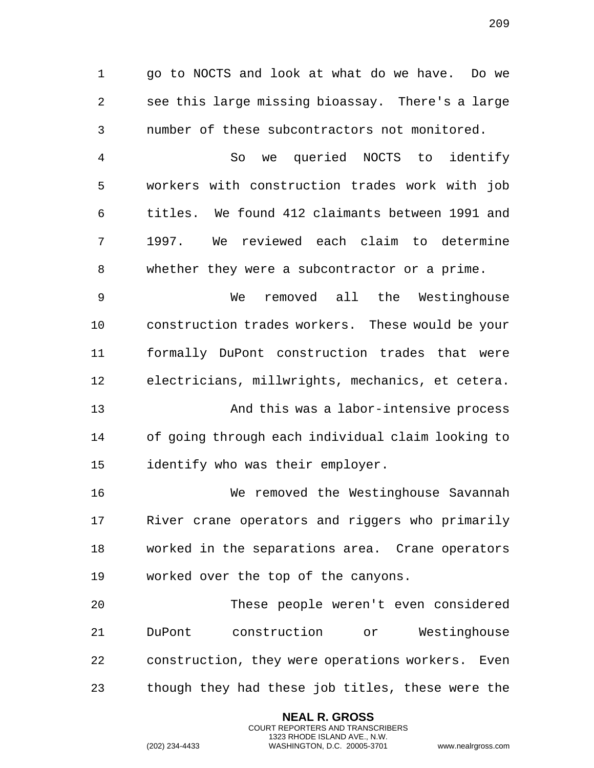go to NOCTS and look at what do we have. Do we see this large missing bioassay. There's a large number of these subcontractors not monitored.

So we queried NOCTS to identify workers with construction trades work with job titles. We found 412 claimants between 1991 and 1997. We reviewed each claim to determine whether they were a subcontractor or a prime.

We removed all the Westinghouse construction trades workers. These would be your formally DuPont construction trades that were electricians, millwrights, mechanics, et cetera.

And this was a labor-intensive process of going through each individual claim looking to identify who was their employer.

We removed the Westinghouse Savannah River crane operators and riggers who primarily worked in the separations area. Crane operators worked over the top of the canyons.

These people weren't even considered DuPont construction or Westinghouse construction, they were operations workers. Even though they had these job titles, these were the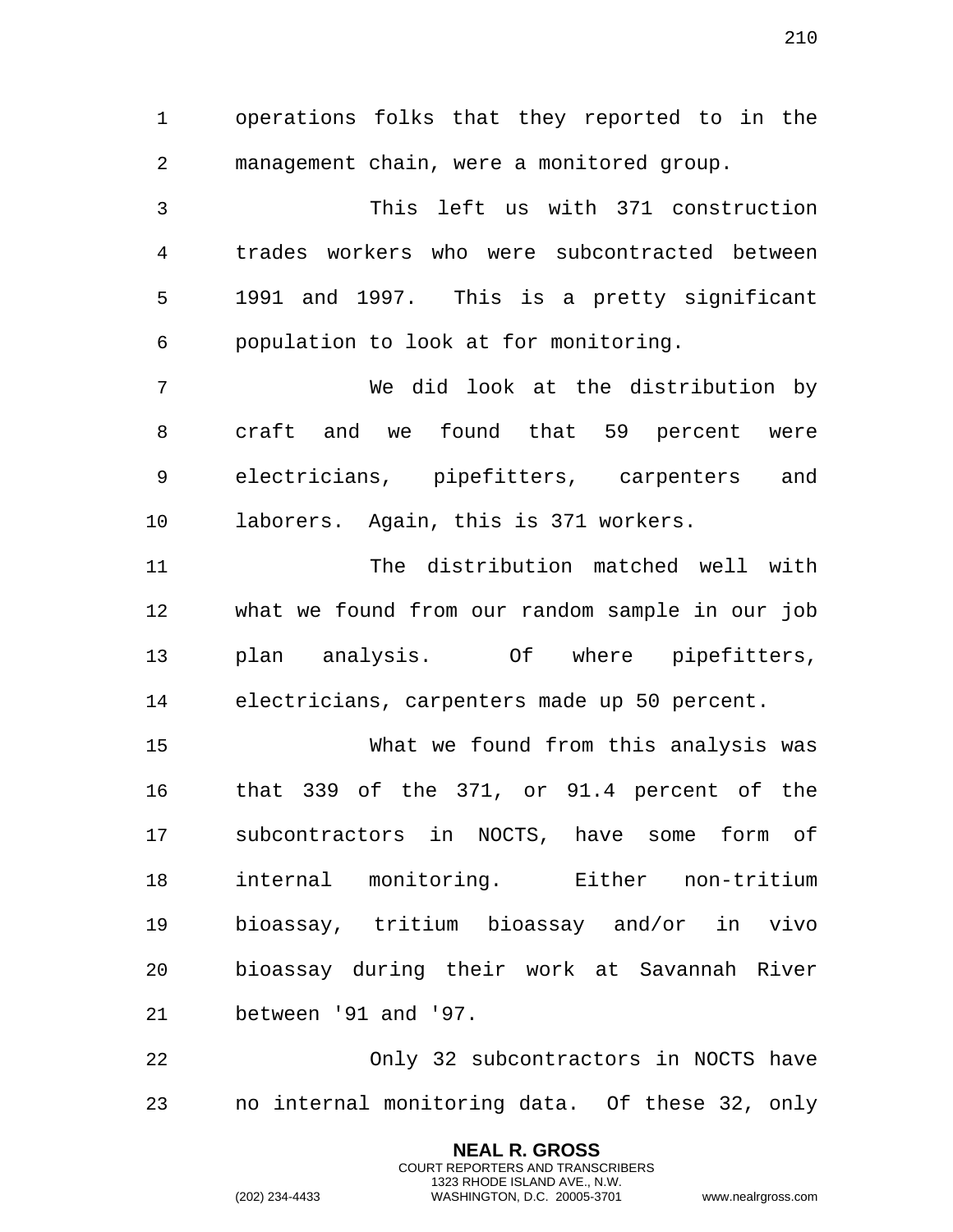operations folks that they reported to in the management chain, were a monitored group.

This left us with 371 construction trades workers who were subcontracted between 1991 and 1997. This is a pretty significant population to look at for monitoring.

We did look at the distribution by craft and we found that 59 percent were electricians, pipefitters, carpenters and laborers. Again, this is 371 workers.

The distribution matched well with what we found from our random sample in our job plan analysis. Of where pipefitters, electricians, carpenters made up 50 percent.

What we found from this analysis was that 339 of the 371, or 91.4 percent of the subcontractors in NOCTS, have some form of internal monitoring. Either non-tritium bioassay, tritium bioassay and/or in vivo bioassay during their work at Savannah River between '91 and '97.

Only 32 subcontractors in NOCTS have no internal monitoring data. Of these 32, only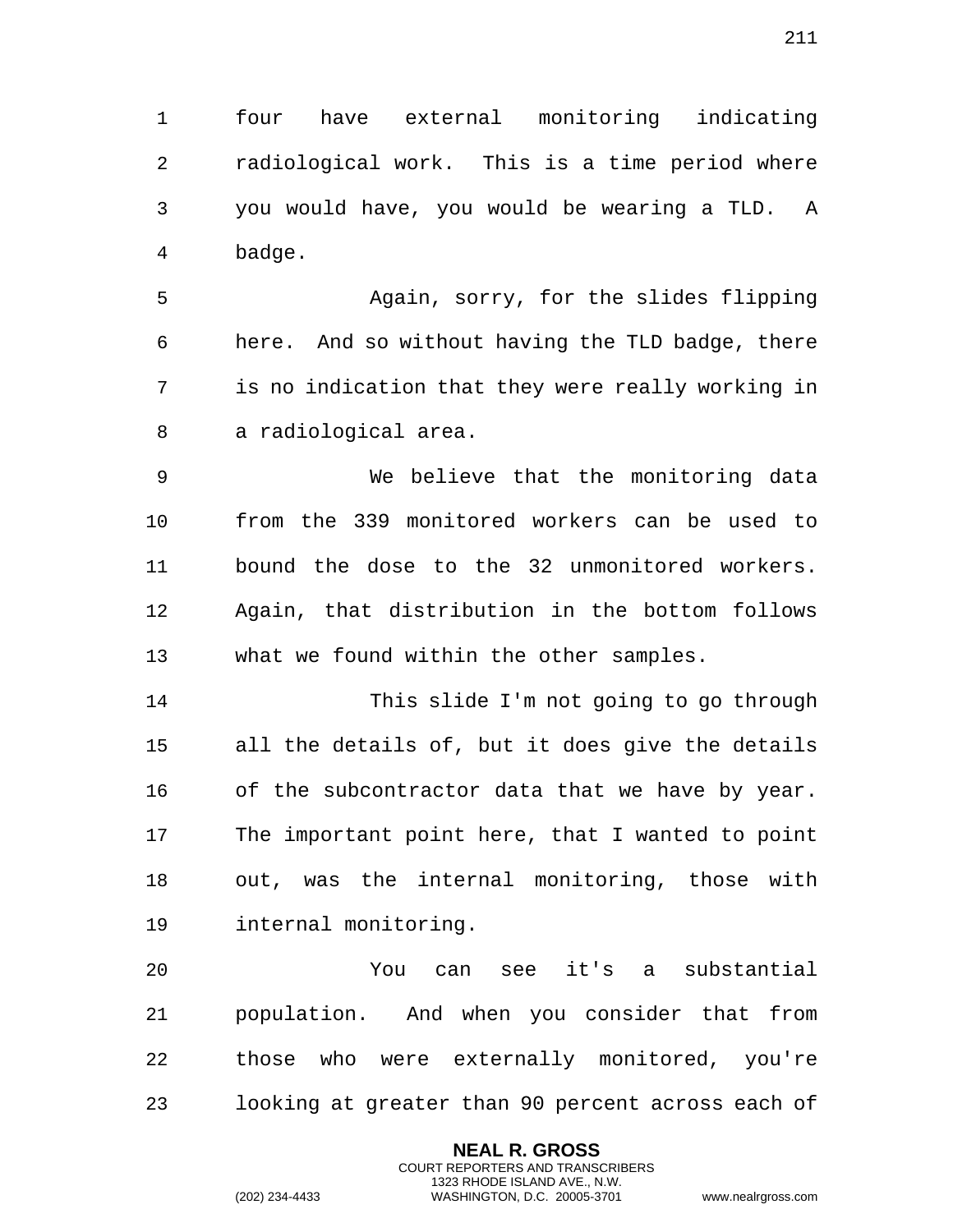four have external monitoring indicating radiological work. This is a time period where you would have, you would be wearing a TLD. A badge.

Again, sorry, for the slides flipping here. And so without having the TLD badge, there is no indication that they were really working in a radiological area.

We believe that the monitoring data from the 339 monitored workers can be used to bound the dose to the 32 unmonitored workers. Again, that distribution in the bottom follows what we found within the other samples.

This slide I'm not going to go through all the details of, but it does give the details of the subcontractor data that we have by year. The important point here, that I wanted to point out, was the internal monitoring, those with internal monitoring.

You can see it's a substantial population. And when you consider that from those who were externally monitored, you're looking at greater than 90 percent across each of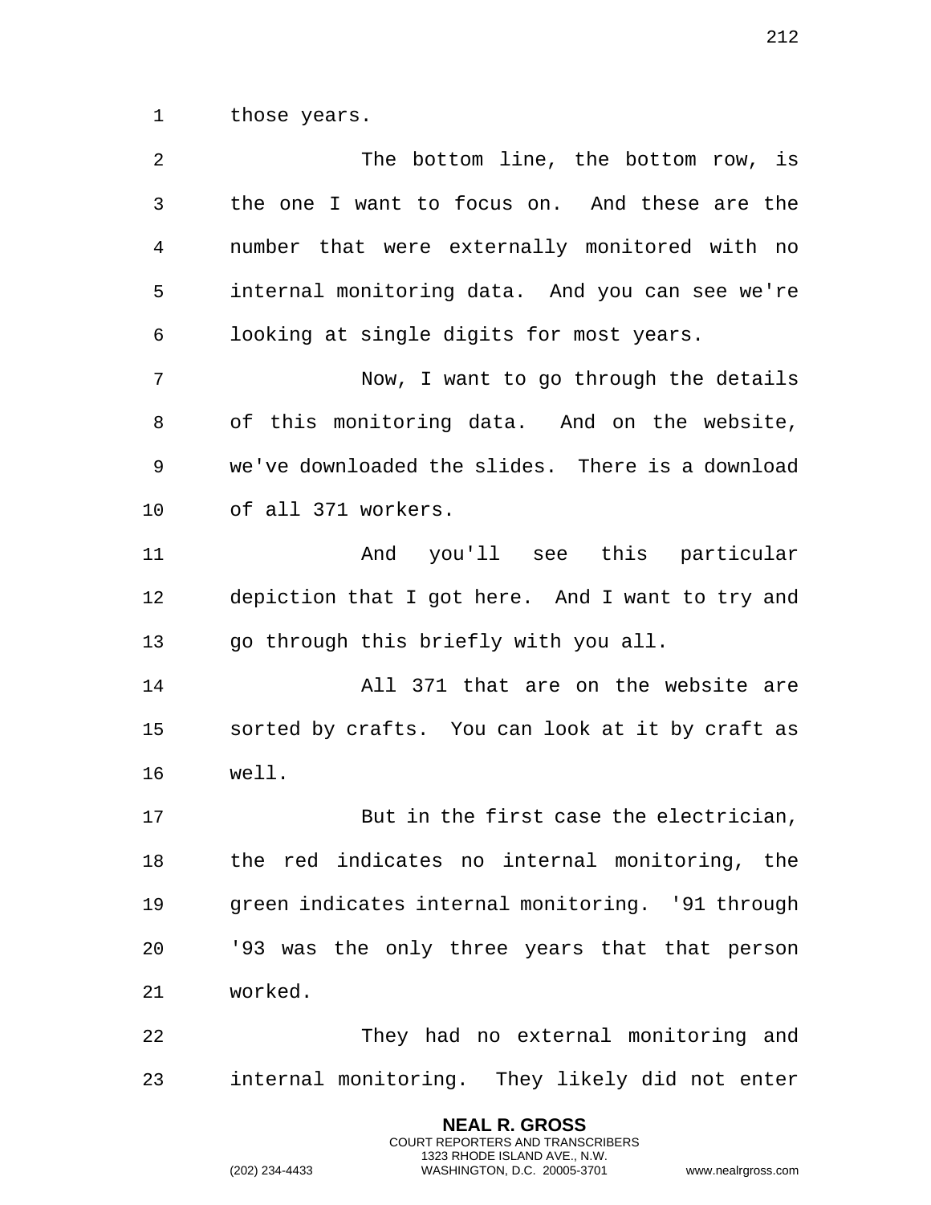those years.

The bottom line, the bottom row, is the one I want to focus on. And these are the number that were externally monitored with no internal monitoring data. And you can see we're looking at single digits for most years.

Now, I want to go through the details of this monitoring data. And on the website, we've downloaded the slides. There is a download of all 371 workers.

And you'll see this particular depiction that I got here. And I want to try and go through this briefly with you all.

All 371 that are on the website are sorted by crafts. You can look at it by craft as well.

But in the first case the electrician, the red indicates no internal monitoring, the green indicates internal monitoring. '91 through '93 was the only three years that that person worked.

They had no external monitoring and internal monitoring. They likely did not enter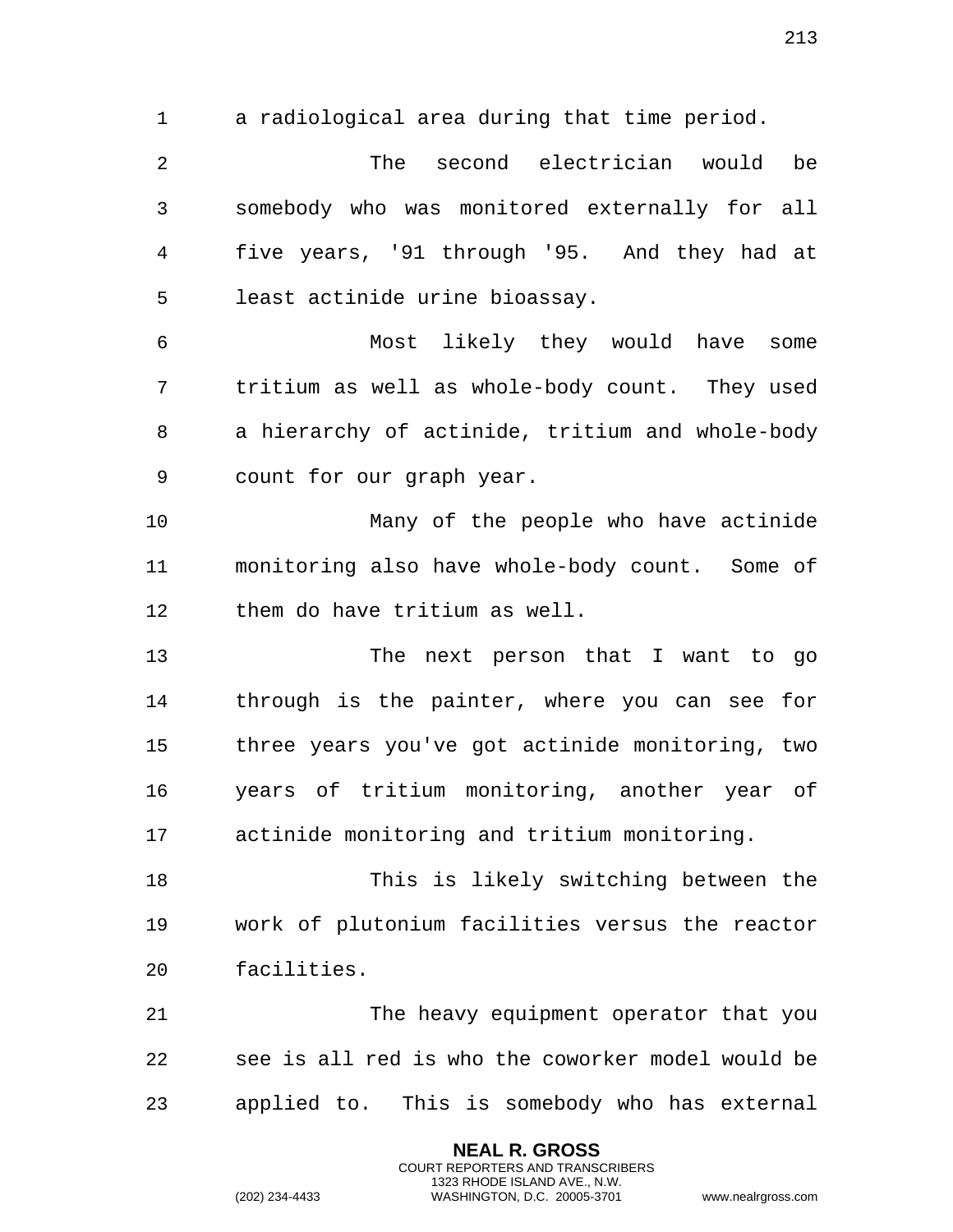a radiological area during that time period.

The second electrician would be somebody who was monitored externally for all five years, '91 through '95. And they had at least actinide urine bioassay.

Most likely they would have some tritium as well as whole-body count. They used a hierarchy of actinide, tritium and whole-body count for our graph year.

Many of the people who have actinide monitoring also have whole-body count. Some of them do have tritium as well.

The next person that I want to go through is the painter, where you can see for three years you've got actinide monitoring, two years of tritium monitoring, another year of actinide monitoring and tritium monitoring.

This is likely switching between the work of plutonium facilities versus the reactor facilities.

The heavy equipment operator that you see is all red is who the coworker model would be applied to. This is somebody who has external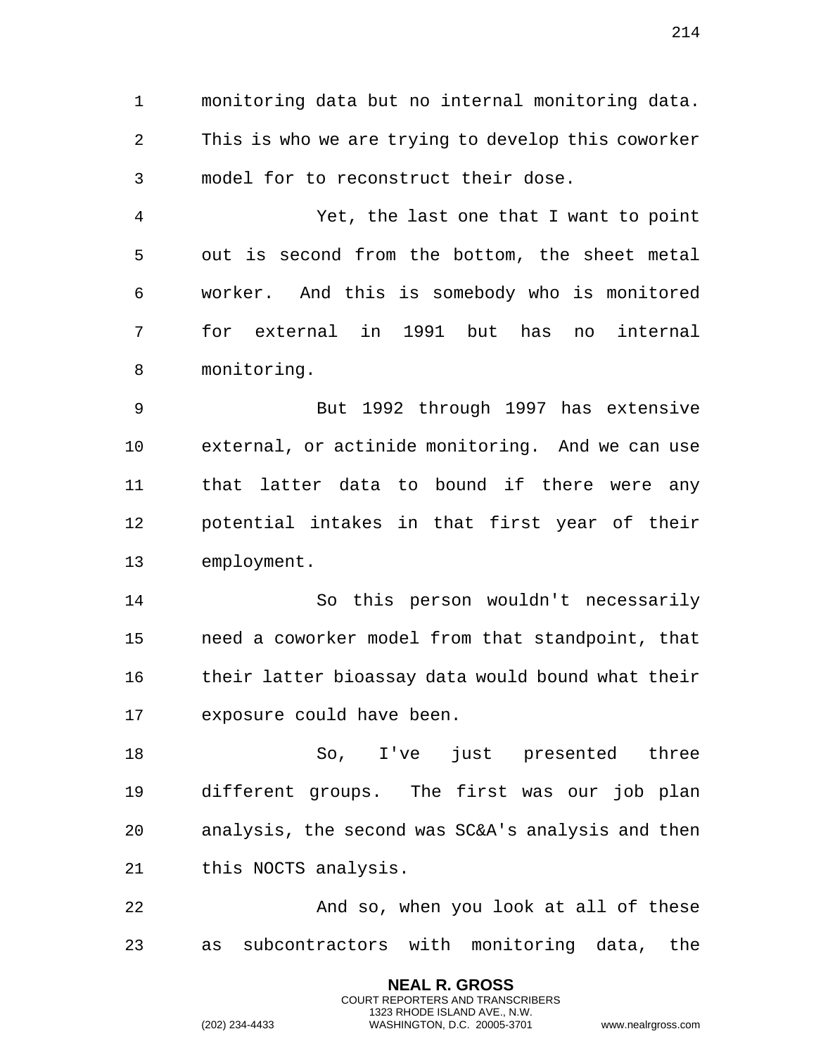monitoring data but no internal monitoring data. This is who we are trying to develop this coworker model for to reconstruct their dose.

Yet, the last one that I want to point out is second from the bottom, the sheet metal worker. And this is somebody who is monitored for external in 1991 but has no internal monitoring.

But 1992 through 1997 has extensive external, or actinide monitoring. And we can use that latter data to bound if there were any potential intakes in that first year of their employment.

So this person wouldn't necessarily need a coworker model from that standpoint, that their latter bioassay data would bound what their exposure could have been.

So, I've just presented three different groups. The first was our job plan analysis, the second was SC&A's analysis and then this NOCTS analysis.

And so, when you look at all of these as subcontractors with monitoring data, the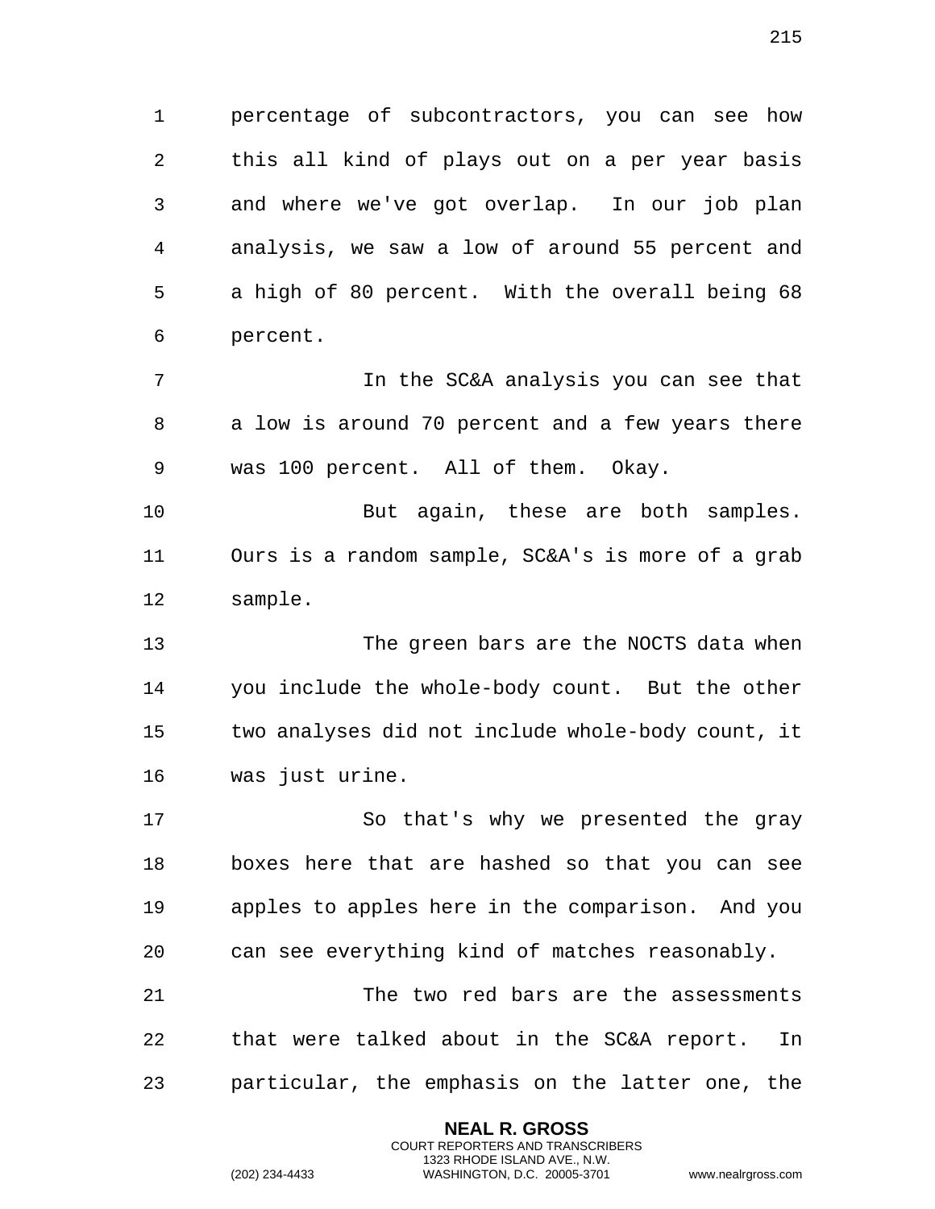percentage of subcontractors, you can see how this all kind of plays out on a per year basis and where we've got overlap. In our job plan analysis, we saw a low of around 55 percent and a high of 80 percent. With the overall being 68 percent.

In the SC&A analysis you can see that a low is around 70 percent and a few years there was 100 percent. All of them. Okay.

But again, these are both samples. Ours is a random sample, SC&A's is more of a grab sample.

The green bars are the NOCTS data when you include the whole-body count. But the other two analyses did not include whole-body count, it was just urine.

So that's why we presented the gray boxes here that are hashed so that you can see apples to apples here in the comparison. And you can see everything kind of matches reasonably.

The two red bars are the assessments that were talked about in the SC&A report. In particular, the emphasis on the latter one, the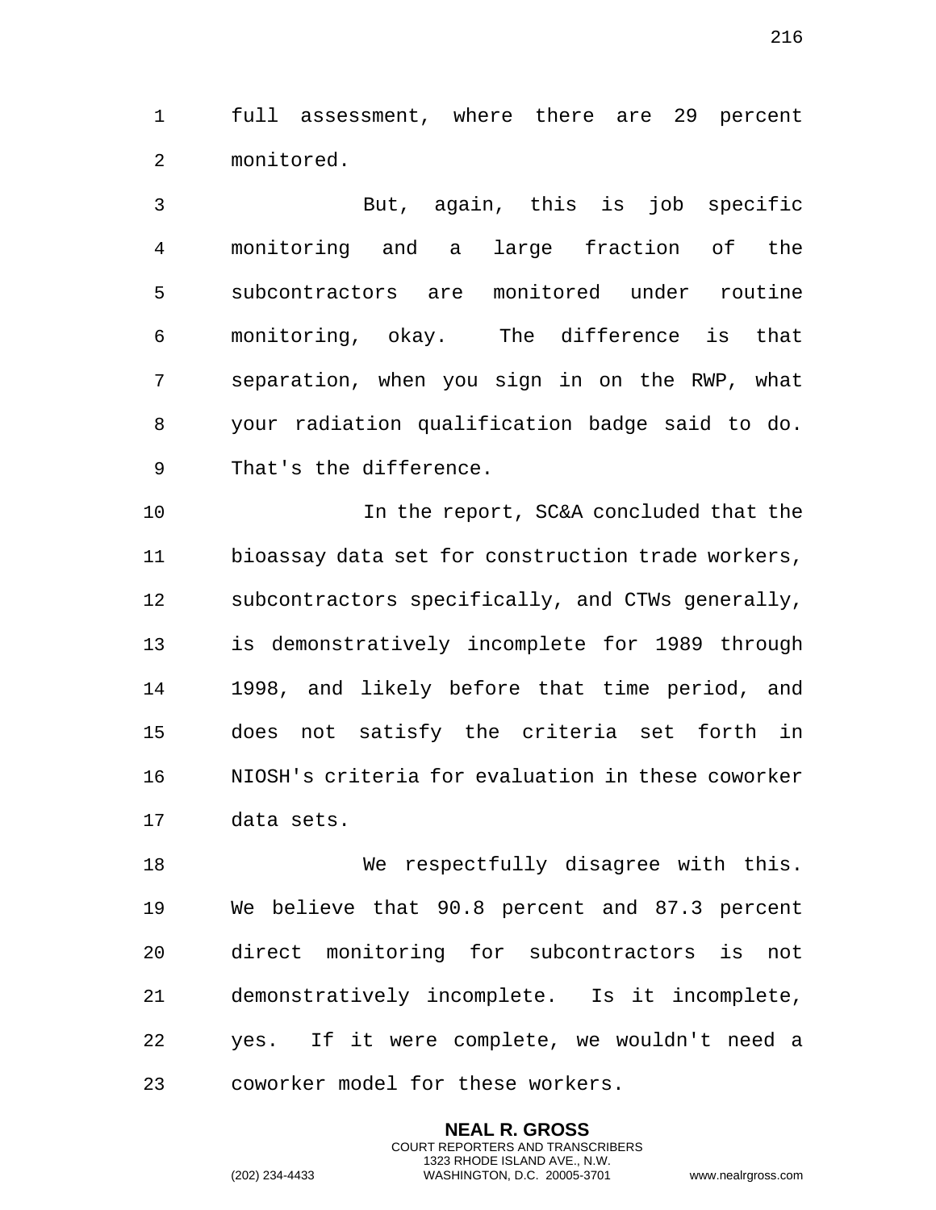full assessment, where there are 29 percent monitored.

But, again, this is job specific monitoring and a large fraction of the subcontractors are monitored under routine monitoring, okay. The difference is that separation, when you sign in on the RWP, what your radiation qualification badge said to do. That's the difference.

In the report, SC&A concluded that the bioassay data set for construction trade workers, subcontractors specifically, and CTWs generally, is demonstratively incomplete for 1989 through 1998, and likely before that time period, and does not satisfy the criteria set forth in NIOSH's criteria for evaluation in these coworker data sets.

We respectfully disagree with this. We believe that 90.8 percent and 87.3 percent direct monitoring for subcontractors is not demonstratively incomplete. Is it incomplete, yes. If it were complete, we wouldn't need a coworker model for these workers.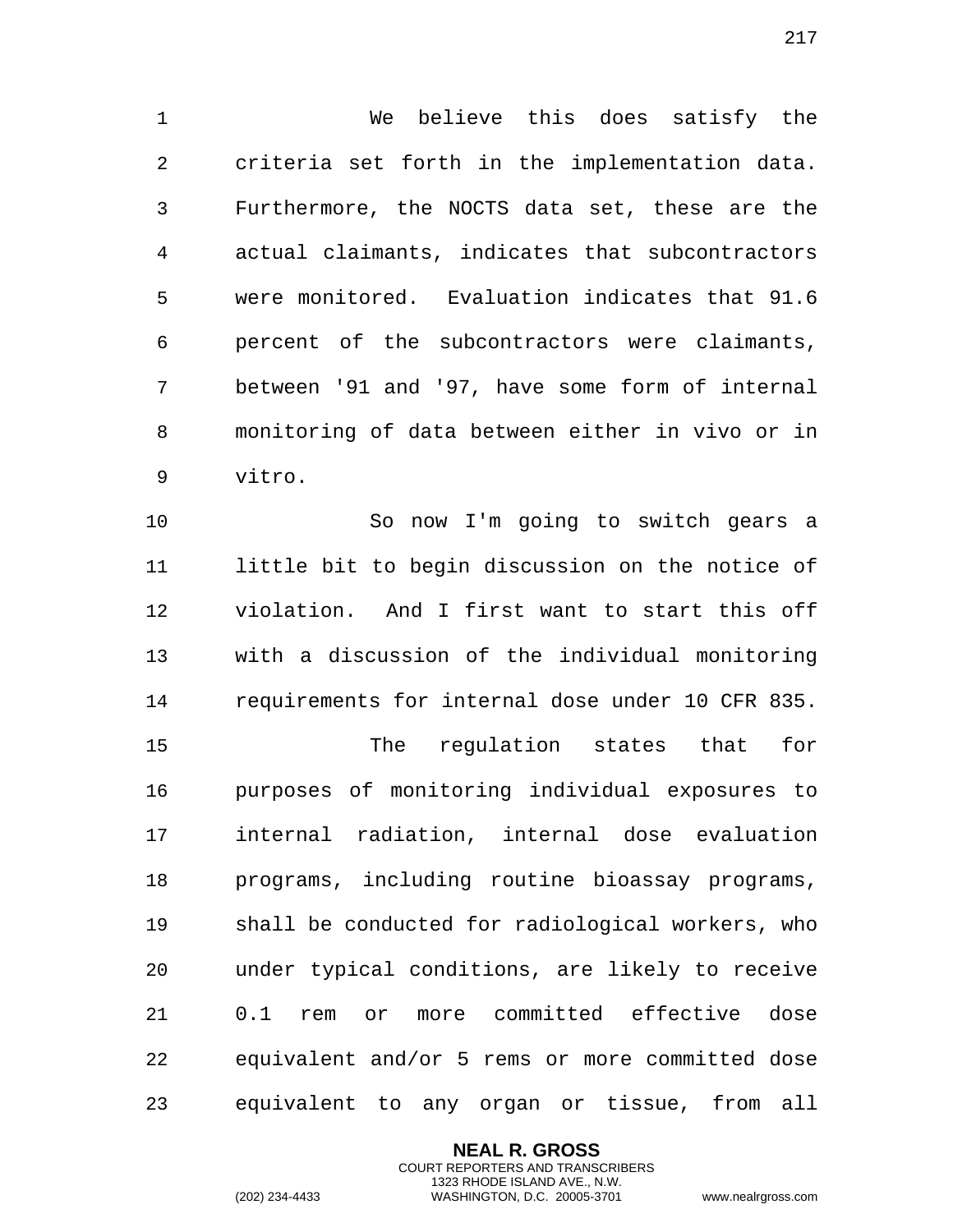We believe this does satisfy the criteria set forth in the implementation data. Furthermore, the NOCTS data set, these are the actual claimants, indicates that subcontractors were monitored. Evaluation indicates that 91.6 percent of the subcontractors were claimants, between '91 and '97, have some form of internal monitoring of data between either in vivo or in vitro.

So now I'm going to switch gears a little bit to begin discussion on the notice of violation. And I first want to start this off with a discussion of the individual monitoring requirements for internal dose under 10 CFR 835.

The regulation states that for purposes of monitoring individual exposures to internal radiation, internal dose evaluation programs, including routine bioassay programs, shall be conducted for radiological workers, who under typical conditions, are likely to receive 0.1 rem or more committed effective dose equivalent and/or 5 rems or more committed dose equivalent to any organ or tissue, from all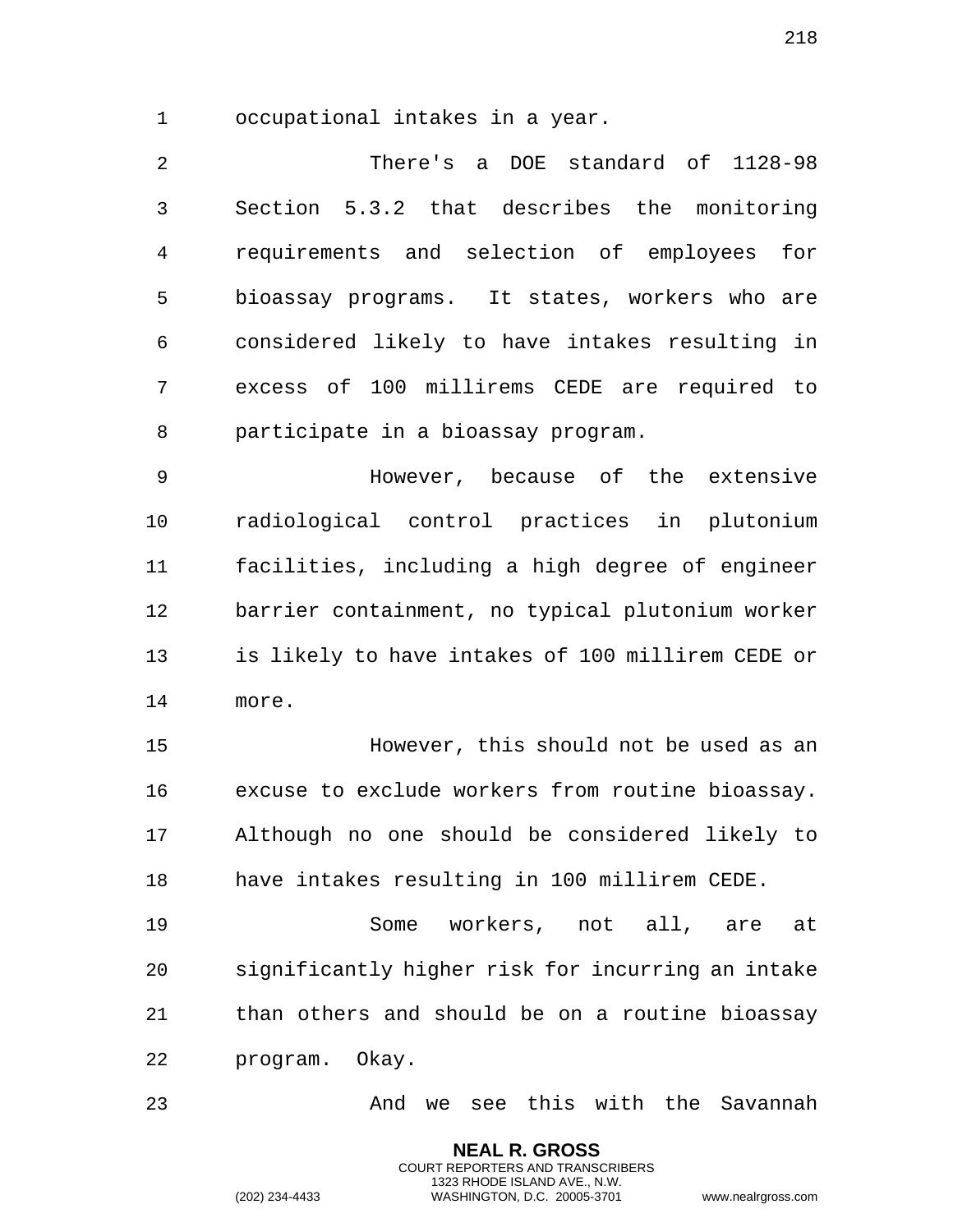occupational intakes in a year.

There's a DOE standard of 1128-98 Section 5.3.2 that describes the monitoring requirements and selection of employees for bioassay programs. It states, workers who are considered likely to have intakes resulting in excess of 100 millirems CEDE are required to participate in a bioassay program.

However, because of the extensive radiological control practices in plutonium facilities, including a high degree of engineer barrier containment, no typical plutonium worker is likely to have intakes of 100 millirem CEDE or more.

However, this should not be used as an excuse to exclude workers from routine bioassay. Although no one should be considered likely to have intakes resulting in 100 millirem CEDE.

Some workers, not all, are at significantly higher risk for incurring an intake than others and should be on a routine bioassay program. Okay.

And we see this with the Savannah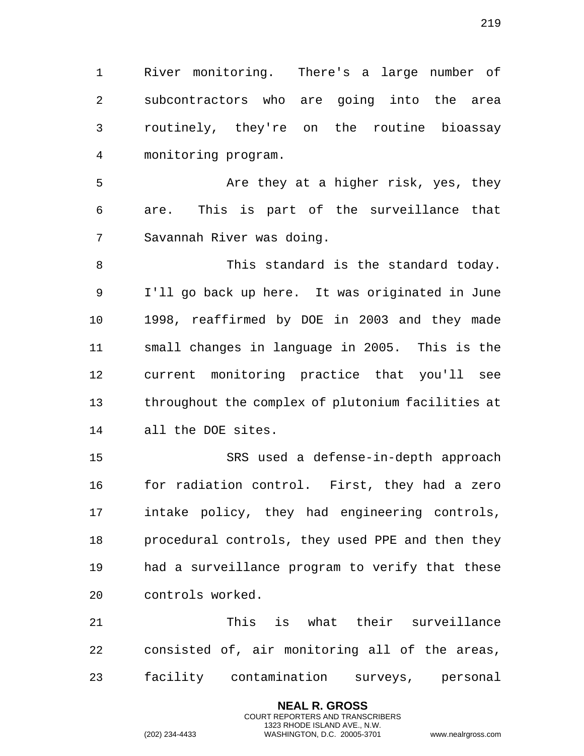River monitoring. There's a large number of subcontractors who are going into the area routinely, they're on the routine bioassay monitoring program.

Are they at a higher risk, yes, they are. This is part of the surveillance that Savannah River was doing.

This standard is the standard today. I'll go back up here. It was originated in June 1998, reaffirmed by DOE in 2003 and they made small changes in language in 2005. This is the current monitoring practice that you'll see throughout the complex of plutonium facilities at all the DOE sites.

SRS used a defense-in-depth approach for radiation control. First, they had a zero intake policy, they had engineering controls, procedural controls, they used PPE and then they had a surveillance program to verify that these controls worked.

This is what their surveillance consisted of, air monitoring all of the areas, facility contamination surveys, personal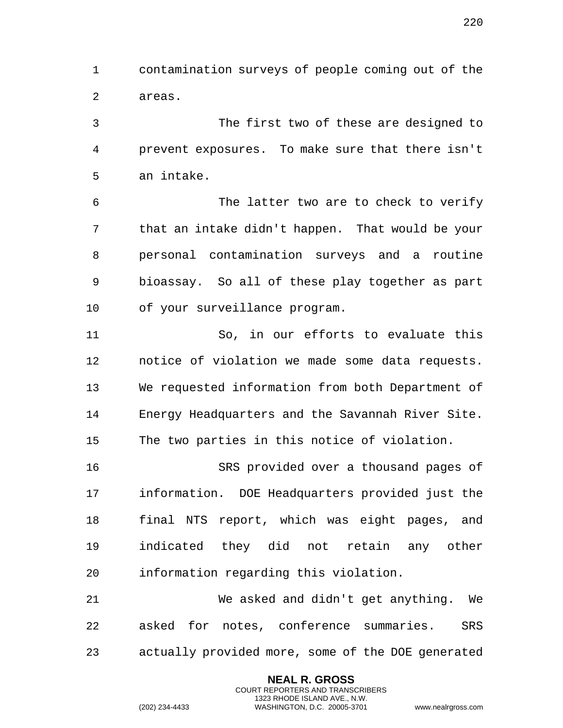contamination surveys of people coming out of the areas.

The first two of these are designed to prevent exposures. To make sure that there isn't an intake.

The latter two are to check to verify that an intake didn't happen. That would be your personal contamination surveys and a routine bioassay. So all of these play together as part of your surveillance program.

So, in our efforts to evaluate this notice of violation we made some data requests. We requested information from both Department of Energy Headquarters and the Savannah River Site. The two parties in this notice of violation.

SRS provided over a thousand pages of information. DOE Headquarters provided just the final NTS report, which was eight pages, and indicated they did not retain any other information regarding this violation.

We asked and didn't get anything. We asked for notes, conference summaries. SRS actually provided more, some of the DOE generated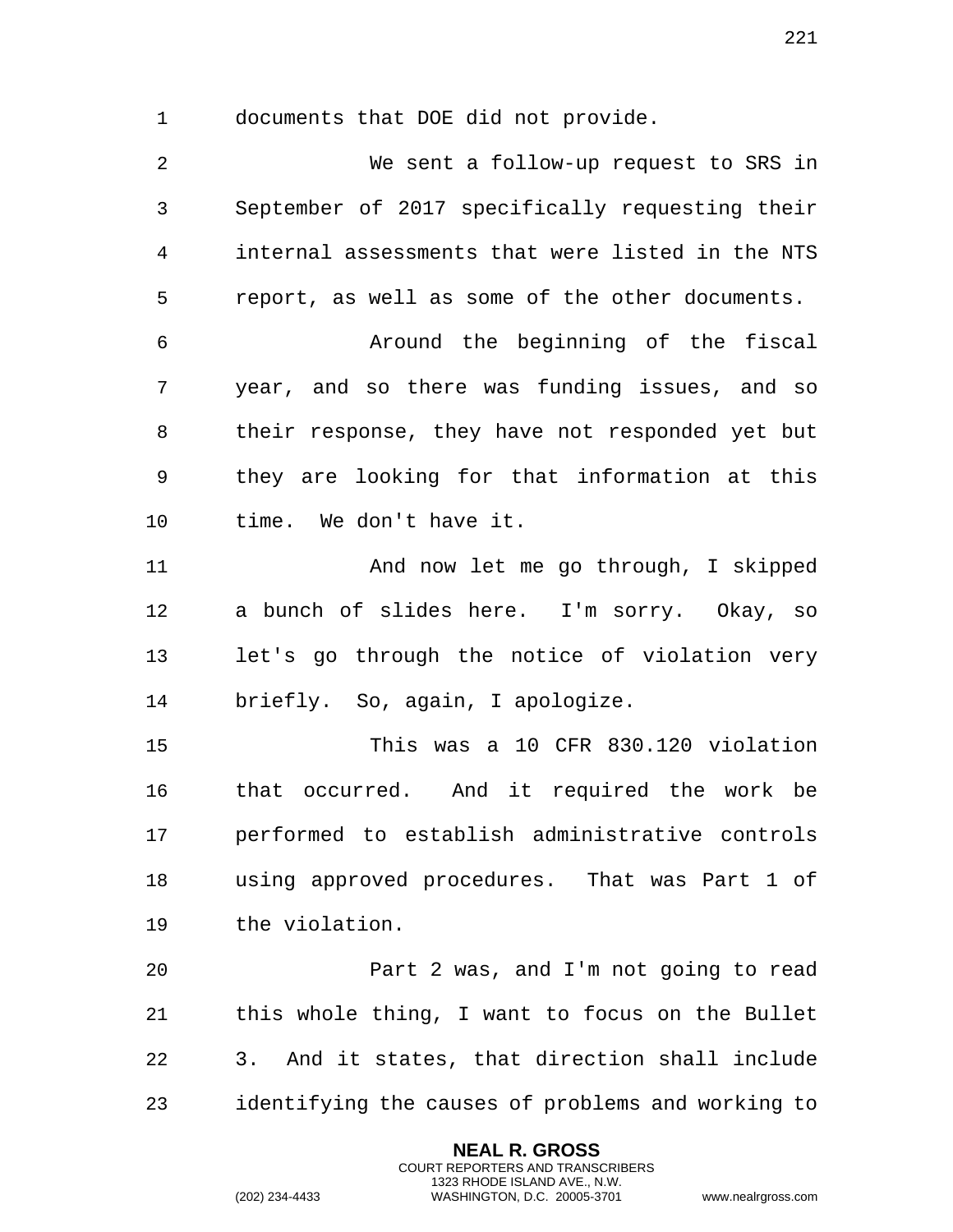documents that DOE did not provide.

We sent a follow-up request to SRS in September of 2017 specifically requesting their internal assessments that were listed in the NTS report, as well as some of the other documents.

Around the beginning of the fiscal year, and so there was funding issues, and so their response, they have not responded yet but they are looking for that information at this time. We don't have it.

And now let me go through, I skipped a bunch of slides here. I'm sorry. Okay, so let's go through the notice of violation very briefly. So, again, I apologize.

This was a 10 CFR 830.120 violation that occurred. And it required the work be performed to establish administrative controls using approved procedures. That was Part 1 of the violation.

Part 2 was, and I'm not going to read this whole thing, I want to focus on the Bullet 3. And it states, that direction shall include identifying the causes of problems and working to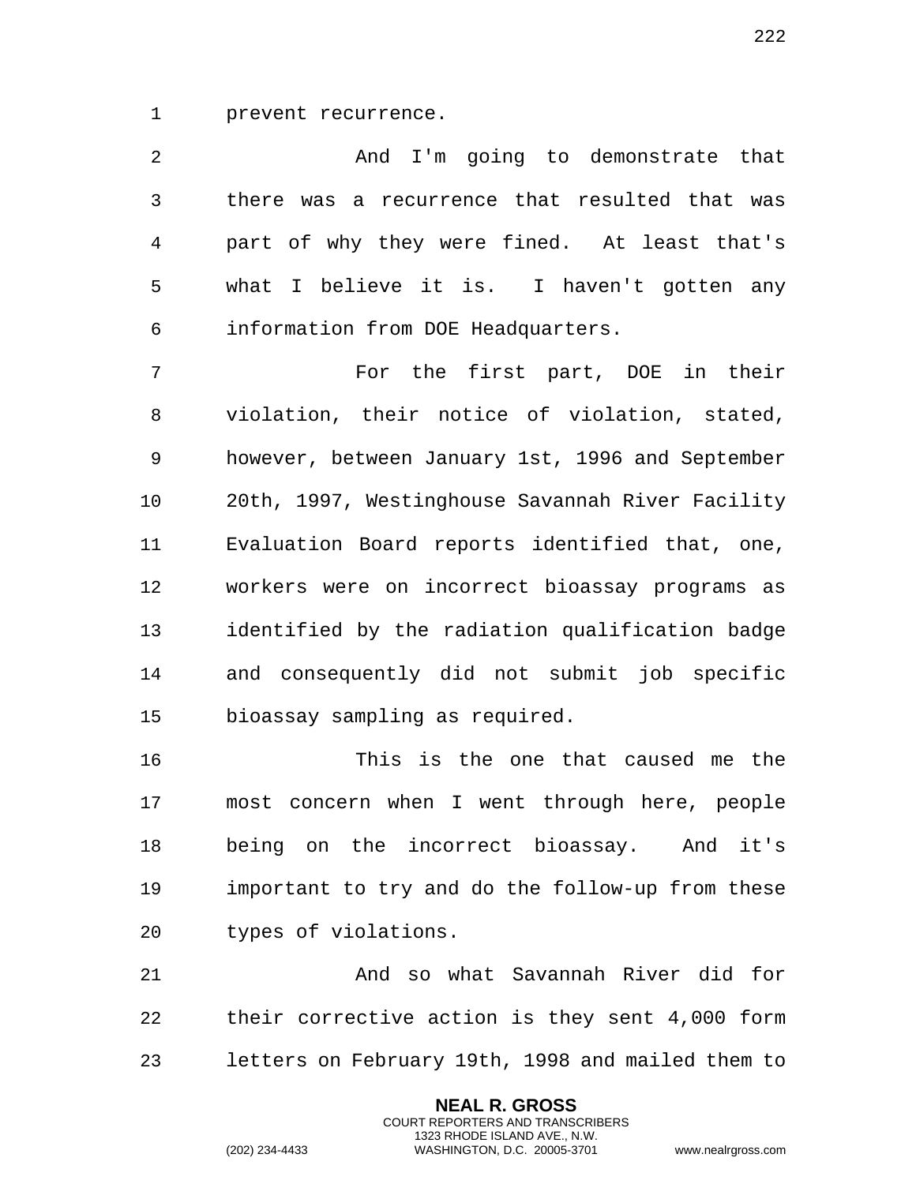prevent recurrence.

And I'm going to demonstrate that there was a recurrence that resulted that was part of why they were fined. At least that's what I believe it is. I haven't gotten any information from DOE Headquarters.

For the first part, DOE in their violation, their notice of violation, stated, however, between January 1st, 1996 and September 20th, 1997, Westinghouse Savannah River Facility Evaluation Board reports identified that, one, workers were on incorrect bioassay programs as identified by the radiation qualification badge and consequently did not submit job specific bioassay sampling as required.

This is the one that caused me the most concern when I went through here, people being on the incorrect bioassay. And it's important to try and do the follow-up from these types of violations.

And so what Savannah River did for their corrective action is they sent 4,000 form letters on February 19th, 1998 and mailed them to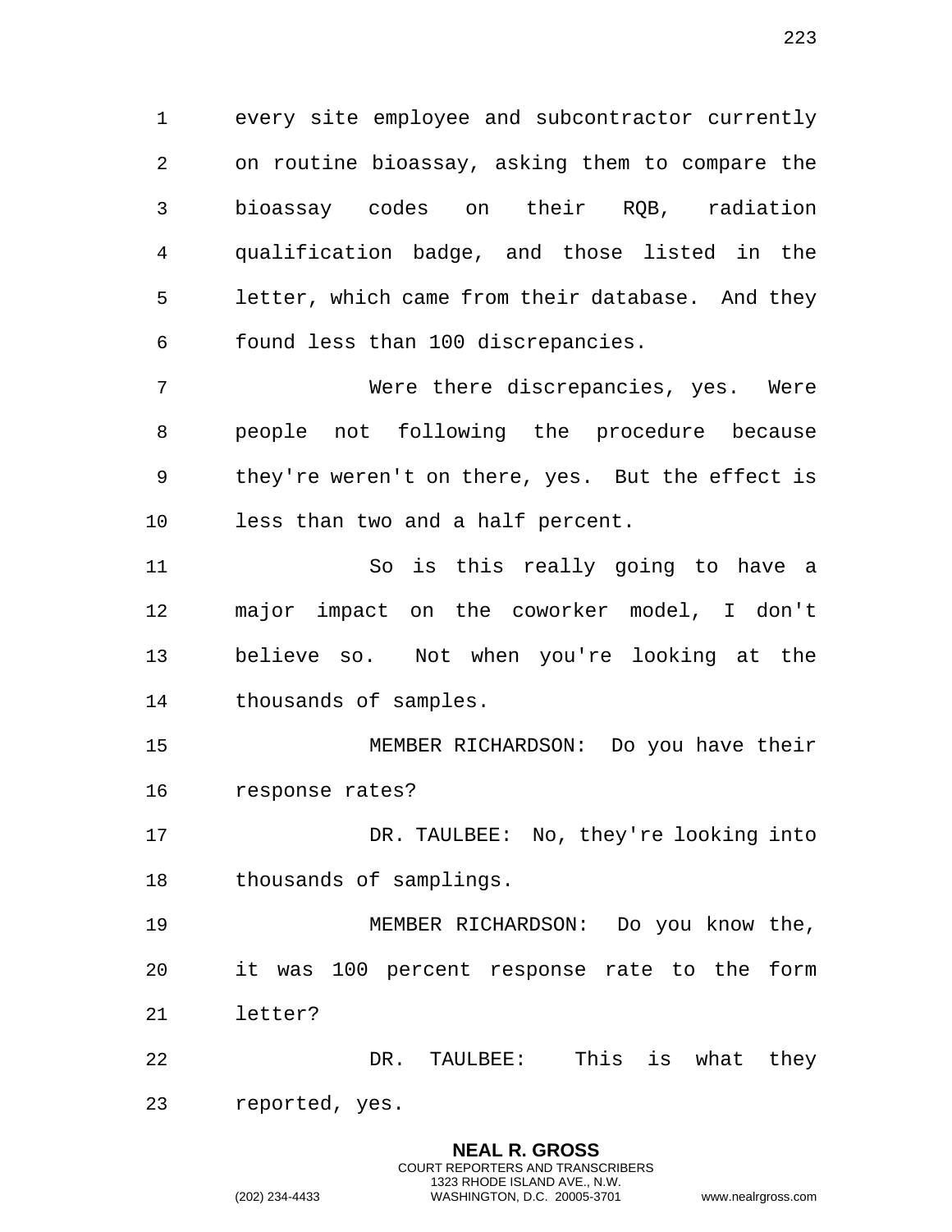every site employee and subcontractor currently on routine bioassay, asking them to compare the bioassay codes on their RQB, radiation qualification badge, and those listed in the letter, which came from their database. And they found less than 100 discrepancies.

Were there discrepancies, yes. Were people not following the procedure because they're weren't on there, yes. But the effect is less than two and a half percent.

So is this really going to have a major impact on the coworker model, I don't believe so. Not when you're looking at the thousands of samples.

MEMBER RICHARDSON: Do you have their response rates?

DR. TAULBEE: No, they're looking into thousands of samplings.

MEMBER RICHARDSON: Do you know the, it was 100 percent response rate to the form letter?

DR. TAULBEE: This is what they reported, yes.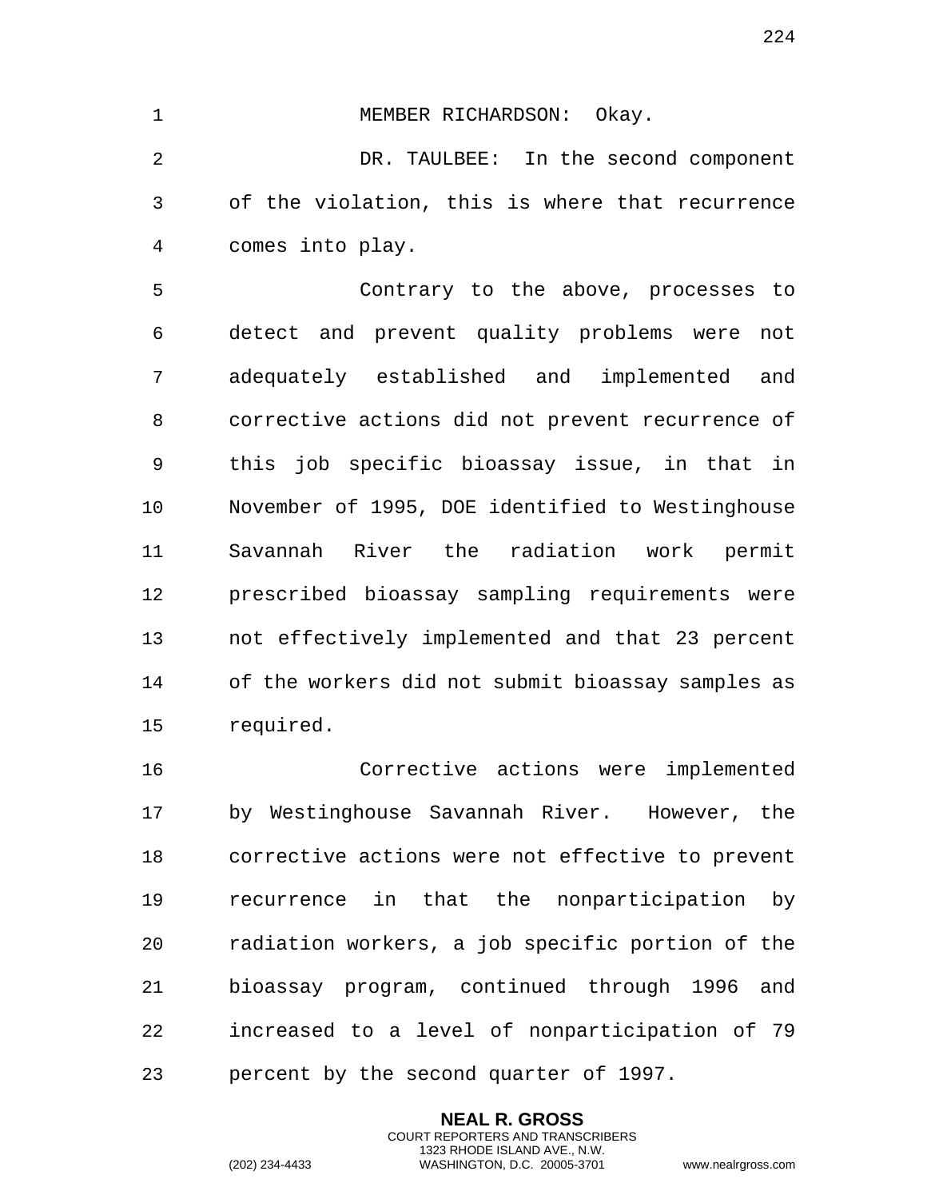MEMBER RICHARDSON: Okay.

DR. TAULBEE: In the second component of the violation, this is where that recurrence comes into play.

Contrary to the above, processes to detect and prevent quality problems were not adequately established and implemented and corrective actions did not prevent recurrence of this job specific bioassay issue, in that in November of 1995, DOE identified to Westinghouse Savannah River the radiation work permit prescribed bioassay sampling requirements were not effectively implemented and that 23 percent of the workers did not submit bioassay samples as required.

Corrective actions were implemented by Westinghouse Savannah River. However, the corrective actions were not effective to prevent recurrence in that the nonparticipation by radiation workers, a job specific portion of the bioassay program, continued through 1996 and increased to a level of nonparticipation of 79 percent by the second quarter of 1997.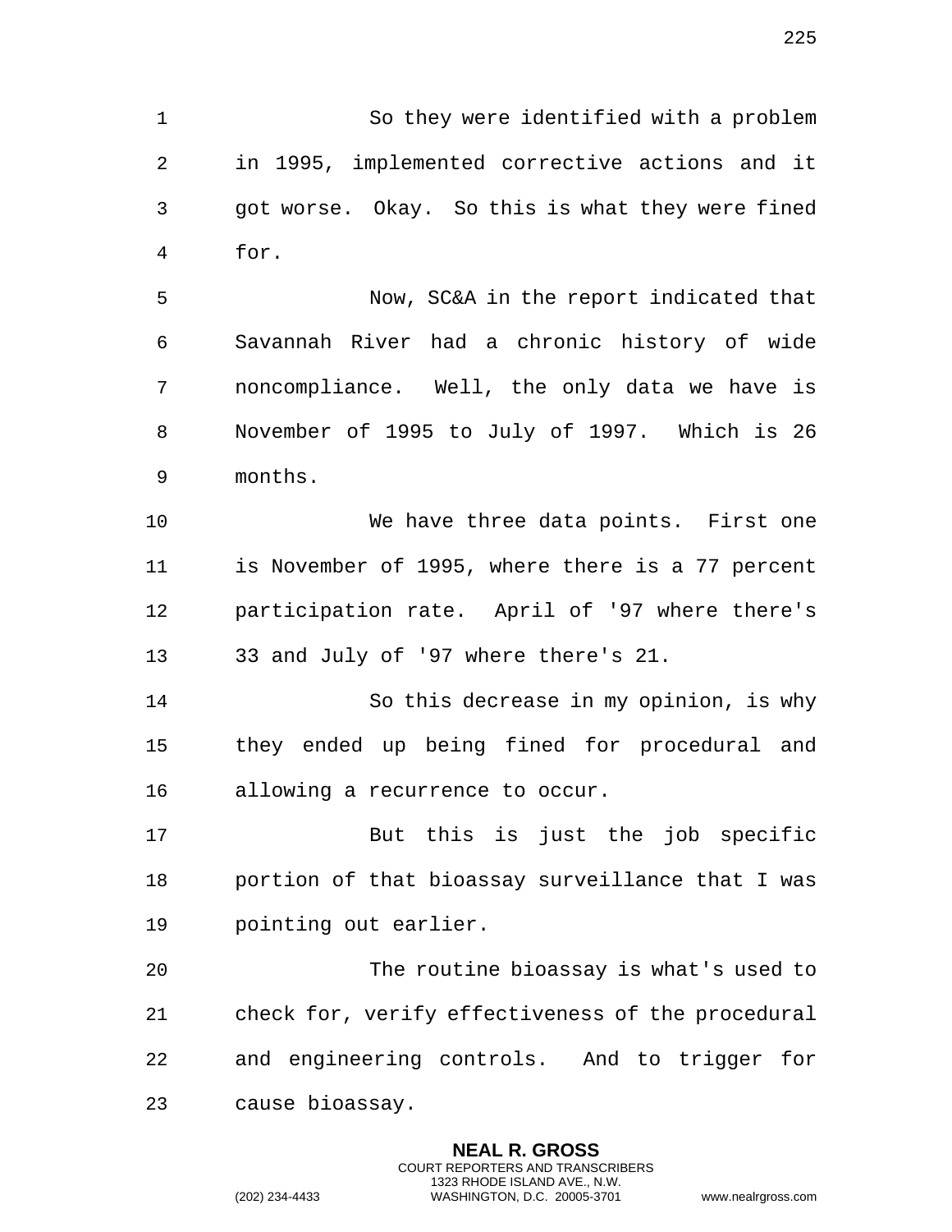So they were identified with a problem in 1995, implemented corrective actions and it got worse. Okay. So this is what they were fined for.

Now, SC&A in the report indicated that Savannah River had a chronic history of wide noncompliance. Well, the only data we have is November of 1995 to July of 1997. Which is 26 months.

We have three data points. First one is November of 1995, where there is a 77 percent participation rate. April of '97 where there's 33 and July of '97 where there's 21.

So this decrease in my opinion, is why they ended up being fined for procedural and allowing a recurrence to occur.

But this is just the job specific portion of that bioassay surveillance that I was pointing out earlier.

The routine bioassay is what's used to check for, verify effectiveness of the procedural and engineering controls. And to trigger for cause bioassay.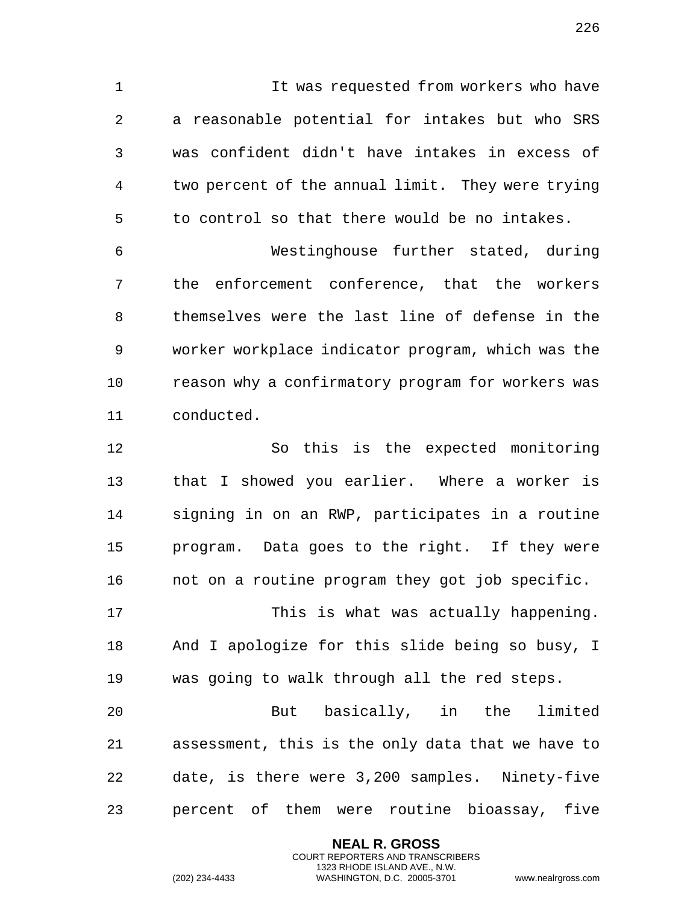It was requested from workers who have a reasonable potential for intakes but who SRS was confident didn't have intakes in excess of two percent of the annual limit. They were trying to control so that there would be no intakes.

Westinghouse further stated, during the enforcement conference, that the workers themselves were the last line of defense in the worker workplace indicator program, which was the reason why a confirmatory program for workers was conducted.

So this is the expected monitoring that I showed you earlier. Where a worker is signing in on an RWP, participates in a routine program. Data goes to the right. If they were not on a routine program they got job specific.

This is what was actually happening. And I apologize for this slide being so busy, I was going to walk through all the red steps.

But basically, in the limited assessment, this is the only data that we have to date, is there were 3,200 samples. Ninety-five percent of them were routine bioassay, five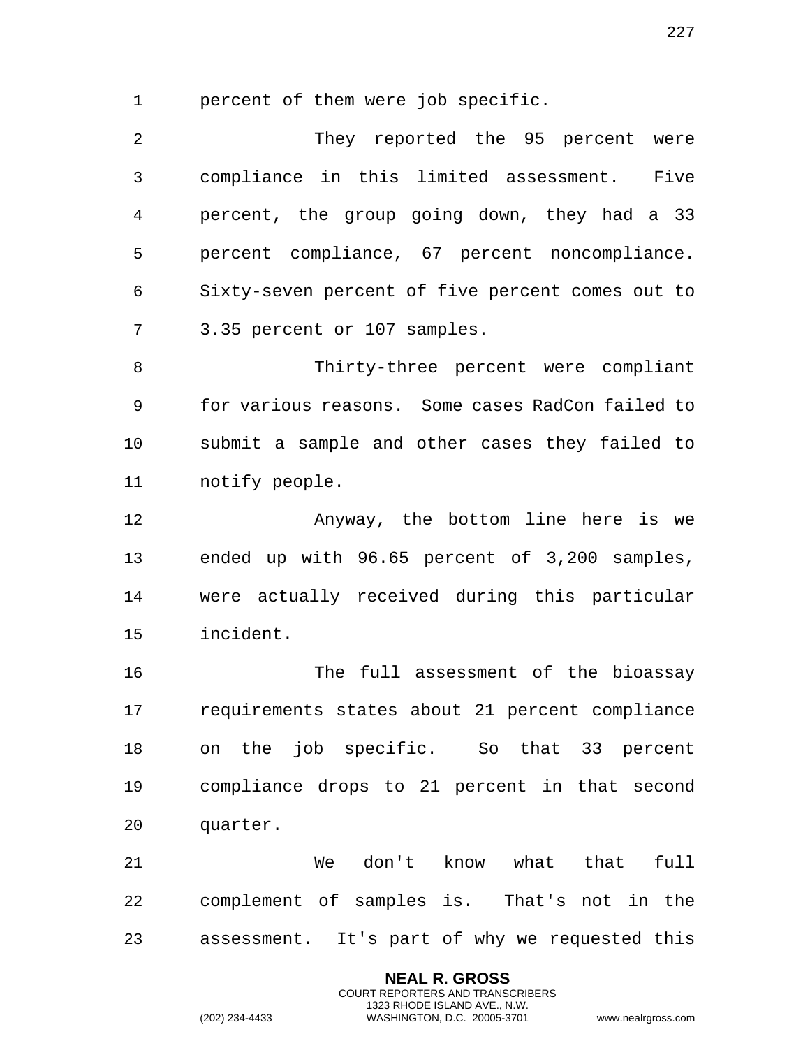percent of them were job specific.

They reported the 95 percent were compliance in this limited assessment. Five percent, the group going down, they had a 33 percent compliance, 67 percent noncompliance. Sixty-seven percent of five percent comes out to 3.35 percent or 107 samples.

Thirty-three percent were compliant for various reasons. Some cases RadCon failed to submit a sample and other cases they failed to notify people.

Anyway, the bottom line here is we ended up with 96.65 percent of 3,200 samples, were actually received during this particular incident.

The full assessment of the bioassay requirements states about 21 percent compliance on the job specific. So that 33 percent compliance drops to 21 percent in that second quarter.

We don't know what that full complement of samples is. That's not in the assessment. It's part of why we requested this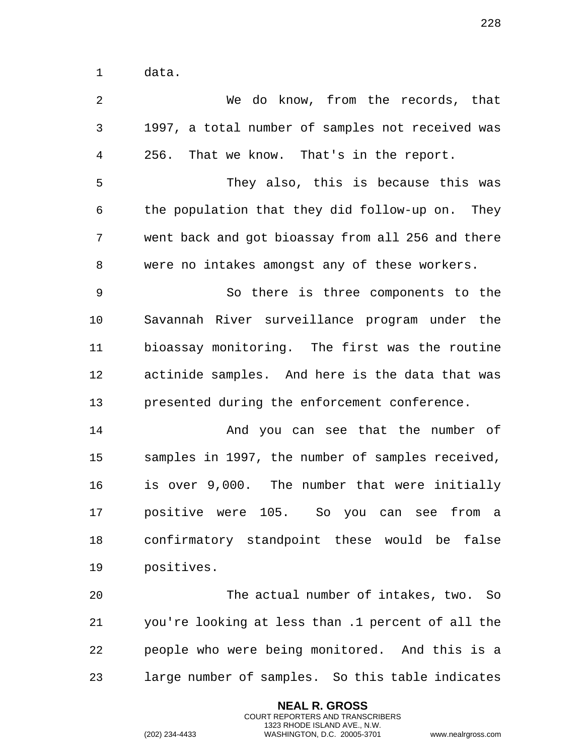data.

We do know, from the records, that 1997, a total number of samples not received was 256. That we know. That's in the report.

They also, this is because this was the population that they did follow-up on. They went back and got bioassay from all 256 and there were no intakes amongst any of these workers.

So there is three components to the Savannah River surveillance program under the bioassay monitoring. The first was the routine actinide samples. And here is the data that was presented during the enforcement conference.

And you can see that the number of samples in 1997, the number of samples received, is over 9,000. The number that were initially positive were 105. So you can see from a confirmatory standpoint these would be false positives.

The actual number of intakes, two. So you're looking at less than .1 percent of all the people who were being monitored. And this is a large number of samples. So this table indicates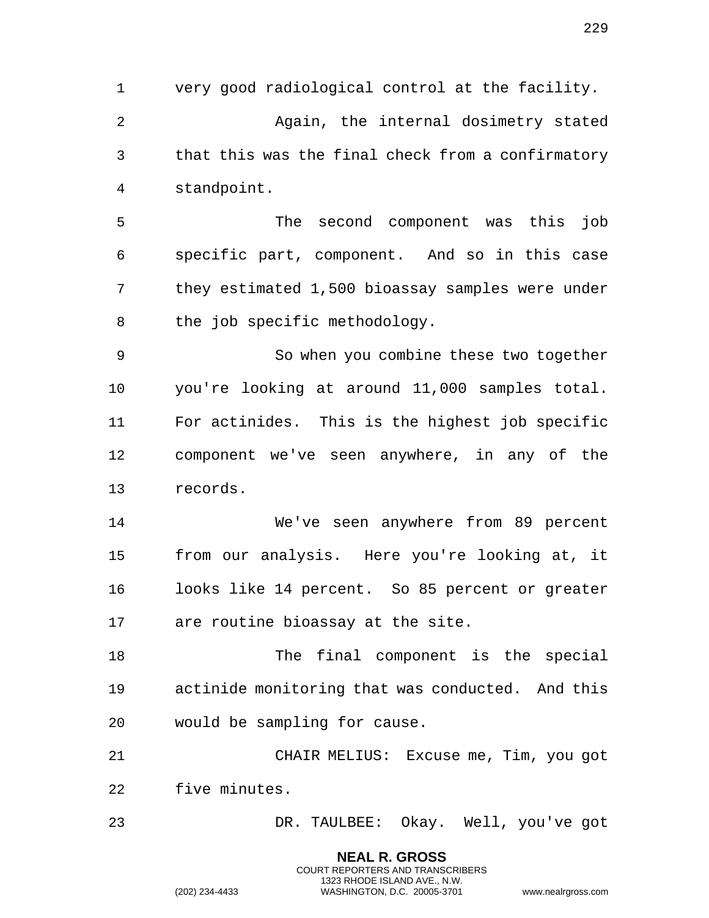very good radiological control at the facility.

Again, the internal dosimetry stated that this was the final check from a confirmatory standpoint.

The second component was this job specific part, component. And so in this case they estimated 1,500 bioassay samples were under the job specific methodology.

So when you combine these two together you're looking at around 11,000 samples total. For actinides. This is the highest job specific component we've seen anywhere, in any of the records.

We've seen anywhere from 89 percent from our analysis. Here you're looking at, it looks like 14 percent. So 85 percent or greater are routine bioassay at the site.

The final component is the special actinide monitoring that was conducted. And this would be sampling for cause.

CHAIR MELIUS: Excuse me, Tim, you got five minutes.

DR. TAULBEE: Okay. Well, you've got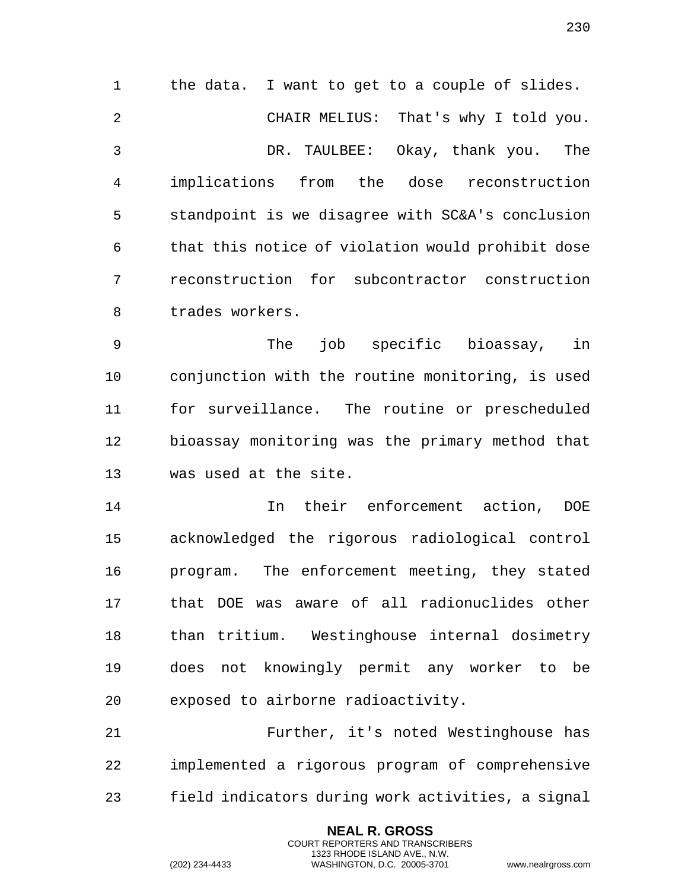the data. I want to get to a couple of slides.

CHAIR MELIUS: That's why I told you.

DR. TAULBEE: Okay, thank you. The implications from the dose reconstruction standpoint is we disagree with SC&A's conclusion that this notice of violation would prohibit dose reconstruction for subcontractor construction trades workers.

The job specific bioassay, in conjunction with the routine monitoring, is used for surveillance. The routine or prescheduled bioassay monitoring was the primary method that was used at the site.

In their enforcement action, DOE acknowledged the rigorous radiological control program. The enforcement meeting, they stated that DOE was aware of all radionuclides other than tritium. Westinghouse internal dosimetry does not knowingly permit any worker to be exposed to airborne radioactivity.

Further, it's noted Westinghouse has implemented a rigorous program of comprehensive field indicators during work activities, a signal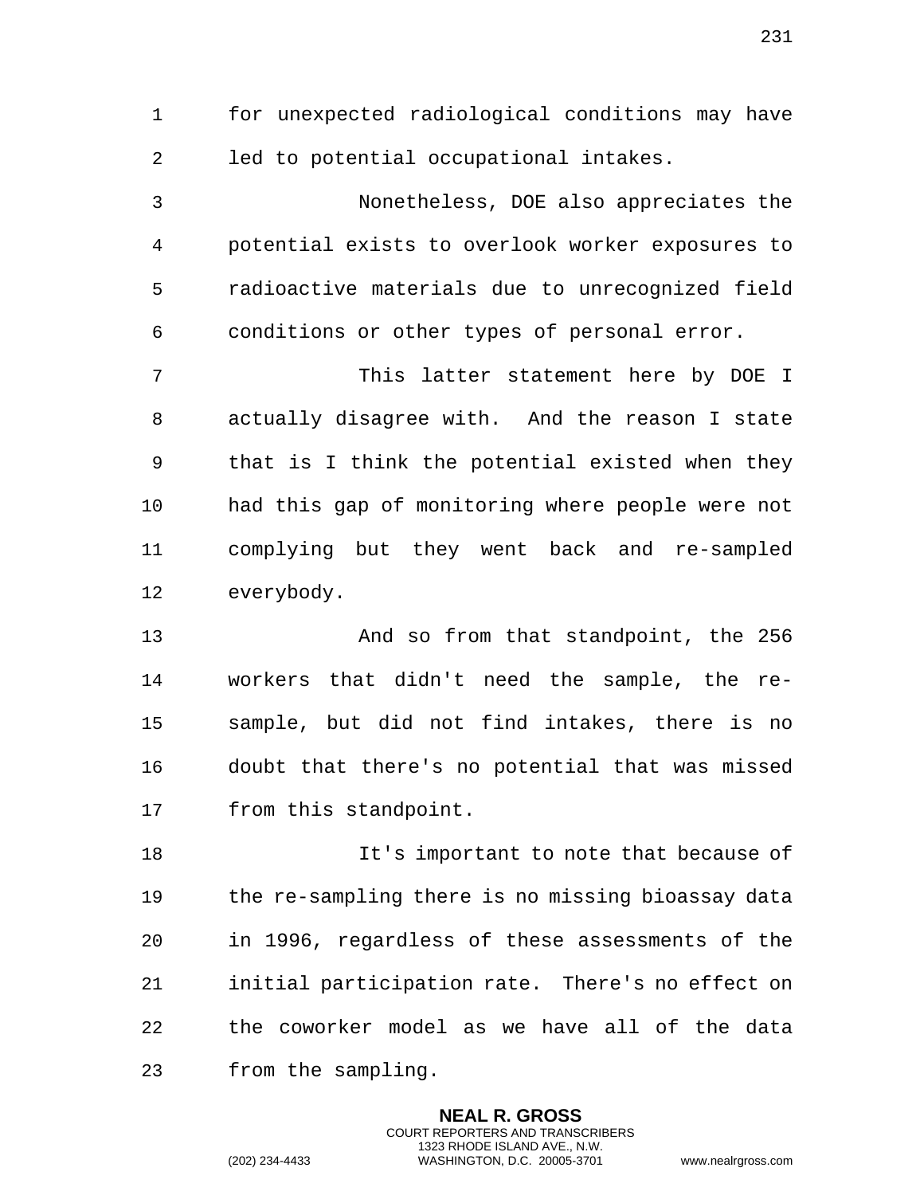for unexpected radiological conditions may have led to potential occupational intakes.

Nonetheless, DOE also appreciates the potential exists to overlook worker exposures to radioactive materials due to unrecognized field conditions or other types of personal error.

This latter statement here by DOE I actually disagree with. And the reason I state that is I think the potential existed when they had this gap of monitoring where people were not complying but they went back and re-sampled everybody.

And so from that standpoint, the 256 workers that didn't need the sample, the re-sample, but did not find intakes, there is no doubt that there's no potential that was missed from this standpoint.

It's important to note that because of the re-sampling there is no missing bioassay data in 1996, regardless of these assessments of the initial participation rate. There's no effect on the coworker model as we have all of the data from the sampling.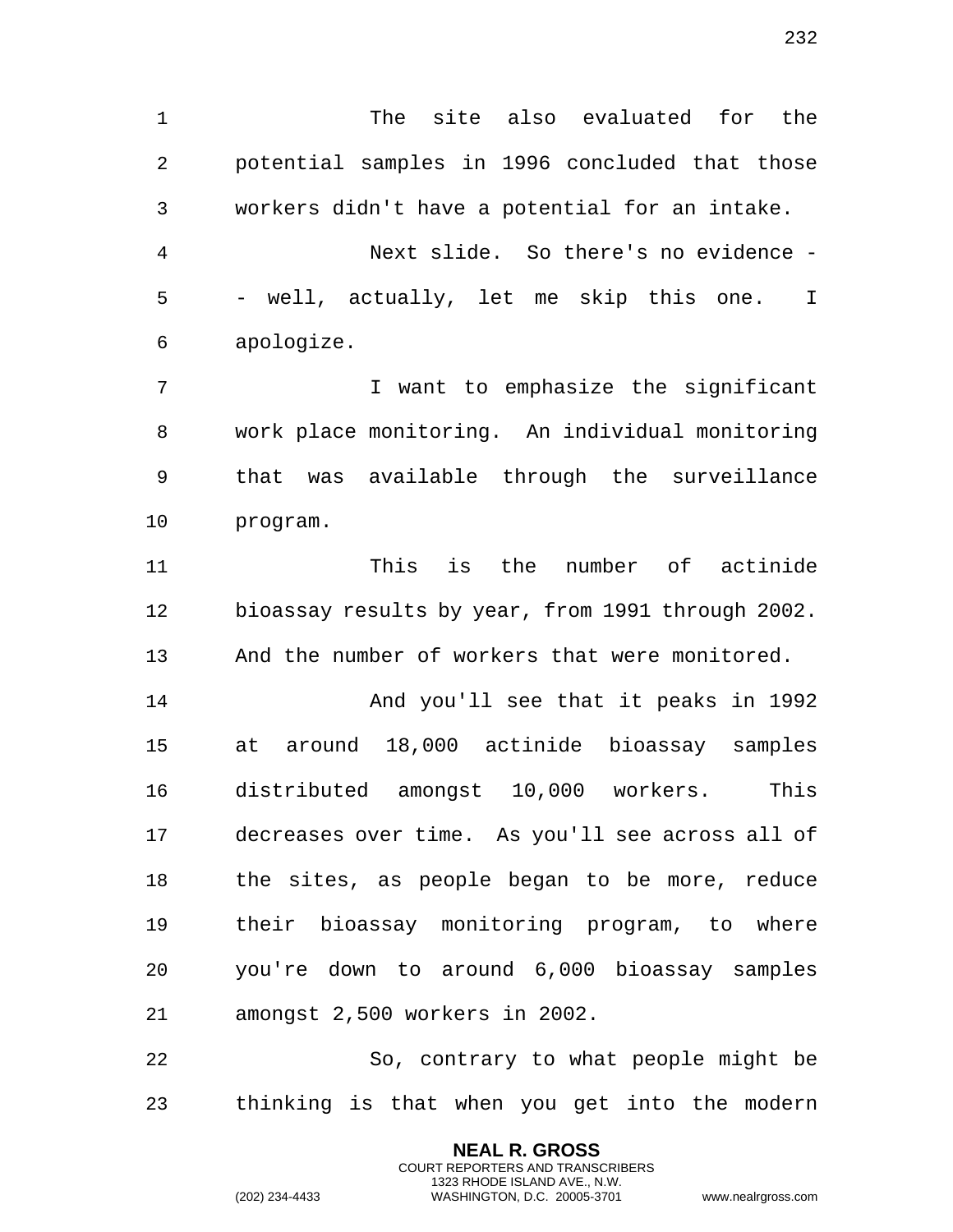The site also evaluated for the potential samples in 1996 concluded that those workers didn't have a potential for an intake.

Next slide. So there's no evidence -- well, actually, let me skip this one. I apologize.

I want to emphasize the significant work place monitoring. An individual monitoring that was available through the surveillance program.

This is the number of actinide bioassay results by year, from 1991 through 2002. And the number of workers that were monitored.

And you'll see that it peaks in 1992 at around 18,000 actinide bioassay samples distributed amongst 10,000 workers. This decreases over time. As you'll see across all of the sites, as people began to be more, reduce their bioassay monitoring program, to where you're down to around 6,000 bioassay samples amongst 2,500 workers in 2002.

So, contrary to what people might be thinking is that when you get into the modern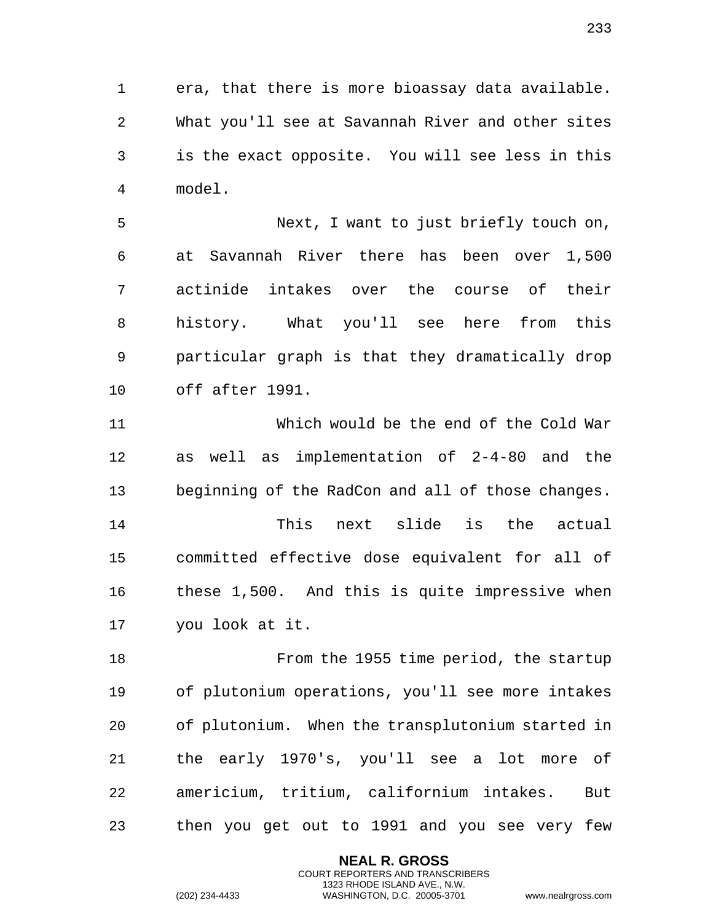era, that there is more bioassay data available. What you'll see at Savannah River and other sites is the exact opposite. You will see less in this model.

Next, I want to just briefly touch on, at Savannah River there has been over 1,500 actinide intakes over the course of their history. What you'll see here from this particular graph is that they dramatically drop off after 1991.

Which would be the end of the Cold War as well as implementation of 2-4-80 and the beginning of the RadCon and all of those changes.

This next slide is the actual committed effective dose equivalent for all of these 1,500. And this is quite impressive when you look at it.

From the 1955 time period, the startup of plutonium operations, you'll see more intakes of plutonium. When the transplutonium started in the early 1970's, you'll see a lot more of americium, tritium, californium intakes. But then you get out to 1991 and you see very few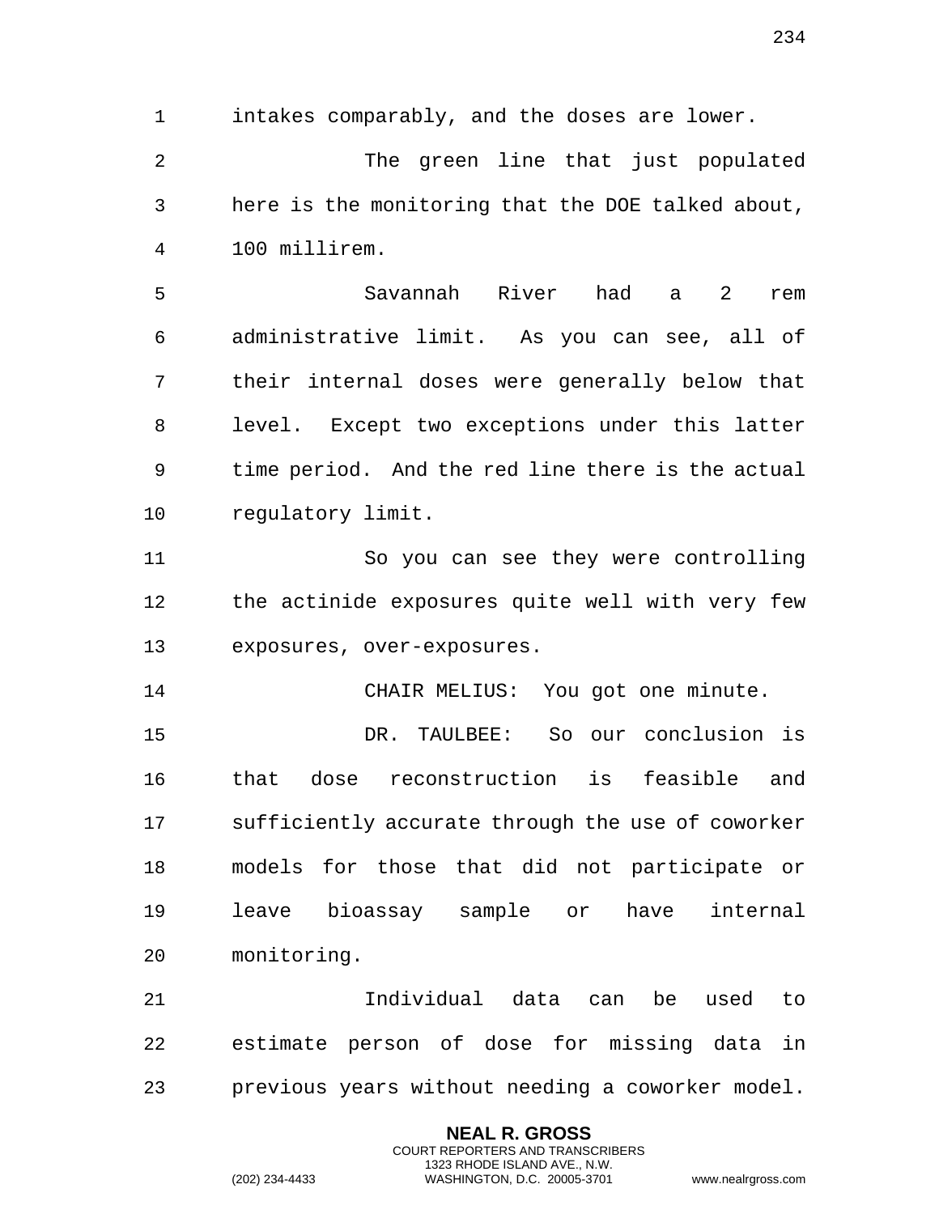intakes comparably, and the doses are lower.

The green line that just populated here is the monitoring that the DOE talked about, 100 millirem.

Savannah River had a 2 rem administrative limit. As you can see, all of their internal doses were generally below that level. Except two exceptions under this latter time period. And the red line there is the actual regulatory limit.

So you can see they were controlling the actinide exposures quite well with very few exposures, over-exposures.

CHAIR MELIUS: You got one minute.

DR. TAULBEE: So our conclusion is that dose reconstruction is feasible and sufficiently accurate through the use of coworker models for those that did not participate or leave bioassay sample or have internal monitoring.

Individual data can be used to estimate person of dose for missing data in previous years without needing a coworker model.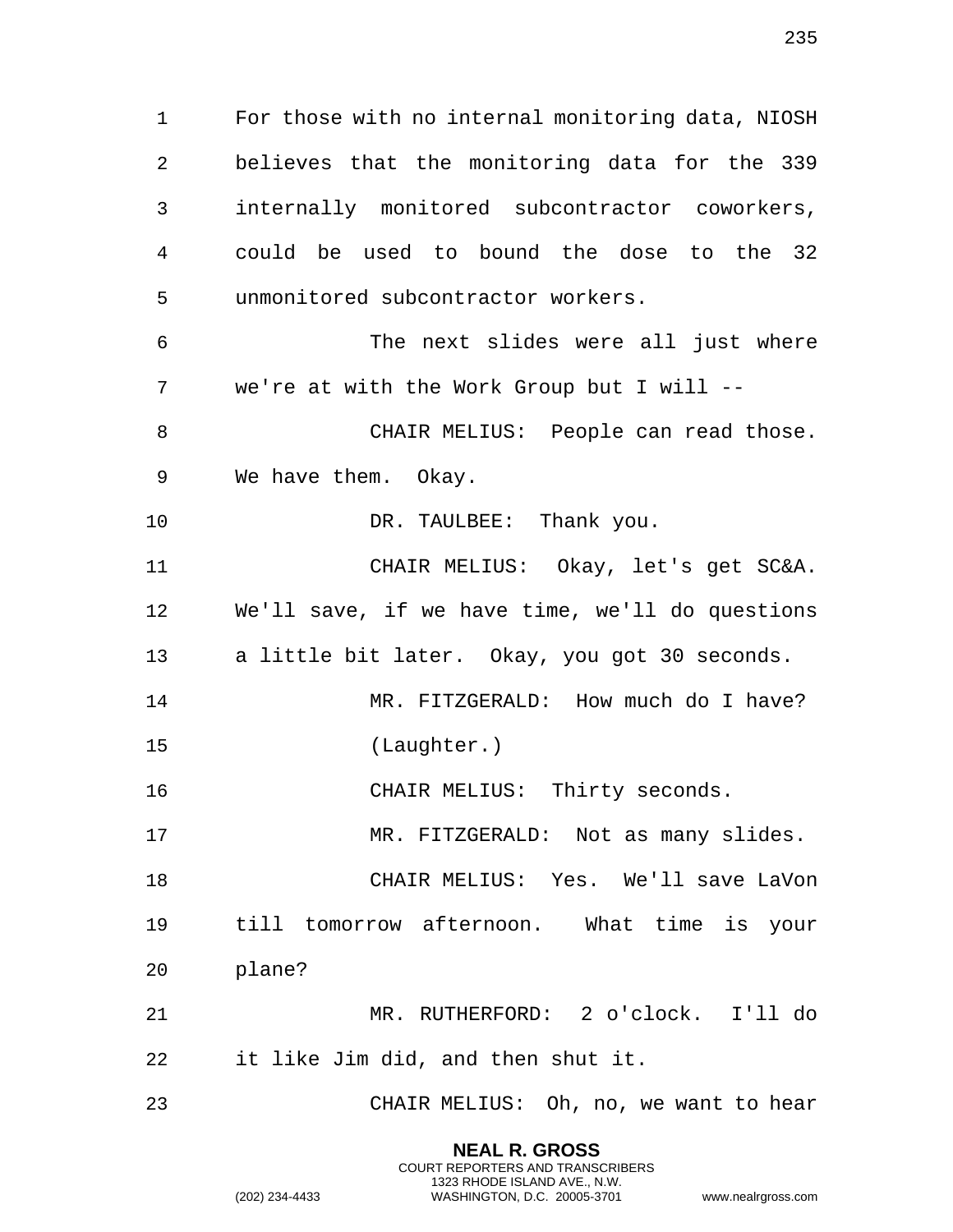For those with no internal monitoring data, NIOSH believes that the monitoring data for the 339 internally monitored subcontractor coworkers, could be used to bound the dose to the 32 unmonitored subcontractor workers.

The next slides were all just where we're at with the Work Group but I will --

CHAIR MELIUS: People can read those. We have them. Okay.

DR. TAULBEE: Thank you.

CHAIR MELIUS: Okay, let's get SC&A. We'll save, if we have time, we'll do questions a little bit later. Okay, you got 30 seconds.

MR. FITZGERALD: How much do I have?

(Laughter.)

CHAIR MELIUS: Thirty seconds.

MR. FITZGERALD: Not as many slides.

CHAIR MELIUS: Yes. We'll save LaVon till tomorrow afternoon. What time is your plane?

MR. RUTHERFORD: 2 o'clock. I'll do it like Jim did, and then shut it.

CHAIR MELIUS: Oh, no, we want to hear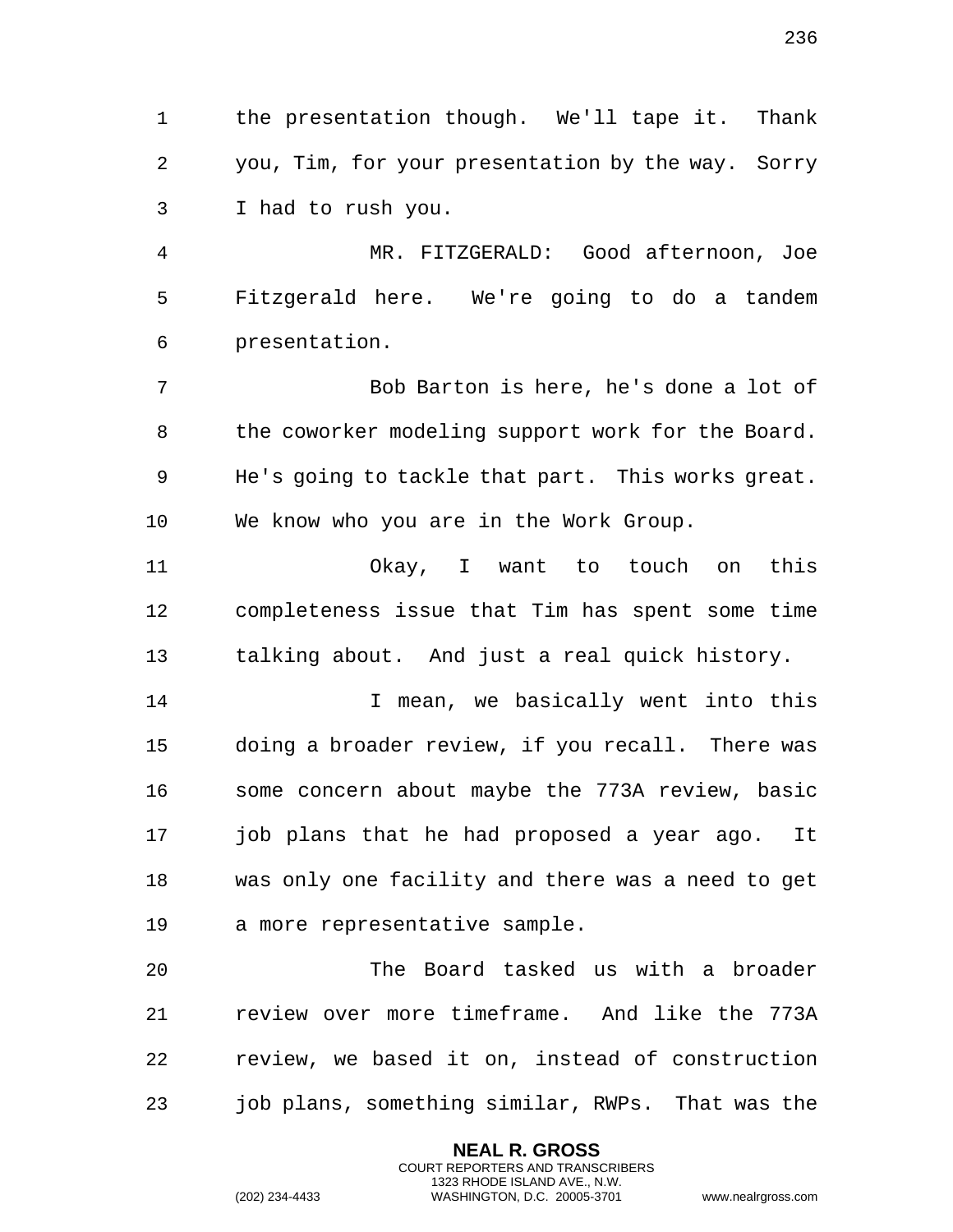the presentation though. We'll tape it. Thank you, Tim, for your presentation by the way. Sorry I had to rush you.

MR. FITZGERALD: Good afternoon, Joe Fitzgerald here. We're going to do a tandem presentation.

Bob Barton is here, he's done a lot of the coworker modeling support work for the Board. He's going to tackle that part. This works great. We know who you are in the Work Group.

Okay, I want to touch on this completeness issue that Tim has spent some time talking about. And just a real quick history.

I mean, we basically went into this doing a broader review, if you recall. There was some concern about maybe the 773A review, basic job plans that he had proposed a year ago. It was only one facility and there was a need to get a more representative sample.

The Board tasked us with a broader review over more timeframe. And like the 773A review, we based it on, instead of construction job plans, something similar, RWPs. That was the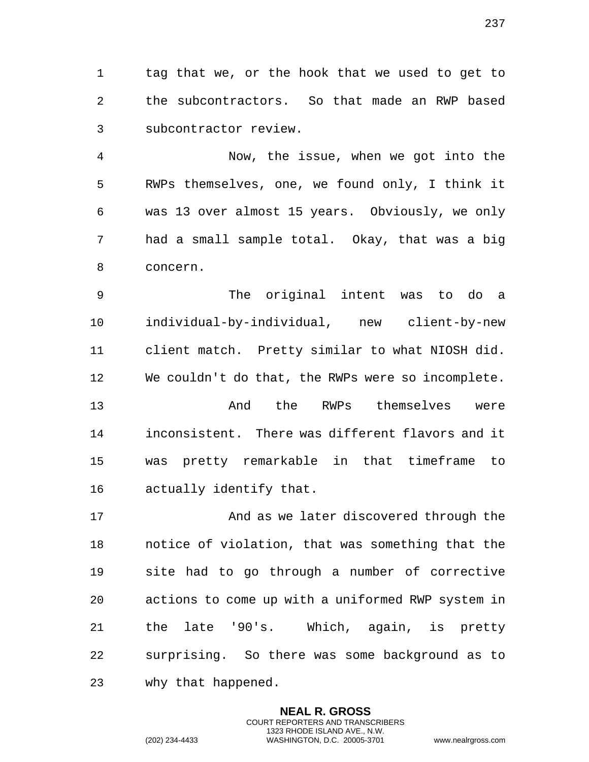tag that we, or the hook that we used to get to the subcontractors. So that made an RWP based subcontractor review.

Now, the issue, when we got into the RWPs themselves, one, we found only, I think it was 13 over almost 15 years. Obviously, we only had a small sample total. Okay, that was a big concern.

The original intent was to do a individual-by-individual, new client-by-new client match. Pretty similar to what NIOSH did. We couldn't do that, the RWPs were so incomplete.

And the RWPs themselves were inconsistent. There was different flavors and it was pretty remarkable in that timeframe to actually identify that.

And as we later discovered through the notice of violation, that was something that the site had to go through a number of corrective actions to come up with a uniformed RWP system in the late '90's. Which, again, is pretty surprising. So there was some background as to why that happened.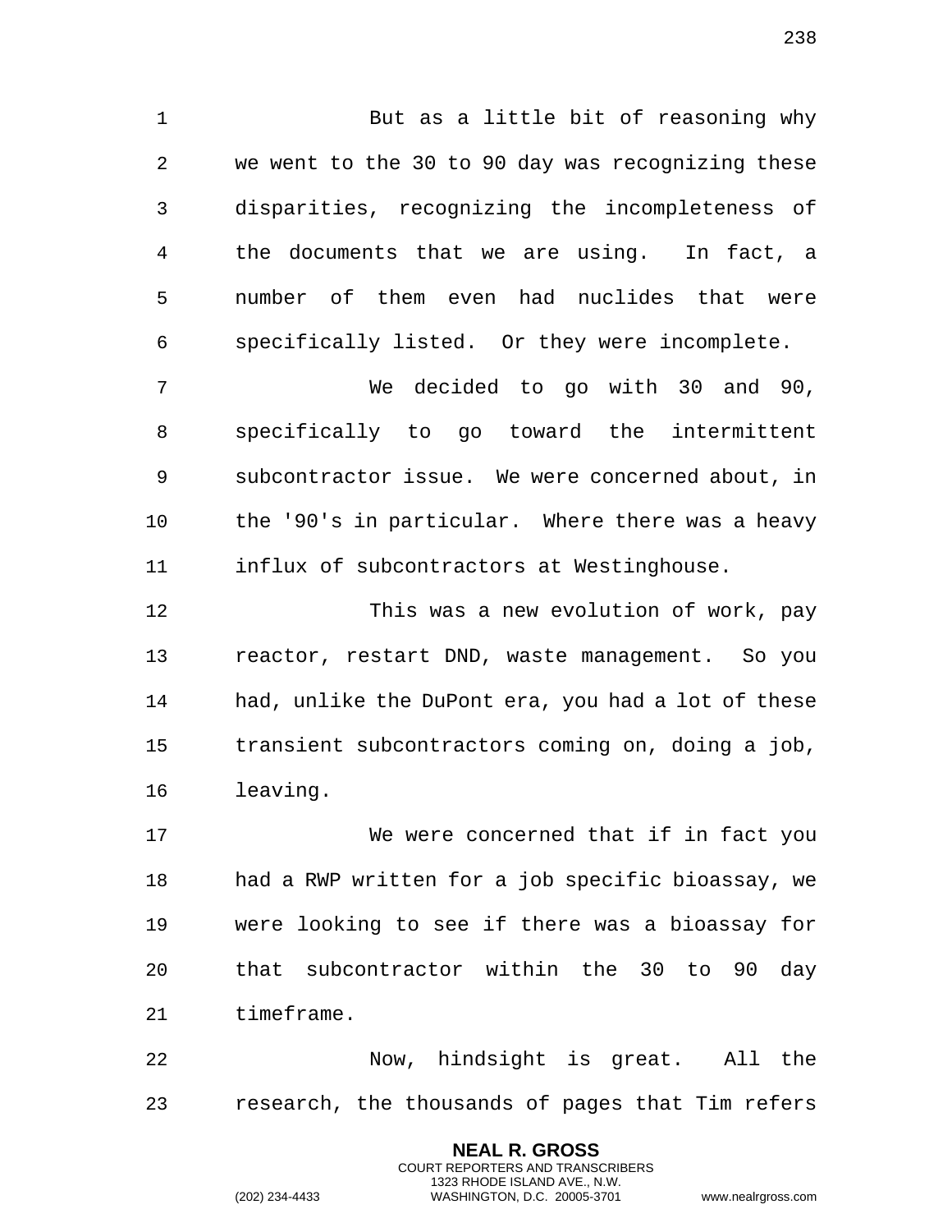But as a little bit of reasoning why we went to the 30 to 90 day was recognizing these disparities, recognizing the incompleteness of the documents that we are using. In fact, a number of them even had nuclides that were specifically listed. Or they were incomplete.

We decided to go with 30 and 90, specifically to go toward the intermittent subcontractor issue. We were concerned about, in the '90's in particular. Where there was a heavy influx of subcontractors at Westinghouse.

This was a new evolution of work, pay reactor, restart DND, waste management. So you had, unlike the DuPont era, you had a lot of these transient subcontractors coming on, doing a job, leaving.

We were concerned that if in fact you had a RWP written for a job specific bioassay, we were looking to see if there was a bioassay for that subcontractor within the 30 to 90 day timeframe.

Now, hindsight is great. All the research, the thousands of pages that Tim refers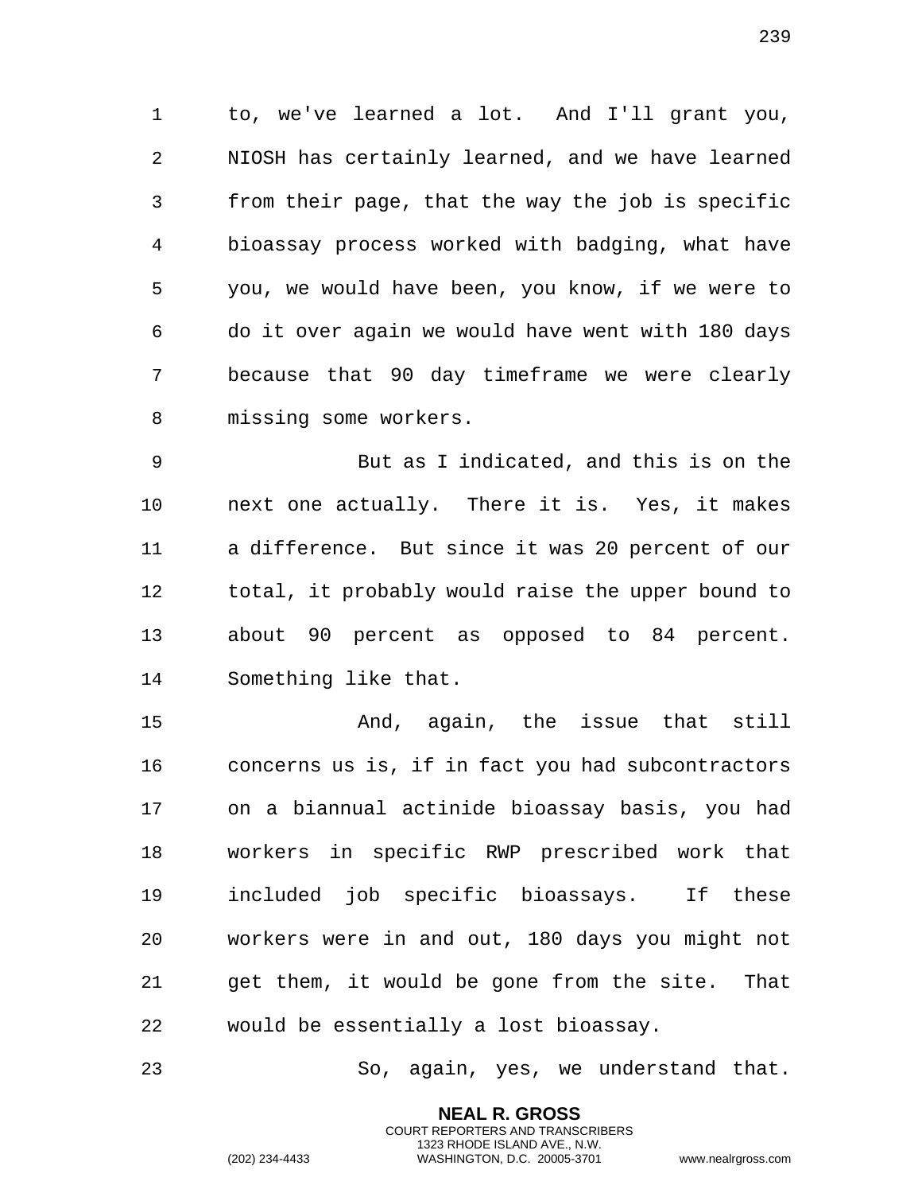to, we've learned a lot. And I'll grant you, NIOSH has certainly learned, and we have learned from their page, that the way the job is specific bioassay process worked with badging, what have you, we would have been, you know, if we were to do it over again we would have went with 180 days because that 90 day timeframe we were clearly missing some workers.

But as I indicated, and this is on the next one actually. There it is. Yes, it makes a difference. But since it was 20 percent of our total, it probably would raise the upper bound to about 90 percent as opposed to 84 percent. Something like that.

And, again, the issue that still concerns us is, if in fact you had subcontractors on a biannual actinide bioassay basis, you had workers in specific RWP prescribed work that included job specific bioassays. If these workers were in and out, 180 days you might not get them, it would be gone from the site. That would be essentially a lost bioassay.

So, again, yes, we understand that.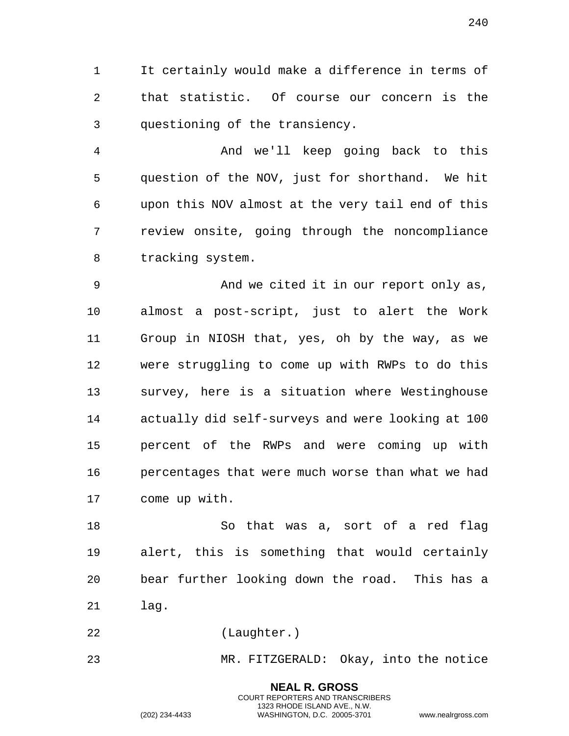It certainly would make a difference in terms of that statistic. Of course our concern is the questioning of the transiency.

And we'll keep going back to this question of the NOV, just for shorthand. We hit upon this NOV almost at the very tail end of this review onsite, going through the noncompliance tracking system.

And we cited it in our report only as, almost a post-script, just to alert the Work Group in NIOSH that, yes, oh by the way, as we were struggling to come up with RWPs to do this survey, here is a situation where Westinghouse actually did self-surveys and were looking at 100 percent of the RWPs and were coming up with percentages that were much worse than what we had come up with.

So that was a, sort of a red flag alert, this is something that would certainly bear further looking down the road. This has a lag.

(Laughter.)

MR. FITZGERALD: Okay, into the notice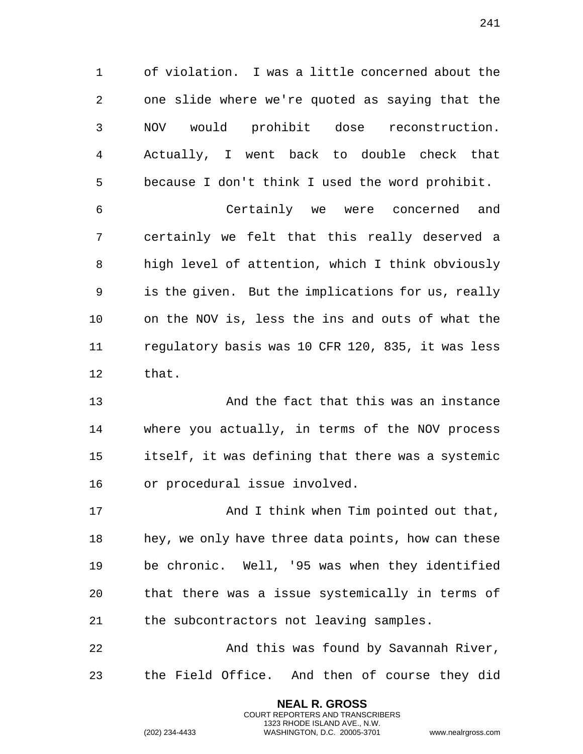of violation. I was a little concerned about the one slide where we're quoted as saying that the NOV would prohibit dose reconstruction. Actually, I went back to double check that because I don't think I used the word prohibit.

Certainly we were concerned and certainly we felt that this really deserved a high level of attention, which I think obviously is the given. But the implications for us, really on the NOV is, less the ins and outs of what the regulatory basis was 10 CFR 120, 835, it was less that.

And the fact that this was an instance where you actually, in terms of the NOV process itself, it was defining that there was a systemic or procedural issue involved.

And I think when Tim pointed out that, hey, we only have three data points, how can these be chronic. Well, '95 was when they identified that there was a issue systemically in terms of the subcontractors not leaving samples.

And this was found by Savannah River, the Field Office. And then of course they did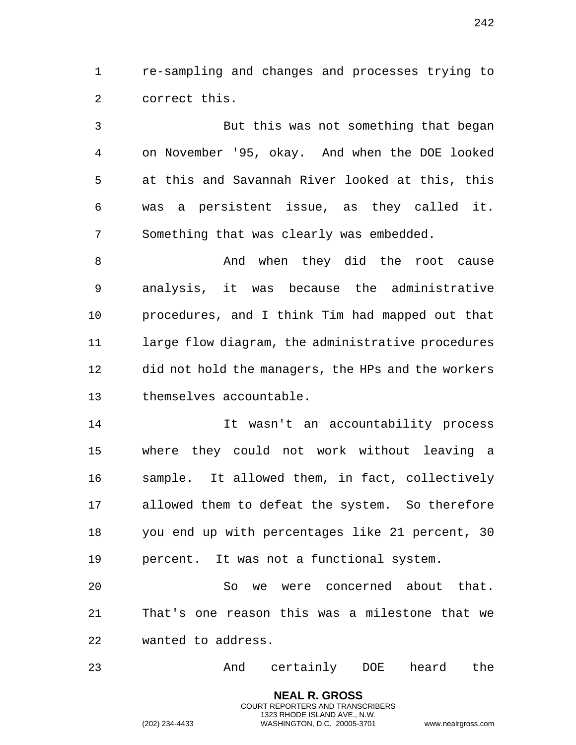re-sampling and changes and processes trying to correct this.

But this was not something that began on November '95, okay. And when the DOE looked at this and Savannah River looked at this, this was a persistent issue, as they called it. Something that was clearly was embedded.

And when they did the root cause analysis, it was because the administrative procedures, and I think Tim had mapped out that large flow diagram, the administrative procedures did not hold the managers, the HPs and the workers themselves accountable.

It wasn't an accountability process where they could not work without leaving a sample. It allowed them, in fact, collectively allowed them to defeat the system. So therefore you end up with percentages like 21 percent, 30 percent. It was not a functional system.

So we were concerned about that. That's one reason this was a milestone that we wanted to address.

And certainly DOE heard the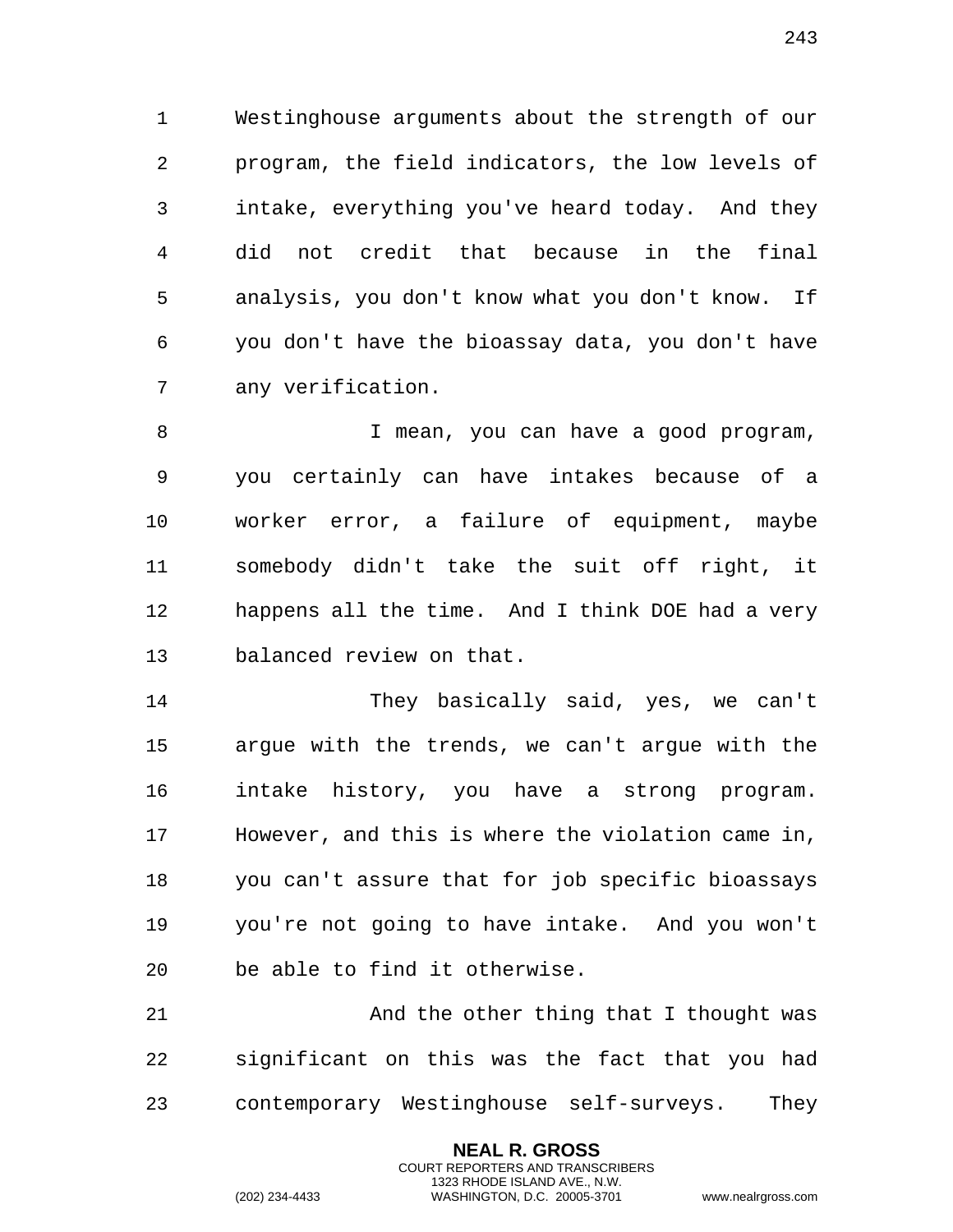Westinghouse arguments about the strength of our program, the field indicators, the low levels of intake, everything you've heard today. And they did not credit that because in the final analysis, you don't know what you don't know. If you don't have the bioassay data, you don't have any verification.

I mean, you can have a good program, you certainly can have intakes because of a worker error, a failure of equipment, maybe somebody didn't take the suit off right, it happens all the time. And I think DOE had a very balanced review on that.

They basically said, yes, we can't argue with the trends, we can't argue with the intake history, you have a strong program. However, and this is where the violation came in, you can't assure that for job specific bioassays you're not going to have intake. And you won't be able to find it otherwise.

And the other thing that I thought was significant on this was the fact that you had contemporary Westinghouse self-surveys. They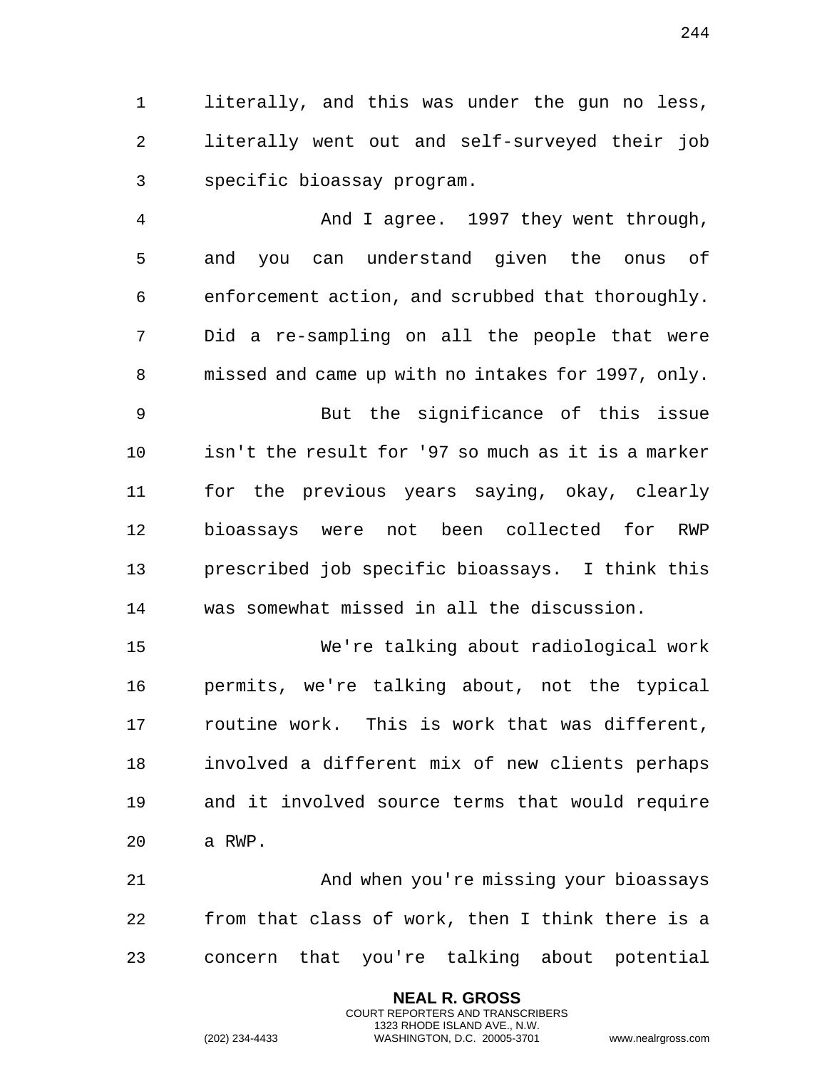literally, and this was under the gun no less, literally went out and self-surveyed their job specific bioassay program.

And I agree. 1997 they went through, and you can understand given the onus of enforcement action, and scrubbed that thoroughly. Did a re-sampling on all the people that were missed and came up with no intakes for 1997, only.

But the significance of this issue isn't the result for '97 so much as it is a marker for the previous years saying, okay, clearly bioassays were not been collected for RWP prescribed job specific bioassays. I think this was somewhat missed in all the discussion.

We're talking about radiological work permits, we're talking about, not the typical routine work. This is work that was different, involved a different mix of new clients perhaps and it involved source terms that would require a RWP.

And when you're missing your bioassays from that class of work, then I think there is a concern that you're talking about potential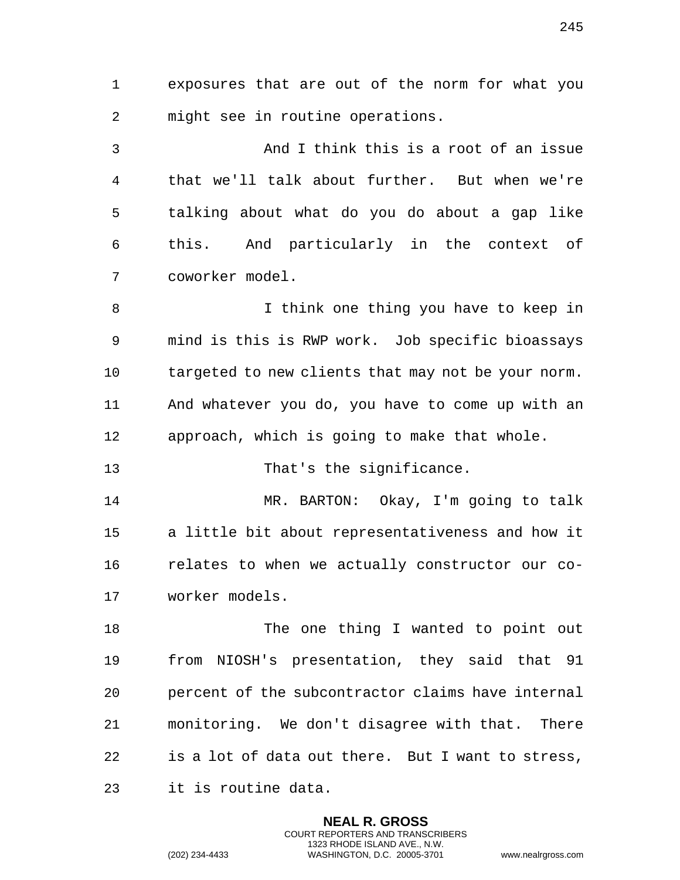exposures that are out of the norm for what you might see in routine operations.

And I think this is a root of an issue that we'll talk about further. But when we're talking about what do you do about a gap like this. And particularly in the context of coworker model.

I think one thing you have to keep in mind is this is RWP work. Job specific bioassays targeted to new clients that may not be your norm. And whatever you do, you have to come up with an approach, which is going to make that whole.

That's the significance.

MR. BARTON: Okay, I'm going to talk a little bit about representativeness and how it relates to when we actually constructor our co-worker models.

The one thing I wanted to point out from NIOSH's presentation, they said that 91 percent of the subcontractor claims have internal monitoring. We don't disagree with that. There is a lot of data out there. But I want to stress, it is routine data.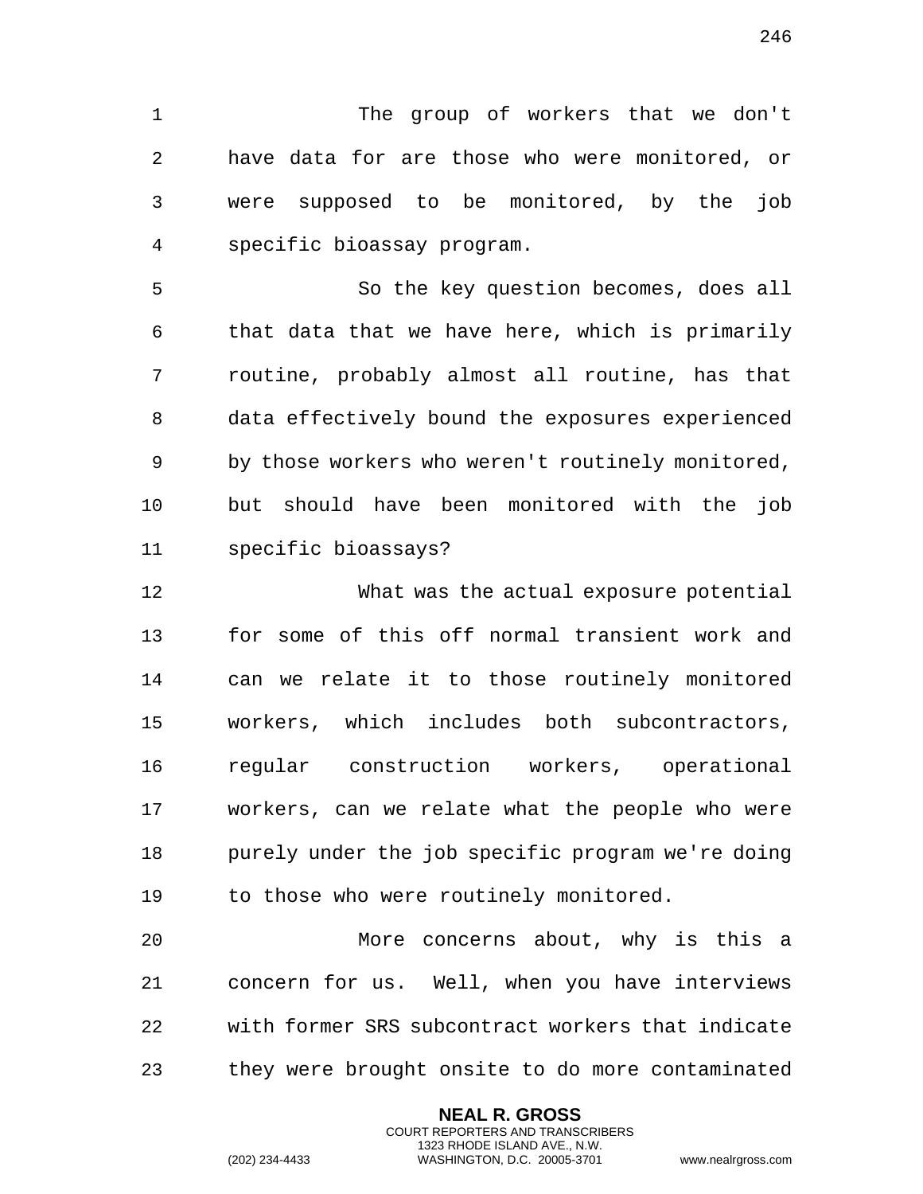The group of workers that we don't have data for are those who were monitored, or were supposed to be monitored, by the job specific bioassay program.

So the key question becomes, does all that data that we have here, which is primarily routine, probably almost all routine, has that data effectively bound the exposures experienced by those workers who weren't routinely monitored, but should have been monitored with the job specific bioassays?

What was the actual exposure potential for some of this off normal transient work and can we relate it to those routinely monitored workers, which includes both subcontractors, regular construction workers, operational workers, can we relate what the people who were purely under the job specific program we're doing to those who were routinely monitored.

More concerns about, why is this a concern for us. Well, when you have interviews with former SRS subcontract workers that indicate they were brought onsite to do more contaminated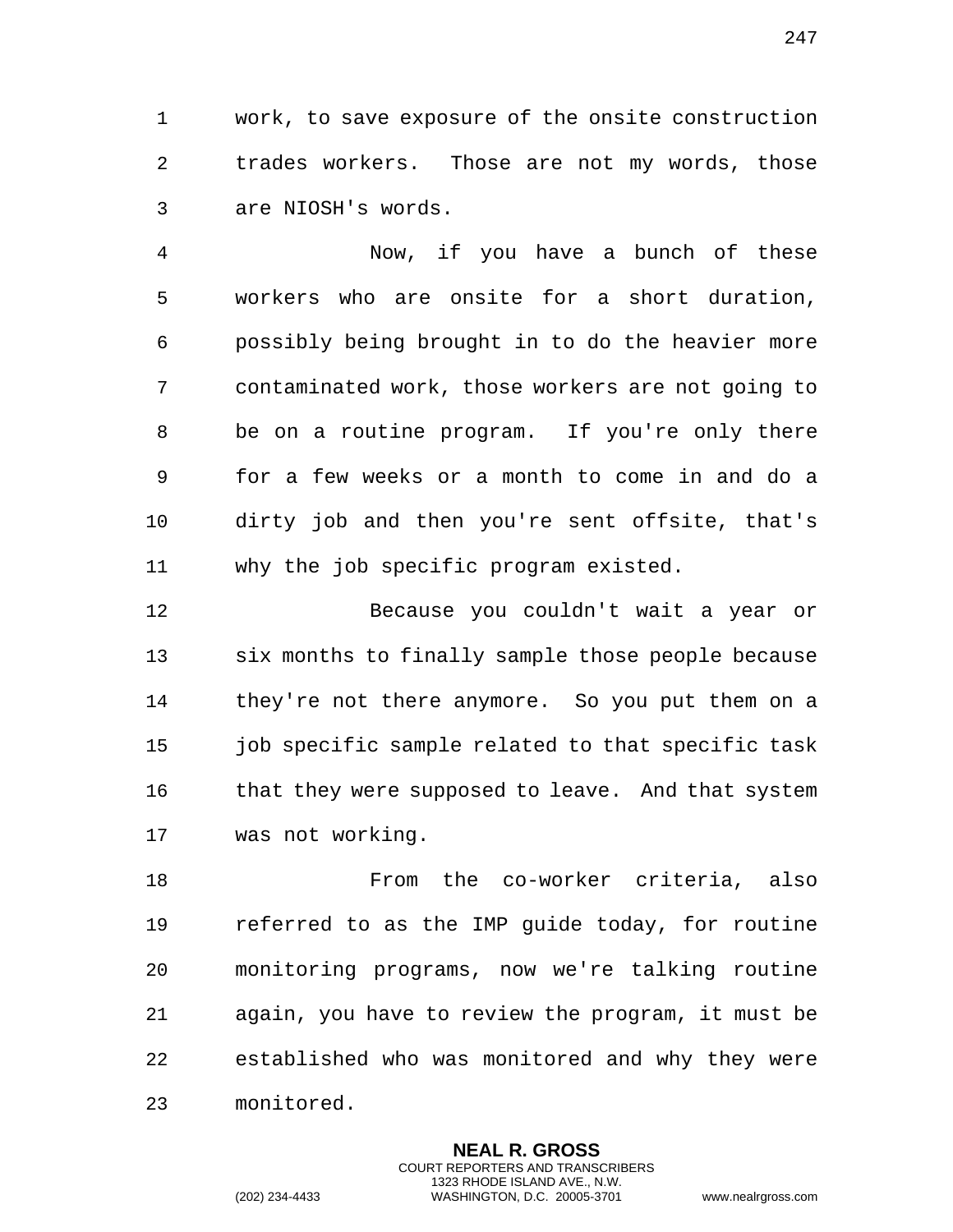work, to save exposure of the onsite construction trades workers. Those are not my words, those are NIOSH's words.

Now, if you have a bunch of these workers who are onsite for a short duration, possibly being brought in to do the heavier more contaminated work, those workers are not going to be on a routine program. If you're only there for a few weeks or a month to come in and do a dirty job and then you're sent offsite, that's why the job specific program existed.

Because you couldn't wait a year or six months to finally sample those people because they're not there anymore. So you put them on a job specific sample related to that specific task that they were supposed to leave. And that system was not working.

From the co-worker criteria, also referred to as the IMP guide today, for routine monitoring programs, now we're talking routine again, you have to review the program, it must be established who was monitored and why they were monitored.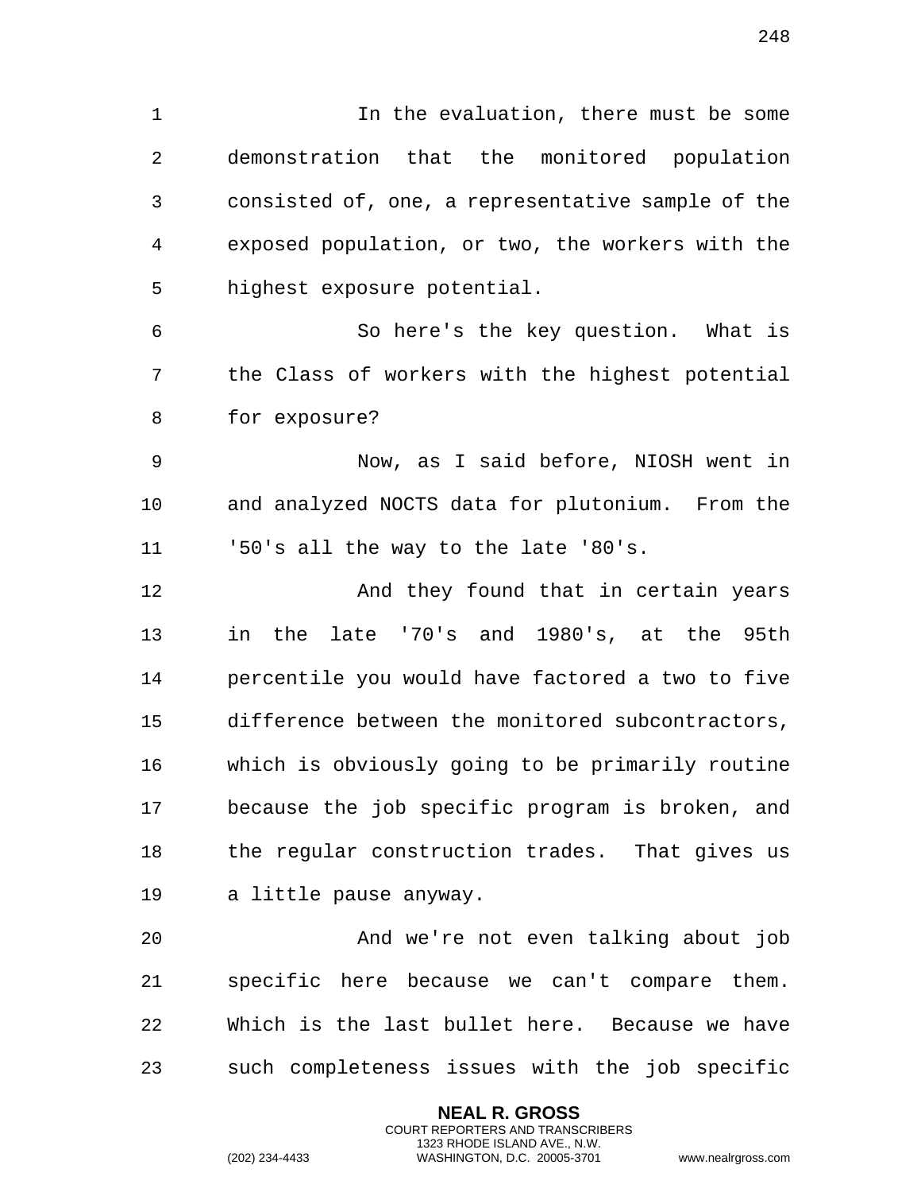In the evaluation, there must be some demonstration that the monitored population consisted of, one, a representative sample of the exposed population, or two, the workers with the highest exposure potential.

So here's the key question. What is the Class of workers with the highest potential for exposure?

Now, as I said before, NIOSH went in and analyzed NOCTS data for plutonium. From the '50's all the way to the late '80's.

And they found that in certain years in the late '70's and 1980's, at the 95th percentile you would have factored a two to five difference between the monitored subcontractors, which is obviously going to be primarily routine because the job specific program is broken, and the regular construction trades. That gives us a little pause anyway.

And we're not even talking about job specific here because we can't compare them. Which is the last bullet here. Because we have such completeness issues with the job specific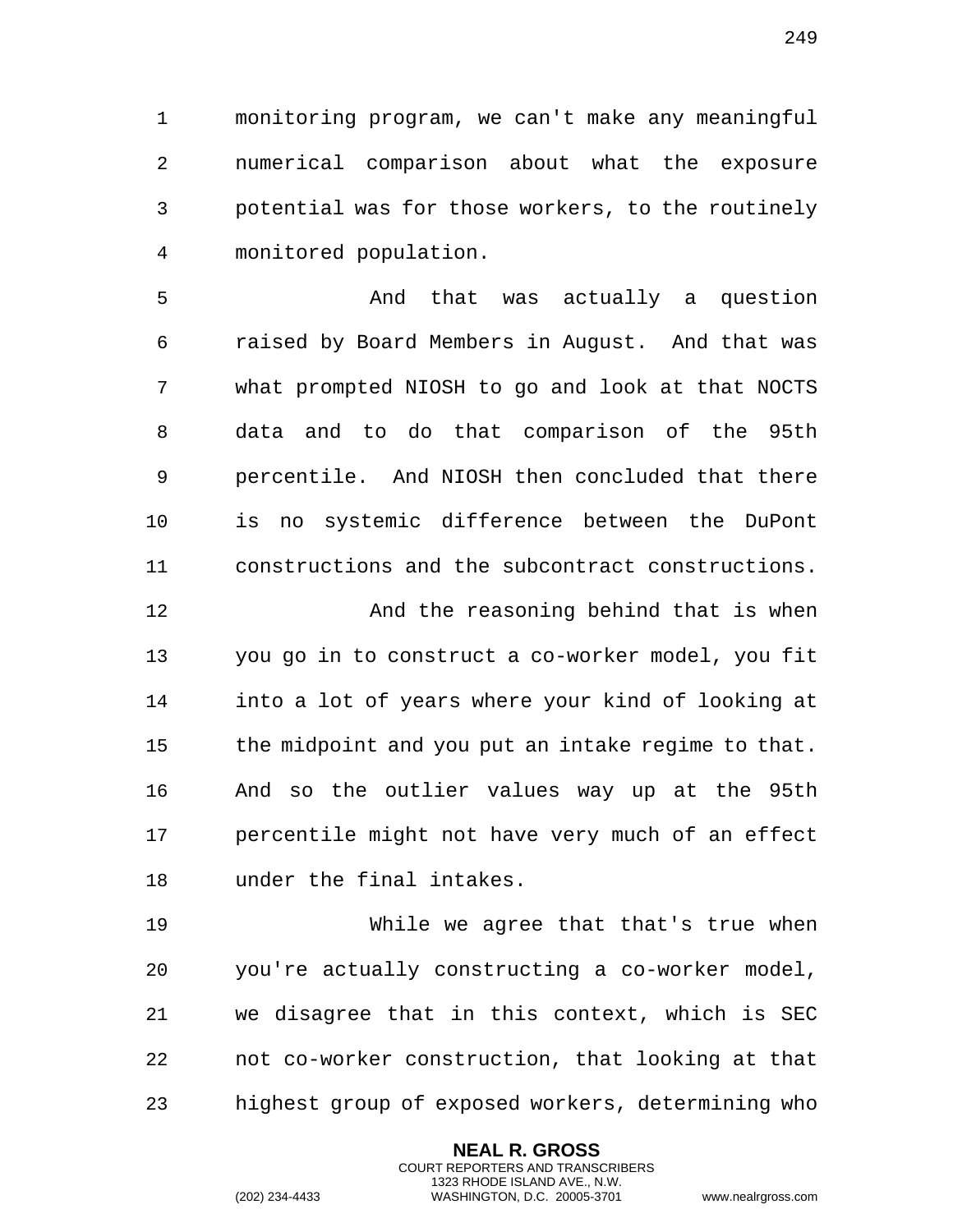monitoring program, we can't make any meaningful numerical comparison about what the exposure potential was for those workers, to the routinely monitored population.

And that was actually a question raised by Board Members in August. And that was what prompted NIOSH to go and look at that NOCTS data and to do that comparison of the 95th percentile. And NIOSH then concluded that there is no systemic difference between the DuPont constructions and the subcontract constructions.

And the reasoning behind that is when you go in to construct a co-worker model, you fit into a lot of years where your kind of looking at the midpoint and you put an intake regime to that. And so the outlier values way up at the 95th percentile might not have very much of an effect under the final intakes.

While we agree that that's true when you're actually constructing a co-worker model, we disagree that in this context, which is SEC not co-worker construction, that looking at that highest group of exposed workers, determining who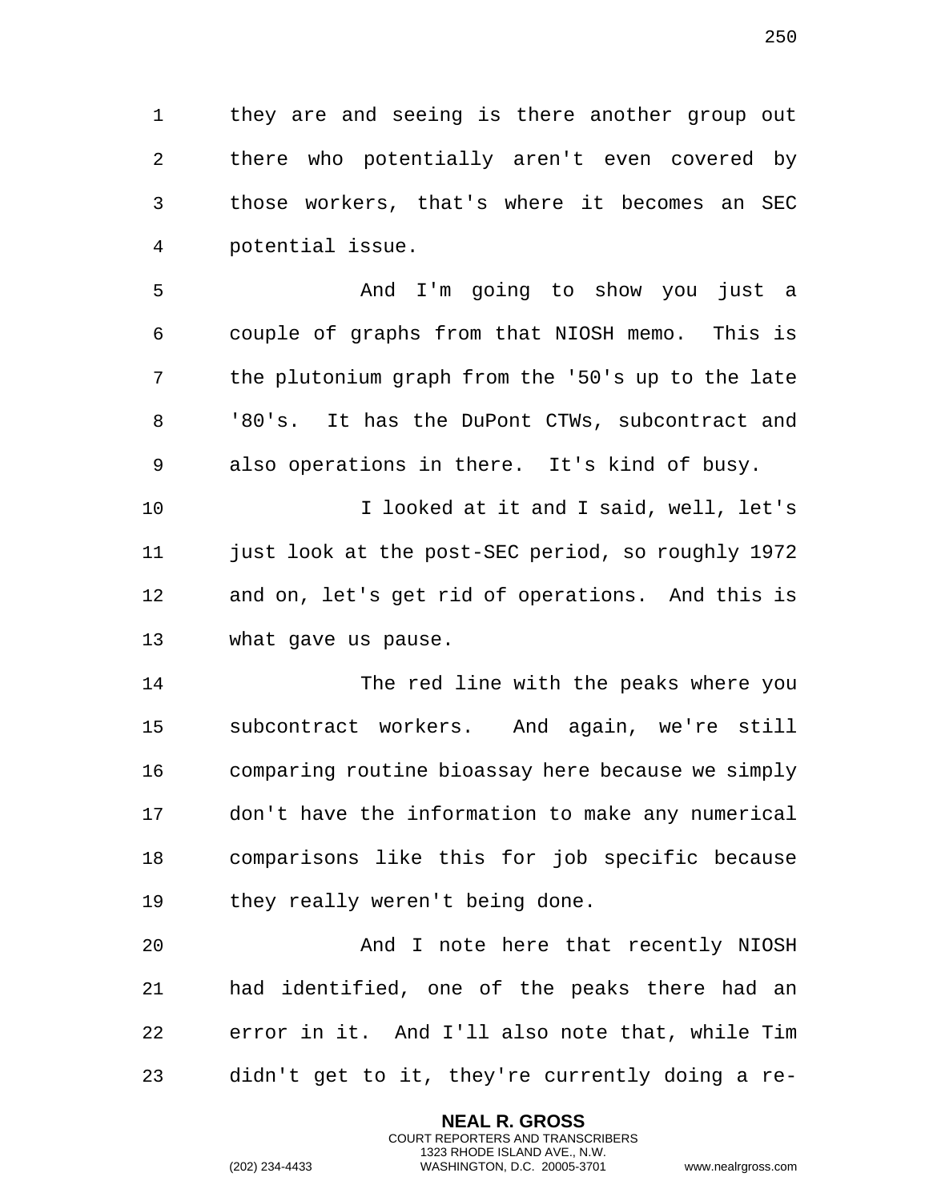they are and seeing is there another group out there who potentially aren't even covered by those workers, that's where it becomes an SEC potential issue.

And I'm going to show you just a couple of graphs from that NIOSH memo. This is the plutonium graph from the '50's up to the late '80's. It has the DuPont CTWs, subcontract and also operations in there. It's kind of busy.

I looked at it and I said, well, let's just look at the post-SEC period, so roughly 1972 and on, let's get rid of operations. And this is what gave us pause.

The red line with the peaks where you subcontract workers. And again, we're still comparing routine bioassay here because we simply don't have the information to make any numerical comparisons like this for job specific because they really weren't being done.

And I note here that recently NIOSH had identified, one of the peaks there had an error in it. And I'll also note that, while Tim didn't get to it, they're currently doing a re-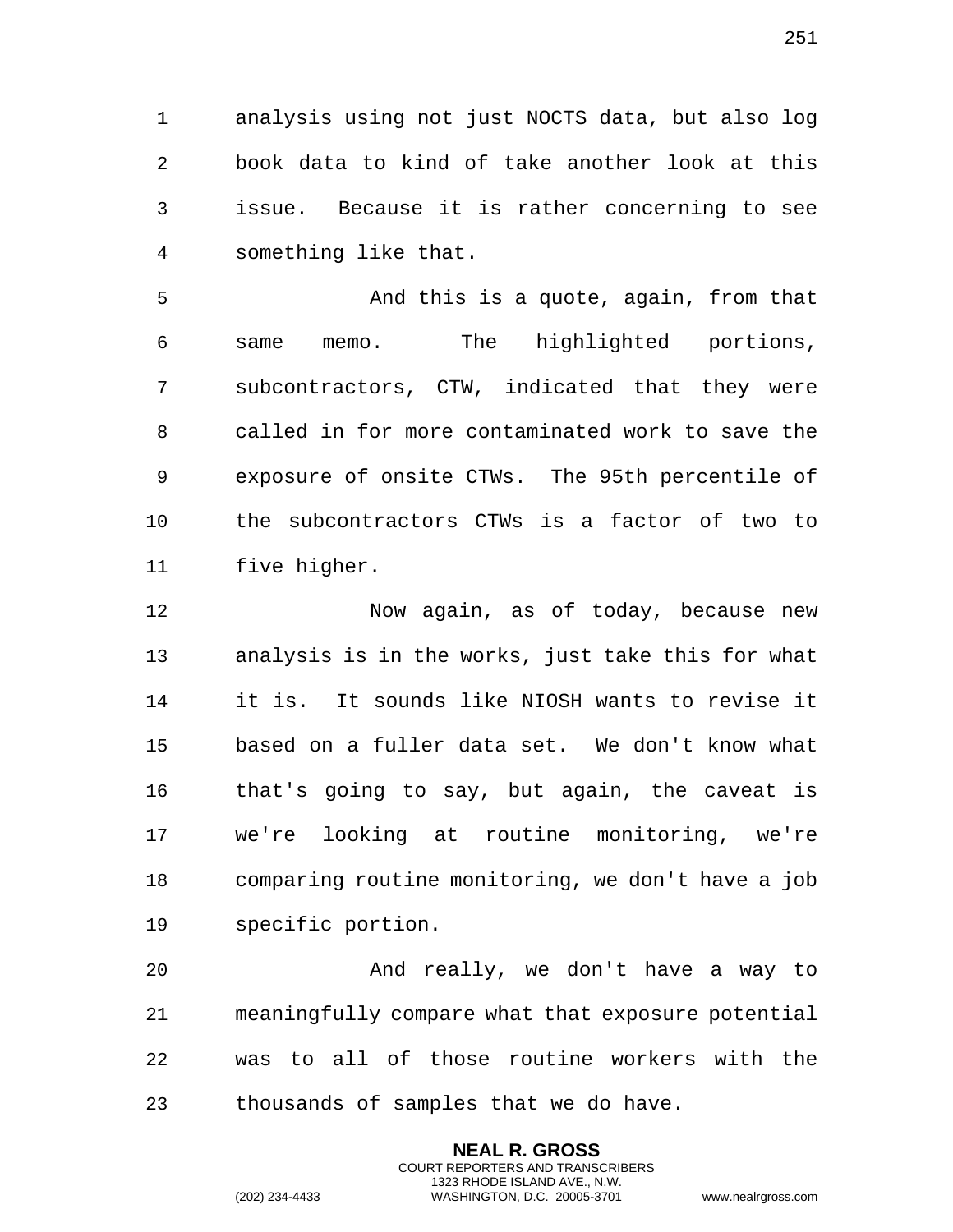analysis using not just NOCTS data, but also log book data to kind of take another look at this issue. Because it is rather concerning to see something like that.

And this is a quote, again, from that same memo. The highlighted portions, subcontractors, CTW, indicated that they were called in for more contaminated work to save the exposure of onsite CTWs. The 95th percentile of the subcontractors CTWs is a factor of two to five higher.

Now again, as of today, because new analysis is in the works, just take this for what it is. It sounds like NIOSH wants to revise it based on a fuller data set. We don't know what that's going to say, but again, the caveat is we're looking at routine monitoring, we're comparing routine monitoring, we don't have a job specific portion.

And really, we don't have a way to meaningfully compare what that exposure potential was to all of those routine workers with the thousands of samples that we do have.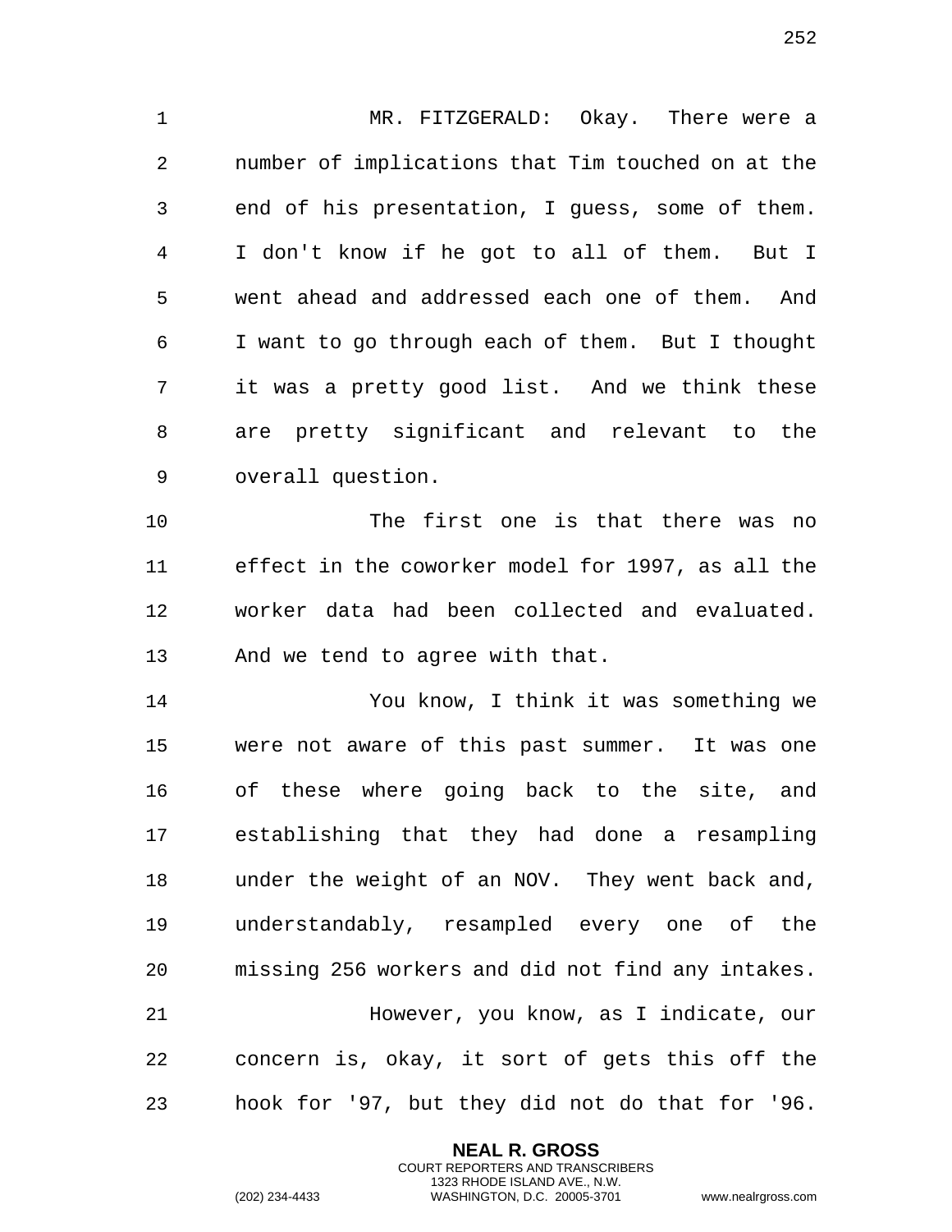MR. FITZGERALD: Okay. There were a number of implications that Tim touched on at the end of his presentation, I guess, some of them. I don't know if he got to all of them. But I went ahead and addressed each one of them. And I want to go through each of them. But I thought it was a pretty good list. And we think these are pretty significant and relevant to the overall question.

The first one is that there was no effect in the coworker model for 1997, as all the worker data had been collected and evaluated. And we tend to agree with that.

You know, I think it was something we were not aware of this past summer. It was one of these where going back to the site, and establishing that they had done a resampling under the weight of an NOV. They went back and, understandably, resampled every one of the missing 256 workers and did not find any intakes.

However, you know, as I indicate, our concern is, okay, it sort of gets this off the hook for '97, but they did not do that for '96.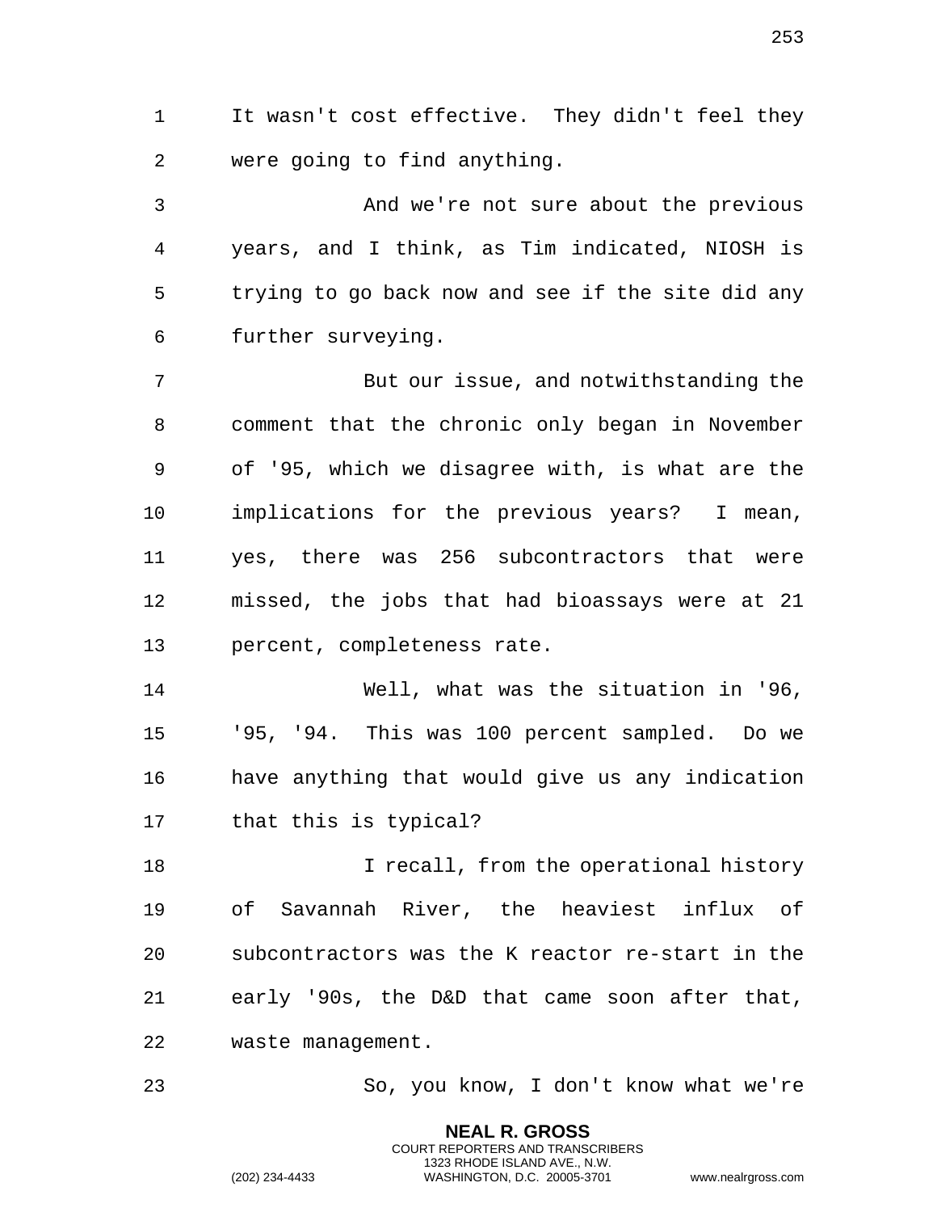It wasn't cost effective. They didn't feel they were going to find anything.

And we're not sure about the previous years, and I think, as Tim indicated, NIOSH is trying to go back now and see if the site did any further surveying.

But our issue, and notwithstanding the comment that the chronic only began in November of '95, which we disagree with, is what are the implications for the previous years? I mean, yes, there was 256 subcontractors that were missed, the jobs that had bioassays were at 21 percent, completeness rate.

Well, what was the situation in '96, '95, '94. This was 100 percent sampled. Do we have anything that would give us any indication that this is typical?

I recall, from the operational history of Savannah River, the heaviest influx of subcontractors was the K reactor re-start in the early '90s, the D&D that came soon after that, waste management.

So, you know, I don't know what we're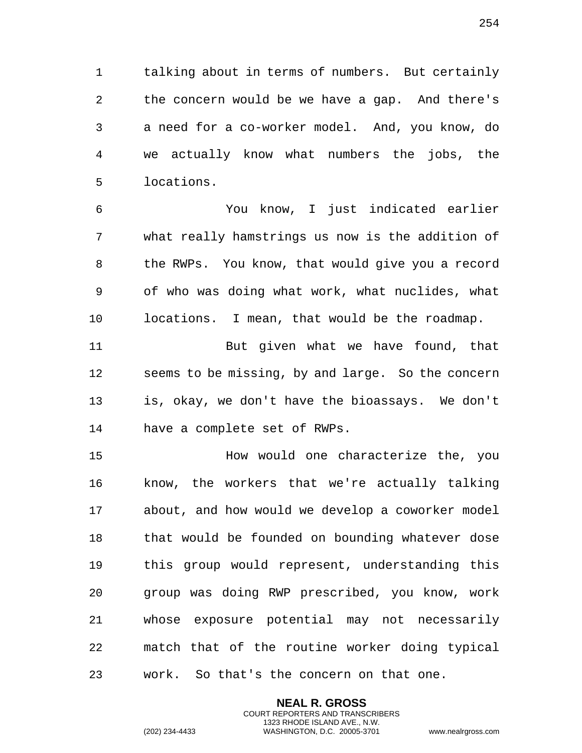talking about in terms of numbers. But certainly the concern would be we have a gap. And there's a need for a co-worker model. And, you know, do we actually know what numbers the jobs, the locations.

You know, I just indicated earlier what really hamstrings us now is the addition of the RWPs. You know, that would give you a record of who was doing what work, what nuclides, what locations. I mean, that would be the roadmap.

But given what we have found, that seems to be missing, by and large. So the concern is, okay, we don't have the bioassays. We don't have a complete set of RWPs.

How would one characterize the, you know, the workers that we're actually talking about, and how would we develop a coworker model that would be founded on bounding whatever dose this group would represent, understanding this group was doing RWP prescribed, you know, work whose exposure potential may not necessarily match that of the routine worker doing typical work. So that's the concern on that one.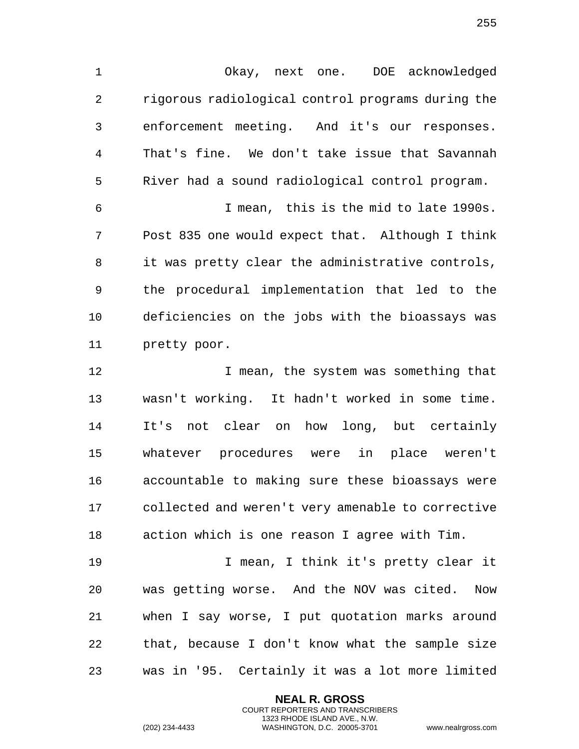Okay, next one. DOE acknowledged rigorous radiological control programs during the enforcement meeting. And it's our responses. That's fine. We don't take issue that Savannah River had a sound radiological control program.

I mean, this is the mid to late 1990s. Post 835 one would expect that. Although I think it was pretty clear the administrative controls, the procedural implementation that led to the deficiencies on the jobs with the bioassays was pretty poor.

I mean, the system was something that wasn't working. It hadn't worked in some time. It's not clear on how long, but certainly whatever procedures were in place weren't accountable to making sure these bioassays were collected and weren't very amenable to corrective action which is one reason I agree with Tim.

I mean, I think it's pretty clear it was getting worse. And the NOV was cited. Now when I say worse, I put quotation marks around that, because I don't know what the sample size was in '95. Certainly it was a lot more limited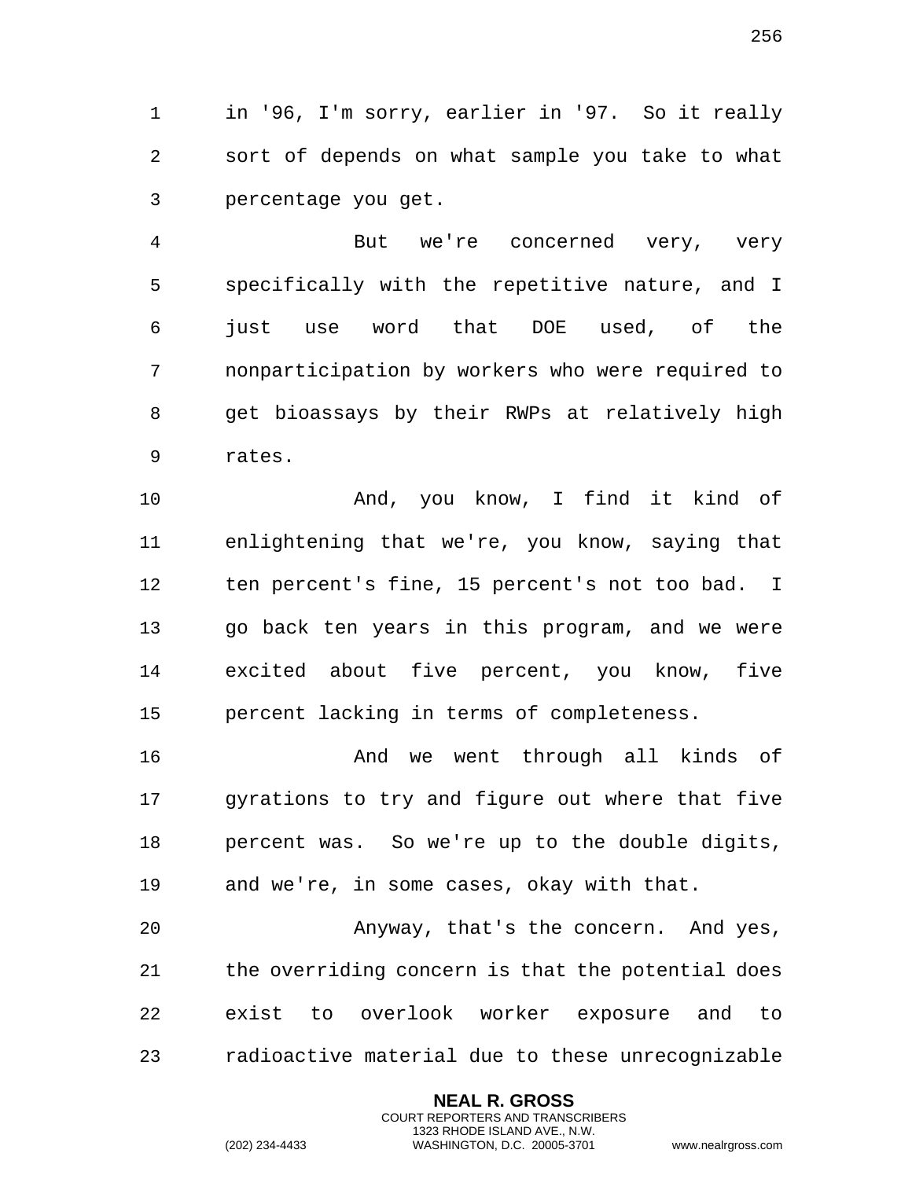in '96, I'm sorry, earlier in '97. So it really sort of depends on what sample you take to what percentage you get.

But we're concerned very, very specifically with the repetitive nature, and I just use word that DOE used, of the nonparticipation by workers who were required to get bioassays by their RWPs at relatively high rates.

And, you know, I find it kind of enlightening that we're, you know, saying that ten percent's fine, 15 percent's not too bad. I go back ten years in this program, and we were excited about five percent, you know, five percent lacking in terms of completeness.

And we went through all kinds of gyrations to try and figure out where that five percent was. So we're up to the double digits, and we're, in some cases, okay with that.

Anyway, that's the concern. And yes, the overriding concern is that the potential does exist to overlook worker exposure and to radioactive material due to these unrecognizable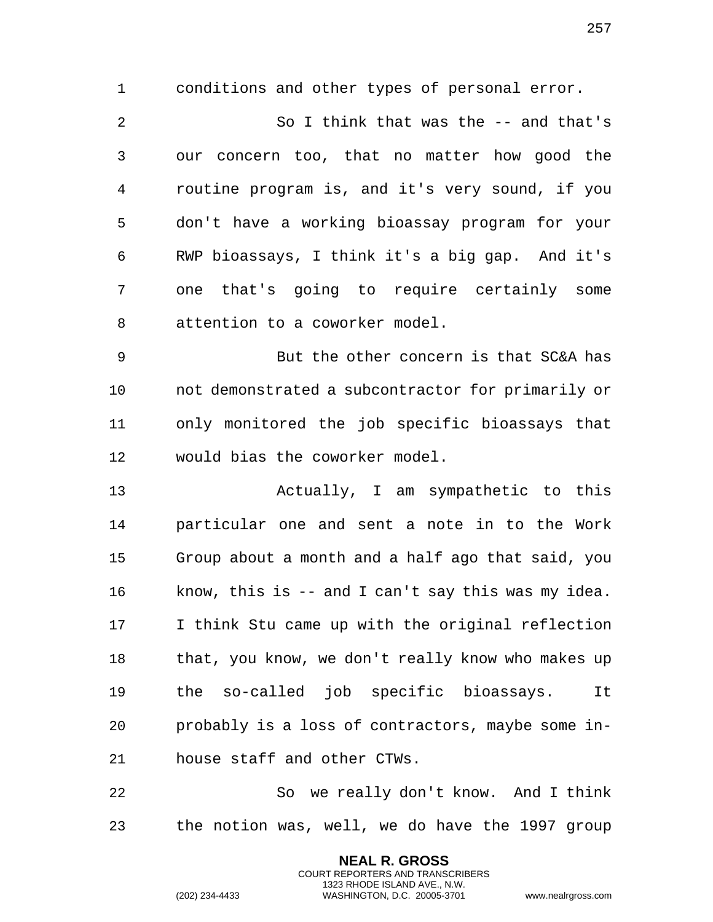conditions and other types of personal error.

So I think that was the -- and that's our concern too, that no matter how good the routine program is, and it's very sound, if you don't have a working bioassay program for your RWP bioassays, I think it's a big gap. And it's one that's going to require certainly some attention to a coworker model.

But the other concern is that SC&A has not demonstrated a subcontractor for primarily or only monitored the job specific bioassays that would bias the coworker model.

Actually, I am sympathetic to this particular one and sent a note in to the Work Group about a month and a half ago that said, you know, this is -- and I can't say this was my idea. I think Stu came up with the original reflection that, you know, we don't really know who makes up the so-called job specific bioassays. It probably is a loss of contractors, maybe some in-house staff and other CTWs.

So we really don't know. And I think the notion was, well, we do have the 1997 group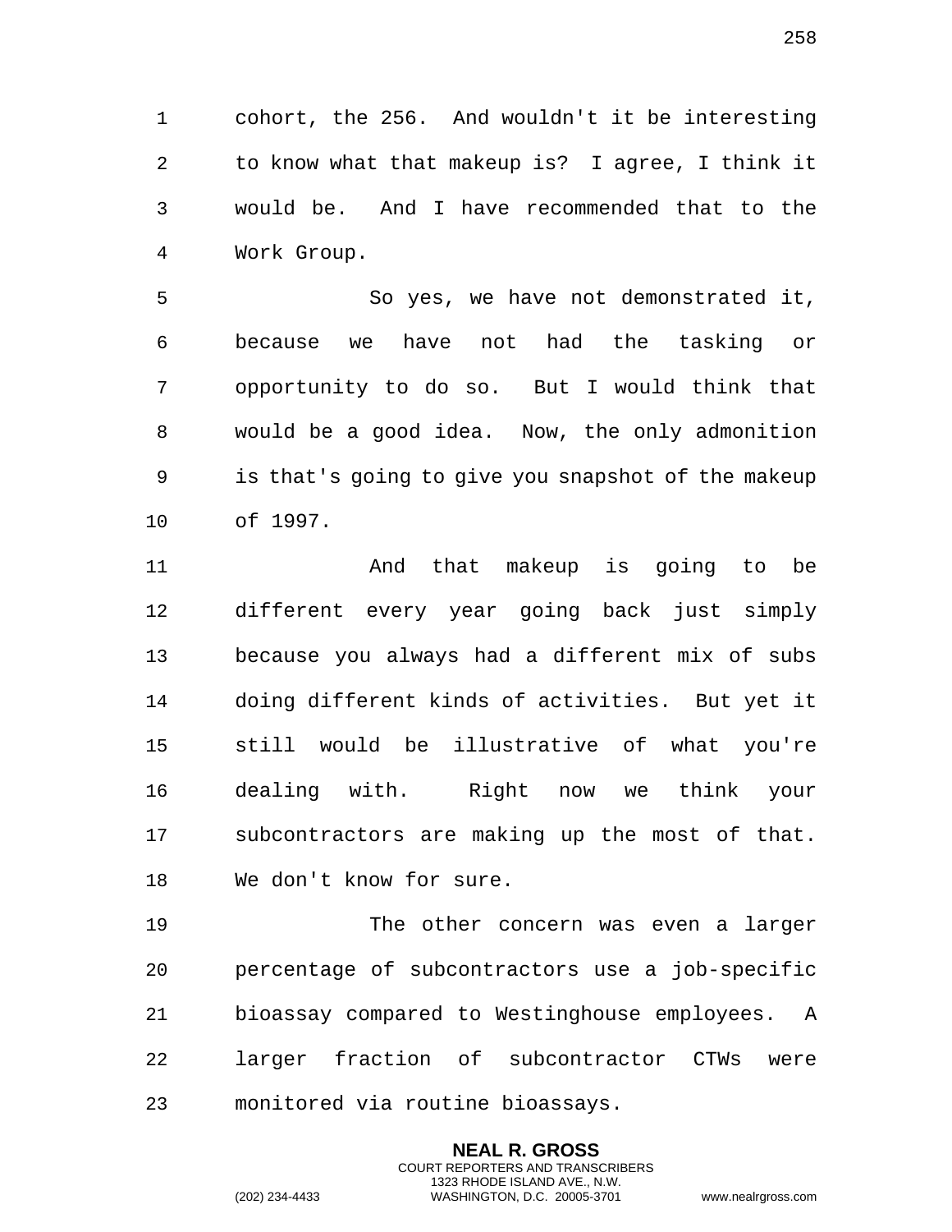cohort, the 256. And wouldn't it be interesting to know what that makeup is? I agree, I think it would be. And I have recommended that to the Work Group.

So yes, we have not demonstrated it, because we have not had the tasking or opportunity to do so. But I would think that would be a good idea. Now, the only admonition is that's going to give you snapshot of the makeup of 1997.

And that makeup is going to be different every year going back just simply because you always had a different mix of subs doing different kinds of activities. But yet it still would be illustrative of what you're dealing with. Right now we think your subcontractors are making up the most of that. We don't know for sure.

The other concern was even a larger percentage of subcontractors use a job-specific bioassay compared to Westinghouse employees. A larger fraction of subcontractor CTWs were monitored via routine bioassays.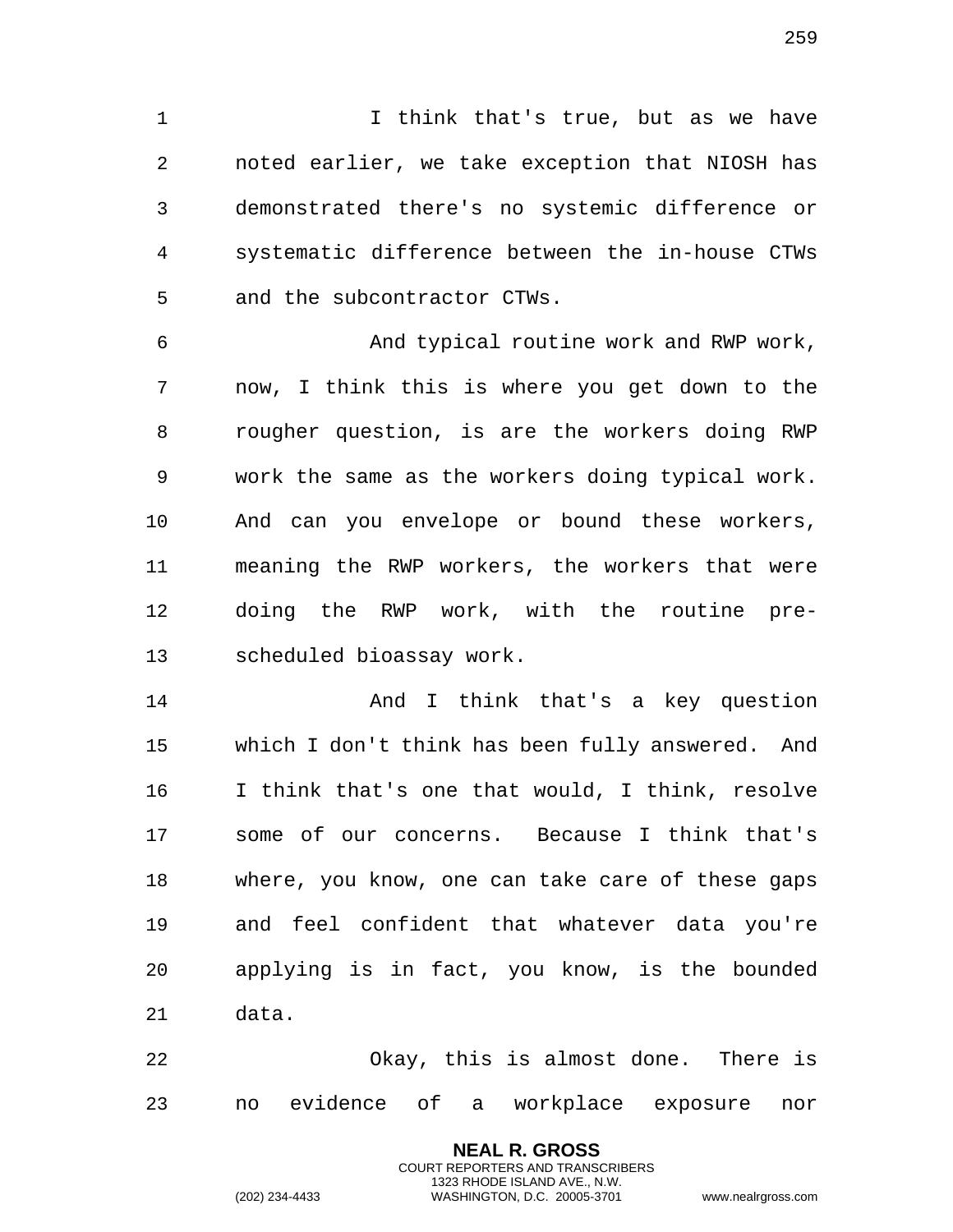I think that's true, but as we have noted earlier, we take exception that NIOSH has demonstrated there's no systemic difference or systematic difference between the in-house CTWs and the subcontractor CTWs.

And typical routine work and RWP work, now, I think this is where you get down to the rougher question, is are the workers doing RWP work the same as the workers doing typical work. And can you envelope or bound these workers, meaning the RWP workers, the workers that were doing the RWP work, with the routine pre-scheduled bioassay work.

And I think that's a key question which I don't think has been fully answered. And I think that's one that would, I think, resolve some of our concerns. Because I think that's where, you know, one can take care of these gaps and feel confident that whatever data you're applying is in fact, you know, is the bounded data.

Okay, this is almost done. There is no evidence of a workplace exposure nor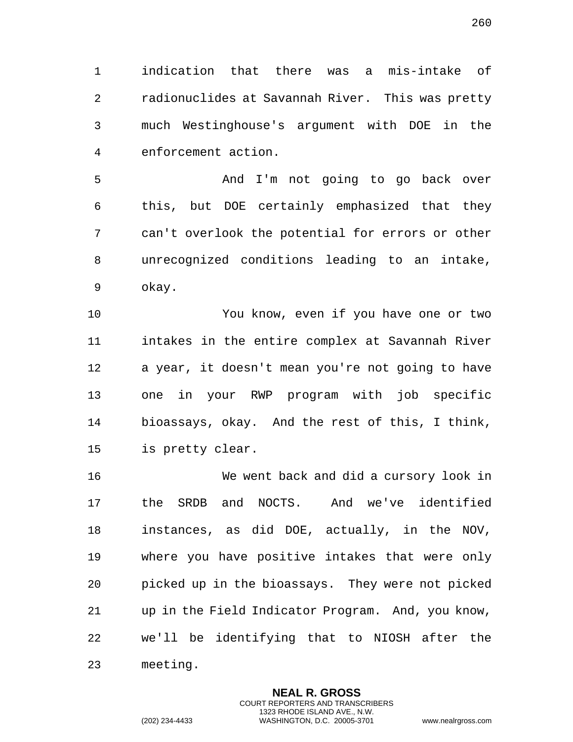indication that there was a mis-intake of radionuclides at Savannah River. This was pretty much Westinghouse's argument with DOE in the enforcement action.

And I'm not going to go back over this, but DOE certainly emphasized that they can't overlook the potential for errors or other unrecognized conditions leading to an intake, okay.

You know, even if you have one or two intakes in the entire complex at Savannah River a year, it doesn't mean you're not going to have one in your RWP program with job specific bioassays, okay. And the rest of this, I think, is pretty clear.

We went back and did a cursory look in the SRDB and NOCTS. And we've identified instances, as did DOE, actually, in the NOV, where you have positive intakes that were only picked up in the bioassays. They were not picked up in the Field Indicator Program. And, you know, we'll be identifying that to NIOSH after the meeting.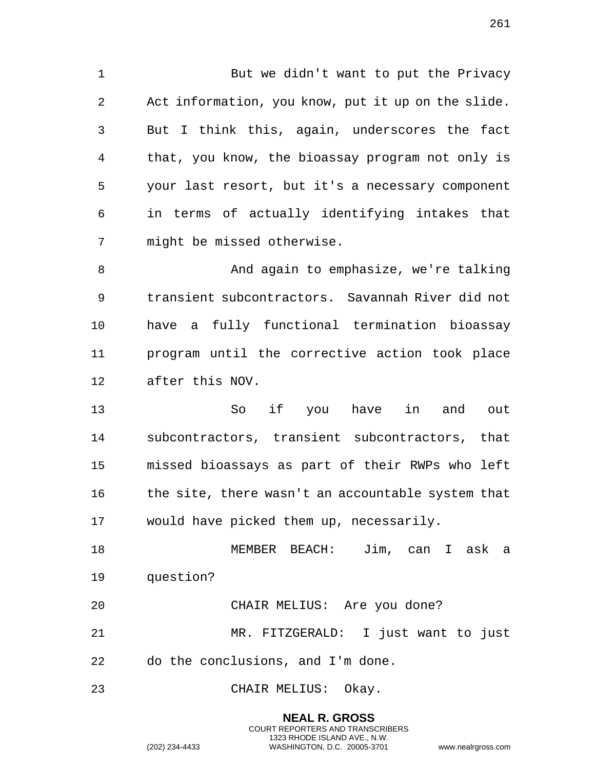But we didn't want to put the Privacy Act information, you know, put it up on the slide. But I think this, again, underscores the fact that, you know, the bioassay program not only is your last resort, but it's a necessary component in terms of actually identifying intakes that might be missed otherwise.

And again to emphasize, we're talking transient subcontractors. Savannah River did not have a fully functional termination bioassay program until the corrective action took place after this NOV.

So if you have in and out subcontractors, transient subcontractors, that missed bioassays as part of their RWPs who left the site, there wasn't an accountable system that would have picked them up, necessarily.

MEMBER BEACH: Jim, can I ask a question?

CHAIR MELIUS: Are you done?

MR. FITZGERALD: I just want to just do the conclusions, and I'm done.

CHAIR MELIUS: Okay.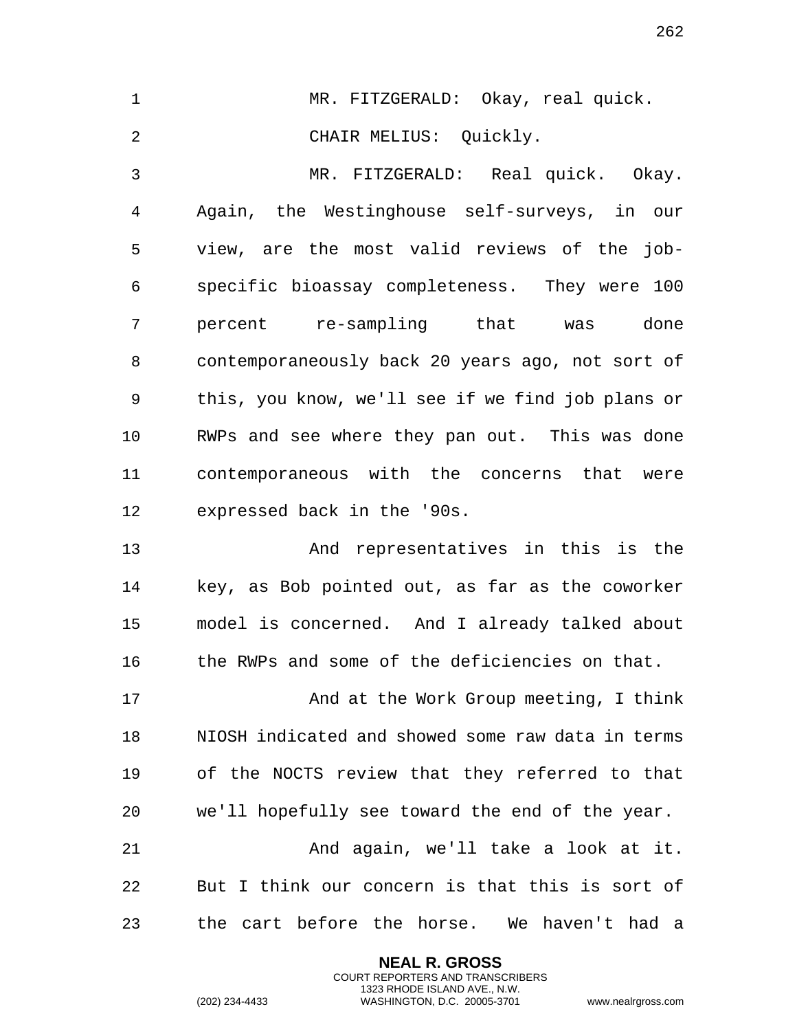MR. FITZGERALD: Okay, real quick.

CHAIR MELIUS: Quickly.

MR. FITZGERALD: Real quick. Okay. Again, the Westinghouse self-surveys, in our view, are the most valid reviews of the job-specific bioassay completeness. They were 100 percent re-sampling that was done contemporaneously back 20 years ago, not sort of this, you know, we'll see if we find job plans or RWPs and see where they pan out. This was done contemporaneous with the concerns that were expressed back in the '90s.

And representatives in this is the key, as Bob pointed out, as far as the coworker model is concerned. And I already talked about the RWPs and some of the deficiencies on that.

And at the Work Group meeting, I think NIOSH indicated and showed some raw data in terms of the NOCTS review that they referred to that we'll hopefully see toward the end of the year.

And again, we'll take a look at it. But I think our concern is that this is sort of the cart before the horse. We haven't had a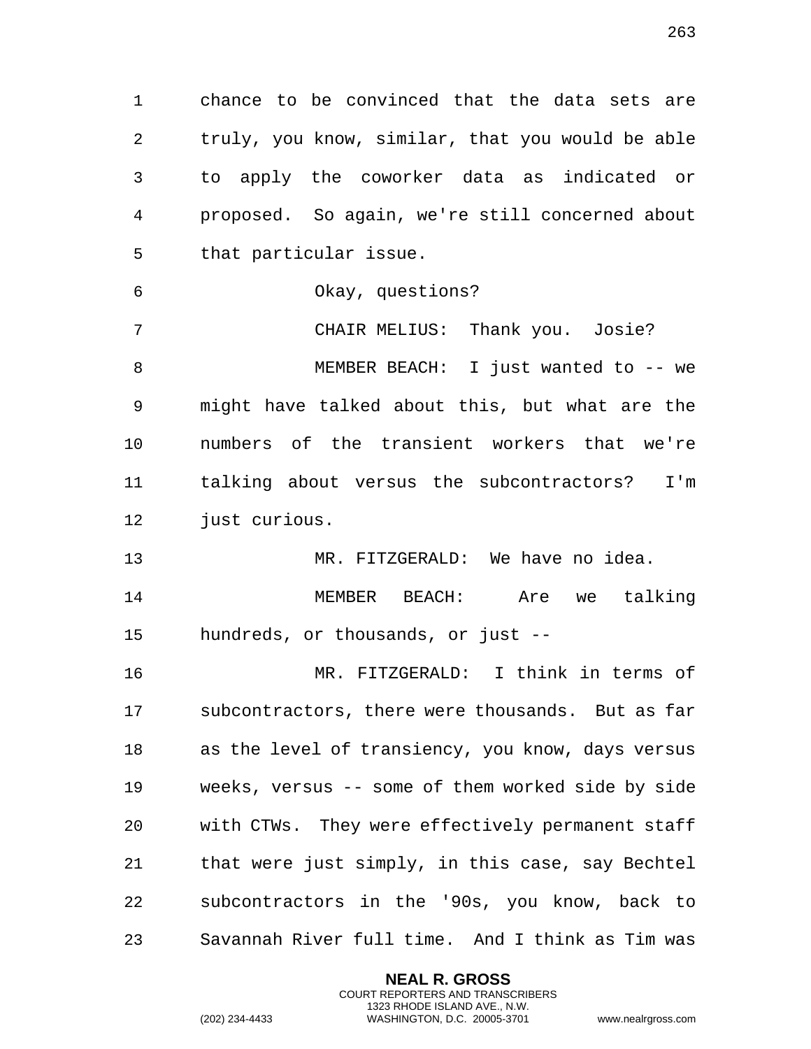chance to be convinced that the data sets are truly, you know, similar, that you would be able to apply the coworker data as indicated or proposed. So again, we're still concerned about that particular issue.

Okay, questions?

CHAIR MELIUS: Thank you. Josie?

MEMBER BEACH: I just wanted to -- we might have talked about this, but what are the numbers of the transient workers that we're talking about versus the subcontractors? I'm just curious.

MR. FITZGERALD: We have no idea.

MEMBER BEACH: Are we talking hundreds, or thousands, or just --

MR. FITZGERALD: I think in terms of subcontractors, there were thousands. But as far as the level of transiency, you know, days versus weeks, versus -- some of them worked side by side with CTWs. They were effectively permanent staff that were just simply, in this case, say Bechtel subcontractors in the '90s, you know, back to Savannah River full time. And I think as Tim was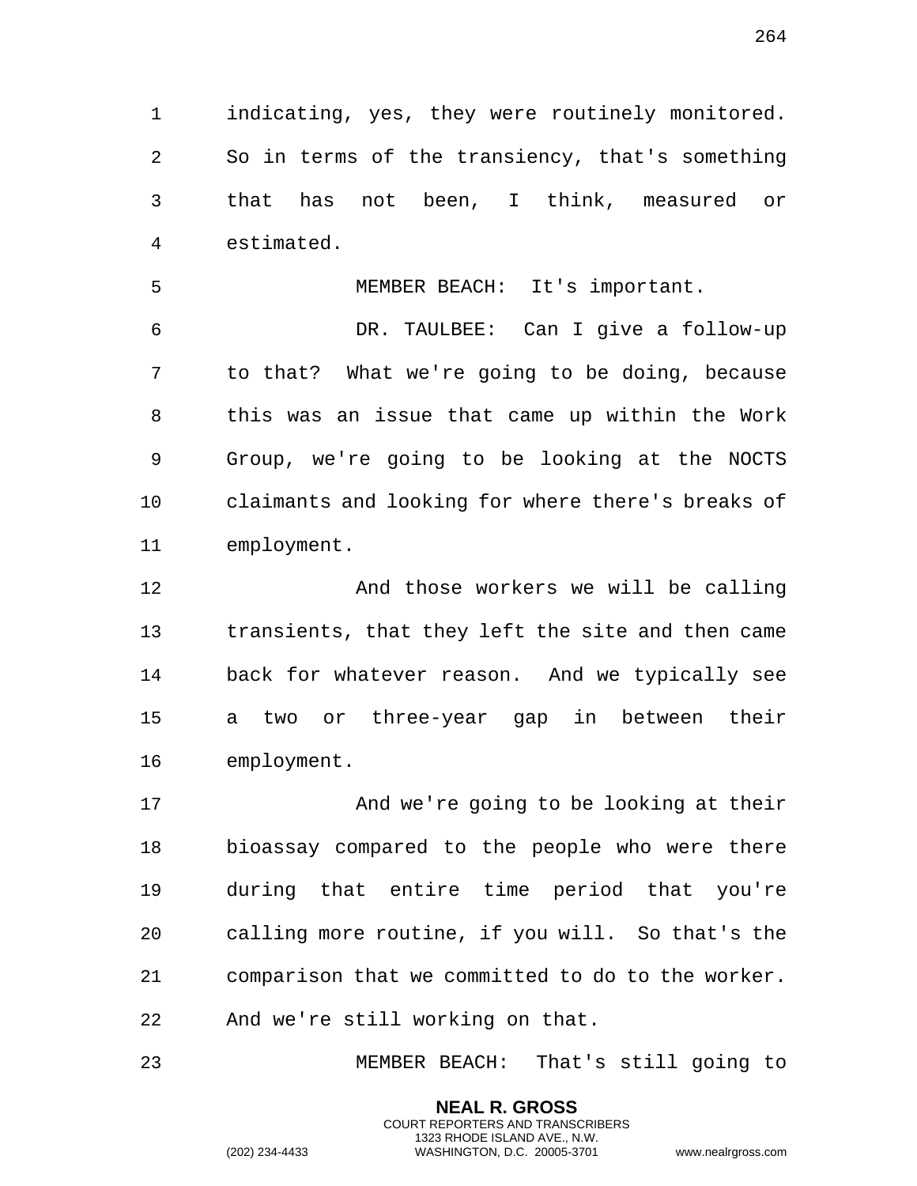indicating, yes, they were routinely monitored. So in terms of the transiency, that's something that has not been, I think, measured or estimated.

MEMBER BEACH: It's important.

DR. TAULBEE: Can I give a follow-up to that? What we're going to be doing, because this was an issue that came up within the Work Group, we're going to be looking at the NOCTS claimants and looking for where there's breaks of employment.

And those workers we will be calling transients, that they left the site and then came back for whatever reason. And we typically see a two or three-year gap in between their employment.

And we're going to be looking at their bioassay compared to the people who were there during that entire time period that you're calling more routine, if you will. So that's the comparison that we committed to do to the worker. And we're still working on that.

MEMBER BEACH: That's still going to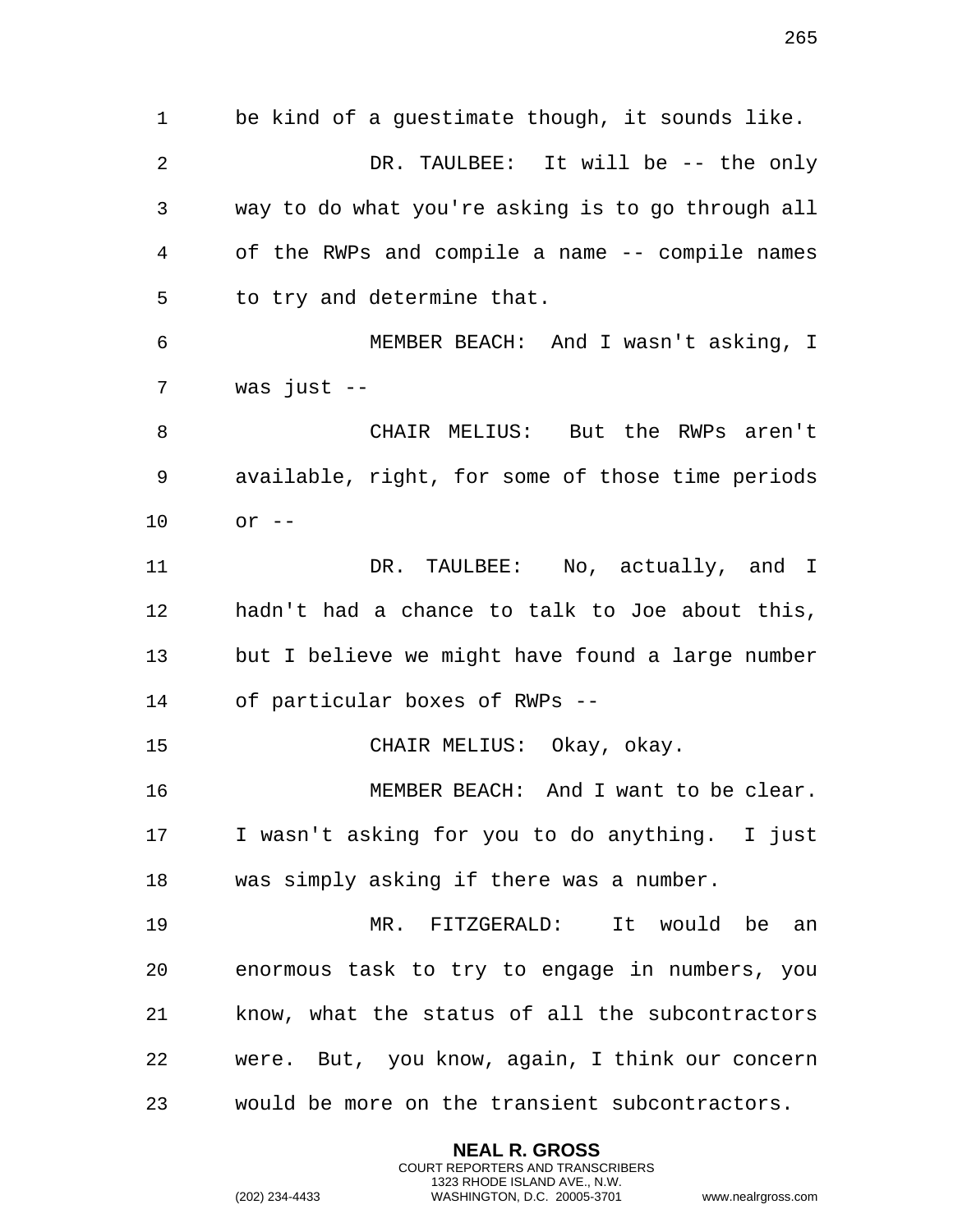be kind of a guestimate though, it sounds like.

DR. TAULBEE: It will be -- the only way to do what you're asking is to go through all of the RWPs and compile a name -- compile names to try and determine that.

MEMBER BEACH: And I wasn't asking, I was just --

CHAIR MELIUS: But the RWPs aren't available, right, for some of those time periods or --

DR. TAULBEE: No, actually, and I hadn't had a chance to talk to Joe about this, but I believe we might have found a large number of particular boxes of RWPs --

CHAIR MELIUS: Okay, okay.

MEMBER BEACH: And I want to be clear. I wasn't asking for you to do anything. I just was simply asking if there was a number.

MR. FITZGERALD: It would be an enormous task to try to engage in numbers, you know, what the status of all the subcontractors were. But, you know, again, I think our concern would be more on the transient subcontractors.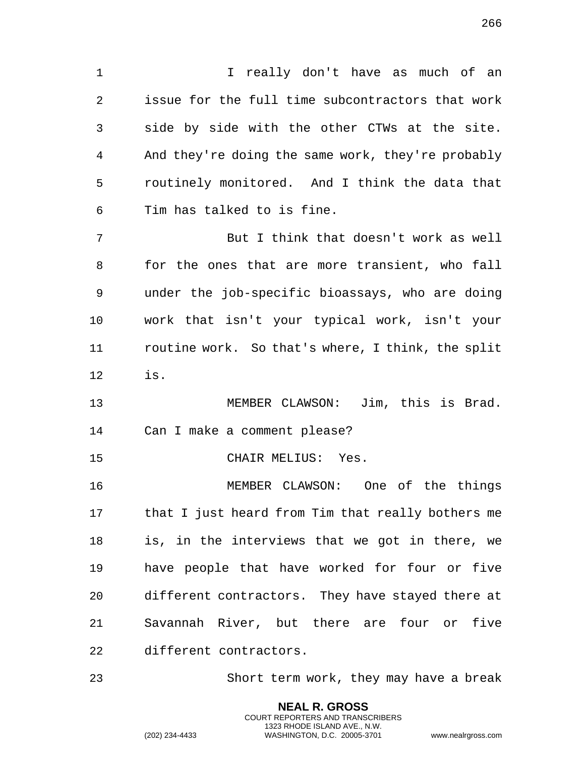I really don't have as much of an issue for the full time subcontractors that work side by side with the other CTWs at the site. And they're doing the same work, they're probably routinely monitored. And I think the data that Tim has talked to is fine.

But I think that doesn't work as well for the ones that are more transient, who fall under the job-specific bioassays, who are doing work that isn't your typical work, isn't your routine work. So that's where, I think, the split is.

MEMBER CLAWSON: Jim, this is Brad. Can I make a comment please?

CHAIR MELIUS: Yes.

MEMBER CLAWSON: One of the things that I just heard from Tim that really bothers me is, in the interviews that we got in there, we have people that have worked for four or five different contractors. They have stayed there at Savannah River, but there are four or five different contractors.

Short term work, they may have a break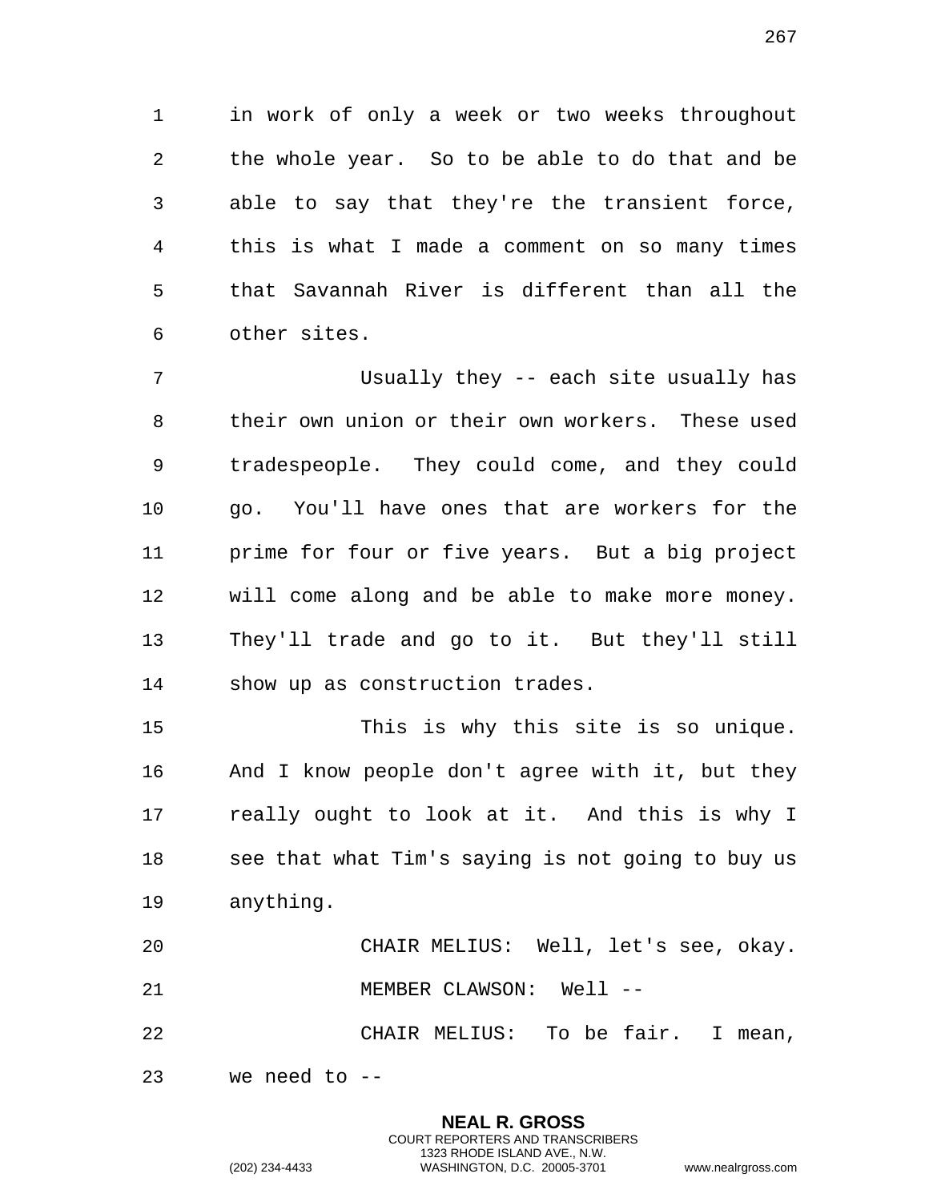in work of only a week or two weeks throughout the whole year. So to be able to do that and be able to say that they're the transient force, this is what I made a comment on so many times that Savannah River is different than all the other sites.

Usually they -- each site usually has their own union or their own workers. These used tradespeople. They could come, and they could go. You'll have ones that are workers for the prime for four or five years. But a big project will come along and be able to make more money. They'll trade and go to it. But they'll still show up as construction trades.

This is why this site is so unique. And I know people don't agree with it, but they really ought to look at it. And this is why I see that what Tim's saying is not going to buy us anything.

CHAIR MELIUS: Well, let's see, okay.

MEMBER CLAWSON: Well --

CHAIR MELIUS: To be fair. I mean, we need to --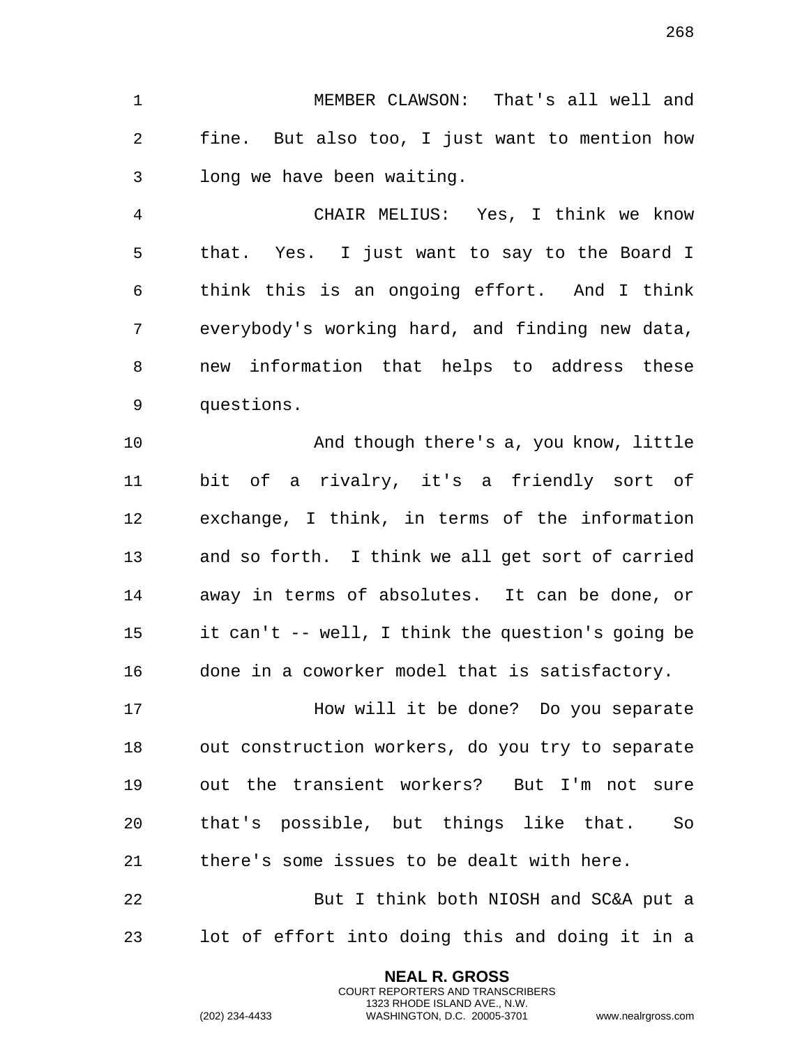MEMBER CLAWSON: That's all well and fine. But also too, I just want to mention how long we have been waiting.

CHAIR MELIUS: Yes, I think we know that. Yes. I just want to say to the Board I think this is an ongoing effort. And I think everybody's working hard, and finding new data, new information that helps to address these questions.

And though there's a, you know, little bit of a rivalry, it's a friendly sort of exchange, I think, in terms of the information and so forth. I think we all get sort of carried away in terms of absolutes. It can be done, or it can't -- well, I think the question's going be done in a coworker model that is satisfactory.

How will it be done? Do you separate out construction workers, do you try to separate out the transient workers? But I'm not sure that's possible, but things like that. So there's some issues to be dealt with here.

But I think both NIOSH and SC&A put a lot of effort into doing this and doing it in a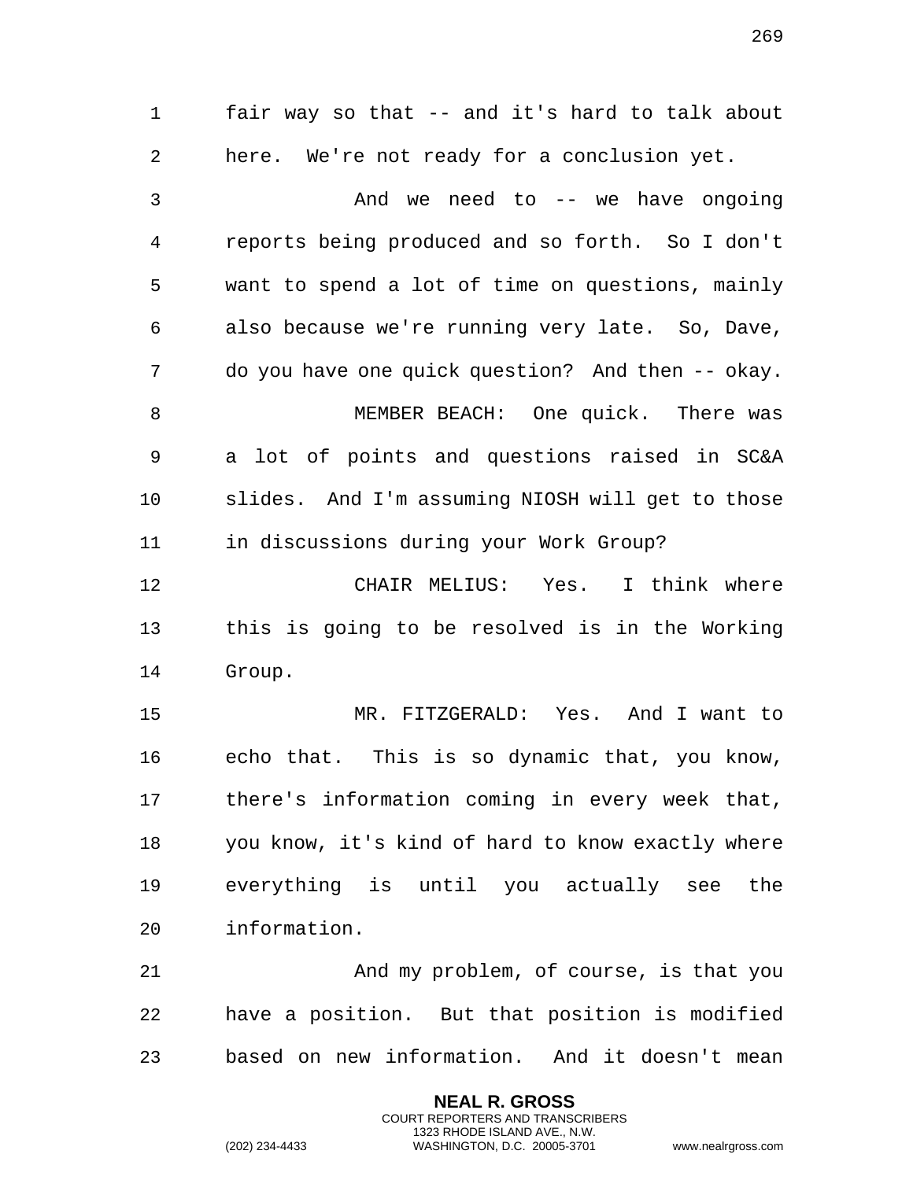fair way so that -- and it's hard to talk about here. We're not ready for a conclusion yet.

And we need to -- we have ongoing reports being produced and so forth. So I don't want to spend a lot of time on questions, mainly also because we're running very late. So, Dave, do you have one quick question? And then -- okay.

MEMBER BEACH: One quick. There was a lot of points and questions raised in SC&A slides. And I'm assuming NIOSH will get to those in discussions during your Work Group?

CHAIR MELIUS: Yes. I think where this is going to be resolved is in the Working Group.

MR. FITZGERALD: Yes. And I want to echo that. This is so dynamic that, you know, there's information coming in every week that, you know, it's kind of hard to know exactly where everything is until you actually see the information.

And my problem, of course, is that you have a position. But that position is modified based on new information. And it doesn't mean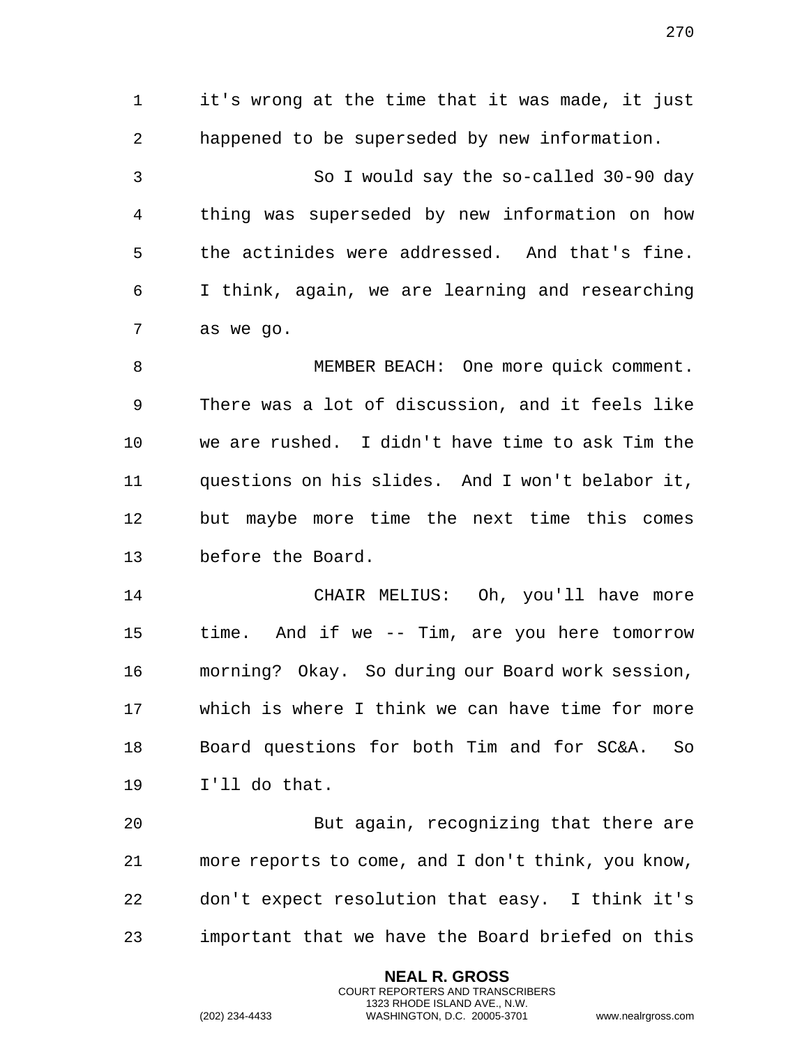it's wrong at the time that it was made, it just happened to be superseded by new information.

So I would say the so-called 30-90 day thing was superseded by new information on how the actinides were addressed. And that's fine. I think, again, we are learning and researching as we go.

MEMBER BEACH: One more quick comment. There was a lot of discussion, and it feels like we are rushed. I didn't have time to ask Tim the questions on his slides. And I won't belabor it, but maybe more time the next time this comes before the Board.

CHAIR MELIUS: Oh, you'll have more time. And if we -- Tim, are you here tomorrow morning? Okay. So during our Board work session, which is where I think we can have time for more Board questions for both Tim and for SC&A. So I'll do that.

But again, recognizing that there are more reports to come, and I don't think, you know, don't expect resolution that easy. I think it's important that we have the Board briefed on this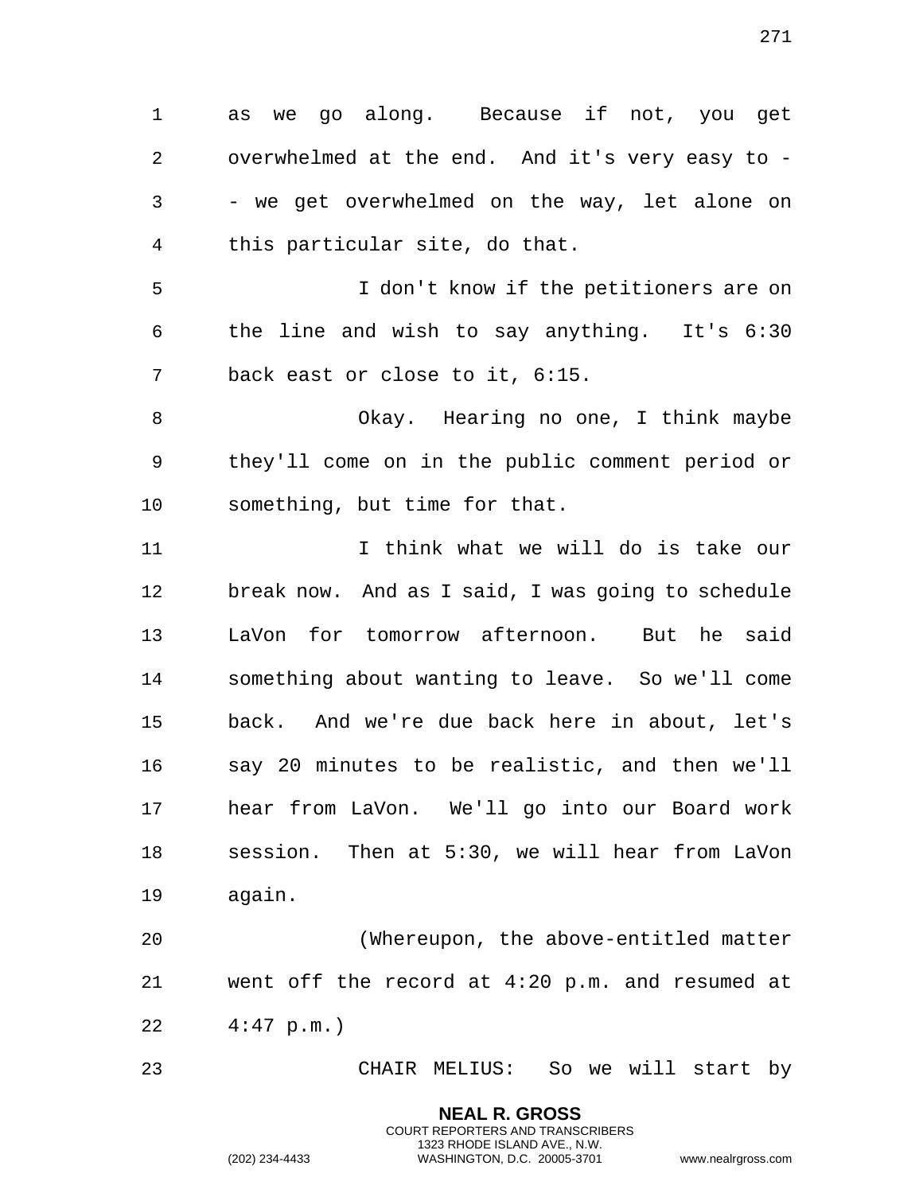as we go along. Because if not, you get overwhelmed at the end. And it's very easy to -- we get overwhelmed on the way, let alone on this particular site, do that.

I don't know if the petitioners are on the line and wish to say anything. It's 6:30 back east or close to it, 6:15.

Okay. Hearing no one, I think maybe they'll come on in the public comment period or something, but time for that.

I think what we will do is take our break now. And as I said, I was going to schedule LaVon for tomorrow afternoon. But he said something about wanting to leave. So we'll come back. And we're due back here in about, let's say 20 minutes to be realistic, and then we'll hear from LaVon. We'll go into our Board work session. Then at 5:30, we will hear from LaVon again.

(Whereupon, the above-entitled matter went off the record at 4:20 p.m. and resumed at 4:47 p.m.)

CHAIR MELIUS: So we will start by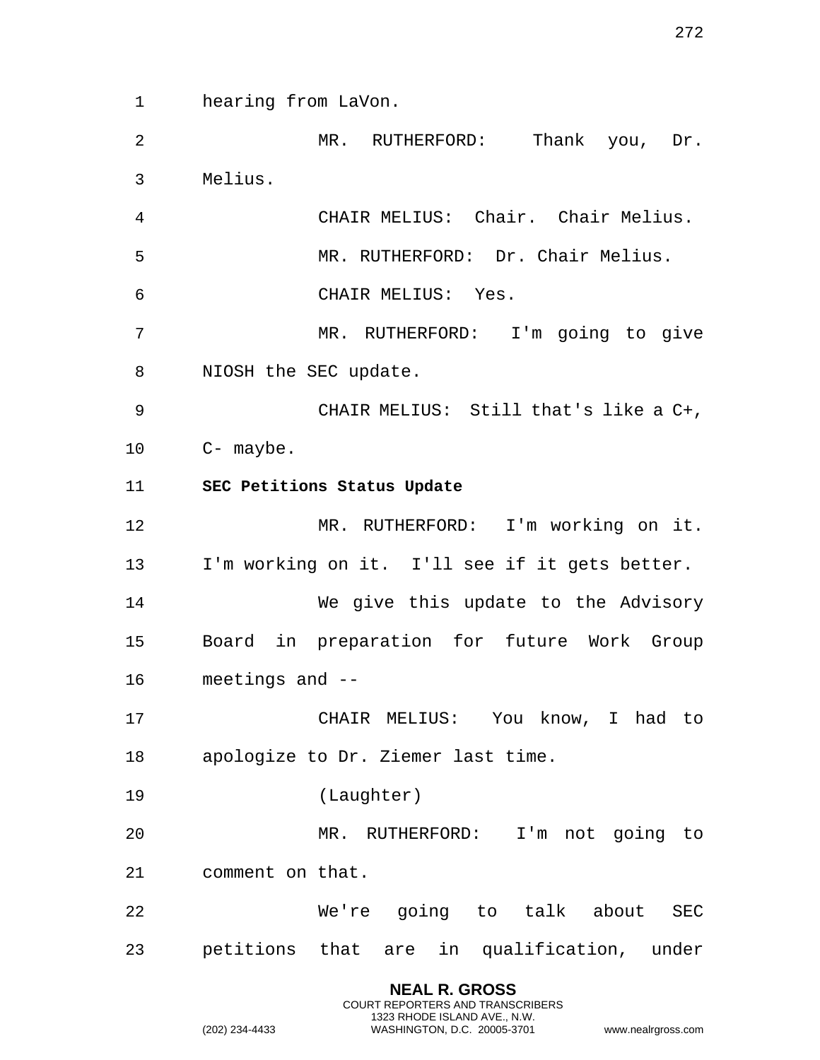hearing from LaVon.

MR. RUTHERFORD: Thank you, Dr. Melius.

CHAIR MELIUS: Chair. Chair Melius.

MR. RUTHERFORD: Dr. Chair Melius.

CHAIR MELIUS: Yes.

MR. RUTHERFORD: I'm going to give NIOSH the SEC update.

CHAIR MELIUS: Still that's like a C+, C- maybe.

**SEC Petitions Status Update**

MR. RUTHERFORD: I'm working on it. I'm working on it. I'll see if it gets better.

We give this update to the Advisory Board in preparation for future Work Group meetings and --

CHAIR MELIUS: You know, I had to apologize to Dr. Ziemer last time.

(Laughter)

MR. RUTHERFORD: I'm not going to comment on that.

We're going to talk about SEC petitions that are in qualification, under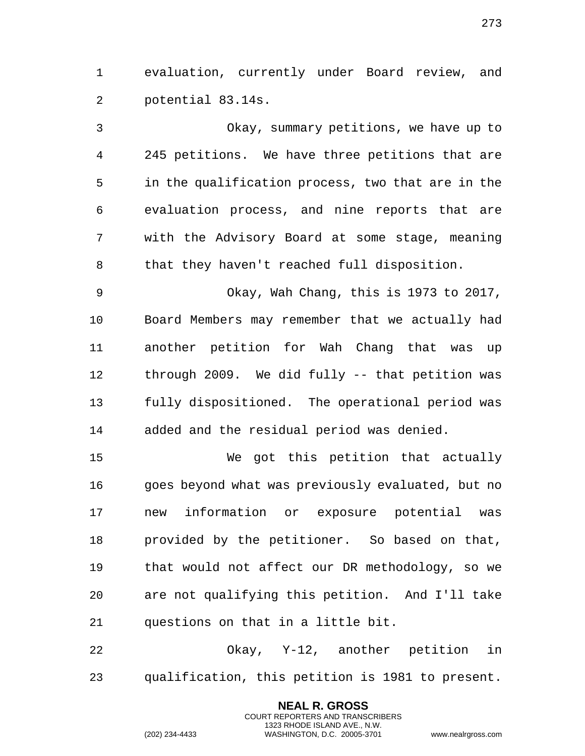evaluation, currently under Board review, and potential 83.14s.

Okay, summary petitions, we have up to 245 petitions. We have three petitions that are in the qualification process, two that are in the evaluation process, and nine reports that are with the Advisory Board at some stage, meaning that they haven't reached full disposition.

Okay, Wah Chang, this is 1973 to 2017, Board Members may remember that we actually had another petition for Wah Chang that was up through 2009. We did fully -- that petition was fully dispositioned. The operational period was added and the residual period was denied.

We got this petition that actually goes beyond what was previously evaluated, but no new information or exposure potential was provided by the petitioner. So based on that, that would not affect our DR methodology, so we are not qualifying this petition. And I'll take questions on that in a little bit.

Okay, Y-12, another petition in qualification, this petition is 1981 to present.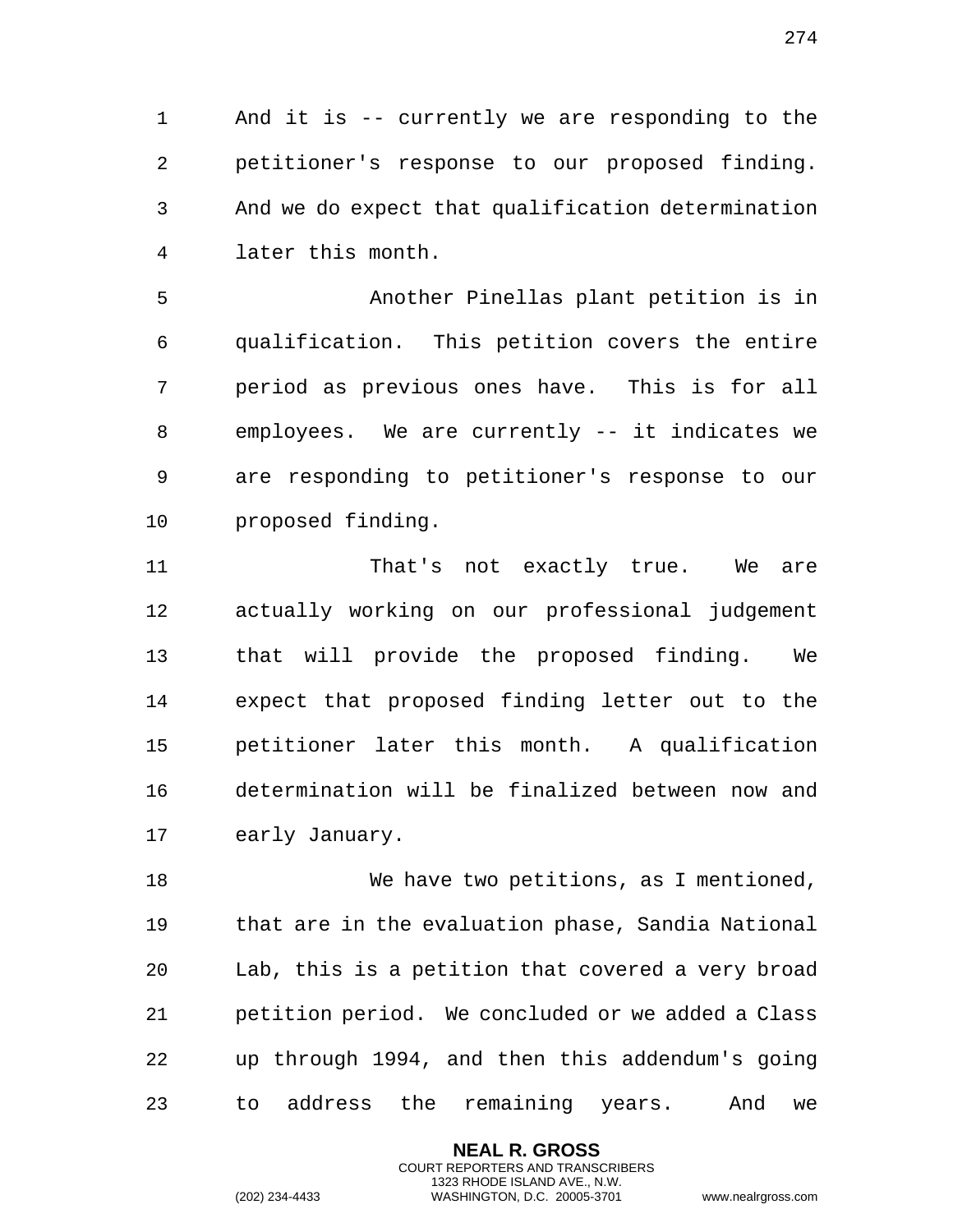And it is -- currently we are responding to the petitioner's response to our proposed finding. And we do expect that qualification determination later this month.

Another Pinellas plant petition is in qualification. This petition covers the entire period as previous ones have. This is for all employees. We are currently -- it indicates we are responding to petitioner's response to our proposed finding.

That's not exactly true. We are actually working on our professional judgement that will provide the proposed finding. We expect that proposed finding letter out to the petitioner later this month. A qualification determination will be finalized between now and early January.

We have two petitions, as I mentioned, that are in the evaluation phase, Sandia National Lab, this is a petition that covered a very broad petition period. We concluded or we added a Class up through 1994, and then this addendum's going to address the remaining years. And we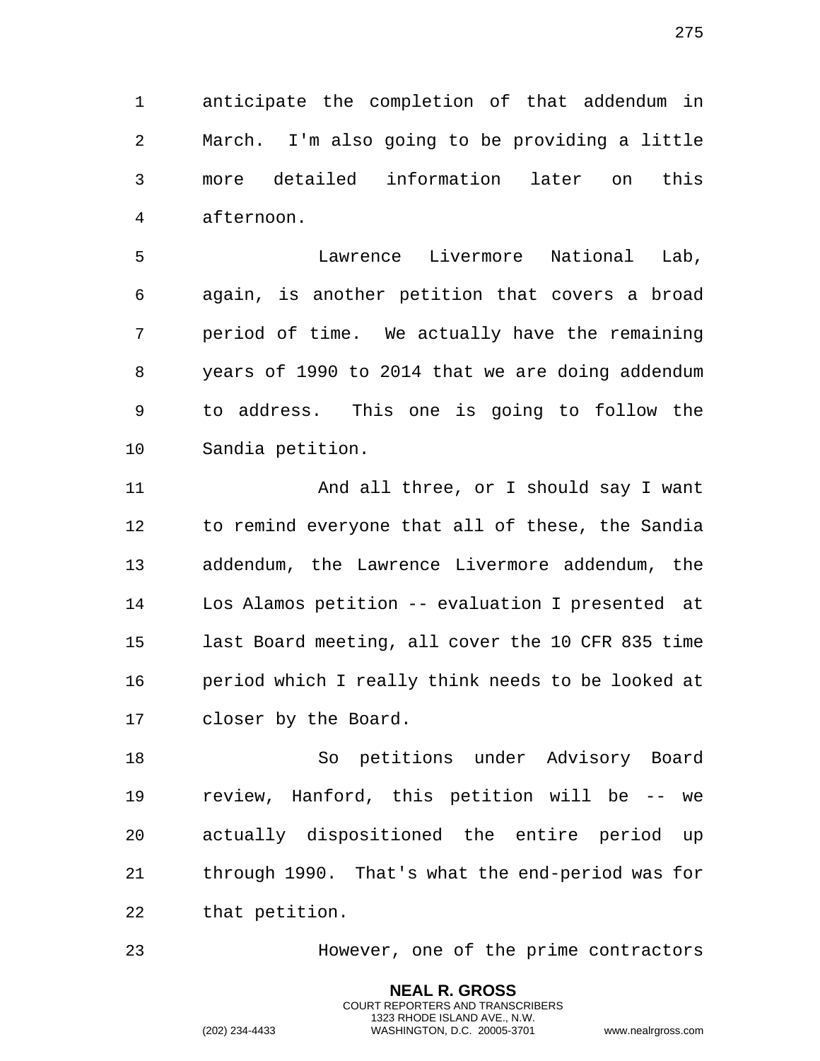anticipate the completion of that addendum in March. I'm also going to be providing a little more detailed information later on this afternoon.

Lawrence Livermore National Lab, again, is another petition that covers a broad period of time. We actually have the remaining years of 1990 to 2014 that we are doing addendum to address. This one is going to follow the Sandia petition.

And all three, or I should say I want to remind everyone that all of these, the Sandia addendum, the Lawrence Livermore addendum, the Los Alamos petition -- evaluation I presented at last Board meeting, all cover the 10 CFR 835 time period which I really think needs to be looked at closer by the Board.

So petitions under Advisory Board review, Hanford, this petition will be -- we actually dispositioned the entire period up through 1990. That's what the end-period was for that petition.

However, one of the prime contractors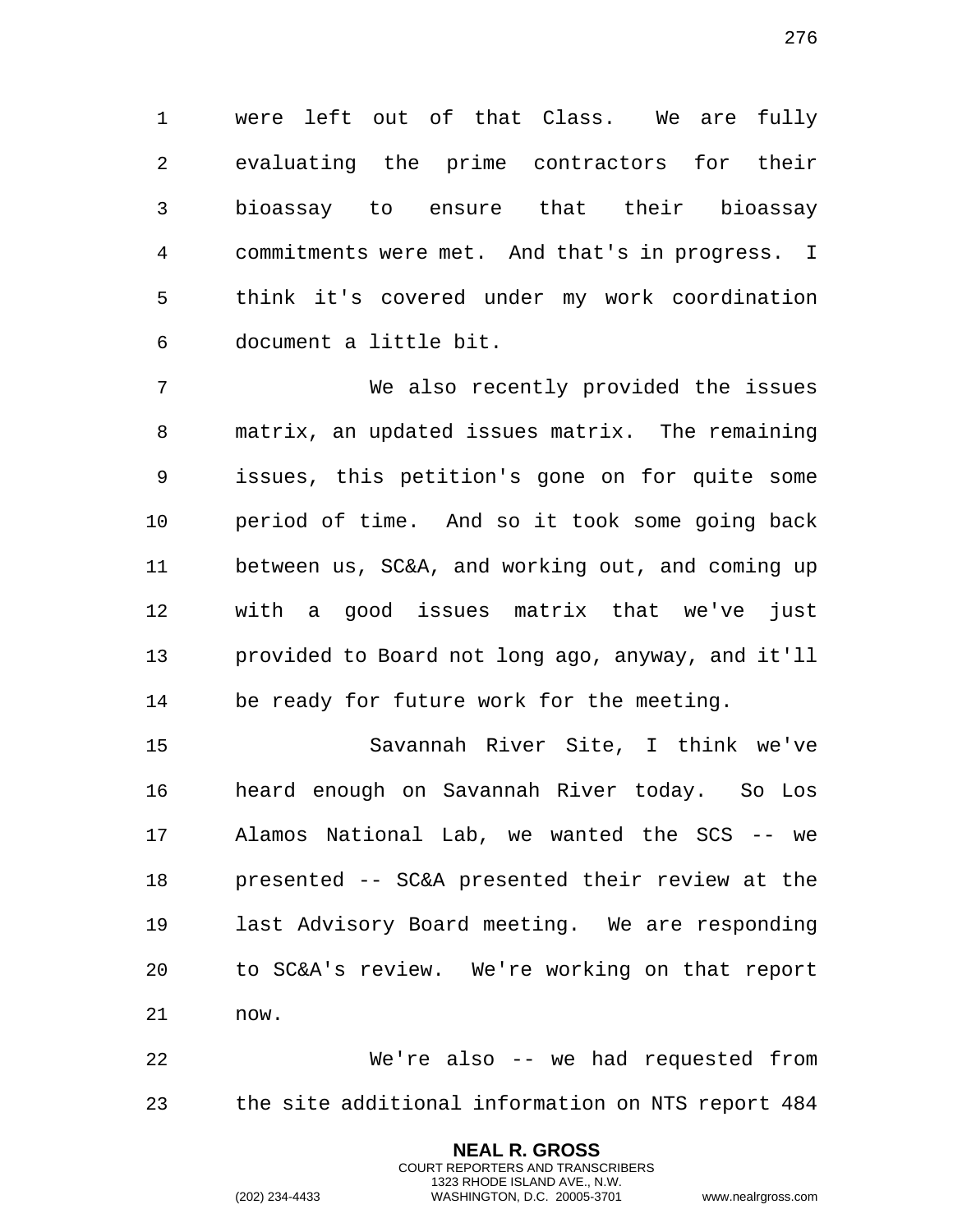were left out of that Class. We are fully evaluating the prime contractors for their bioassay to ensure that their bioassay commitments were met. And that's in progress. I think it's covered under my work coordination document a little bit.

We also recently provided the issues matrix, an updated issues matrix. The remaining issues, this petition's gone on for quite some period of time. And so it took some going back between us, SC&A, and working out, and coming up with a good issues matrix that we've just provided to Board not long ago, anyway, and it'll be ready for future work for the meeting.

Savannah River Site, I think we've heard enough on Savannah River today. So Los Alamos National Lab, we wanted the SCS -- we presented -- SC&A presented their review at the last Advisory Board meeting. We are responding to SC&A's review. We're working on that report now.

We're also -- we had requested from the site additional information on NTS report 484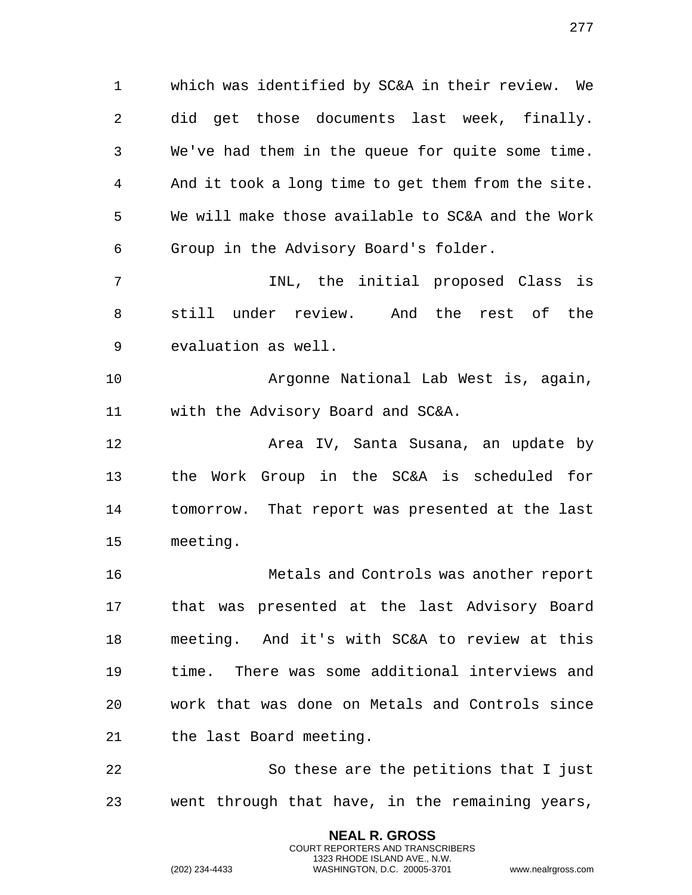which was identified by SC&A in their review. We did get those documents last week, finally. We've had them in the queue for quite some time. And it took a long time to get them from the site. We will make those available to SC&A and the Work Group in the Advisory Board's folder.

INL, the initial proposed Class is still under review. And the rest of the evaluation as well.

Argonne National Lab West is, again, with the Advisory Board and SC&A.

Area IV, Santa Susana, an update by the Work Group in the SC&A is scheduled for tomorrow. That report was presented at the last meeting.

Metals and Controls was another report that was presented at the last Advisory Board meeting. And it's with SC&A to review at this time. There was some additional interviews and work that was done on Metals and Controls since the last Board meeting.

So these are the petitions that I just went through that have, in the remaining years,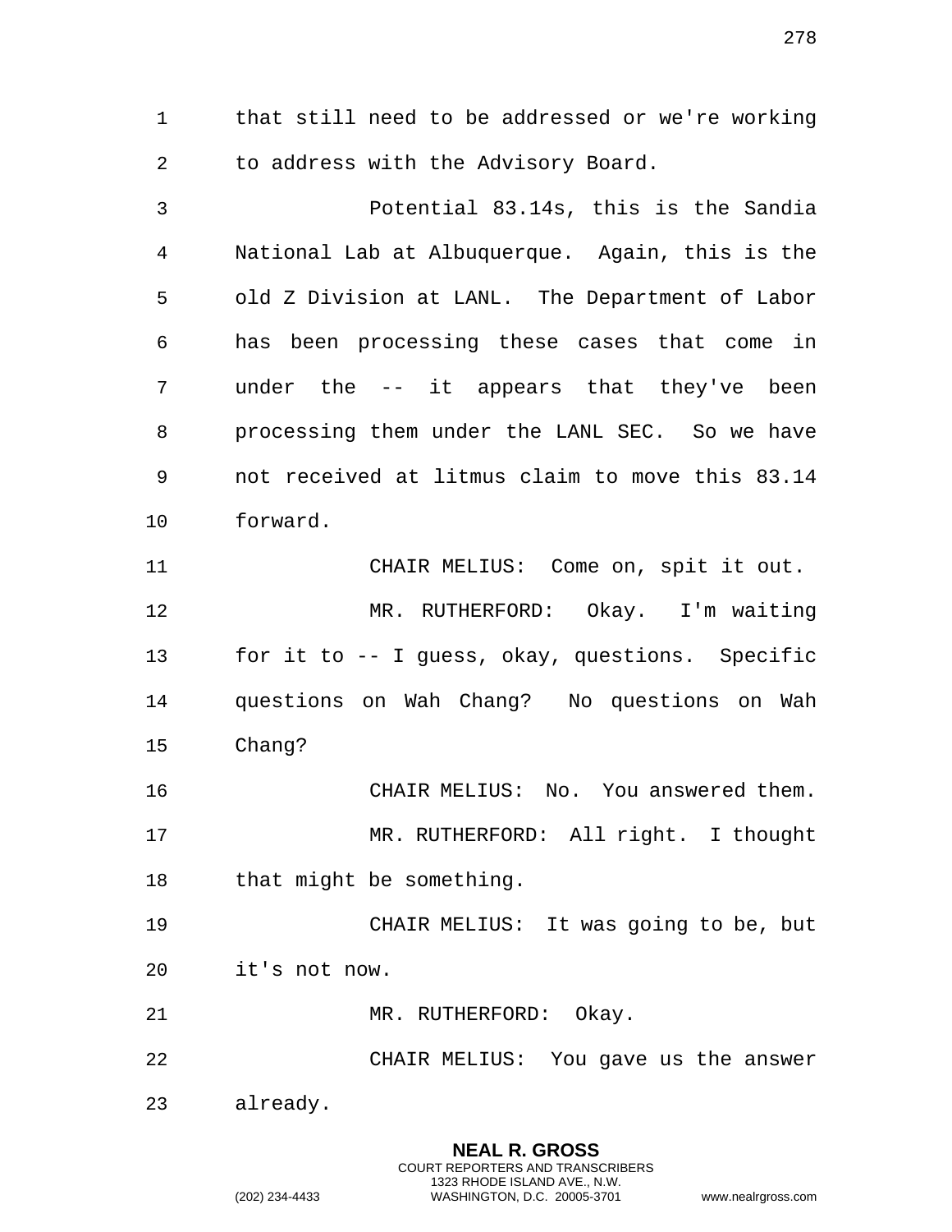that still need to be addressed or we're working to address with the Advisory Board.

Potential 83.14s, this is the Sandia National Lab at Albuquerque. Again, this is the old Z Division at LANL. The Department of Labor has been processing these cases that come in under the -- it appears that they've been processing them under the LANL SEC. So we have not received at litmus claim to move this 83.14 forward.

CHAIR MELIUS: Come on, spit it out.

MR. RUTHERFORD: Okay. I'm waiting for it to -- I guess, okay, questions. Specific questions on Wah Chang? No questions on Wah Chang?

CHAIR MELIUS: No. You answered them.

MR. RUTHERFORD: All right. I thought that might be something.

CHAIR MELIUS: It was going to be, but it's not now.

MR. RUTHERFORD: Okay.

CHAIR MELIUS: You gave us the answer already.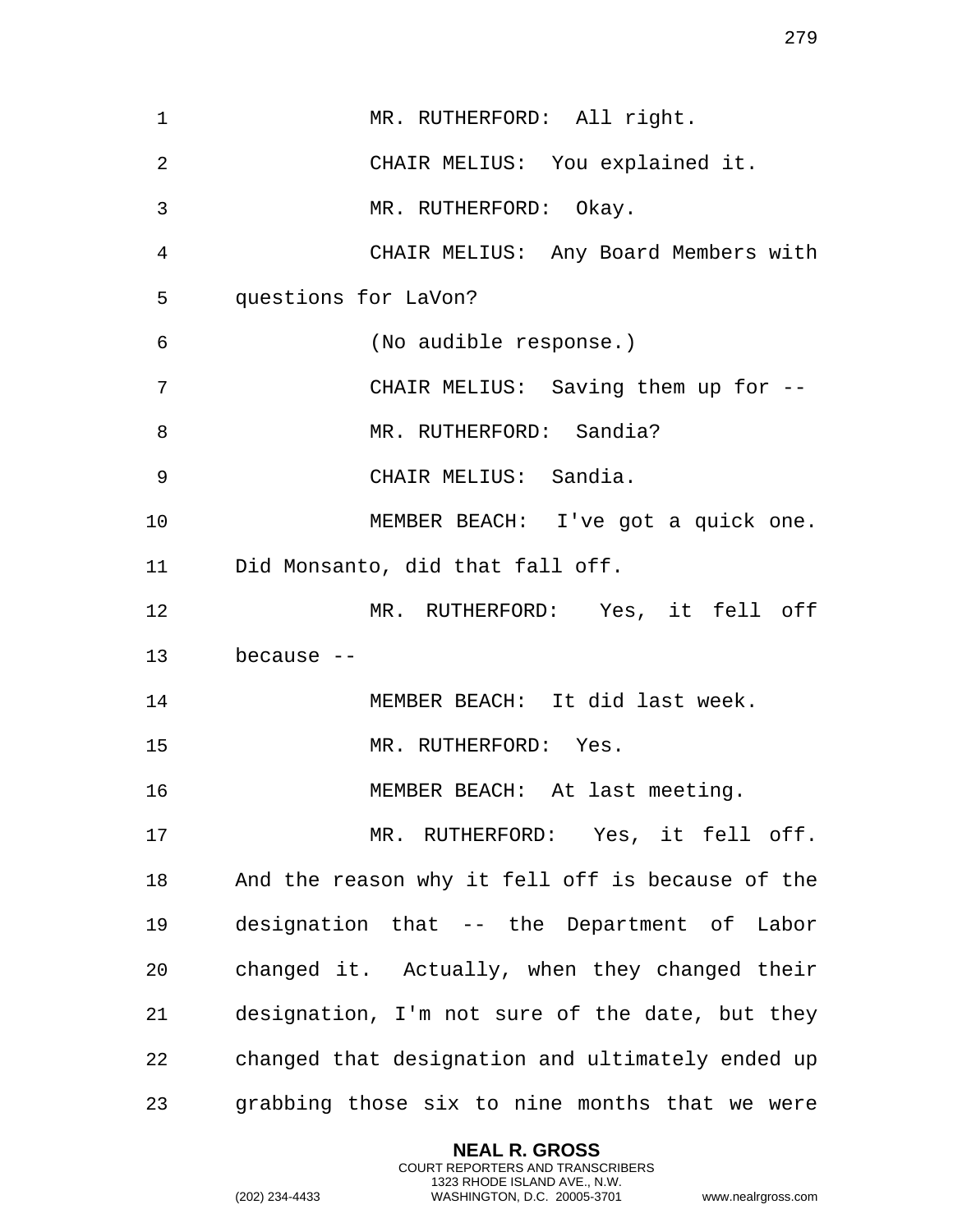MR. RUTHERFORD: All right.

CHAIR MELIUS: You explained it.

MR. RUTHERFORD: Okay.

CHAIR MELIUS: Any Board Members with questions for LaVon?

(No audible response.)

CHAIR MELIUS: Saving them up for --

MR. RUTHERFORD: Sandia?

CHAIR MELIUS: Sandia.

MEMBER BEACH: I've got a quick one. Did Monsanto, did that fall off.

MR. RUTHERFORD: Yes, it fell off because --

MEMBER BEACH: It did last week.

MR. RUTHERFORD: Yes.

MEMBER BEACH: At last meeting.

MR. RUTHERFORD: Yes, it fell off. And the reason why it fell off is because of the designation that -- the Department of Labor changed it. Actually, when they changed their designation, I'm not sure of the date, but they changed that designation and ultimately ended up grabbing those six to nine months that we were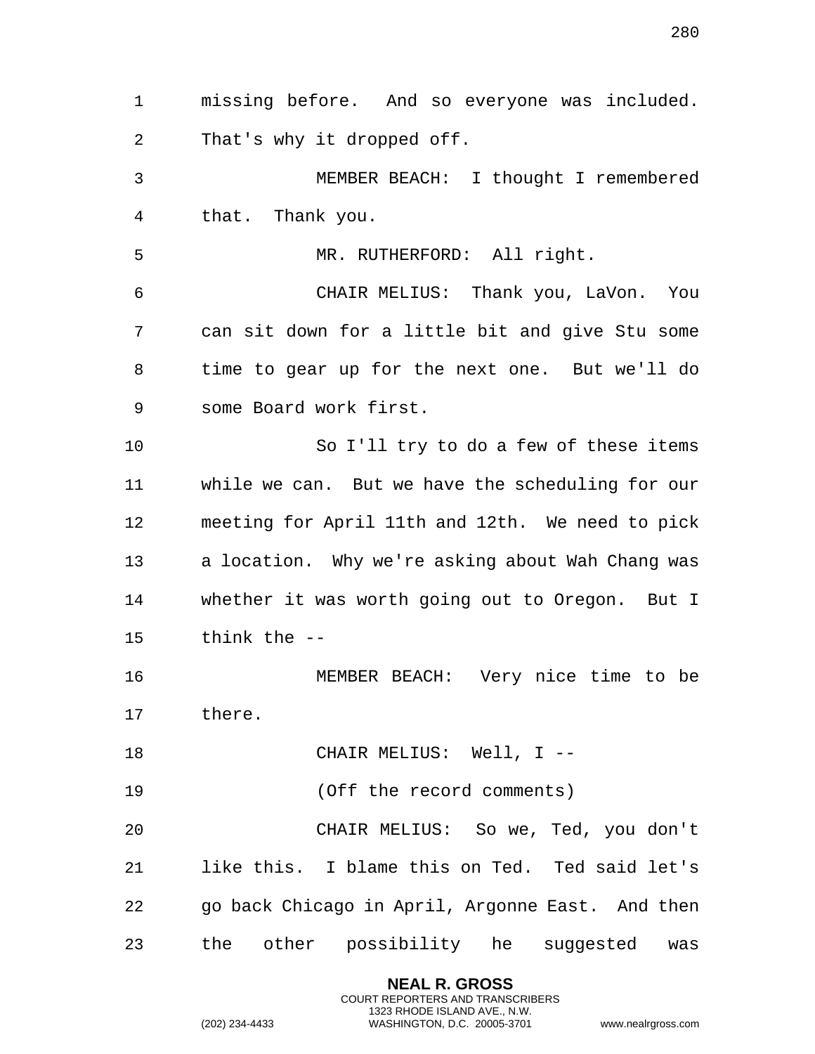missing before. And so everyone was included. That's why it dropped off.

MEMBER BEACH: I thought I remembered that. Thank you.

MR. RUTHERFORD: All right.

CHAIR MELIUS: Thank you, LaVon. You can sit down for a little bit and give Stu some time to gear up for the next one. But we'll do some Board work first.

So I'll try to do a few of these items while we can. But we have the scheduling for our meeting for April 11th and 12th. We need to pick a location. Why we're asking about Wah Chang was whether it was worth going out to Oregon. But I think the --

MEMBER BEACH: Very nice time to be there.

CHAIR MELIUS: Well, I --

(Off the record comments)

CHAIR MELIUS: So we, Ted, you don't like this. I blame this on Ted. Ted said let's go back Chicago in April, Argonne East. And then the other possibility he suggested was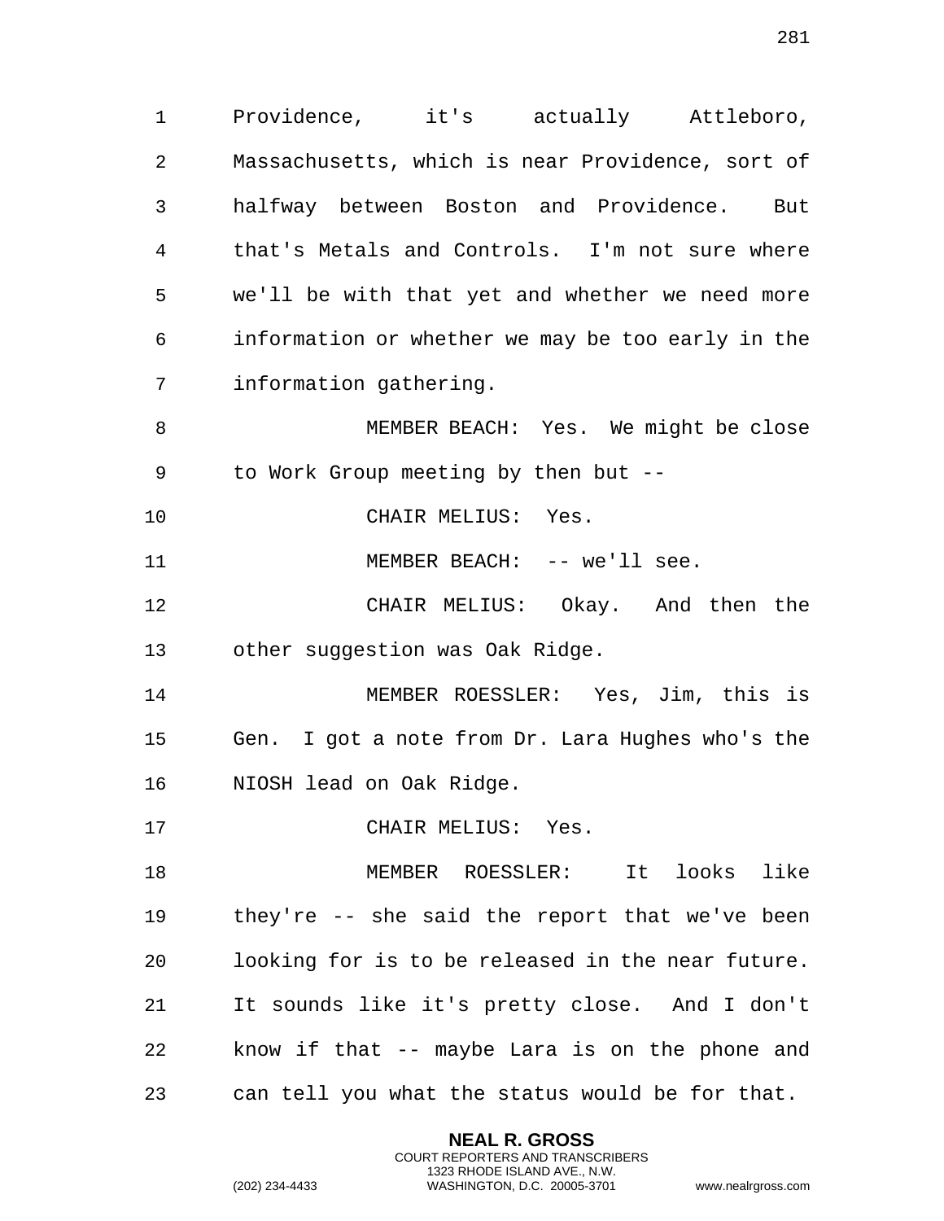Providence, it's actually Attleboro, Massachusetts, which is near Providence, sort of halfway between Boston and Providence. But that's Metals and Controls. I'm not sure where we'll be with that yet and whether we need more information or whether we may be too early in the information gathering.

MEMBER BEACH: Yes. We might be close to Work Group meeting by then but --

CHAIR MELIUS: Yes.

MEMBER BEACH: -- we'll see.

CHAIR MELIUS: Okay. And then the other suggestion was Oak Ridge.

MEMBER ROESSLER: Yes, Jim, this is Gen. I got a note from Dr. Lara Hughes who's the NIOSH lead on Oak Ridge.

CHAIR MELIUS: Yes.

MEMBER ROESSLER: It looks like they're -- she said the report that we've been looking for is to be released in the near future. It sounds like it's pretty close. And I don't know if that -- maybe Lara is on the phone and can tell you what the status would be for that.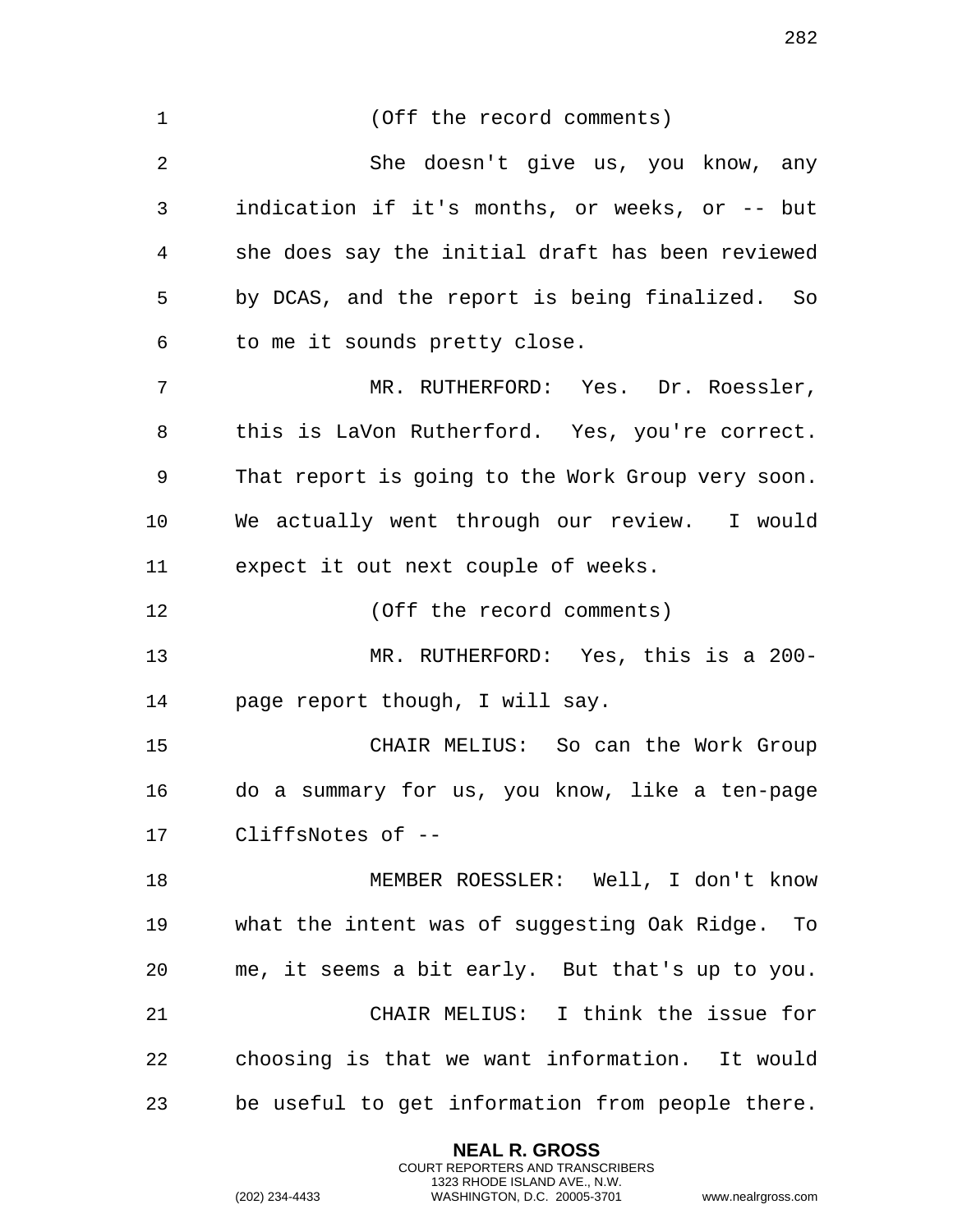(Off the record comments)

She doesn't give us, you know, any indication if it's months, or weeks, or -- but she does say the initial draft has been reviewed by DCAS, and the report is being finalized. So to me it sounds pretty close.

MR. RUTHERFORD: Yes. Dr. Roessler, this is LaVon Rutherford. Yes, you're correct. That report is going to the Work Group very soon. We actually went through our review. I would expect it out next couple of weeks.

(Off the record comments)

MR. RUTHERFORD: Yes, this is a 200-page report though, I will say.

CHAIR MELIUS: So can the Work Group do a summary for us, you know, like a ten-page CliffsNotes of --

MEMBER ROESSLER: Well, I don't know what the intent was of suggesting Oak Ridge. To me, it seems a bit early. But that's up to you.

CHAIR MELIUS: I think the issue for choosing is that we want information. It would be useful to get information from people there.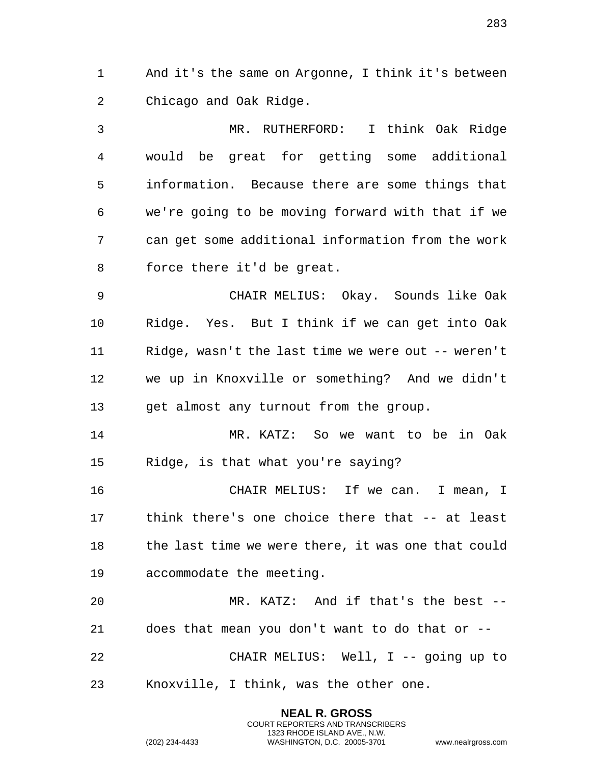And it's the same on Argonne, I think it's between Chicago and Oak Ridge.

MR. RUTHERFORD: I think Oak Ridge would be great for getting some additional information. Because there are some things that we're going to be moving forward with that if we can get some additional information from the work force there it'd be great.

CHAIR MELIUS: Okay. Sounds like Oak Ridge. Yes. But I think if we can get into Oak Ridge, wasn't the last time we were out -- weren't we up in Knoxville or something? And we didn't get almost any turnout from the group.

MR. KATZ: So we want to be in Oak Ridge, is that what you're saying?

CHAIR MELIUS: If we can. I mean, I think there's one choice there that -- at least the last time we were there, it was one that could accommodate the meeting.

MR. KATZ: And if that's the best -- does that mean you don't want to do that or --

CHAIR MELIUS: Well, I -- going up to Knoxville, I think, was the other one.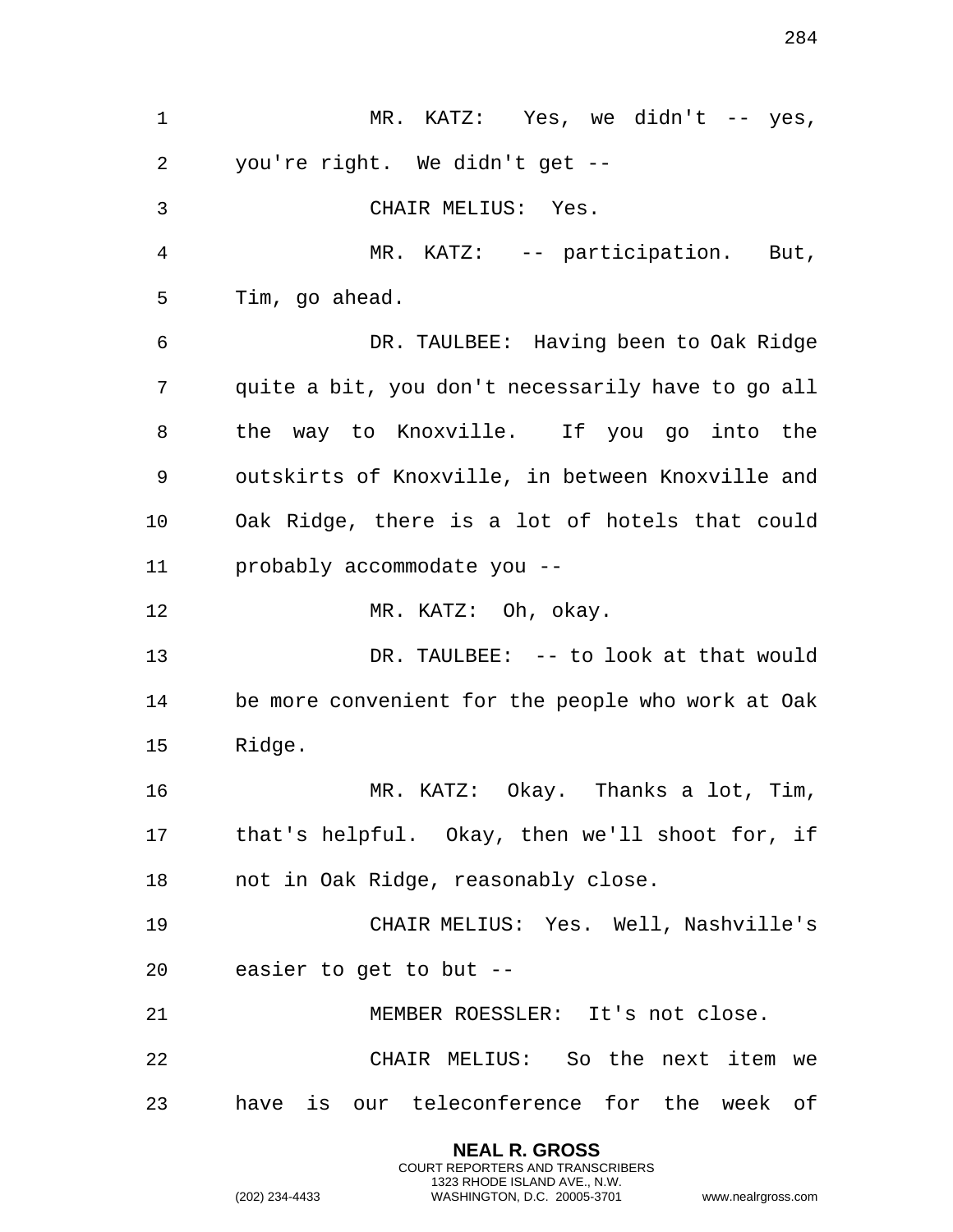MR. KATZ: Yes, we didn't -- yes, you're right. We didn't get --

CHAIR MELIUS: Yes.

MR. KATZ: -- participation. But, Tim, go ahead.

DR. TAULBEE: Having been to Oak Ridge quite a bit, you don't necessarily have to go all the way to Knoxville. If you go into the outskirts of Knoxville, in between Knoxville and Oak Ridge, there is a lot of hotels that could probably accommodate you --

MR. KATZ: Oh, okay.

DR. TAULBEE: -- to look at that would be more convenient for the people who work at Oak Ridge.

MR. KATZ: Okay. Thanks a lot, Tim, that's helpful. Okay, then we'll shoot for, if not in Oak Ridge, reasonably close.

CHAIR MELIUS: Yes. Well, Nashville's easier to get to but --

MEMBER ROESSLER: It's not close.

CHAIR MELIUS: So the next item we have is our teleconference for the week of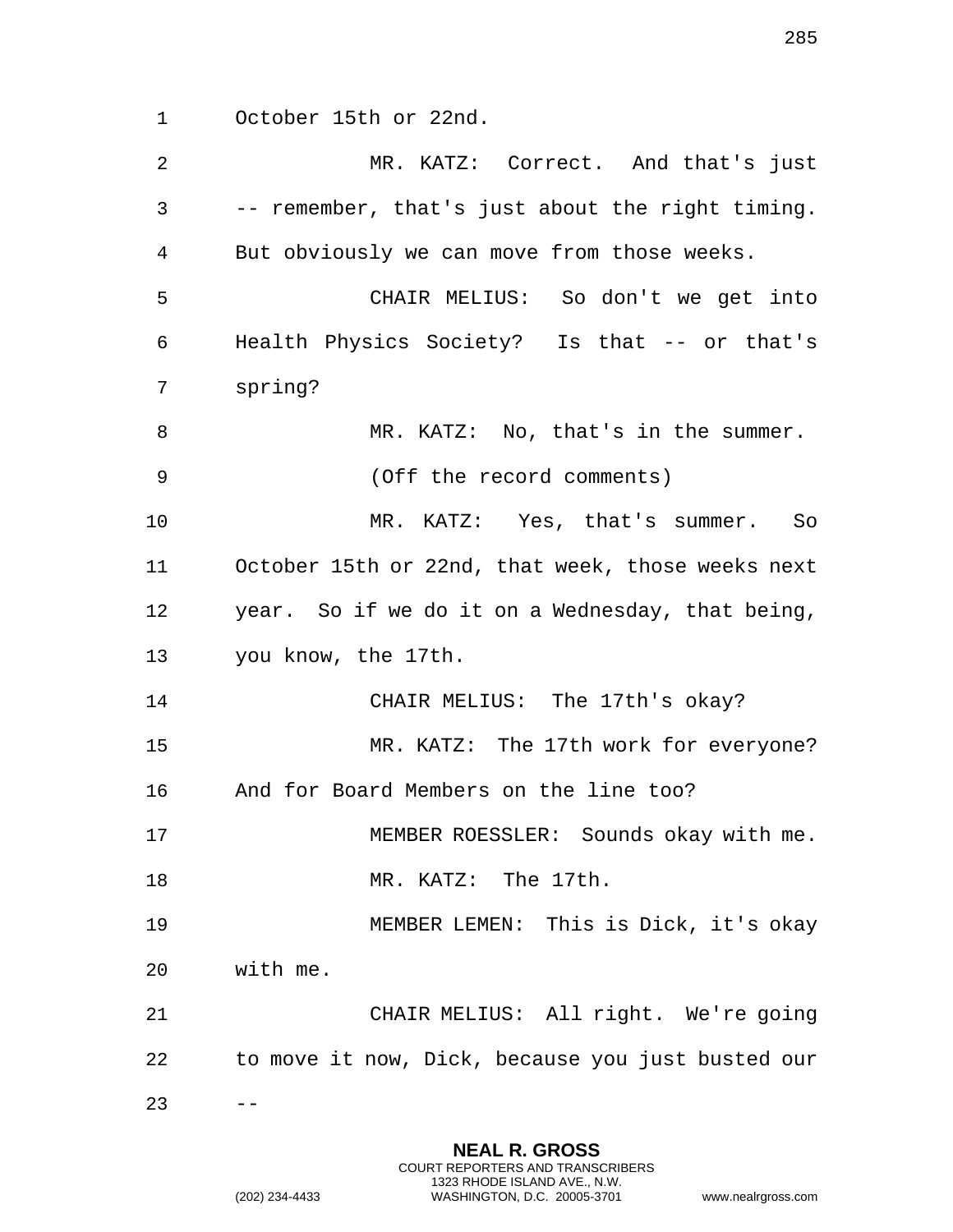October 15th or 22nd.

MR. KATZ: Correct. And that's just -- remember, that's just about the right timing. But obviously we can move from those weeks.

CHAIR MELIUS: So don't we get into Health Physics Society? Is that -- or that's spring?

MR. KATZ: No, that's in the summer.

(Off the record comments)

MR. KATZ: Yes, that's summer. So October 15th or 22nd, that week, those weeks next year. So if we do it on a Wednesday, that being, you know, the 17th.

CHAIR MELIUS: The 17th's okay?

MR. KATZ: The 17th work for everyone? And for Board Members on the line too?

MEMBER ROESSLER: Sounds okay with me.

MR. KATZ: The 17th.

MEMBER LEMEN: This is Dick, it's okay with me.

CHAIR MELIUS: All right. We're going to move it now, Dick, because you just busted our --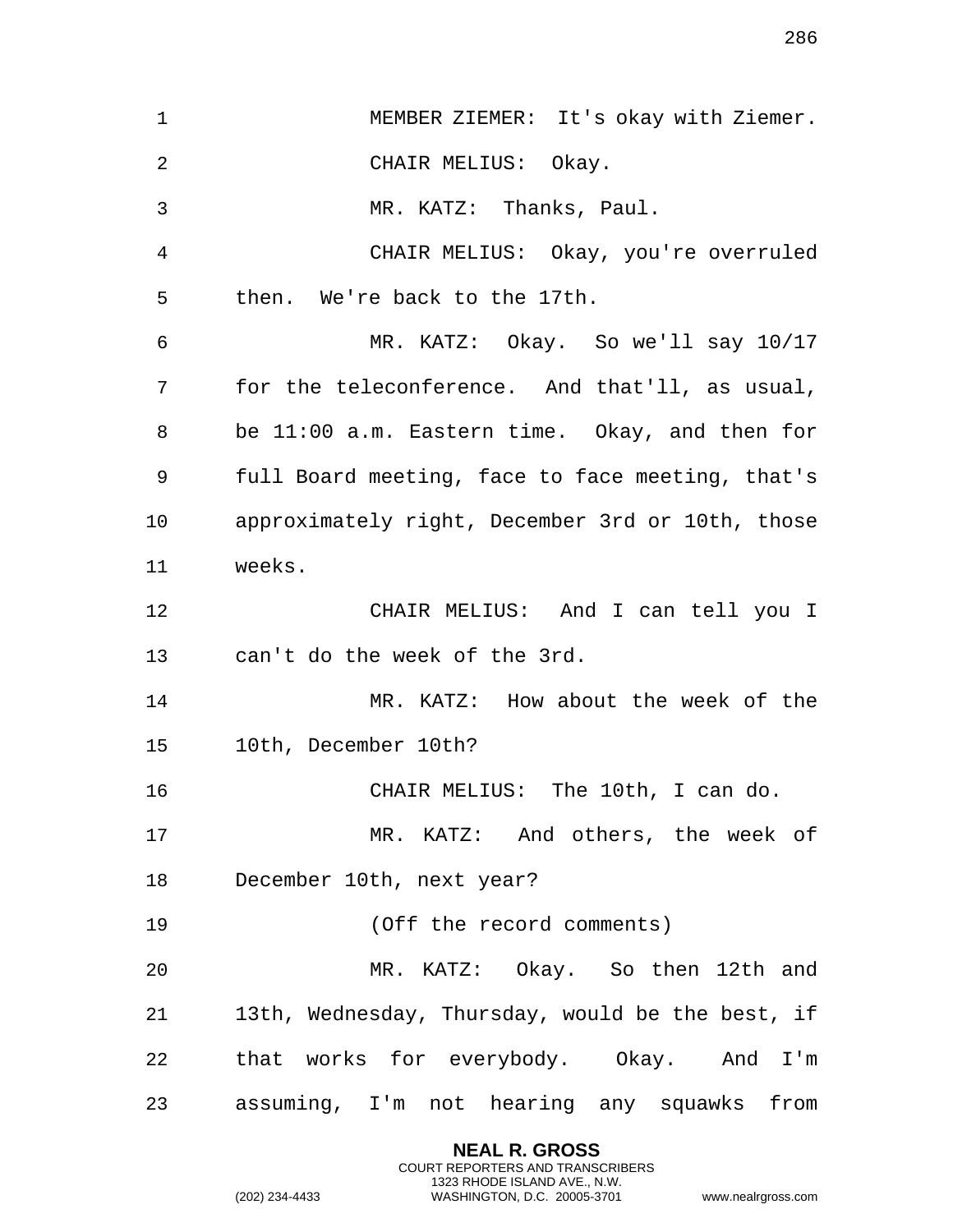MEMBER ZIEMER: It's okay with Ziemer.

CHAIR MELIUS: Okay.

MR. KATZ: Thanks, Paul.

CHAIR MELIUS: Okay, you're overruled then. We're back to the 17th.

MR. KATZ: Okay. So we'll say 10/17 for the teleconference. And that'll, as usual, be 11:00 a.m. Eastern time. Okay, and then for full Board meeting, face to face meeting, that's approximately right, December 3rd or 10th, those weeks.

CHAIR MELIUS: And I can tell you I can't do the week of the 3rd.

MR. KATZ: How about the week of the 10th, December 10th?

CHAIR MELIUS: The 10th, I can do.

MR. KATZ: And others, the week of December 10th, next year?

(Off the record comments)

MR. KATZ: Okay. So then 12th and 13th, Wednesday, Thursday, would be the best, if that works for everybody. Okay. And I'm assuming, I'm not hearing any squawks from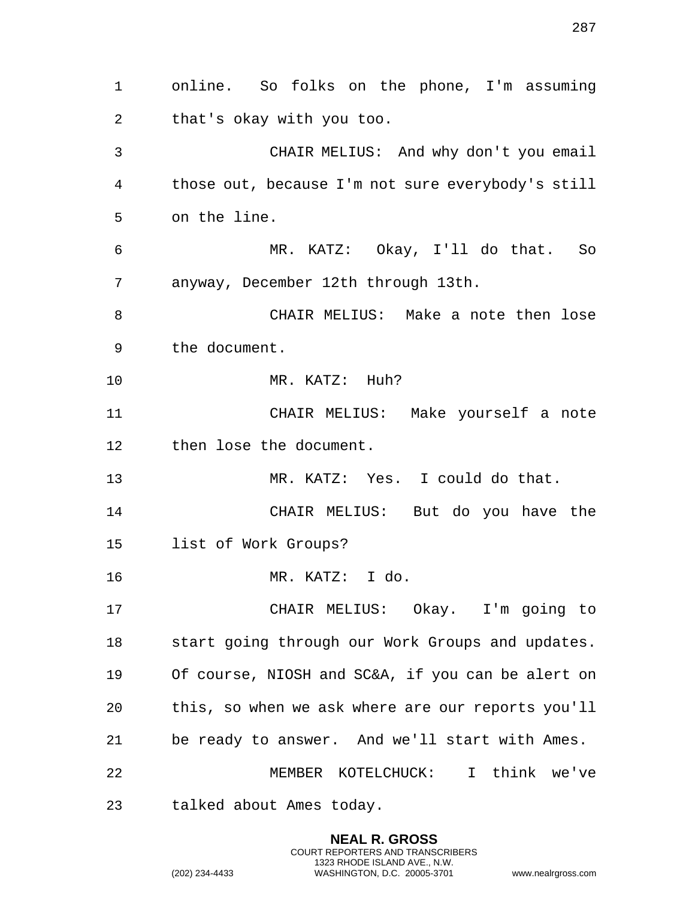online. So folks on the phone, I'm assuming that's okay with you too.

CHAIR MELIUS: And why don't you email those out, because I'm not sure everybody's still on the line.

MR. KATZ: Okay, I'll do that. So anyway, December 12th through 13th.

CHAIR MELIUS: Make a note then lose the document.

MR. KATZ: Huh?

CHAIR MELIUS: Make yourself a note then lose the document.

MR. KATZ: Yes. I could do that.

CHAIR MELIUS: But do you have the list of Work Groups?

MR. KATZ: I do.

CHAIR MELIUS: Okay. I'm going to start going through our Work Groups and updates. Of course, NIOSH and SC&A, if you can be alert on this, so when we ask where are our reports you'll be ready to answer. And we'll start with Ames.

MEMBER KOTELCHUCK: I think we've talked about Ames today.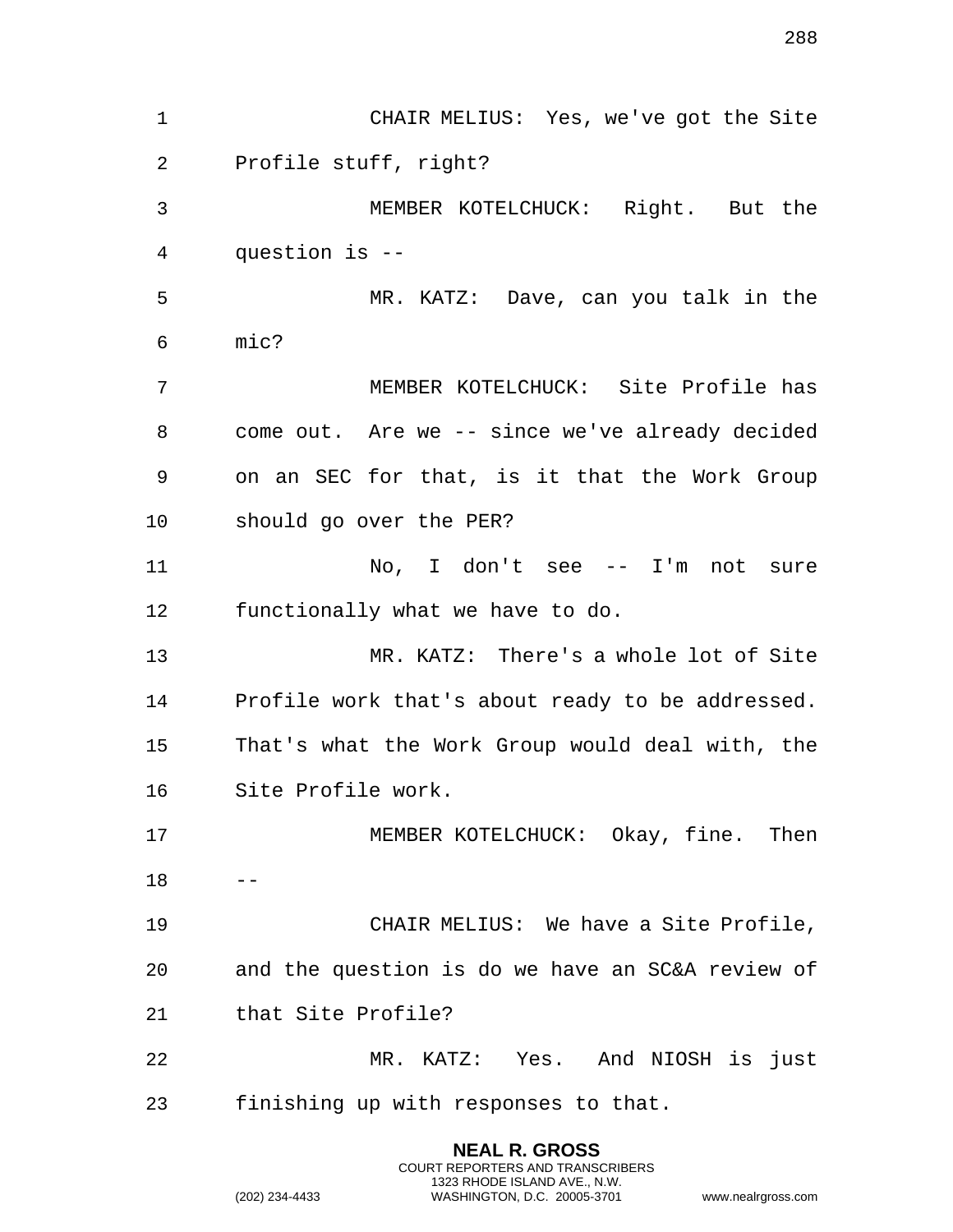CHAIR MELIUS: Yes, we've got the Site Profile stuff, right?

MEMBER KOTELCHUCK: Right. But the question is --

MR. KATZ: Dave, can you talk in the mic?

MEMBER KOTELCHUCK: Site Profile has come out. Are we -- since we've already decided on an SEC for that, is it that the Work Group should go over the PER?

No, I don't see -- I'm not sure functionally what we have to do.

MR. KATZ: There's a whole lot of Site Profile work that's about ready to be addressed. That's what the Work Group would deal with, the Site Profile work.

MEMBER KOTELCHUCK: Okay, fine. Then --

CHAIR MELIUS: We have a Site Profile, and the question is do we have an SC&A review of that Site Profile?

MR. KATZ: Yes. And NIOSH is just finishing up with responses to that.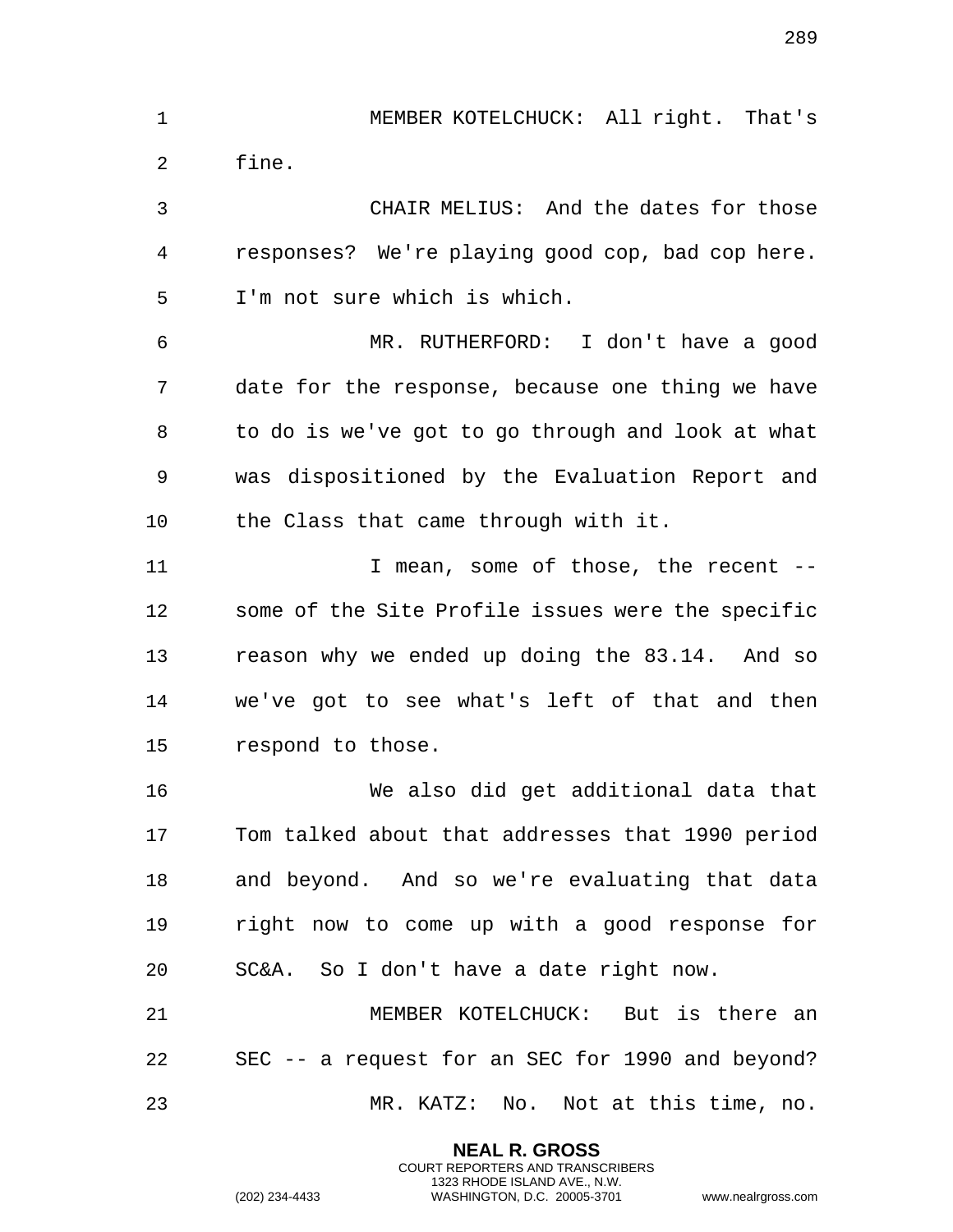MEMBER KOTELCHUCK: All right. That's fine.

CHAIR MELIUS: And the dates for those responses? We're playing good cop, bad cop here. I'm not sure which is which.

MR. RUTHERFORD: I don't have a good date for the response, because one thing we have to do is we've got to go through and look at what was dispositioned by the Evaluation Report and the Class that came through with it.

I mean, some of those, the recent -- some of the Site Profile issues were the specific reason why we ended up doing the 83.14. And so we've got to see what's left of that and then respond to those.

We also did get additional data that Tom talked about that addresses that 1990 period and beyond. And so we're evaluating that data right now to come up with a good response for SC&A. So I don't have a date right now.

MEMBER KOTELCHUCK: But is there an SEC -- a request for an SEC for 1990 and beyond?

MR. KATZ: No. Not at this time, no.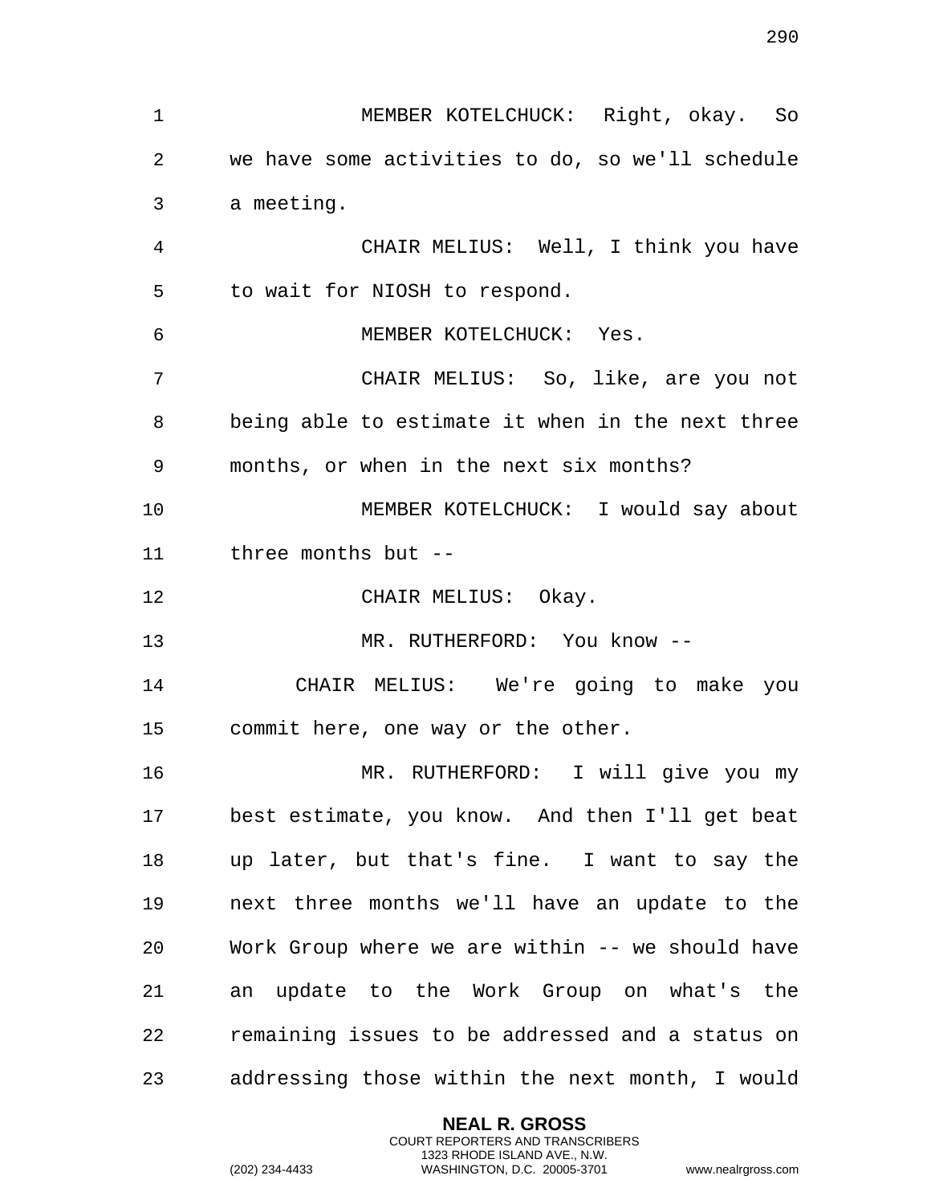MEMBER KOTELCHUCK: Right, okay. So we have some activities to do, so we'll schedule a meeting.

CHAIR MELIUS: Well, I think you have to wait for NIOSH to respond.

MEMBER KOTELCHUCK: Yes.

CHAIR MELIUS: So, like, are you not being able to estimate it when in the next three months, or when in the next six months?

MEMBER KOTELCHUCK: I would say about three months but --

CHAIR MELIUS: Okay.

MR. RUTHERFORD: You know --

CHAIR MELIUS: We're going to make you commit here, one way or the other.

MR. RUTHERFORD: I will give you my best estimate, you know. And then I'll get beat up later, but that's fine. I want to say the next three months we'll have an update to the Work Group where we are within -- we should have an update to the Work Group on what's the remaining issues to be addressed and a status on addressing those within the next month, I would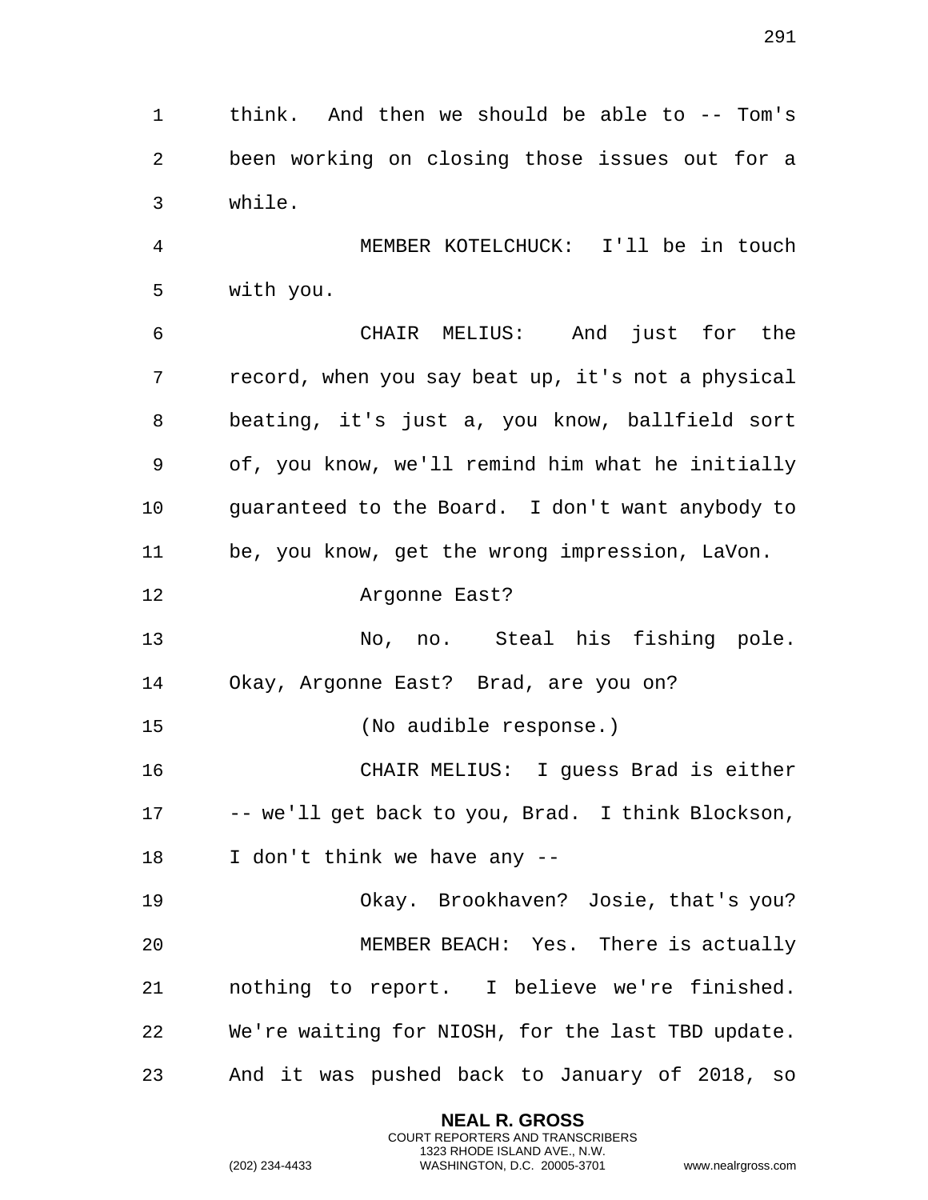think. And then we should be able to -- Tom's been working on closing those issues out for a while.

MEMBER KOTELCHUCK: I'll be in touch with you.

CHAIR MELIUS: And just for the record, when you say beat up, it's not a physical beating, it's just a, you know, ballfield sort of, you know, we'll remind him what he initially guaranteed to the Board. I don't want anybody to be, you know, get the wrong impression, LaVon.

Argonne East?

No, no. Steal his fishing pole. Okay, Argonne East? Brad, are you on?

(No audible response.)

CHAIR MELIUS: I guess Brad is either -- we'll get back to you, Brad. I think Blockson, I don't think we have any --

Okay. Brookhaven? Josie, that's you?

MEMBER BEACH: Yes. There is actually nothing to report. I believe we're finished. We're waiting for NIOSH, for the last TBD update. And it was pushed back to January of 2018, so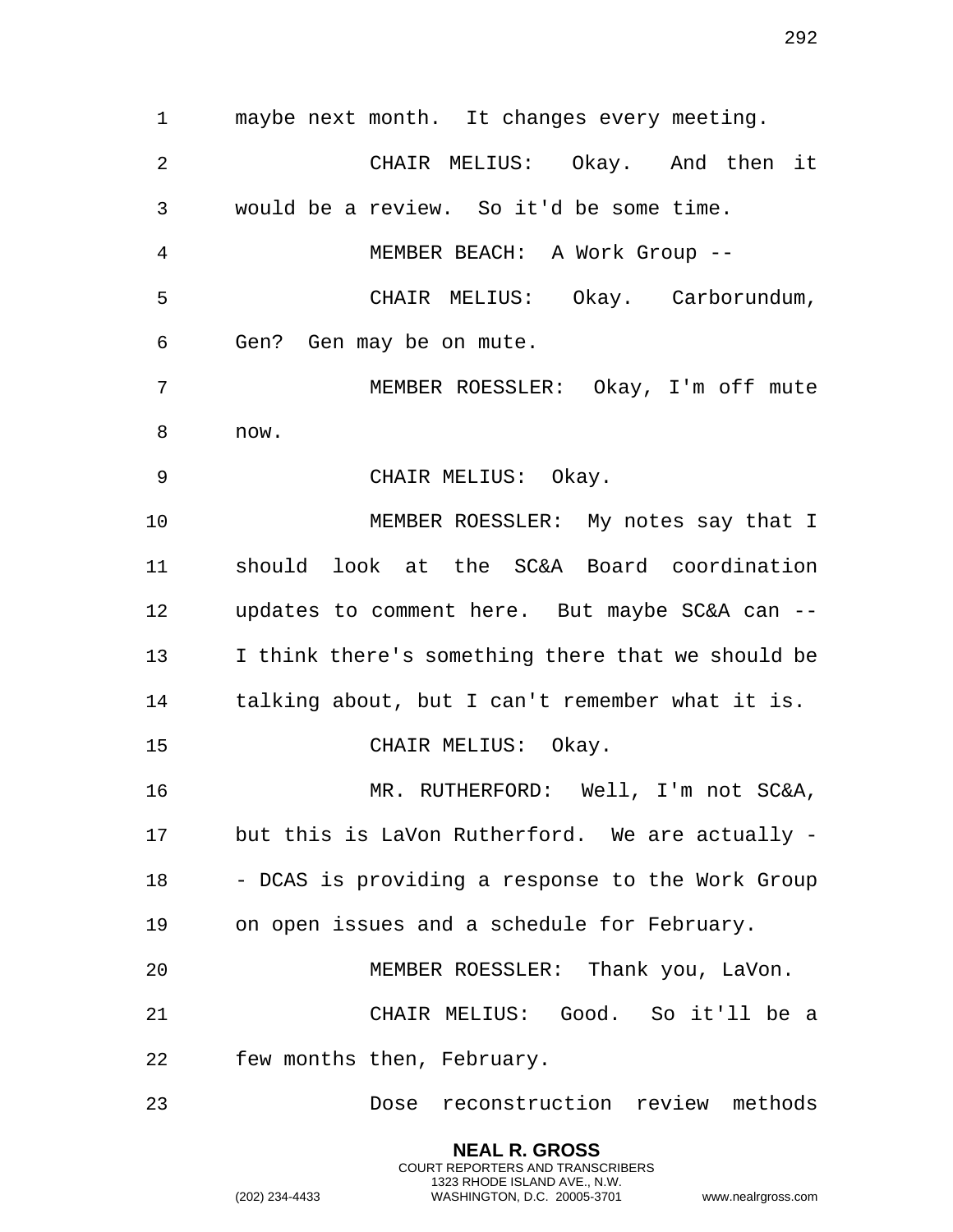maybe next month. It changes every meeting.

CHAIR MELIUS: Okay. And then it would be a review. So it'd be some time.

MEMBER BEACH: A Work Group --

CHAIR MELIUS: Okay. Carborundum, Gen? Gen may be on mute.

MEMBER ROESSLER: Okay, I'm off mute now.

CHAIR MELIUS: Okay.

MEMBER ROESSLER: My notes say that I should look at the SC&A Board coordination updates to comment here. But maybe SC&A can -- I think there's something there that we should be talking about, but I can't remember what it is.

CHAIR MELIUS: Okay.

MR. RUTHERFORD: Well, I'm not SC&A, but this is LaVon Rutherford. We are actually -- DCAS is providing a response to the Work Group on open issues and a schedule for February.

MEMBER ROESSLER: Thank you, LaVon.

CHAIR MELIUS: Good. So it'll be a few months then, February.

Dose reconstruction review methods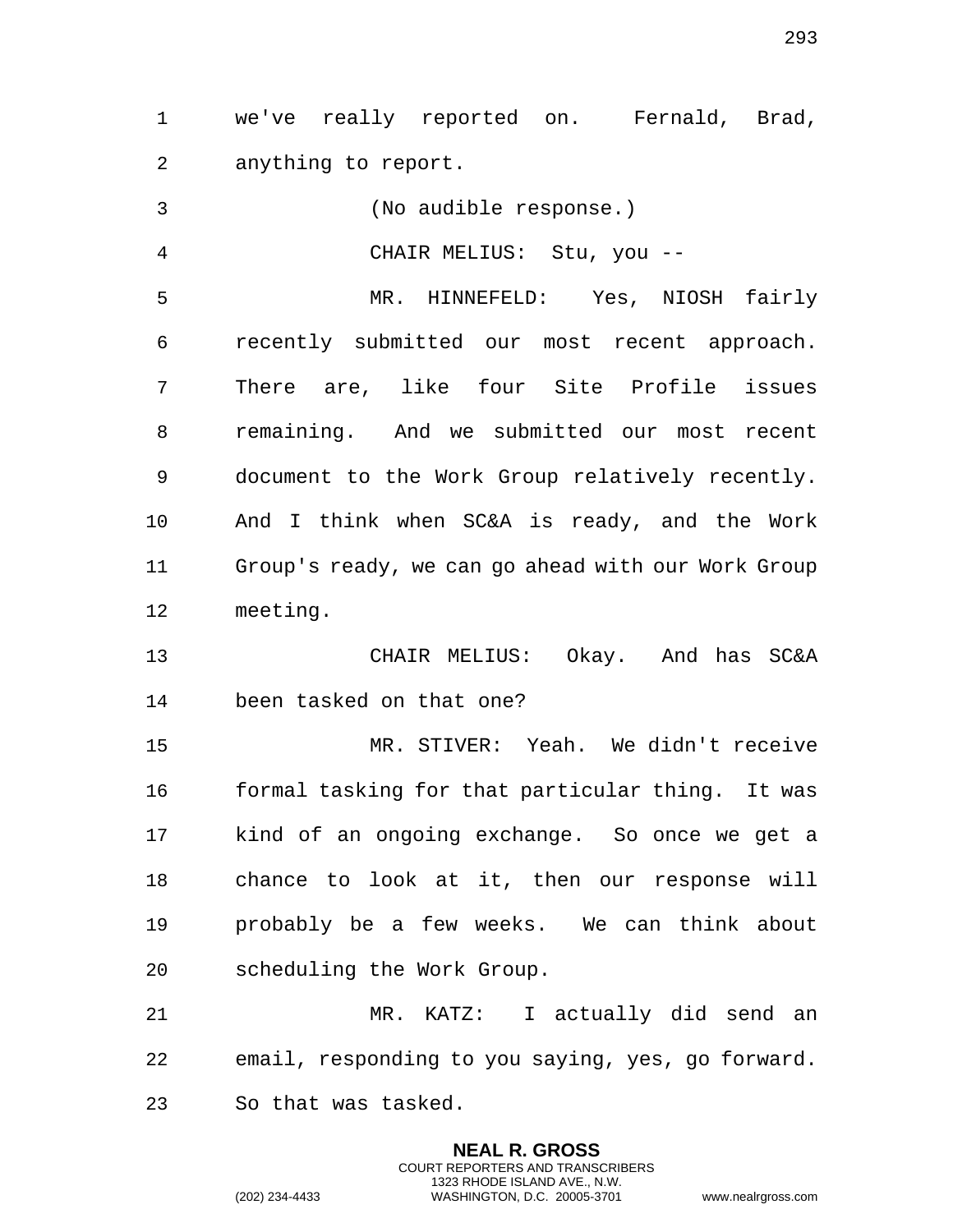we've really reported on. Fernald, Brad, anything to report.

(No audible response.)

CHAIR MELIUS: Stu, you --

MR. HINNEFELD: Yes, NIOSH fairly recently submitted our most recent approach. There are, like four Site Profile issues remaining. And we submitted our most recent document to the Work Group relatively recently. And I think when SC&A is ready, and the Work Group's ready, we can go ahead with our Work Group meeting.

CHAIR MELIUS: Okay. And has SC&A been tasked on that one?

MR. STIVER: Yeah. We didn't receive formal tasking for that particular thing. It was kind of an ongoing exchange. So once we get a chance to look at it, then our response will probably be a few weeks. We can think about scheduling the Work Group.

MR. KATZ: I actually did send an email, responding to you saying, yes, go forward. So that was tasked.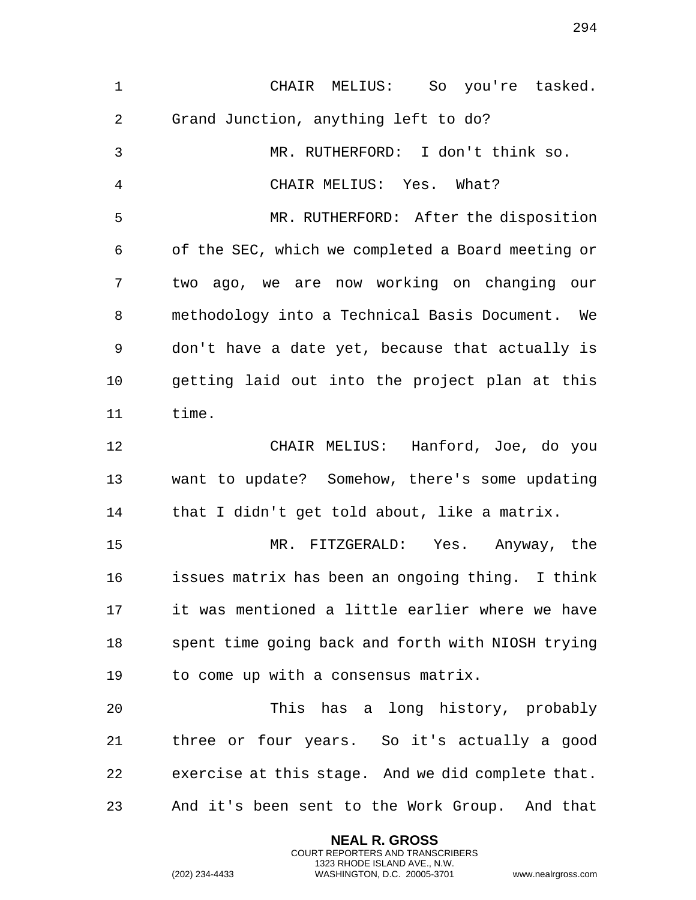CHAIR MELIUS: So you're tasked. Grand Junction, anything left to do?

MR. RUTHERFORD: I don't think so.

CHAIR MELIUS: Yes. What?

MR. RUTHERFORD: After the disposition of the SEC, which we completed a Board meeting or two ago, we are now working on changing our methodology into a Technical Basis Document. We don't have a date yet, because that actually is getting laid out into the project plan at this time.

CHAIR MELIUS: Hanford, Joe, do you want to update? Somehow, there's some updating that I didn't get told about, like a matrix.

MR. FITZGERALD: Yes. Anyway, the issues matrix has been an ongoing thing. I think it was mentioned a little earlier where we have spent time going back and forth with NIOSH trying to come up with a consensus matrix.

This has a long history, probably three or four years. So it's actually a good exercise at this stage. And we did complete that. And it's been sent to the Work Group. And that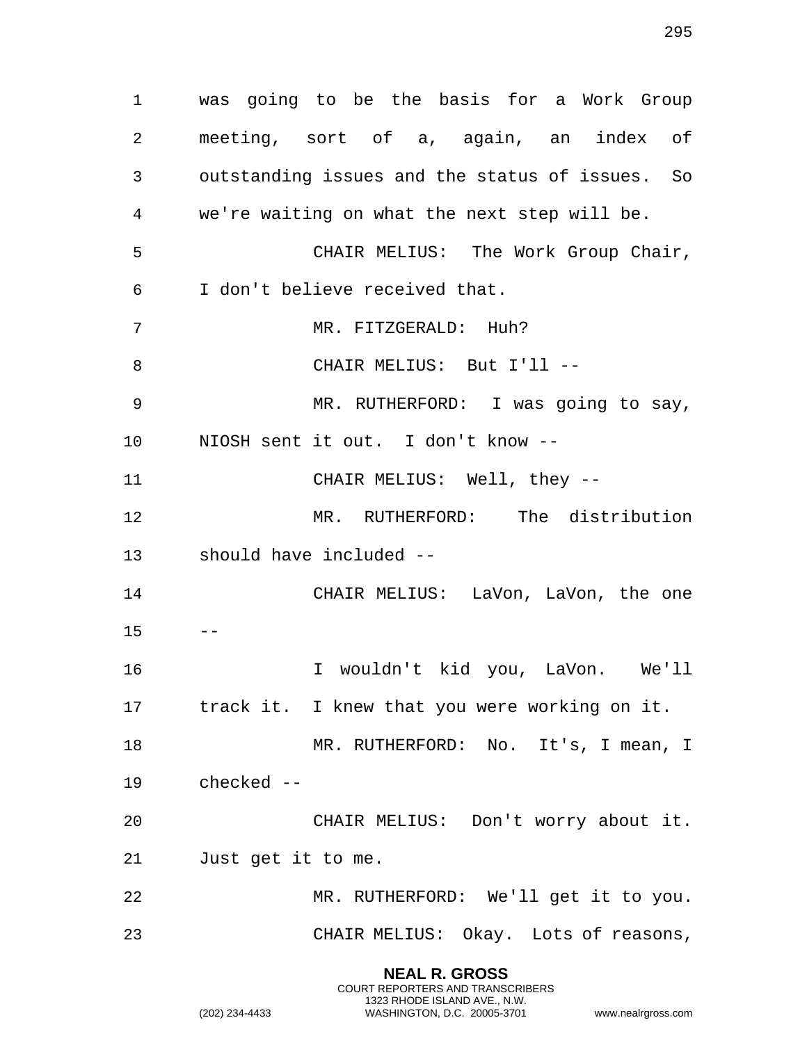was going to be the basis for a Work Group meeting, sort of a, again, an index of outstanding issues and the status of issues. So we're waiting on what the next step will be.

CHAIR MELIUS: The Work Group Chair, I don't believe received that.

MR. FITZGERALD: Huh?

CHAIR MELIUS: But I'll --

MR. RUTHERFORD: I was going to say, NIOSH sent it out. I don't know --

CHAIR MELIUS: Well, they --

MR. RUTHERFORD: The distribution should have included --

CHAIR MELIUS: LaVon, LaVon, the one --

I wouldn't kid you, LaVon. We'll track it. I knew that you were working on it.

MR. RUTHERFORD: No. It's, I mean, I checked --

CHAIR MELIUS: Don't worry about it. Just get it to me.

MR. RUTHERFORD: We'll get it to you.

CHAIR MELIUS: Okay. Lots of reasons,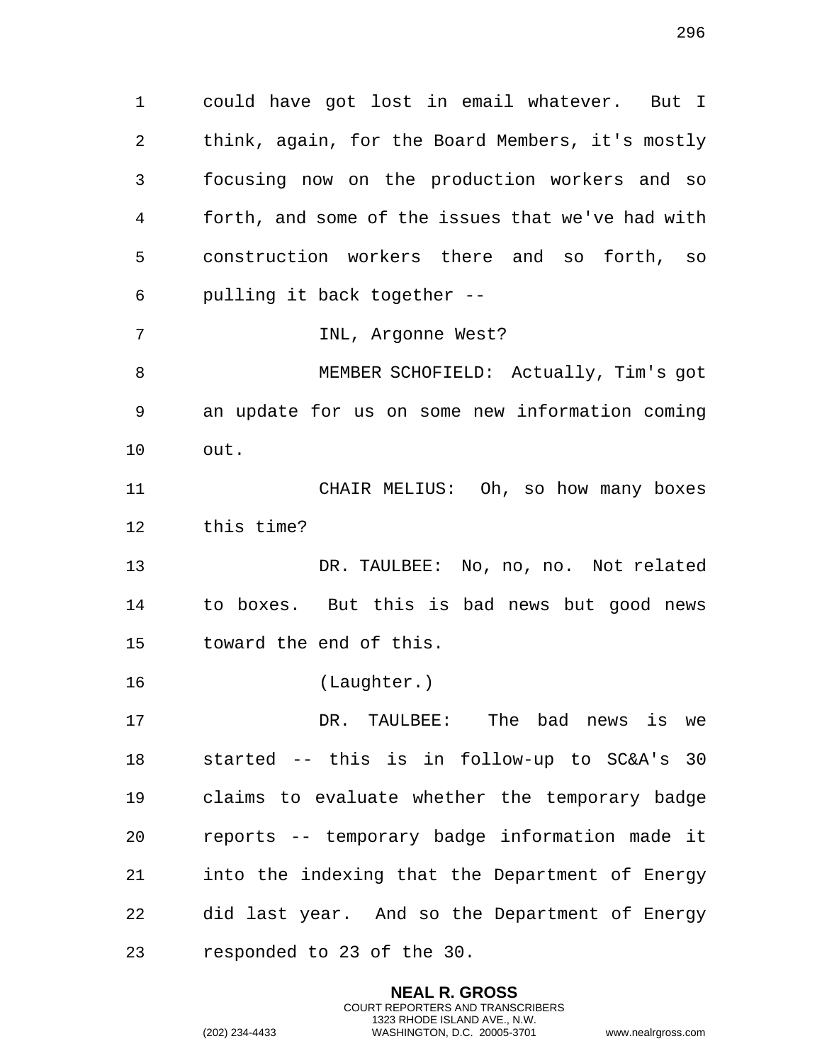could have got lost in email whatever. But I think, again, for the Board Members, it's mostly focusing now on the production workers and so forth, and some of the issues that we've had with construction workers there and so forth, so pulling it back together --

INL, Argonne West?

MEMBER SCHOFIELD: Actually, Tim's got an update for us on some new information coming out.

CHAIR MELIUS: Oh, so how many boxes this time?

DR. TAULBEE: No, no, no. Not related to boxes. But this is bad news but good news toward the end of this.

(Laughter.)

DR. TAULBEE: The bad news is we started -- this is in follow-up to SC&A's 30 claims to evaluate whether the temporary badge reports -- temporary badge information made it into the indexing that the Department of Energy did last year. And so the Department of Energy responded to 23 of the 30.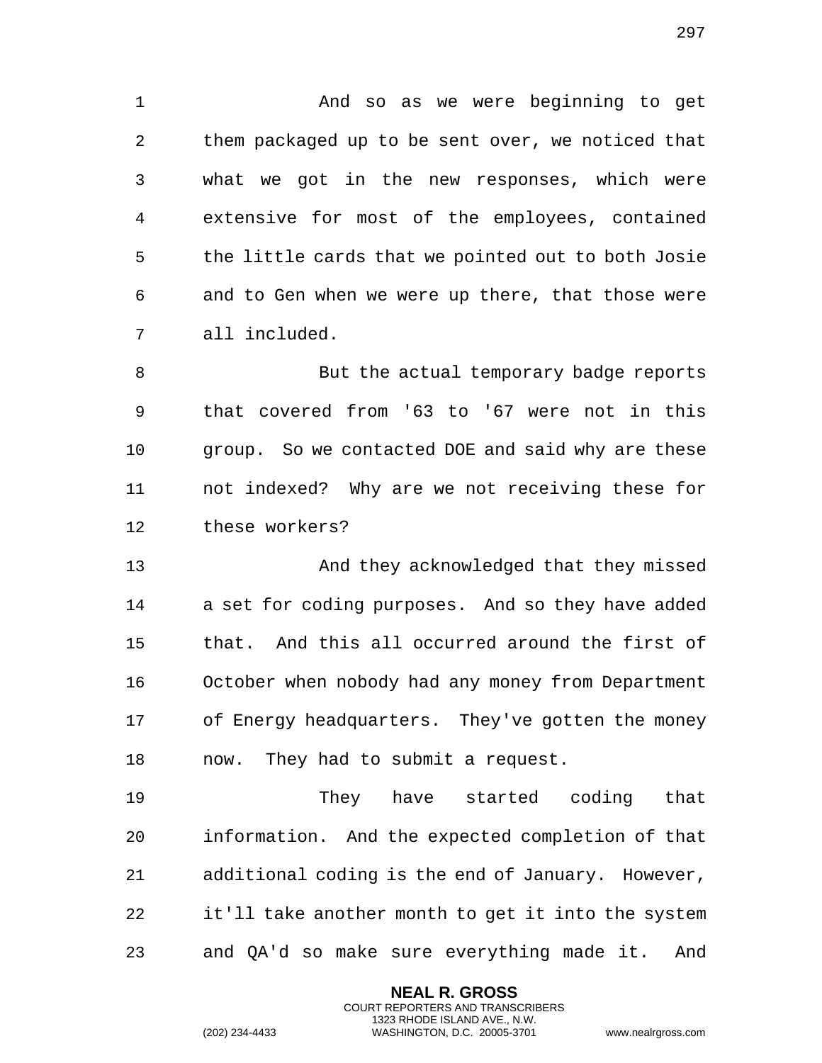And so as we were beginning to get them packaged up to be sent over, we noticed that what we got in the new responses, which were extensive for most of the employees, contained the little cards that we pointed out to both Josie and to Gen when we were up there, that those were all included.

But the actual temporary badge reports that covered from '63 to '67 were not in this group. So we contacted DOE and said why are these not indexed? Why are we not receiving these for these workers?

And they acknowledged that they missed a set for coding purposes. And so they have added that. And this all occurred around the first of October when nobody had any money from Department of Energy headquarters. They've gotten the money now. They had to submit a request.

They have started coding that information. And the expected completion of that additional coding is the end of January. However, it'll take another month to get it into the system and QA'd so make sure everything made it. And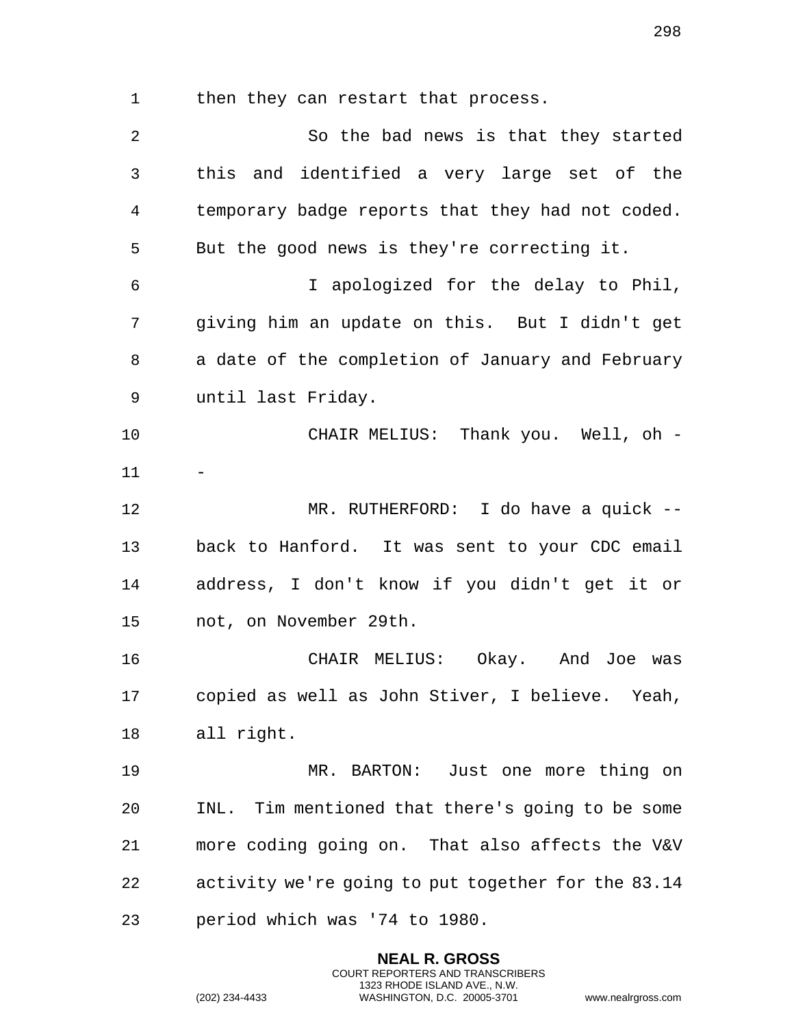then they can restart that process.

So the bad news is that they started this and identified a very large set of the temporary badge reports that they had not coded. But the good news is they're correcting it.

I apologized for the delay to Phil, giving him an update on this. But I didn't get a date of the completion of January and February until last Friday.

CHAIR MELIUS: Thank you. Well, oh --

MR. RUTHERFORD: I do have a quick -- back to Hanford. It was sent to your CDC email address, I don't know if you didn't get it or not, on November 29th.

CHAIR MELIUS: Okay. And Joe was copied as well as John Stiver, I believe. Yeah, all right.

MR. BARTON: Just one more thing on INL. Tim mentioned that there's going to be some more coding going on. That also affects the V&V activity we're going to put together for the 83.14 period which was '74 to 1980.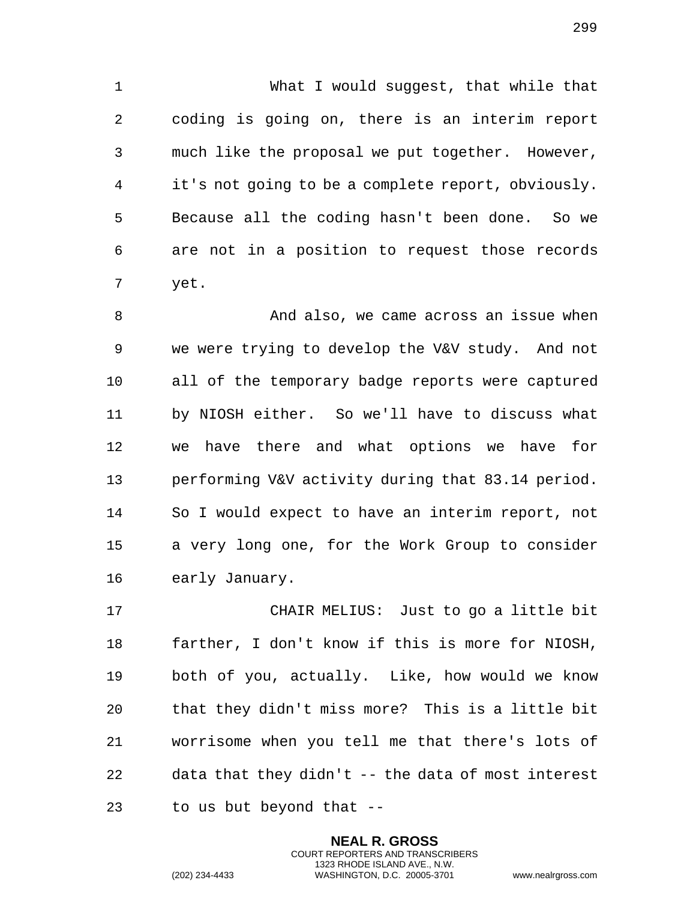What I would suggest, that while that coding is going on, there is an interim report much like the proposal we put together. However, it's not going to be a complete report, obviously. Because all the coding hasn't been done. So we are not in a position to request those records yet.

And also, we came across an issue when we were trying to develop the V&V study. And not all of the temporary badge reports were captured by NIOSH either. So we'll have to discuss what we have there and what options we have for performing V&V activity during that 83.14 period. So I would expect to have an interim report, not a very long one, for the Work Group to consider early January.

CHAIR MELIUS: Just to go a little bit farther, I don't know if this is more for NIOSH, both of you, actually. Like, how would we know that they didn't miss more? This is a little bit worrisome when you tell me that there's lots of data that they didn't -- the data of most interest to us but beyond that --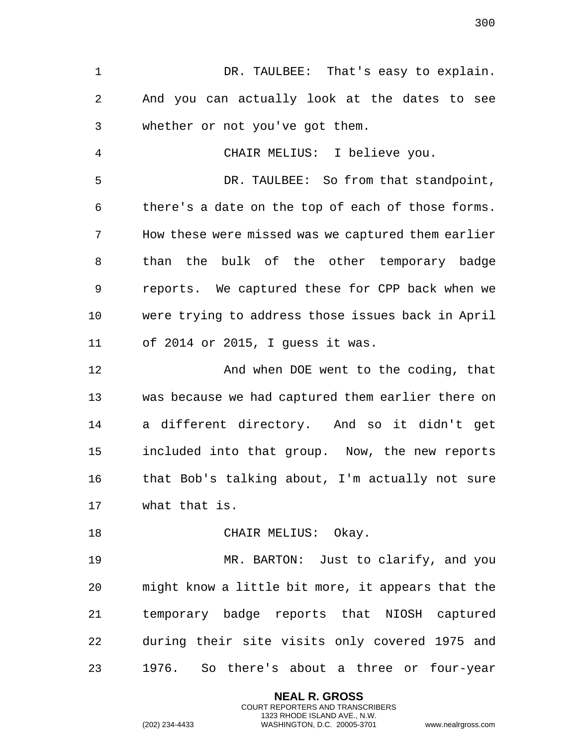DR. TAULBEE: That's easy to explain. And you can actually look at the dates to see whether or not you've got them.

CHAIR MELIUS: I believe you.

DR. TAULBEE: So from that standpoint, there's a date on the top of each of those forms. How these were missed was we captured them earlier than the bulk of the other temporary badge reports. We captured these for CPP back when we were trying to address those issues back in April of 2014 or 2015, I guess it was.

And when DOE went to the coding, that was because we had captured them earlier there on a different directory. And so it didn't get included into that group. Now, the new reports that Bob's talking about, I'm actually not sure what that is.

CHAIR MELIUS: Okay.

MR. BARTON: Just to clarify, and you might know a little bit more, it appears that the temporary badge reports that NIOSH captured during their site visits only covered 1975 and 1976. So there's about a three or four-year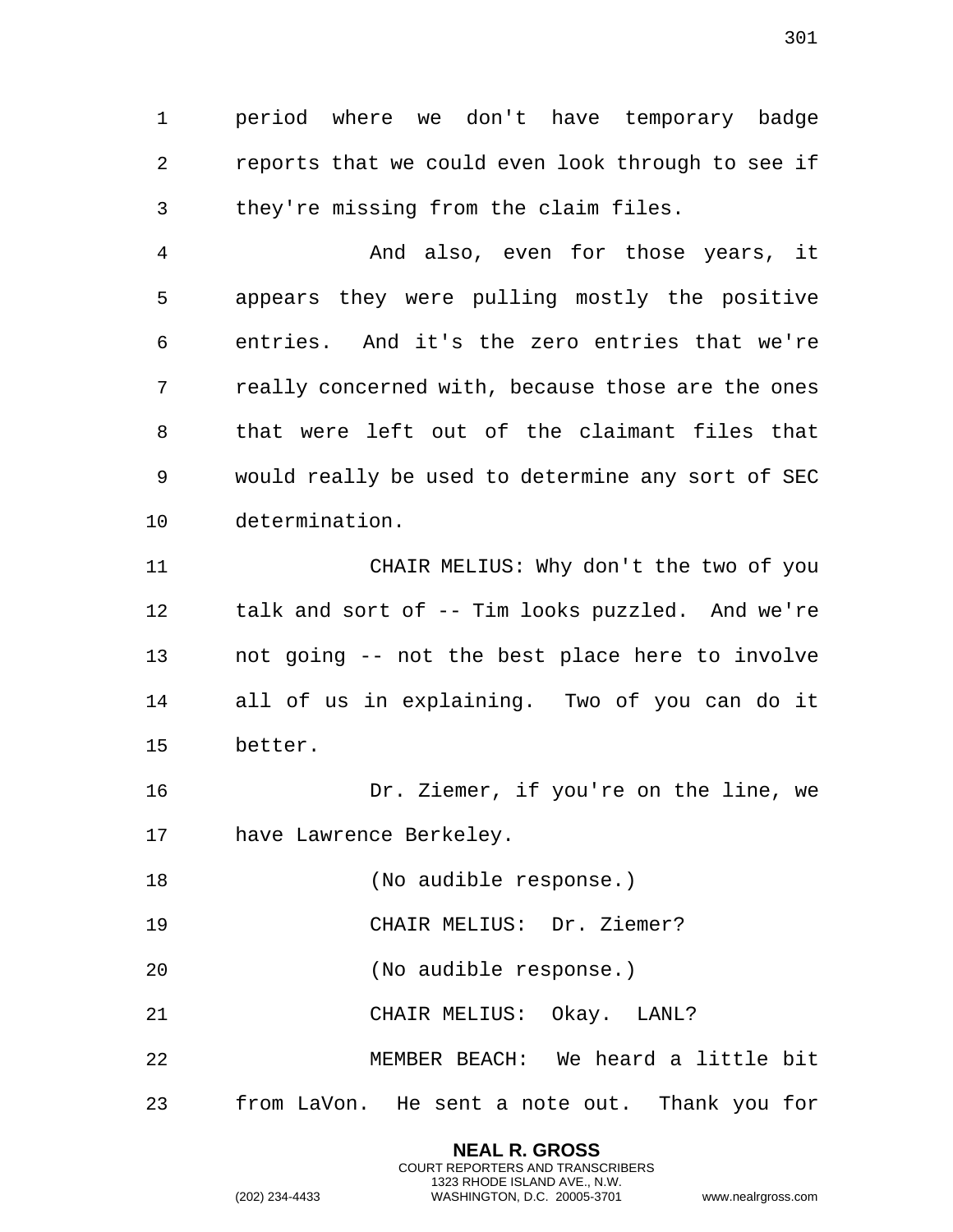period where we don't have temporary badge reports that we could even look through to see if they're missing from the claim files.

And also, even for those years, it appears they were pulling mostly the positive entries. And it's the zero entries that we're really concerned with, because those are the ones that were left out of the claimant files that would really be used to determine any sort of SEC determination.

CHAIR MELIUS: Why don't the two of you talk and sort of -- Tim looks puzzled. And we're not going -- not the best place here to involve all of us in explaining. Two of you can do it better.

Dr. Ziemer, if you're on the line, we have Lawrence Berkeley.

(No audible response.)

CHAIR MELIUS: Dr. Ziemer?

(No audible response.)

CHAIR MELIUS: Okay. LANL?

MEMBER BEACH: We heard a little bit from LaVon. He sent a note out. Thank you for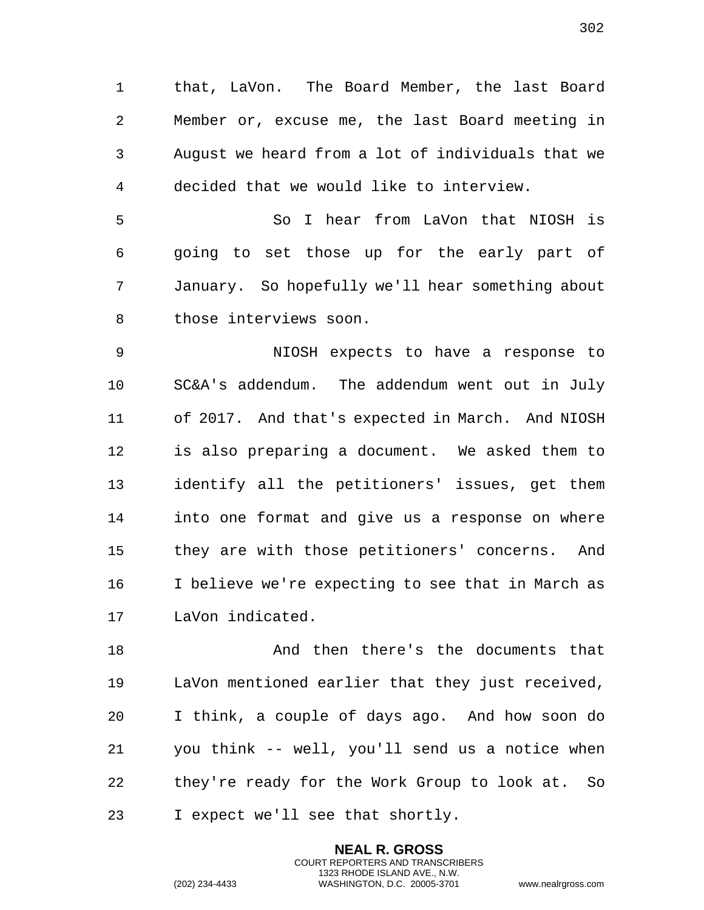that, LaVon. The Board Member, the last Board Member or, excuse me, the last Board meeting in August we heard from a lot of individuals that we decided that we would like to interview.

So I hear from LaVon that NIOSH is going to set those up for the early part of January. So hopefully we'll hear something about those interviews soon.

NIOSH expects to have a response to SC&A's addendum. The addendum went out in July of 2017. And that's expected in March. And NIOSH is also preparing a document. We asked them to identify all the petitioners' issues, get them into one format and give us a response on where they are with those petitioners' concerns. And I believe we're expecting to see that in March as LaVon indicated.

And then there's the documents that LaVon mentioned earlier that they just received, I think, a couple of days ago. And how soon do you think -- well, you'll send us a notice when they're ready for the Work Group to look at. So I expect we'll see that shortly.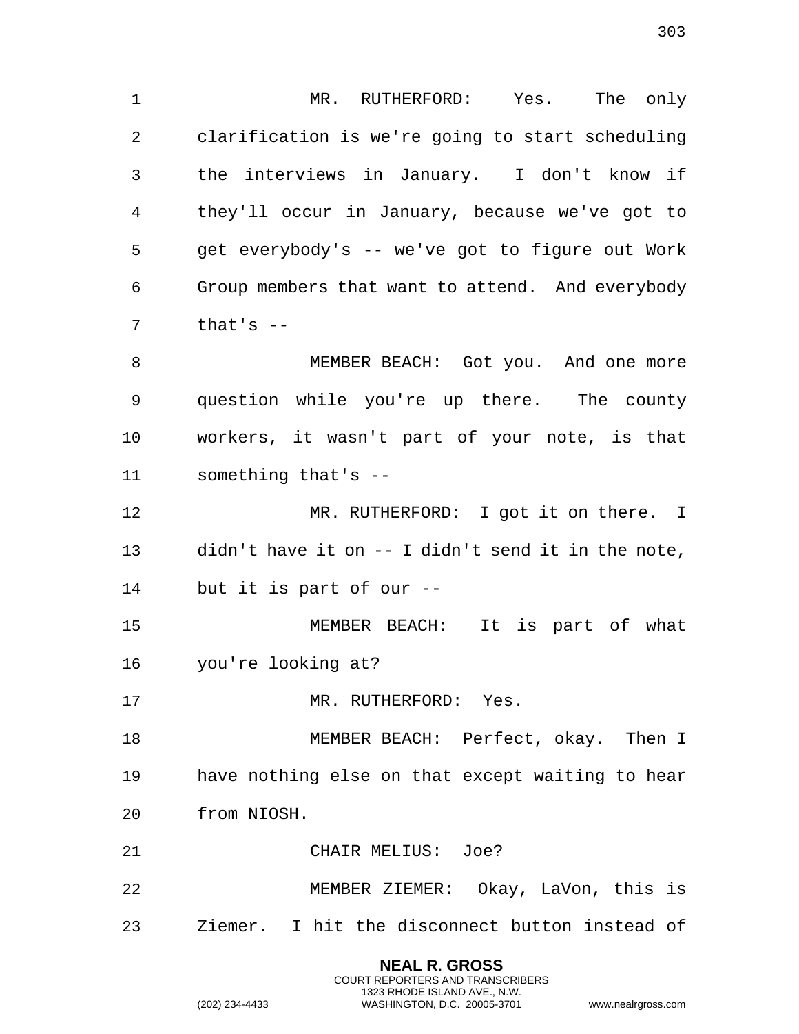MR. RUTHERFORD: Yes. The only clarification is we're going to start scheduling the interviews in January. I don't know if they'll occur in January, because we've got to get everybody's -- we've got to figure out Work Group members that want to attend. And everybody that's --

MEMBER BEACH: Got you. And one more question while you're up there. The county workers, it wasn't part of your note, is that something that's --

MR. RUTHERFORD: I got it on there. I didn't have it on -- I didn't send it in the note, but it is part of our --

MEMBER BEACH: It is part of what you're looking at?

MR. RUTHERFORD: Yes.

MEMBER BEACH: Perfect, okay. Then I have nothing else on that except waiting to hear from NIOSH.

CHAIR MELIUS: Joe?

MEMBER ZIEMER: Okay, LaVon, this is Ziemer. I hit the disconnect button instead of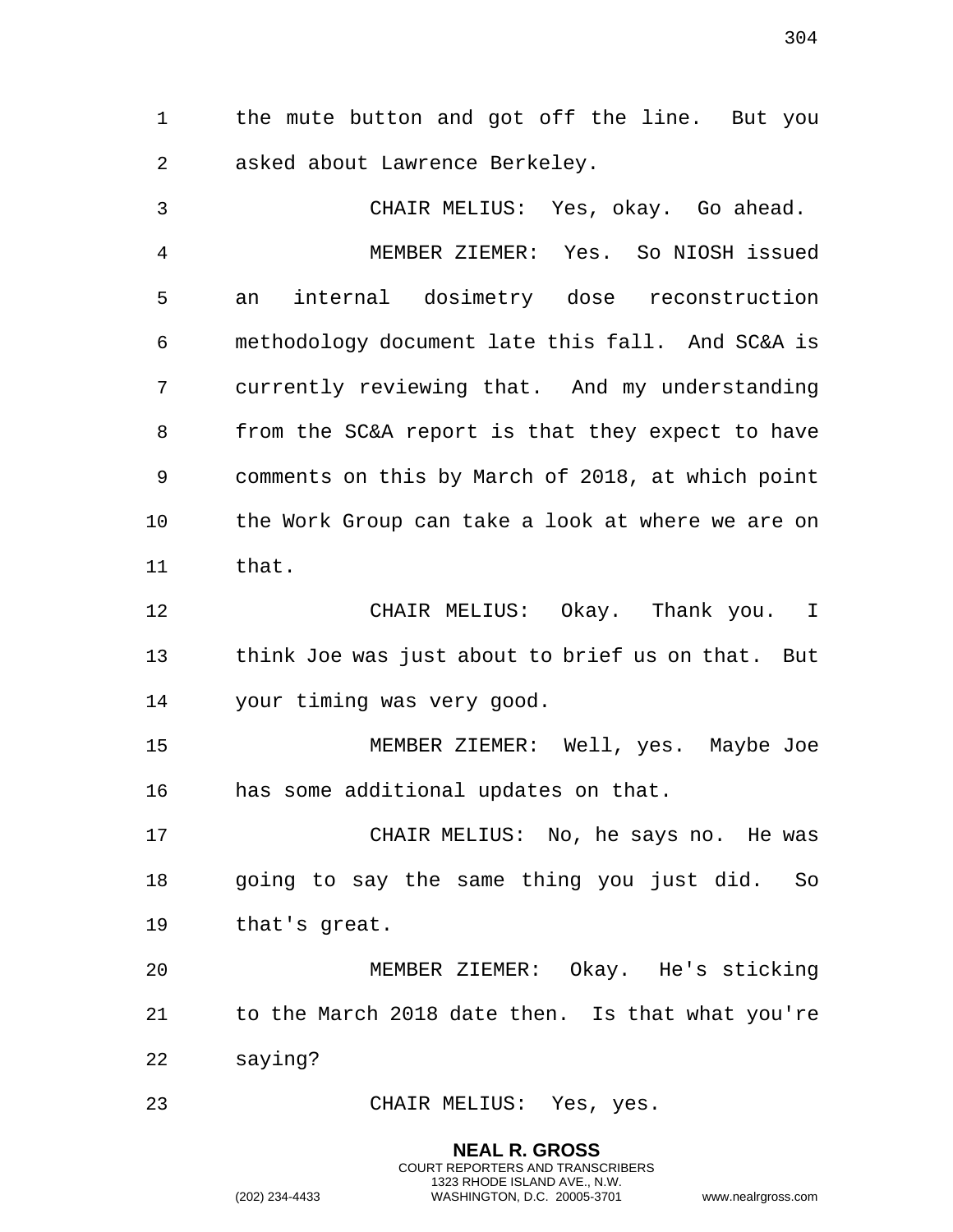the mute button and got off the line. But you asked about Lawrence Berkeley.

CHAIR MELIUS: Yes, okay. Go ahead.

MEMBER ZIEMER: Yes. So NIOSH issued an internal dosimetry dose reconstruction methodology document late this fall. And SC&A is currently reviewing that. And my understanding from the SC&A report is that they expect to have comments on this by March of 2018, at which point the Work Group can take a look at where we are on that.

CHAIR MELIUS: Okay. Thank you. I think Joe was just about to brief us on that. But your timing was very good.

MEMBER ZIEMER: Well, yes. Maybe Joe has some additional updates on that.

CHAIR MELIUS: No, he says no. He was going to say the same thing you just did. So that's great.

MEMBER ZIEMER: Okay. He's sticking to the March 2018 date then. Is that what you're saying?

CHAIR MELIUS: Yes, yes.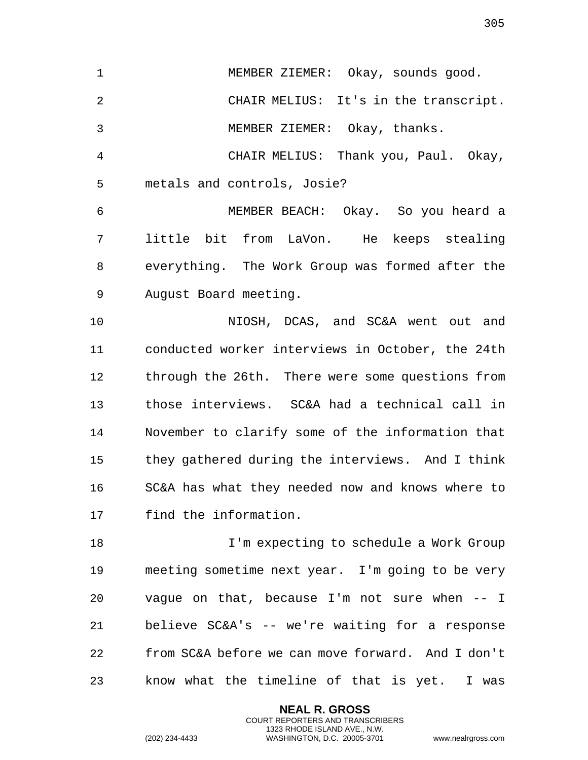MEMBER ZIEMER: Okay, sounds good.

CHAIR MELIUS: It's in the transcript.

MEMBER ZIEMER: Okay, thanks.

CHAIR MELIUS: Thank you, Paul. Okay, metals and controls, Josie?

MEMBER BEACH: Okay. So you heard a little bit from LaVon. He keeps stealing everything. The Work Group was formed after the August Board meeting.

NIOSH, DCAS, and SC&A went out and conducted worker interviews in October, the 24th through the 26th. There were some questions from those interviews. SC&A had a technical call in November to clarify some of the information that they gathered during the interviews. And I think SC&A has what they needed now and knows where to find the information.

I'm expecting to schedule a Work Group meeting sometime next year. I'm going to be very vague on that, because I'm not sure when -- I believe SC&A's -- we're waiting for a response from SC&A before we can move forward. And I don't know what the timeline of that is yet. I was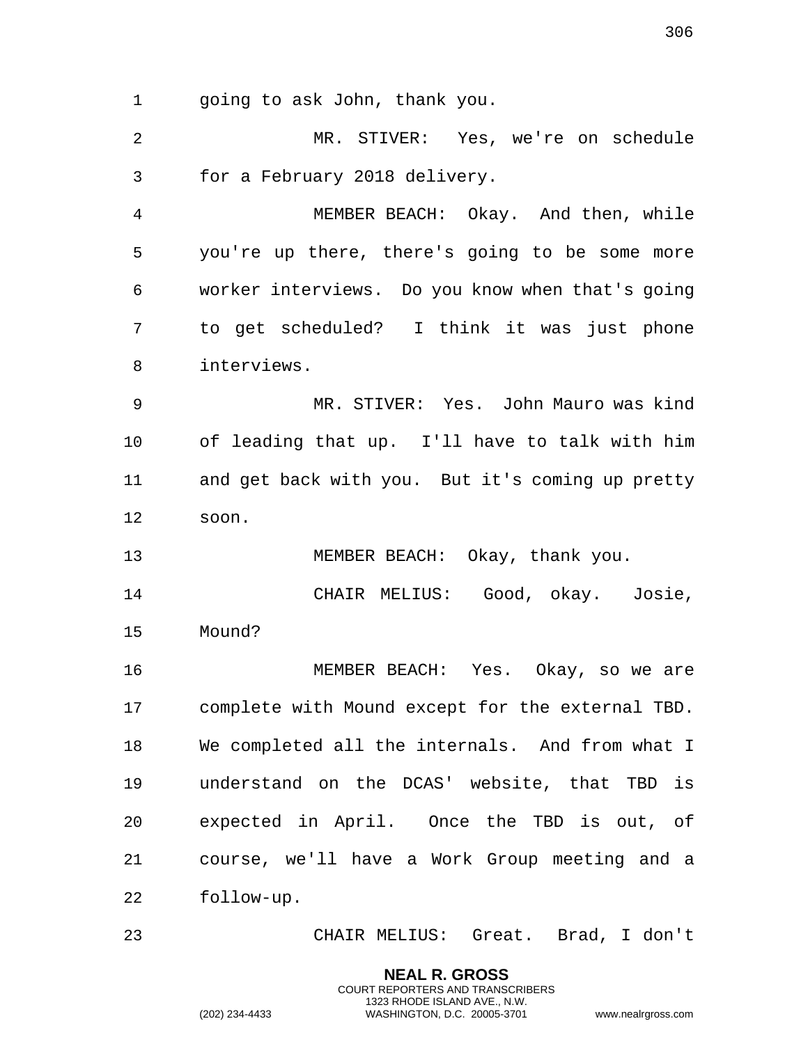going to ask John, thank you.

MR. STIVER: Yes, we're on schedule for a February 2018 delivery.

MEMBER BEACH: Okay. And then, while you're up there, there's going to be some more worker interviews. Do you know when that's going to get scheduled? I think it was just phone interviews.

MR. STIVER: Yes. John Mauro was kind of leading that up. I'll have to talk with him and get back with you. But it's coming up pretty soon.

MEMBER BEACH: Okay, thank you.

CHAIR MELIUS: Good, okay. Josie, Mound?

MEMBER BEACH: Yes. Okay, so we are complete with Mound except for the external TBD. We completed all the internals. And from what I understand on the DCAS' website, that TBD is expected in April. Once the TBD is out, of course, we'll have a Work Group meeting and a follow-up.

CHAIR MELIUS: Great. Brad, I don't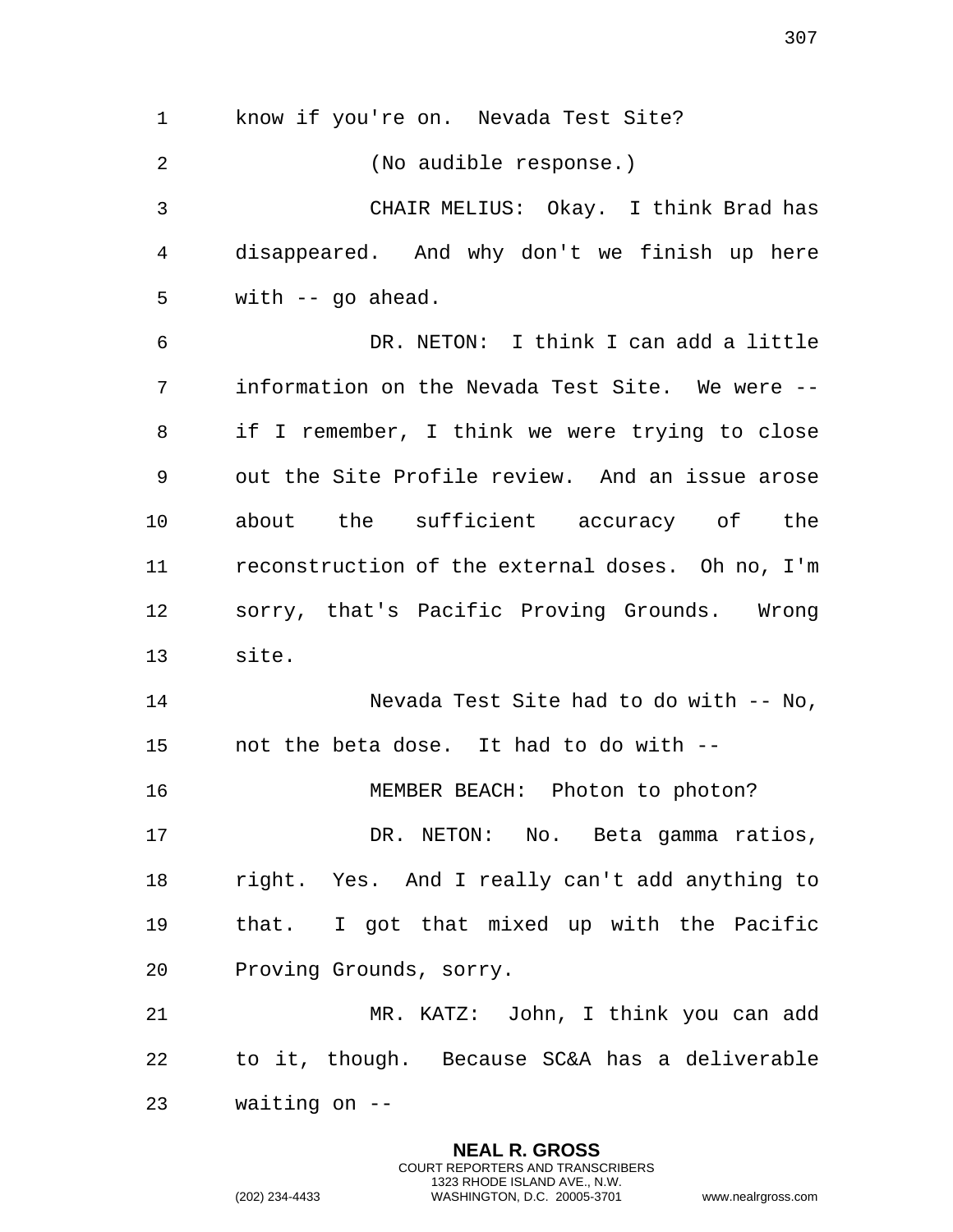know if you're on. Nevada Test Site?

(No audible response.)

CHAIR MELIUS: Okay. I think Brad has disappeared. And why don't we finish up here with -- go ahead.

DR. NETON: I think I can add a little information on the Nevada Test Site. We were -- if I remember, I think we were trying to close out the Site Profile review. And an issue arose about the sufficient accuracy of the reconstruction of the external doses. Oh no, I'm sorry, that's Pacific Proving Grounds. Wrong site.

Nevada Test Site had to do with -- No, not the beta dose. It had to do with --

MEMBER BEACH: Photon to photon?

DR. NETON: No. Beta gamma ratios, right. Yes. And I really can't add anything to that. I got that mixed up with the Pacific Proving Grounds, sorry.

MR. KATZ: John, I think you can add to it, though. Because SC&A has a deliverable waiting on --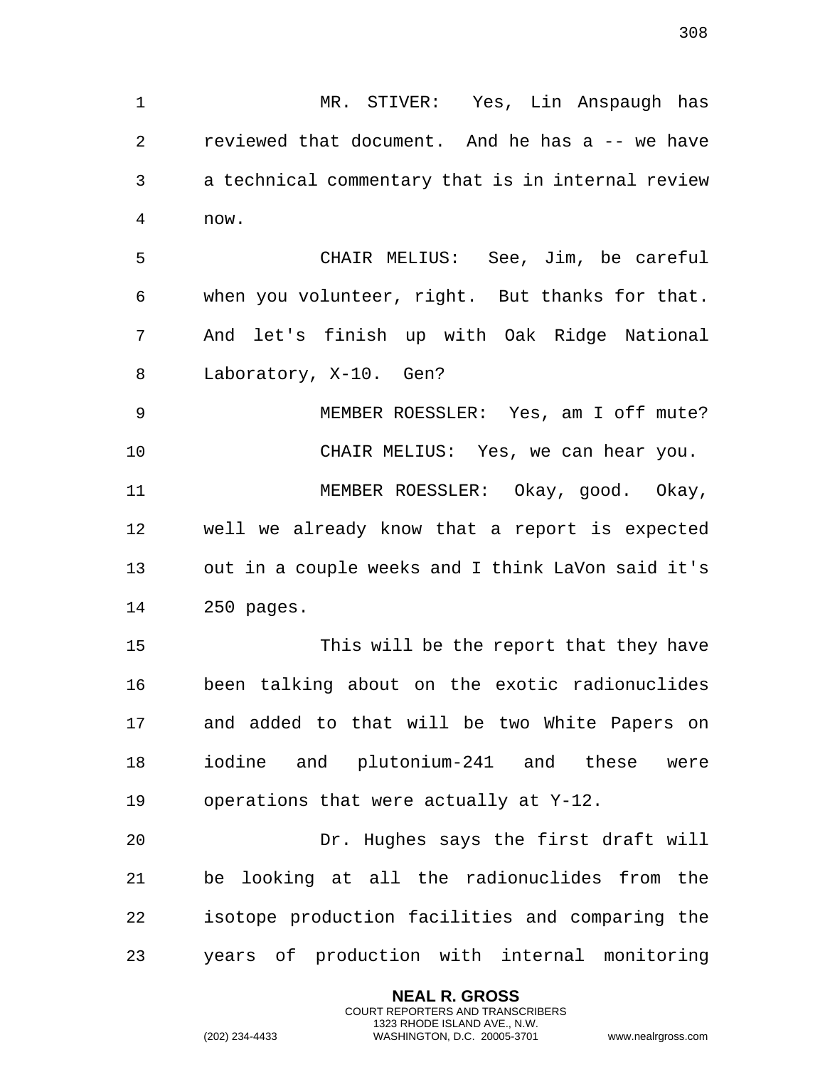MR. STIVER: Yes, Lin Anspaugh has reviewed that document. And he has a -- we have a technical commentary that is in internal review now.

CHAIR MELIUS: See, Jim, be careful when you volunteer, right. But thanks for that. And let's finish up with Oak Ridge National Laboratory, X-10. Gen?

MEMBER ROESSLER: Yes, am I off mute?

CHAIR MELIUS: Yes, we can hear you.

MEMBER ROESSLER: Okay, good. Okay, well we already know that a report is expected out in a couple weeks and I think LaVon said it's 250 pages.

This will be the report that they have been talking about on the exotic radionuclides and added to that will be two White Papers on iodine and plutonium-241 and these were operations that were actually at Y-12.

Dr. Hughes says the first draft will be looking at all the radionuclides from the isotope production facilities and comparing the years of production with internal monitoring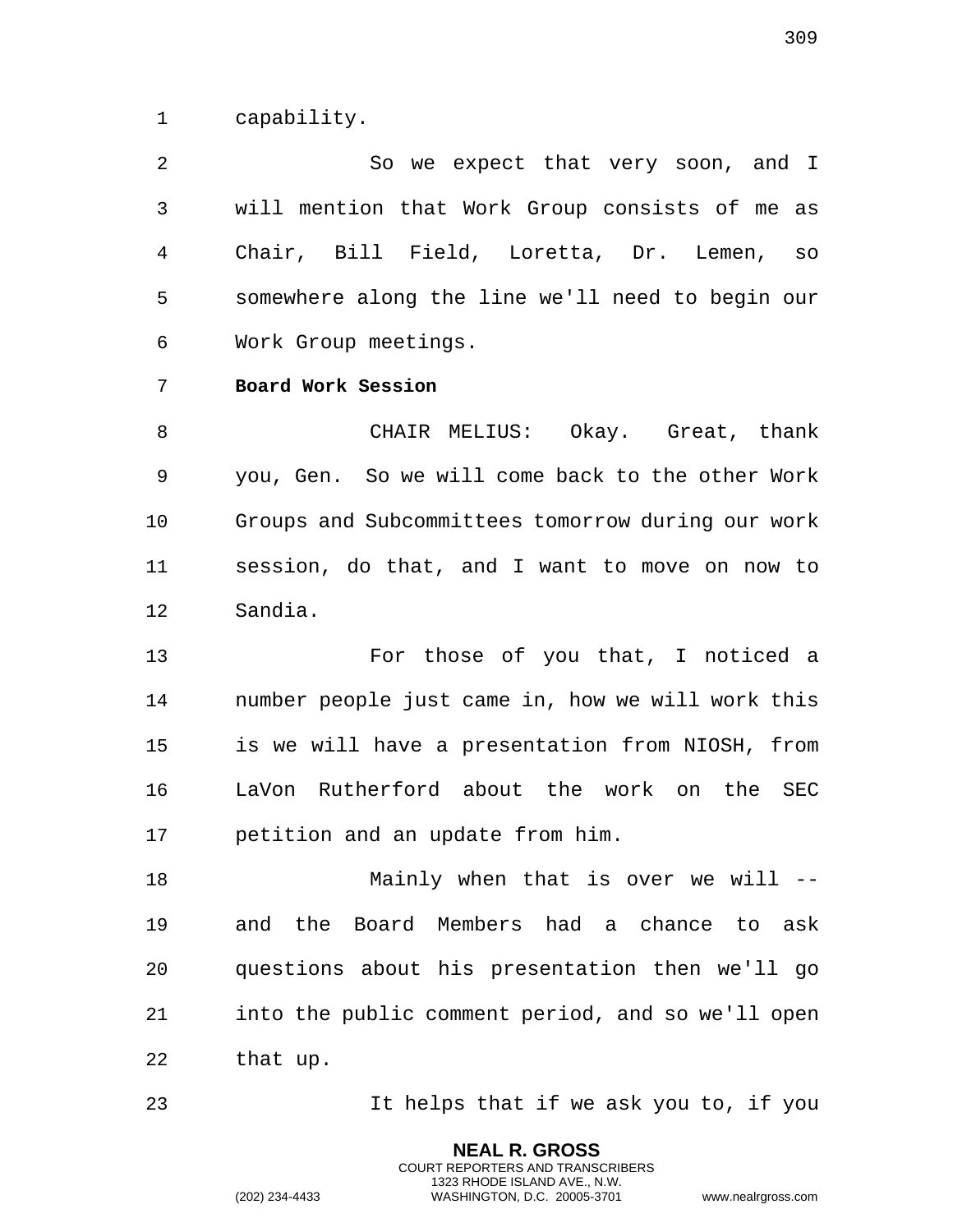capability.

So we expect that very soon, and I will mention that Work Group consists of me as Chair, Bill Field, Loretta, Dr. Lemen, so somewhere along the line we'll need to begin our Work Group meetings.

**Board Work Session**

CHAIR MELIUS: Okay. Great, thank you, Gen. So we will come back to the other Work Groups and Subcommittees tomorrow during our work session, do that, and I want to move on now to Sandia.

For those of you that, I noticed a number people just came in, how we will work this is we will have a presentation from NIOSH, from LaVon Rutherford about the work on the SEC petition and an update from him.

Mainly when that is over we will -- and the Board Members had a chance to ask questions about his presentation then we'll go into the public comment period, and so we'll open that up.

It helps that if we ask you to, if you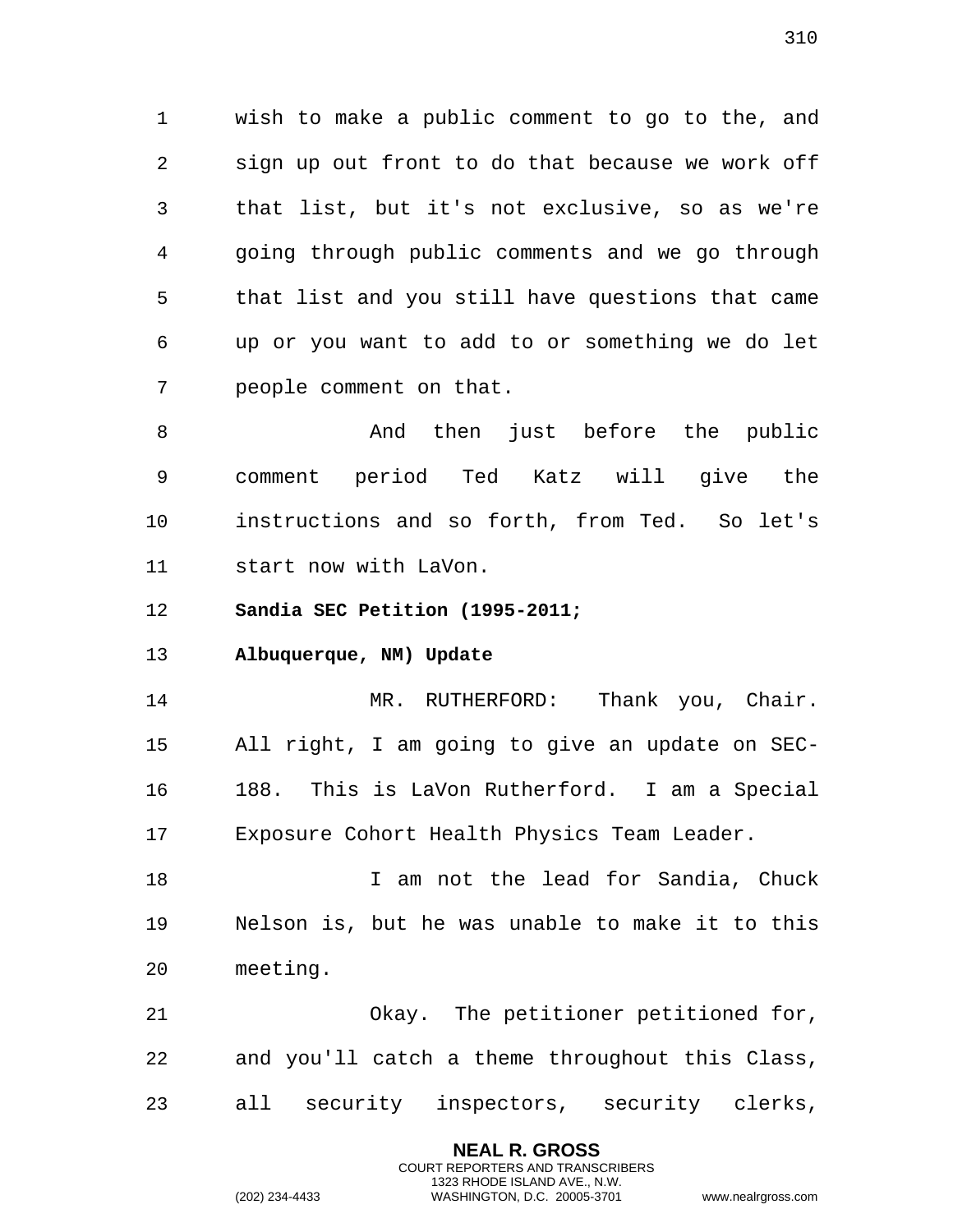wish to make a public comment to go to the, and sign up out front to do that because we work off that list, but it's not exclusive, so as we're going through public comments and we go through that list and you still have questions that came up or you want to add to or something we do let people comment on that.

And then just before the public comment period Ted Katz will give the instructions and so forth, from Ted. So let's start now with LaVon.

**Sandia SEC Petition (1995-2011; Albuquerque, NM) Update**

MR. RUTHERFORD: Thank you, Chair. All right, I am going to give an update on SEC-188. This is LaVon Rutherford. I am a Special Exposure Cohort Health Physics Team Leader.

I am not the lead for Sandia, Chuck Nelson is, but he was unable to make it to this meeting.

Okay. The petitioner petitioned for, and you'll catch a theme throughout this Class, all security inspectors, security clerks,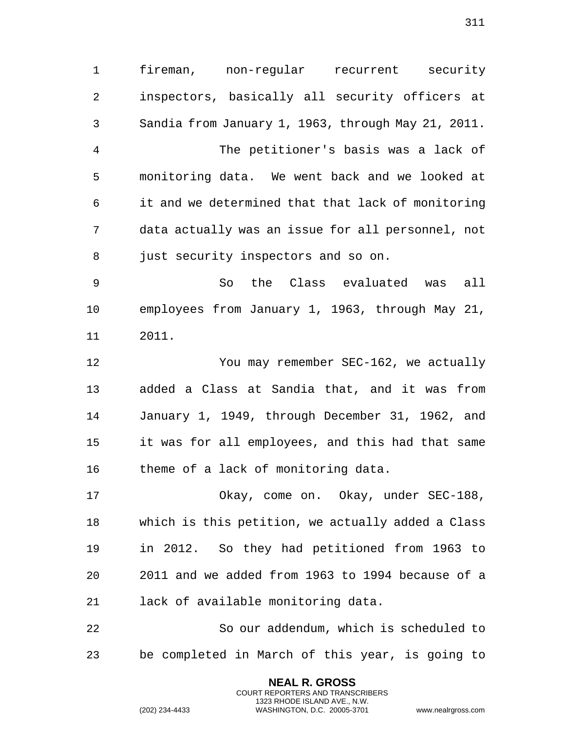fireman, non-regular recurrent security inspectors, basically all security officers at Sandia from January 1, 1963, through May 21, 2011.

The petitioner's basis was a lack of monitoring data. We went back and we looked at it and we determined that that lack of monitoring data actually was an issue for all personnel, not just security inspectors and so on.

So the Class evaluated was all employees from January 1, 1963, through May 21, 2011.

You may remember SEC-162, we actually added a Class at Sandia that, and it was from January 1, 1949, through December 31, 1962, and it was for all employees, and this had that same theme of a lack of monitoring data.

Okay, come on. Okay, under SEC-188, which is this petition, we actually added a Class in 2012. So they had petitioned from 1963 to 2011 and we added from 1963 to 1994 because of a lack of available monitoring data.

So our addendum, which is scheduled to be completed in March of this year, is going to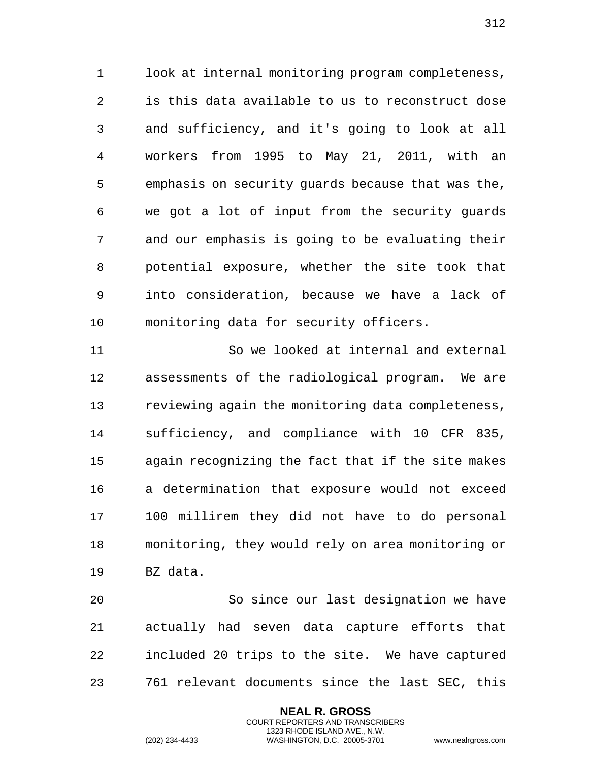look at internal monitoring program completeness, is this data available to us to reconstruct dose and sufficiency, and it's going to look at all workers from 1995 to May 21, 2011, with an emphasis on security guards because that was the, we got a lot of input from the security guards and our emphasis is going to be evaluating their potential exposure, whether the site took that into consideration, because we have a lack of monitoring data for security officers.

So we looked at internal and external assessments of the radiological program. We are reviewing again the monitoring data completeness, sufficiency, and compliance with 10 CFR 835, again recognizing the fact that if the site makes a determination that exposure would not exceed 100 millirem they did not have to do personal monitoring, they would rely on area monitoring or BZ data.

So since our last designation we have actually had seven data capture efforts that included 20 trips to the site. We have captured 761 relevant documents since the last SEC, this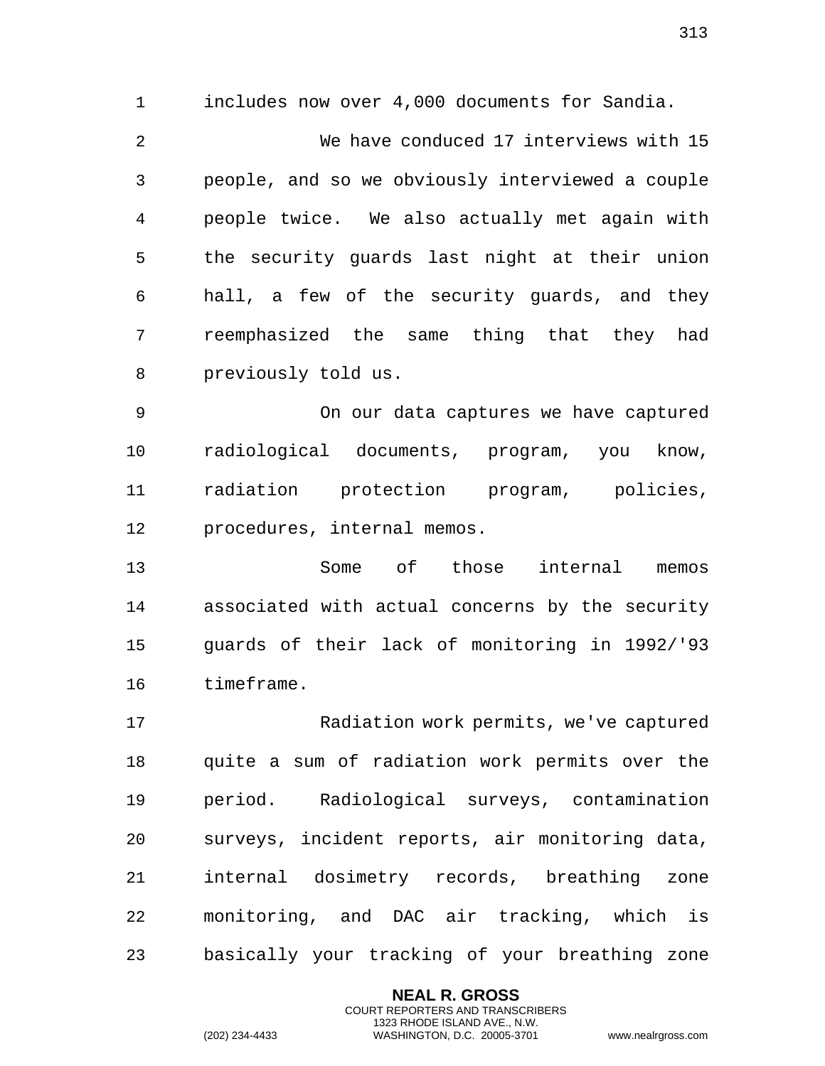includes now over 4,000 documents for Sandia.

We have conduced 17 interviews with 15 people, and so we obviously interviewed a couple people twice. We also actually met again with the security guards last night at their union hall, a few of the security guards, and they reemphasized the same thing that they had previously told us.

On our data captures we have captured radiological documents, program, you know, radiation protection program, policies, procedures, internal memos.

Some of those internal memos associated with actual concerns by the security guards of their lack of monitoring in 1992/'93 timeframe.

Radiation work permits, we've captured quite a sum of radiation work permits over the period. Radiological surveys, contamination surveys, incident reports, air monitoring data, internal dosimetry records, breathing zone monitoring, and DAC air tracking, which is basically your tracking of your breathing zone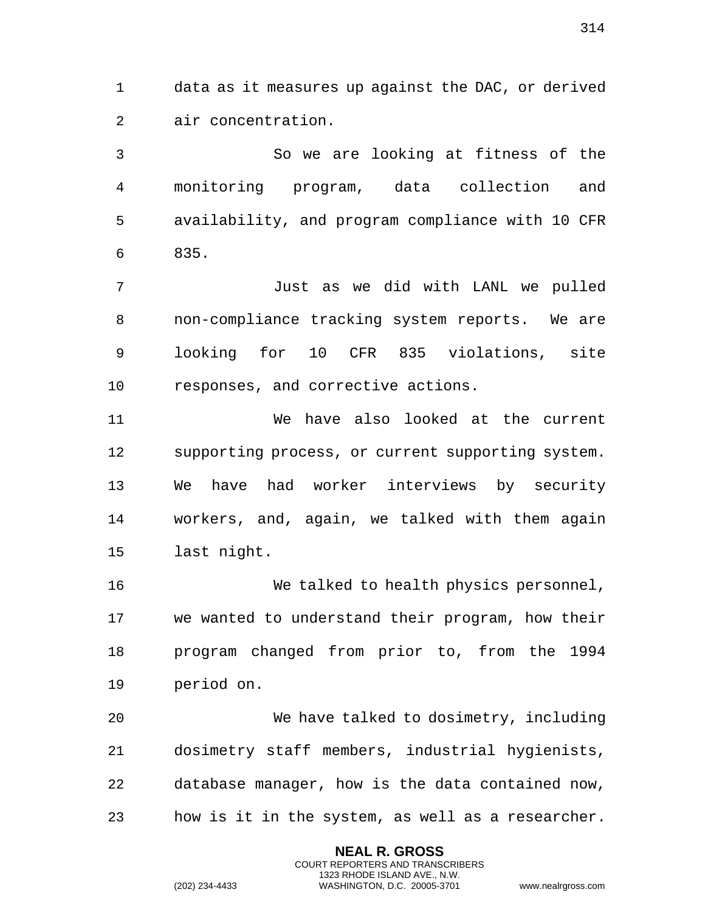data as it measures up against the DAC, or derived air concentration.

So we are looking at fitness of the monitoring program, data collection and availability, and program compliance with 10 CFR 835.

Just as we did with LANL we pulled non-compliance tracking system reports. We are looking for 10 CFR 835 violations, site responses, and corrective actions.

We have also looked at the current supporting process, or current supporting system. We have had worker interviews by security workers, and, again, we talked with them again last night.

We talked to health physics personnel, we wanted to understand their program, how their program changed from prior to, from the 1994 period on.

We have talked to dosimetry, including dosimetry staff members, industrial hygienists, database manager, how is the data contained now, how is it in the system, as well as a researcher.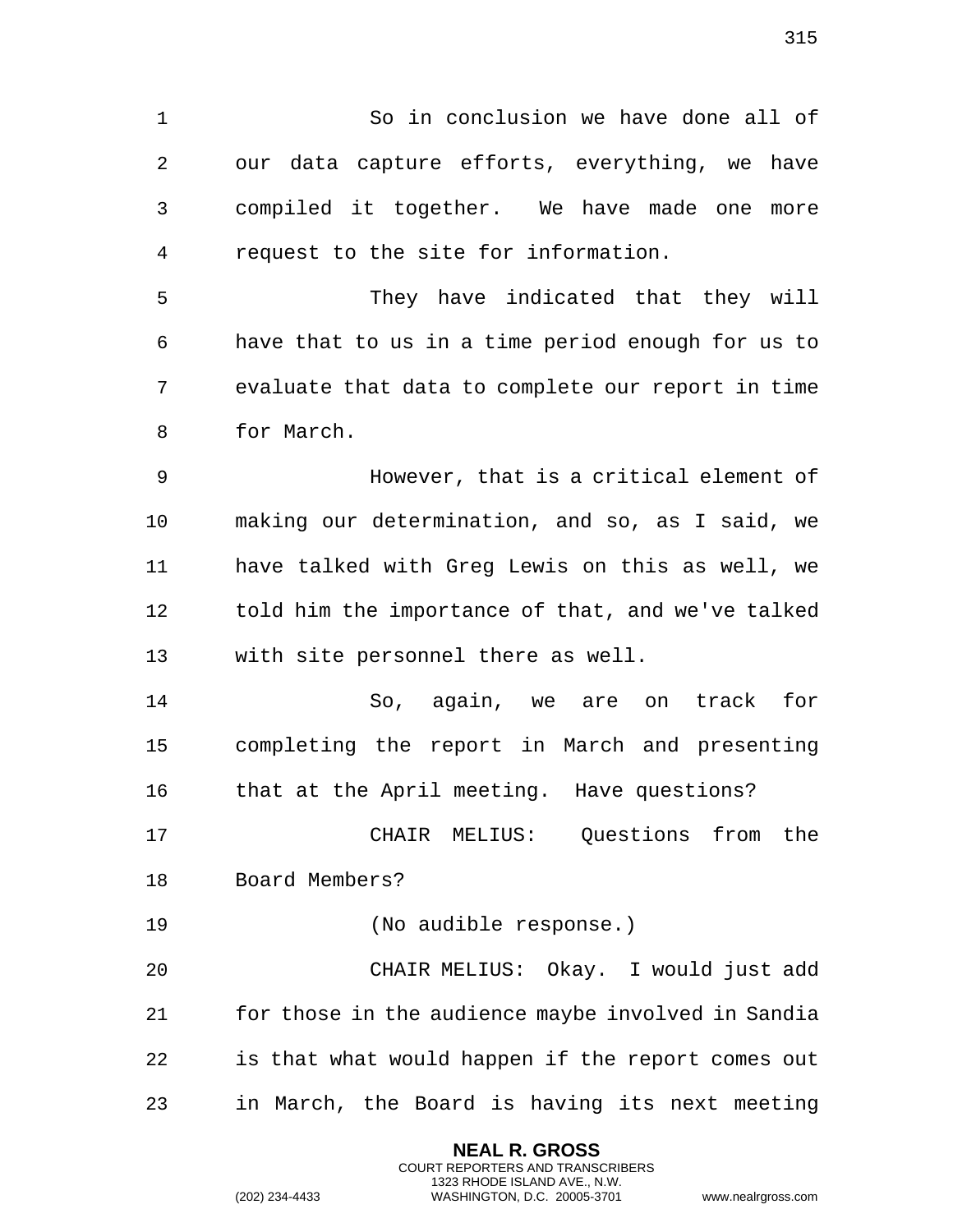So in conclusion we have done all of our data capture efforts, everything, we have compiled it together. We have made one more request to the site for information.

They have indicated that they will have that to us in a time period enough for us to evaluate that data to complete our report in time for March.

However, that is a critical element of making our determination, and so, as I said, we have talked with Greg Lewis on this as well, we told him the importance of that, and we've talked with site personnel there as well.

So, again, we are on track for completing the report in March and presenting that at the April meeting. Have questions?

CHAIR MELIUS: Questions from the Board Members?

(No audible response.)

CHAIR MELIUS: Okay. I would just add for those in the audience maybe involved in Sandia is that what would happen if the report comes out in March, the Board is having its next meeting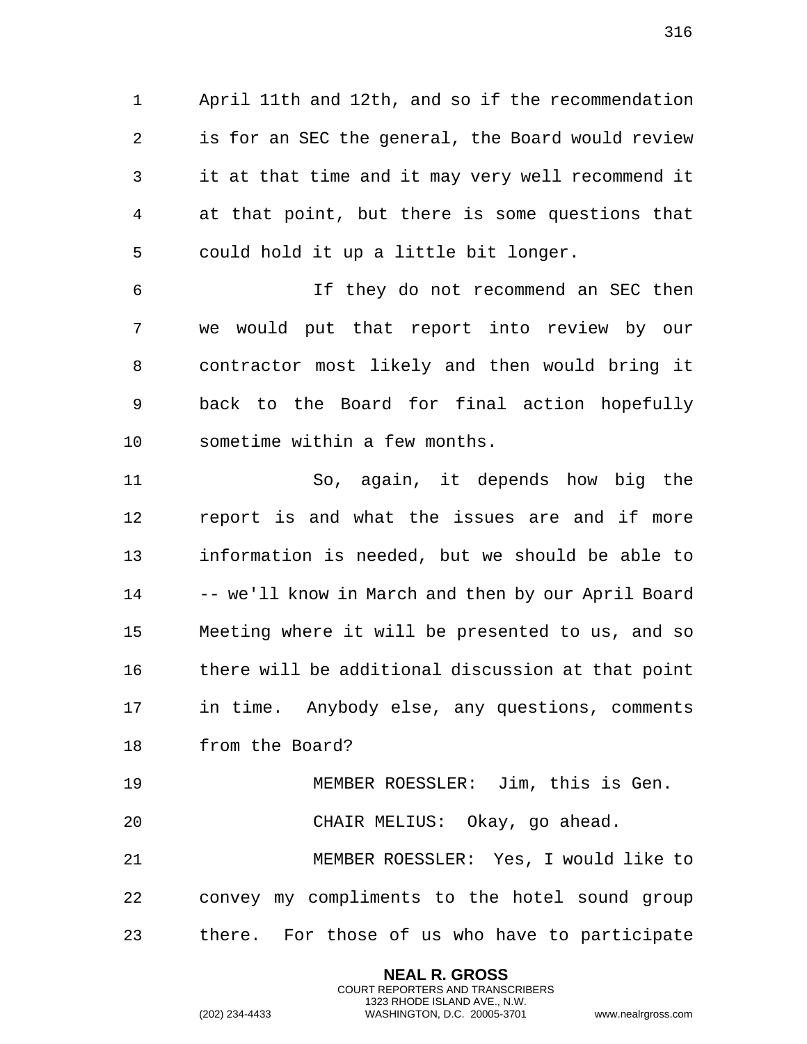April 11th and 12th, and so if the recommendation is for an SEC the general, the Board would review it at that time and it may very well recommend it at that point, but there is some questions that could hold it up a little bit longer.

If they do not recommend an SEC then we would put that report into review by our contractor most likely and then would bring it back to the Board for final action hopefully sometime within a few months.

So, again, it depends how big the report is and what the issues are and if more information is needed, but we should be able to -- we'll know in March and then by our April Board Meeting where it will be presented to us, and so there will be additional discussion at that point in time. Anybody else, any questions, comments from the Board?

MEMBER ROESSLER: Jim, this is Gen.

CHAIR MELIUS: Okay, go ahead.

MEMBER ROESSLER: Yes, I would like to convey my compliments to the hotel sound group there. For those of us who have to participate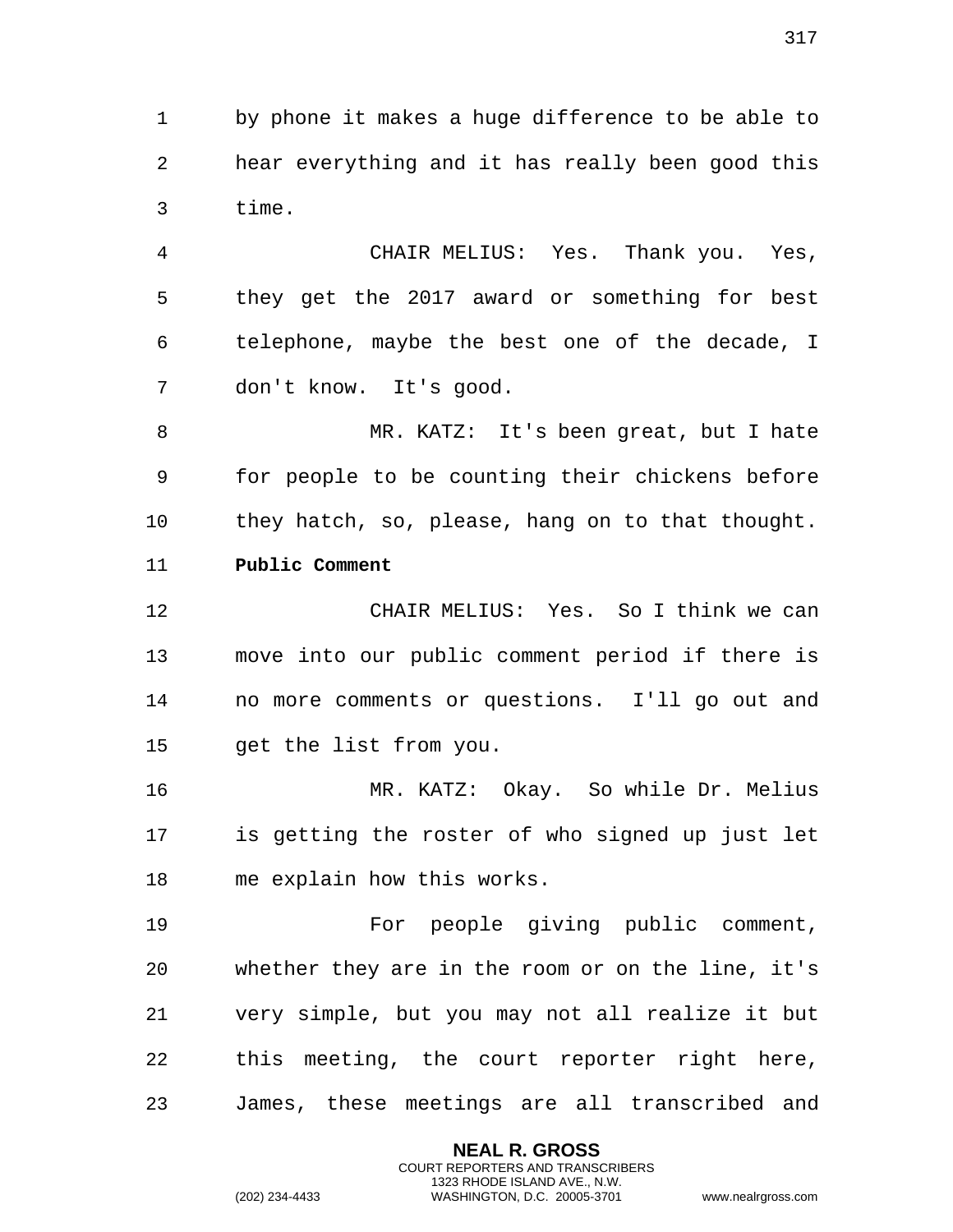by phone it makes a huge difference to be able to hear everything and it has really been good this time.

CHAIR MELIUS: Yes. Thank you. Yes, they get the 2017 award or something for best telephone, maybe the best one of the decade, I don't know. It's good.

MR. KATZ: It's been great, but I hate for people to be counting their chickens before they hatch, so, please, hang on to that thought.

**Public Comment**

CHAIR MELIUS: Yes. So I think we can move into our public comment period if there is no more comments or questions. I'll go out and get the list from you.

MR. KATZ: Okay. So while Dr. Melius is getting the roster of who signed up just let me explain how this works.

For people giving public comment, whether they are in the room or on the line, it's very simple, but you may not all realize it but this meeting, the court reporter right here, James, these meetings are all transcribed and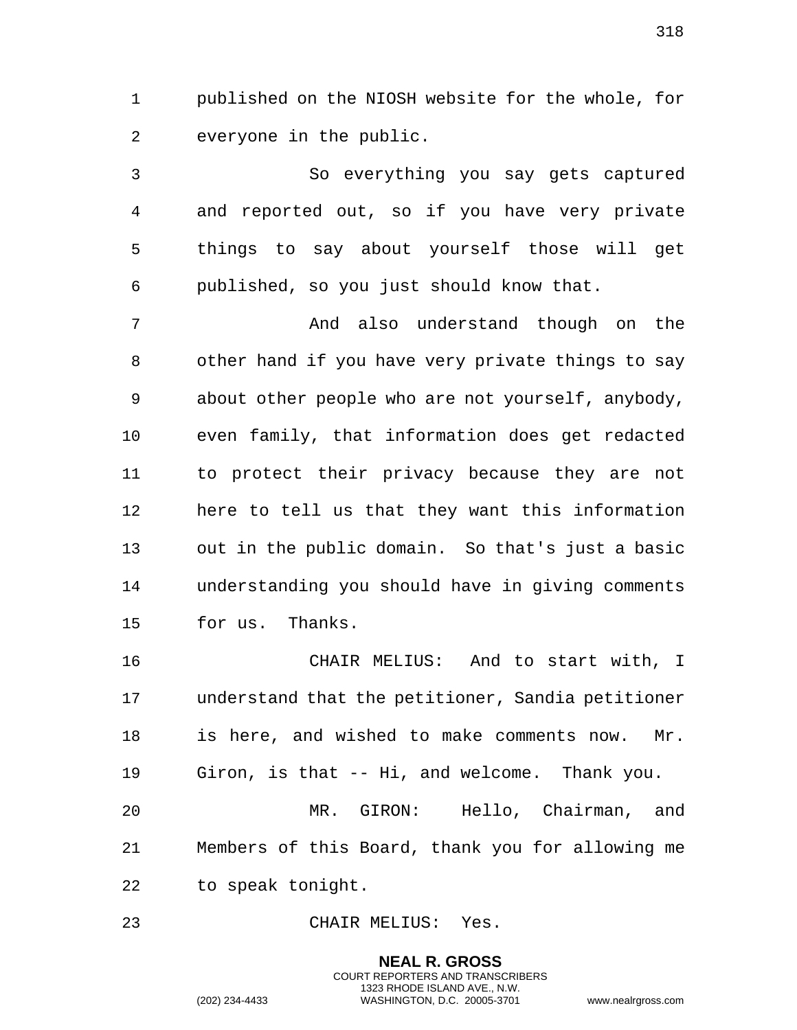published on the NIOSH website for the whole, for everyone in the public.

So everything you say gets captured and reported out, so if you have very private things to say about yourself those will get published, so you just should know that.

And also understand though on the other hand if you have very private things to say about other people who are not yourself, anybody, even family, that information does get redacted to protect their privacy because they are not here to tell us that they want this information out in the public domain. So that's just a basic understanding you should have in giving comments for us. Thanks.

CHAIR MELIUS: And to start with, I understand that the petitioner, Sandia petitioner is here, and wished to make comments now. Mr. Giron, is that -- Hi, and welcome. Thank you.

MR. GIRON: Hello, Chairman, and Members of this Board, thank you for allowing me to speak tonight.

CHAIR MELIUS: Yes.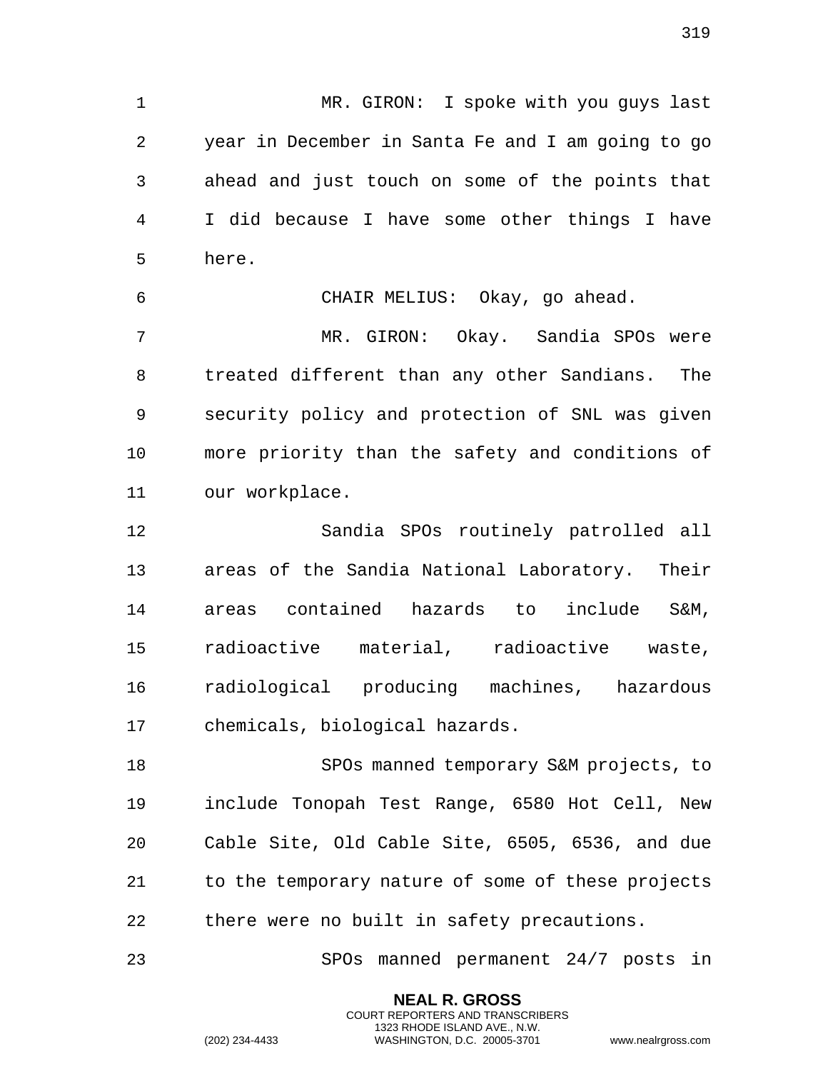MR. GIRON: I spoke with you guys last year in December in Santa Fe and I am going to go ahead and just touch on some of the points that I did because I have some other things I have here.

CHAIR MELIUS: Okay, go ahead.

MR. GIRON: Okay. Sandia SPOs were treated different than any other Sandians. The security policy and protection of SNL was given more priority than the safety and conditions of our workplace.

Sandia SPOs routinely patrolled all areas of the Sandia National Laboratory. Their areas contained hazards to include S&M, radioactive material, radioactive waste, radiological producing machines, hazardous chemicals, biological hazards.

SPOs manned temporary S&M projects, to include Tonopah Test Range, 6580 Hot Cell, New Cable Site, Old Cable Site, 6505, 6536, and due to the temporary nature of some of these projects there were no built in safety precautions.

SPOs manned permanent 24/7 posts in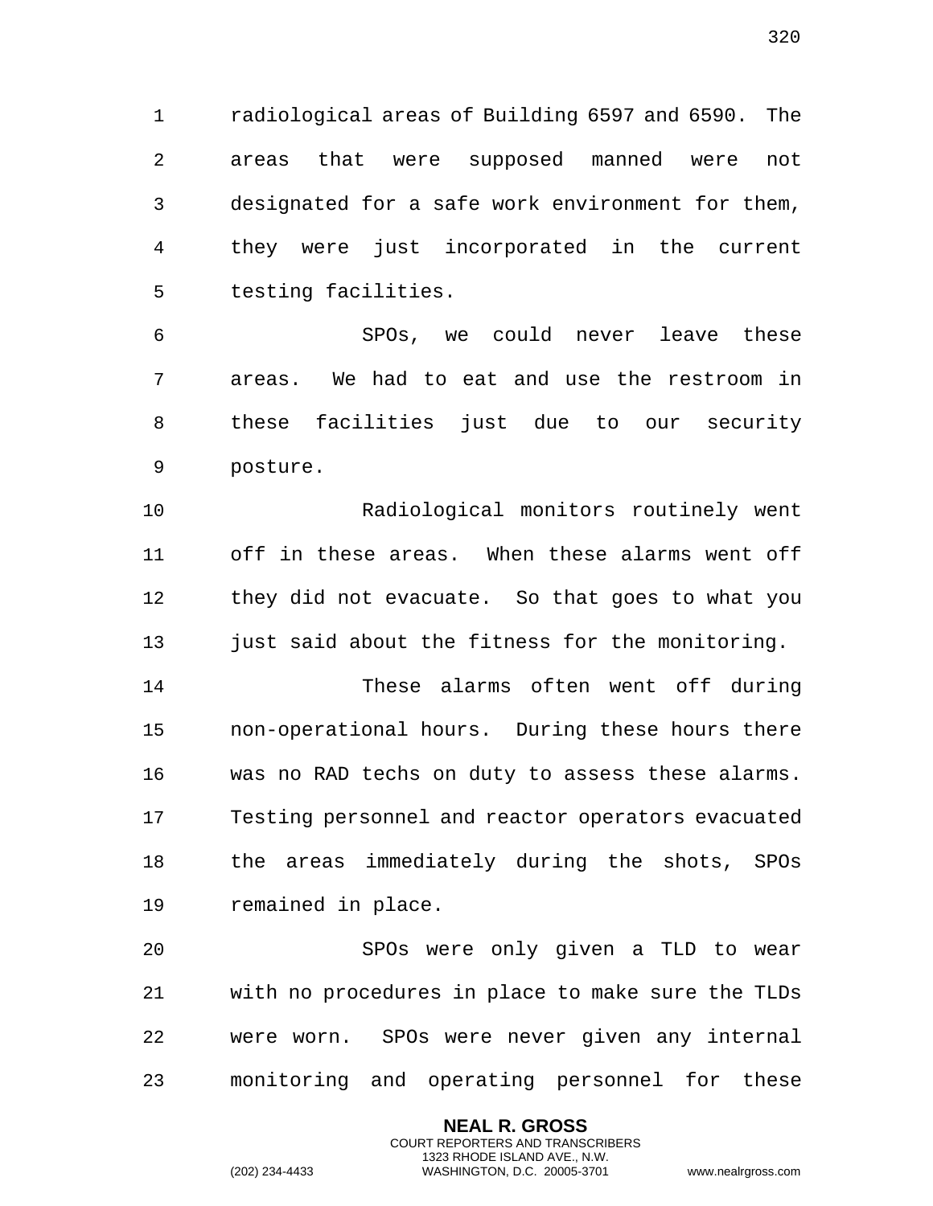radiological areas of Building 6597 and 6590. The areas that were supposed manned were not designated for a safe work environment for them, they were just incorporated in the current testing facilities.

SPOs, we could never leave these areas. We had to eat and use the restroom in these facilities just due to our security posture.

Radiological monitors routinely went off in these areas. When these alarms went off they did not evacuate. So that goes to what you just said about the fitness for the monitoring.

These alarms often went off during non-operational hours. During these hours there was no RAD techs on duty to assess these alarms. Testing personnel and reactor operators evacuated the areas immediately during the shots, SPOs remained in place.

SPOs were only given a TLD to wear with no procedures in place to make sure the TLDs were worn. SPOs were never given any internal monitoring and operating personnel for these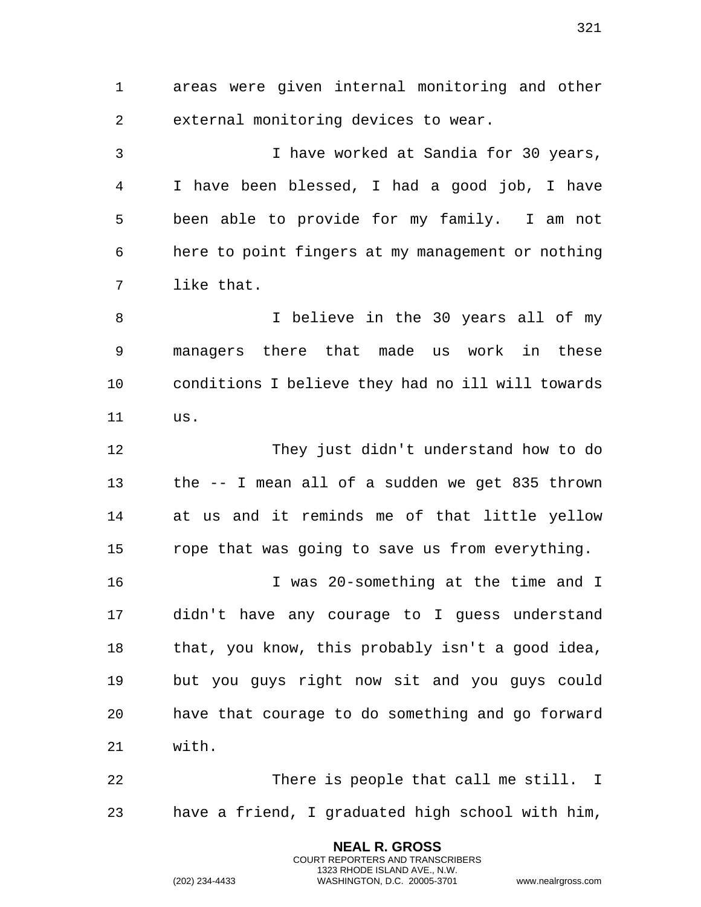areas were given internal monitoring and other external monitoring devices to wear.

I have worked at Sandia for 30 years, I have been blessed, I had a good job, I have been able to provide for my family. I am not here to point fingers at my management or nothing like that.

I believe in the 30 years all of my managers there that made us work in these conditions I believe they had no ill will towards us.

They just didn't understand how to do the -- I mean all of a sudden we get 835 thrown at us and it reminds me of that little yellow rope that was going to save us from everything.

I was 20-something at the time and I didn't have any courage to I guess understand that, you know, this probably isn't a good idea, but you guys right now sit and you guys could have that courage to do something and go forward with.

There is people that call me still. I have a friend, I graduated high school with him,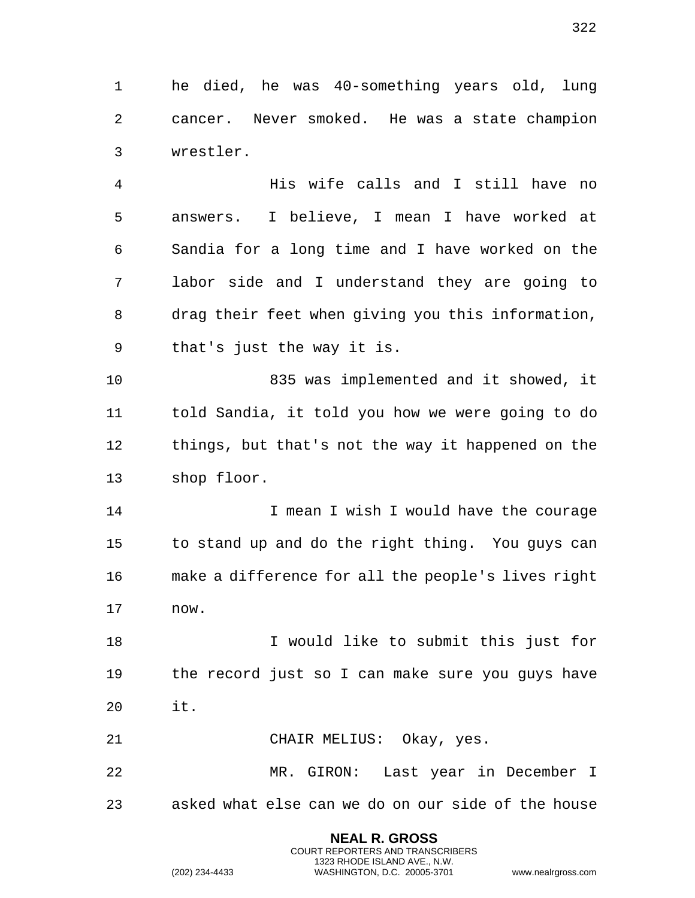he died, he was 40-something years old, lung cancer. Never smoked. He was a state champion wrestler.

His wife calls and I still have no answers. I believe, I mean I have worked at Sandia for a long time and I have worked on the labor side and I understand they are going to drag their feet when giving you this information, that's just the way it is.

835 was implemented and it showed, it told Sandia, it told you how we were going to do things, but that's not the way it happened on the shop floor.

I mean I wish I would have the courage to stand up and do the right thing. You guys can make a difference for all the people's lives right now.

I would like to submit this just for the record just so I can make sure you guys have it.

CHAIR MELIUS: Okay, yes.

MR. GIRON: Last year in December I asked what else can we do on our side of the house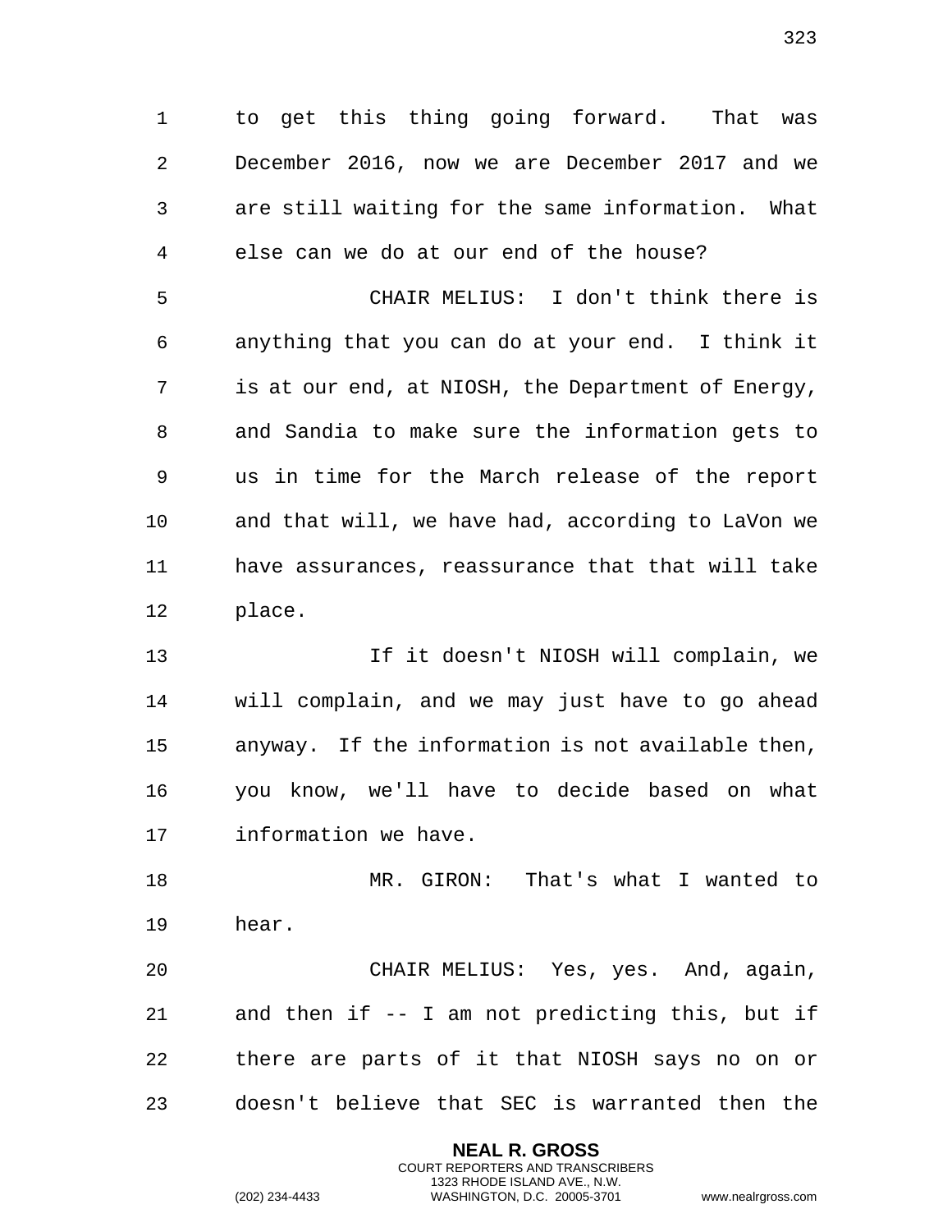to get this thing going forward. That was December 2016, now we are December 2017 and we are still waiting for the same information. What else can we do at our end of the house?

CHAIR MELIUS: I don't think there is anything that you can do at your end. I think it is at our end, at NIOSH, the Department of Energy, and Sandia to make sure the information gets to us in time for the March release of the report and that will, we have had, according to LaVon we have assurances, reassurance that that will take place.

If it doesn't NIOSH will complain, we will complain, and we may just have to go ahead anyway. If the information is not available then, you know, we'll have to decide based on what information we have.

MR. GIRON: That's what I wanted to hear.

CHAIR MELIUS: Yes, yes. And, again, and then if -- I am not predicting this, but if there are parts of it that NIOSH says no on or doesn't believe that SEC is warranted then the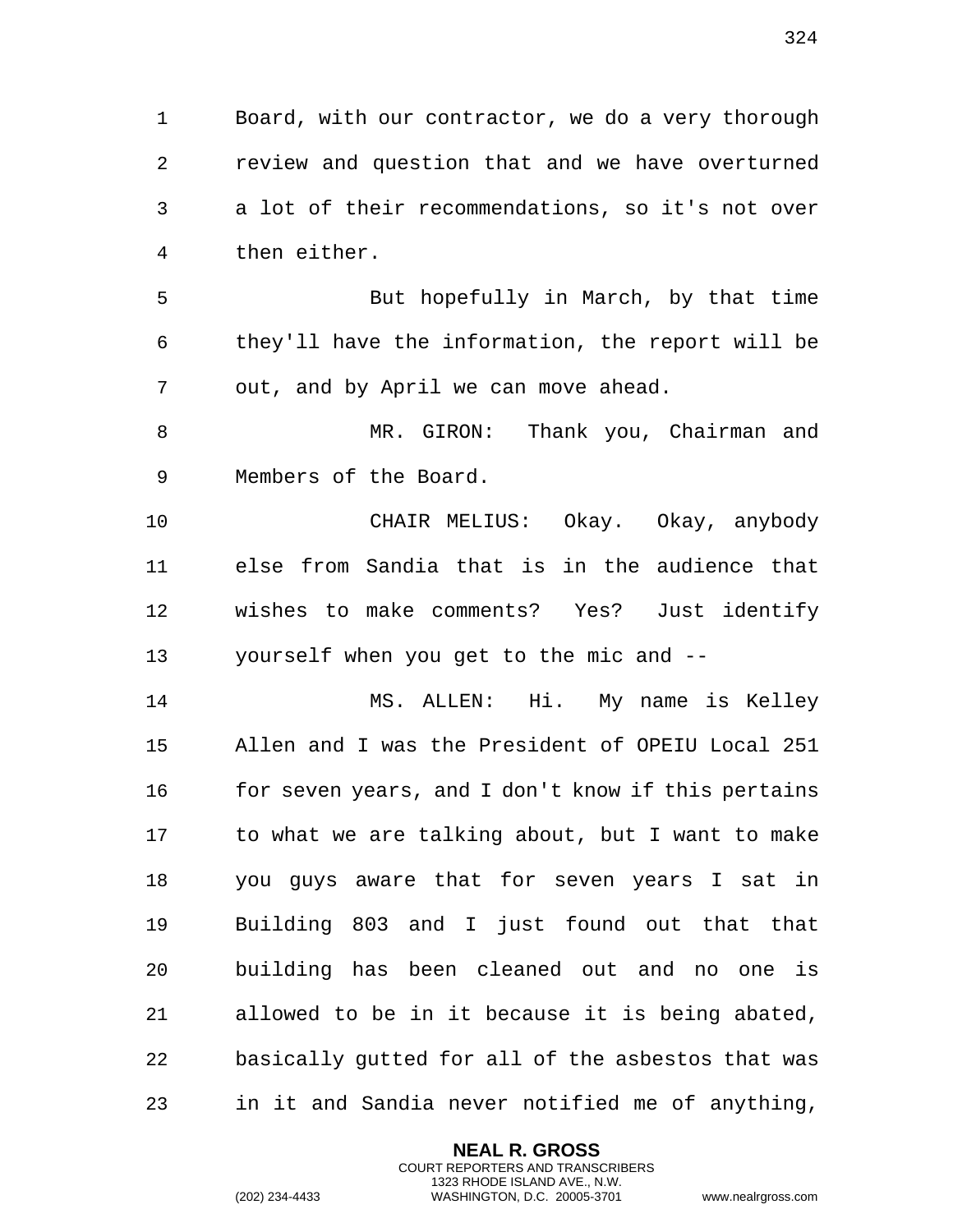Board, with our contractor, we do a very thorough review and question that and we have overturned a lot of their recommendations, so it's not over then either.

But hopefully in March, by that time they'll have the information, the report will be out, and by April we can move ahead.

MR. GIRON: Thank you, Chairman and Members of the Board.

CHAIR MELIUS: Okay. Okay, anybody else from Sandia that is in the audience that wishes to make comments? Yes? Just identify yourself when you get to the mic and --

MS. ALLEN: Hi. My name is Kelley Allen and I was the President of OPEIU Local 251 for seven years, and I don't know if this pertains to what we are talking about, but I want to make you guys aware that for seven years I sat in Building 803 and I just found out that that building has been cleaned out and no one is allowed to be in it because it is being abated, basically gutted for all of the asbestos that was in it and Sandia never notified me of anything,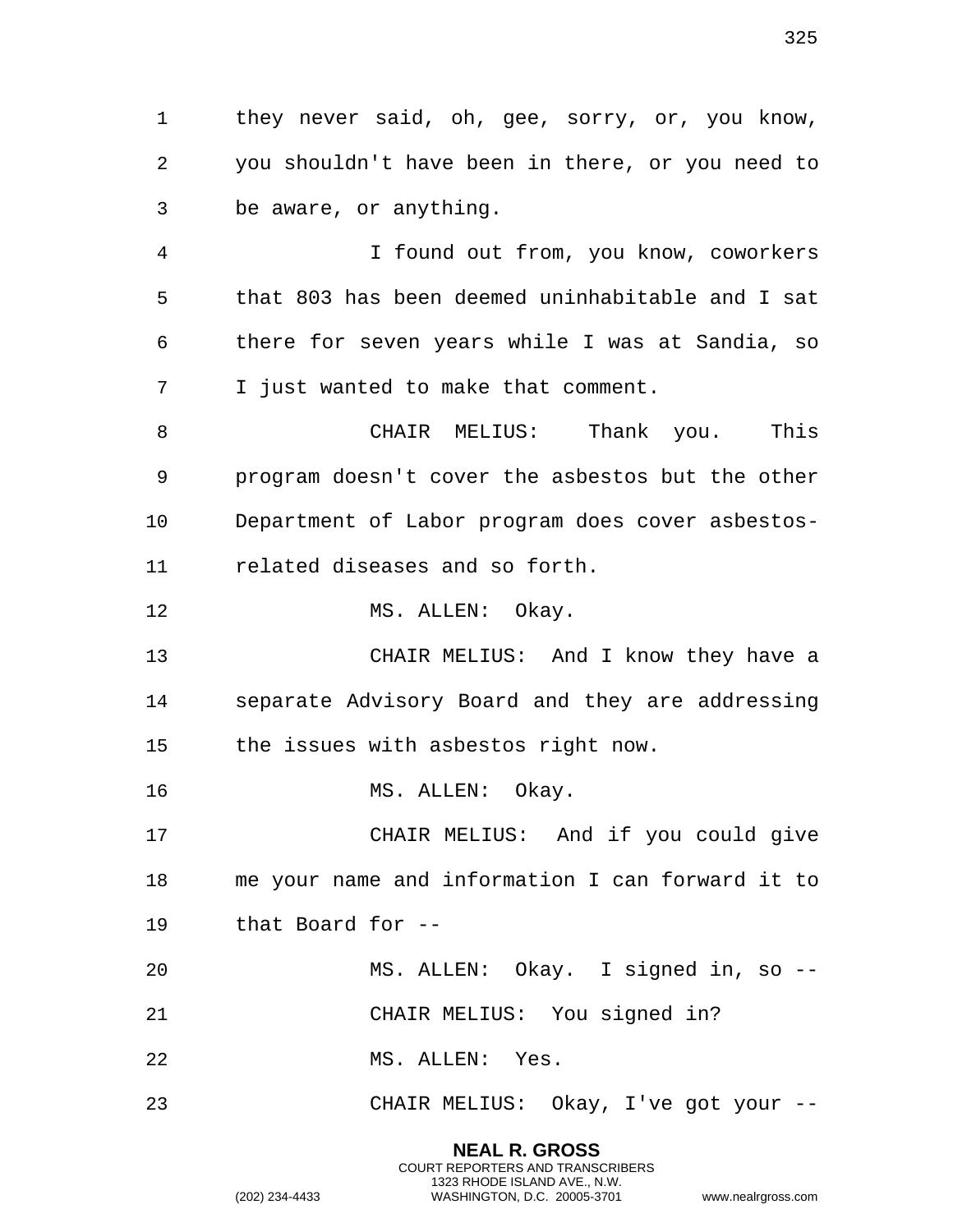they never said, oh, gee, sorry, or, you know, you shouldn't have been in there, or you need to be aware, or anything.

I found out from, you know, coworkers that 803 has been deemed uninhabitable and I sat there for seven years while I was at Sandia, so I just wanted to make that comment.

CHAIR MELIUS: Thank you. This program doesn't cover the asbestos but the other Department of Labor program does cover asbestos-related diseases and so forth.

MS. ALLEN: Okay.

CHAIR MELIUS: And I know they have a separate Advisory Board and they are addressing the issues with asbestos right now.

MS. ALLEN: Okay.

CHAIR MELIUS: And if you could give me your name and information I can forward it to that Board for --

MS. ALLEN: Okay. I signed in, so --

CHAIR MELIUS: You signed in?

MS. ALLEN: Yes.

CHAIR MELIUS: Okay, I've got your --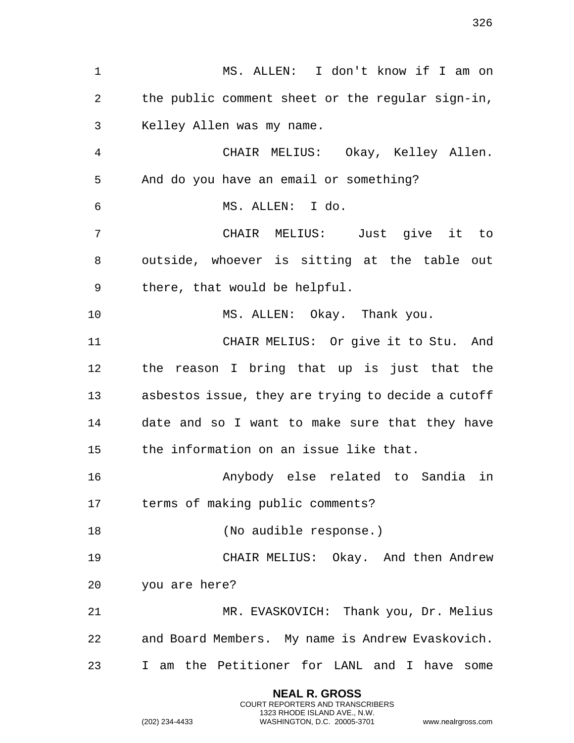MS. ALLEN: I don't know if I am on the public comment sheet or the regular sign-in, Kelley Allen was my name.

CHAIR MELIUS: Okay, Kelley Allen. And do you have an email or something?

MS. ALLEN: I do.

CHAIR MELIUS: Just give it to outside, whoever is sitting at the table out there, that would be helpful.

MS. ALLEN: Okay. Thank you.

CHAIR MELIUS: Or give it to Stu. And the reason I bring that up is just that the asbestos issue, they are trying to decide a cutoff date and so I want to make sure that they have the information on an issue like that.

Anybody else related to Sandia in terms of making public comments?

(No audible response.)

CHAIR MELIUS: Okay. And then Andrew you are here?

MR. EVASKOVICH: Thank you, Dr. Melius and Board Members. My name is Andrew Evaskovich. I am the Petitioner for LANL and I have some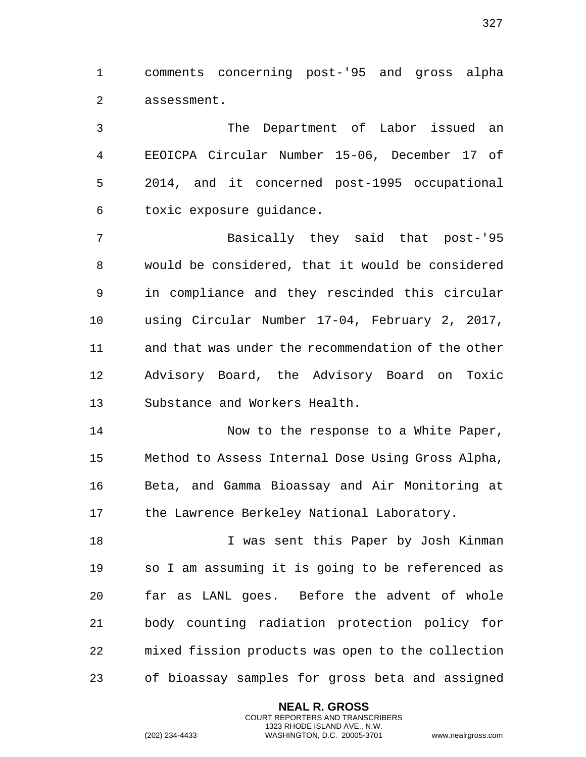comments concerning post-'95 and gross alpha assessment.

The Department of Labor issued an EEOICPA Circular Number 15-06, December 17 of 2014, and it concerned post-1995 occupational toxic exposure guidance.

Basically they said that post-'95 would be considered, that it would be considered in compliance and they rescinded this circular using Circular Number 17-04, February 2, 2017, and that was under the recommendation of the other Advisory Board, the Advisory Board on Toxic Substance and Workers Health.

Now to the response to a White Paper, Method to Assess Internal Dose Using Gross Alpha, Beta, and Gamma Bioassay and Air Monitoring at the Lawrence Berkeley National Laboratory.

I was sent this Paper by Josh Kinman so I am assuming it is going to be referenced as far as LANL goes. Before the advent of whole body counting radiation protection policy for mixed fission products was open to the collection of bioassay samples for gross beta and assigned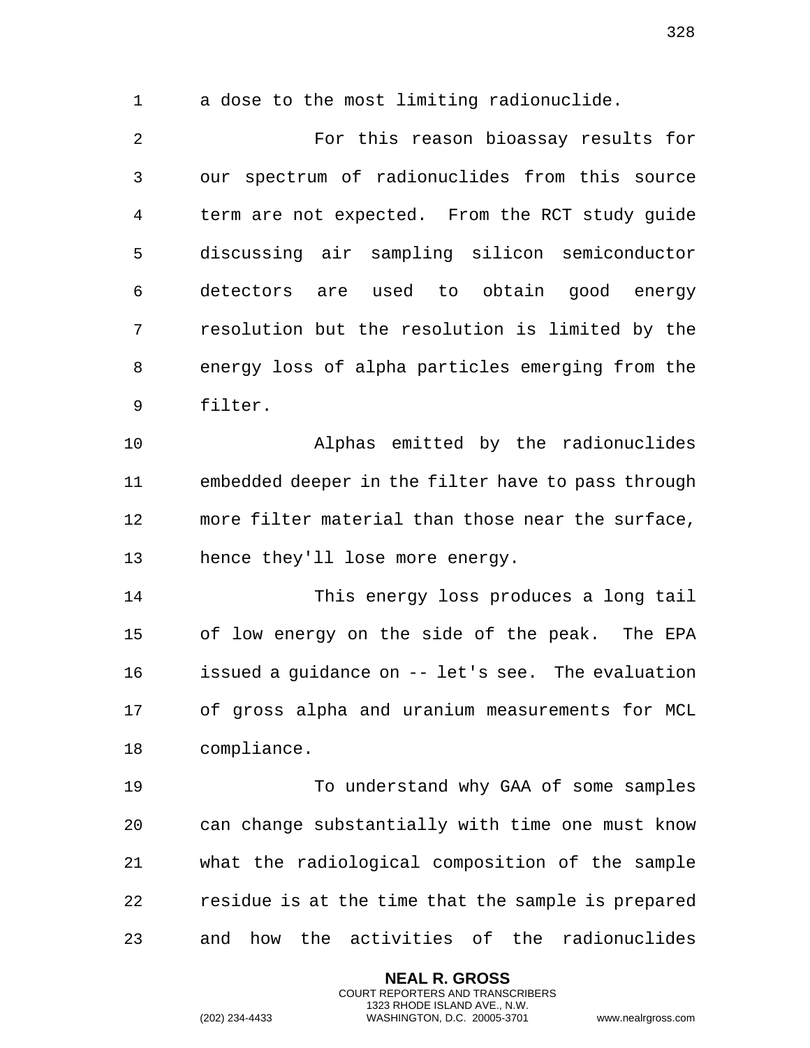a dose to the most limiting radionuclide.

For this reason bioassay results for our spectrum of radionuclides from this source term are not expected. From the RCT study guide discussing air sampling silicon semiconductor detectors are used to obtain good energy resolution but the resolution is limited by the energy loss of alpha particles emerging from the filter.

Alphas emitted by the radionuclides embedded deeper in the filter have to pass through more filter material than those near the surface, hence they'll lose more energy.

This energy loss produces a long tail of low energy on the side of the peak. The EPA issued a guidance on -- let's see. The evaluation of gross alpha and uranium measurements for MCL compliance.

To understand why GAA of some samples can change substantially with time one must know what the radiological composition of the sample residue is at the time that the sample is prepared and how the activities of the radionuclides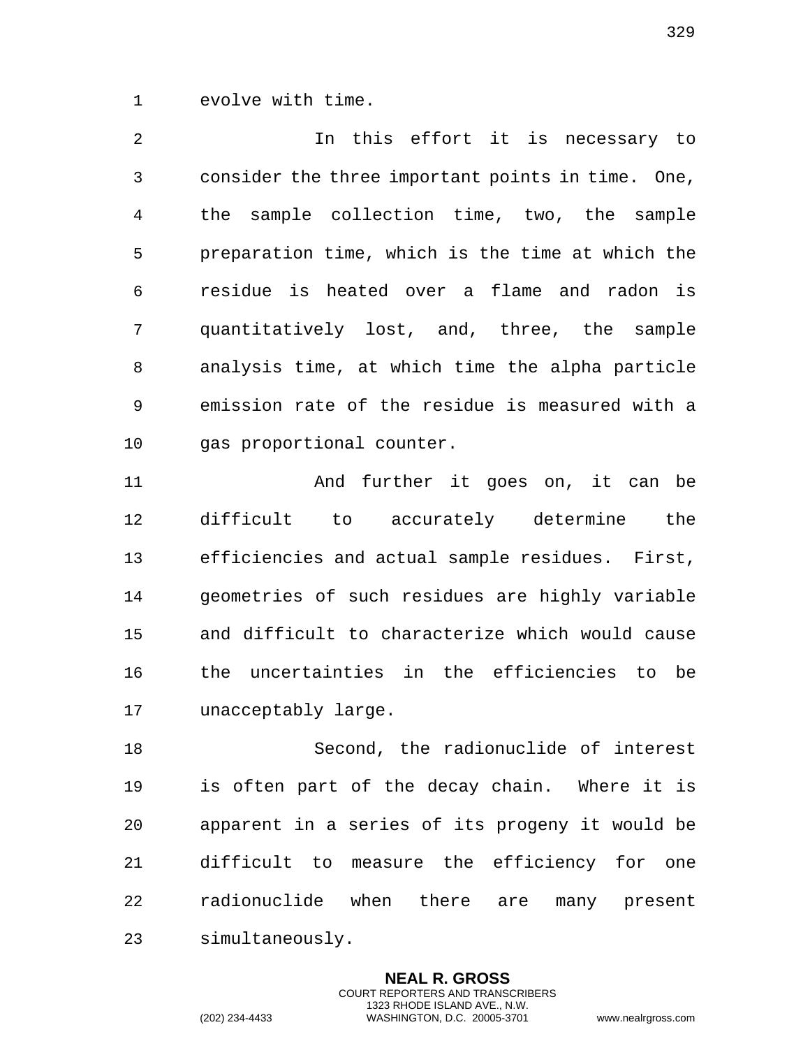evolve with time.

In this effort it is necessary to consider the three important points in time. One, the sample collection time, two, the sample preparation time, which is the time at which the residue is heated over a flame and radon is quantitatively lost, and, three, the sample analysis time, at which time the alpha particle emission rate of the residue is measured with a gas proportional counter.

And further it goes on, it can be difficult to accurately determine the efficiencies and actual sample residues. First, geometries of such residues are highly variable and difficult to characterize which would cause the uncertainties in the efficiencies to be unacceptably large.

Second, the radionuclide of interest is often part of the decay chain. Where it is apparent in a series of its progeny it would be difficult to measure the efficiency for one radionuclide when there are many present simultaneously.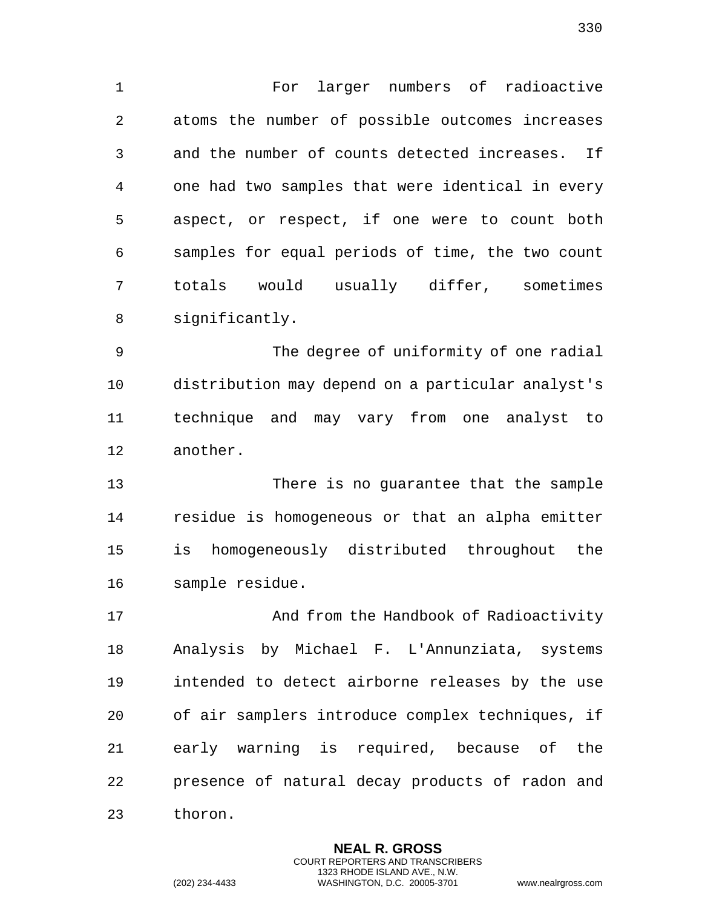For larger numbers of radioactive atoms the number of possible outcomes increases and the number of counts detected increases. If one had two samples that were identical in every aspect, or respect, if one were to count both samples for equal periods of time, the two count totals would usually differ, sometimes significantly.

The degree of uniformity of one radial distribution may depend on a particular analyst's technique and may vary from one analyst to another.

There is no guarantee that the sample residue is homogeneous or that an alpha emitter is homogeneously distributed throughout the sample residue.

And from the Handbook of Radioactivity Analysis by Michael F. L'Annunziata, systems intended to detect airborne releases by the use of air samplers introduce complex techniques, if early warning is required, because of the presence of natural decay products of radon and thoron.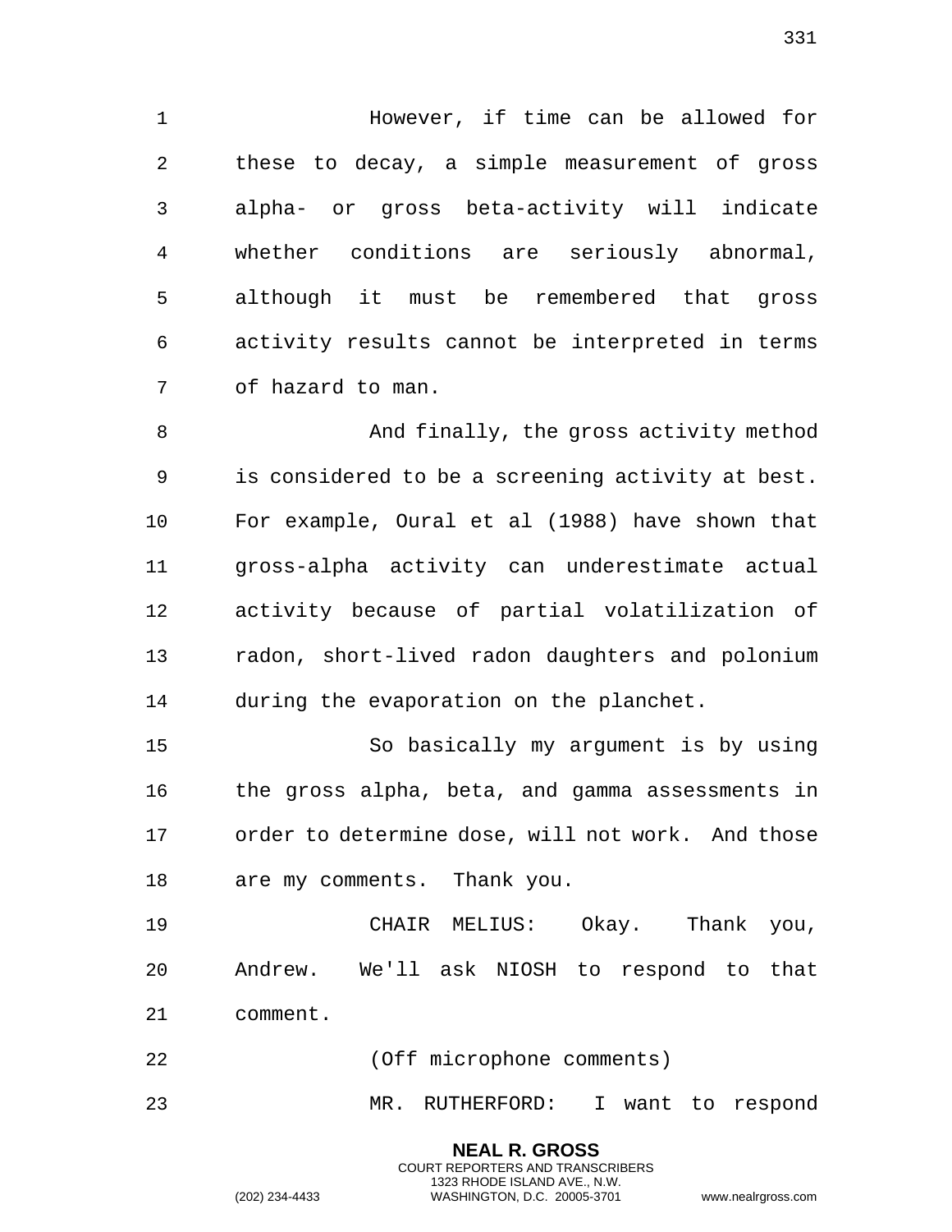However, if time can be allowed for these to decay, a simple measurement of gross alpha- or gross beta-activity will indicate whether conditions are seriously abnormal, although it must be remembered that gross activity results cannot be interpreted in terms of hazard to man.

And finally, the gross activity method is considered to be a screening activity at best. For example, Oural et al (1988) have shown that gross-alpha activity can underestimate actual activity because of partial volatilization of radon, short-lived radon daughters and polonium during the evaporation on the planchet.

So basically my argument is by using the gross alpha, beta, and gamma assessments in order to determine dose, will not work. And those are my comments. Thank you.

CHAIR MELIUS: Okay. Thank you, Andrew. We'll ask NIOSH to respond to that comment.

(Off microphone comments)

MR. RUTHERFORD: I want to respond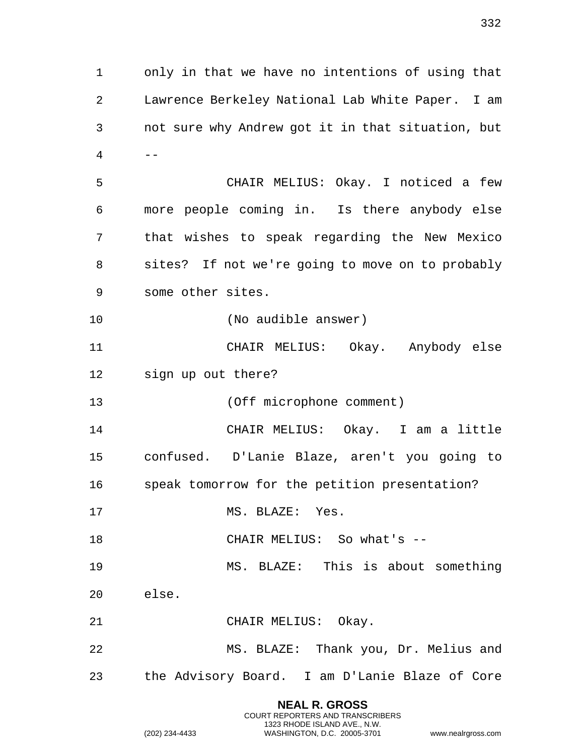only in that we have no intentions of using that Lawrence Berkeley National Lab White Paper. I am not sure why Andrew got it in that situation, but --

CHAIR MELIUS: Okay. I noticed a few more people coming in. Is there anybody else that wishes to speak regarding the New Mexico sites? If not we're going to move on to probably some other sites.

(No audible answer)

CHAIR MELIUS: Okay. Anybody else sign up out there?

(Off microphone comment)

CHAIR MELIUS: Okay. I am a little confused. D'Lanie Blaze, aren't you going to speak tomorrow for the petition presentation?

MS. BLAZE: Yes.

CHAIR MELIUS: So what's --

MS. BLAZE: This is about something else.

CHAIR MELIUS: Okay.

MS. BLAZE: Thank you, Dr. Melius and the Advisory Board. I am D'Lanie Blaze of Core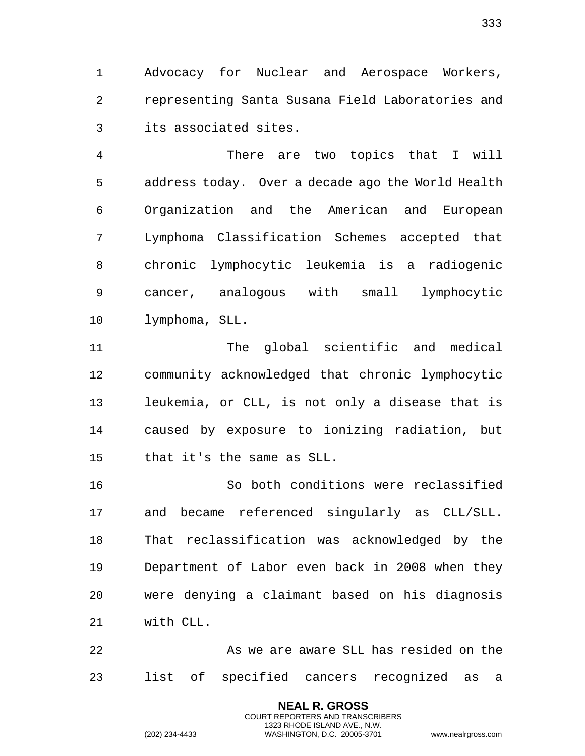Advocacy for Nuclear and Aerospace Workers, representing Santa Susana Field Laboratories and its associated sites.

There are two topics that I will address today. Over a decade ago the World Health Organization and the American and European Lymphoma Classification Schemes accepted that chronic lymphocytic leukemia is a radiogenic cancer, analogous with small lymphocytic lymphoma, SLL.

The global scientific and medical community acknowledged that chronic lymphocytic leukemia, or CLL, is not only a disease that is caused by exposure to ionizing radiation, but that it's the same as SLL.

So both conditions were reclassified and became referenced singularly as CLL/SLL. That reclassification was acknowledged by the Department of Labor even back in 2008 when they were denying a claimant based on his diagnosis with CLL.

As we are aware SLL has resided on the list of specified cancers recognized as a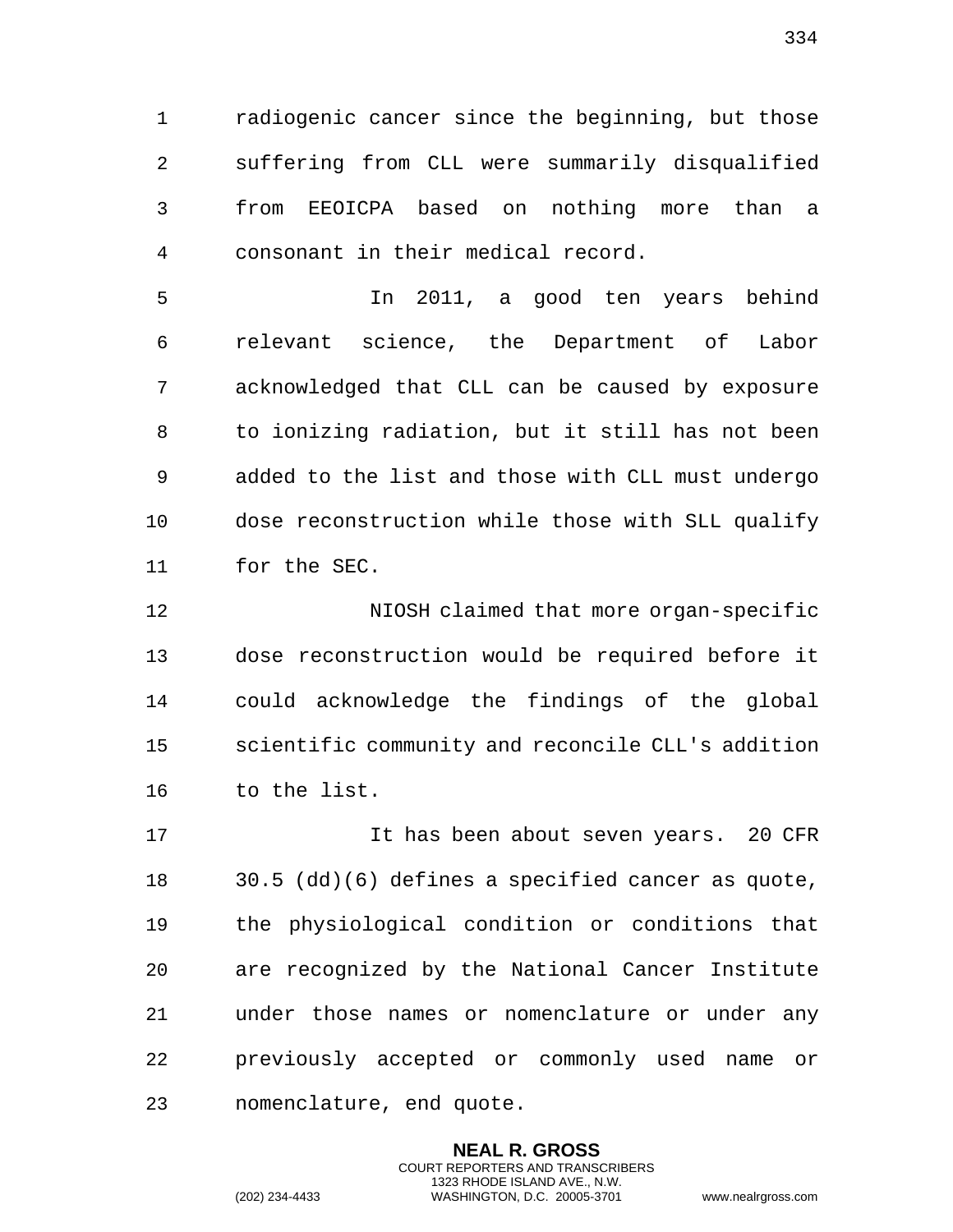radiogenic cancer since the beginning, but those suffering from CLL were summarily disqualified from EEOICPA based on nothing more than a consonant in their medical record.

In 2011, a good ten years behind relevant science, the Department of Labor acknowledged that CLL can be caused by exposure to ionizing radiation, but it still has not been added to the list and those with CLL must undergo dose reconstruction while those with SLL qualify for the SEC.

NIOSH claimed that more organ-specific dose reconstruction would be required before it could acknowledge the findings of the global scientific community and reconcile CLL's addition to the list.

It has been about seven years. 20 CFR 30.5 (dd)(6) defines a specified cancer as quote, the physiological condition or conditions that are recognized by the National Cancer Institute under those names or nomenclature or under any previously accepted or commonly used name or nomenclature, end quote.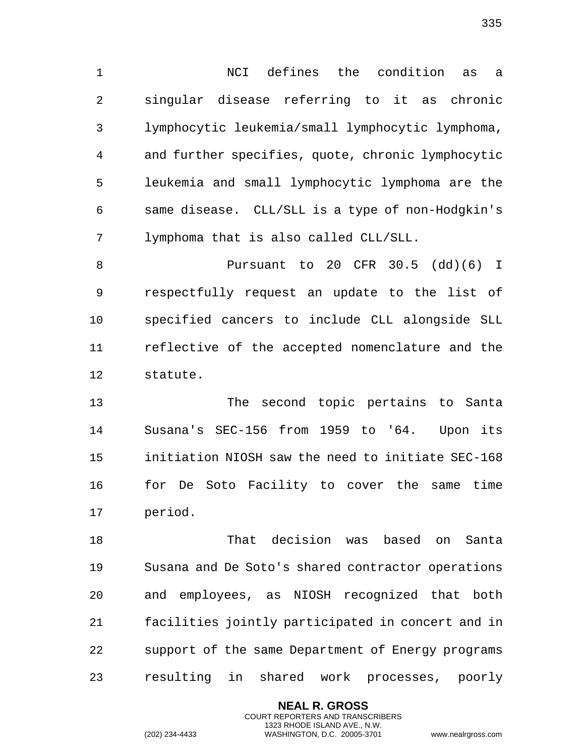NCI defines the condition as a singular disease referring to it as chronic lymphocytic leukemia/small lymphocytic lymphoma, and further specifies, quote, chronic lymphocytic leukemia and small lymphocytic lymphoma are the same disease. CLL/SLL is a type of non-Hodgkin's lymphoma that is also called CLL/SLL.

Pursuant to 20 CFR 30.5 (dd)(6) I respectfully request an update to the list of specified cancers to include CLL alongside SLL reflective of the accepted nomenclature and the statute.

The second topic pertains to Santa Susana's SEC-156 from 1959 to '64. Upon its initiation NIOSH saw the need to initiate SEC-168 for De Soto Facility to cover the same time period.

That decision was based on Santa Susana and De Soto's shared contractor operations and employees, as NIOSH recognized that both facilities jointly participated in concert and in support of the same Department of Energy programs resulting in shared work processes, poorly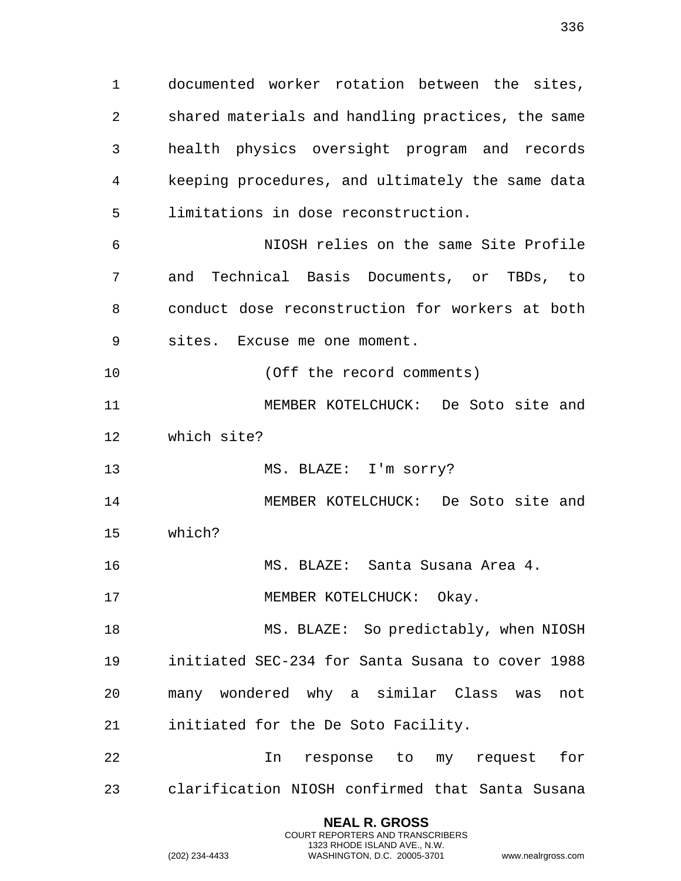documented worker rotation between the sites, shared materials and handling practices, the same health physics oversight program and records keeping procedures, and ultimately the same data limitations in dose reconstruction.

NIOSH relies on the same Site Profile and Technical Basis Documents, or TBDs, to conduct dose reconstruction for workers at both sites. Excuse me one moment.

(Off the record comments)

MEMBER KOTELCHUCK: De Soto site and which site?

MS. BLAZE: I'm sorry?

MEMBER KOTELCHUCK: De Soto site and which?

MS. BLAZE: Santa Susana Area 4.

MEMBER KOTELCHUCK: Okay.

MS. BLAZE: So predictably, when NIOSH initiated SEC-234 for Santa Susana to cover 1988 many wondered why a similar Class was not initiated for the De Soto Facility.

In response to my request for clarification NIOSH confirmed that Santa Susana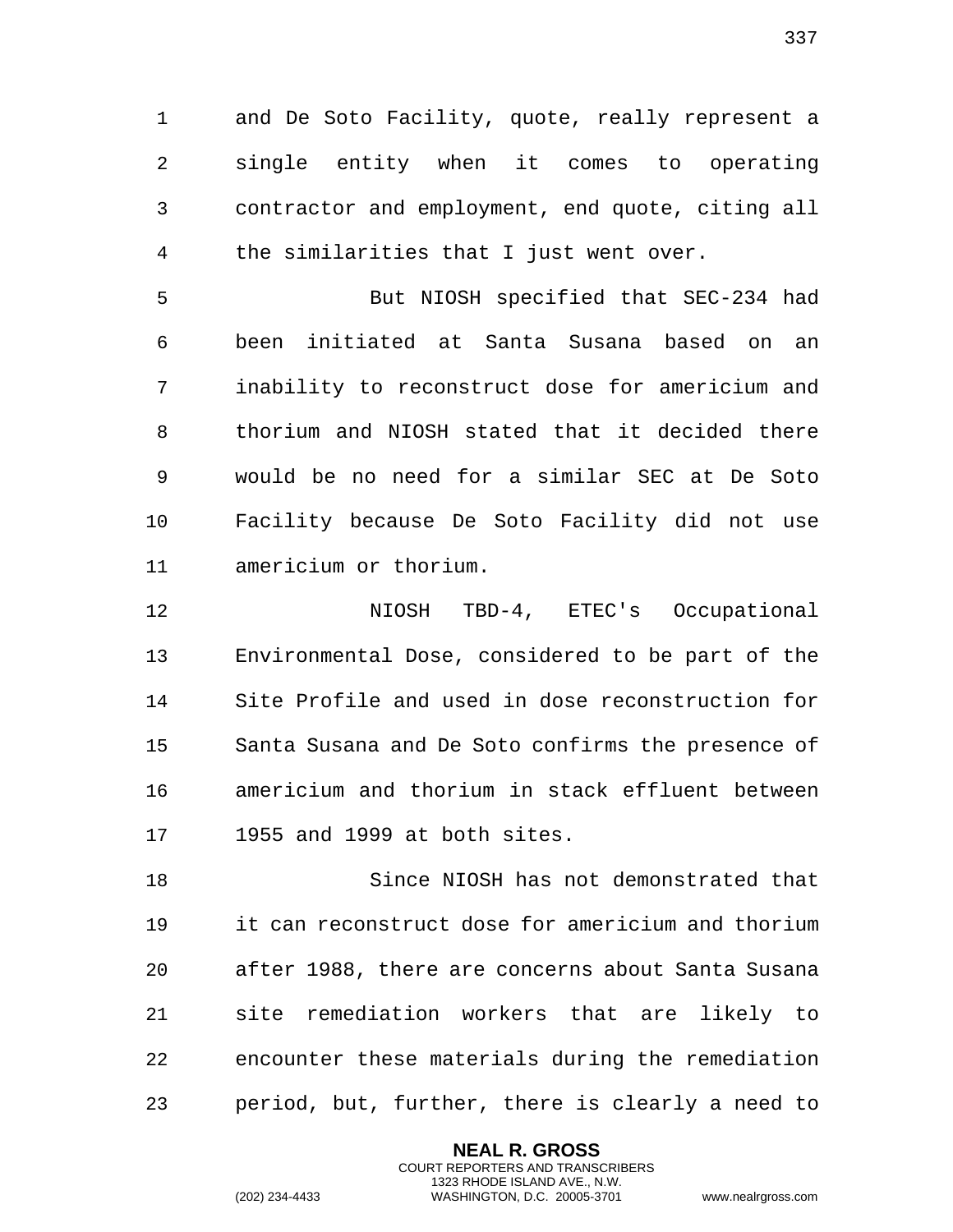and De Soto Facility, quote, really represent a single entity when it comes to operating contractor and employment, end quote, citing all the similarities that I just went over.

But NIOSH specified that SEC-234 had been initiated at Santa Susana based on an inability to reconstruct dose for americium and thorium and NIOSH stated that it decided there would be no need for a similar SEC at De Soto Facility because De Soto Facility did not use americium or thorium.

NIOSH TBD-4, ETEC's Occupational Environmental Dose, considered to be part of the Site Profile and used in dose reconstruction for Santa Susana and De Soto confirms the presence of americium and thorium in stack effluent between 1955 and 1999 at both sites.

Since NIOSH has not demonstrated that it can reconstruct dose for americium and thorium after 1988, there are concerns about Santa Susana site remediation workers that are likely to encounter these materials during the remediation period, but, further, there is clearly a need to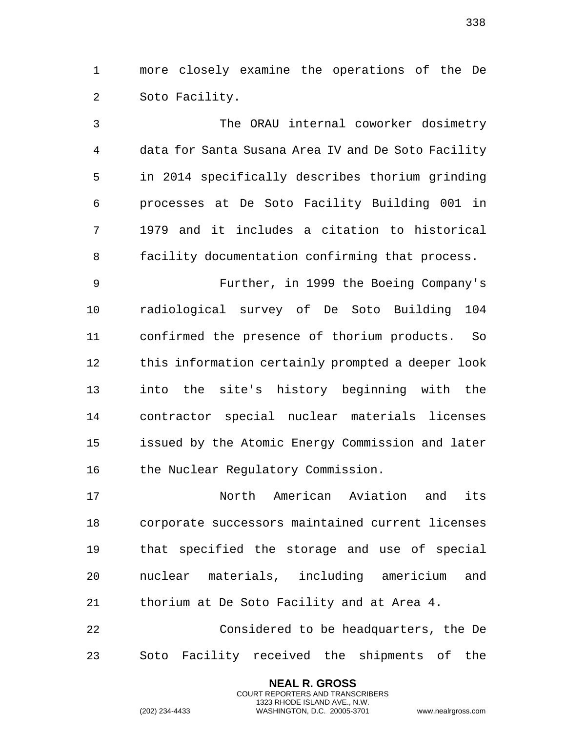more closely examine the operations of the De Soto Facility.

The ORAU internal coworker dosimetry data for Santa Susana Area IV and De Soto Facility in 2014 specifically describes thorium grinding processes at De Soto Facility Building 001 in 1979 and it includes a citation to historical facility documentation confirming that process.

Further, in 1999 the Boeing Company's radiological survey of De Soto Building 104 confirmed the presence of thorium products. So this information certainly prompted a deeper look into the site's history beginning with the contractor special nuclear materials licenses issued by the Atomic Energy Commission and later the Nuclear Regulatory Commission.

North American Aviation and its corporate successors maintained current licenses that specified the storage and use of special nuclear materials, including americium and thorium at De Soto Facility and at Area 4.

Considered to be headquarters, the De Soto Facility received the shipments of the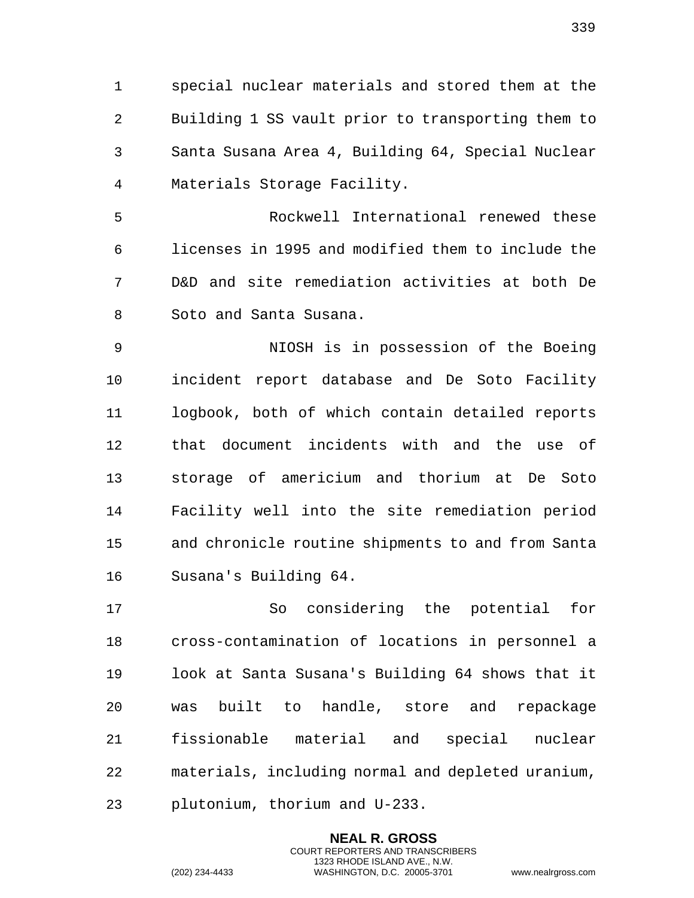special nuclear materials and stored them at the Building 1 SS vault prior to transporting them to Santa Susana Area 4, Building 64, Special Nuclear Materials Storage Facility.

Rockwell International renewed these licenses in 1995 and modified them to include the D&D and site remediation activities at both De Soto and Santa Susana.

NIOSH is in possession of the Boeing incident report database and De Soto Facility logbook, both of which contain detailed reports that document incidents with and the use of storage of americium and thorium at De Soto Facility well into the site remediation period and chronicle routine shipments to and from Santa Susana's Building 64.

So considering the potential for cross-contamination of locations in personnel a look at Santa Susana's Building 64 shows that it was built to handle, store and repackage fissionable material and special nuclear materials, including normal and depleted uranium, plutonium, thorium and U-233.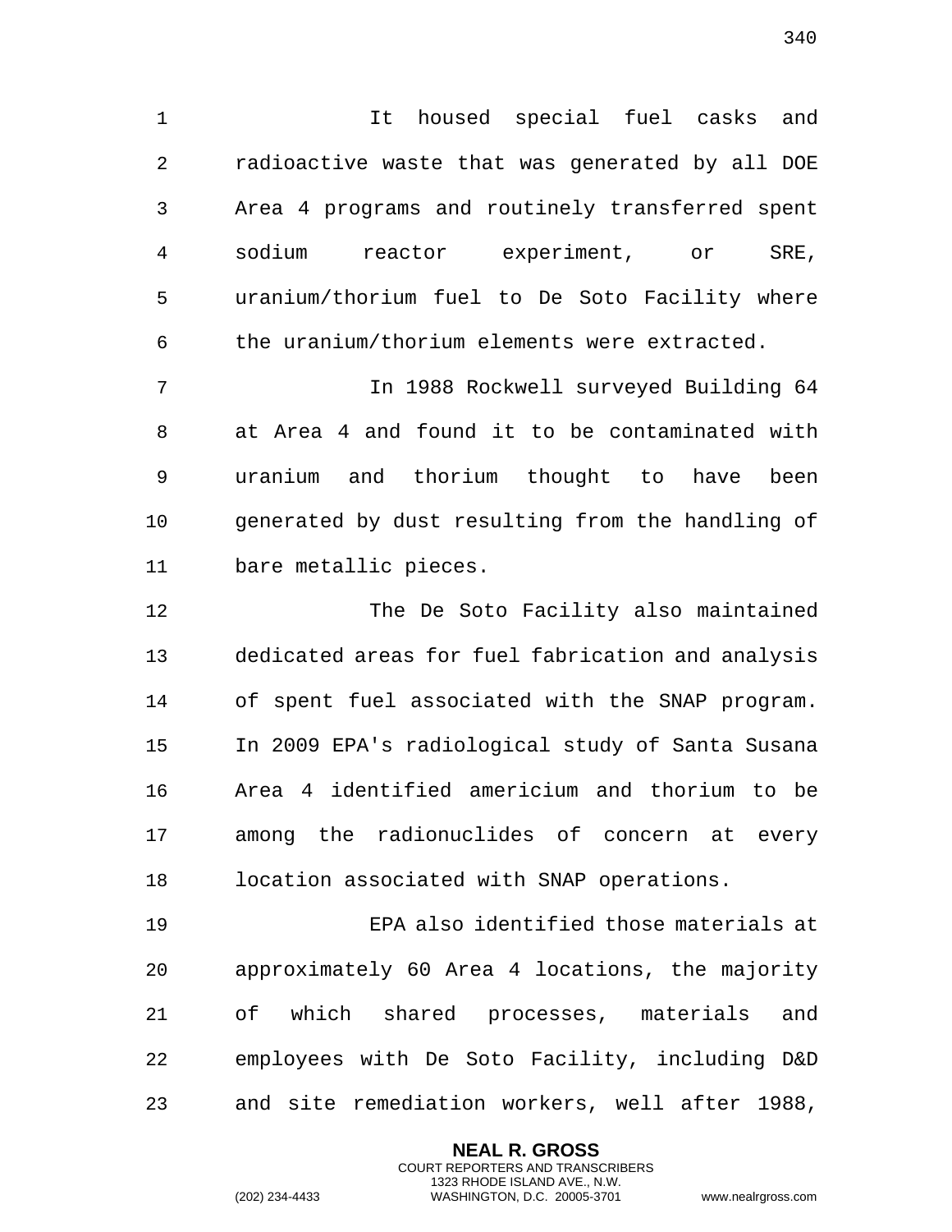It housed special fuel casks and radioactive waste that was generated by all DOE Area 4 programs and routinely transferred spent sodium reactor experiment, or SRE, uranium/thorium fuel to De Soto Facility where the uranium/thorium elements were extracted.

In 1988 Rockwell surveyed Building 64 at Area 4 and found it to be contaminated with uranium and thorium thought to have been generated by dust resulting from the handling of bare metallic pieces.

The De Soto Facility also maintained dedicated areas for fuel fabrication and analysis of spent fuel associated with the SNAP program. In 2009 EPA's radiological study of Santa Susana Area 4 identified americium and thorium to be among the radionuclides of concern at every location associated with SNAP operations.

EPA also identified those materials at approximately 60 Area 4 locations, the majority of which shared processes, materials and employees with De Soto Facility, including D&D and site remediation workers, well after 1988,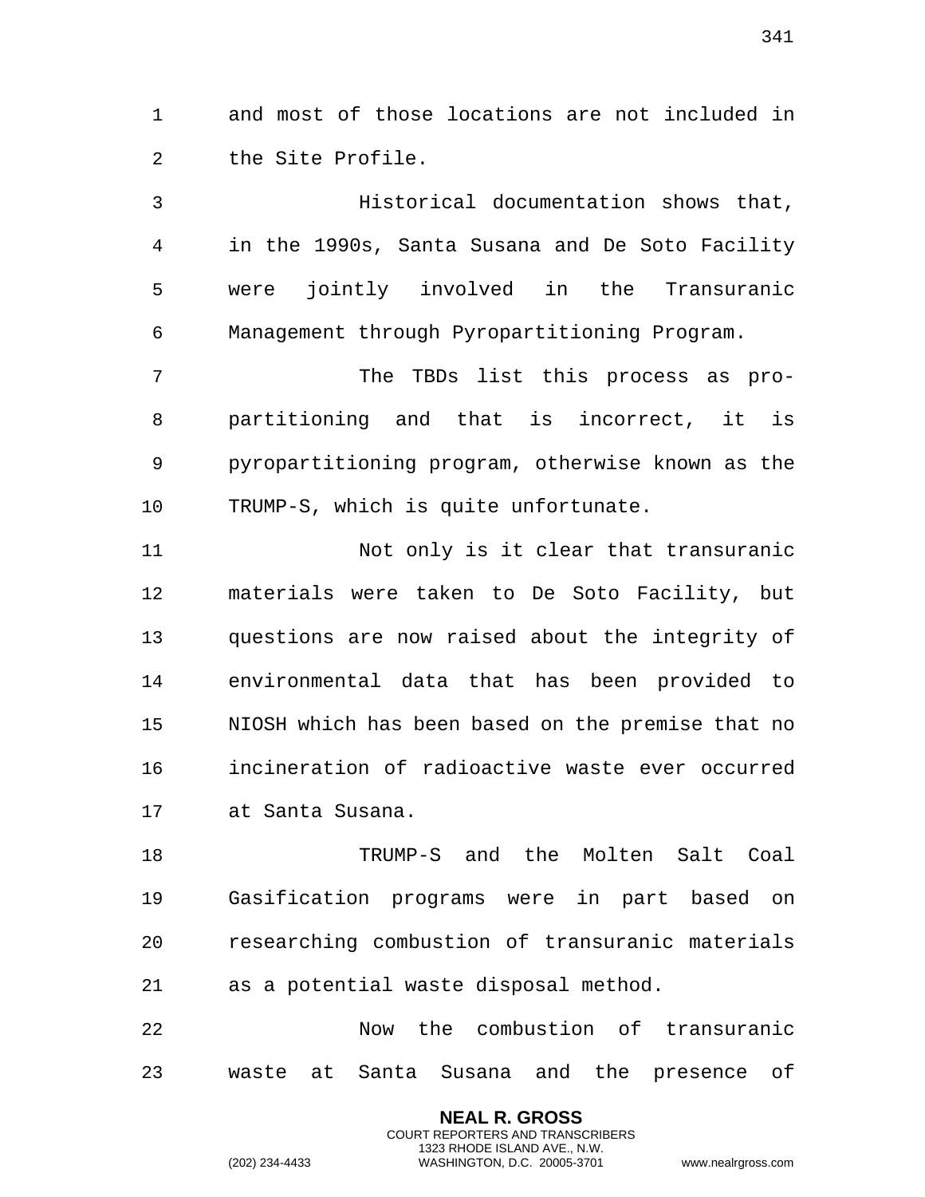and most of those locations are not included in the Site Profile.

Historical documentation shows that, in the 1990s, Santa Susana and De Soto Facility were jointly involved in the Transuranic Management through Pyropartitioning Program.

The TBDs list this process as pro-partitioning and that is incorrect, it is pyropartitioning program, otherwise known as the TRUMP-S, which is quite unfortunate.

Not only is it clear that transuranic materials were taken to De Soto Facility, but questions are now raised about the integrity of environmental data that has been provided to NIOSH which has been based on the premise that no incineration of radioactive waste ever occurred at Santa Susana.

TRUMP-S and the Molten Salt Coal Gasification programs were in part based on researching combustion of transuranic materials as a potential waste disposal method.

Now the combustion of transuranic waste at Santa Susana and the presence of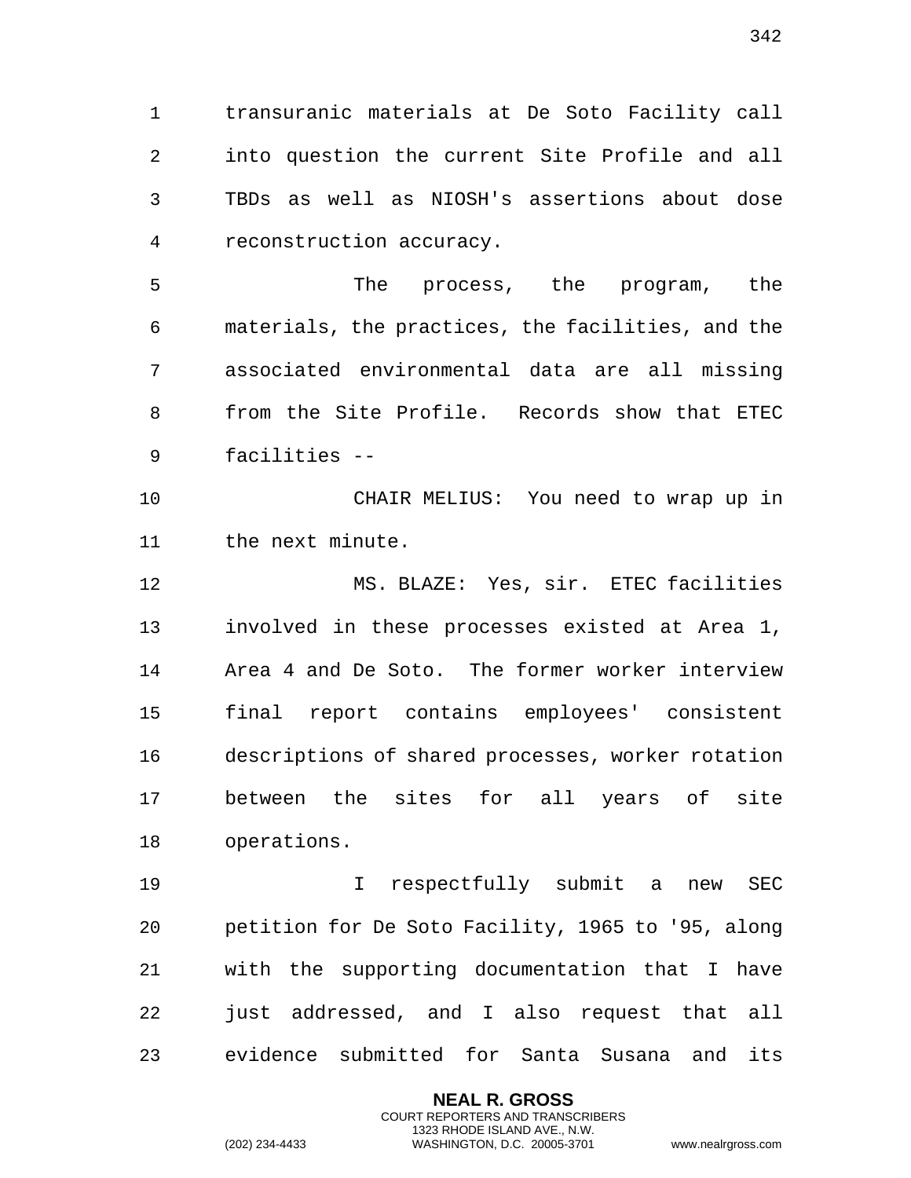transuranic materials at De Soto Facility call into question the current Site Profile and all TBDs as well as NIOSH's assertions about dose reconstruction accuracy.

The process, the program, the materials, the practices, the facilities, and the associated environmental data are all missing from the Site Profile. Records show that ETEC facilities --

CHAIR MELIUS: You need to wrap up in the next minute.

MS. BLAZE: Yes, sir. ETEC facilities involved in these processes existed at Area 1, Area 4 and De Soto. The former worker interview final report contains employees' consistent descriptions of shared processes, worker rotation between the sites for all years of site operations.

I respectfully submit a new SEC petition for De Soto Facility, 1965 to '95, along with the supporting documentation that I have just addressed, and I also request that all evidence submitted for Santa Susana and its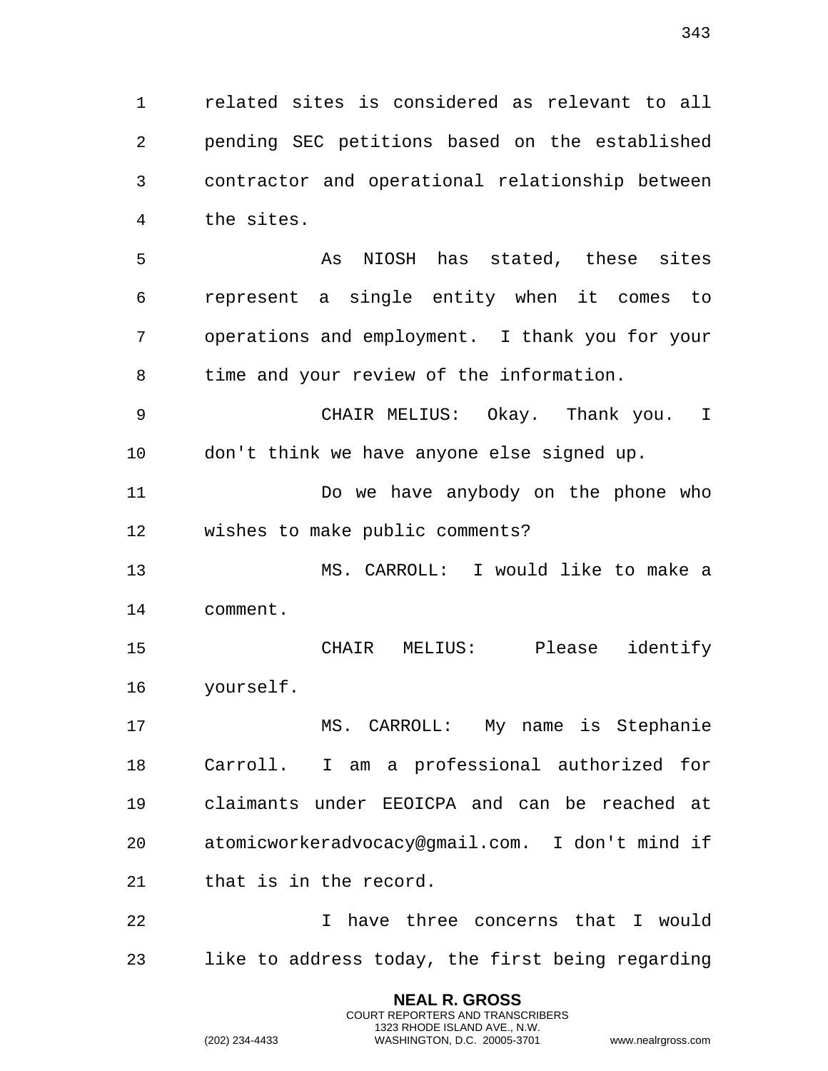related sites is considered as relevant to all pending SEC petitions based on the established contractor and operational relationship between the sites.

As NIOSH has stated, these sites represent a single entity when it comes to operations and employment. I thank you for your time and your review of the information.

CHAIR MELIUS: Okay. Thank you. I don't think we have anyone else signed up.

Do we have anybody on the phone who wishes to make public comments?

MS. CARROLL: I would like to make a comment.

CHAIR MELIUS: Please identify yourself.

MS. CARROLL: My name is Stephanie Carroll. I am a professional authorized for claimants under EEOICPA and can be reached at atomicworkeradvocacy@gmail.com. I don't mind if that is in the record.

I have three concerns that I would like to address today, the first being regarding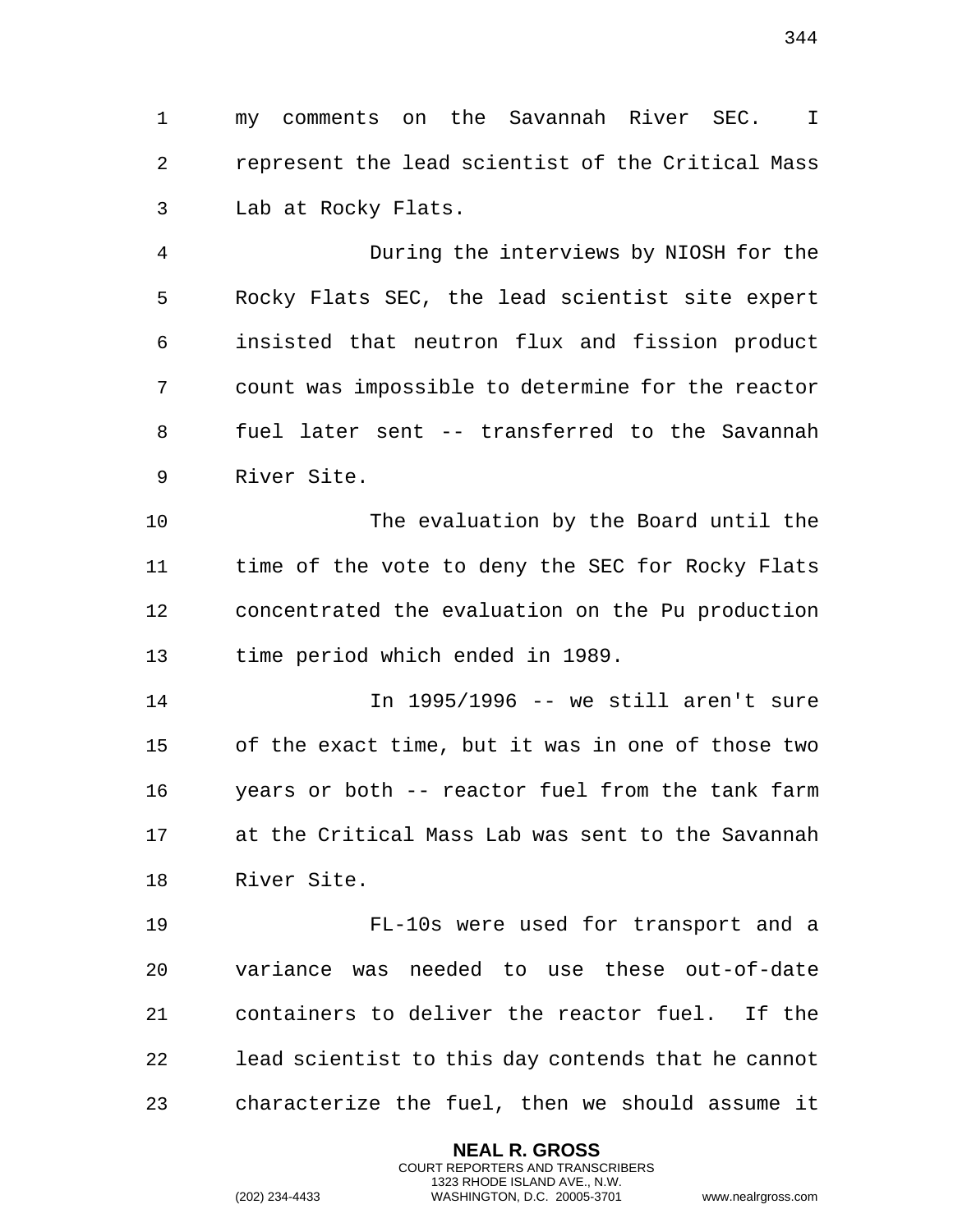my comments on the Savannah River SEC. I represent the lead scientist of the Critical Mass Lab at Rocky Flats.

During the interviews by NIOSH for the Rocky Flats SEC, the lead scientist site expert insisted that neutron flux and fission product count was impossible to determine for the reactor fuel later sent -- transferred to the Savannah River Site.

The evaluation by the Board until the time of the vote to deny the SEC for Rocky Flats concentrated the evaluation on the Pu production time period which ended in 1989.

In 1995/1996 -- we still aren't sure of the exact time, but it was in one of those two years or both -- reactor fuel from the tank farm at the Critical Mass Lab was sent to the Savannah River Site.

FL-10s were used for transport and a variance was needed to use these out-of-date containers to deliver the reactor fuel. If the lead scientist to this day contends that he cannot characterize the fuel, then we should assume it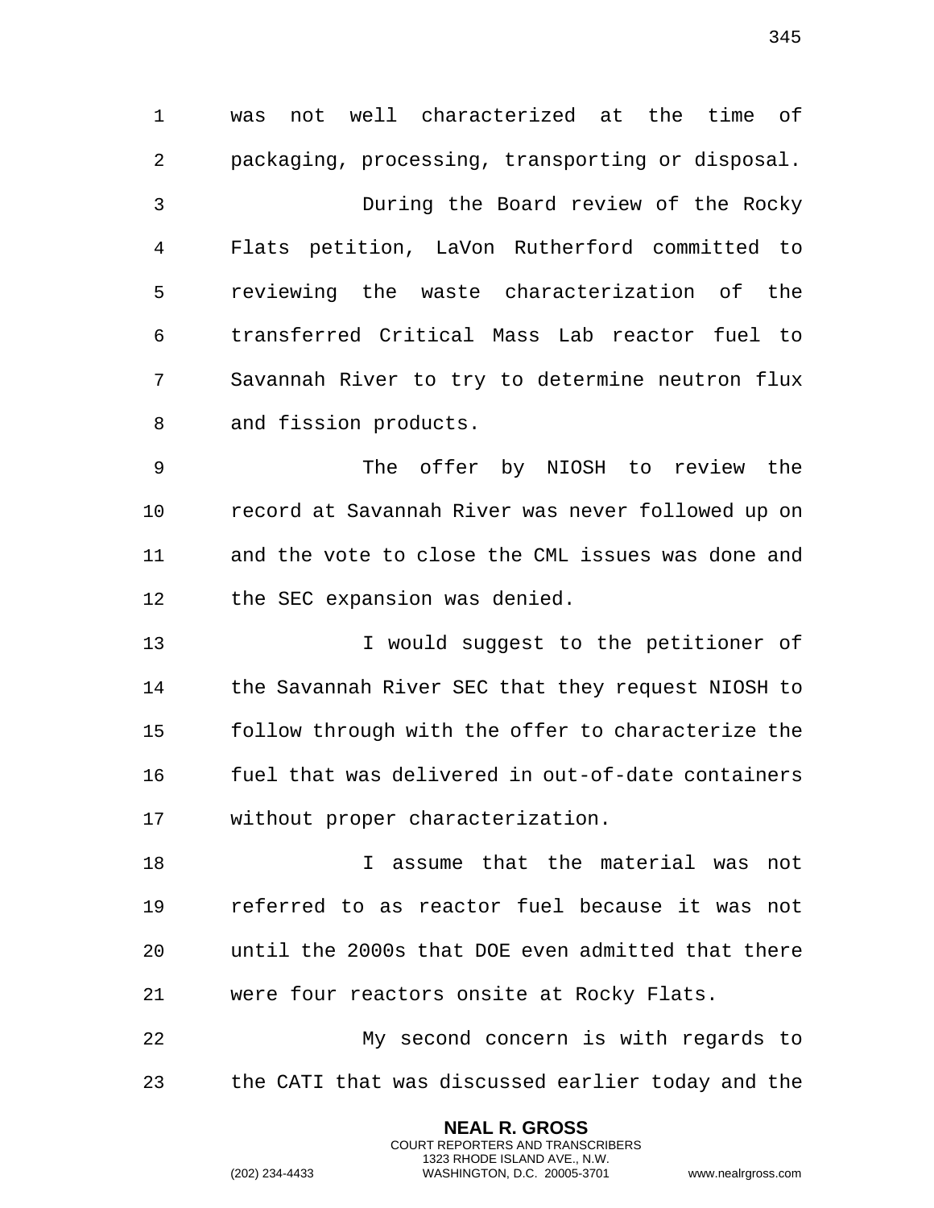was not well characterized at the time of packaging, processing, transporting or disposal.

During the Board review of the Rocky Flats petition, LaVon Rutherford committed to reviewing the waste characterization of the transferred Critical Mass Lab reactor fuel to Savannah River to try to determine neutron flux and fission products.

The offer by NIOSH to review the record at Savannah River was never followed up on and the vote to close the CML issues was done and the SEC expansion was denied.

I would suggest to the petitioner of the Savannah River SEC that they request NIOSH to follow through with the offer to characterize the fuel that was delivered in out-of-date containers without proper characterization.

I assume that the material was not referred to as reactor fuel because it was not until the 2000s that DOE even admitted that there were four reactors onsite at Rocky Flats.

My second concern is with regards to the CATI that was discussed earlier today and the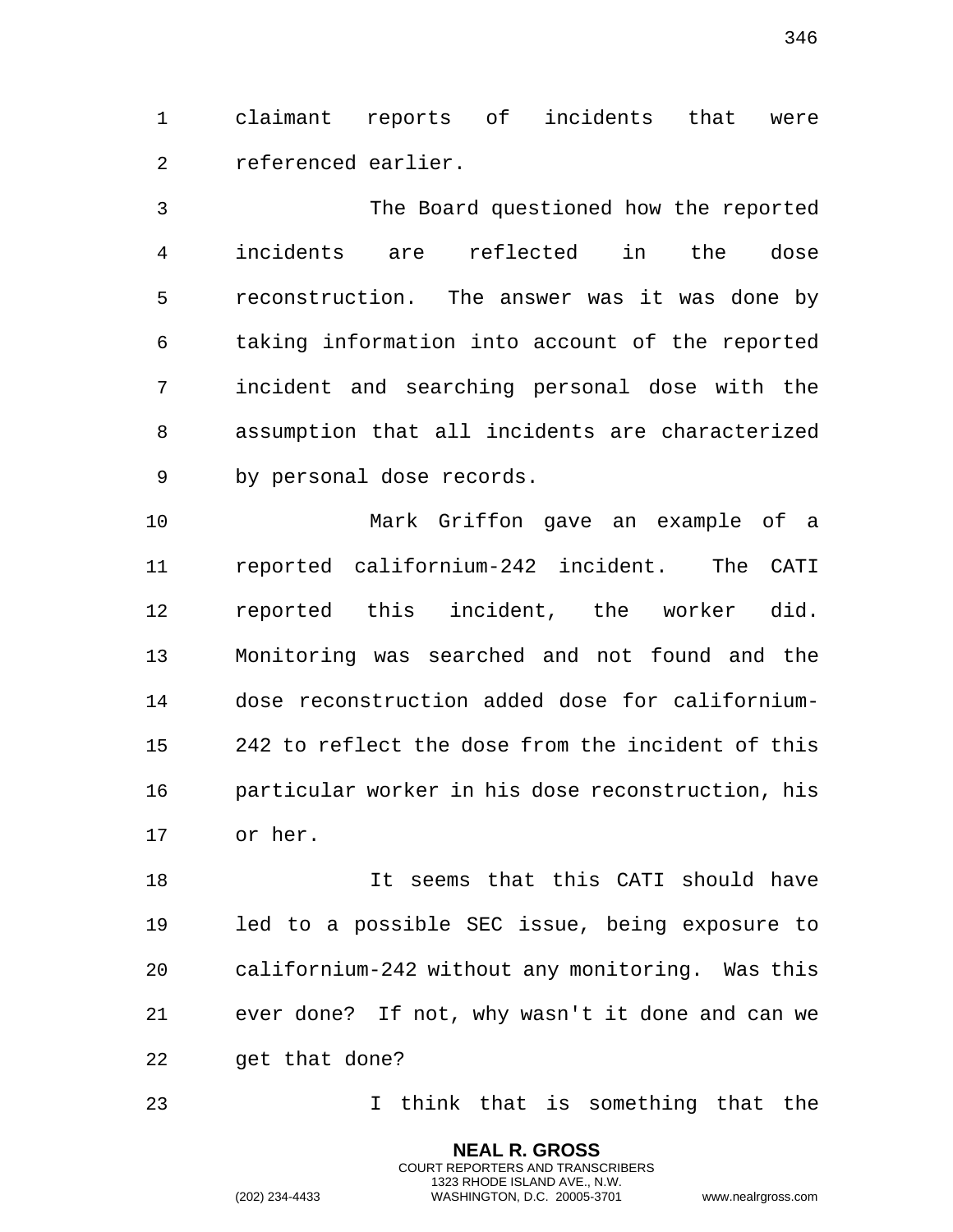claimant reports of incidents that were referenced earlier.

The Board questioned how the reported incidents are reflected in the dose reconstruction. The answer was it was done by taking information into account of the reported incident and searching personal dose with the assumption that all incidents are characterized by personal dose records.

Mark Griffon gave an example of a reported californium-242 incident. The CATI reported this incident, the worker did. Monitoring was searched and not found and the dose reconstruction added dose for californium-242 to reflect the dose from the incident of this particular worker in his dose reconstruction, his or her.

It seems that this CATI should have led to a possible SEC issue, being exposure to californium-242 without any monitoring. Was this ever done? If not, why wasn't it done and can we get that done?

I think that is something that the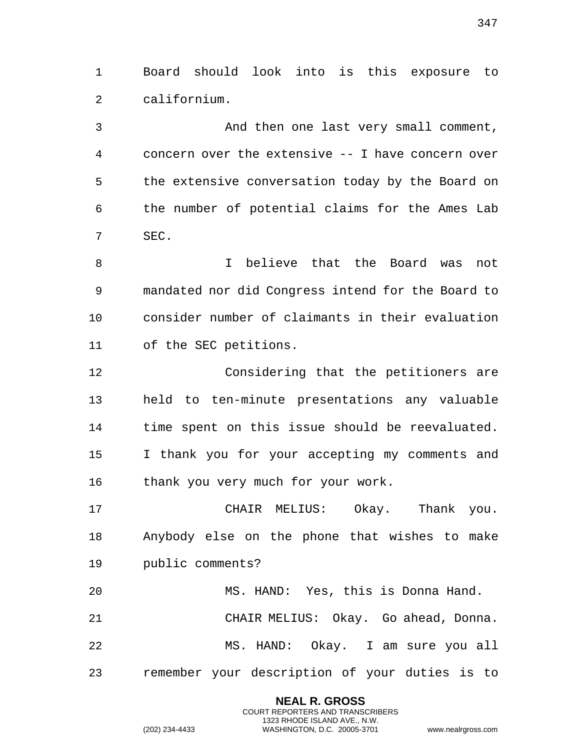Board should look into is this exposure to californium.

And then one last very small comment, concern over the extensive -- I have concern over the extensive conversation today by the Board on the number of potential claims for the Ames Lab SEC.

I believe that the Board was not mandated nor did Congress intend for the Board to consider number of claimants in their evaluation of the SEC petitions.

Considering that the petitioners are held to ten-minute presentations any valuable time spent on this issue should be reevaluated. I thank you for your accepting my comments and thank you very much for your work.

CHAIR MELIUS: Okay. Thank you. Anybody else on the phone that wishes to make public comments?

MS. HAND: Yes, this is Donna Hand.

CHAIR MELIUS: Okay. Go ahead, Donna.

MS. HAND: Okay. I am sure you all remember your description of your duties is to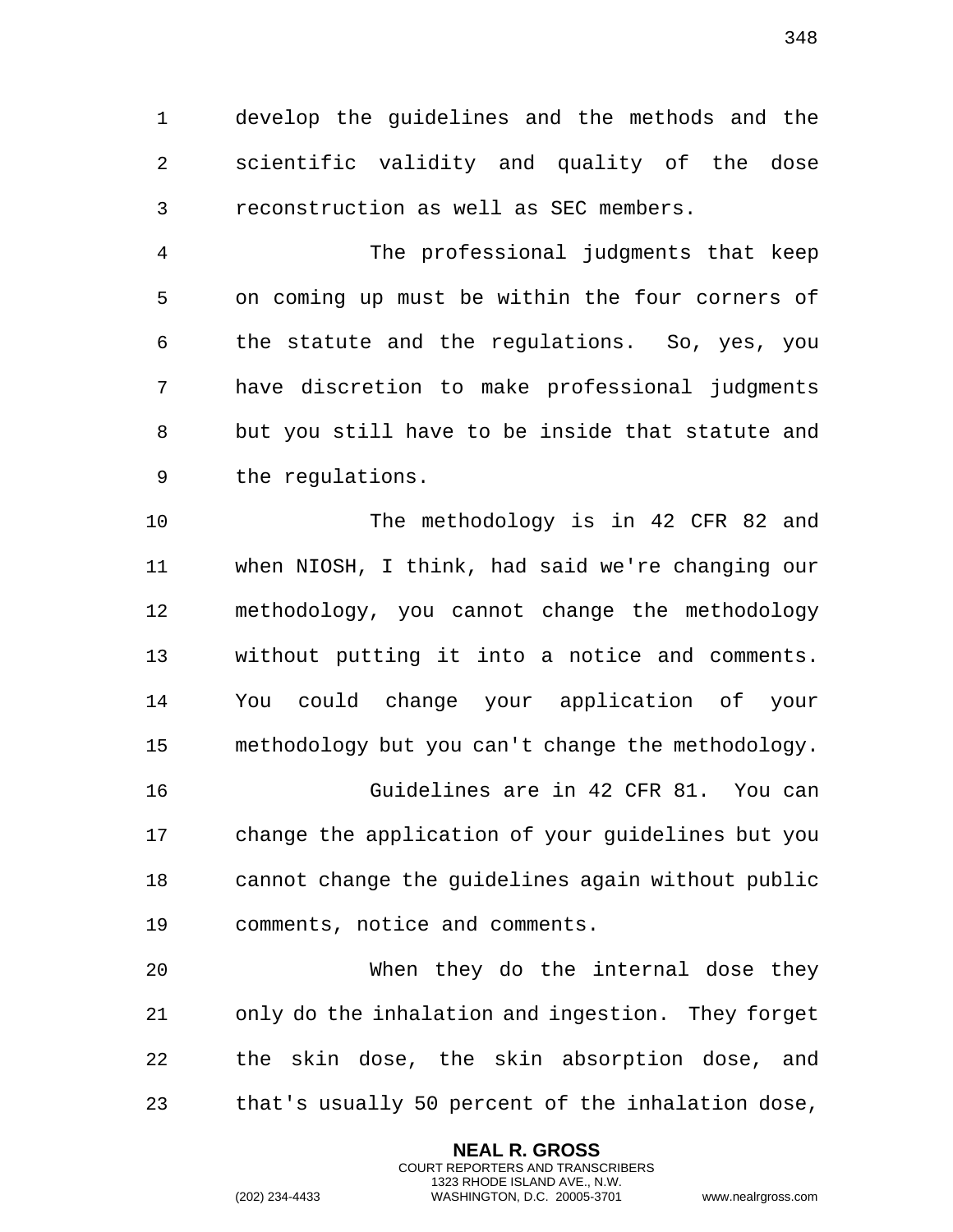develop the guidelines and the methods and the scientific validity and quality of the dose reconstruction as well as SEC members.

The professional judgments that keep on coming up must be within the four corners of the statute and the regulations. So, yes, you have discretion to make professional judgments but you still have to be inside that statute and the regulations.

The methodology is in 42 CFR 82 and when NIOSH, I think, had said we're changing our methodology, you cannot change the methodology without putting it into a notice and comments. You could change your application of your methodology but you can't change the methodology.

Guidelines are in 42 CFR 81. You can change the application of your guidelines but you cannot change the guidelines again without public comments, notice and comments.

When they do the internal dose they only do the inhalation and ingestion. They forget the skin dose, the skin absorption dose, and that's usually 50 percent of the inhalation dose,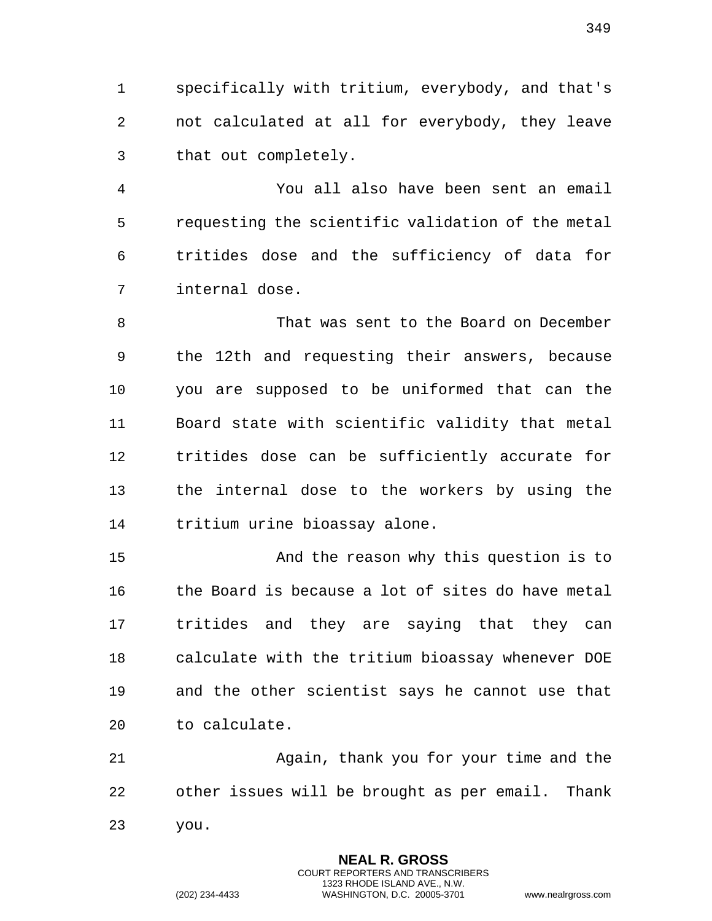specifically with tritium, everybody, and that's not calculated at all for everybody, they leave that out completely.

You all also have been sent an email requesting the scientific validation of the metal tritides dose and the sufficiency of data for internal dose.

That was sent to the Board on December the 12th and requesting their answers, because you are supposed to be uniformed that can the Board state with scientific validity that metal tritides dose can be sufficiently accurate for the internal dose to the workers by using the tritium urine bioassay alone.

And the reason why this question is to the Board is because a lot of sites do have metal tritides and they are saying that they can calculate with the tritium bioassay whenever DOE and the other scientist says he cannot use that to calculate.

Again, thank you for your time and the other issues will be brought as per email. Thank you.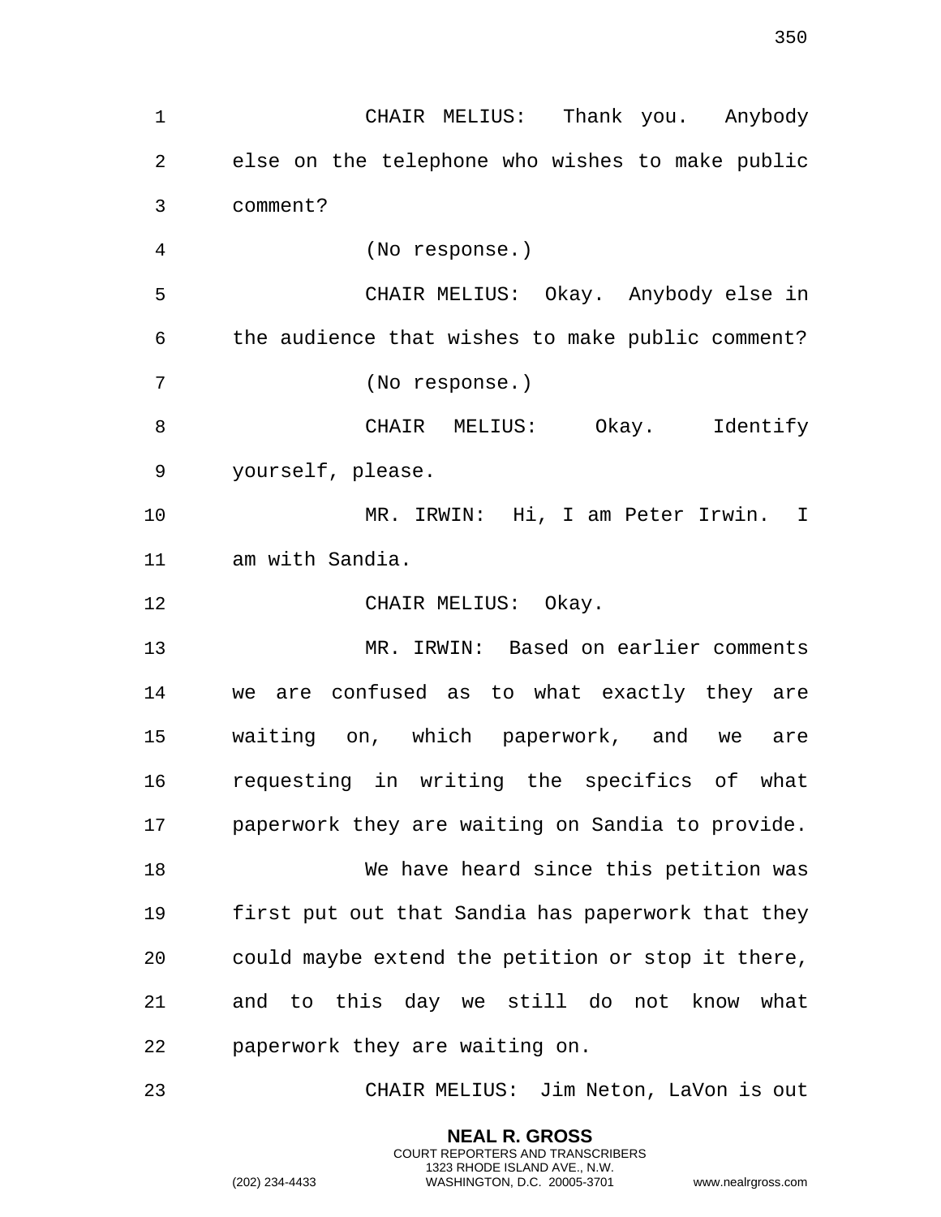CHAIR MELIUS: Thank you. Anybody else on the telephone who wishes to make public comment?

(No response.)

CHAIR MELIUS: Okay. Anybody else in the audience that wishes to make public comment?

(No response.)

CHAIR MELIUS: Okay. Identify yourself, please.

MR. IRWIN: Hi, I am Peter Irwin. I am with Sandia.

CHAIR MELIUS: Okay.

MR. IRWIN: Based on earlier comments we are confused as to what exactly they are waiting on, which paperwork, and we are requesting in writing the specifics of what paperwork they are waiting on Sandia to provide.

We have heard since this petition was first put out that Sandia has paperwork that they could maybe extend the petition or stop it there, and to this day we still do not know what paperwork they are waiting on.

CHAIR MELIUS: Jim Neton, LaVon is out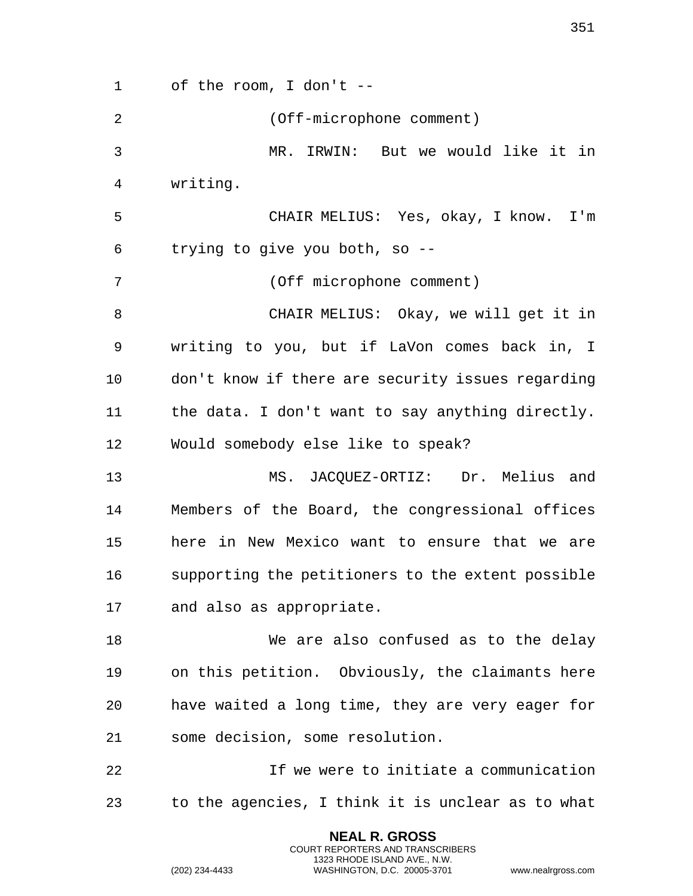of the room, I don't --

(Off-microphone comment)

MR. IRWIN: But we would like it in writing.

CHAIR MELIUS: Yes, okay, I know. I'm trying to give you both, so --

(Off microphone comment)

CHAIR MELIUS: Okay, we will get it in writing to you, but if LaVon comes back in, I don't know if there are security issues regarding the data. I don't want to say anything directly. Would somebody else like to speak?

MS. JACQUEZ-ORTIZ: Dr. Melius and Members of the Board, the congressional offices here in New Mexico want to ensure that we are supporting the petitioners to the extent possible and also as appropriate.

We are also confused as to the delay on this petition. Obviously, the claimants here have waited a long time, they are very eager for some decision, some resolution.

If we were to initiate a communication to the agencies, I think it is unclear as to what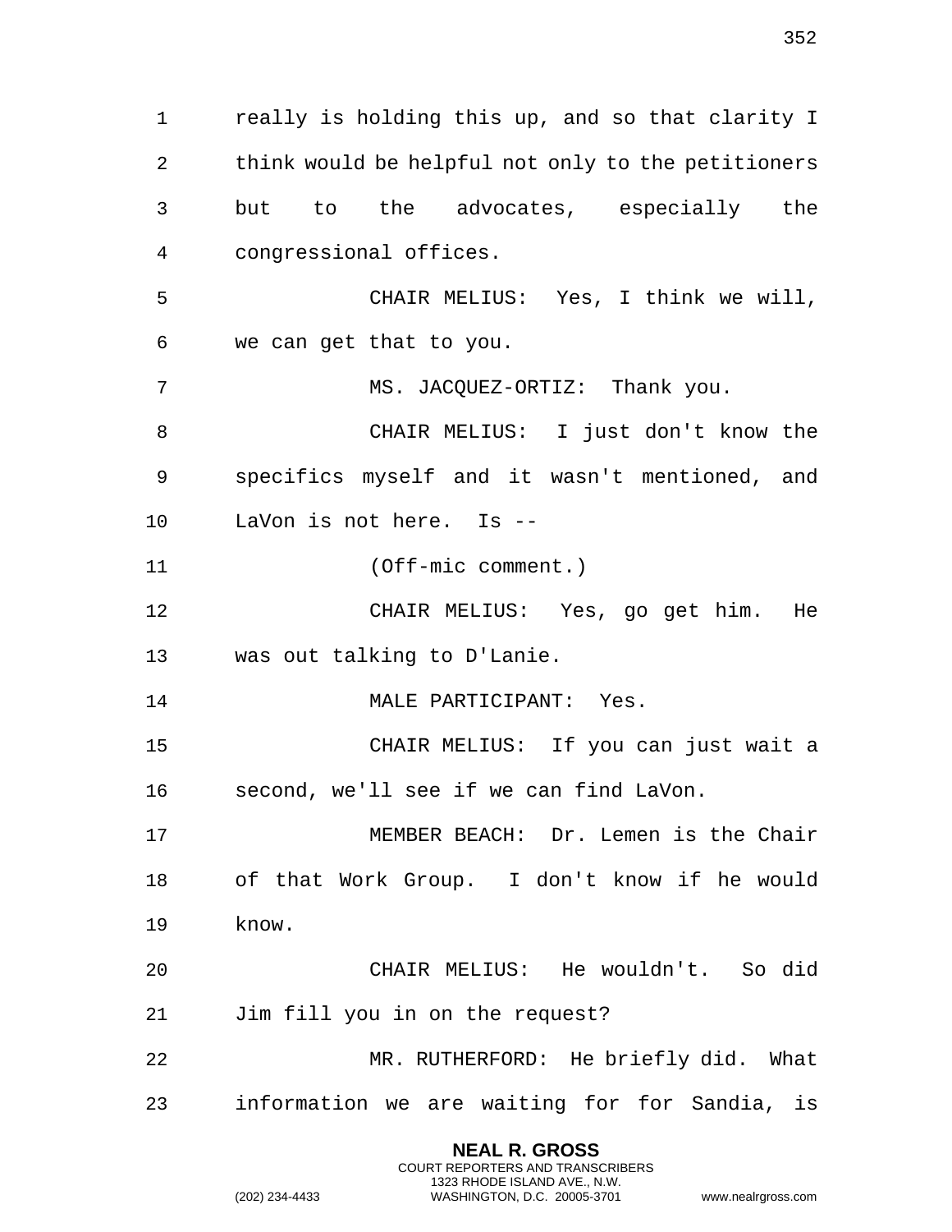really is holding this up, and so that clarity I think would be helpful not only to the petitioners but to the advocates, especially the congressional offices.

CHAIR MELIUS: Yes, I think we will, we can get that to you.

MS. JACQUEZ-ORTIZ: Thank you.

CHAIR MELIUS: I just don't know the specifics myself and it wasn't mentioned, and LaVon is not here. Is --

(Off-mic comment.)

CHAIR MELIUS: Yes, go get him. He was out talking to D'Lanie.

MALE PARTICIPANT: Yes.

CHAIR MELIUS: If you can just wait a second, we'll see if we can find LaVon.

MEMBER BEACH: Dr. Lemen is the Chair of that Work Group. I don't know if he would know.

CHAIR MELIUS: He wouldn't. So did Jim fill you in on the request?

MR. RUTHERFORD: He briefly did. What information we are waiting for for Sandia, is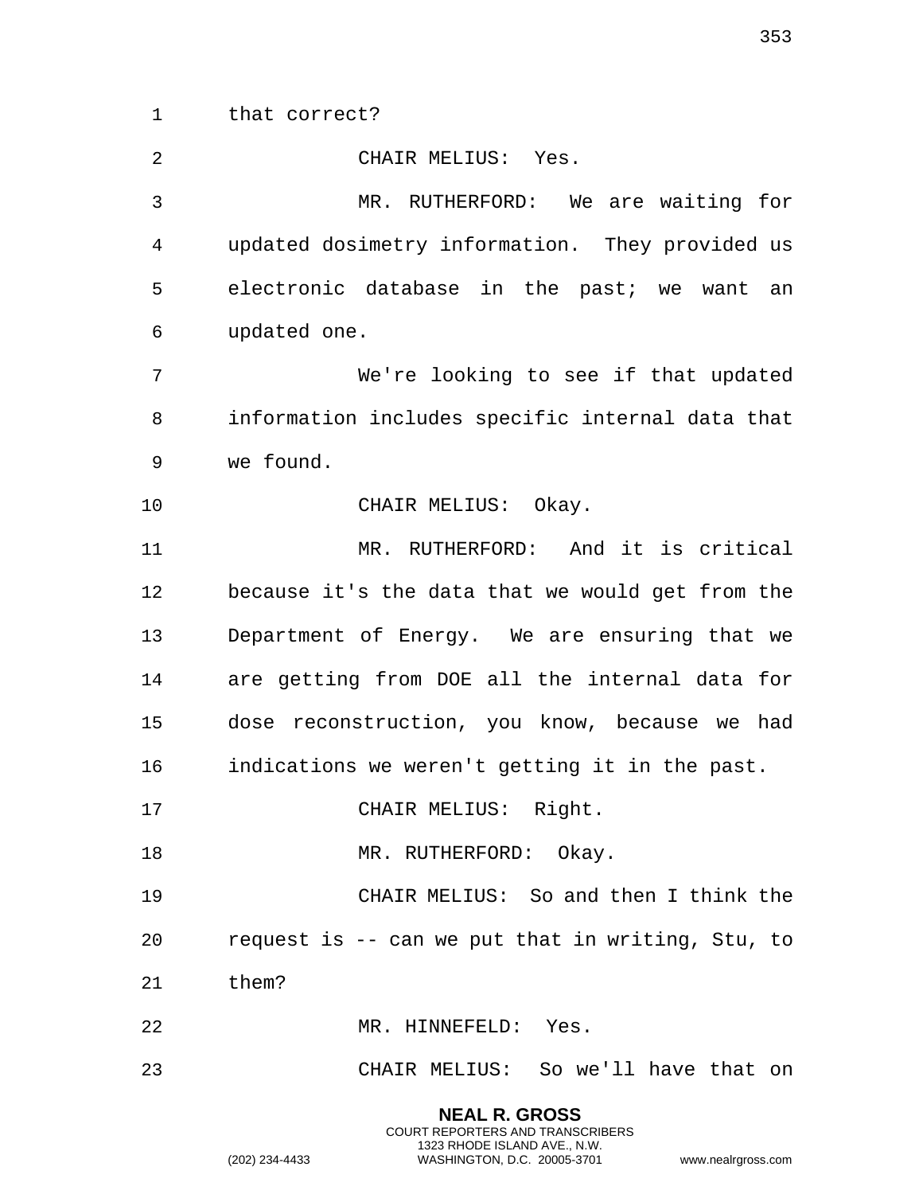that correct?

CHAIR MELIUS: Yes.

MR. RUTHERFORD: We are waiting for updated dosimetry information. They provided us electronic database in the past; we want an updated one.

We're looking to see if that updated information includes specific internal data that we found.

CHAIR MELIUS: Okay.

MR. RUTHERFORD: And it is critical because it's the data that we would get from the Department of Energy. We are ensuring that we are getting from DOE all the internal data for dose reconstruction, you know, because we had indications we weren't getting it in the past.

CHAIR MELIUS: Right.

MR. RUTHERFORD: Okay.

CHAIR MELIUS: So and then I think the request is -- can we put that in writing, Stu, to them?

MR. HINNEFELD: Yes.

CHAIR MELIUS: So we'll have that on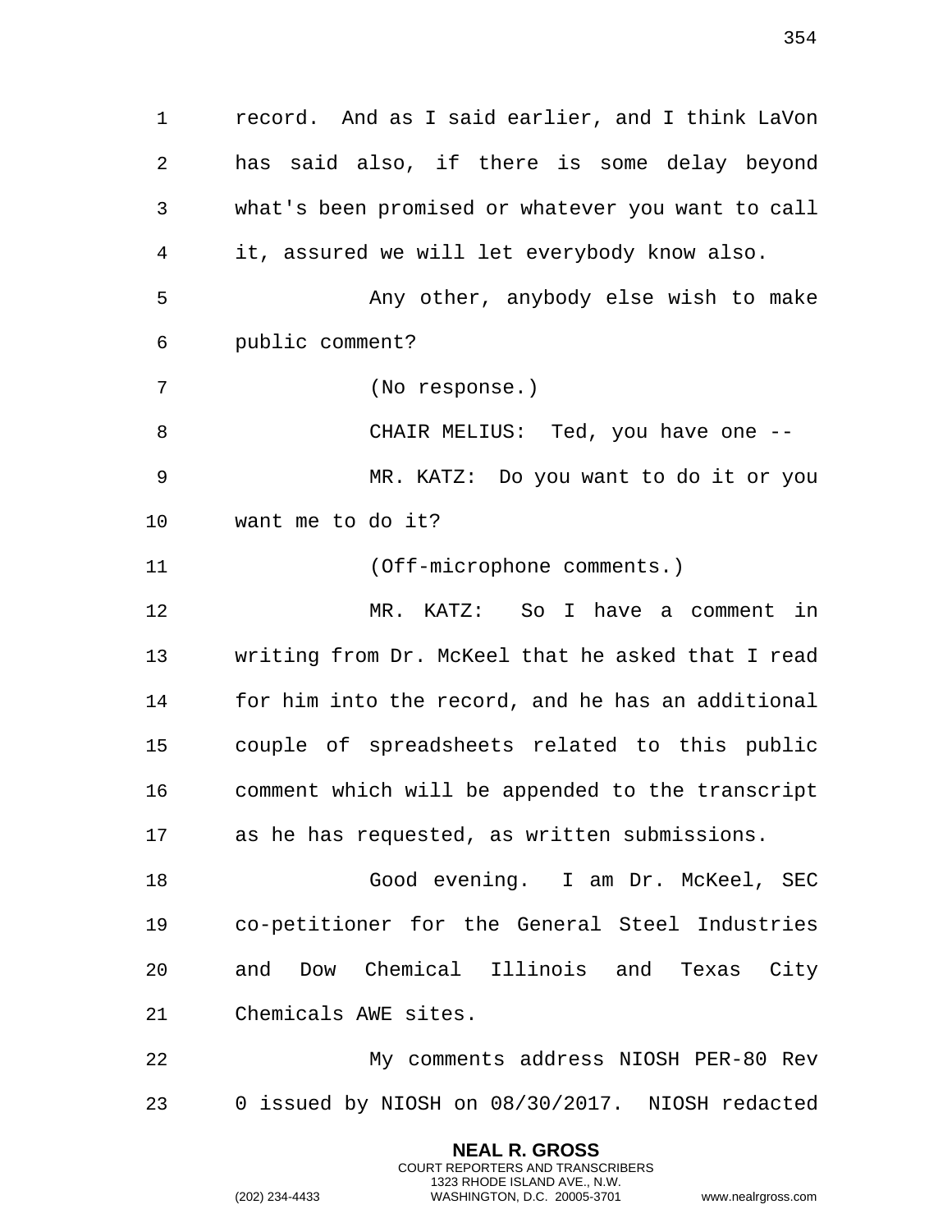record. And as I said earlier, and I think LaVon has said also, if there is some delay beyond what's been promised or whatever you want to call it, assured we will let everybody know also.

Any other, anybody else wish to make public comment?

(No response.)

CHAIR MELIUS: Ted, you have one --

MR. KATZ: Do you want to do it or you want me to do it?

(Off-microphone comments.)

MR. KATZ: So I have a comment in writing from Dr. McKeel that he asked that I read for him into the record, and he has an additional couple of spreadsheets related to this public comment which will be appended to the transcript as he has requested, as written submissions.

Good evening. I am Dr. McKeel, SEC co-petitioner for the General Steel Industries and Dow Chemical Illinois and Texas City Chemicals AWE sites.

My comments address NIOSH PER-80 Rev 0 issued by NIOSH on 08/30/2017. NIOSH redacted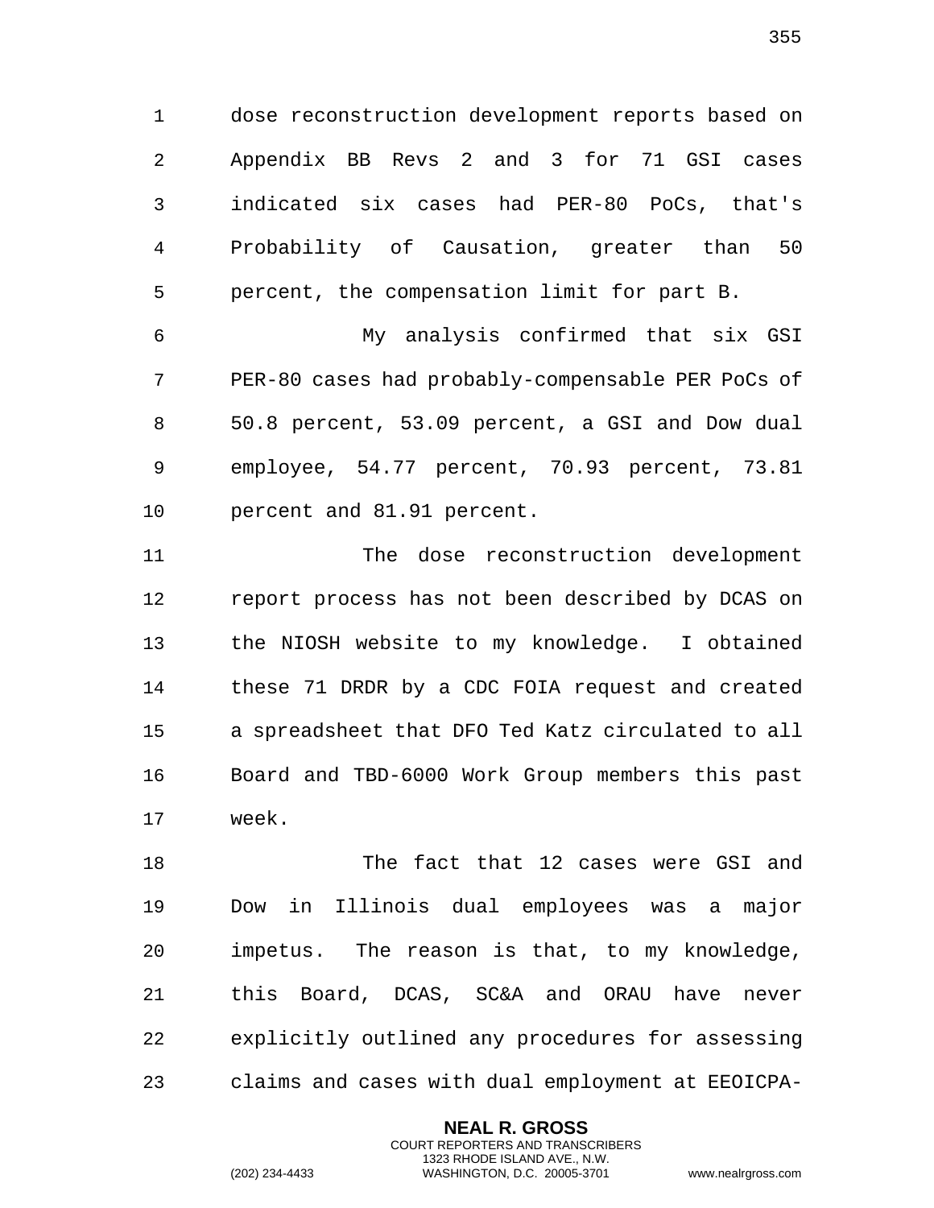dose reconstruction development reports based on Appendix BB Revs 2 and 3 for 71 GSI cases indicated six cases had PER-80 PoCs, that's Probability of Causation, greater than 50 percent, the compensation limit for part B.

My analysis confirmed that six GSI PER-80 cases had probably-compensable PER PoCs of 50.8 percent, 53.09 percent, a GSI and Dow dual employee, 54.77 percent, 70.93 percent, 73.81 percent and 81.91 percent.

The dose reconstruction development report process has not been described by DCAS on the NIOSH website to my knowledge. I obtained these 71 DRDR by a CDC FOIA request and created a spreadsheet that DFO Ted Katz circulated to all Board and TBD-6000 Work Group members this past week.

The fact that 12 cases were GSI and Dow in Illinois dual employees was a major impetus. The reason is that, to my knowledge, this Board, DCAS, SC&A and ORAU have never explicitly outlined any procedures for assessing claims and cases with dual employment at EEOICPA-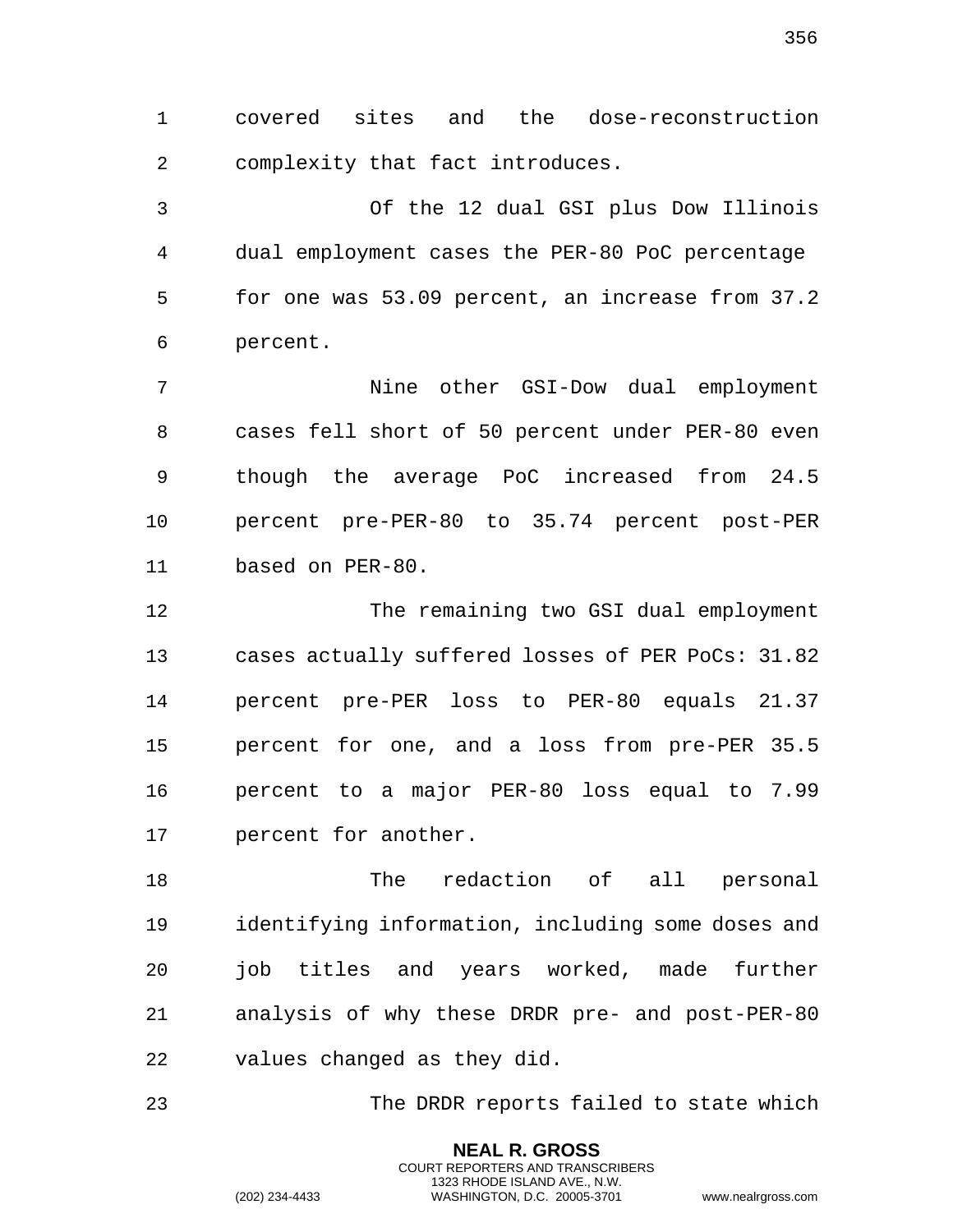covered sites and the dose-reconstruction complexity that fact introduces.

Of the 12 dual GSI plus Dow Illinois dual employment cases the PER-80 PoC percentage for one was 53.09 percent, an increase from 37.2 percent.

Nine other GSI-Dow dual employment cases fell short of 50 percent under PER-80 even though the average PoC increased from 24.5 percent pre-PER-80 to 35.74 percent post-PER based on PER-80.

The remaining two GSI dual employment cases actually suffered losses of PER PoCs: 31.82 percent pre-PER loss to PER-80 equals 21.37 percent for one, and a loss from pre-PER 35.5 percent to a major PER-80 loss equal to 7.99 percent for another.

The redaction of all personal identifying information, including some doses and job titles and years worked, made further analysis of why these DRDR pre- and post-PER-80 values changed as they did.

The DRDR reports failed to state which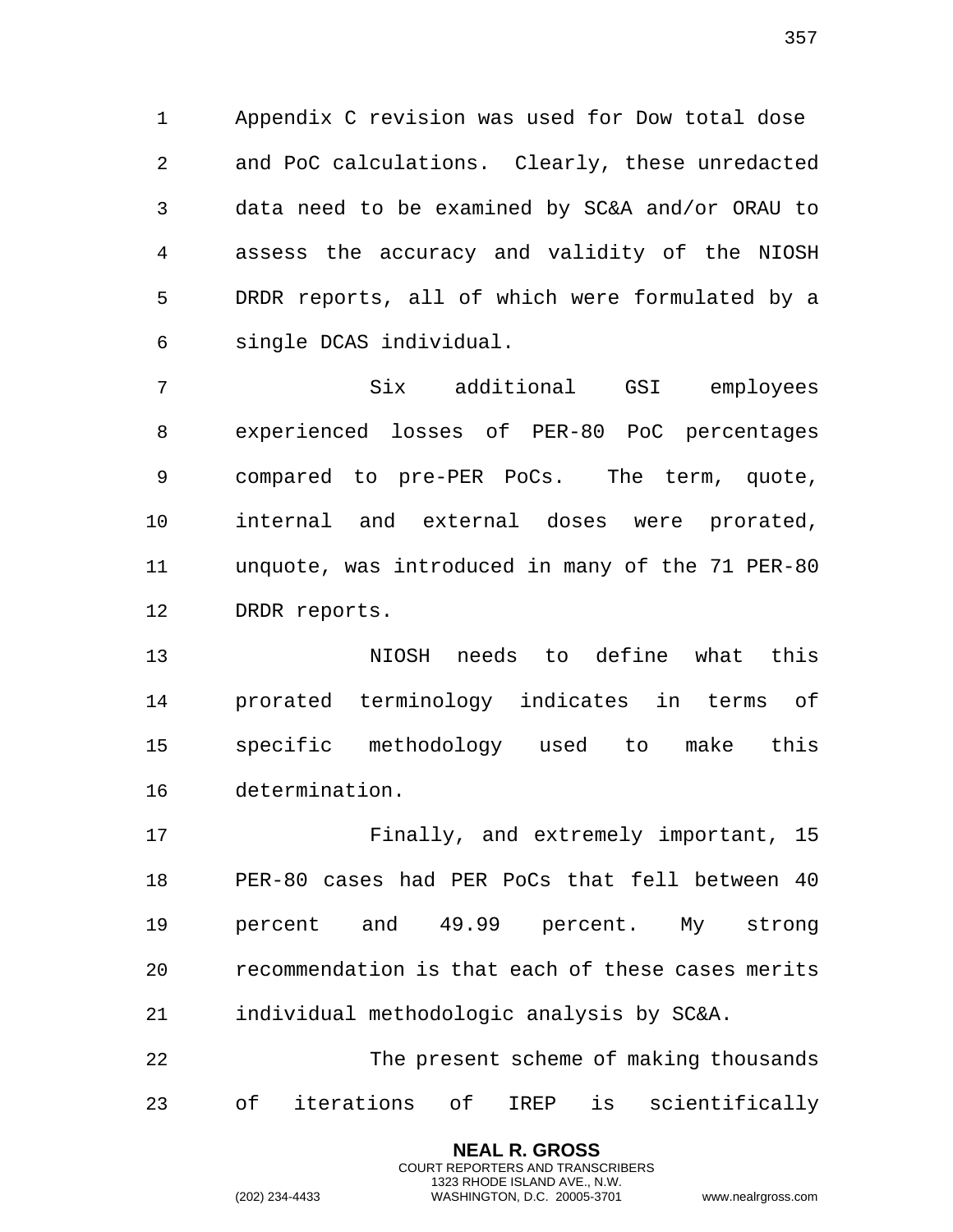Appendix C revision was used for Dow total dose and PoC calculations. Clearly, these unredacted data need to be examined by SC&A and/or ORAU to assess the accuracy and validity of the NIOSH DRDR reports, all of which were formulated by a single DCAS individual.

Six additional GSI employees experienced losses of PER-80 PoC percentages compared to pre-PER PoCs. The term, quote, internal and external doses were prorated, unquote, was introduced in many of the 71 PER-80 DRDR reports.

NIOSH needs to define what this prorated terminology indicates in terms of specific methodology used to make this determination.

Finally, and extremely important, 15 PER-80 cases had PER PoCs that fell between 40 percent and 49.99 percent. My strong recommendation is that each of these cases merits individual methodologic analysis by SC&A.

The present scheme of making thousands of iterations of IREP is scientifically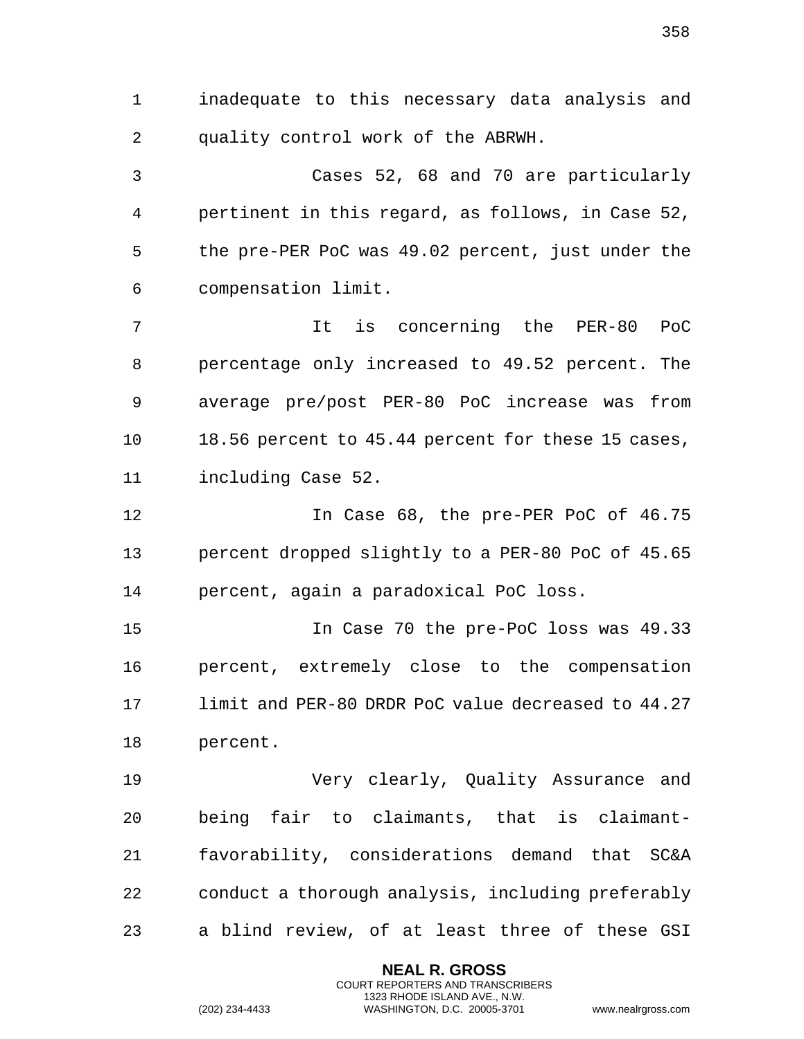inadequate to this necessary data analysis and quality control work of the ABRWH.

Cases 52, 68 and 70 are particularly pertinent in this regard, as follows, in Case 52, the pre-PER PoC was 49.02 percent, just under the compensation limit.

It is concerning the PER-80 PoC percentage only increased to 49.52 percent. The average pre/post PER-80 PoC increase was from 18.56 percent to 45.44 percent for these 15 cases, including Case 52.

In Case 68, the pre-PER PoC of 46.75 percent dropped slightly to a PER-80 PoC of 45.65 percent, again a paradoxical PoC loss.

In Case 70 the pre-PoC loss was 49.33 percent, extremely close to the compensation limit and PER-80 DRDR PoC value decreased to 44.27 percent.

Very clearly, Quality Assurance and being fair to claimants, that is claimant-favorability, considerations demand that SC&A conduct a thorough analysis, including preferably a blind review, of at least three of these GSI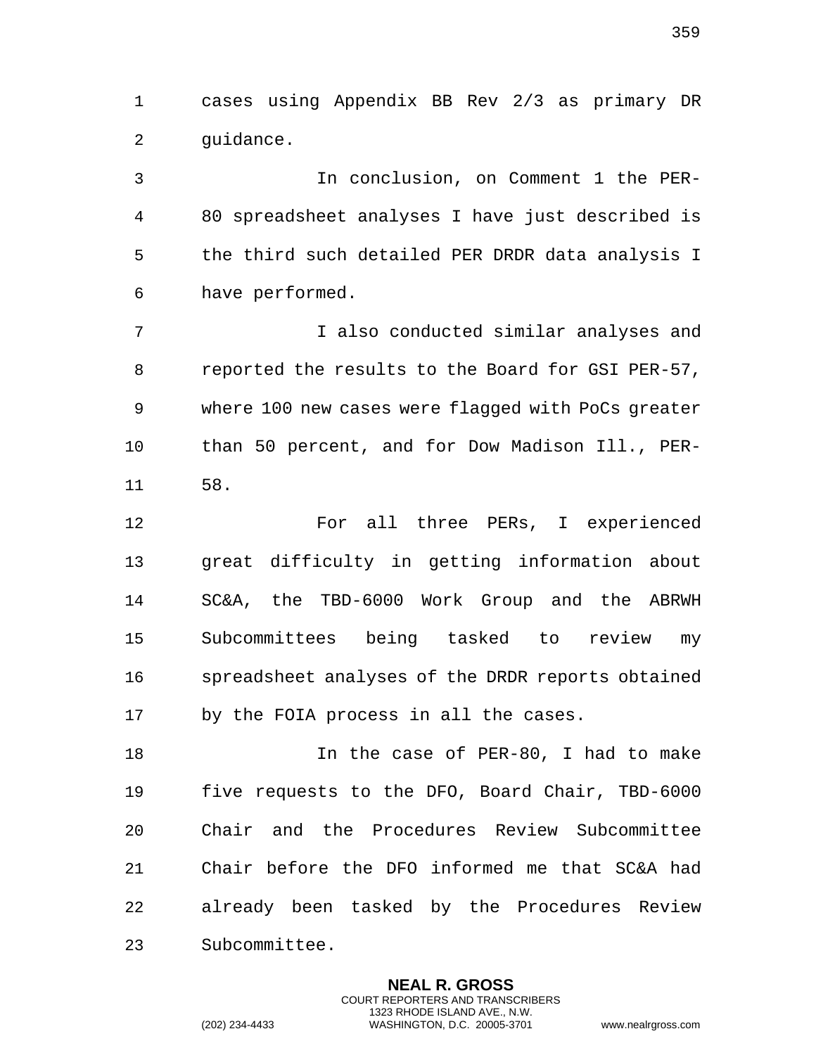cases using Appendix BB Rev 2/3 as primary DR guidance.

In conclusion, on Comment 1 the PER-80 spreadsheet analyses I have just described is the third such detailed PER DRDR data analysis I have performed.

I also conducted similar analyses and reported the results to the Board for GSI PER-57, where 100 new cases were flagged with PoCs greater than 50 percent, and for Dow Madison Ill., PER-58.

For all three PERs, I experienced great difficulty in getting information about SC&A, the TBD-6000 Work Group and the ABRWH Subcommittees being tasked to review my spreadsheet analyses of the DRDR reports obtained by the FOIA process in all the cases.

In the case of PER-80, I had to make five requests to the DFO, Board Chair, TBD-6000 Chair and the Procedures Review Subcommittee Chair before the DFO informed me that SC&A had already been tasked by the Procedures Review Subcommittee.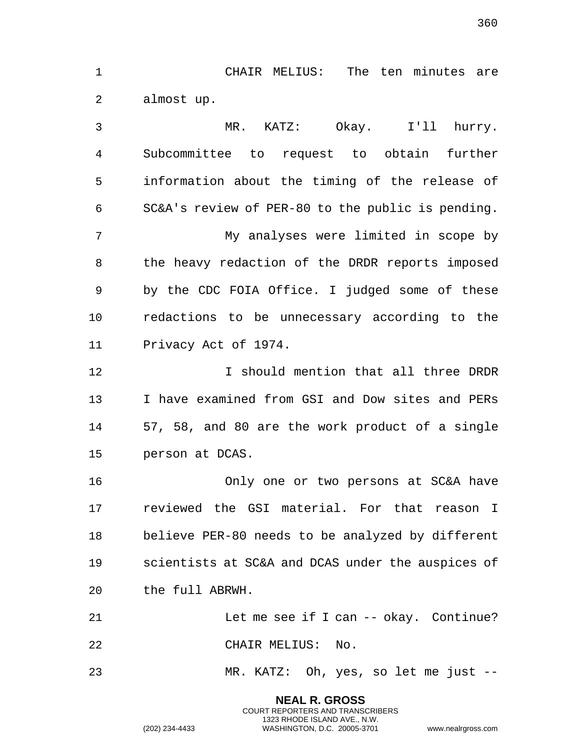CHAIR MELIUS: The ten minutes are almost up.

MR. KATZ: Okay. I'll hurry. Subcommittee to request to obtain further information about the timing of the release of SC&A's review of PER-80 to the public is pending.

My analyses were limited in scope by the heavy redaction of the DRDR reports imposed by the CDC FOIA Office. I judged some of these redactions to be unnecessary according to the Privacy Act of 1974.

I should mention that all three DRDR I have examined from GSI and Dow sites and PERs 57, 58, and 80 are the work product of a single person at DCAS.

Only one or two persons at SC&A have reviewed the GSI material. For that reason I believe PER-80 needs to be analyzed by different scientists at SC&A and DCAS under the auspices of the full ABRWH.

Let me see if I can -- okay. Continue?

CHAIR MELIUS: No.

MR. KATZ: Oh, yes, so let me just --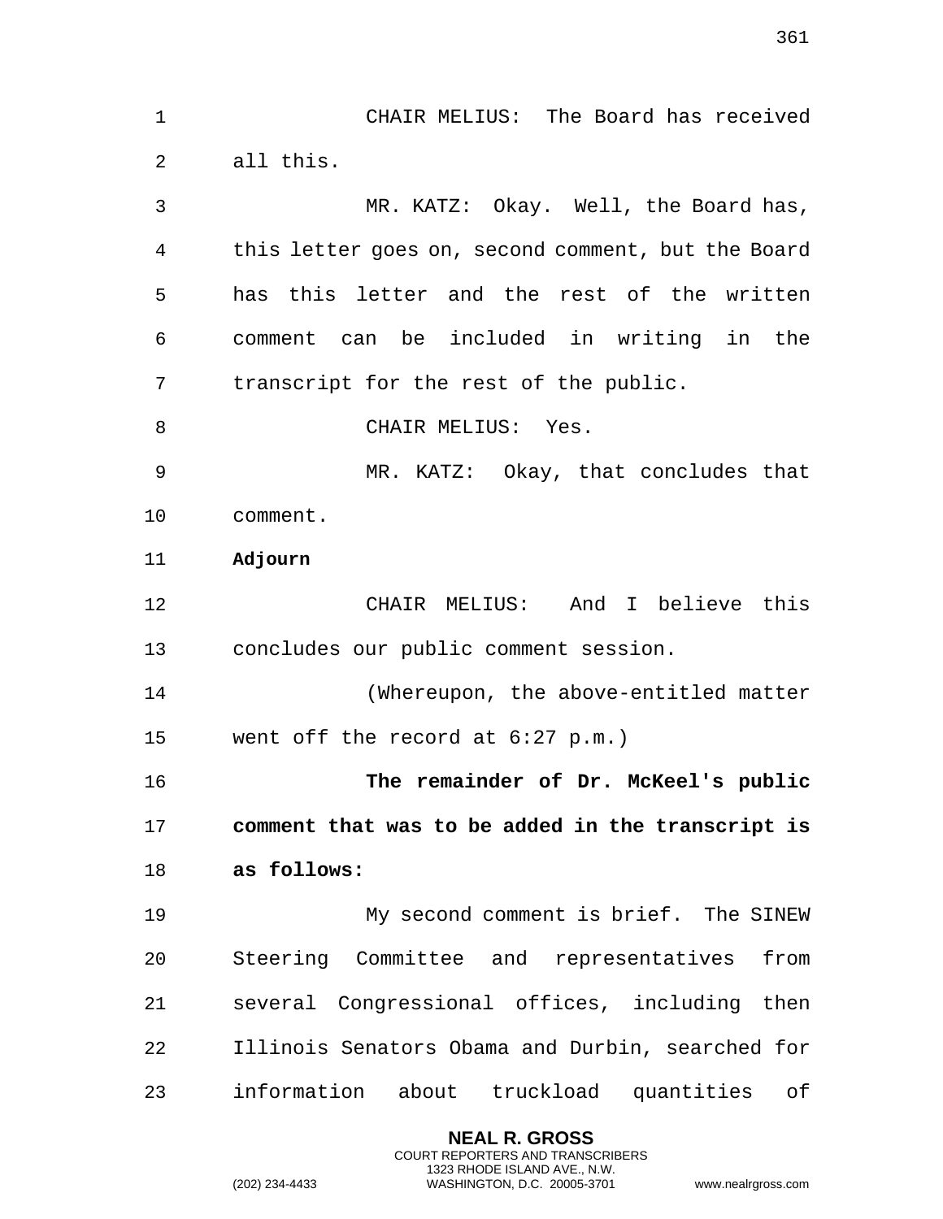CHAIR MELIUS: The Board has received all this.

MR. KATZ: Okay. Well, the Board has, this letter goes on, second comment, but the Board has this letter and the rest of the written comment can be included in writing in the transcript for the rest of the public.

CHAIR MELIUS: Yes.

MR. KATZ: Okay, that concludes that comment.

**Adjourn**

CHAIR MELIUS: And I believe this concludes our public comment session.

(Whereupon, the above-entitled matter went off the record at 6:27 p.m.)

**The remainder of Dr. McKeel's public comment that was to be added in the transcript is as follows:**

My second comment is brief. The SINEW Steering Committee and representatives from several Congressional offices, including then Illinois Senators Obama and Durbin, searched for information about truckload quantities of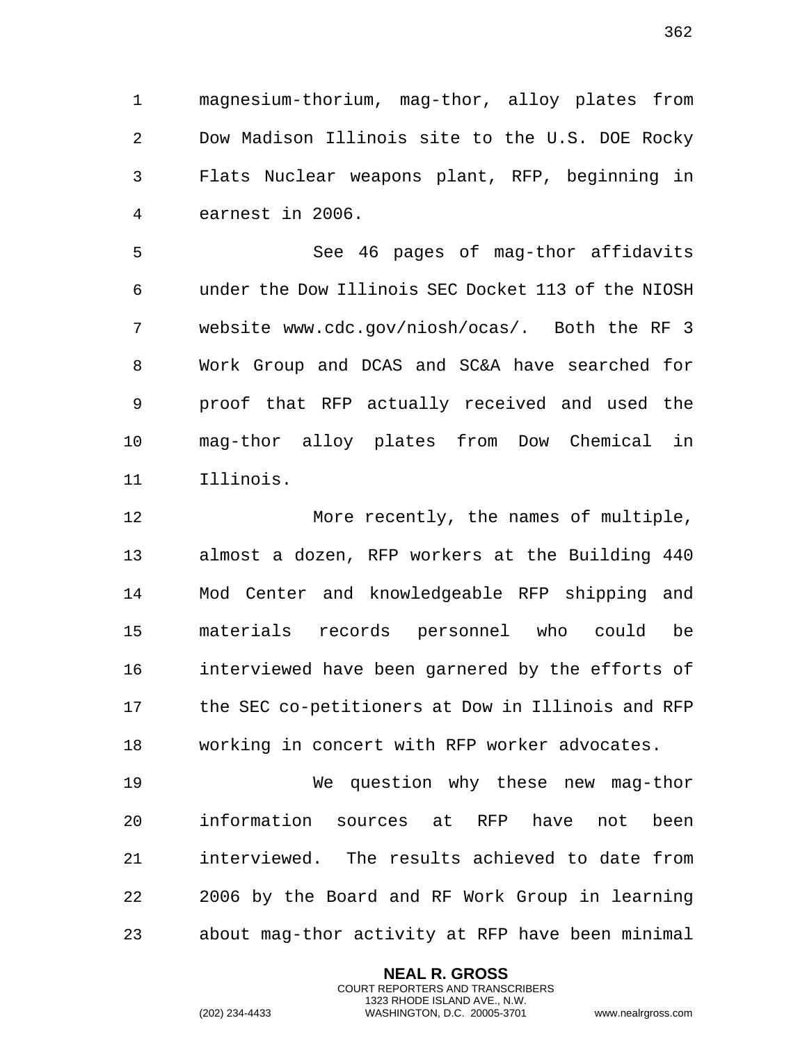magnesium-thorium, mag-thor, alloy plates from Dow Madison Illinois site to the U.S. DOE Rocky Flats Nuclear weapons plant, RFP, beginning in earnest in 2006.

See 46 pages of mag-thor affidavits under the Dow Illinois SEC Docket 113 of the NIOSH website www.cdc.gov/niosh/ocas/. Both the RF 3 Work Group and DCAS and SC&A have searched for proof that RFP actually received and used the mag-thor alloy plates from Dow Chemical in Illinois.

More recently, the names of multiple, almost a dozen, RFP workers at the Building 440 Mod Center and knowledgeable RFP shipping and materials records personnel who could be interviewed have been garnered by the efforts of the SEC co-petitioners at Dow in Illinois and RFP working in concert with RFP worker advocates.

We question why these new mag-thor information sources at RFP have not been interviewed. The results achieved to date from 2006 by the Board and RF Work Group in learning about mag-thor activity at RFP have been minimal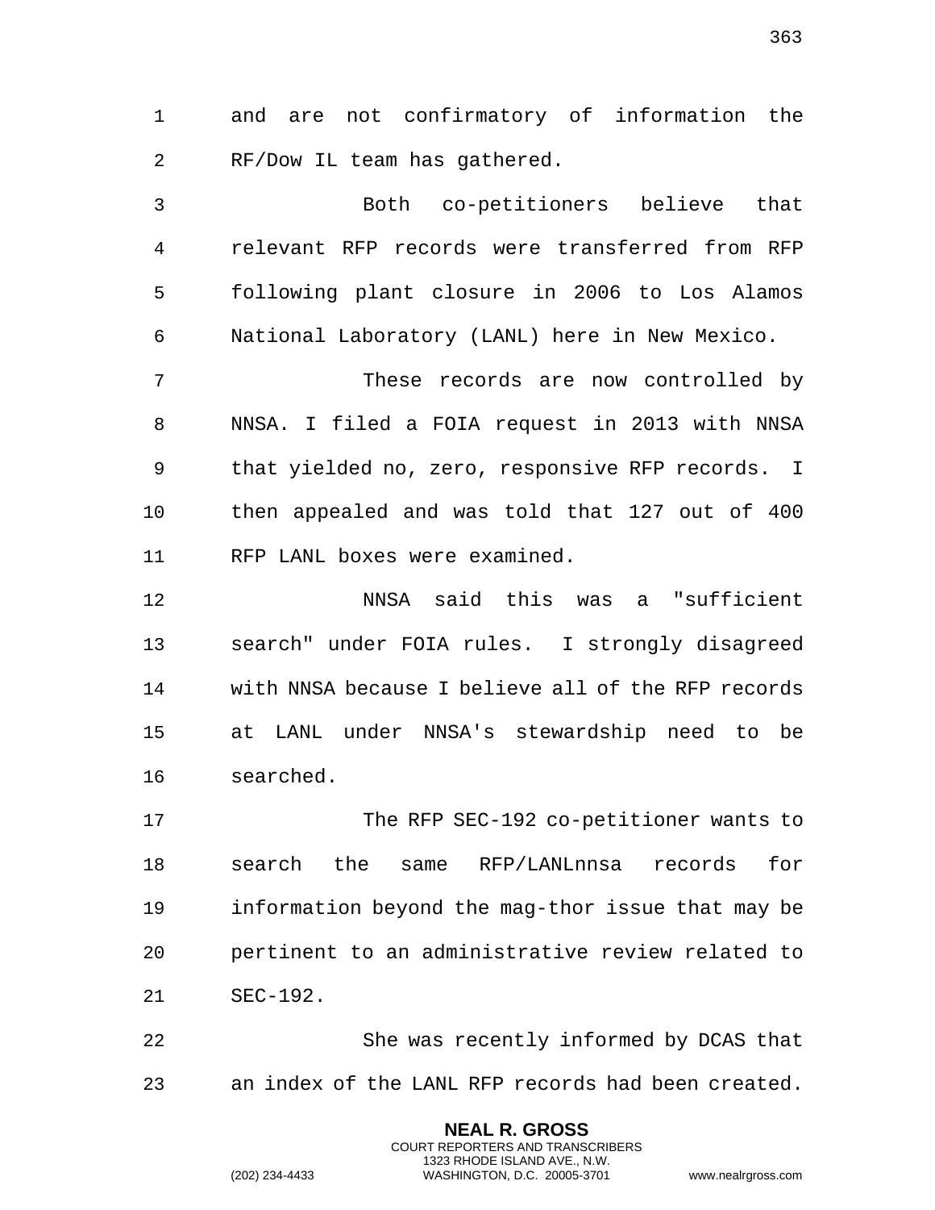and are not confirmatory of information the RF/Dow IL team has gathered.

Both co-petitioners believe that relevant RFP records were transferred from RFP following plant closure in 2006 to Los Alamos National Laboratory (LANL) here in New Mexico.

These records are now controlled by NNSA. I filed a FOIA request in 2013 with NNSA that yielded no, zero, responsive RFP records. I then appealed and was told that 127 out of 400 RFP LANL boxes were examined.

NNSA said this was a "sufficient search" under FOIA rules. I strongly disagreed with NNSA because I believe all of the RFP records at LANL under NNSA's stewardship need to be searched.

The RFP SEC-192 co-petitioner wants to search the same RFP/LANLnnsa records for information beyond the mag-thor issue that may be pertinent to an administrative review related to SEC-192.

She was recently informed by DCAS that an index of the LANL RFP records had been created.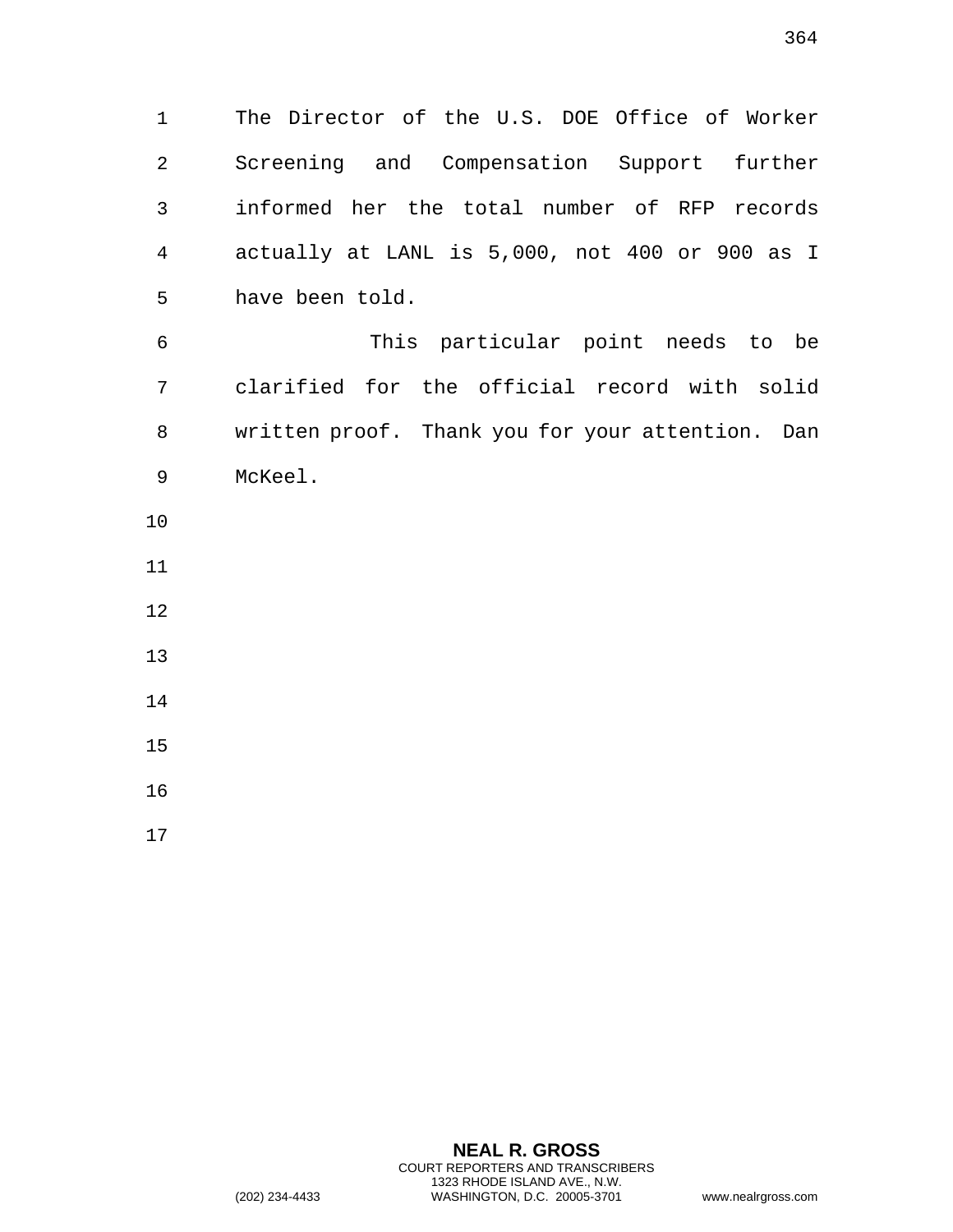The Director of the U.S. DOE Office of Worker Screening and Compensation Support further informed her the total number of RFP records actually at LANL is 5,000, not 400 or 900 as I have been told.

This particular point needs to be clarified for the official record with solid written proof. Thank you for your attention. Dan McKeel.